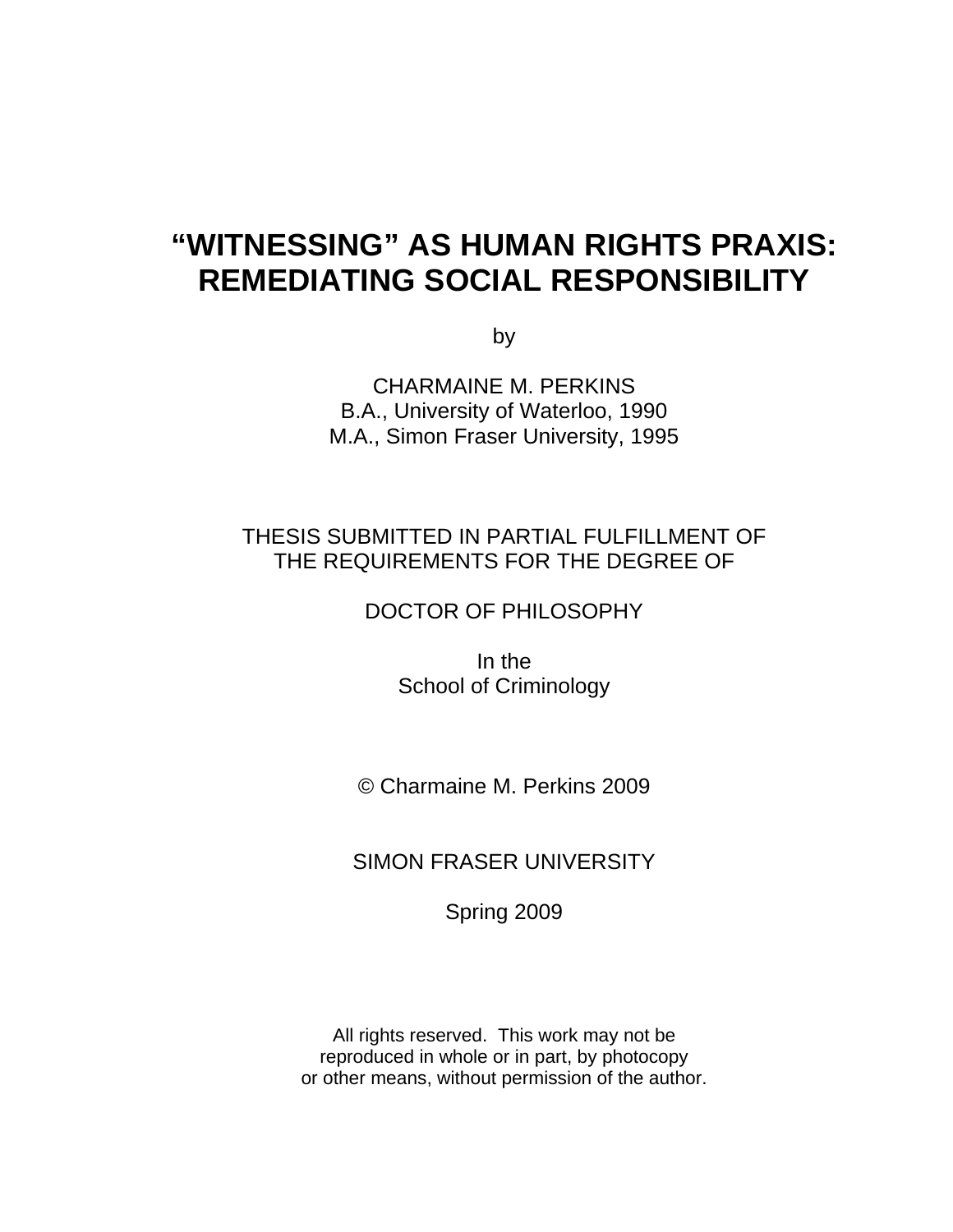# "WITNESSING" AS HUMAN RIGHTS PRAXIS: REMEDIATING SOCIAL RESPONSIBILITY

by

CHARMAINE M. PERKINS
B.A., University of Waterloo, 1990
M.A., Simon Fraser University, 1995

THESIS SUBMITTED IN PARTIAL FULFILLMENT OF
THE REQUIREMENTS FOR THE DEGREE OF

DOCTOR OF PHILOSOPHY

In the
School of Criminology

© Charmaine M. Perkins 2009

SIMON FRASER UNIVERSITY

Spring 2009

All rights reserved. This work may not be
reproduced in whole or in part, by photocopy
or other means, without permission of the author.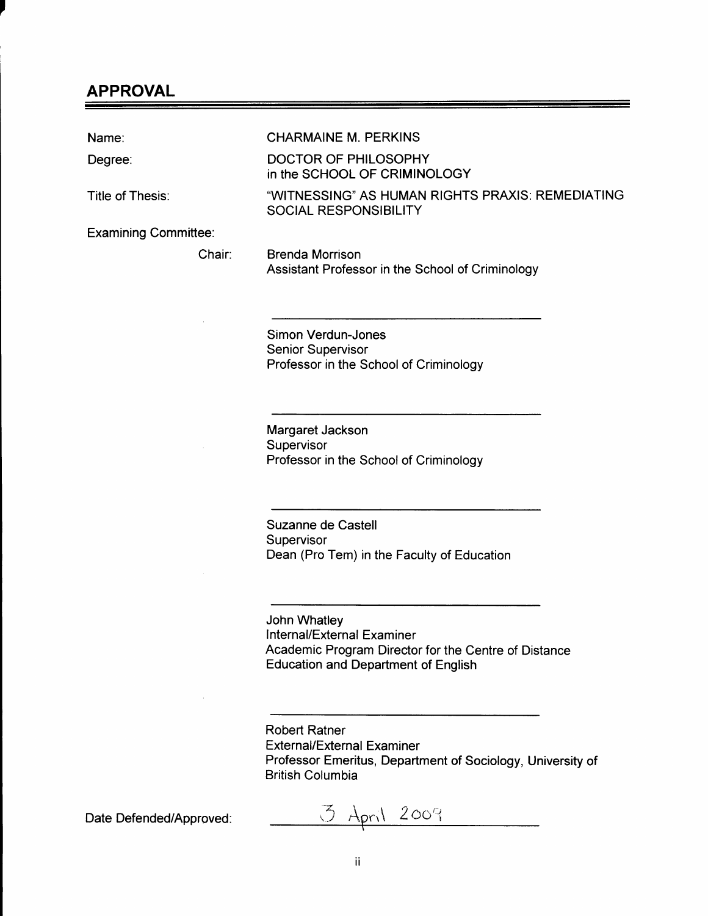## APPROVAL

Name: CHARMAINE M. PERKINS

Degree: DOCTOR OF PHILOSOPHY in the SCHOOL OF CRIMINOLOGY

Title of Thesis: "WITNESSING" AS HUMAN RIGHTS PRAXIS: REMEDIATING SOCIAL RESPONSIBILITY

Examining Committee:

Chair: Brenda Morrison
Assistant Professor in the School of Criminology

Simon Verdun-Jones
Senior Supervisor
Professor in the School of Criminology

Margaret Jackson
Supervisor
Professor in the School of Criminology

Suzanne de Castell
Supervisor
Dean (Pro Tem) in the Faculty of Education

John Whatley
Internal/External Examiner
Academic Program Director for the Centre of Distance Education and Department of English

Robert Ratner
External/External Examiner
Professor Emeritus, Department of Sociology, University of British Columbia

Date Defended/Approved: 3 April 2009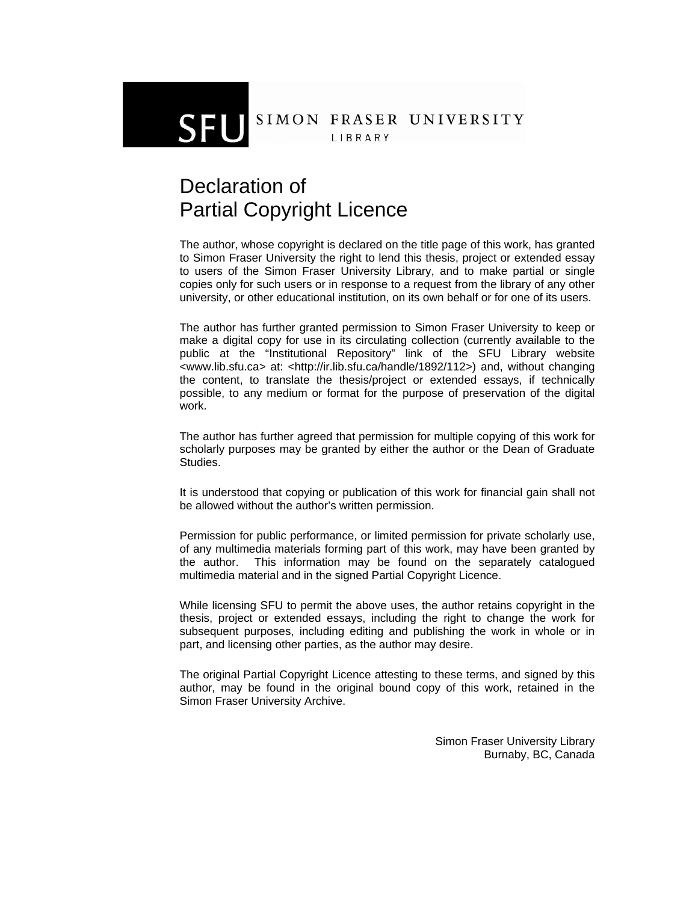SFU SIMON FRASER UNIVERSITY LIBRARY

# Declaration of Partial Copyright Licence

The author, whose copyright is declared on the title page of this work, has granted to Simon Fraser University the right to lend this thesis, project or extended essay to users of the Simon Fraser University Library, and to make partial or single copies only for such users or in response to a request from the library of any other university, or other educational institution, on its own behalf or for one of its users.

The author has further granted permission to Simon Fraser University to keep or make a digital copy for use in its circulating collection (currently available to the public at the "Institutional Repository" link of the SFU Library website <www.lib.sfu.ca> at: <http://ir.lib.sfu.ca/handle/1892/112>) and, without changing the content, to translate the thesis/project or extended essays, if technically possible, to any medium or format for the purpose of preservation of the digital work.

The author has further agreed that permission for multiple copying of this work for scholarly purposes may be granted by either the author or the Dean of Graduate Studies.

It is understood that copying or publication of this work for financial gain shall not be allowed without the author's written permission.

Permission for public performance, or limited permission for private scholarly use, of any multimedia materials forming part of this work, may have been granted by the author. This information may be found on the separately catalogued multimedia material and in the signed Partial Copyright Licence.

While licensing SFU to permit the above uses, the author retains copyright in the thesis, project or extended essays, including the right to change the work for subsequent purposes, including editing and publishing the work in whole or in part, and licensing other parties, as the author may desire.

The original Partial Copyright Licence attesting to these terms, and signed by this author, may be found in the original bound copy of this work, retained in the Simon Fraser University Archive.

Simon Fraser University Library
Burnaby, BC, Canada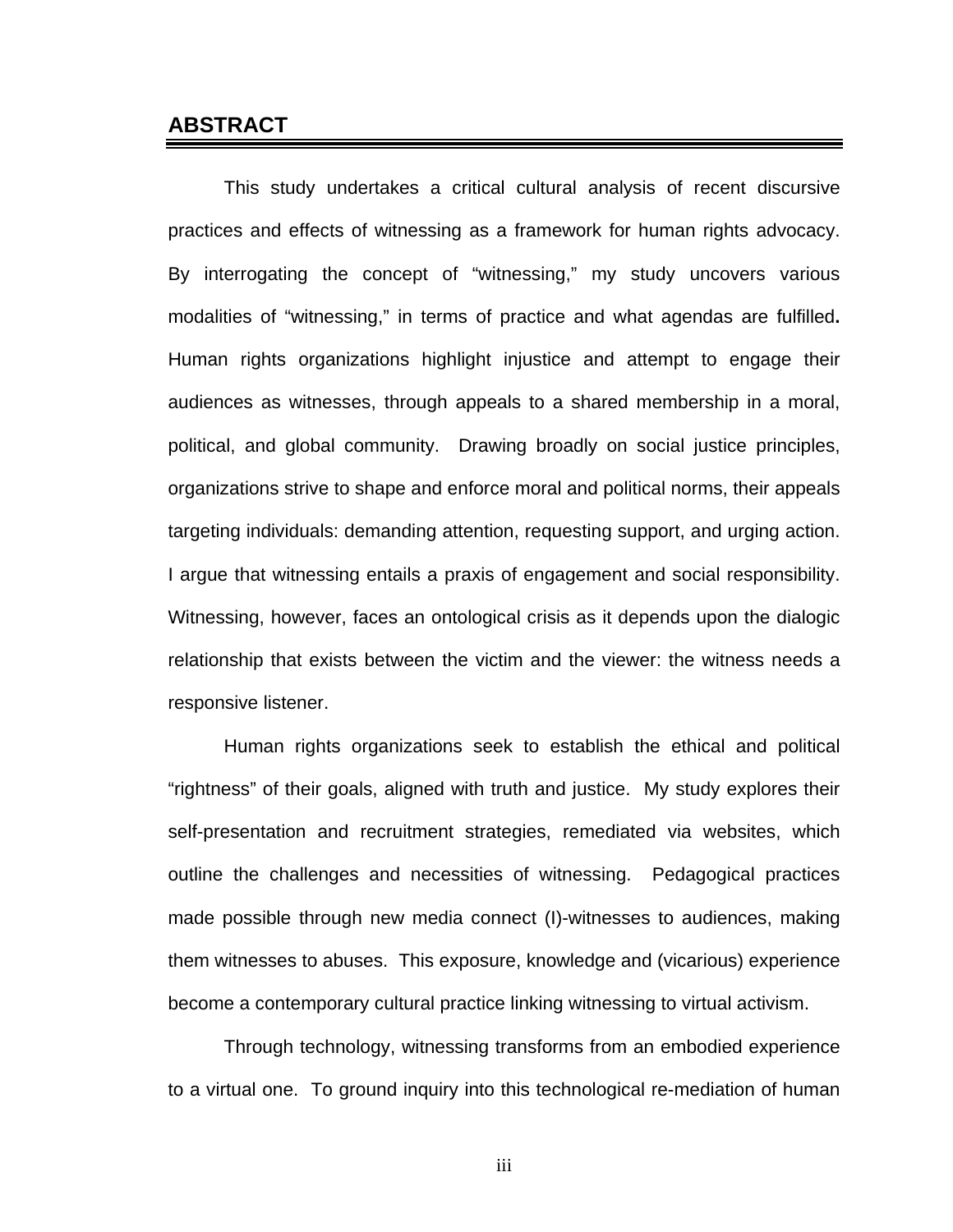## ABSTRACT

This study undertakes a critical cultural analysis of recent discursive practices and effects of witnessing as a framework for human rights advocacy. By interrogating the concept of "witnessing," my study uncovers various modalities of "witnessing," in terms of practice and what agendas are fulfilled**.** Human rights organizations highlight injustice and attempt to engage their audiences as witnesses, through appeals to a shared membership in a moral, political, and global community. Drawing broadly on social justice principles, organizations strive to shape and enforce moral and political norms, their appeals targeting individuals: demanding attention, requesting support, and urging action. I argue that witnessing entails a praxis of engagement and social responsibility. Witnessing, however, faces an ontological crisis as it depends upon the dialogic relationship that exists between the victim and the viewer: the witness needs a responsive listener.

Human rights organizations seek to establish the ethical and political "rightness" of their goals, aligned with truth and justice. My study explores their self-presentation and recruitment strategies, remediated via websites, which outline the challenges and necessities of witnessing. Pedagogical practices made possible through new media connect (I)-witnesses to audiences, making them witnesses to abuses. This exposure, knowledge and (vicarious) experience become a contemporary cultural practice linking witnessing to virtual activism.

Through technology, witnessing transforms from an embodied experience to a virtual one. To ground inquiry into this technological re-mediation of human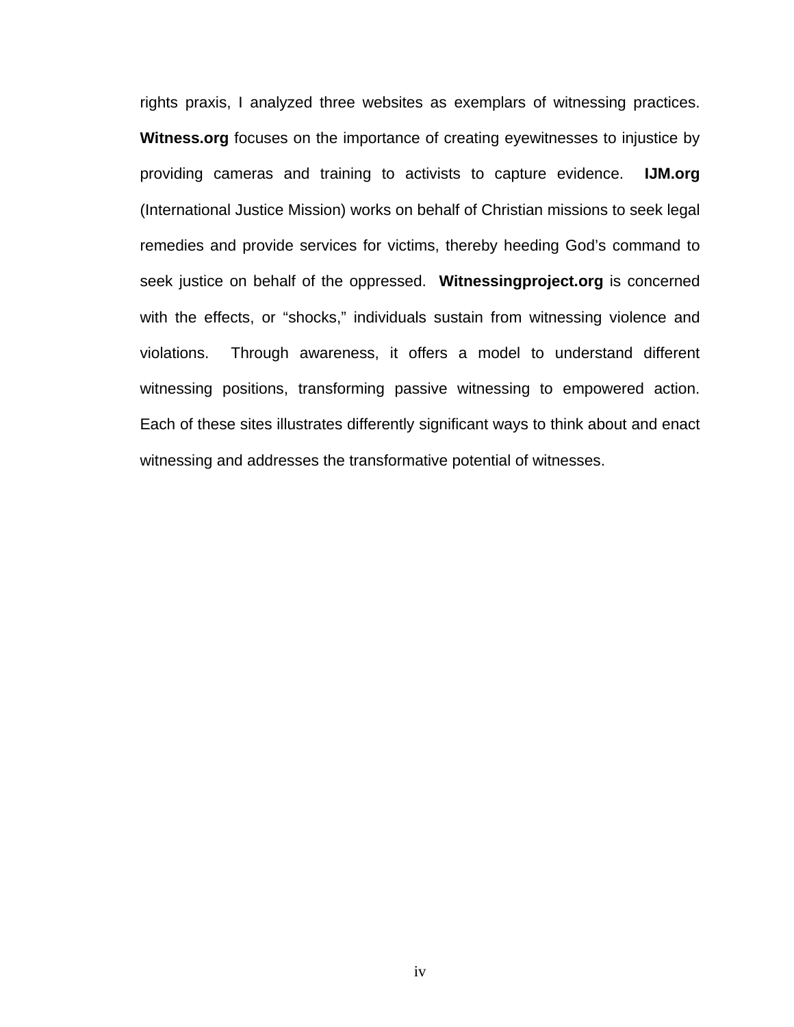rights praxis, I analyzed three websites as exemplars of witnessing practices. **Witness.org** focuses on the importance of creating eyewitnesses to injustice by providing cameras and training to activists to capture evidence. **IJM.org** (International Justice Mission) works on behalf of Christian missions to seek legal remedies and provide services for victims, thereby heeding God's command to seek justice on behalf of the oppressed. **Witnessingproject.org** is concerned with the effects, or "shocks," individuals sustain from witnessing violence and violations. Through awareness, it offers a model to understand different witnessing positions, transforming passive witnessing to empowered action. Each of these sites illustrates differently significant ways to think about and enact witnessing and addresses the transformative potential of witnesses.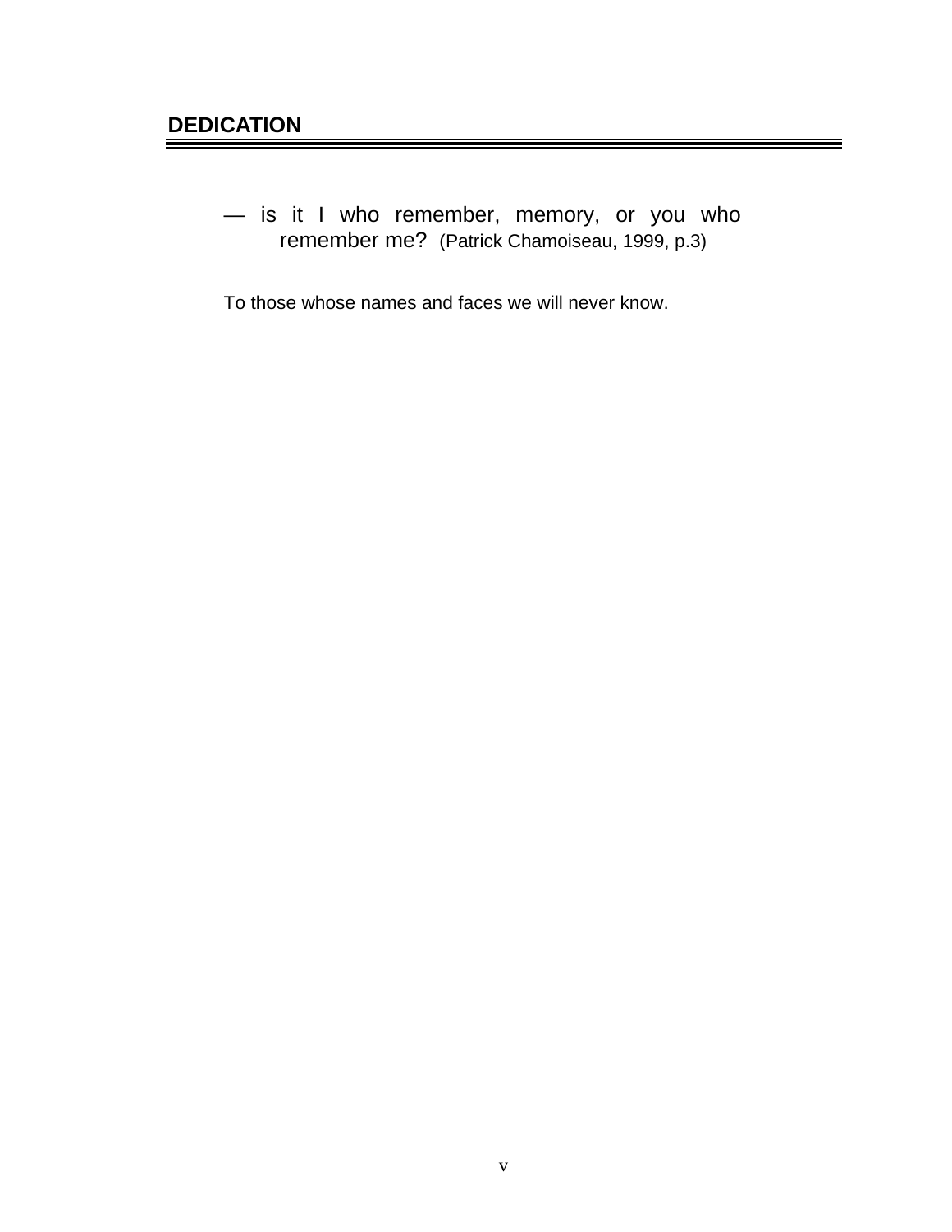# DEDICATION

> — is it I who remember, memory, or you who remember me? (Patrick Chamoiseau, 1999, p.3)

To those whose names and faces we will never know.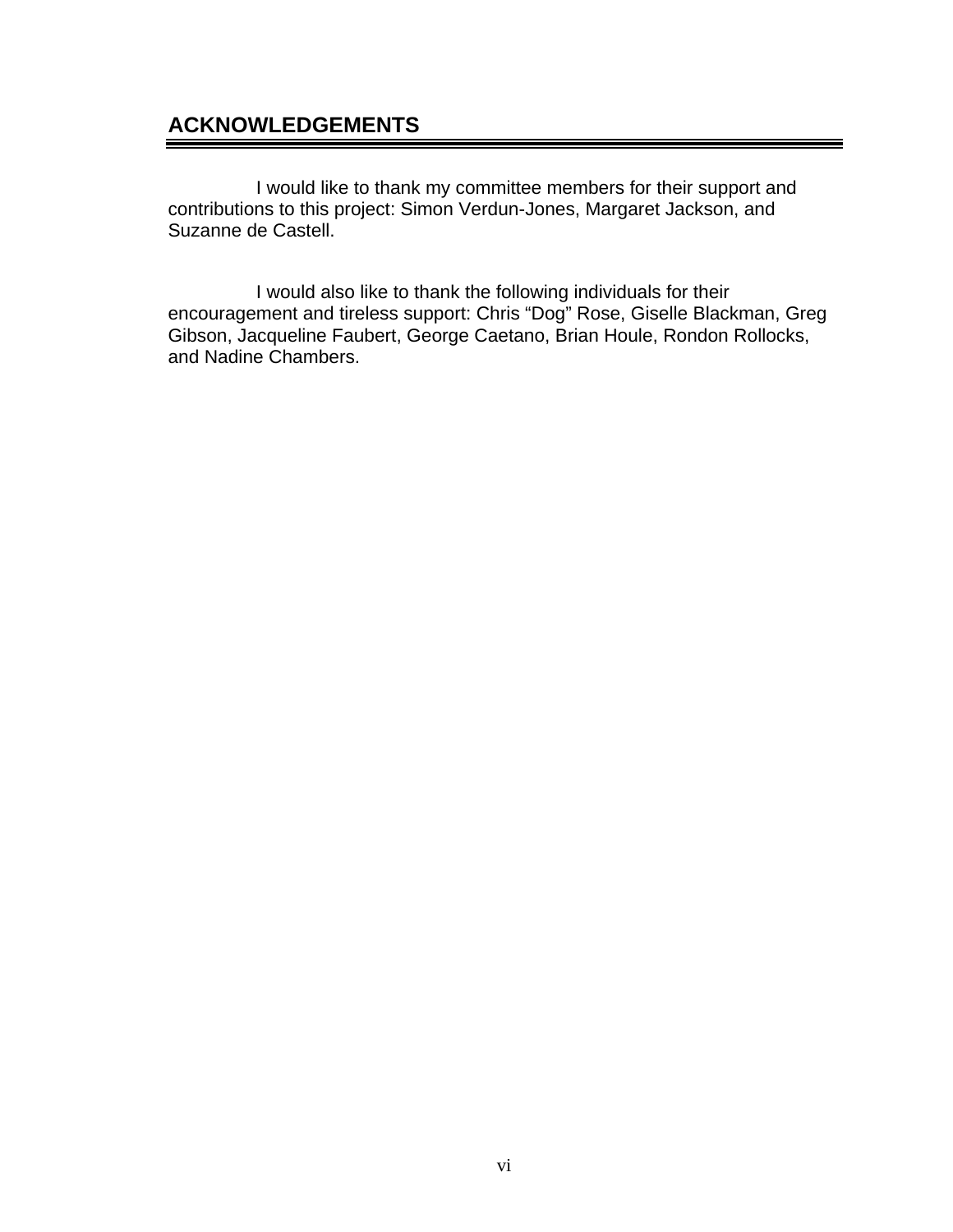## ACKNOWLEDGEMENTS

I would like to thank my committee members for their support and contributions to this project: Simon Verdun-Jones, Margaret Jackson, and Suzanne de Castell.

I would also like to thank the following individuals for their encouragement and tireless support: Chris “Dog” Rose, Giselle Blackman, Greg Gibson, Jacqueline Faubert, George Caetano, Brian Houle, Rondon Rollocks, and Nadine Chambers.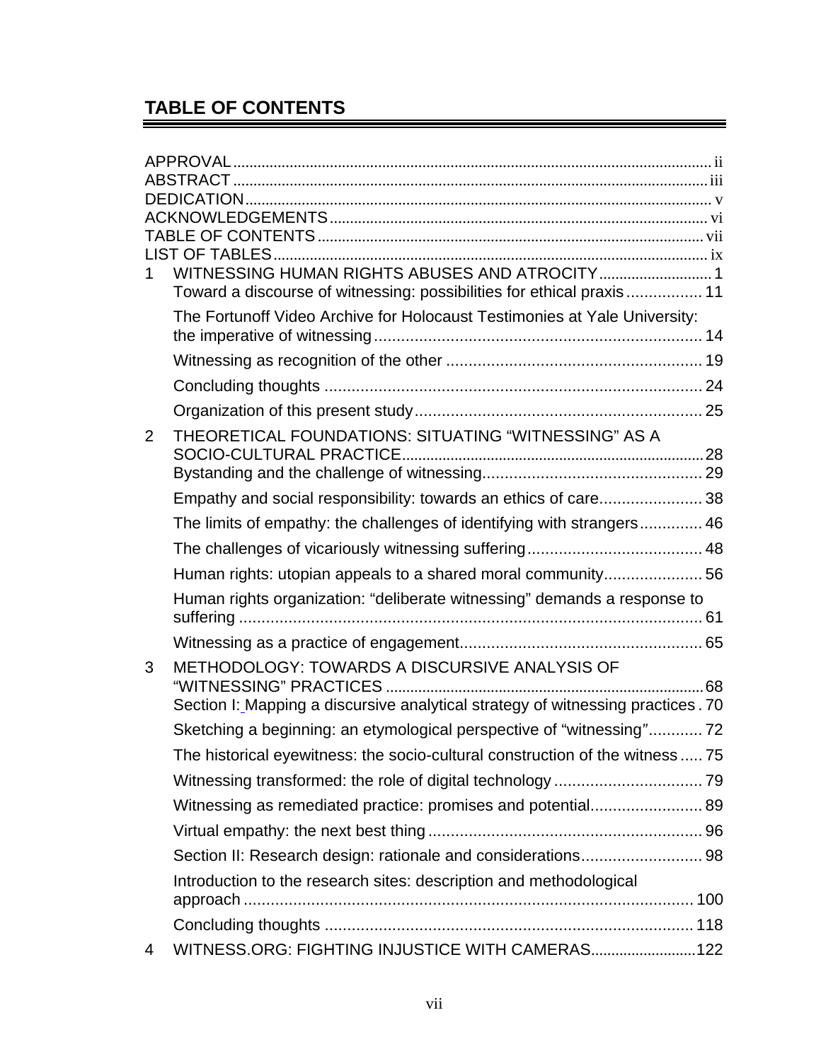## TABLE OF CONTENTS

APPROVAL ..... ii
ABSTRACT ..... iii
DEDICATION ..... v
ACKNOWLEDGEMENTS ..... vi
TABLE OF CONTENTS ..... vii
LIST OF TABLES ..... ix

1 WITNESSING HUMAN RIGHTS ABUSES AND ATROCITY ..... 1
- Toward a discourse of witnessing: possibilities for ethical praxis ..... 11
- The Fortunoff Video Archive for Holocaust Testimonies at Yale University: the imperative of witnessing ..... 14
- Witnessing as recognition of the other ..... 19
- Concluding thoughts ..... 24
- Organization of this present study ..... 25

2 THEORETICAL FOUNDATIONS: SITUATING “WITNESSING” AS A SOCIO-CULTURAL PRACTICE ..... 28
- Bystanding and the challenge of witnessing ..... 29
- Empathy and social responsibility: towards an ethics of care ..... 38
- The limits of empathy: the challenges of identifying with strangers ..... 46
- The challenges of vicariously witnessing suffering ..... 48
- Human rights: utopian appeals to a shared moral community ..... 56
- Human rights organization: “deliberate witnessing” demands a response to suffering ..... 61
- Witnessing as a practice of engagement ..... 65

3 METHODOLOGY: TOWARDS A DISCURSIVE ANALYSIS OF “WITNESSING” PRACTICES ..... 68
- Section I: Mapping a discursive analytical strategy of witnessing practices ..... 70
- Sketching a beginning: an etymological perspective of “witnessing” ..... 72
- The historical eyewitness: the socio-cultural construction of the witness ..... 75
- Witnessing transformed: the role of digital technology ..... 79
- Witnessing as remediated practice: promises and potential ..... 89
- Virtual empathy: the next best thing ..... 96
- Section II: Research design: rationale and considerations ..... 98
- Introduction to the research sites: description and methodological approach ..... 100
- Concluding thoughts ..... 118

4 WITNESS.ORG: FIGHTING INJUSTICE WITH CAMERAS ..... 122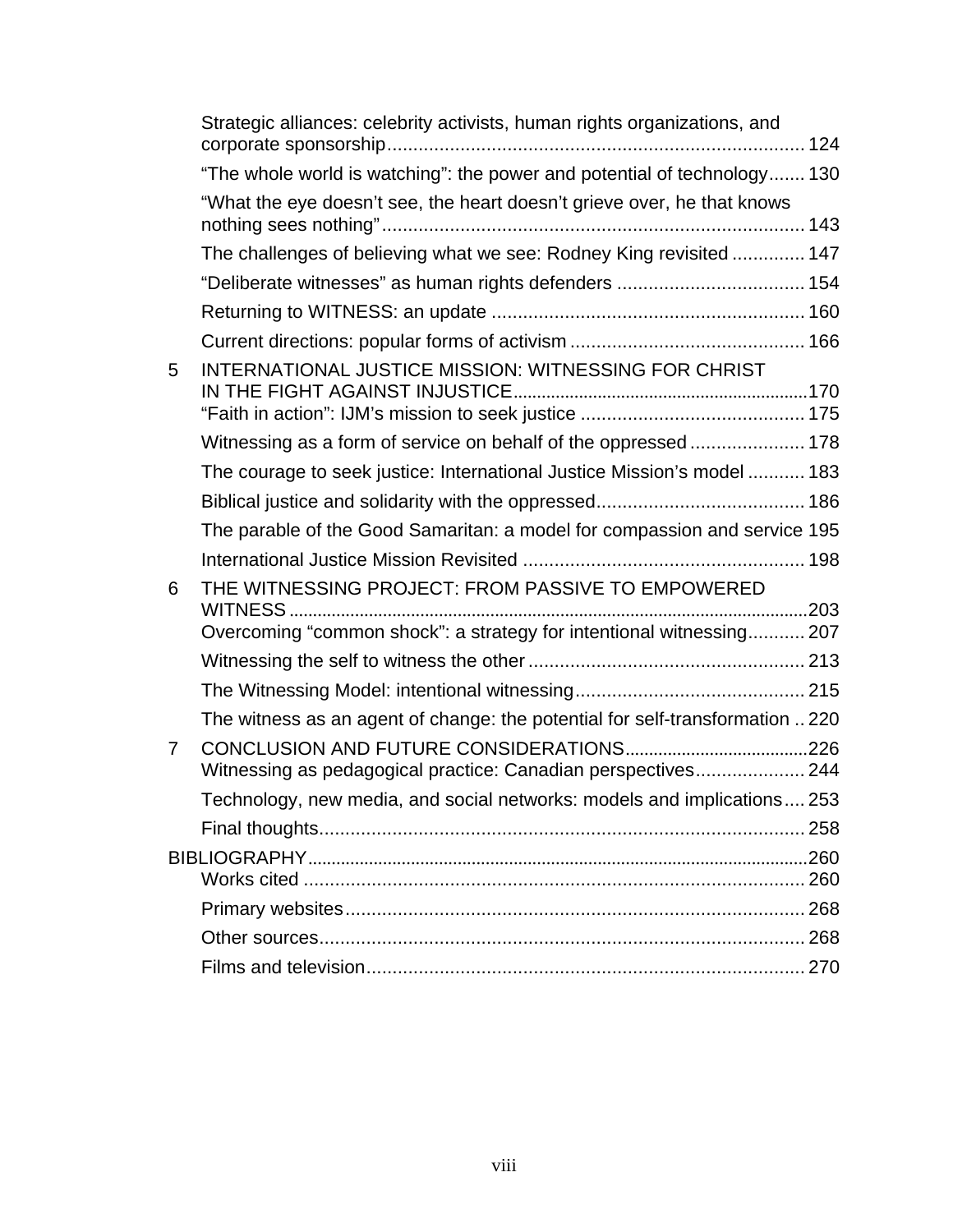Strategic alliances: celebrity activists, human rights organizations, and corporate sponsorship ................................................................................ 124

"The whole world is watching": the power and potential of technology ....... 130

"What the eye doesn't see, the heart doesn't grieve over, he that knows nothing sees nothing" ................................................................................ 143

The challenges of believing what we see: Rodney King revisited .............. 147

"Deliberate witnesses" as human rights defenders .................................... 154

Returning to WITNESS: an update ............................................................ 160

Current directions: popular forms of activism ............................................ 166

5 INTERNATIONAL JUSTICE MISSION: WITNESSING FOR CHRIST IN THE FIGHT AGAINST INJUSTICE ............................................................. 170

"Faith in action": IJM's mission to seek justice ........................................... 175

Witnessing as a form of service on behalf of the oppressed ...................... 178

The courage to seek justice: International Justice Mission's model ........... 183

Biblical justice and solidarity with the oppressed ....................................... 186

The parable of the Good Samaritan: a model for compassion and service 195

International Justice Mission Revisited ...................................................... 198

6 THE WITNESSING PROJECT: FROM PASSIVE TO EMPOWERED WITNESS ........................................................................................................ 203

Overcoming "common shock": a strategy for intentional witnessing ........... 207

Witnessing the self to witness the other ..................................................... 213

The Witnessing Model: intentional witnessing ............................................ 215

The witness as an agent of change: the potential for self-transformation .. 220

7 CONCLUSION AND FUTURE CONSIDERATIONS ...................................... 226

Witnessing as pedagogical practice: Canadian perspectives ..................... 244

Technology, new media, and social networks: models and implications .... 253

Final thoughts ............................................................................................ 258

BIBLIOGRAPHY ............................................................................................ 260

Works cited ............................................................................................... 260

Primary websites ....................................................................................... 268

Other sources ............................................................................................ 268

Films and television ................................................................................... 270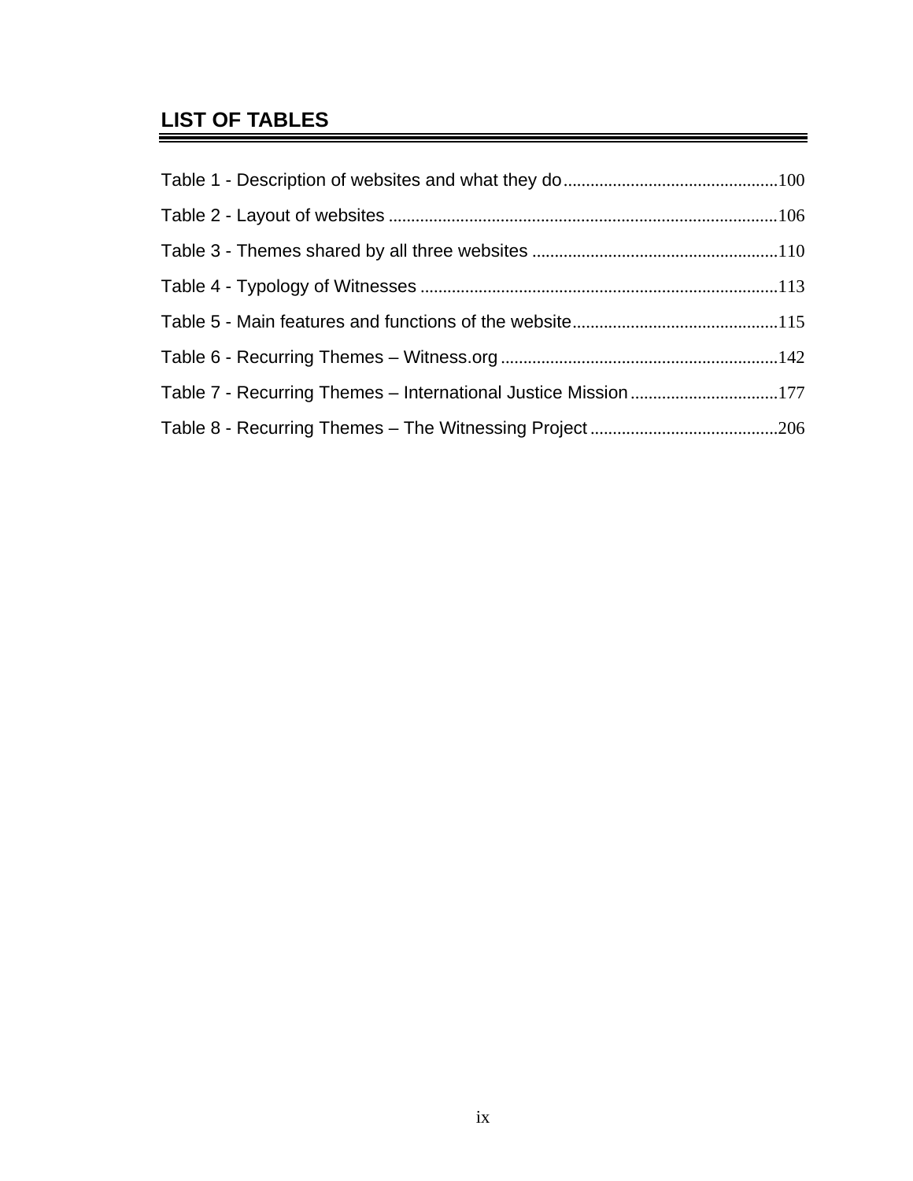## LIST OF TABLES

Table 1 - Description of websites and what they do ................................................100

Table 2 - Layout of websites ......................................................................................106

Table 3 - Themes shared by all three websites .......................................................110

Table 4 - Typology of Witnesses ................................................................................113

Table 5 - Main features and functions of the website..............................................115

Table 6 - Recurring Themes – Witness.org ..............................................................142

Table 7 - Recurring Themes – International Justice Mission .................................177

Table 8 - Recurring Themes – The Witnessing Project ..........................................206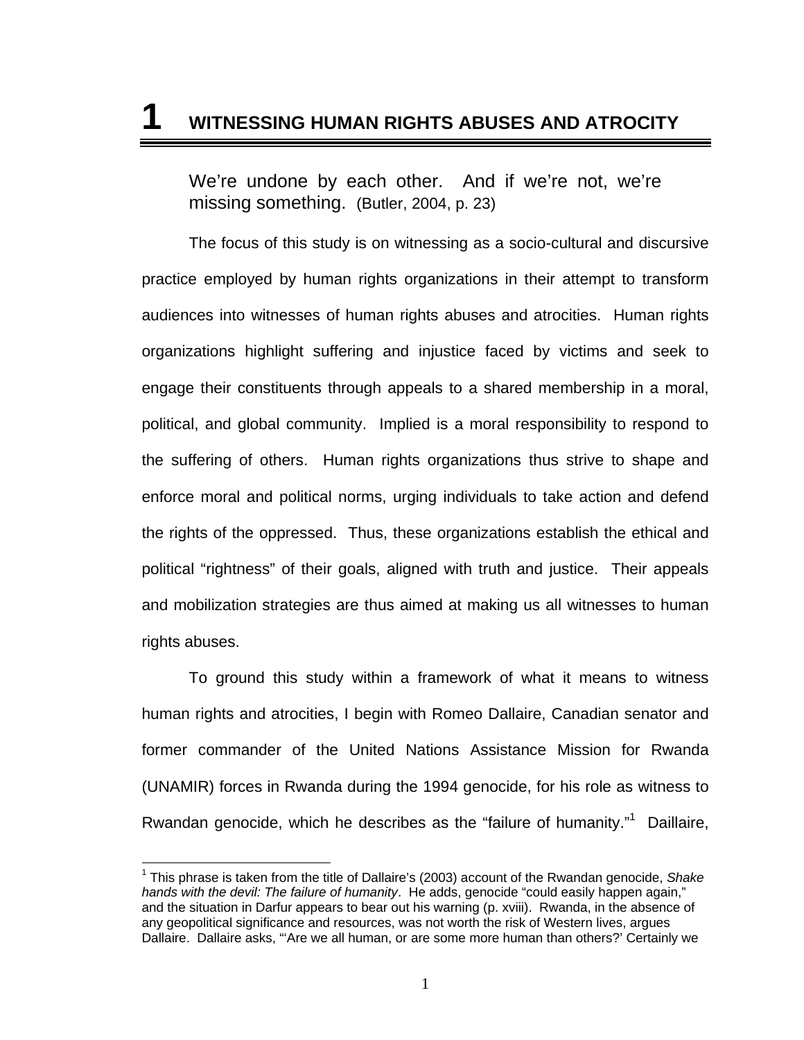# 1 WITNESSING HUMAN RIGHTS ABUSES AND ATROCITY

> We're undone by each other. And if we're not, we're missing something. (Butler, 2004, p. 23)

The focus of this study is on witnessing as a socio-cultural and discursive practice employed by human rights organizations in their attempt to transform audiences into witnesses of human rights abuses and atrocities. Human rights organizations highlight suffering and injustice faced by victims and seek to engage their constituents through appeals to a shared membership in a moral, political, and global community. Implied is a moral responsibility to respond to the suffering of others. Human rights organizations thus strive to shape and enforce moral and political norms, urging individuals to take action and defend the rights of the oppressed. Thus, these organizations establish the ethical and political "rightness" of their goals, aligned with truth and justice. Their appeals and mobilization strategies are thus aimed at making us all witnesses to human rights abuses.

To ground this study within a framework of what it means to witness human rights and atrocities, I begin with Romeo Dallaire, Canadian senator and former commander of the United Nations Assistance Mission for Rwanda (UNAMIR) forces in Rwanda during the 1994 genocide, for his role as witness to Rwandan genocide, which he describes as the "failure of humanity."[1] Daillaire,

---

[1] This phrase is taken from the title of Dallaire's (2003) account of the Rwandan genocide, *Shake hands with the devil: The failure of humanity*. He adds, genocide "could easily happen again," and the situation in Darfur appears to bear out his warning (p. xviii). Rwanda, in the absence of any geopolitical significance and resources, was not worth the risk of Western lives, argues Dallaire. Dallaire asks, "'Are we all human, or are some more human than others?' Certainly we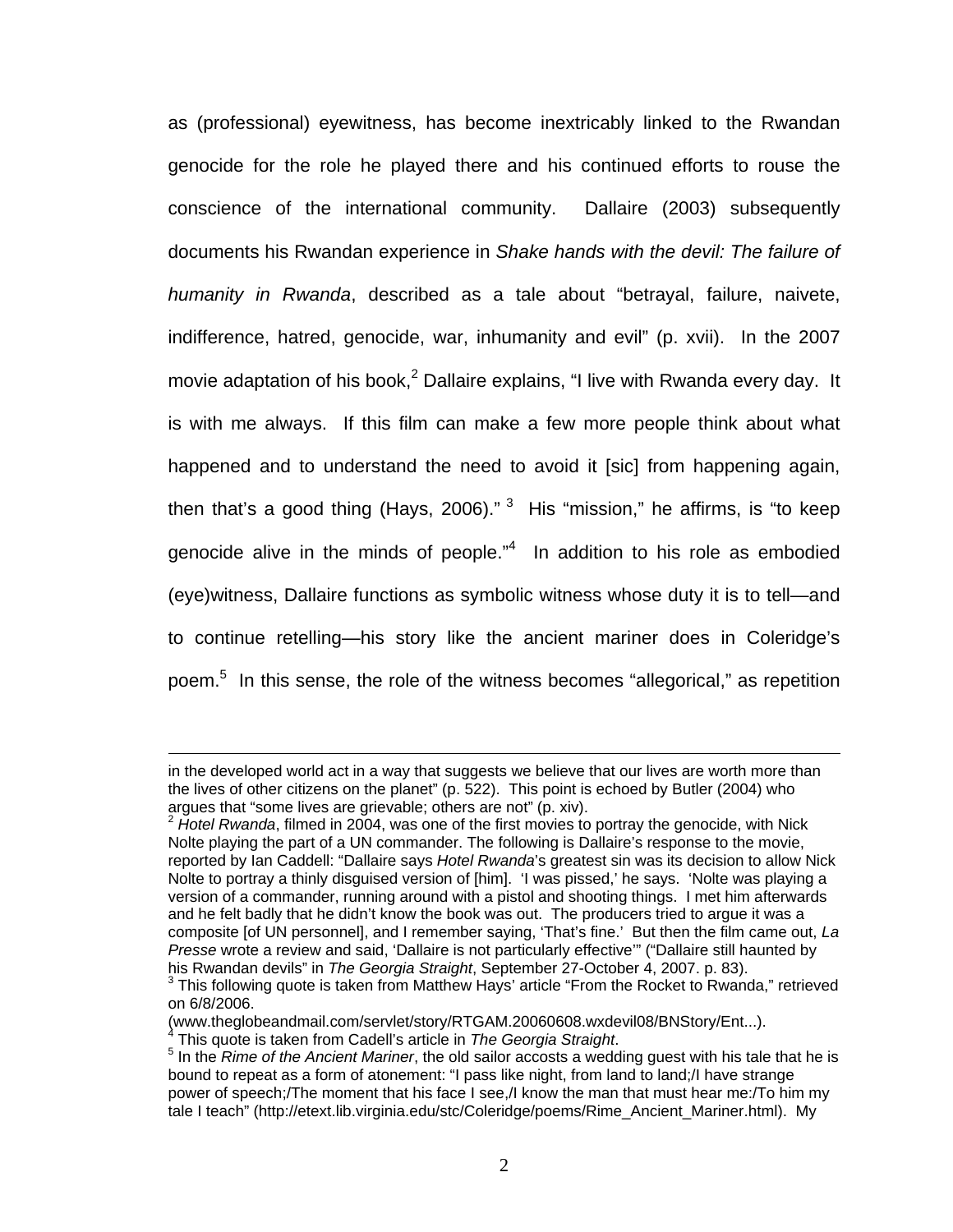as (professional) eyewitness, has become inextricably linked to the Rwandan genocide for the role he played there and his continued efforts to rouse the conscience of the international community. Dallaire (2003) subsequently documents his Rwandan experience in *Shake hands with the devil: The failure of humanity in Rwanda*, described as a tale about "betrayal, failure, naivete, indifference, hatred, genocide, war, inhumanity and evil" (p. xvii). In the 2007 movie adaptation of his book,[2] Dallaire explains, "I live with Rwanda every day. It is with me always. If this film can make a few more people think about what happened and to understand the need to avoid it [sic] from happening again, then that's a good thing (Hays, 2006)." [3] His "mission," he affirms, is "to keep genocide alive in the minds of people."[4] In addition to his role as embodied (eye)witness, Dallaire functions as symbolic witness whose duty it is to tell—and to continue retelling—his story like the ancient mariner does in Coleridge's poem.[5] In this sense, the role of the witness becomes "allegorical," as repetition

---

in the developed world act in a way that suggests we believe that our lives are worth more than the lives of other citizens on the planet" (p. 522). This point is echoed by Butler (2004) who argues that "some lives are grievable; others are not" (p. xiv).

[2] *Hotel Rwanda*, filmed in 2004, was one of the first movies to portray the genocide, with Nick Nolte playing the part of a UN commander. The following is Dallaire's response to the movie, reported by Ian Caddell: "Dallaire says *Hotel Rwanda*'s greatest sin was its decision to allow Nick Nolte to portray a thinly disguised version of [him]. 'I was pissed,' he says. 'Nolte was playing a version of a commander, running around with a pistol and shooting things. I met him afterwards and he felt badly that he didn't know the book was out. The producers tried to argue it was a composite [of UN personnel], and I remember saying, 'That's fine.' But then the film came out, *La Presse* wrote a review and said, 'Dallaire is not particularly effective'" ("Dallaire still haunted by his Rwandan devils" in *The Georgia Straight*, September 27-October 4, 2007. p. 83).

[3] This following quote is taken from Matthew Hays' article "From the Rocket to Rwanda," retrieved on 6/8/2006.
(www.theglobeandmail.com/servlet/story/RTGAM.20060608.wxdevil08/BNStory/Ent...).

[4] This quote is taken from Cadell's article in *The Georgia Straight*.

[5] In the *Rime of the Ancient Mariner*, the old sailor accosts a wedding guest with his tale that he is bound to repeat as a form of atonement: "I pass like night, from land to land;/I have strange power of speech;/The moment that his face I see,/I know the man that must hear me:/To him my tale I teach" (http://etext.lib.virginia.edu/stc/Coleridge/poems/Rime_Ancient_Mariner.html). My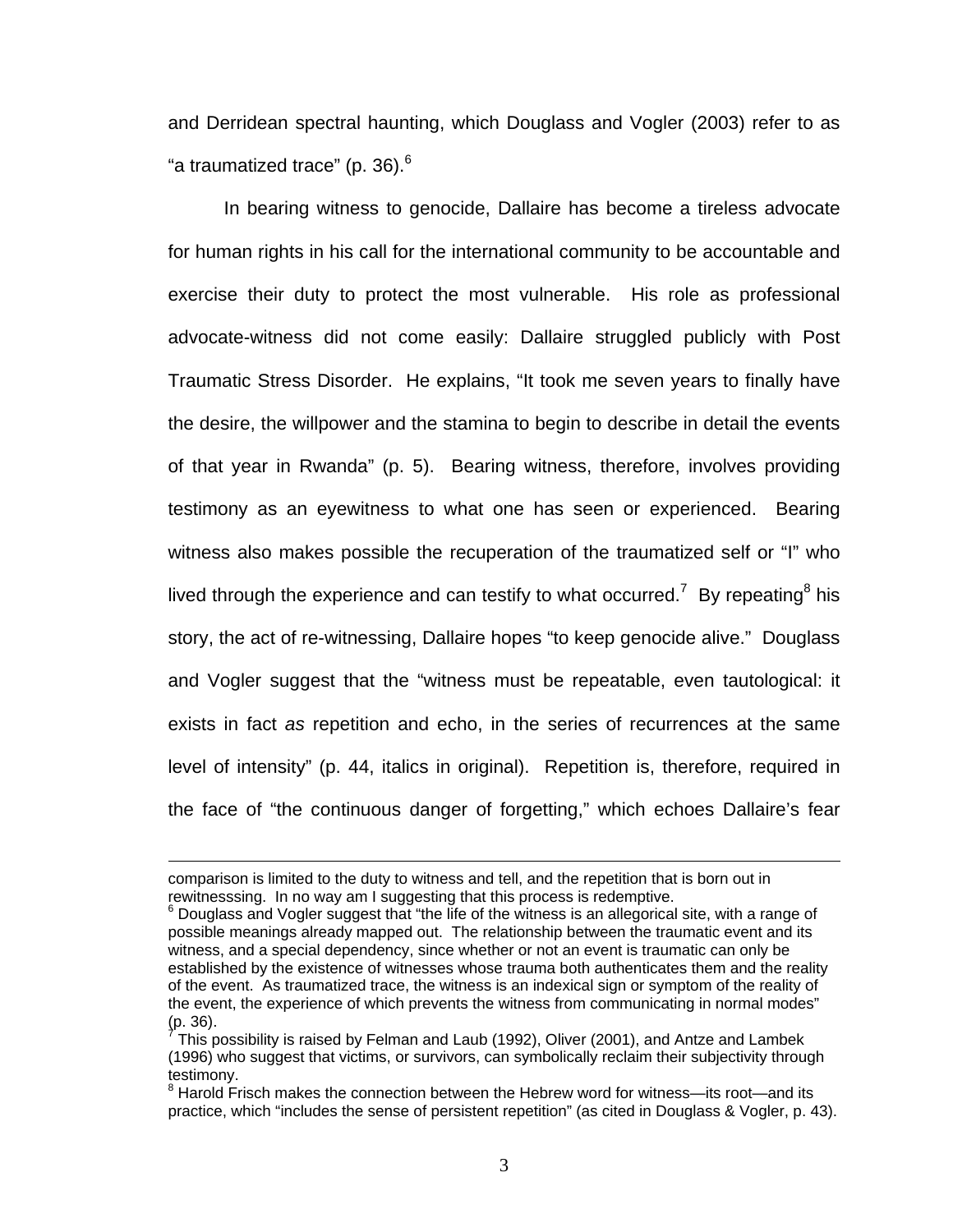and Derridean spectral haunting, which Douglass and Vogler (2003) refer to as "a traumatized trace" (p. 36).[6]

In bearing witness to genocide, Dallaire has become a tireless advocate for human rights in his call for the international community to be accountable and exercise their duty to protect the most vulnerable. His role as professional advocate-witness did not come easily: Dallaire struggled publicly with Post Traumatic Stress Disorder. He explains, "It took me seven years to finally have the desire, the willpower and the stamina to begin to describe in detail the events of that year in Rwanda" (p. 5). Bearing witness, therefore, involves providing testimony as an eyewitness to what one has seen or experienced. Bearing witness also makes possible the recuperation of the traumatized self or "I" who lived through the experience and can testify to what occurred.[7] By repeating[8] his story, the act of re-witnessing, Dallaire hopes "to keep genocide alive." Douglass and Vogler suggest that the "witness must be repeatable, even tautological: it exists in fact *as* repetition and echo, in the series of recurrences at the same level of intensity" (p. 44, italics in original). Repetition is, therefore, required in the face of "the continuous danger of forgetting," which echoes Dallaire's fear

---

comparison is limited to the duty to witness and tell, and the repetition that is born out in rewitnesssing. In no way am I suggesting that this process is redemptive.

[6] Douglass and Vogler suggest that "the life of the witness is an allegorical site, with a range of possible meanings already mapped out. The relationship between the traumatic event and its witness, and a special dependency, since whether or not an event is traumatic can only be established by the existence of witnesses whose trauma both authenticates them and the reality of the event. As traumatized trace, the witness is an indexical sign or symptom of the reality of the event, the experience of which prevents the witness from communicating in normal modes" (p. 36).

[7] This possibility is raised by Felman and Laub (1992), Oliver (2001), and Antze and Lambek (1996) who suggest that victims, or survivors, can symbolically reclaim their subjectivity through testimony.

[8] Harold Frisch makes the connection between the Hebrew word for witness—its root—and its practice, which "includes the sense of persistent repetition" (as cited in Douglass & Vogler, p. 43).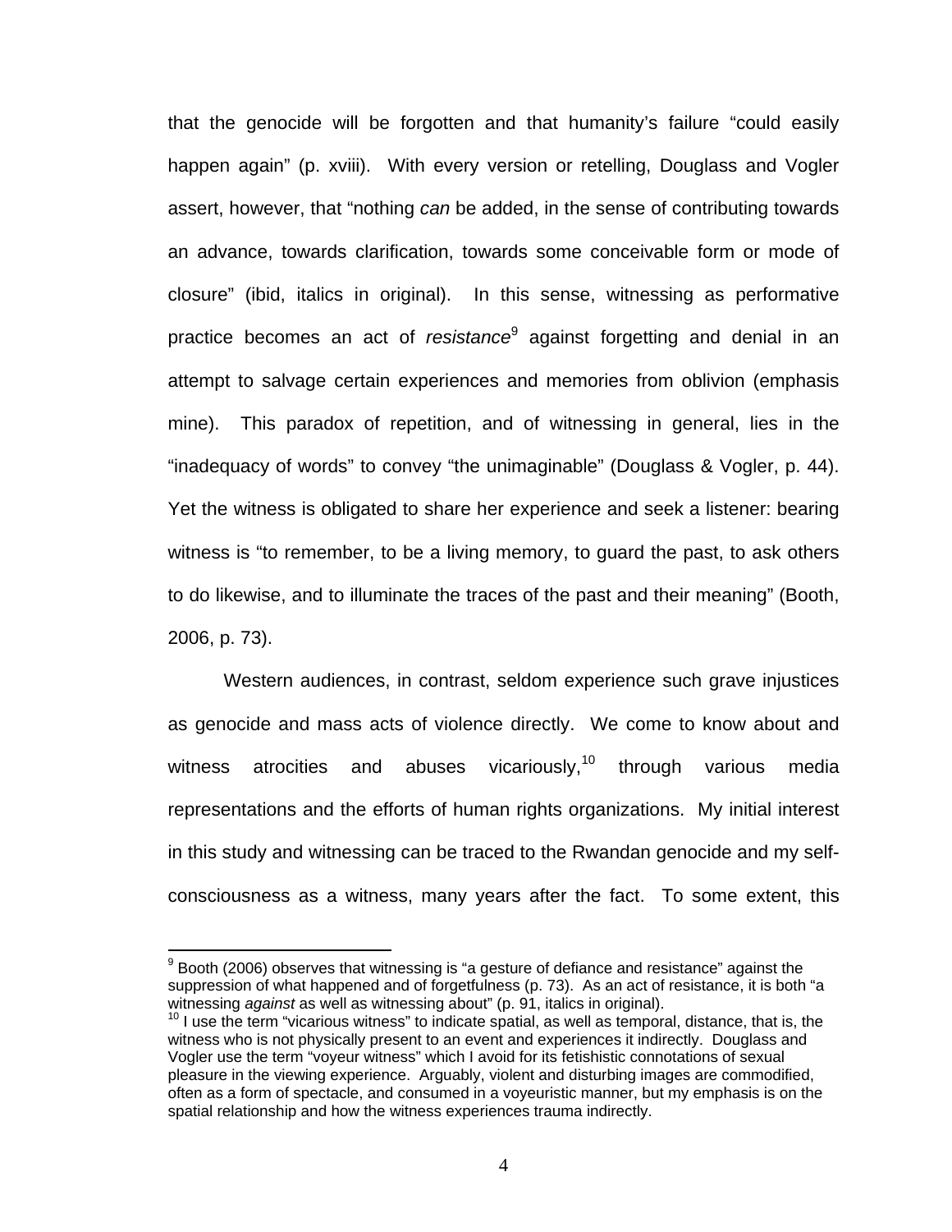that the genocide will be forgotten and that humanity's failure "could easily happen again" (p. xviii). With every version or retelling, Douglass and Vogler assert, however, that "nothing *can* be added, in the sense of contributing towards an advance, towards clarification, towards some conceivable form or mode of closure" (ibid, italics in original). In this sense, witnessing as performative practice becomes an act of *resistance*[9] against forgetting and denial in an attempt to salvage certain experiences and memories from oblivion (emphasis mine). This paradox of repetition, and of witnessing in general, lies in the "inadequacy of words" to convey "the unimaginable" (Douglass & Vogler, p. 44). Yet the witness is obligated to share her experience and seek a listener: bearing witness is "to remember, to be a living memory, to guard the past, to ask others to do likewise, and to illuminate the traces of the past and their meaning" (Booth, 2006, p. 73).

Western audiences, in contrast, seldom experience such grave injustices as genocide and mass acts of violence directly. We come to know about and witness atrocities and abuses vicariously,[10] through various media representations and the efforts of human rights organizations. My initial interest in this study and witnessing can be traced to the Rwandan genocide and my self-consciousness as a witness, many years after the fact. To some extent, this

---

[9] Booth (2006) observes that witnessing is "a gesture of defiance and resistance" against the suppression of what happened and of forgetfulness (p. 73). As an act of resistance, it is both "a witnessing *against* as well as witnessing about" (p. 91, italics in original).

[10] I use the term "vicarious witness" to indicate spatial, as well as temporal, distance, that is, the witness who is not physically present to an event and experiences it indirectly. Douglass and Vogler use the term "voyeur witness" which I avoid for its fetishistic connotations of sexual pleasure in the viewing experience. Arguably, violent and disturbing images are commodified, often as a form of spectacle, and consumed in a voyeuristic manner, but my emphasis is on the spatial relationship and how the witness experiences trauma indirectly.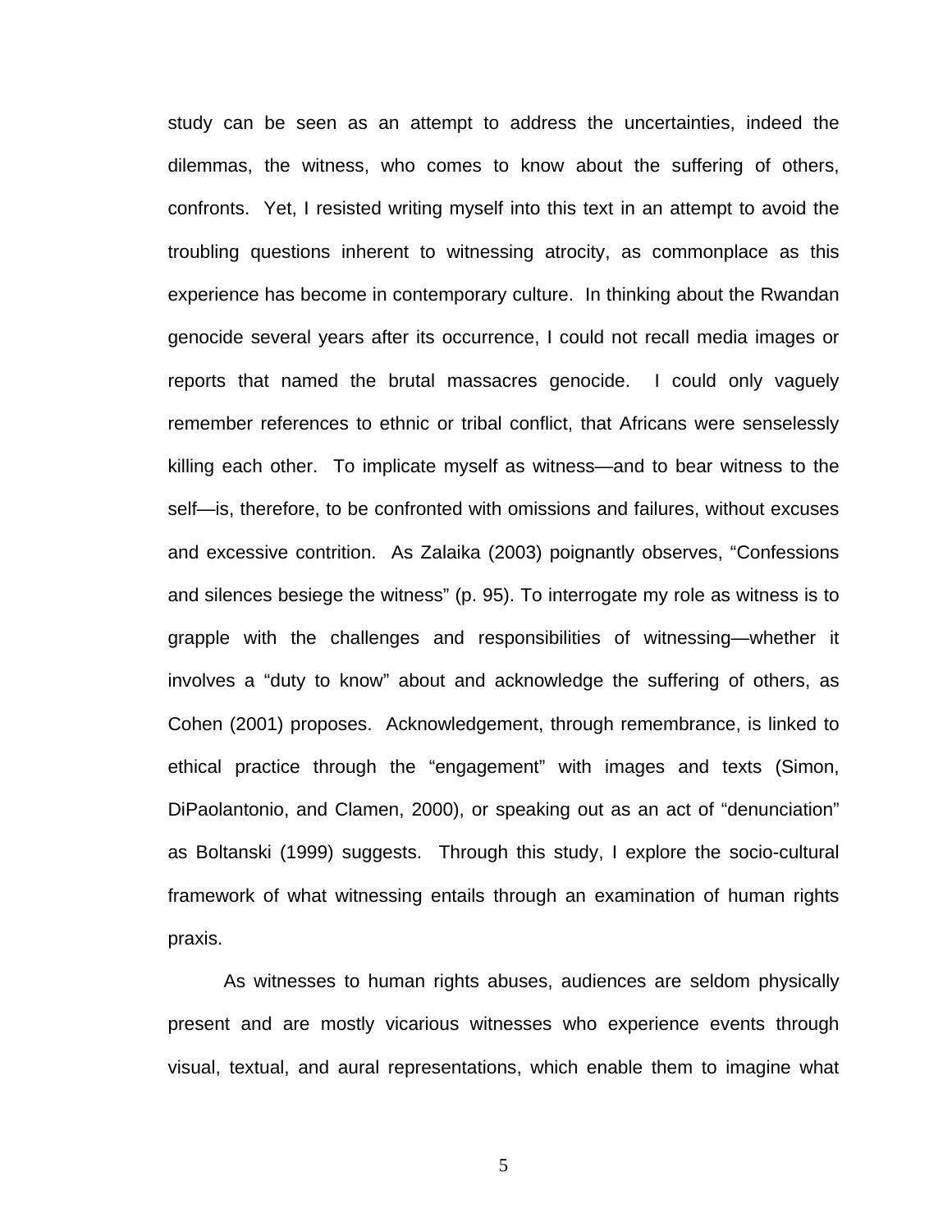study can be seen as an attempt to address the uncertainties, indeed the dilemmas, the witness, who comes to know about the suffering of others, confronts. Yet, I resisted writing myself into this text in an attempt to avoid the troubling questions inherent to witnessing atrocity, as commonplace as this experience has become in contemporary culture. In thinking about the Rwandan genocide several years after its occurrence, I could not recall media images or reports that named the brutal massacres genocide. I could only vaguely remember references to ethnic or tribal conflict, that Africans were senselessly killing each other. To implicate myself as witness—and to bear witness to the self—is, therefore, to be confronted with omissions and failures, without excuses and excessive contrition. As Zalaika (2003) poignantly observes, “Confessions and silences besiege the witness” (p. 95). To interrogate my role as witness is to grapple with the challenges and responsibilities of witnessing—whether it involves a “duty to know” about and acknowledge the suffering of others, as Cohen (2001) proposes. Acknowledgement, through remembrance, is linked to ethical practice through the “engagement” with images and texts (Simon, DiPaolantonio, and Clamen, 2000), or speaking out as an act of “denunciation” as Boltanski (1999) suggests. Through this study, I explore the socio-cultural framework of what witnessing entails through an examination of human rights praxis.

As witnesses to human rights abuses, audiences are seldom physically present and are mostly vicarious witnesses who experience events through visual, textual, and aural representations, which enable them to imagine what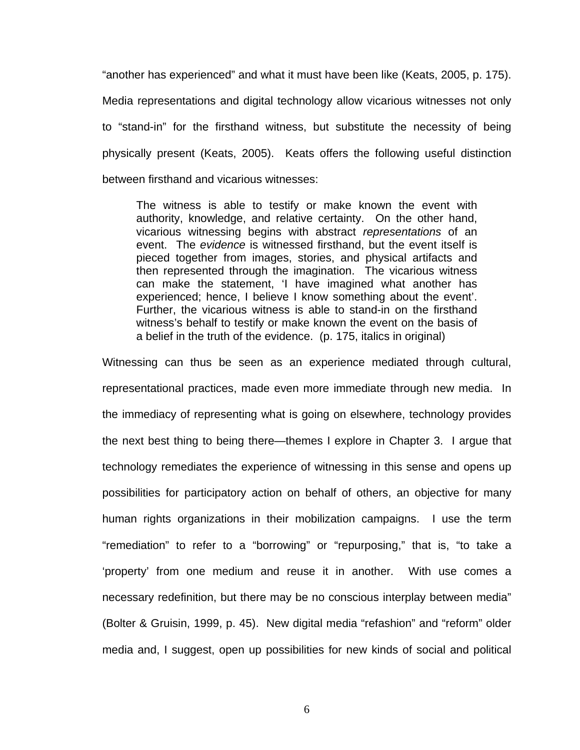"another has experienced" and what it must have been like (Keats, 2005, p. 175). Media representations and digital technology allow vicarious witnesses not only to "stand-in" for the firsthand witness, but substitute the necessity of being physically present (Keats, 2005). Keats offers the following useful distinction between firsthand and vicarious witnesses:

> The witness is able to testify or make known the event with authority, knowledge, and relative certainty. On the other hand, vicarious witnessing begins with abstract *representations* of an event. The *evidence* is witnessed firsthand, but the event itself is pieced together from images, stories, and physical artifacts and then represented through the imagination. The vicarious witness can make the statement, 'I have imagined what another has experienced; hence, I believe I know something about the event'. Further, the vicarious witness is able to stand-in on the firsthand witness's behalf to testify or make known the event on the basis of a belief in the truth of the evidence. (p. 175, italics in original)

Witnessing can thus be seen as an experience mediated through cultural, representational practices, made even more immediate through new media. In the immediacy of representing what is going on elsewhere, technology provides the next best thing to being there—themes I explore in Chapter 3. I argue that technology remediates the experience of witnessing in this sense and opens up possibilities for participatory action on behalf of others, an objective for many human rights organizations in their mobilization campaigns. I use the term "remediation" to refer to a "borrowing" or "repurposing," that is, "to take a 'property' from one medium and reuse it in another. With use comes a necessary redefinition, but there may be no conscious interplay between media" (Bolter & Gruisin, 1999, p. 45). New digital media "refashion" and "reform" older media and, I suggest, open up possibilities for new kinds of social and political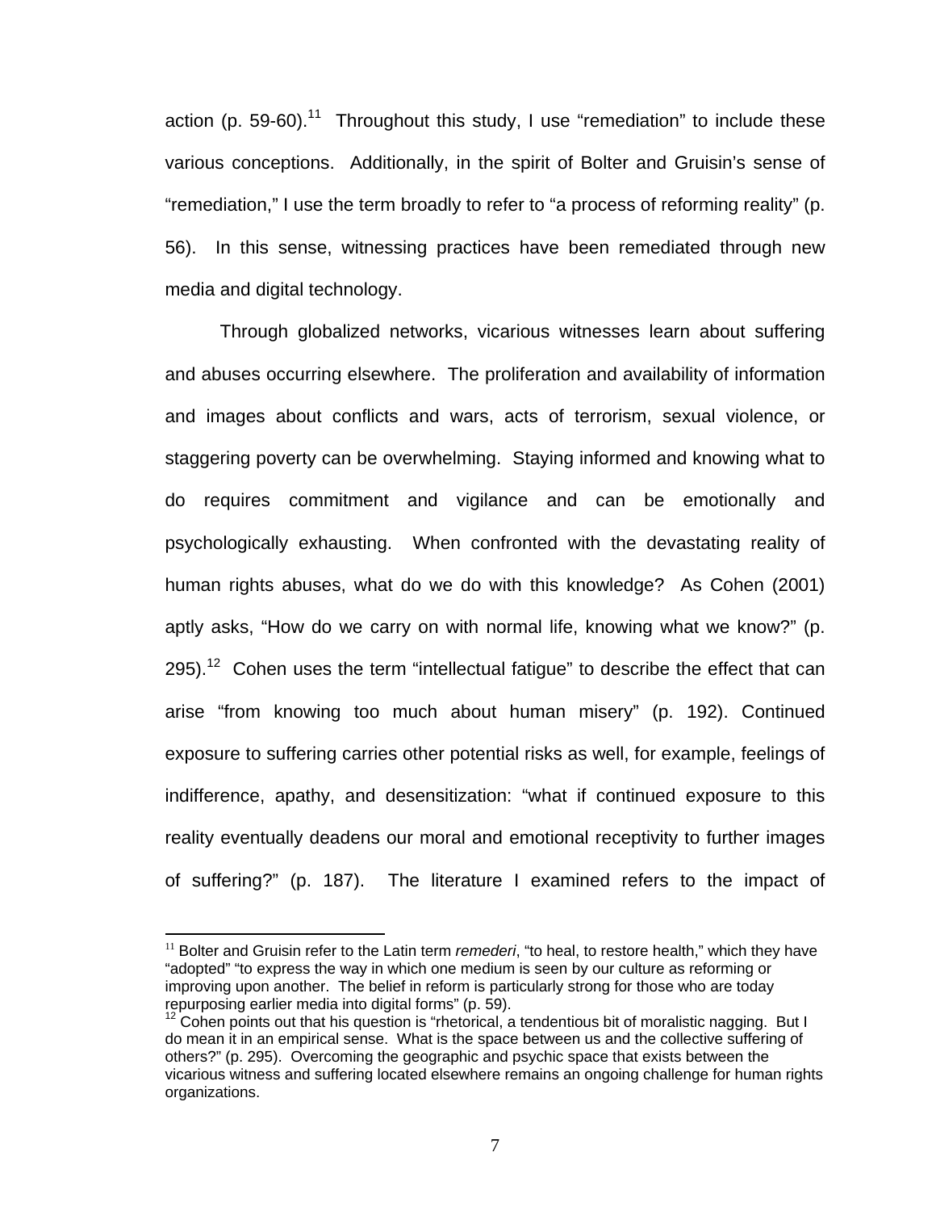action (p. 59-60).[11] Throughout this study, I use "remediation" to include these various conceptions. Additionally, in the spirit of Bolter and Gruisin's sense of "remediation," I use the term broadly to refer to "a process of reforming reality" (p. 56). In this sense, witnessing practices have been remediated through new media and digital technology.

Through globalized networks, vicarious witnesses learn about suffering and abuses occurring elsewhere. The proliferation and availability of information and images about conflicts and wars, acts of terrorism, sexual violence, or staggering poverty can be overwhelming. Staying informed and knowing what to do requires commitment and vigilance and can be emotionally and psychologically exhausting. When confronted with the devastating reality of human rights abuses, what do we do with this knowledge? As Cohen (2001) aptly asks, "How do we carry on with normal life, knowing what we know?" (p. 295).[12] Cohen uses the term "intellectual fatigue" to describe the effect that can arise "from knowing too much about human misery" (p. 192). Continued exposure to suffering carries other potential risks as well, for example, feelings of indifference, apathy, and desensitization: "what if continued exposure to this reality eventually deadens our moral and emotional receptivity to further images of suffering?" (p. 187). The literature I examined refers to the impact of

---

[11] Bolter and Gruisin refer to the Latin term *remederi*, "to heal, to restore health," which they have "adopted" "to express the way in which one medium is seen by our culture as reforming or improving upon another. The belief in reform is particularly strong for those who are today repurposing earlier media into digital forms" (p. 59).

[12] Cohen points out that his question is "rhetorical, a tendentious bit of moralistic nagging. But I do mean it in an empirical sense. What is the space between us and the collective suffering of others?" (p. 295). Overcoming the geographic and psychic space that exists between the vicarious witness and suffering located elsewhere remains an ongoing challenge for human rights organizations.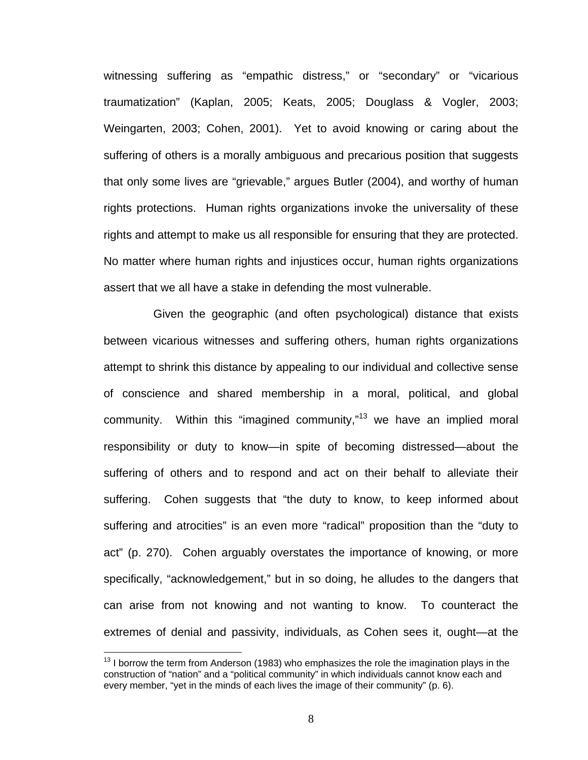witnessing suffering as "empathic distress," or "secondary" or "vicarious traumatization" (Kaplan, 2005; Keats, 2005; Douglass & Vogler, 2003; Weingarten, 2003; Cohen, 2001). Yet to avoid knowing or caring about the suffering of others is a morally ambiguous and precarious position that suggests that only some lives are "grievable," argues Butler (2004), and worthy of human rights protections. Human rights organizations invoke the universality of these rights and attempt to make us all responsible for ensuring that they are protected. No matter where human rights and injustices occur, human rights organizations assert that we all have a stake in defending the most vulnerable.

Given the geographic (and often psychological) distance that exists between vicarious witnesses and suffering others, human rights organizations attempt to shrink this distance by appealing to our individual and collective sense of conscience and shared membership in a moral, political, and global community. Within this "imagined community,"[13] we have an implied moral responsibility or duty to know—in spite of becoming distressed—about the suffering of others and to respond and act on their behalf to alleviate their suffering. Cohen suggests that "the duty to know, to keep informed about suffering and atrocities" is an even more "radical" proposition than the "duty to act" (p. 270). Cohen arguably overstates the importance of knowing, or more specifically, "acknowledgement," but in so doing, he alludes to the dangers that can arise from not knowing and not wanting to know. To counteract the extremes of denial and passivity, individuals, as Cohen sees it, ought—at the

[13] I borrow the term from Anderson (1983) who emphasizes the role the imagination plays in the construction of "nation" and a "political community" in which individuals cannot know each and every member, "yet in the minds of each lives the image of their community" (p. 6).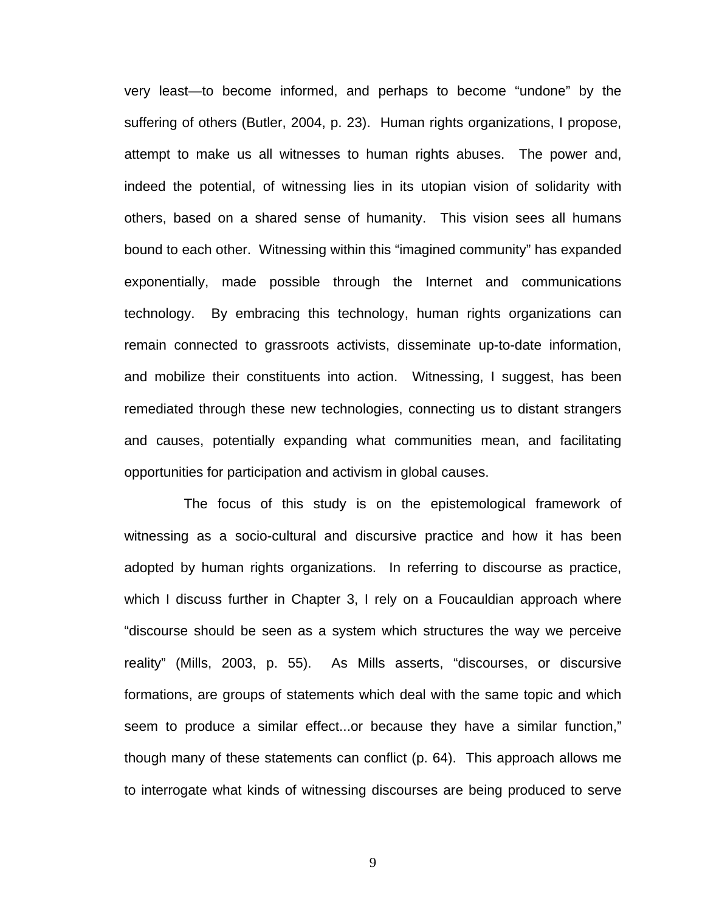very least—to become informed, and perhaps to become "undone" by the suffering of others (Butler, 2004, p. 23). Human rights organizations, I propose, attempt to make us all witnesses to human rights abuses. The power and, indeed the potential, of witnessing lies in its utopian vision of solidarity with others, based on a shared sense of humanity. This vision sees all humans bound to each other. Witnessing within this "imagined community" has expanded exponentially, made possible through the Internet and communications technology. By embracing this technology, human rights organizations can remain connected to grassroots activists, disseminate up-to-date information, and mobilize their constituents into action. Witnessing, I suggest, has been remediated through these new technologies, connecting us to distant strangers and causes, potentially expanding what communities mean, and facilitating opportunities for participation and activism in global causes.

The focus of this study is on the epistemological framework of witnessing as a socio-cultural and discursive practice and how it has been adopted by human rights organizations. In referring to discourse as practice, which I discuss further in Chapter 3, I rely on a Foucauldian approach where "discourse should be seen as a system which structures the way we perceive reality" (Mills, 2003, p. 55). As Mills asserts, "discourses, or discursive formations, are groups of statements which deal with the same topic and which seem to produce a similar effect...or because they have a similar function," though many of these statements can conflict (p. 64). This approach allows me to interrogate what kinds of witnessing discourses are being produced to serve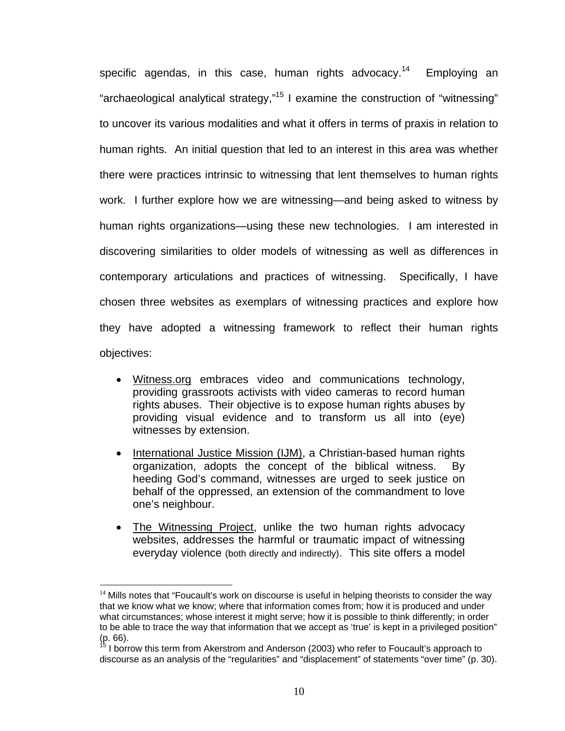specific agendas, in this case, human rights advocacy.[14] Employing an "archaeological analytical strategy,"[15] I examine the construction of "witnessing" to uncover its various modalities and what it offers in terms of praxis in relation to human rights. An initial question that led to an interest in this area was whether there were practices intrinsic to witnessing that lent themselves to human rights work. I further explore how we are witnessing—and being asked to witness by human rights organizations—using these new technologies. I am interested in discovering similarities to older models of witnessing as well as differences in contemporary articulations and practices of witnessing. Specifically, I have chosen three websites as exemplars of witnessing practices and explore how they have adopted a witnessing framework to reflect their human rights objectives:

- Witness.org embraces video and communications technology, providing grassroots activists with video cameras to record human rights abuses. Their objective is to expose human rights abuses by providing visual evidence and to transform us all into (eye) witnesses by extension.
- International Justice Mission (IJM), a Christian-based human rights organization, adopts the concept of the biblical witness. By heeding God's command, witnesses are urged to seek justice on behalf of the oppressed, an extension of the commandment to love one's neighbour.
- The Witnessing Project, unlike the two human rights advocacy websites, addresses the harmful or traumatic impact of witnessing everyday violence (both directly and indirectly). This site offers a model

[14] Mills notes that "Foucault's work on discourse is useful in helping theorists to consider the way that we know what we know; where that information comes from; how it is produced and under what circumstances; whose interest it might serve; how it is possible to think differently; in order to be able to trace the way that information that we accept as 'true' is kept in a privileged position" (p. 66).

[15] I borrow this term from Akerstrom and Anderson (2003) who refer to Foucault's approach to discourse as an analysis of the "regularities" and "displacement" of statements "over time" (p. 30).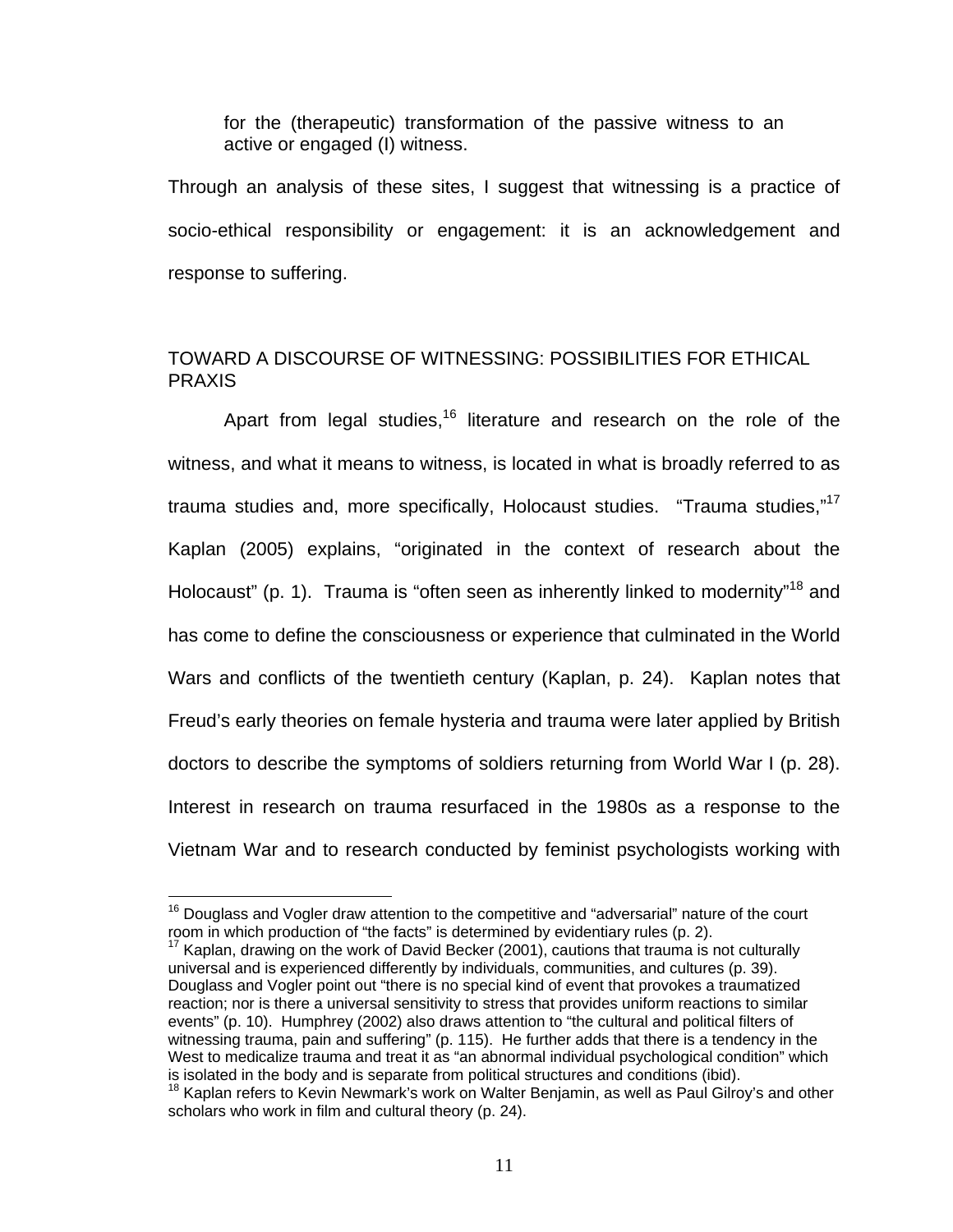> for the (therapeutic) transformation of the passive witness to an active or engaged (I) witness.

Through an analysis of these sites, I suggest that witnessing is a practice of socio-ethical responsibility or engagement: it is an acknowledgement and response to suffering.

## TOWARD A DISCOURSE OF WITNESSING: POSSIBILITIES FOR ETHICAL PRAXIS

Apart from legal studies,[16] literature and research on the role of the witness, and what it means to witness, is located in what is broadly referred to as trauma studies and, more specifically, Holocaust studies. "Trauma studies,"[17] Kaplan (2005) explains, "originated in the context of research about the Holocaust" (p. 1). Trauma is "often seen as inherently linked to modernity"[18] and has come to define the consciousness or experience that culminated in the World Wars and conflicts of the twentieth century (Kaplan, p. 24). Kaplan notes that Freud's early theories on female hysteria and trauma were later applied by British doctors to describe the symptoms of soldiers returning from World War I (p. 28). Interest in research on trauma resurfaced in the 1980s as a response to the Vietnam War and to research conducted by feminist psychologists working with

---

[16] Douglass and Vogler draw attention to the competitive and "adversarial" nature of the court room in which production of "the facts" is determined by evidentiary rules (p. 2).

[17] Kaplan, drawing on the work of David Becker (2001), cautions that trauma is not culturally universal and is experienced differently by individuals, communities, and cultures (p. 39). Douglass and Vogler point out "there is no special kind of event that provokes a traumatized reaction; nor is there a universal sensitivity to stress that provides uniform reactions to similar events" (p. 10). Humphrey (2002) also draws attention to "the cultural and political filters of witnessing trauma, pain and suffering" (p. 115). He further adds that there is a tendency in the West to medicalize trauma and treat it as "an abnormal individual psychological condition" which is isolated in the body and is separate from political structures and conditions (ibid).

[18] Kaplan refers to Kevin Newmark's work on Walter Benjamin, as well as Paul Gilroy's and other scholars who work in film and cultural theory (p. 24).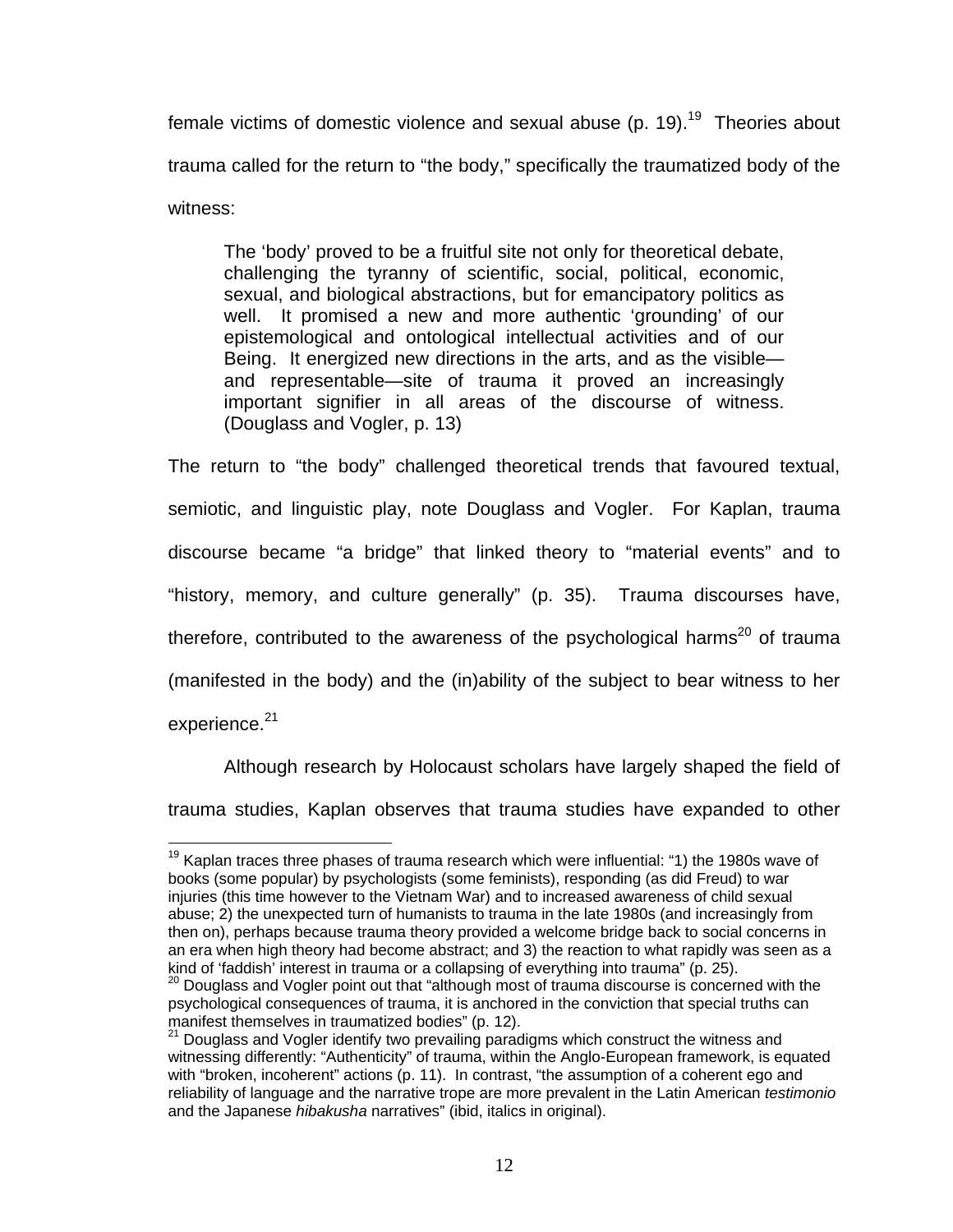female victims of domestic violence and sexual abuse (p. 19).[19] Theories about trauma called for the return to "the body," specifically the traumatized body of the witness:

> The 'body' proved to be a fruitful site not only for theoretical debate, challenging the tyranny of scientific, social, political, economic, sexual, and biological abstractions, but for emancipatory politics as well. It promised a new and more authentic 'grounding' of our epistemological and ontological intellectual activities and of our Being. It energized new directions in the arts, and as the visible—and representable—site of trauma it proved an increasingly important signifier in all areas of the discourse of witness. (Douglass and Vogler, p. 13)

The return to "the body" challenged theoretical trends that favoured textual, semiotic, and linguistic play, note Douglass and Vogler. For Kaplan, trauma discourse became "a bridge" that linked theory to "material events" and to "history, memory, and culture generally" (p. 35). Trauma discourses have, therefore, contributed to the awareness of the psychological harms[20] of trauma (manifested in the body) and the (in)ability of the subject to bear witness to her experience.[21]

Although research by Holocaust scholars have largely shaped the field of trauma studies, Kaplan observes that trauma studies have expanded to other

---

[19] Kaplan traces three phases of trauma research which were influential: "1) the 1980s wave of books (some popular) by psychologists (some feminists), responding (as did Freud) to war injuries (this time however to the Vietnam War) and to increased awareness of child sexual abuse; 2) the unexpected turn of humanists to trauma in the late 1980s (and increasingly from then on), perhaps because trauma theory provided a welcome bridge back to social concerns in an era when high theory had become abstract; and 3) the reaction to what rapidly was seen as a kind of 'faddish' interest in trauma or a collapsing of everything into trauma" (p. 25).

[20] Douglass and Vogler point out that "although most of trauma discourse is concerned with the psychological consequences of trauma, it is anchored in the conviction that special truths can manifest themselves in traumatized bodies" (p. 12).

[21] Douglass and Vogler identify two prevailing paradigms which construct the witness and witnessing differently: "Authenticity" of trauma, within the Anglo-European framework, is equated with "broken, incoherent" actions (p. 11). In contrast, "the assumption of a coherent ego and reliability of language and the narrative trope are more prevalent in the Latin American *testimonio* and the Japanese *hibakusha* narratives" (ibid, italics in original).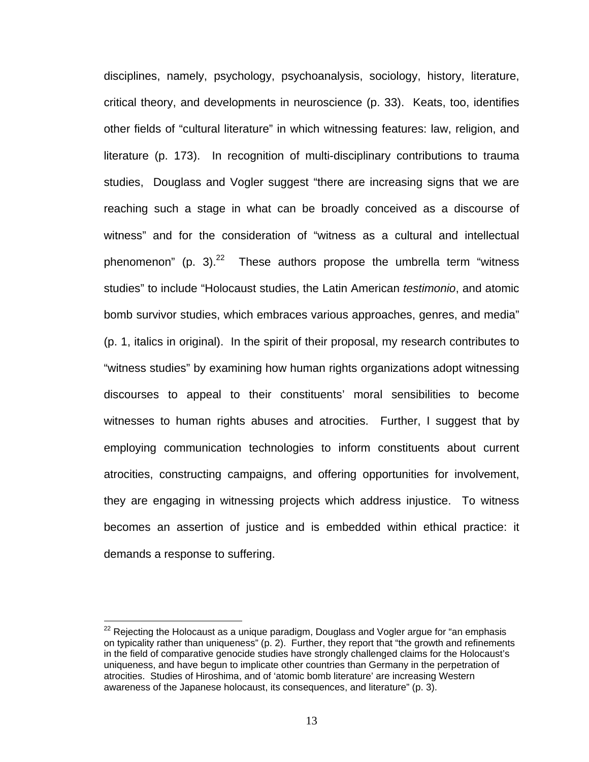disciplines, namely, psychology, psychoanalysis, sociology, history, literature, critical theory, and developments in neuroscience (p. 33). Keats, too, identifies other fields of "cultural literature" in which witnessing features: law, religion, and literature (p. 173). In recognition of multi-disciplinary contributions to trauma studies, Douglass and Vogler suggest "there are increasing signs that we are reaching such a stage in what can be broadly conceived as a discourse of witness" and for the consideration of "witness as a cultural and intellectual phenomenon" (p. 3).[22] These authors propose the umbrella term "witness studies" to include "Holocaust studies, the Latin American *testimonio*, and atomic bomb survivor studies, which embraces various approaches, genres, and media" (p. 1, italics in original). In the spirit of their proposal, my research contributes to "witness studies" by examining how human rights organizations adopt witnessing discourses to appeal to their constituents' moral sensibilities to become witnesses to human rights abuses and atrocities. Further, I suggest that by employing communication technologies to inform constituents about current atrocities, constructing campaigns, and offering opportunities for involvement, they are engaging in witnessing projects which address injustice. To witness becomes an assertion of justice and is embedded within ethical practice: it demands a response to suffering.

---

[22] Rejecting the Holocaust as a unique paradigm, Douglass and Vogler argue for "an emphasis on typicality rather than uniqueness" (p. 2). Further, they report that "the growth and refinements in the field of comparative genocide studies have strongly challenged claims for the Holocaust's uniqueness, and have begun to implicate other countries than Germany in the perpetration of atrocities. Studies of Hiroshima, and of 'atomic bomb literature' are increasing Western awareness of the Japanese holocaust, its consequences, and literature" (p. 3).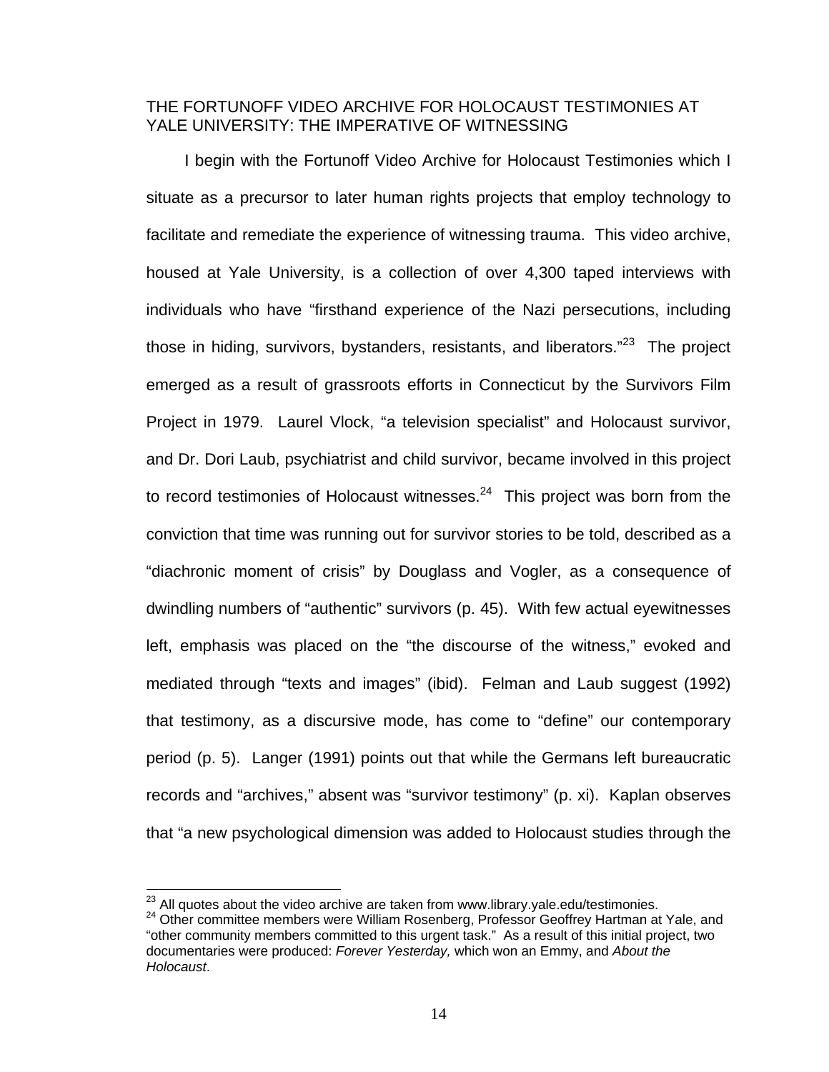## THE FORTUNOFF VIDEO ARCHIVE FOR HOLOCAUST TESTIMONIES AT YALE UNIVERSITY: THE IMPERATIVE OF WITNESSING

I begin with the Fortunoff Video Archive for Holocaust Testimonies which I situate as a precursor to later human rights projects that employ technology to facilitate and remediate the experience of witnessing trauma. This video archive, housed at Yale University, is a collection of over 4,300 taped interviews with individuals who have "firsthand experience of the Nazi persecutions, including those in hiding, survivors, bystanders, resistants, and liberators."[23] The project emerged as a result of grassroots efforts in Connecticut by the Survivors Film Project in 1979. Laurel Vlock, "a television specialist" and Holocaust survivor, and Dr. Dori Laub, psychiatrist and child survivor, became involved in this project to record testimonies of Holocaust witnesses.[24] This project was born from the conviction that time was running out for survivor stories to be told, described as a "diachronic moment of crisis" by Douglass and Vogler, as a consequence of dwindling numbers of "authentic" survivors (p. 45). With few actual eyewitnesses left, emphasis was placed on the "the discourse of the witness," evoked and mediated through "texts and images" (ibid). Felman and Laub suggest (1992) that testimony, as a discursive mode, has come to "define" our contemporary period (p. 5). Langer (1991) points out that while the Germans left bureaucratic records and "archives," absent was "survivor testimony" (p. xi). Kaplan observes that "a new psychological dimension was added to Holocaust studies through the

---

[23] All quotes about the video archive are taken from www.library.yale.edu/testimonies.

[24] Other committee members were William Rosenberg, Professor Geoffrey Hartman at Yale, and "other community members committed to this urgent task." As a result of this initial project, two documentaries were produced: *Forever Yesterday,* which won an Emmy, and *About the Holocaust*.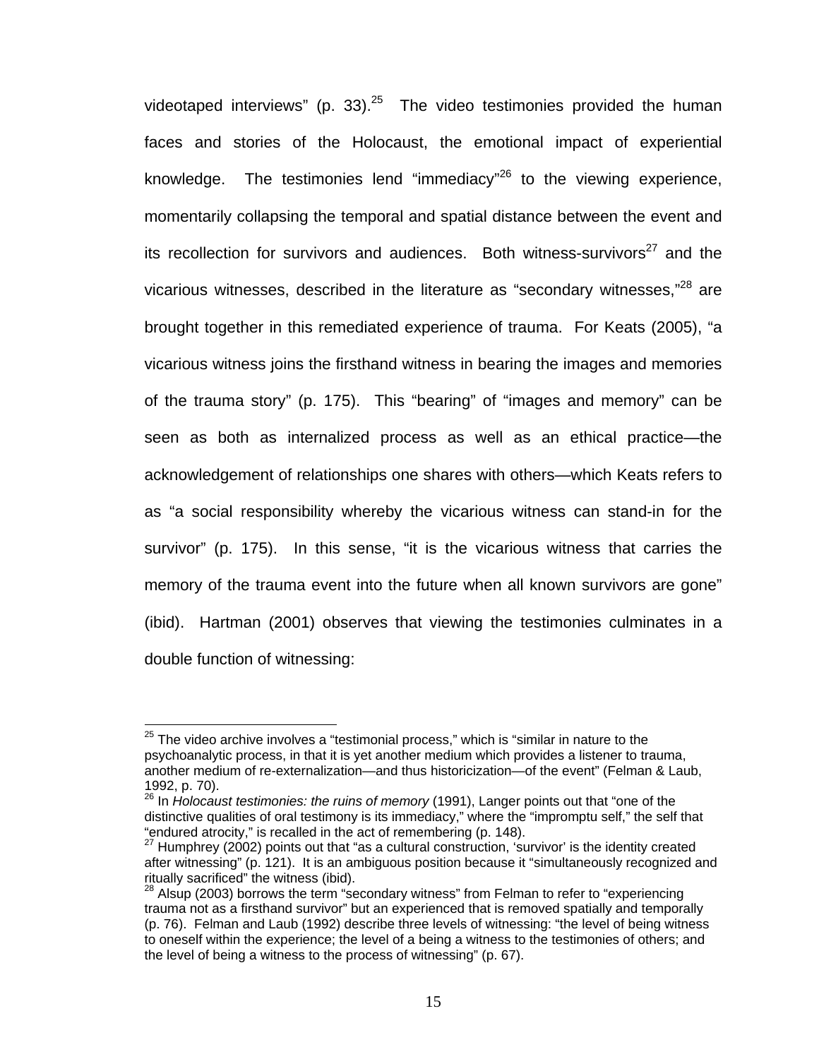videotaped interviews" (p. 33).[25] The video testimonies provided the human faces and stories of the Holocaust, the emotional impact of experiential knowledge. The testimonies lend "immediacy"[26] to the viewing experience, momentarily collapsing the temporal and spatial distance between the event and its recollection for survivors and audiences. Both witness-survivors[27] and the vicarious witnesses, described in the literature as "secondary witnesses,"[28] are brought together in this remediated experience of trauma. For Keats (2005), "a vicarious witness joins the firsthand witness in bearing the images and memories of the trauma story" (p. 175). This "bearing" of "images and memory" can be seen as both as internalized process as well as an ethical practice—the acknowledgement of relationships one shares with others—which Keats refers to as "a social responsibility whereby the vicarious witness can stand-in for the survivor" (p. 175). In this sense, "it is the vicarious witness that carries the memory of the trauma event into the future when all known survivors are gone" (ibid). Hartman (2001) observes that viewing the testimonies culminates in a double function of witnessing:

---

[25] The video archive involves a "testimonial process," which is "similar in nature to the psychoanalytic process, in that it is yet another medium which provides a listener to trauma, another medium of re-externalization—and thus historicization—of the event" (Felman & Laub, 1992, p. 70).

[26] In *Holocaust testimonies: the ruins of memory* (1991), Langer points out that "one of the distinctive qualities of oral testimony is its immediacy," where the "impromptu self," the self that "endured atrocity," is recalled in the act of remembering (p. 148).

[27] Humphrey (2002) points out that "as a cultural construction, 'survivor' is the identity created after witnessing" (p. 121). It is an ambiguous position because it "simultaneously recognized and ritually sacrificed" the witness (ibid).

[28] Alsup (2003) borrows the term "secondary witness" from Felman to refer to "experiencing trauma not as a firsthand survivor" but an experienced that is removed spatially and temporally (p. 76). Felman and Laub (1992) describe three levels of witnessing: "the level of being witness to oneself within the experience; the level of a being a witness to the testimonies of others; and the level of being a witness to the process of witnessing" (p. 67).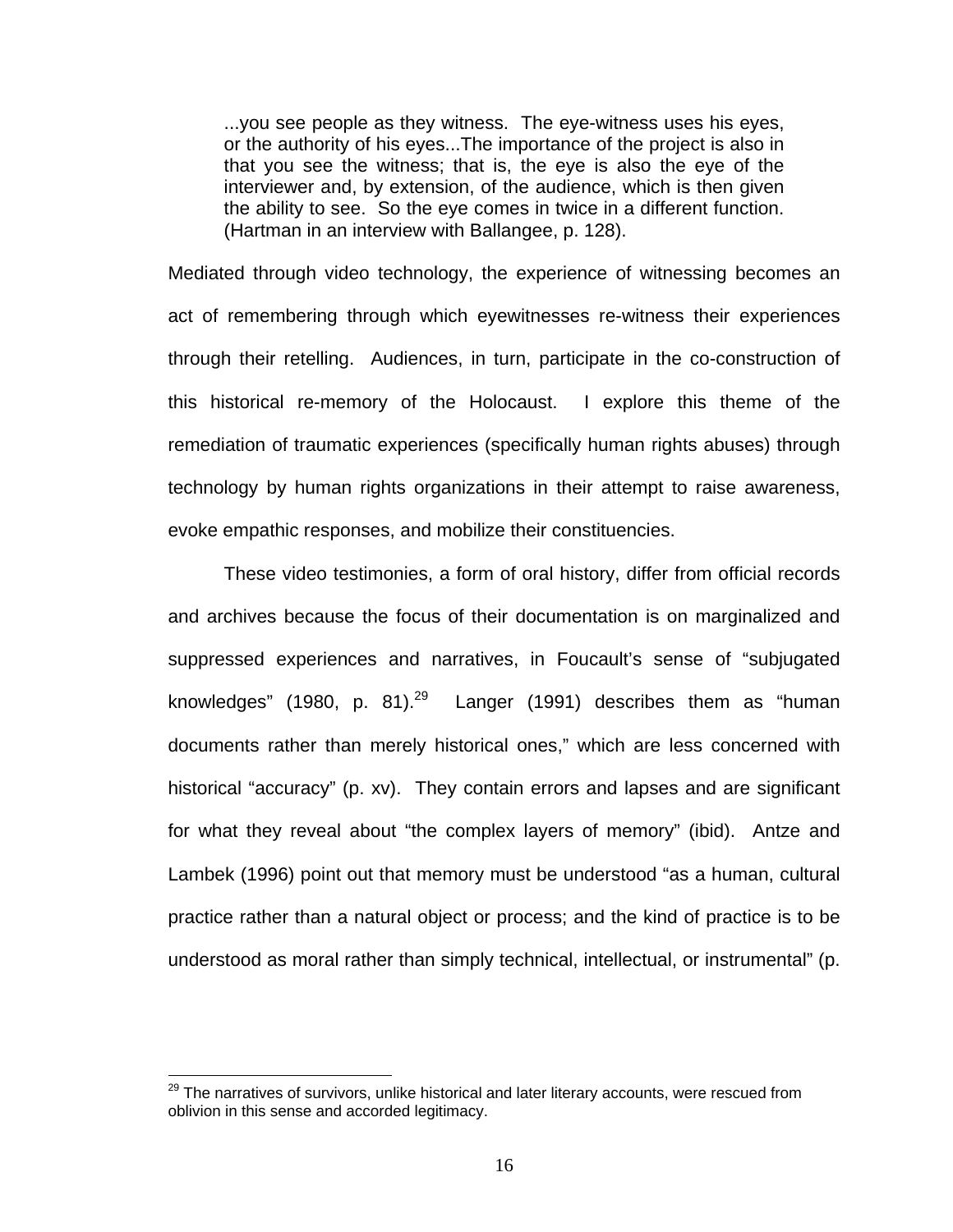> ...you see people as they witness. The eye-witness uses his eyes, or the authority of his eyes...The importance of the project is also in that you see the witness; that is, the eye is also the eye of the interviewer and, by extension, of the audience, which is then given the ability to see. So the eye comes in twice in a different function. (Hartman in an interview with Ballangee, p. 128).

Mediated through video technology, the experience of witnessing becomes an act of remembering through which eyewitnesses re-witness their experiences through their retelling. Audiences, in turn, participate in the co-construction of this historical re-memory of the Holocaust. I explore this theme of the remediation of traumatic experiences (specifically human rights abuses) through technology by human rights organizations in their attempt to raise awareness, evoke empathic responses, and mobilize their constituencies.

These video testimonies, a form of oral history, differ from official records and archives because the focus of their documentation is on marginalized and suppressed experiences and narratives, in Foucault's sense of "subjugated knowledges" (1980, p. 81).[29] Langer (1991) describes them as "human documents rather than merely historical ones," which are less concerned with historical "accuracy" (p. xv). They contain errors and lapses and are significant for what they reveal about "the complex layers of memory" (ibid). Antze and Lambek (1996) point out that memory must be understood "as a human, cultural practice rather than a natural object or process; and the kind of practice is to be understood as moral rather than simply technical, intellectual, or instrumental" (p.

---

[29] The narratives of survivors, unlike historical and later literary accounts, were rescued from oblivion in this sense and accorded legitimacy.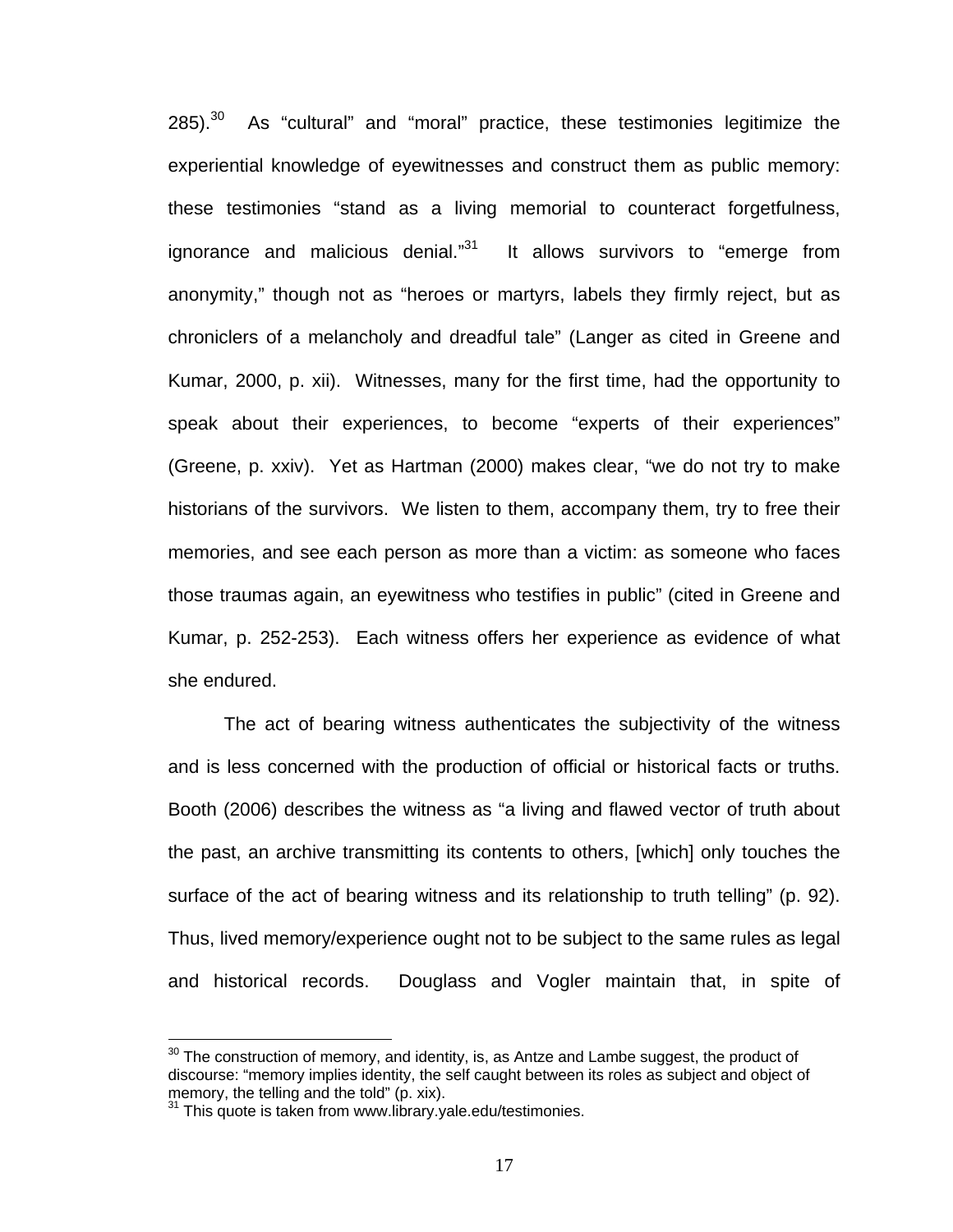285).[30] As "cultural" and "moral" practice, these testimonies legitimize the experiential knowledge of eyewitnesses and construct them as public memory: these testimonies "stand as a living memorial to counteract forgetfulness, ignorance and malicious denial."[31] It allows survivors to "emerge from anonymity," though not as "heroes or martyrs, labels they firmly reject, but as chroniclers of a melancholy and dreadful tale" (Langer as cited in Greene and Kumar, 2000, p. xii). Witnesses, many for the first time, had the opportunity to speak about their experiences, to become "experts of their experiences" (Greene, p. xxiv). Yet as Hartman (2000) makes clear, "we do not try to make historians of the survivors. We listen to them, accompany them, try to free their memories, and see each person as more than a victim: as someone who faces those traumas again, an eyewitness who testifies in public" (cited in Greene and Kumar, p. 252-253). Each witness offers her experience as evidence of what she endured.

The act of bearing witness authenticates the subjectivity of the witness and is less concerned with the production of official or historical facts or truths. Booth (2006) describes the witness as "a living and flawed vector of truth about the past, an archive transmitting its contents to others, [which] only touches the surface of the act of bearing witness and its relationship to truth telling" (p. 92). Thus, lived memory/experience ought not to be subject to the same rules as legal and historical records. Douglass and Vogler maintain that, in spite of

---

[30] The construction of memory, and identity, is, as Antze and Lambe suggest, the product of discourse: "memory implies identity, the self caught between its roles as subject and object of memory, the telling and the told" (p. xix).

[31] This quote is taken from www.library.yale.edu/testimonies.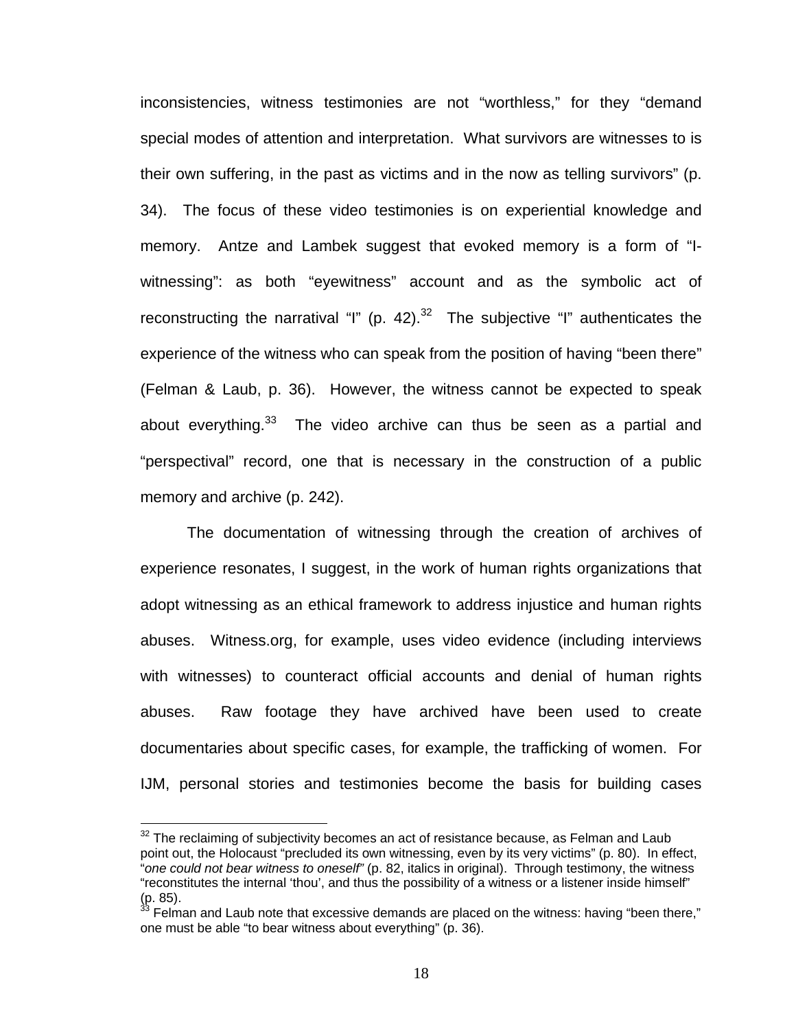inconsistencies, witness testimonies are not "worthless," for they "demand special modes of attention and interpretation. What survivors are witnesses to is their own suffering, in the past as victims and in the now as telling survivors" (p. 34). The focus of these video testimonies is on experiential knowledge and memory. Antze and Lambek suggest that evoked memory is a form of "I-witnessing": as both "eyewitness" account and as the symbolic act of reconstructing the narratival "I" (p. 42).[32] The subjective "I" authenticates the experience of the witness who can speak from the position of having "been there" (Felman & Laub, p. 36). However, the witness cannot be expected to speak about everything.[33] The video archive can thus be seen as a partial and "perspectival" record, one that is necessary in the construction of a public memory and archive (p. 242).

The documentation of witnessing through the creation of archives of experience resonates, I suggest, in the work of human rights organizations that adopt witnessing as an ethical framework to address injustice and human rights abuses. Witness.org, for example, uses video evidence (including interviews with witnesses) to counteract official accounts and denial of human rights abuses. Raw footage they have archived have been used to create documentaries about specific cases, for example, the trafficking of women. For IJM, personal stories and testimonies become the basis for building cases

---

[32] The reclaiming of subjectivity becomes an act of resistance because, as Felman and Laub point out, the Holocaust "precluded its own witnessing, even by its very victims" (p. 80). In effect, "*one could not bear witness to oneself"* (p. 82, italics in original). Through testimony, the witness "reconstitutes the internal 'thou', and thus the possibility of a witness or a listener inside himself" (p. 85).

[33] Felman and Laub note that excessive demands are placed on the witness: having "been there," one must be able "to bear witness about everything" (p. 36).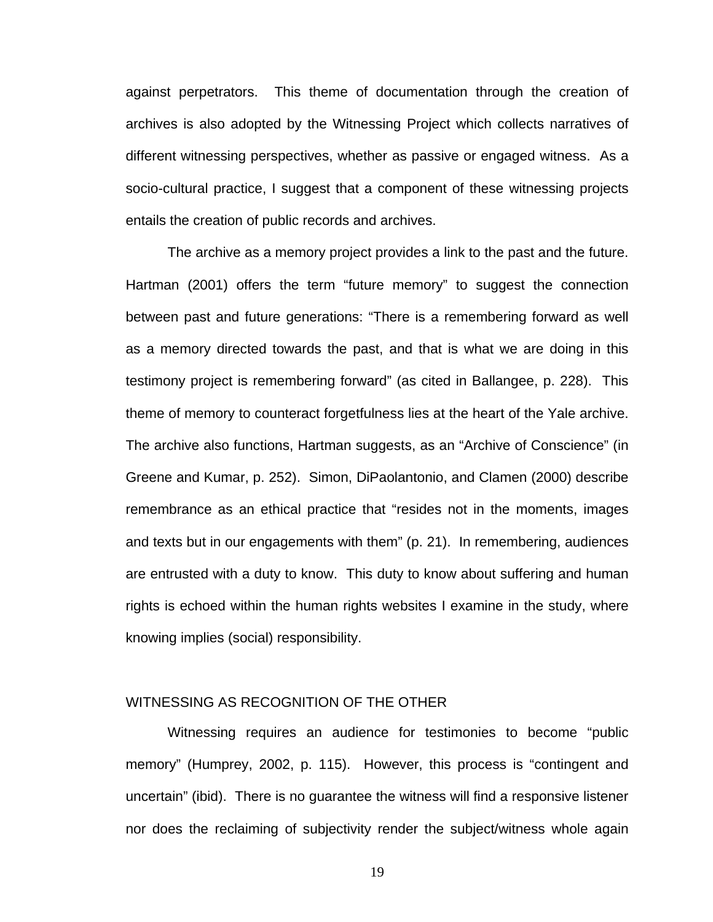against perpetrators. This theme of documentation through the creation of archives is also adopted by the Witnessing Project which collects narratives of different witnessing perspectives, whether as passive or engaged witness. As a socio-cultural practice, I suggest that a component of these witnessing projects entails the creation of public records and archives.

The archive as a memory project provides a link to the past and the future. Hartman (2001) offers the term "future memory" to suggest the connection between past and future generations: "There is a remembering forward as well as a memory directed towards the past, and that is what we are doing in this testimony project is remembering forward" (as cited in Ballangee, p. 228). This theme of memory to counteract forgetfulness lies at the heart of the Yale archive. The archive also functions, Hartman suggests, as an "Archive of Conscience" (in Greene and Kumar, p. 252). Simon, DiPaolantonio, and Clamen (2000) describe remembrance as an ethical practice that "resides not in the moments, images and texts but in our engagements with them" (p. 21). In remembering, audiences are entrusted with a duty to know. This duty to know about suffering and human rights is echoed within the human rights websites I examine in the study, where knowing implies (social) responsibility.

## WITNESSING AS RECOGNITION OF THE OTHER

Witnessing requires an audience for testimonies to become "public memory" (Humprey, 2002, p. 115). However, this process is "contingent and uncertain" (ibid). There is no guarantee the witness will find a responsive listener nor does the reclaiming of subjectivity render the subject/witness whole again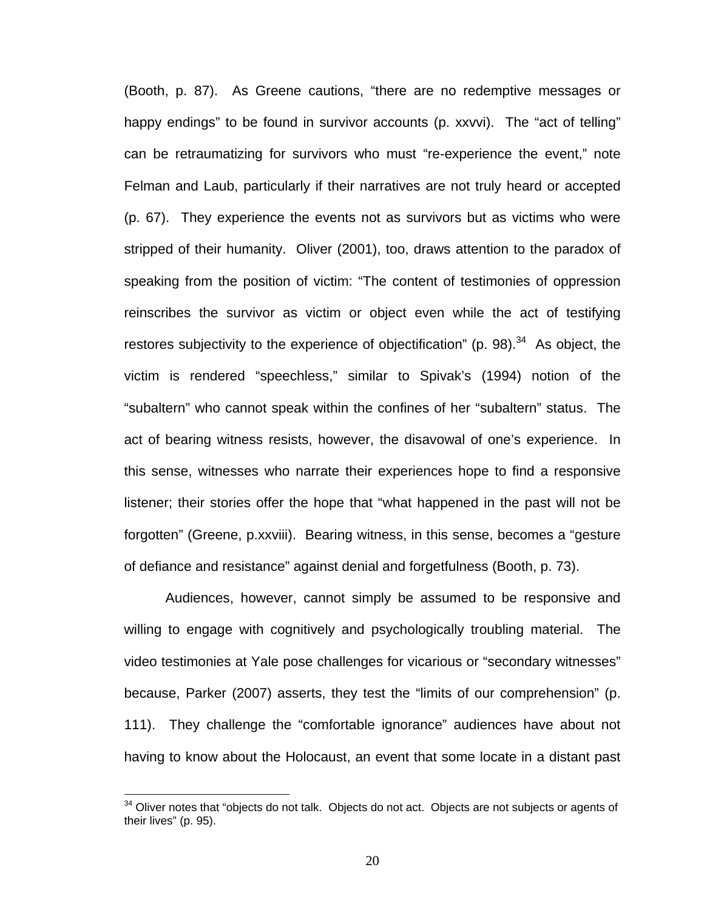(Booth, p. 87). As Greene cautions, "there are no redemptive messages or happy endings" to be found in survivor accounts (p. xxvvi). The "act of telling" can be retraumatizing for survivors who must "re-experience the event," note Felman and Laub, particularly if their narratives are not truly heard or accepted (p. 67). They experience the events not as survivors but as victims who were stripped of their humanity. Oliver (2001), too, draws attention to the paradox of speaking from the position of victim: "The content of testimonies of oppression reinscribes the survivor as victim or object even while the act of testifying restores subjectivity to the experience of objectification" (p. 98).[34] As object, the victim is rendered "speechless," similar to Spivak's (1994) notion of the "subaltern" who cannot speak within the confines of her "subaltern" status. The act of bearing witness resists, however, the disavowal of one's experience. In this sense, witnesses who narrate their experiences hope to find a responsive listener; their stories offer the hope that "what happened in the past will not be forgotten" (Greene, p.xxviii). Bearing witness, in this sense, becomes a "gesture of defiance and resistance" against denial and forgetfulness (Booth, p. 73).

Audiences, however, cannot simply be assumed to be responsive and willing to engage with cognitively and psychologically troubling material. The video testimonies at Yale pose challenges for vicarious or "secondary witnesses" because, Parker (2007) asserts, they test the "limits of our comprehension" (p. 111). They challenge the "comfortable ignorance" audiences have about not having to know about the Holocaust, an event that some locate in a distant past

[34] Oliver notes that "objects do not talk. Objects do not act. Objects are not subjects or agents of their lives" (p. 95).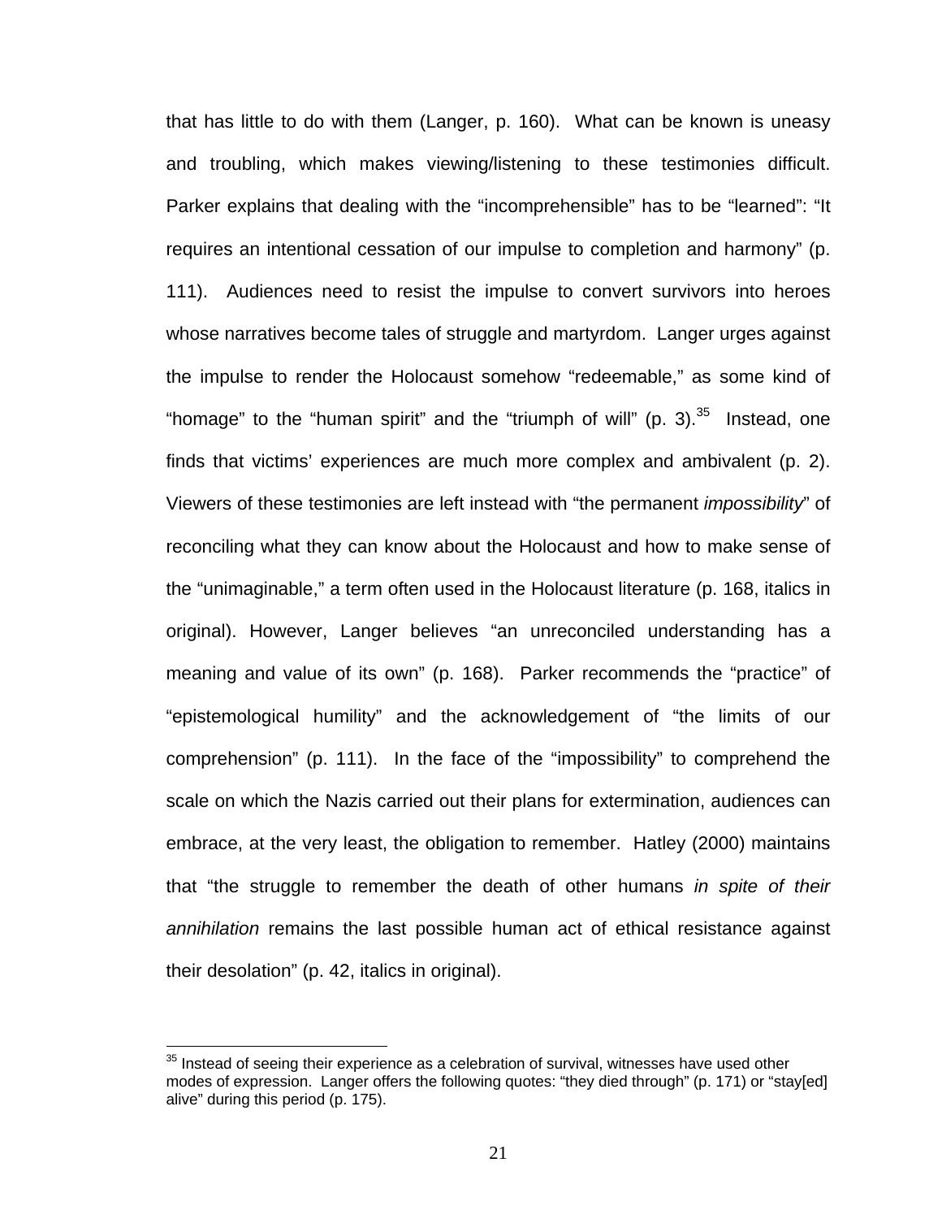that has little to do with them (Langer, p. 160). What can be known is uneasy and troubling, which makes viewing/listening to these testimonies difficult. Parker explains that dealing with the "incomprehensible" has to be "learned": "It requires an intentional cessation of our impulse to completion and harmony" (p. 111). Audiences need to resist the impulse to convert survivors into heroes whose narratives become tales of struggle and martyrdom. Langer urges against the impulse to render the Holocaust somehow "redeemable," as some kind of "homage" to the "human spirit" and the "triumph of will" (p. 3).[35] Instead, one finds that victims' experiences are much more complex and ambivalent (p. 2). Viewers of these testimonies are left instead with "the permanent *impossibility*" of reconciling what they can know about the Holocaust and how to make sense of the "unimaginable," a term often used in the Holocaust literature (p. 168, italics in original). However, Langer believes "an unreconciled understanding has a meaning and value of its own" (p. 168). Parker recommends the "practice" of "epistemological humility" and the acknowledgement of "the limits of our comprehension" (p. 111). In the face of the "impossibility" to comprehend the scale on which the Nazis carried out their plans for extermination, audiences can embrace, at the very least, the obligation to remember. Hatley (2000) maintains that "the struggle to remember the death of other humans *in spite of their annihilation* remains the last possible human act of ethical resistance against their desolation" (p. 42, italics in original).

[35] Instead of seeing their experience as a celebration of survival, witnesses have used other modes of expression. Langer offers the following quotes: "they died through" (p. 171) or "stay[ed] alive" during this period (p. 175).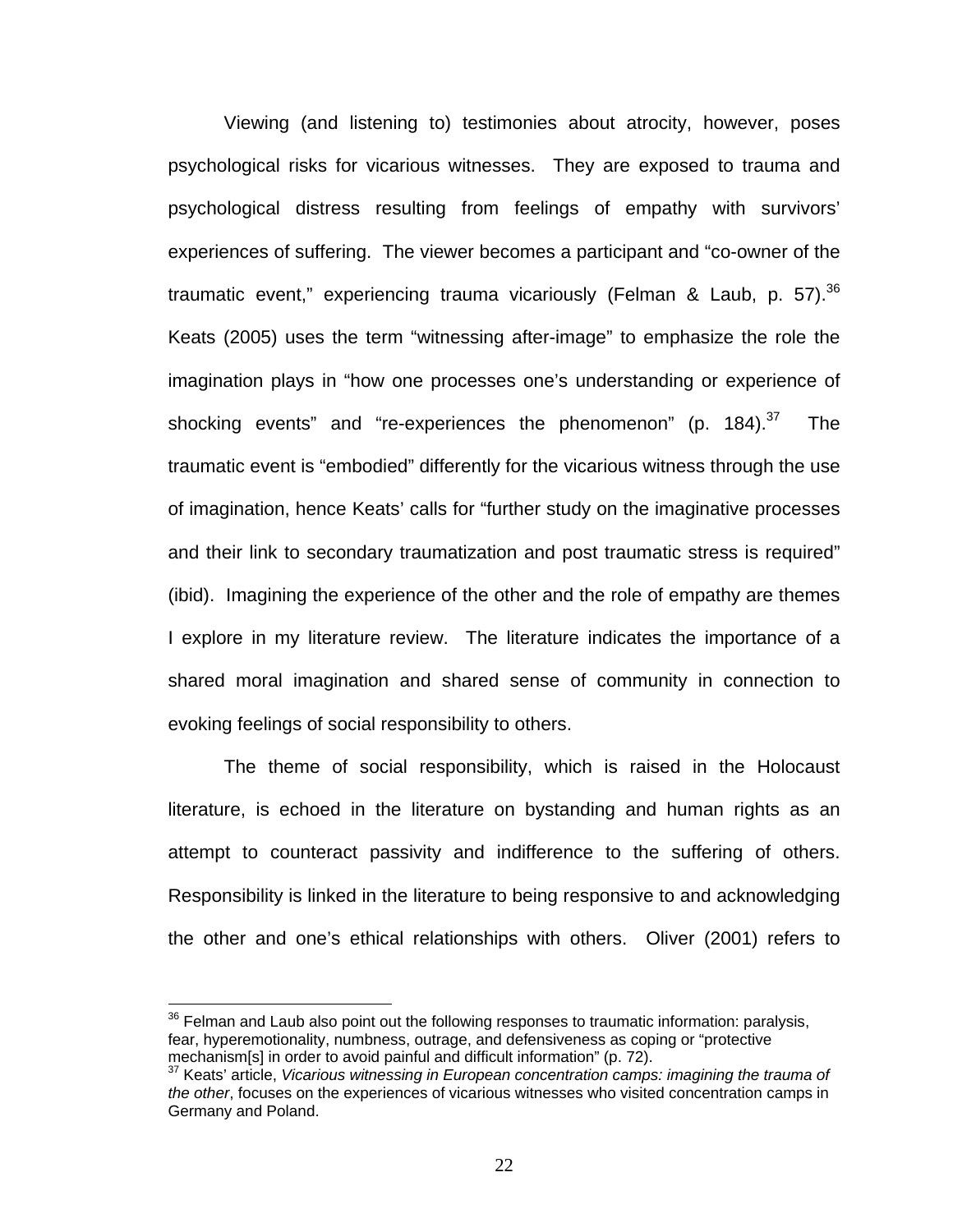Viewing (and listening to) testimonies about atrocity, however, poses psychological risks for vicarious witnesses. They are exposed to trauma and psychological distress resulting from feelings of empathy with survivors' experiences of suffering. The viewer becomes a participant and "co-owner of the traumatic event," experiencing trauma vicariously (Felman & Laub, p. 57).[36] Keats (2005) uses the term "witnessing after-image" to emphasize the role the imagination plays in "how one processes one's understanding or experience of shocking events" and "re-experiences the phenomenon" (p. 184).[37] The traumatic event is "embodied" differently for the vicarious witness through the use of imagination, hence Keats' calls for "further study on the imaginative processes and their link to secondary traumatization and post traumatic stress is required" (ibid). Imagining the experience of the other and the role of empathy are themes I explore in my literature review. The literature indicates the importance of a shared moral imagination and shared sense of community in connection to evoking feelings of social responsibility to others.

The theme of social responsibility, which is raised in the Holocaust literature, is echoed in the literature on bystanding and human rights as an attempt to counteract passivity and indifference to the suffering of others. Responsibility is linked in the literature to being responsive to and acknowledging the other and one's ethical relationships with others. Oliver (2001) refers to

---

[36] Felman and Laub also point out the following responses to traumatic information: paralysis, fear, hyperemotionality, numbness, outrage, and defensiveness as coping or "protective mechanism[s] in order to avoid painful and difficult information" (p. 72).

[37] Keats' article, *Vicarious witnessing in European concentration camps: imagining the trauma of the other*, focuses on the experiences of vicarious witnesses who visited concentration camps in Germany and Poland.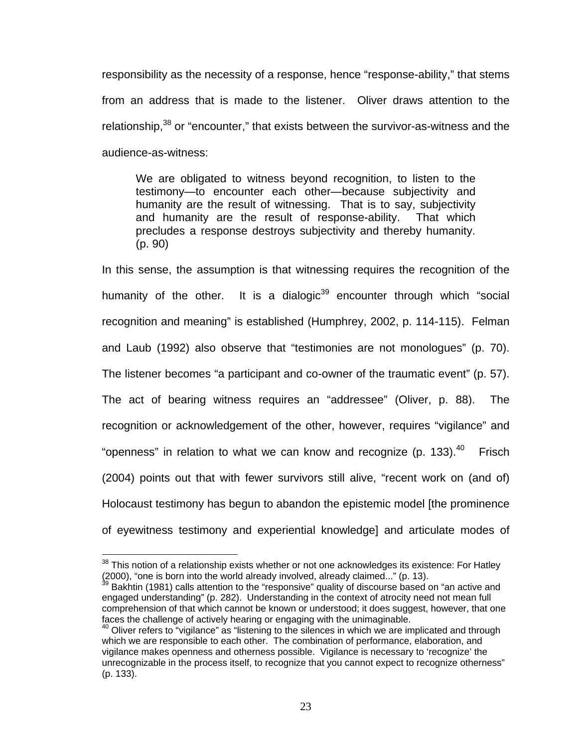responsibility as the necessity of a response, hence "response-ability," that stems from an address that is made to the listener. Oliver draws attention to the relationship,[38] or "encounter," that exists between the survivor-as-witness and the audience-as-witness:

> We are obligated to witness beyond recognition, to listen to the testimony—to encounter each other—because subjectivity and humanity are the result of witnessing. That is to say, subjectivity and humanity are the result of response-ability. That which precludes a response destroys subjectivity and thereby humanity. (p. 90)

In this sense, the assumption is that witnessing requires the recognition of the humanity of the other. It is a dialogic[39] encounter through which "social recognition and meaning" is established (Humphrey, 2002, p. 114-115). Felman and Laub (1992) also observe that "testimonies are not monologues" (p. 70). The listener becomes "a participant and co-owner of the traumatic event" (p. 57). The act of bearing witness requires an "addressee" (Oliver, p. 88). The recognition or acknowledgement of the other, however, requires "vigilance" and "openness" in relation to what we can know and recognize (p. 133).[40] Frisch (2004) points out that with fewer survivors still alive, "recent work on (and of) Holocaust testimony has begun to abandon the epistemic model [the prominence of eyewitness testimony and experiential knowledge] and articulate modes of

---

[38] This notion of a relationship exists whether or not one acknowledges its existence: For Hatley (2000), "one is born into the world already involved, already claimed..." (p. 13).

[39] Bakhtin (1981) calls attention to the "responsive" quality of discourse based on "an active and engaged understanding" (p. 282). Understanding in the context of atrocity need not mean full comprehension of that which cannot be known or understood; it does suggest, however, that one faces the challenge of actively hearing or engaging with the unimaginable.

[40] Oliver refers to "vigilance" as "listening to the silences in which we are implicated and through which we are responsible to each other. The combination of performance, elaboration, and vigilance makes openness and otherness possible. Vigilance is necessary to 'recognize' the unrecognizable in the process itself, to recognize that you cannot expect to recognize otherness" (p. 133).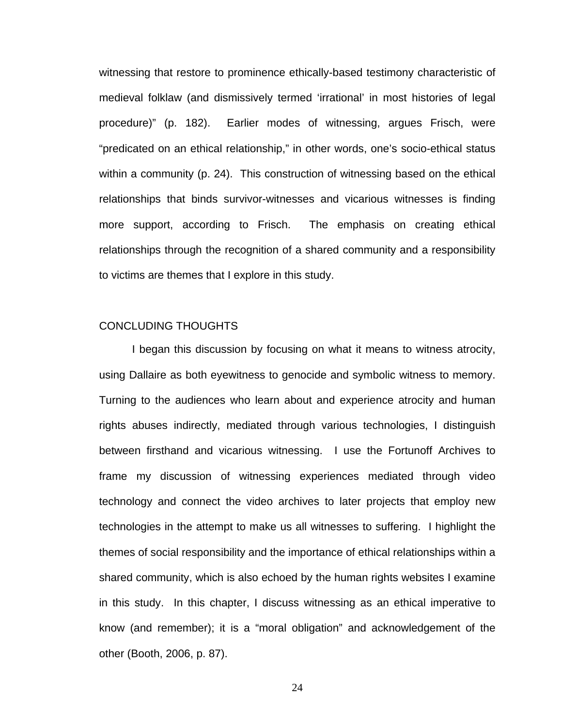witnessing that restore to prominence ethically-based testimony characteristic of medieval folklaw (and dismissively termed 'irrational' in most histories of legal procedure)" (p. 182). Earlier modes of witnessing, argues Frisch, were "predicated on an ethical relationship," in other words, one's socio-ethical status within a community (p. 24). This construction of witnessing based on the ethical relationships that binds survivor-witnesses and vicarious witnesses is finding more support, according to Frisch. The emphasis on creating ethical relationships through the recognition of a shared community and a responsibility to victims are themes that I explore in this study.

## CONCLUDING THOUGHTS

I began this discussion by focusing on what it means to witness atrocity, using Dallaire as both eyewitness to genocide and symbolic witness to memory. Turning to the audiences who learn about and experience atrocity and human rights abuses indirectly, mediated through various technologies, I distinguish between firsthand and vicarious witnessing. I use the Fortunoff Archives to frame my discussion of witnessing experiences mediated through video technology and connect the video archives to later projects that employ new technologies in the attempt to make us all witnesses to suffering. I highlight the themes of social responsibility and the importance of ethical relationships within a shared community, which is also echoed by the human rights websites I examine in this study. In this chapter, I discuss witnessing as an ethical imperative to know (and remember); it is a "moral obligation" and acknowledgement of the other (Booth, 2006, p. 87).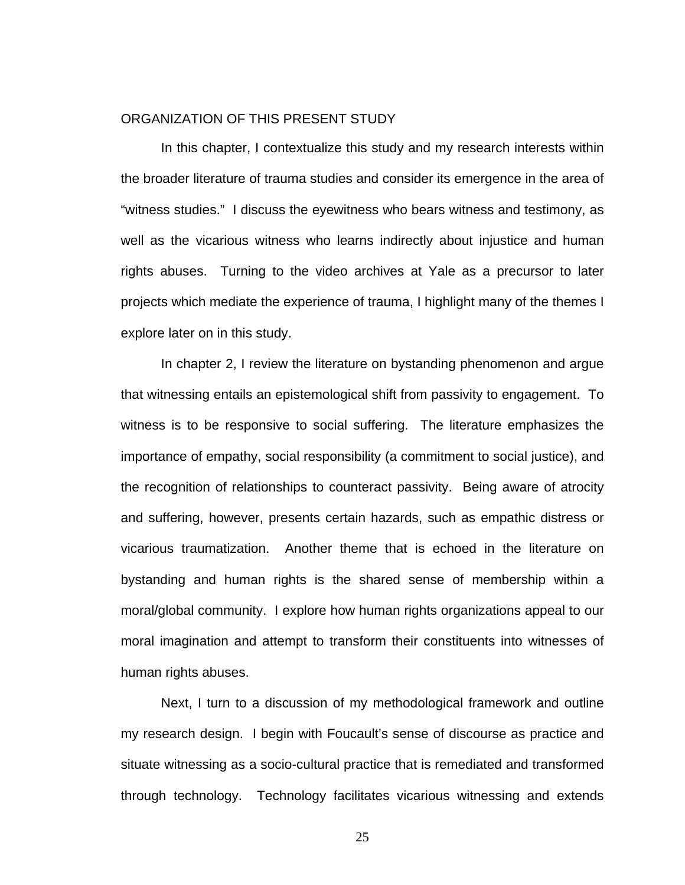## ORGANIZATION OF THIS PRESENT STUDY

In this chapter, I contextualize this study and my research interests within the broader literature of trauma studies and consider its emergence in the area of "witness studies." I discuss the eyewitness who bears witness and testimony, as well as the vicarious witness who learns indirectly about injustice and human rights abuses. Turning to the video archives at Yale as a precursor to later projects which mediate the experience of trauma, I highlight many of the themes I explore later on in this study.

In chapter 2, I review the literature on bystanding phenomenon and argue that witnessing entails an epistemological shift from passivity to engagement. To witness is to be responsive to social suffering. The literature emphasizes the importance of empathy, social responsibility (a commitment to social justice), and the recognition of relationships to counteract passivity. Being aware of atrocity and suffering, however, presents certain hazards, such as empathic distress or vicarious traumatization. Another theme that is echoed in the literature on bystanding and human rights is the shared sense of membership within a moral/global community. I explore how human rights organizations appeal to our moral imagination and attempt to transform their constituents into witnesses of human rights abuses.

Next, I turn to a discussion of my methodological framework and outline my research design. I begin with Foucault's sense of discourse as practice and situate witnessing as a socio-cultural practice that is remediated and transformed through technology. Technology facilitates vicarious witnessing and extends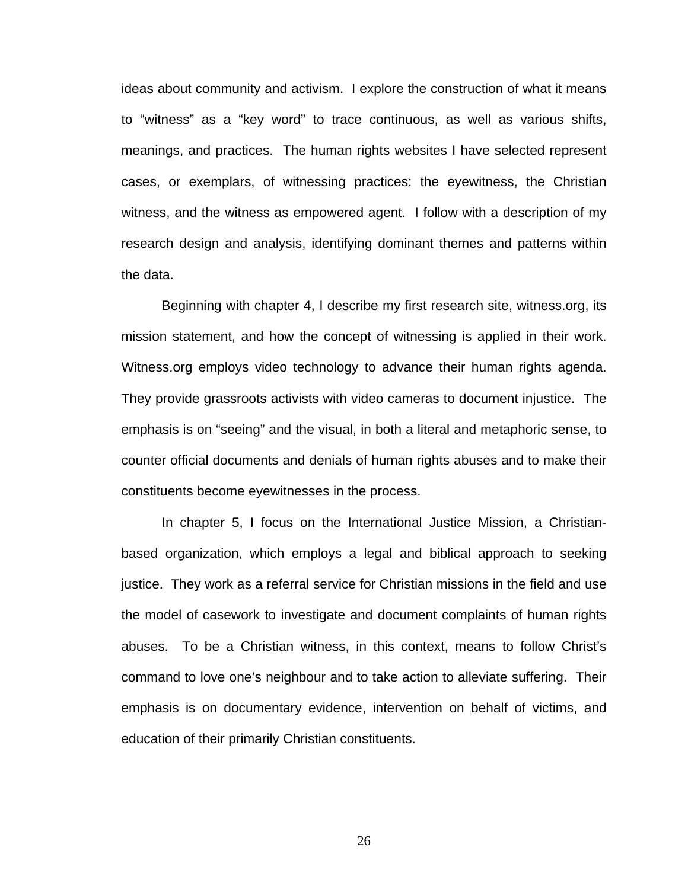ideas about community and activism. I explore the construction of what it means to "witness" as a "key word" to trace continuous, as well as various shifts, meanings, and practices. The human rights websites I have selected represent cases, or exemplars, of witnessing practices: the eyewitness, the Christian witness, and the witness as empowered agent. I follow with a description of my research design and analysis, identifying dominant themes and patterns within the data.

Beginning with chapter 4, I describe my first research site, witness.org, its mission statement, and how the concept of witnessing is applied in their work. Witness.org employs video technology to advance their human rights agenda. They provide grassroots activists with video cameras to document injustice. The emphasis is on "seeing" and the visual, in both a literal and metaphoric sense, to counter official documents and denials of human rights abuses and to make their constituents become eyewitnesses in the process.

In chapter 5, I focus on the International Justice Mission, a Christian-based organization, which employs a legal and biblical approach to seeking justice. They work as a referral service for Christian missions in the field and use the model of casework to investigate and document complaints of human rights abuses. To be a Christian witness, in this context, means to follow Christ's command to love one's neighbour and to take action to alleviate suffering. Their emphasis is on documentary evidence, intervention on behalf of victims, and education of their primarily Christian constituents.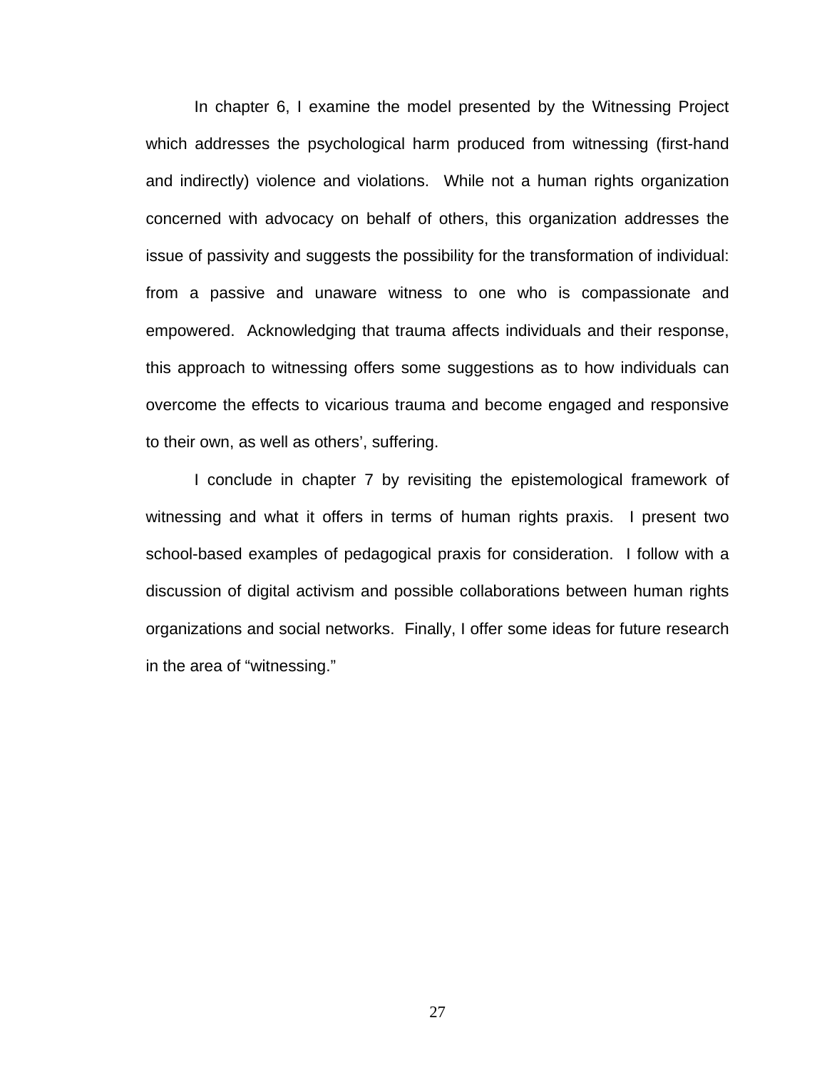In chapter 6, I examine the model presented by the Witnessing Project which addresses the psychological harm produced from witnessing (first-hand and indirectly) violence and violations. While not a human rights organization concerned with advocacy on behalf of others, this organization addresses the issue of passivity and suggests the possibility for the transformation of individual: from a passive and unaware witness to one who is compassionate and empowered. Acknowledging that trauma affects individuals and their response, this approach to witnessing offers some suggestions as to how individuals can overcome the effects to vicarious trauma and become engaged and responsive to their own, as well as others', suffering.

I conclude in chapter 7 by revisiting the epistemological framework of witnessing and what it offers in terms of human rights praxis. I present two school-based examples of pedagogical praxis for consideration. I follow with a discussion of digital activism and possible collaborations between human rights organizations and social networks. Finally, I offer some ideas for future research in the area of "witnessing."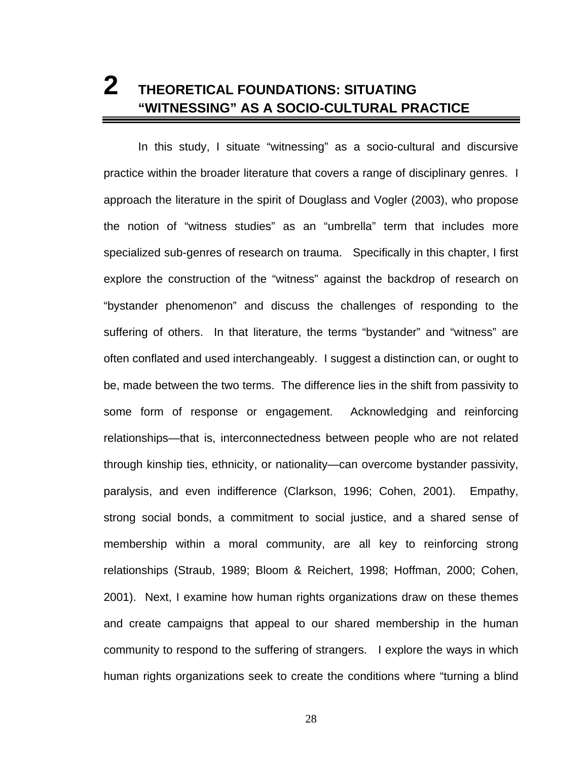# 2 THEORETICAL FOUNDATIONS: SITUATING "WITNESSING" AS A SOCIO-CULTURAL PRACTICE

In this study, I situate "witnessing" as a socio-cultural and discursive practice within the broader literature that covers a range of disciplinary genres. I approach the literature in the spirit of Douglass and Vogler (2003), who propose the notion of "witness studies" as an "umbrella" term that includes more specialized sub-genres of research on trauma. Specifically in this chapter, I first explore the construction of the "witness" against the backdrop of research on "bystander phenomenon" and discuss the challenges of responding to the suffering of others. In that literature, the terms "bystander" and "witness" are often conflated and used interchangeably. I suggest a distinction can, or ought to be, made between the two terms. The difference lies in the shift from passivity to some form of response or engagement. Acknowledging and reinforcing relationships—that is, interconnectedness between people who are not related through kinship ties, ethnicity, or nationality—can overcome bystander passivity, paralysis, and even indifference (Clarkson, 1996; Cohen, 2001). Empathy, strong social bonds, a commitment to social justice, and a shared sense of membership within a moral community, are all key to reinforcing strong relationships (Straub, 1989; Bloom & Reichert, 1998; Hoffman, 2000; Cohen, 2001). Next, I examine how human rights organizations draw on these themes and create campaigns that appeal to our shared membership in the human community to respond to the suffering of strangers. I explore the ways in which human rights organizations seek to create the conditions where "turning a blind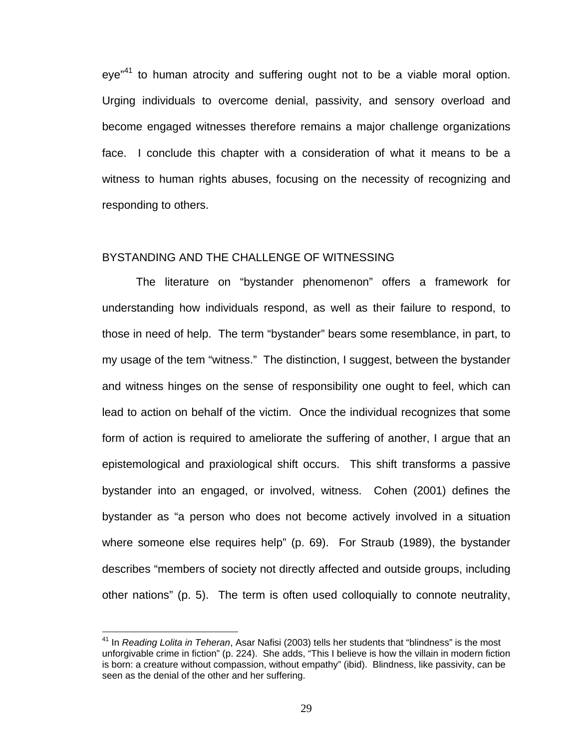eye"[41] to human atrocity and suffering ought not to be a viable moral option. Urging individuals to overcome denial, passivity, and sensory overload and become engaged witnesses therefore remains a major challenge organizations face. I conclude this chapter with a consideration of what it means to be a witness to human rights abuses, focusing on the necessity of recognizing and responding to others.

## BYSTANDING AND THE CHALLENGE OF WITNESSING

The literature on "bystander phenomenon" offers a framework for understanding how individuals respond, as well as their failure to respond, to those in need of help. The term "bystander" bears some resemblance, in part, to my usage of the tem "witness." The distinction, I suggest, between the bystander and witness hinges on the sense of responsibility one ought to feel, which can lead to action on behalf of the victim. Once the individual recognizes that some form of action is required to ameliorate the suffering of another, I argue that an epistemological and praxiological shift occurs. This shift transforms a passive bystander into an engaged, or involved, witness. Cohen (2001) defines the bystander as "a person who does not become actively involved in a situation where someone else requires help" (p. 69). For Straub (1989), the bystander describes "members of society not directly affected and outside groups, including other nations" (p. 5). The term is often used colloquially to connote neutrality,

[41] In *Reading Lolita in Teheran*, Asar Nafisi (2003) tells her students that "blindness" is the most unforgivable crime in fiction" (p. 224). She adds, "This I believe is how the villain in modern fiction is born: a creature without compassion, without empathy" (ibid). Blindness, like passivity, can be seen as the denial of the other and her suffering.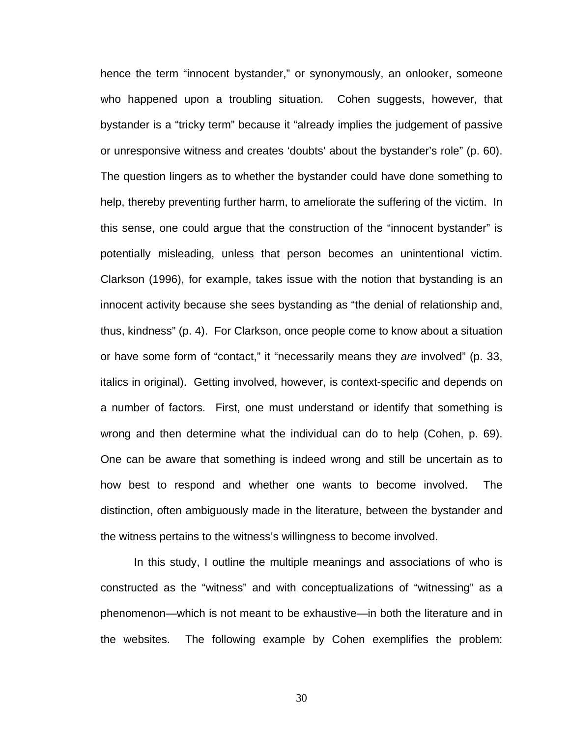hence the term “innocent bystander,” or synonymously, an onlooker, someone who happened upon a troubling situation. Cohen suggests, however, that bystander is a “tricky term” because it “already implies the judgement of passive or unresponsive witness and creates ‘doubts’ about the bystander’s role” (p. 60). The question lingers as to whether the bystander could have done something to help, thereby preventing further harm, to ameliorate the suffering of the victim. In this sense, one could argue that the construction of the “innocent bystander” is potentially misleading, unless that person becomes an unintentional victim. Clarkson (1996), for example, takes issue with the notion that bystanding is an innocent activity because she sees bystanding as “the denial of relationship and, thus, kindness” (p. 4). For Clarkson, once people come to know about a situation or have some form of “contact,” it “necessarily means they *are* involved” (p. 33, italics in original). Getting involved, however, is context-specific and depends on a number of factors. First, one must understand or identify that something is wrong and then determine what the individual can do to help (Cohen, p. 69). One can be aware that something is indeed wrong and still be uncertain as to how best to respond and whether one wants to become involved. The distinction, often ambiguously made in the literature, between the bystander and the witness pertains to the witness’s willingness to become involved.

In this study, I outline the multiple meanings and associations of who is constructed as the “witness” and with conceptualizations of “witnessing” as a phenomenon—which is not meant to be exhaustive—in both the literature and in the websites. The following example by Cohen exemplifies the problem: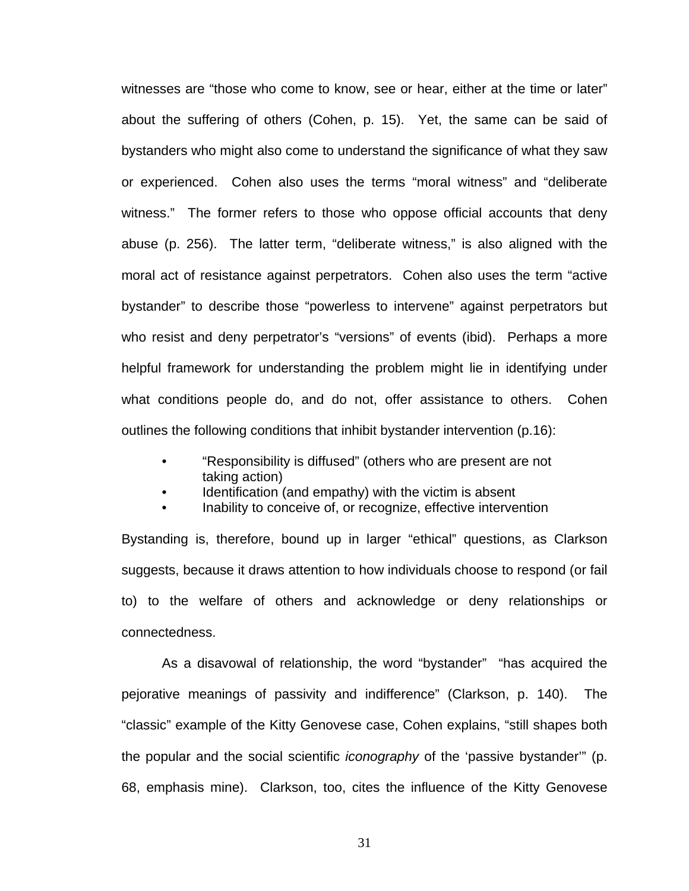witnesses are "those who come to know, see or hear, either at the time or later" about the suffering of others (Cohen, p. 15). Yet, the same can be said of bystanders who might also come to understand the significance of what they saw or experienced. Cohen also uses the terms "moral witness" and "deliberate witness." The former refers to those who oppose official accounts that deny abuse (p. 256). The latter term, "deliberate witness," is also aligned with the moral act of resistance against perpetrators. Cohen also uses the term "active bystander" to describe those "powerless to intervene" against perpetrators but who resist and deny perpetrator's "versions" of events (ibid). Perhaps a more helpful framework for understanding the problem might lie in identifying under what conditions people do, and do not, offer assistance to others. Cohen outlines the following conditions that inhibit bystander intervention (p.16):

- "Responsibility is diffused" (others who are present are not taking action)
- Identification (and empathy) with the victim is absent
- Inability to conceive of, or recognize, effective intervention

Bystanding is, therefore, bound up in larger "ethical" questions, as Clarkson suggests, because it draws attention to how individuals choose to respond (or fail to) to the welfare of others and acknowledge or deny relationships or connectedness.

As a disavowal of relationship, the word "bystander" "has acquired the pejorative meanings of passivity and indifference" (Clarkson, p. 140). The "classic" example of the Kitty Genovese case, Cohen explains, "still shapes both the popular and the social scientific *iconography* of the 'passive bystander'" (p. 68, emphasis mine). Clarkson, too, cites the influence of the Kitty Genovese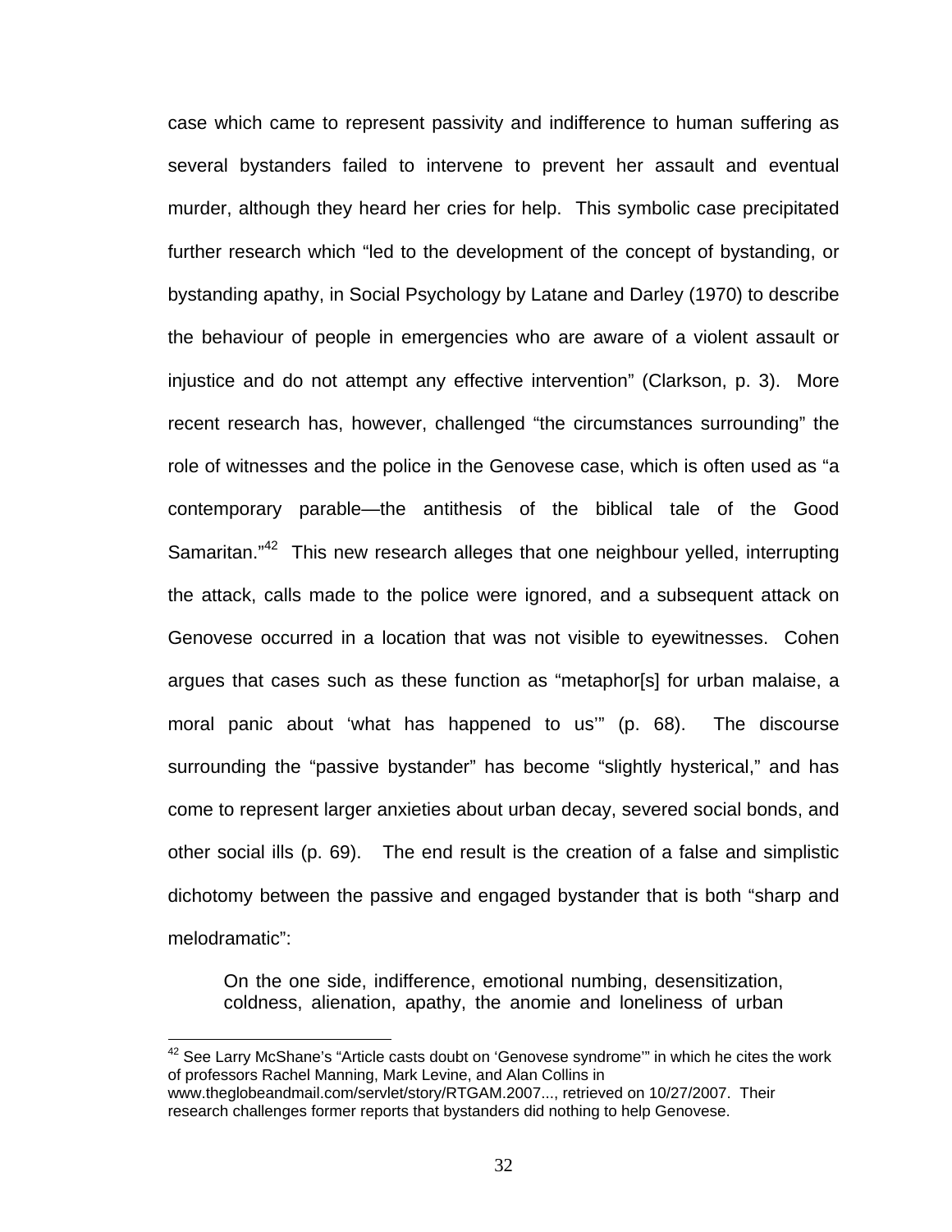case which came to represent passivity and indifference to human suffering as several bystanders failed to intervene to prevent her assault and eventual murder, although they heard her cries for help. This symbolic case precipitated further research which "led to the development of the concept of bystanding, or bystanding apathy, in Social Psychology by Latane and Darley (1970) to describe the behaviour of people in emergencies who are aware of a violent assault or injustice and do not attempt any effective intervention" (Clarkson, p. 3). More recent research has, however, challenged "the circumstances surrounding" the role of witnesses and the police in the Genovese case, which is often used as "a contemporary parable—the antithesis of the biblical tale of the Good Samaritan."[42] This new research alleges that one neighbour yelled, interrupting the attack, calls made to the police were ignored, and a subsequent attack on Genovese occurred in a location that was not visible to eyewitnesses. Cohen argues that cases such as these function as "metaphor[s] for urban malaise, a moral panic about 'what has happened to us'" (p. 68). The discourse surrounding the "passive bystander" has become "slightly hysterical," and has come to represent larger anxieties about urban decay, severed social bonds, and other social ills (p. 69). The end result is the creation of a false and simplistic dichotomy between the passive and engaged bystander that is both "sharp and melodramatic":

> On the one side, indifference, emotional numbing, desensitization, coldness, alienation, apathy, the anomie and loneliness of urban

[42] See Larry McShane's "Article casts doubt on 'Genovese syndrome'" in which he cites the work of professors Rachel Manning, Mark Levine, and Alan Collins in www.theglobeandmail.com/servlet/story/RTGAM.2007..., retrieved on 10/27/2007. Their research challenges former reports that bystanders did nothing to help Genovese.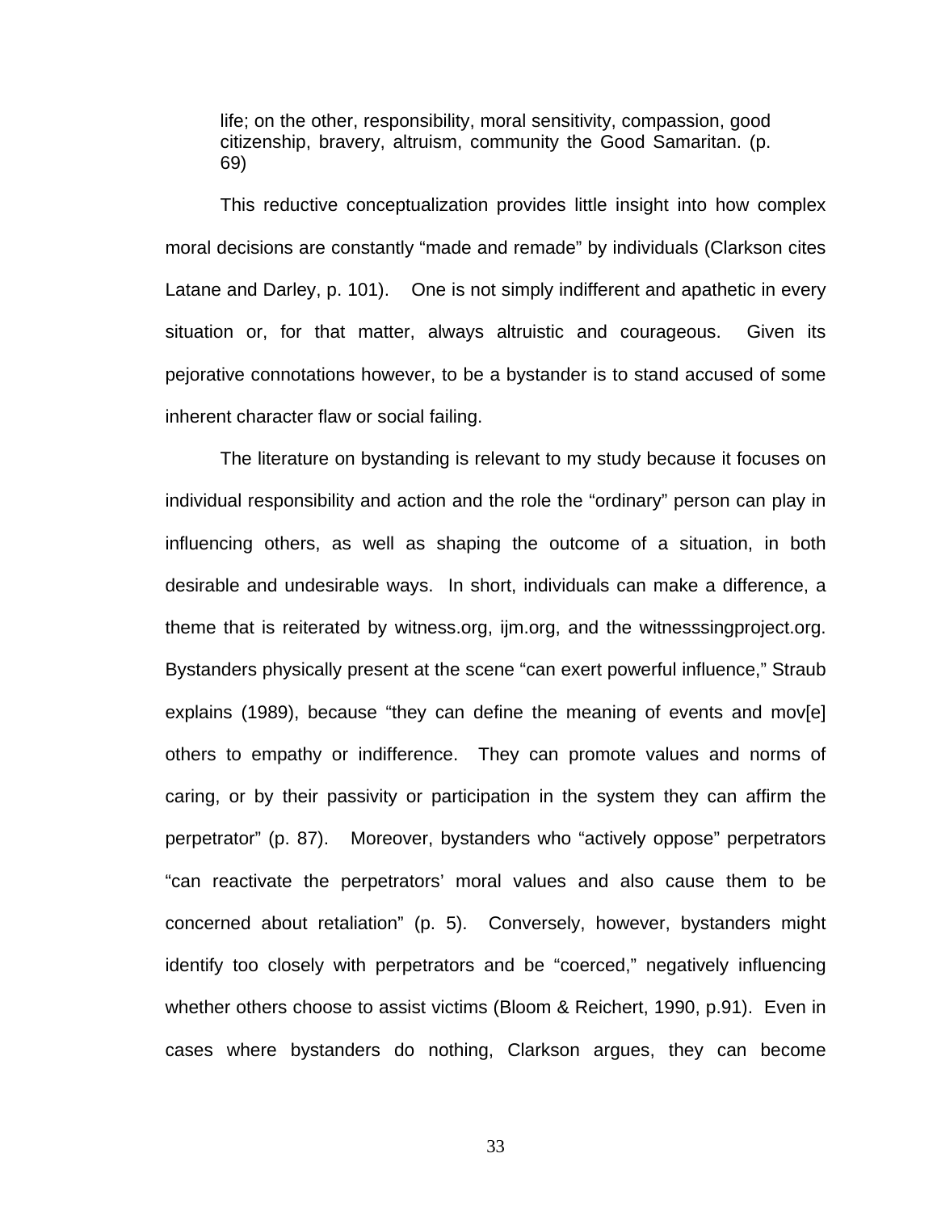> life; on the other, responsibility, moral sensitivity, compassion, good citizenship, bravery, altruism, community the Good Samaritan. (p. 69)

This reductive conceptualization provides little insight into how complex moral decisions are constantly "made and remade" by individuals (Clarkson cites Latane and Darley, p. 101). One is not simply indifferent and apathetic in every situation or, for that matter, always altruistic and courageous. Given its pejorative connotations however, to be a bystander is to stand accused of some inherent character flaw or social failing.

The literature on bystanding is relevant to my study because it focuses on individual responsibility and action and the role the "ordinary" person can play in influencing others, as well as shaping the outcome of a situation, in both desirable and undesirable ways. In short, individuals can make a difference, a theme that is reiterated by witness.org, ijm.org, and the witnesssingproject.org. Bystanders physically present at the scene "can exert powerful influence," Straub explains (1989), because "they can define the meaning of events and mov[e] others to empathy or indifference. They can promote values and norms of caring, or by their passivity or participation in the system they can affirm the perpetrator" (p. 87). Moreover, bystanders who "actively oppose" perpetrators "can reactivate the perpetrators' moral values and also cause them to be concerned about retaliation" (p. 5). Conversely, however, bystanders might identify too closely with perpetrators and be "coerced," negatively influencing whether others choose to assist victims (Bloom & Reichert, 1990, p.91). Even in cases where bystanders do nothing, Clarkson argues, they can become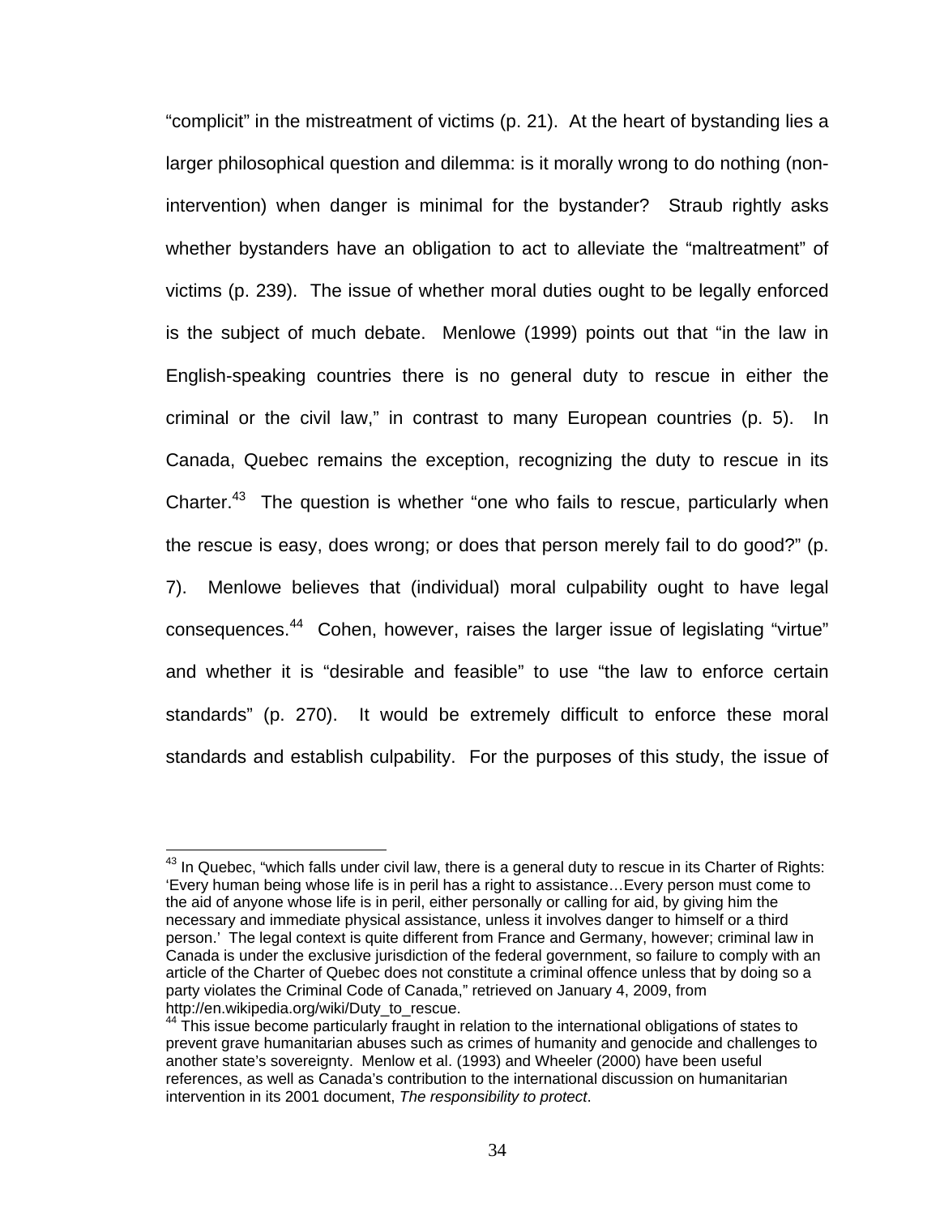"complicit" in the mistreatment of victims (p. 21). At the heart of bystanding lies a larger philosophical question and dilemma: is it morally wrong to do nothing (non-intervention) when danger is minimal for the bystander? Straub rightly asks whether bystanders have an obligation to act to alleviate the "maltreatment" of victims (p. 239). The issue of whether moral duties ought to be legally enforced is the subject of much debate. Menlowe (1999) points out that "in the law in English-speaking countries there is no general duty to rescue in either the criminal or the civil law," in contrast to many European countries (p. 5). In Canada, Quebec remains the exception, recognizing the duty to rescue in its Charter.[43] The question is whether "one who fails to rescue, particularly when the rescue is easy, does wrong; or does that person merely fail to do good?" (p. 7). Menlowe believes that (individual) moral culpability ought to have legal consequences.[44] Cohen, however, raises the larger issue of legislating "virtue" and whether it is "desirable and feasible" to use "the law to enforce certain standards" (p. 270). It would be extremely difficult to enforce these moral standards and establish culpability. For the purposes of this study, the issue of

---

[43] In Quebec, "which falls under civil law, there is a general duty to rescue in its Charter of Rights: 'Every human being whose life is in peril has a right to assistance…Every person must come to the aid of anyone whose life is in peril, either personally or calling for aid, by giving him the necessary and immediate physical assistance, unless it involves danger to himself or a third person.' The legal context is quite different from France and Germany, however; criminal law in Canada is under the exclusive jurisdiction of the federal government, so failure to comply with an article of the Charter of Quebec does not constitute a criminal offence unless that by doing so a party violates the Criminal Code of Canada," retrieved on January 4, 2009, from http://en.wikipedia.org/wiki/Duty_to_rescue.

[44] This issue become particularly fraught in relation to the international obligations of states to prevent grave humanitarian abuses such as crimes of humanity and genocide and challenges to another state's sovereignty. Menlow et al. (1993) and Wheeler (2000) have been useful references, as well as Canada's contribution to the international discussion on humanitarian intervention in its 2001 document, *The responsibility to protect*.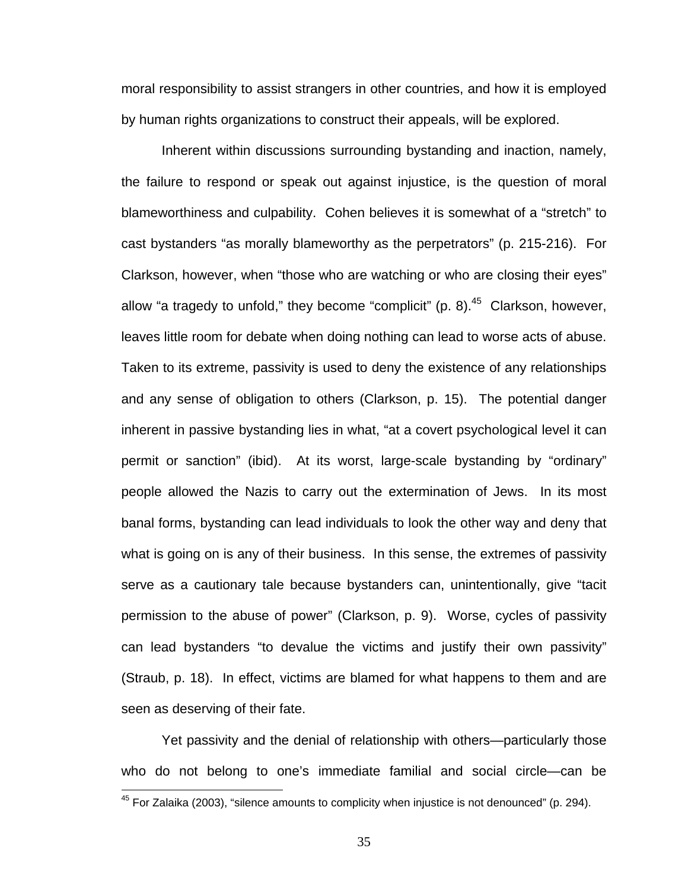moral responsibility to assist strangers in other countries, and how it is employed by human rights organizations to construct their appeals, will be explored.

Inherent within discussions surrounding bystanding and inaction, namely, the failure to respond or speak out against injustice, is the question of moral blameworthiness and culpability. Cohen believes it is somewhat of a "stretch" to cast bystanders "as morally blameworthy as the perpetrators" (p. 215-216). For Clarkson, however, when "those who are watching or who are closing their eyes" allow "a tragedy to unfold," they become "complicit" (p. 8).[45] Clarkson, however, leaves little room for debate when doing nothing can lead to worse acts of abuse. Taken to its extreme, passivity is used to deny the existence of any relationships and any sense of obligation to others (Clarkson, p. 15). The potential danger inherent in passive bystanding lies in what, "at a covert psychological level it can permit or sanction" (ibid). At its worst, large-scale bystanding by "ordinary" people allowed the Nazis to carry out the extermination of Jews. In its most banal forms, bystanding can lead individuals to look the other way and deny that what is going on is any of their business. In this sense, the extremes of passivity serve as a cautionary tale because bystanders can, unintentionally, give "tacit permission to the abuse of power" (Clarkson, p. 9). Worse, cycles of passivity can lead bystanders "to devalue the victims and justify their own passivity" (Straub, p. 18). In effect, victims are blamed for what happens to them and are seen as deserving of their fate.

Yet passivity and the denial of relationship with others—particularly those who do not belong to one's immediate familial and social circle—can be

[45] For Zalaika (2003), "silence amounts to complicity when injustice is not denounced" (p. 294).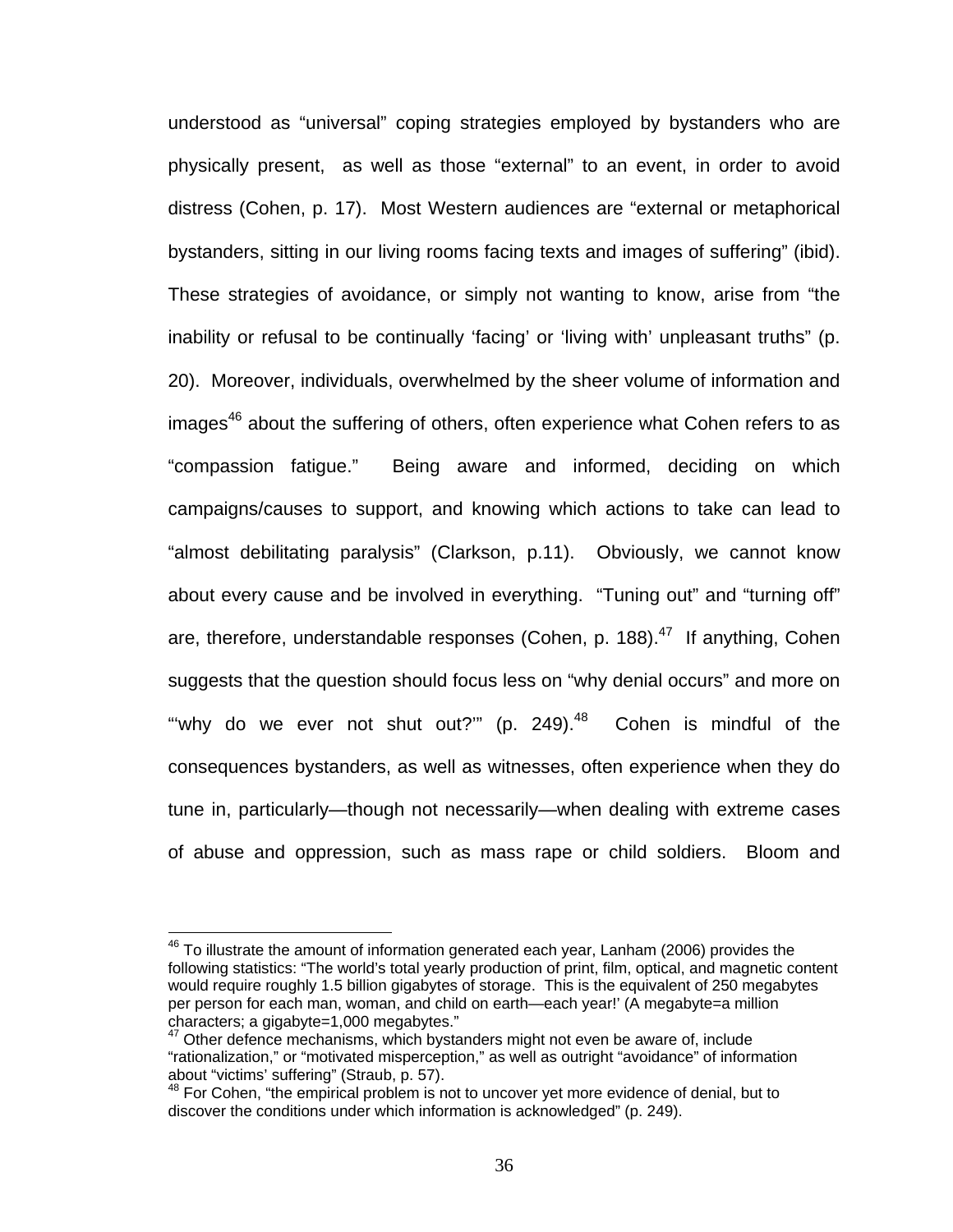understood as “universal” coping strategies employed by bystanders who are physically present, as well as those “external” to an event, in order to avoid distress (Cohen, p. 17). Most Western audiences are “external or metaphorical bystanders, sitting in our living rooms facing texts and images of suffering” (ibid). These strategies of avoidance, or simply not wanting to know, arise from “the inability or refusal to be continually ‘facing’ or ‘living with’ unpleasant truths” (p. 20). Moreover, individuals, overwhelmed by the sheer volume of information and images[46] about the suffering of others, often experience what Cohen refers to as “compassion fatigue.” Being aware and informed, deciding on which campaigns/causes to support, and knowing which actions to take can lead to “almost debilitating paralysis” (Clarkson, p.11). Obviously, we cannot know about every cause and be involved in everything. “Tuning out” and “turning off” are, therefore, understandable responses (Cohen, p. 188).[47] If anything, Cohen suggests that the question should focus less on “why denial occurs” and more on “‘why do we ever not shut out?’” (p. 249).[48] Cohen is mindful of the consequences bystanders, as well as witnesses, often experience when they do tune in, particularly—though not necessarily—when dealing with extreme cases of abuse and oppression, such as mass rape or child soldiers. Bloom and

---

[46] To illustrate the amount of information generated each year, Lanham (2006) provides the following statistics: “The world’s total yearly production of print, film, optical, and magnetic content would require roughly 1.5 billion gigabytes of storage. This is the equivalent of 250 megabytes per person for each man, woman, and child on earth—each year!’ (A megabyte=a million characters; a gigabyte=1,000 megabytes.”

[47] Other defence mechanisms, which bystanders might not even be aware of, include “rationalization,” or “motivated misperception,” as well as outright “avoidance” of information about “victims’ suffering” (Straub, p. 57).

[48] For Cohen, “the empirical problem is not to uncover yet more evidence of denial, but to discover the conditions under which information is acknowledged” (p. 249).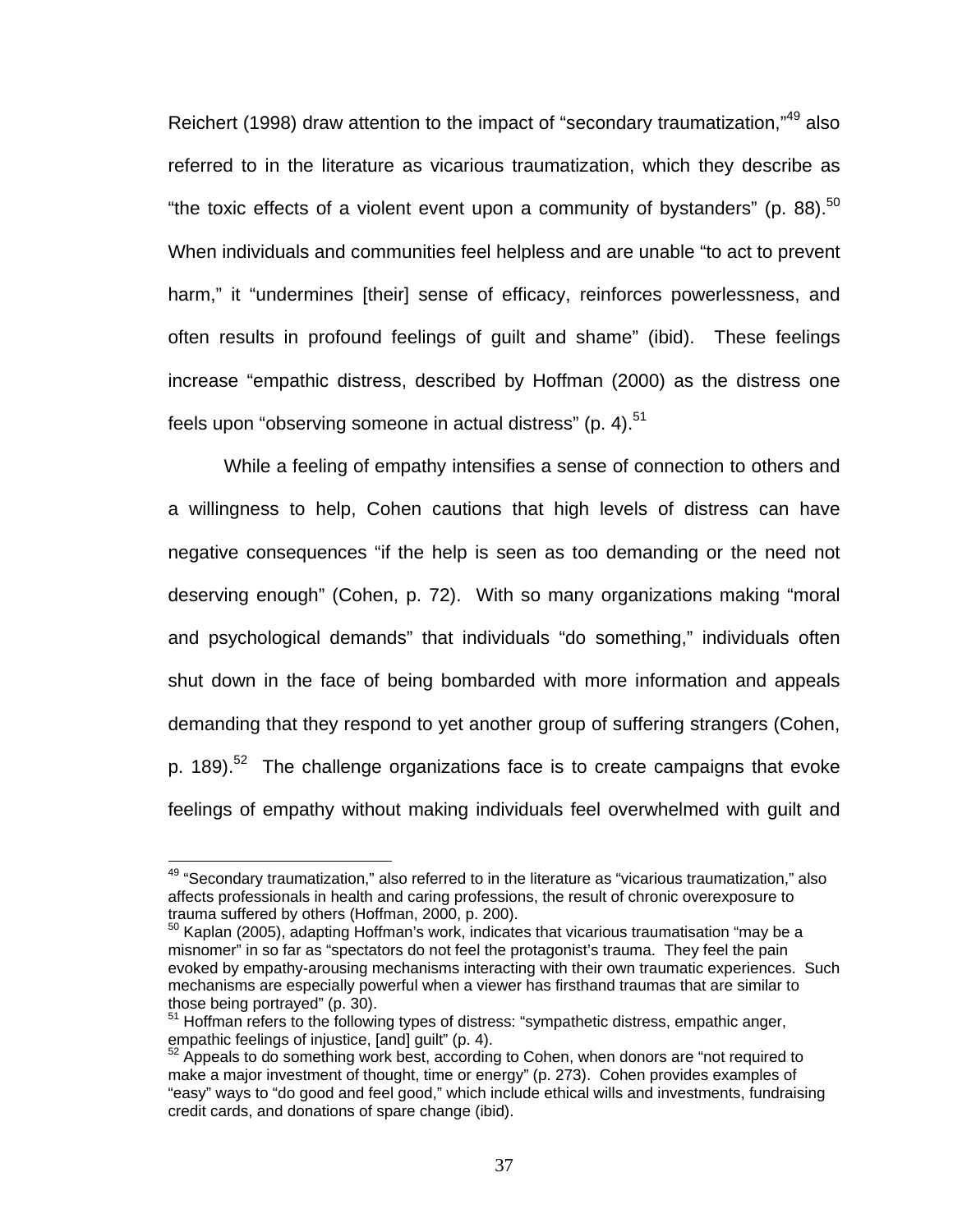Reichert (1998) draw attention to the impact of "secondary traumatization,"[49] also referred to in the literature as vicarious traumatization, which they describe as "the toxic effects of a violent event upon a community of bystanders" (p. 88).[50] When individuals and communities feel helpless and are unable "to act to prevent harm," it "undermines [their] sense of efficacy, reinforces powerlessness, and often results in profound feelings of guilt and shame" (ibid). These feelings increase "empathic distress, described by Hoffman (2000) as the distress one feels upon "observing someone in actual distress" (p. 4).[51]

While a feeling of empathy intensifies a sense of connection to others and a willingness to help, Cohen cautions that high levels of distress can have negative consequences "if the help is seen as too demanding or the need not deserving enough" (Cohen, p. 72). With so many organizations making "moral and psychological demands" that individuals "do something," individuals often shut down in the face of being bombarded with more information and appeals demanding that they respond to yet another group of suffering strangers (Cohen, p. 189).[52] The challenge organizations face is to create campaigns that evoke feelings of empathy without making individuals feel overwhelmed with guilt and

---

[49] "Secondary traumatization," also referred to in the literature as "vicarious traumatization," also affects professionals in health and caring professions, the result of chronic overexposure to trauma suffered by others (Hoffman, 2000, p. 200).

[50] Kaplan (2005), adapting Hoffman's work, indicates that vicarious traumatisation "may be a misnomer" in so far as "spectators do not feel the protagonist's trauma. They feel the pain evoked by empathy-arousing mechanisms interacting with their own traumatic experiences. Such mechanisms are especially powerful when a viewer has firsthand traumas that are similar to those being portrayed" (p. 30).

[51] Hoffman refers to the following types of distress: "sympathetic distress, empathic anger, empathic feelings of injustice, [and] guilt" (p. 4).

[52] Appeals to do something work best, according to Cohen, when donors are "not required to make a major investment of thought, time or energy" (p. 273). Cohen provides examples of "easy" ways to "do good and feel good," which include ethical wills and investments, fundraising credit cards, and donations of spare change (ibid).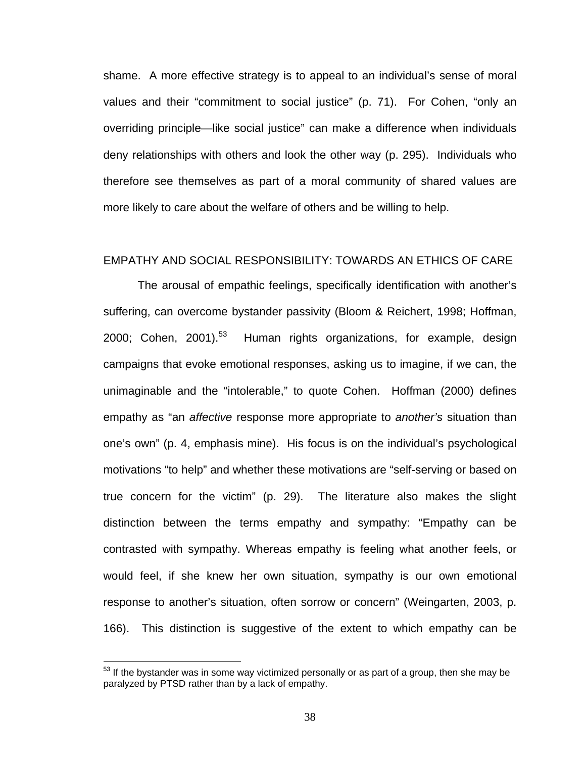shame. A more effective strategy is to appeal to an individual's sense of moral values and their "commitment to social justice" (p. 71). For Cohen, "only an overriding principle—like social justice" can make a difference when individuals deny relationships with others and look the other way (p. 295). Individuals who therefore see themselves as part of a moral community of shared values are more likely to care about the welfare of others and be willing to help.

## EMPATHY AND SOCIAL RESPONSIBILITY: TOWARDS AN ETHICS OF CARE

The arousal of empathic feelings, specifically identification with another's suffering, can overcome bystander passivity (Bloom & Reichert, 1998; Hoffman, 2000; Cohen, 2001).[53] Human rights organizations, for example, design campaigns that evoke emotional responses, asking us to imagine, if we can, the unimaginable and the "intolerable," to quote Cohen. Hoffman (2000) defines empathy as "an *affective* response more appropriate to *another's* situation than one's own" (p. 4, emphasis mine). His focus is on the individual's psychological motivations "to help" and whether these motivations are "self-serving or based on true concern for the victim" (p. 29). The literature also makes the slight distinction between the terms empathy and sympathy: "Empathy can be contrasted with sympathy. Whereas empathy is feeling what another feels, or would feel, if she knew her own situation, sympathy is our own emotional response to another's situation, often sorrow or concern" (Weingarten, 2003, p. 166). This distinction is suggestive of the extent to which empathy can be

[53] If the bystander was in some way victimized personally or as part of a group, then she may be paralyzed by PTSD rather than by a lack of empathy.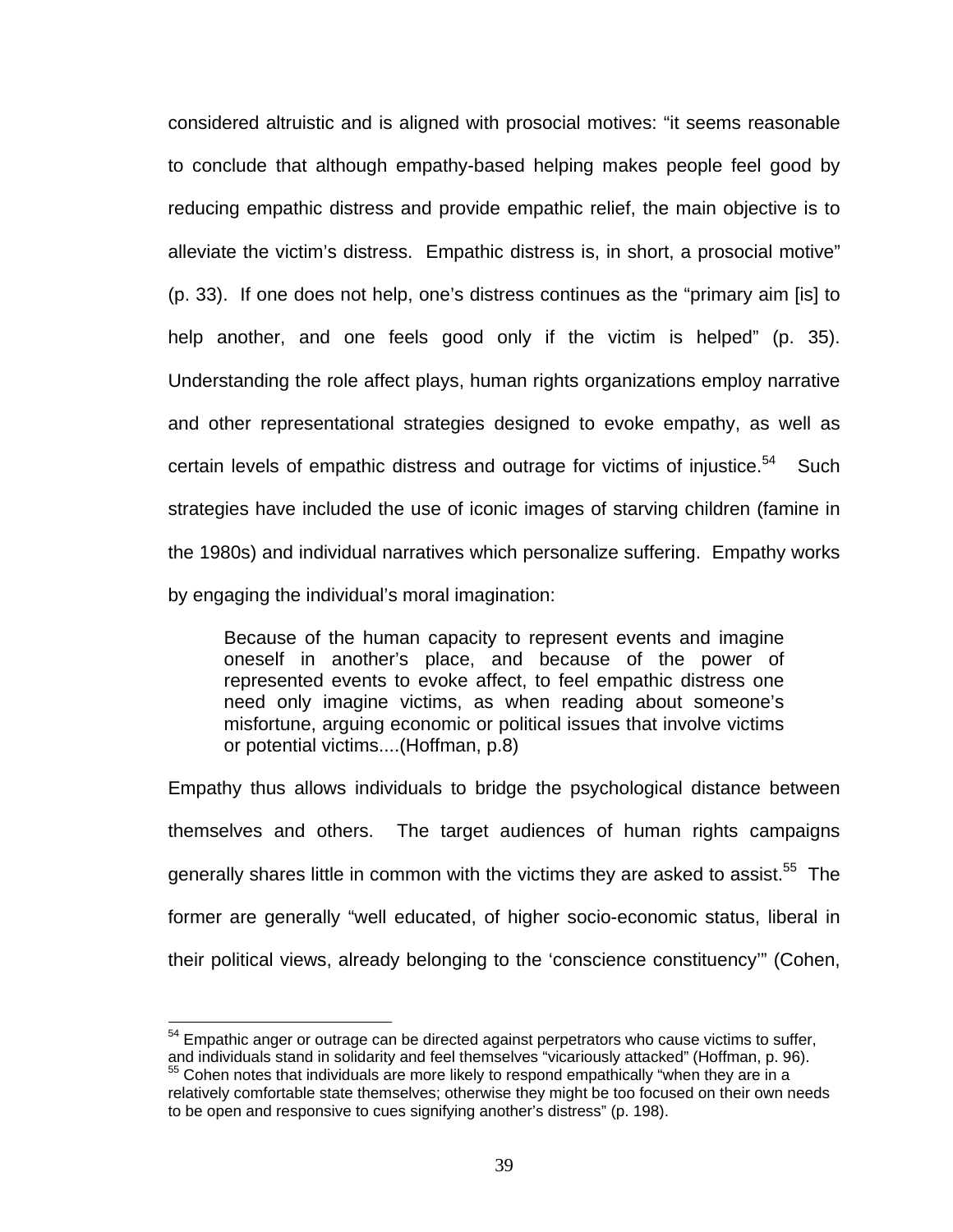considered altruistic and is aligned with prosocial motives: "it seems reasonable to conclude that although empathy-based helping makes people feel good by reducing empathic distress and provide empathic relief, the main objective is to alleviate the victim's distress. Empathic distress is, in short, a prosocial motive" (p. 33). If one does not help, one's distress continues as the "primary aim [is] to help another, and one feels good only if the victim is helped" (p. 35). Understanding the role affect plays, human rights organizations employ narrative and other representational strategies designed to evoke empathy, as well as certain levels of empathic distress and outrage for victims of injustice.[54] Such strategies have included the use of iconic images of starving children (famine in the 1980s) and individual narratives which personalize suffering. Empathy works by engaging the individual's moral imagination:

> Because of the human capacity to represent events and imagine oneself in another's place, and because of the power of represented events to evoke affect, to feel empathic distress one need only imagine victims, as when reading about someone's misfortune, arguing economic or political issues that involve victims or potential victims....(Hoffman, p.8)

Empathy thus allows individuals to bridge the psychological distance between themselves and others. The target audiences of human rights campaigns generally shares little in common with the victims they are asked to assist.[55] The former are generally "well educated, of higher socio-economic status, liberal in their political views, already belonging to the 'conscience constituency'" (Cohen,

---

[54] Empathic anger or outrage can be directed against perpetrators who cause victims to suffer, and individuals stand in solidarity and feel themselves "vicariously attacked" (Hoffman, p. 96).

[55] Cohen notes that individuals are more likely to respond empathically "when they are in a relatively comfortable state themselves; otherwise they might be too focused on their own needs to be open and responsive to cues signifying another's distress" (p. 198).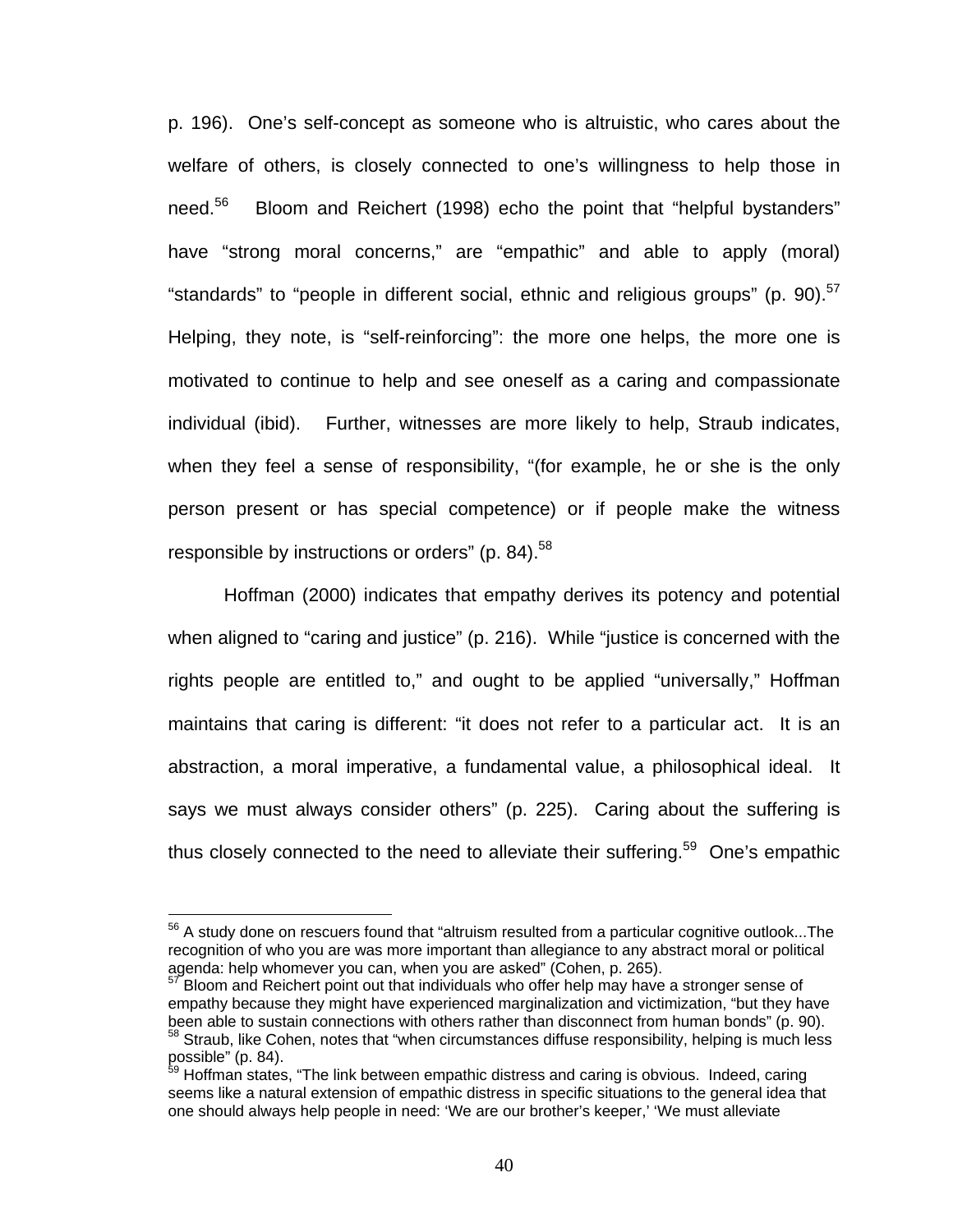p. 196). One's self-concept as someone who is altruistic, who cares about the welfare of others, is closely connected to one's willingness to help those in need.[56] Bloom and Reichert (1998) echo the point that "helpful bystanders" have "strong moral concerns," are "empathic" and able to apply (moral) "standards" to "people in different social, ethnic and religious groups" (p. 90).[57] Helping, they note, is "self-reinforcing": the more one helps, the more one is motivated to continue to help and see oneself as a caring and compassionate individual (ibid). Further, witnesses are more likely to help, Straub indicates, when they feel a sense of responsibility, "(for example, he or she is the only person present or has special competence) or if people make the witness responsible by instructions or orders" (p. 84).[58]

Hoffman (2000) indicates that empathy derives its potency and potential when aligned to "caring and justice" (p. 216). While "justice is concerned with the rights people are entitled to," and ought to be applied "universally," Hoffman maintains that caring is different: "it does not refer to a particular act. It is an abstraction, a moral imperative, a fundamental value, a philosophical ideal. It says we must always consider others" (p. 225). Caring about the suffering is thus closely connected to the need to alleviate their suffering.[59] One's empathic

---

[56] A study done on rescuers found that "altruism resulted from a particular cognitive outlook...The recognition of who you are was more important than allegiance to any abstract moral or political agenda: help whomever you can, when you are asked" (Cohen, p. 265).

[57] Bloom and Reichert point out that individuals who offer help may have a stronger sense of empathy because they might have experienced marginalization and victimization, "but they have been able to sustain connections with others rather than disconnect from human bonds" (p. 90).

[58] Straub, like Cohen, notes that "when circumstances diffuse responsibility, helping is much less possible" (p. 84).

[59] Hoffman states, "The link between empathic distress and caring is obvious. Indeed, caring seems like a natural extension of empathic distress in specific situations to the general idea that one should always help people in need: 'We are our brother's keeper,' 'We must alleviate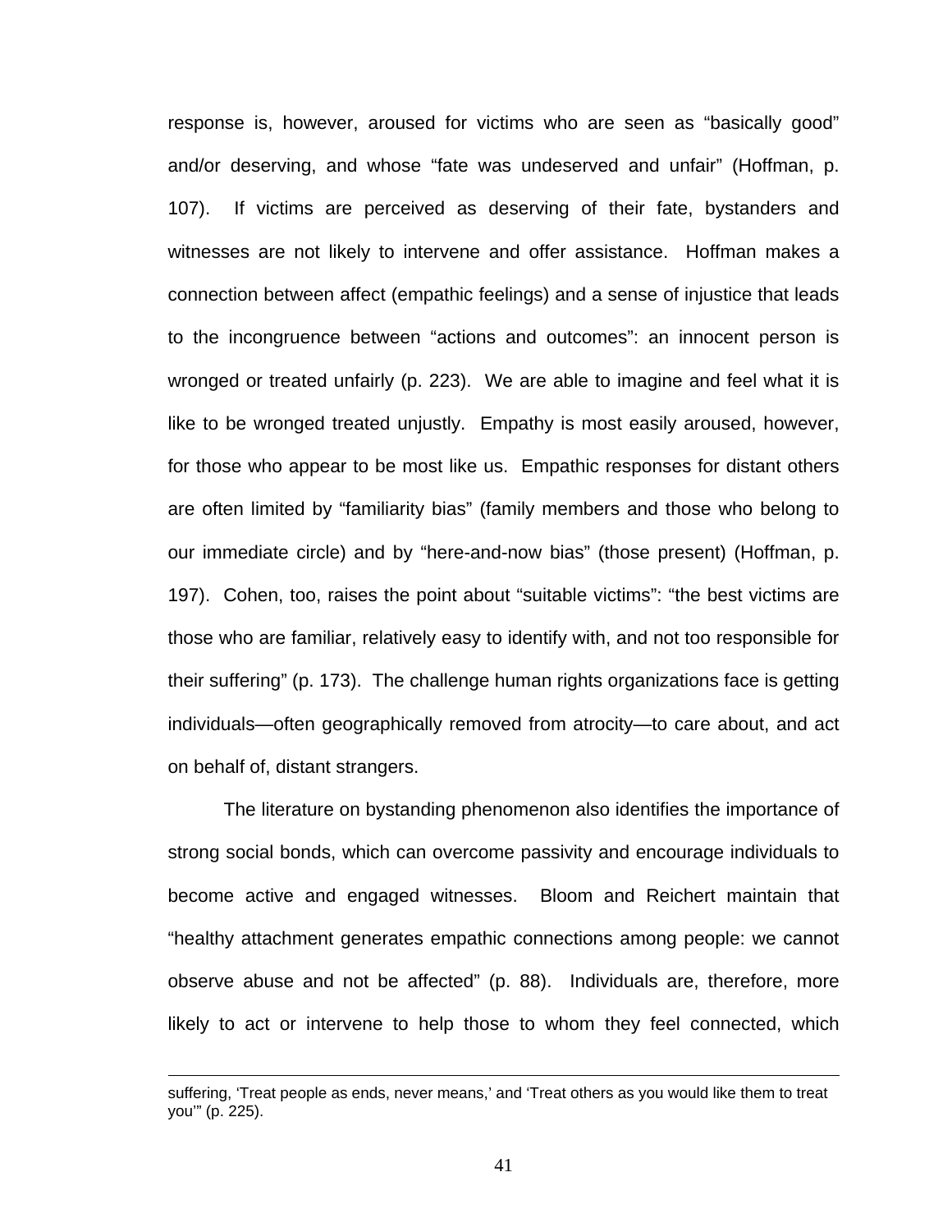response is, however, aroused for victims who are seen as "basically good" and/or deserving, and whose "fate was undeserved and unfair" (Hoffman, p. 107). If victims are perceived as deserving of their fate, bystanders and witnesses are not likely to intervene and offer assistance. Hoffman makes a connection between affect (empathic feelings) and a sense of injustice that leads to the incongruence between "actions and outcomes": an innocent person is wronged or treated unfairly (p. 223). We are able to imagine and feel what it is like to be wronged treated unjustly. Empathy is most easily aroused, however, for those who appear to be most like us. Empathic responses for distant others are often limited by "familiarity bias" (family members and those who belong to our immediate circle) and by "here-and-now bias" (those present) (Hoffman, p. 197). Cohen, too, raises the point about "suitable victims": "the best victims are those who are familiar, relatively easy to identify with, and not too responsible for their suffering" (p. 173). The challenge human rights organizations face is getting individuals—often geographically removed from atrocity—to care about, and act on behalf of, distant strangers.

The literature on bystanding phenomenon also identifies the importance of strong social bonds, which can overcome passivity and encourage individuals to become active and engaged witnesses. Bloom and Reichert maintain that "healthy attachment generates empathic connections among people: we cannot observe abuse and not be affected" (p. 88). Individuals are, therefore, more likely to act or intervene to help those to whom they feel connected, which

---

suffering, 'Treat people as ends, never means,' and 'Treat others as you would like them to treat you'" (p. 225).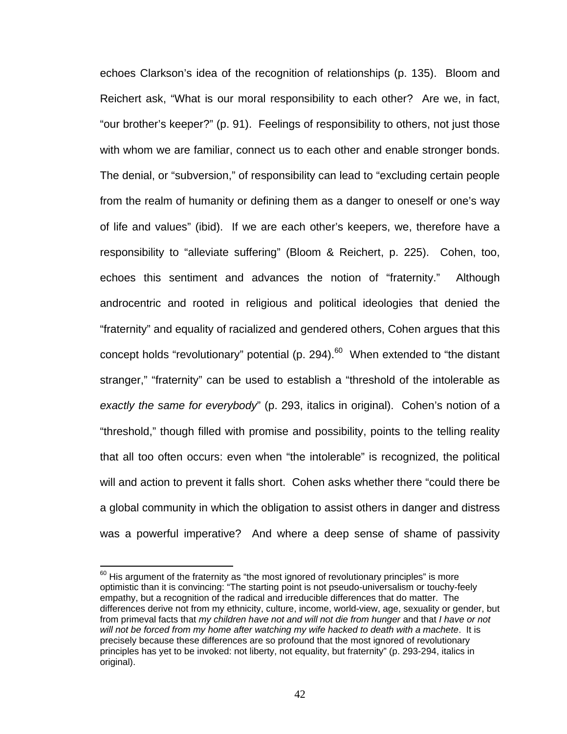echoes Clarkson's idea of the recognition of relationships (p. 135). Bloom and Reichert ask, "What is our moral responsibility to each other? Are we, in fact, "our brother's keeper?" (p. 91). Feelings of responsibility to others, not just those with whom we are familiar, connect us to each other and enable stronger bonds. The denial, or "subversion," of responsibility can lead to "excluding certain people from the realm of humanity or defining them as a danger to oneself or one's way of life and values" (ibid). If we are each other's keepers, we, therefore have a responsibility to "alleviate suffering" (Bloom & Reichert, p. 225). Cohen, too, echoes this sentiment and advances the notion of "fraternity." Although androcentric and rooted in religious and political ideologies that denied the "fraternity" and equality of racialized and gendered others, Cohen argues that this concept holds "revolutionary" potential (p. 294).[60] When extended to "the distant stranger," "fraternity" can be used to establish a "threshold of the intolerable as *exactly the same for everybody*" (p. 293, italics in original). Cohen's notion of a "threshold," though filled with promise and possibility, points to the telling reality that all too often occurs: even when "the intolerable" is recognized, the political will and action to prevent it falls short. Cohen asks whether there "could there be a global community in which the obligation to assist others in danger and distress was a powerful imperative? And where a deep sense of shame of passivity

[60] His argument of the fraternity as "the most ignored of revolutionary principles" is more optimistic than it is convincing: "The starting point is not pseudo-universalism or touchy-feely empathy, but a recognition of the radical and irreducible differences that do matter. The differences derive not from my ethnicity, culture, income, world-view, age, sexuality or gender, but from primeval facts that *my children have not and will not die from hunger* and that *I have or not will not be forced from my home after watching my wife hacked to death with a machete*. It is precisely because these differences are so profound that the most ignored of revolutionary principles has yet to be invoked: not liberty, not equality, but fraternity" (p. 293-294, italics in original).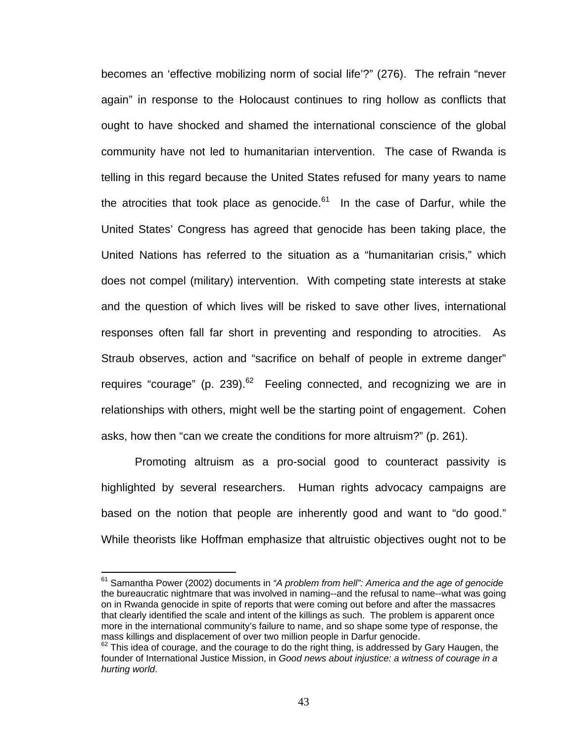becomes an 'effective mobilizing norm of social life'?" (276). The refrain "never again" in response to the Holocaust continues to ring hollow as conflicts that ought to have shocked and shamed the international conscience of the global community have not led to humanitarian intervention. The case of Rwanda is telling in this regard because the United States refused for many years to name the atrocities that took place as genocide.[61] In the case of Darfur, while the United States' Congress has agreed that genocide has been taking place, the United Nations has referred to the situation as a "humanitarian crisis," which does not compel (military) intervention. With competing state interests at stake and the question of which lives will be risked to save other lives, international responses often fall far short in preventing and responding to atrocities. As Straub observes, action and "sacrifice on behalf of people in extreme danger" requires "courage" (p. 239).[62] Feeling connected, and recognizing we are in relationships with others, might well be the starting point of engagement. Cohen asks, how then "can we create the conditions for more altruism?" (p. 261).

Promoting altruism as a pro-social good to counteract passivity is highlighted by several researchers. Human rights advocacy campaigns are based on the notion that people are inherently good and want to "do good." While theorists like Hoffman emphasize that altruistic objectives ought not to be

---

[61] Samantha Power (2002) documents in *"A problem from hell": America and the age of genocide* the bureaucratic nightmare that was involved in naming--and the refusal to name--what was going on in Rwanda genocide in spite of reports that were coming out before and after the massacres that clearly identified the scale and intent of the killings as such. The problem is apparent once more in the international community's failure to name, and so shape some type of response, the mass killings and displacement of over two million people in Darfur genocide.

[62] This idea of courage, and the courage to do the right thing, is addressed by Gary Haugen, the founder of International Justice Mission, in *Good news about injustice: a witness of courage in a hurting world*.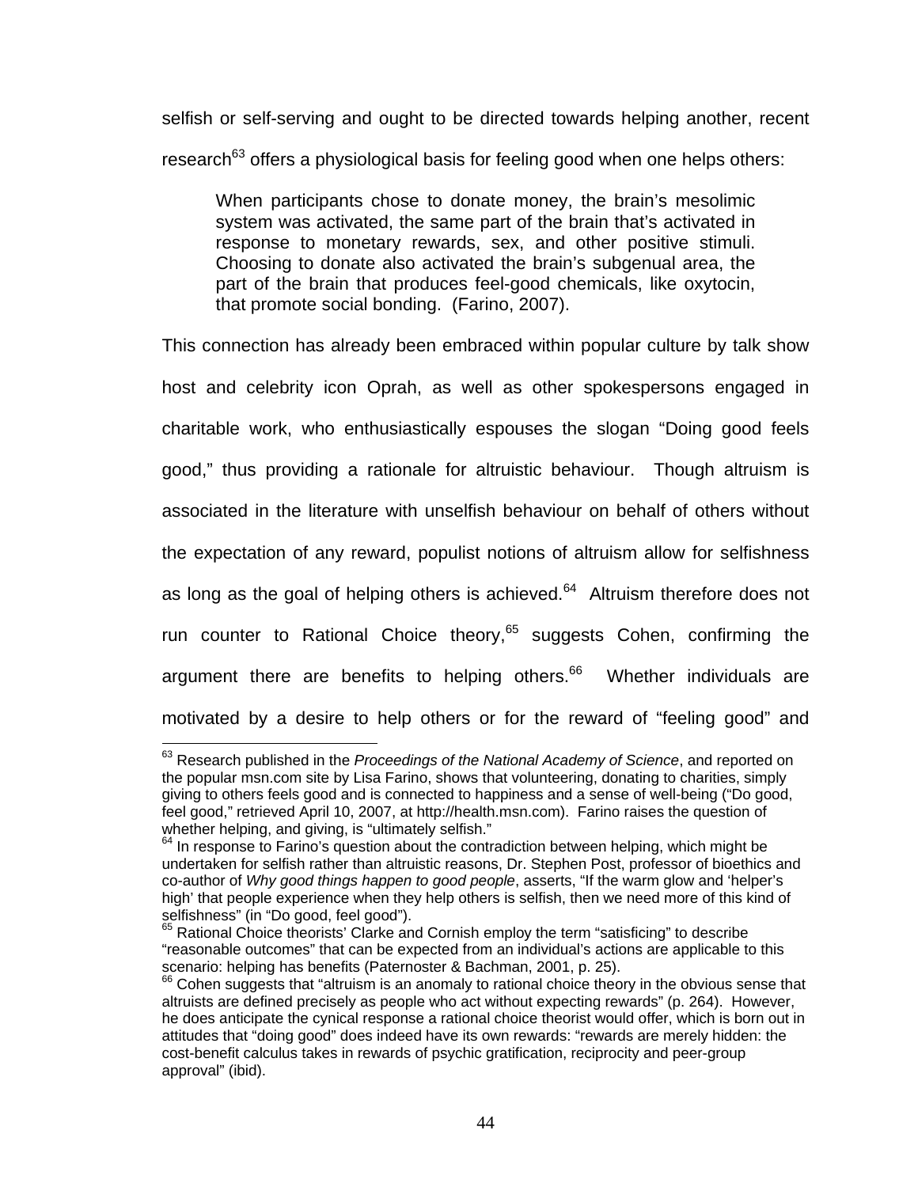selfish or self-serving and ought to be directed towards helping another, recent research[63] offers a physiological basis for feeling good when one helps others:

> When participants chose to donate money, the brain's mesolimic system was activated, the same part of the brain that's activated in response to monetary rewards, sex, and other positive stimuli. Choosing to donate also activated the brain's subgenual area, the part of the brain that produces feel-good chemicals, like oxytocin, that promote social bonding. (Farino, 2007).

This connection has already been embraced within popular culture by talk show host and celebrity icon Oprah, as well as other spokespersons engaged in charitable work, who enthusiastically espouses the slogan "Doing good feels good," thus providing a rationale for altruistic behaviour. Though altruism is associated in the literature with unselfish behaviour on behalf of others without the expectation of any reward, populist notions of altruism allow for selfishness as long as the goal of helping others is achieved.[64] Altruism therefore does not run counter to Rational Choice theory,[65] suggests Cohen, confirming the argument there are benefits to helping others.[66] Whether individuals are motivated by a desire to help others or for the reward of "feeling good" and

---

[63] Research published in the *Proceedings of the National Academy of Science*, and reported on the popular msn.com site by Lisa Farino, shows that volunteering, donating to charities, simply giving to others feels good and is connected to happiness and a sense of well-being ("Do good, feel good," retrieved April 10, 2007, at http://health.msn.com). Farino raises the question of whether helping, and giving, is "ultimately selfish."

[64] In response to Farino's question about the contradiction between helping, which might be undertaken for selfish rather than altruistic reasons, Dr. Stephen Post, professor of bioethics and co-author of *Why good things happen to good people*, asserts, "If the warm glow and 'helper's high' that people experience when they help others is selfish, then we need more of this kind of selfishness" (in "Do good, feel good").

[65] Rational Choice theorists' Clarke and Cornish employ the term "satisficing" to describe "reasonable outcomes" that can be expected from an individual's actions are applicable to this scenario: helping has benefits (Paternoster & Bachman, 2001, p. 25).

[66] Cohen suggests that "altruism is an anomaly to rational choice theory in the obvious sense that altruists are defined precisely as people who act without expecting rewards" (p. 264). However, he does anticipate the cynical response a rational choice theorist would offer, which is born out in attitudes that "doing good" does indeed have its own rewards: "rewards are merely hidden: the cost-benefit calculus takes in rewards of psychic gratification, reciprocity and peer-group approval" (ibid).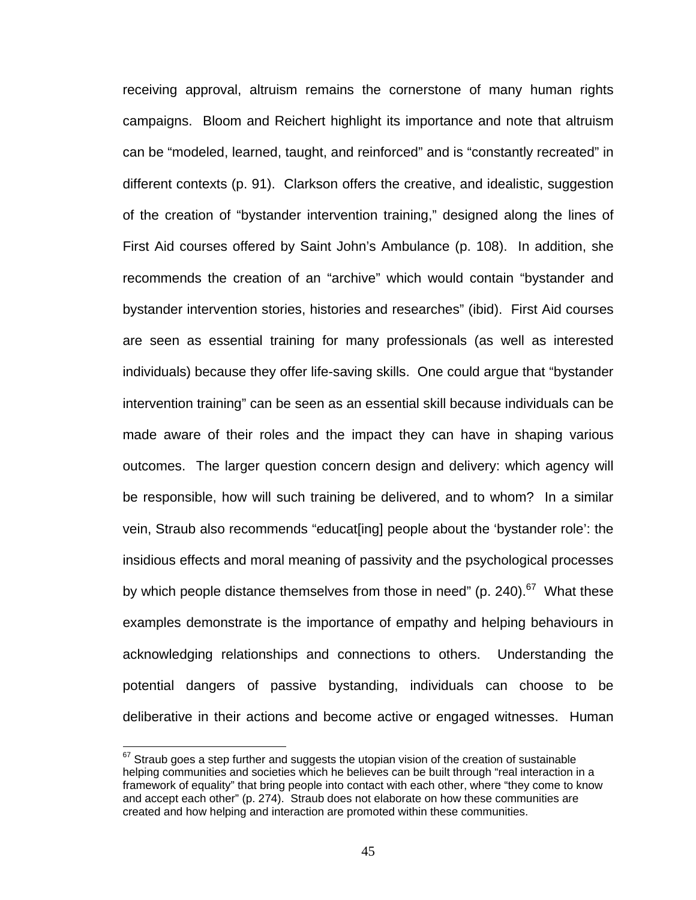receiving approval, altruism remains the cornerstone of many human rights campaigns. Bloom and Reichert highlight its importance and note that altruism can be “modeled, learned, taught, and reinforced” and is “constantly recreated” in different contexts (p. 91). Clarkson offers the creative, and idealistic, suggestion of the creation of “bystander intervention training,” designed along the lines of First Aid courses offered by Saint John’s Ambulance (p. 108). In addition, she recommends the creation of an “archive” which would contain “bystander and bystander intervention stories, histories and researches” (ibid). First Aid courses are seen as essential training for many professionals (as well as interested individuals) because they offer life-saving skills. One could argue that “bystander intervention training” can be seen as an essential skill because individuals can be made aware of their roles and the impact they can have in shaping various outcomes. The larger question concern design and delivery: which agency will be responsible, how will such training be delivered, and to whom? In a similar vein, Straub also recommends “educat[ing] people about the ‘bystander role’: the insidious effects and moral meaning of passivity and the psychological processes by which people distance themselves from those in need” (p. 240).[67] What these examples demonstrate is the importance of empathy and helping behaviours in acknowledging relationships and connections to others. Understanding the potential dangers of passive bystanding, individuals can choose to be deliberative in their actions and become active or engaged witnesses. Human

---

[67] Straub goes a step further and suggests the utopian vision of the creation of sustainable helping communities and societies which he believes can be built through “real interaction in a framework of equality” that bring people into contact with each other, where “they come to know and accept each other” (p. 274). Straub does not elaborate on how these communities are created and how helping and interaction are promoted within these communities.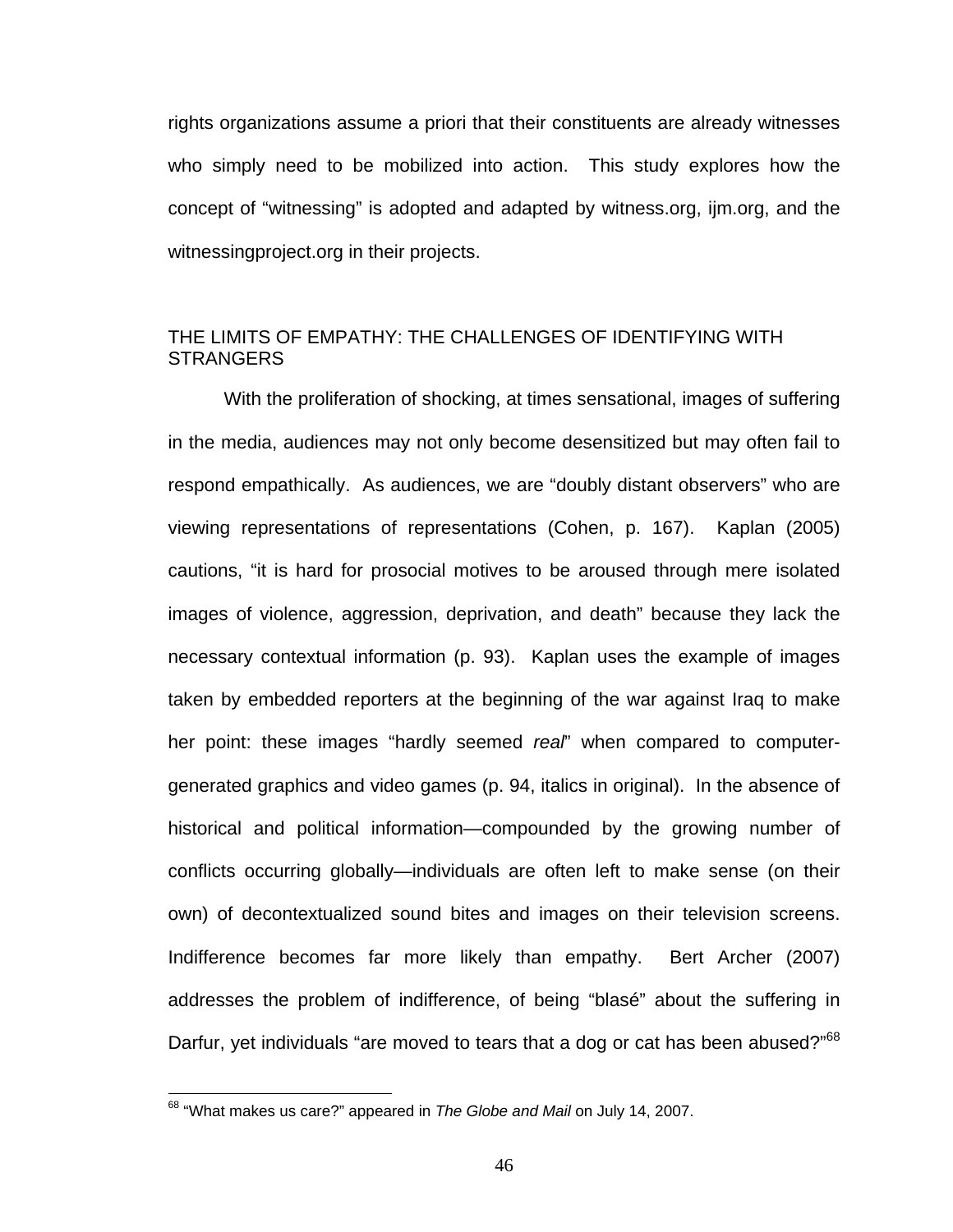rights organizations assume a priori that their constituents are already witnesses who simply need to be mobilized into action. This study explores how the concept of "witnessing" is adopted and adapted by witness.org, ijm.org, and the witnessingproject.org in their projects.

## THE LIMITS OF EMPATHY: THE CHALLENGES OF IDENTIFYING WITH STRANGERS

With the proliferation of shocking, at times sensational, images of suffering in the media, audiences may not only become desensitized but may often fail to respond empathically. As audiences, we are "doubly distant observers" who are viewing representations of representations (Cohen, p. 167). Kaplan (2005) cautions, "it is hard for prosocial motives to be aroused through mere isolated images of violence, aggression, deprivation, and death" because they lack the necessary contextual information (p. 93). Kaplan uses the example of images taken by embedded reporters at the beginning of the war against Iraq to make her point: these images "hardly seemed *real*" when compared to computer-generated graphics and video games (p. 94, italics in original). In the absence of historical and political information—compounded by the growing number of conflicts occurring globally—individuals are often left to make sense (on their own) of decontextualized sound bites and images on their television screens. Indifference becomes far more likely than empathy. Bert Archer (2007) addresses the problem of indifference, of being "blasé" about the suffering in Darfur, yet individuals "are moved to tears that a dog or cat has been abused?"[68]

[68] "What makes us care?" appeared in *The Globe and Mail* on July 14, 2007.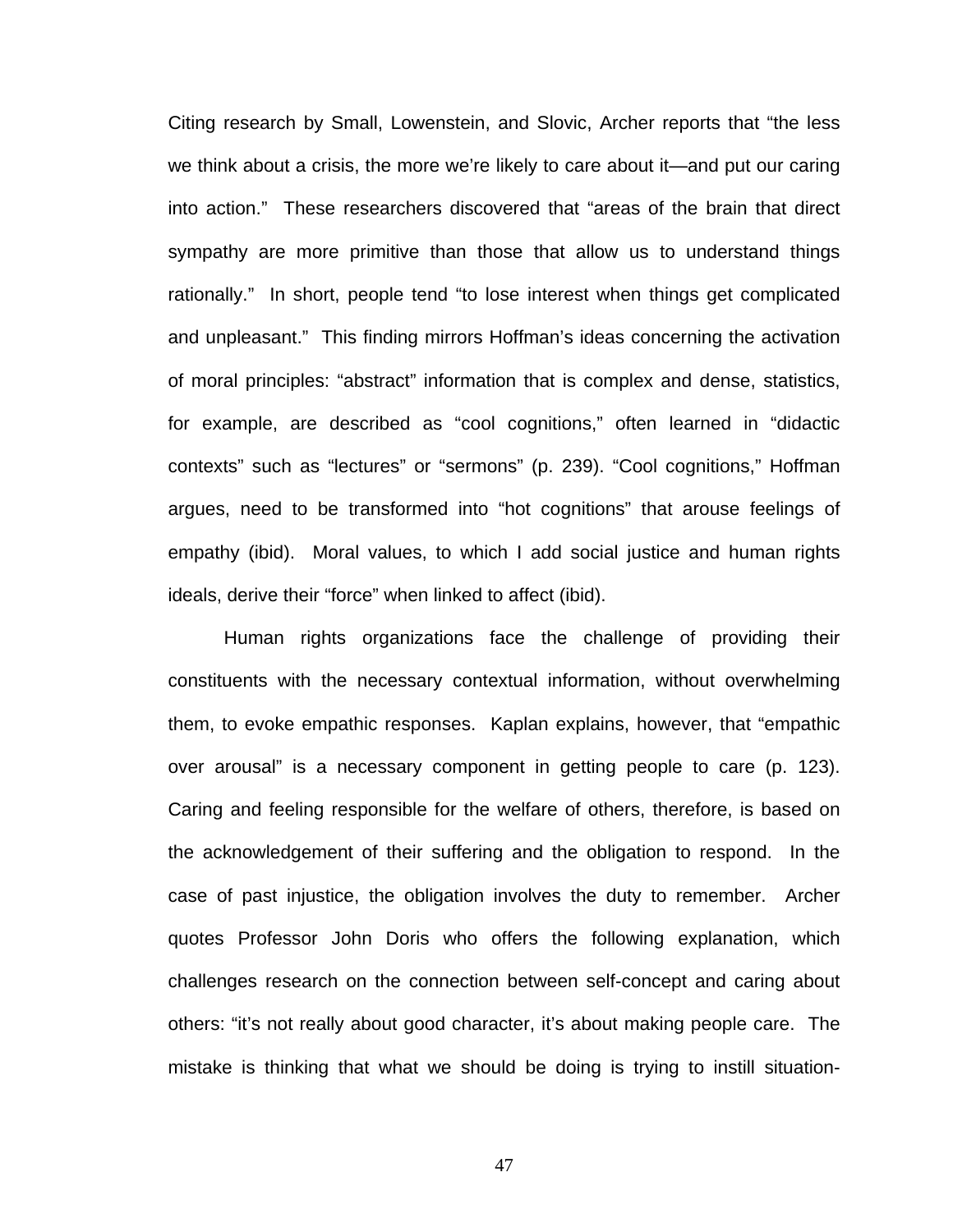Citing research by Small, Lowenstein, and Slovic, Archer reports that "the less we think about a crisis, the more we're likely to care about it—and put our caring into action." These researchers discovered that "areas of the brain that direct sympathy are more primitive than those that allow us to understand things rationally." In short, people tend "to lose interest when things get complicated and unpleasant." This finding mirrors Hoffman's ideas concerning the activation of moral principles: "abstract" information that is complex and dense, statistics, for example, are described as "cool cognitions," often learned in "didactic contexts" such as "lectures" or "sermons" (p. 239). "Cool cognitions," Hoffman argues, need to be transformed into "hot cognitions" that arouse feelings of empathy (ibid). Moral values, to which I add social justice and human rights ideals, derive their "force" when linked to affect (ibid).

Human rights organizations face the challenge of providing their constituents with the necessary contextual information, without overwhelming them, to evoke empathic responses. Kaplan explains, however, that "empathic over arousal" is a necessary component in getting people to care (p. 123). Caring and feeling responsible for the welfare of others, therefore, is based on the acknowledgement of their suffering and the obligation to respond. In the case of past injustice, the obligation involves the duty to remember. Archer quotes Professor John Doris who offers the following explanation, which challenges research on the connection between self-concept and caring about others: "it's not really about good character, it's about making people care. The mistake is thinking that what we should be doing is trying to instill situation-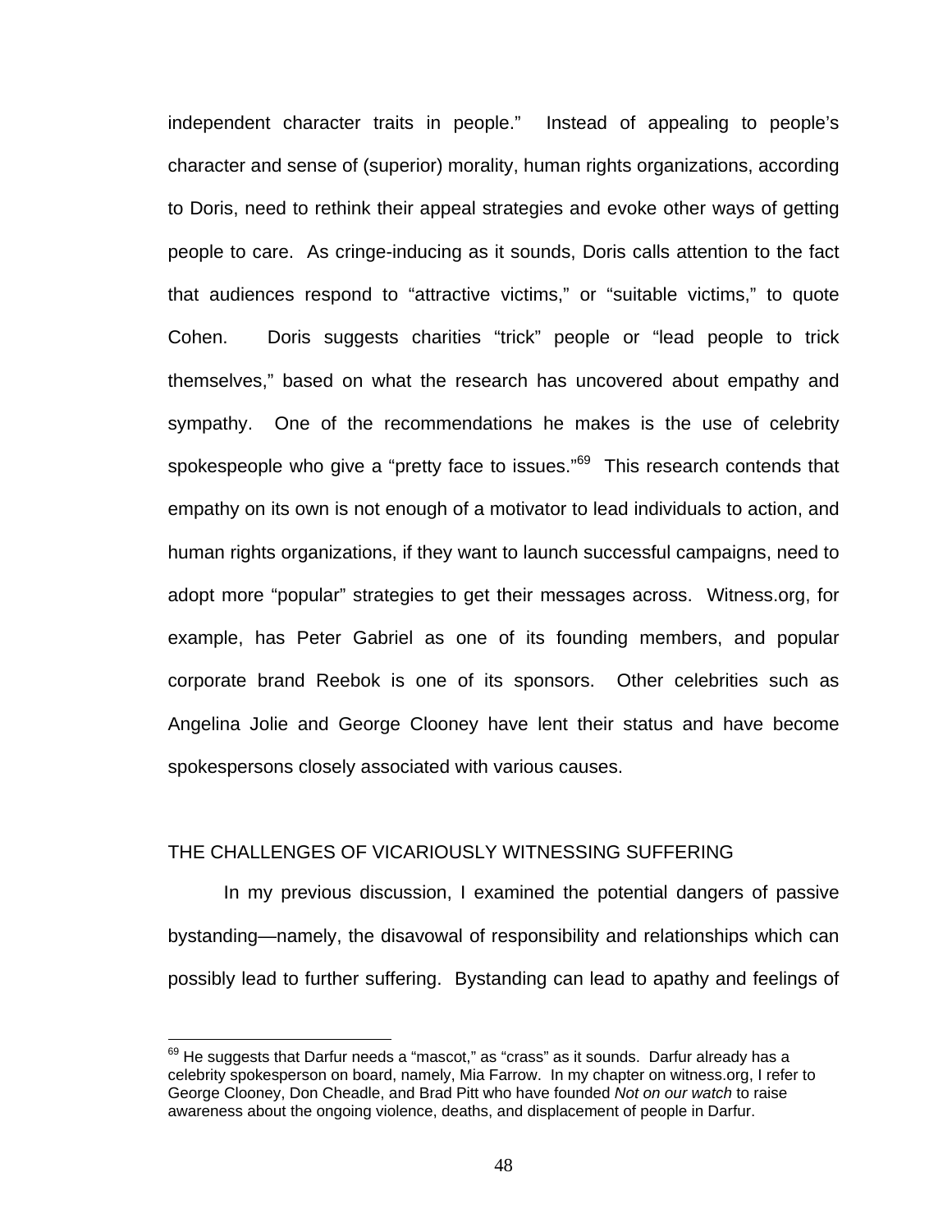independent character traits in people." Instead of appealing to people's character and sense of (superior) morality, human rights organizations, according to Doris, need to rethink their appeal strategies and evoke other ways of getting people to care. As cringe-inducing as it sounds, Doris calls attention to the fact that audiences respond to "attractive victims," or "suitable victims," to quote Cohen. Doris suggests charities "trick" people or "lead people to trick themselves," based on what the research has uncovered about empathy and sympathy. One of the recommendations he makes is the use of celebrity spokespeople who give a "pretty face to issues."[69] This research contends that empathy on its own is not enough of a motivator to lead individuals to action, and human rights organizations, if they want to launch successful campaigns, need to adopt more "popular" strategies to get their messages across. Witness.org, for example, has Peter Gabriel as one of its founding members, and popular corporate brand Reebok is one of its sponsors. Other celebrities such as Angelina Jolie and George Clooney have lent their status and have become spokespersons closely associated with various causes.

## THE CHALLENGES OF VICARIOUSLY WITNESSING SUFFERING

In my previous discussion, I examined the potential dangers of passive bystanding—namely, the disavowal of responsibility and relationships which can possibly lead to further suffering. Bystanding can lead to apathy and feelings of

[69] He suggests that Darfur needs a "mascot," as "crass" as it sounds. Darfur already has a celebrity spokesperson on board, namely, Mia Farrow. In my chapter on witness.org, I refer to George Clooney, Don Cheadle, and Brad Pitt who have founded *Not on our watch* to raise awareness about the ongoing violence, deaths, and displacement of people in Darfur.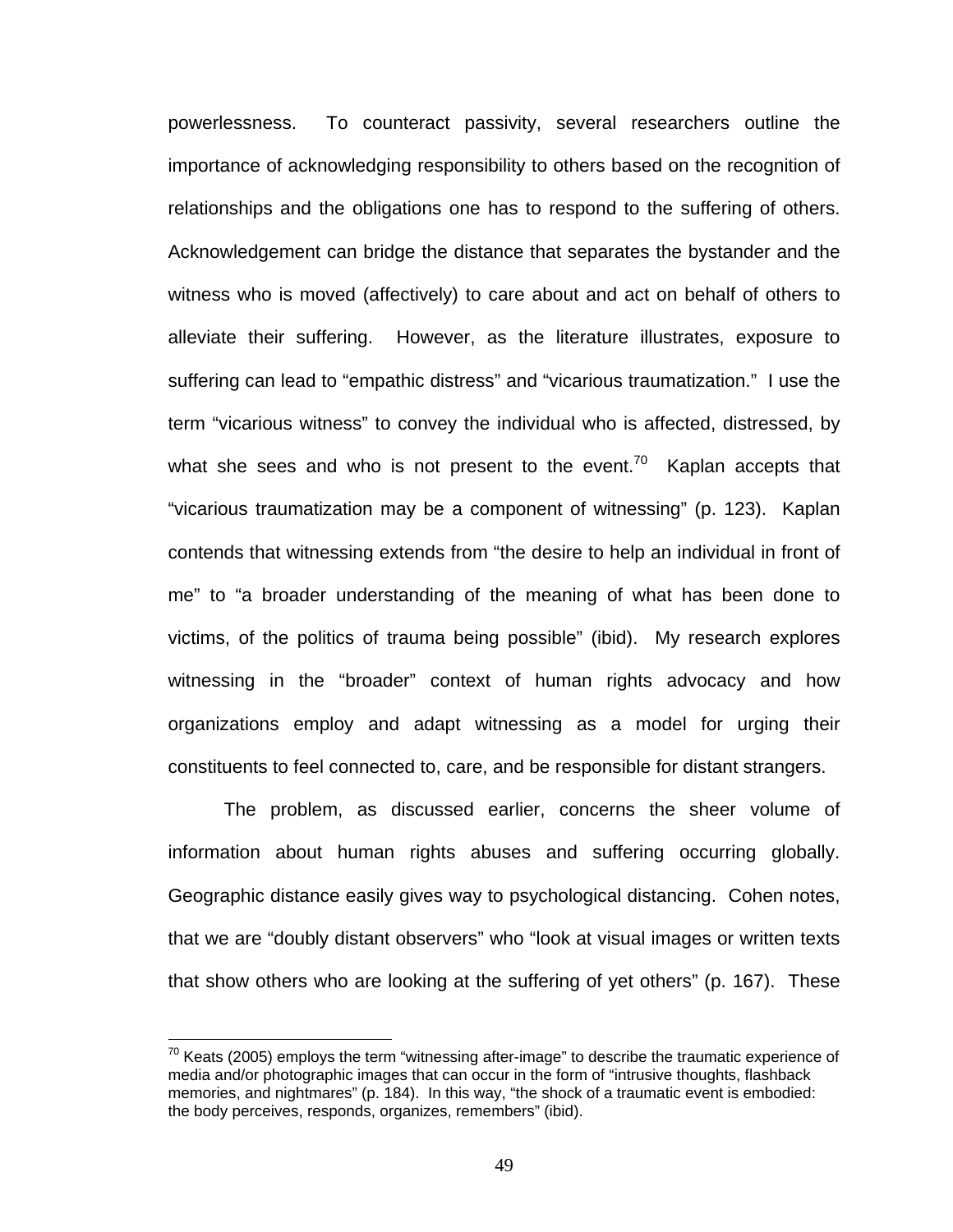powerlessness. To counteract passivity, several researchers outline the importance of acknowledging responsibility to others based on the recognition of relationships and the obligations one has to respond to the suffering of others. Acknowledgement can bridge the distance that separates the bystander and the witness who is moved (affectively) to care about and act on behalf of others to alleviate their suffering. However, as the literature illustrates, exposure to suffering can lead to "empathic distress" and "vicarious traumatization." I use the term "vicarious witness" to convey the individual who is affected, distressed, by what she sees and who is not present to the event.[70] Kaplan accepts that "vicarious traumatization may be a component of witnessing" (p. 123). Kaplan contends that witnessing extends from "the desire to help an individual in front of me" to "a broader understanding of the meaning of what has been done to victims, of the politics of trauma being possible" (ibid). My research explores witnessing in the "broader" context of human rights advocacy and how organizations employ and adapt witnessing as a model for urging their constituents to feel connected to, care, and be responsible for distant strangers.

The problem, as discussed earlier, concerns the sheer volume of information about human rights abuses and suffering occurring globally. Geographic distance easily gives way to psychological distancing. Cohen notes, that we are "doubly distant observers" who "look at visual images or written texts that show others who are looking at the suffering of yet others" (p. 167). These

[70] Keats (2005) employs the term "witnessing after-image" to describe the traumatic experience of media and/or photographic images that can occur in the form of "intrusive thoughts, flashback memories, and nightmares" (p. 184). In this way, "the shock of a traumatic event is embodied: the body perceives, responds, organizes, remembers" (ibid).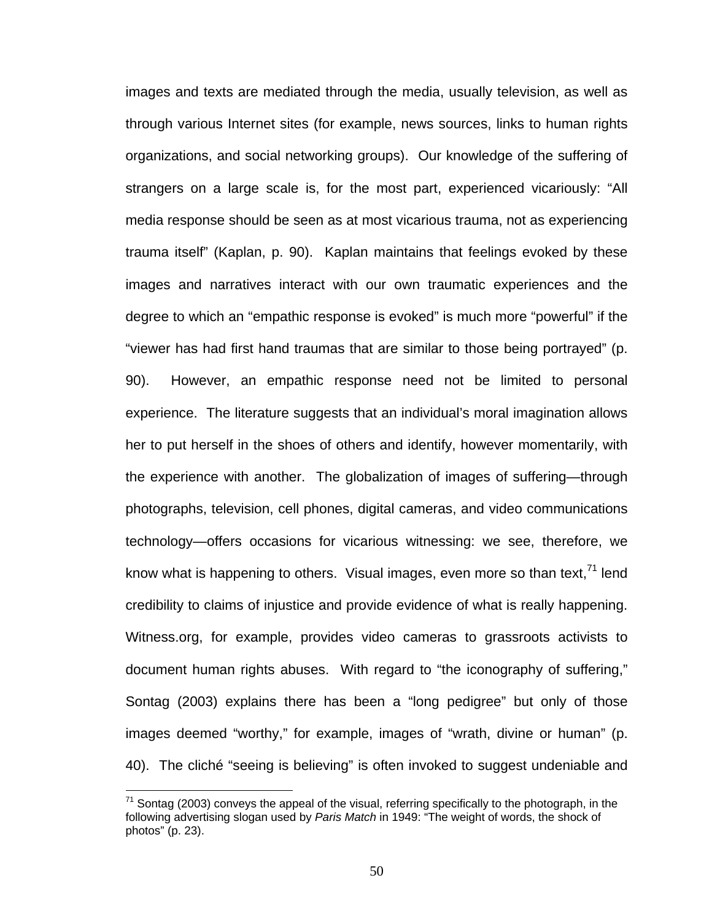images and texts are mediated through the media, usually television, as well as through various Internet sites (for example, news sources, links to human rights organizations, and social networking groups). Our knowledge of the suffering of strangers on a large scale is, for the most part, experienced vicariously: "All media response should be seen as at most vicarious trauma, not as experiencing trauma itself" (Kaplan, p. 90). Kaplan maintains that feelings evoked by these images and narratives interact with our own traumatic experiences and the degree to which an "empathic response is evoked" is much more "powerful" if the "viewer has had first hand traumas that are similar to those being portrayed" (p. 90). However, an empathic response need not be limited to personal experience. The literature suggests that an individual's moral imagination allows her to put herself in the shoes of others and identify, however momentarily, with the experience with another. The globalization of images of suffering—through photographs, television, cell phones, digital cameras, and video communications technology—offers occasions for vicarious witnessing: we see, therefore, we know what is happening to others. Visual images, even more so than text,[71] lend credibility to claims of injustice and provide evidence of what is really happening. Witness.org, for example, provides video cameras to grassroots activists to document human rights abuses. With regard to "the iconography of suffering," Sontag (2003) explains there has been a "long pedigree" but only of those images deemed "worthy," for example, images of "wrath, divine or human" (p. 40). The cliché "seeing is believing" is often invoked to suggest undeniable and

[71] Sontag (2003) conveys the appeal of the visual, referring specifically to the photograph, in the following advertising slogan used by *Paris Match* in 1949: "The weight of words, the shock of photos" (p. 23).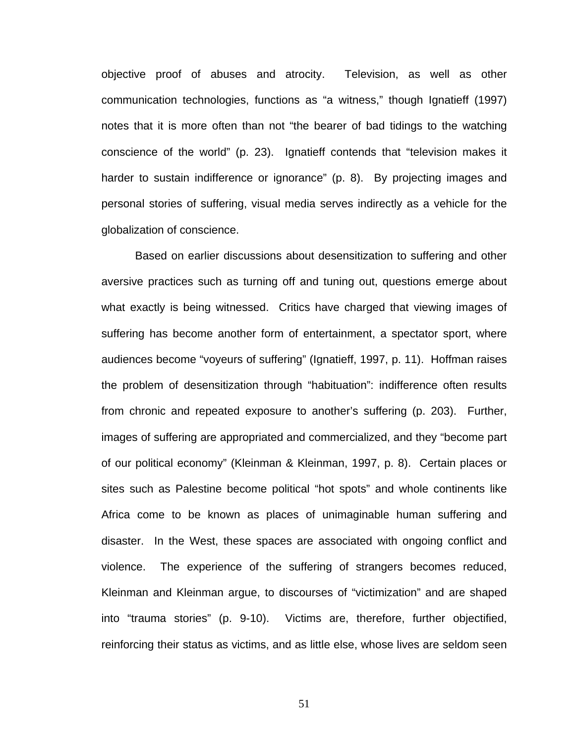objective proof of abuses and atrocity. Television, as well as other communication technologies, functions as "a witness," though Ignatieff (1997) notes that it is more often than not "the bearer of bad tidings to the watching conscience of the world" (p. 23). Ignatieff contends that "television makes it harder to sustain indifference or ignorance" (p. 8). By projecting images and personal stories of suffering, visual media serves indirectly as a vehicle for the globalization of conscience.

Based on earlier discussions about desensitization to suffering and other aversive practices such as turning off and tuning out, questions emerge about what exactly is being witnessed. Critics have charged that viewing images of suffering has become another form of entertainment, a spectator sport, where audiences become "voyeurs of suffering" (Ignatieff, 1997, p. 11). Hoffman raises the problem of desensitization through "habituation": indifference often results from chronic and repeated exposure to another's suffering (p. 203). Further, images of suffering are appropriated and commercialized, and they "become part of our political economy" (Kleinman & Kleinman, 1997, p. 8). Certain places or sites such as Palestine become political "hot spots" and whole continents like Africa come to be known as places of unimaginable human suffering and disaster. In the West, these spaces are associated with ongoing conflict and violence. The experience of the suffering of strangers becomes reduced, Kleinman and Kleinman argue, to discourses of "victimization" and are shaped into "trauma stories" (p. 9-10). Victims are, therefore, further objectified, reinforcing their status as victims, and as little else, whose lives are seldom seen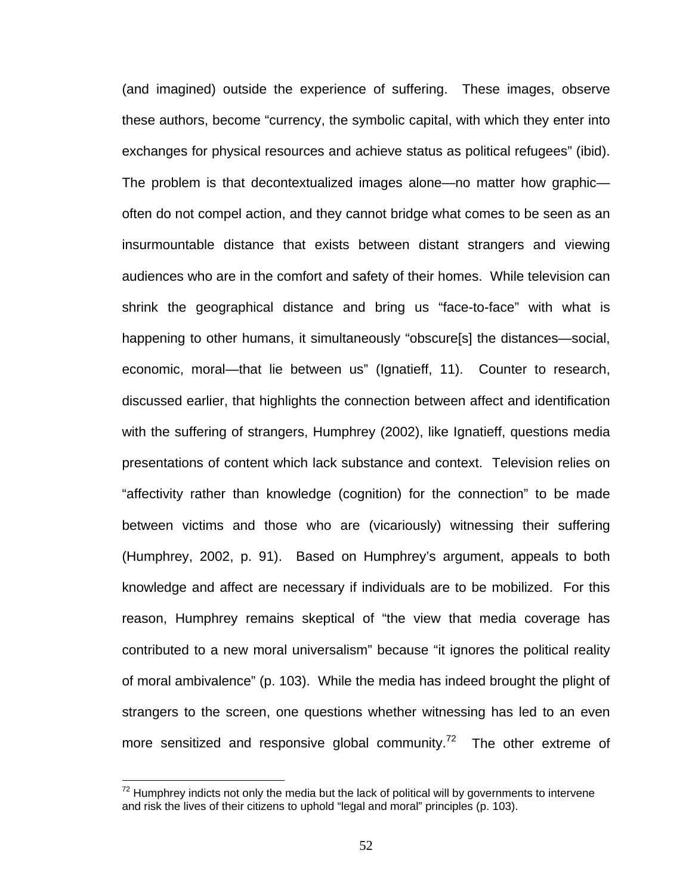(and imagined) outside the experience of suffering. These images, observe these authors, become "currency, the symbolic capital, with which they enter into exchanges for physical resources and achieve status as political refugees" (ibid). The problem is that decontextualized images alone—no matter how graphic—often do not compel action, and they cannot bridge what comes to be seen as an insurmountable distance that exists between distant strangers and viewing audiences who are in the comfort and safety of their homes. While television can shrink the geographical distance and bring us "face-to-face" with what is happening to other humans, it simultaneously "obscure[s] the distances—social, economic, moral—that lie between us" (Ignatieff, 11). Counter to research, discussed earlier, that highlights the connection between affect and identification with the suffering of strangers, Humphrey (2002), like Ignatieff, questions media presentations of content which lack substance and context. Television relies on "affectivity rather than knowledge (cognition) for the connection" to be made between victims and those who are (vicariously) witnessing their suffering (Humphrey, 2002, p. 91). Based on Humphrey's argument, appeals to both knowledge and affect are necessary if individuals are to be mobilized. For this reason, Humphrey remains skeptical of "the view that media coverage has contributed to a new moral universalism" because "it ignores the political reality of moral ambivalence" (p. 103). While the media has indeed brought the plight of strangers to the screen, one questions whether witnessing has led to an even more sensitized and responsive global community.[72] The other extreme of

---

[72] Humphrey indicts not only the media but the lack of political will by governments to intervene and risk the lives of their citizens to uphold "legal and moral" principles (p. 103).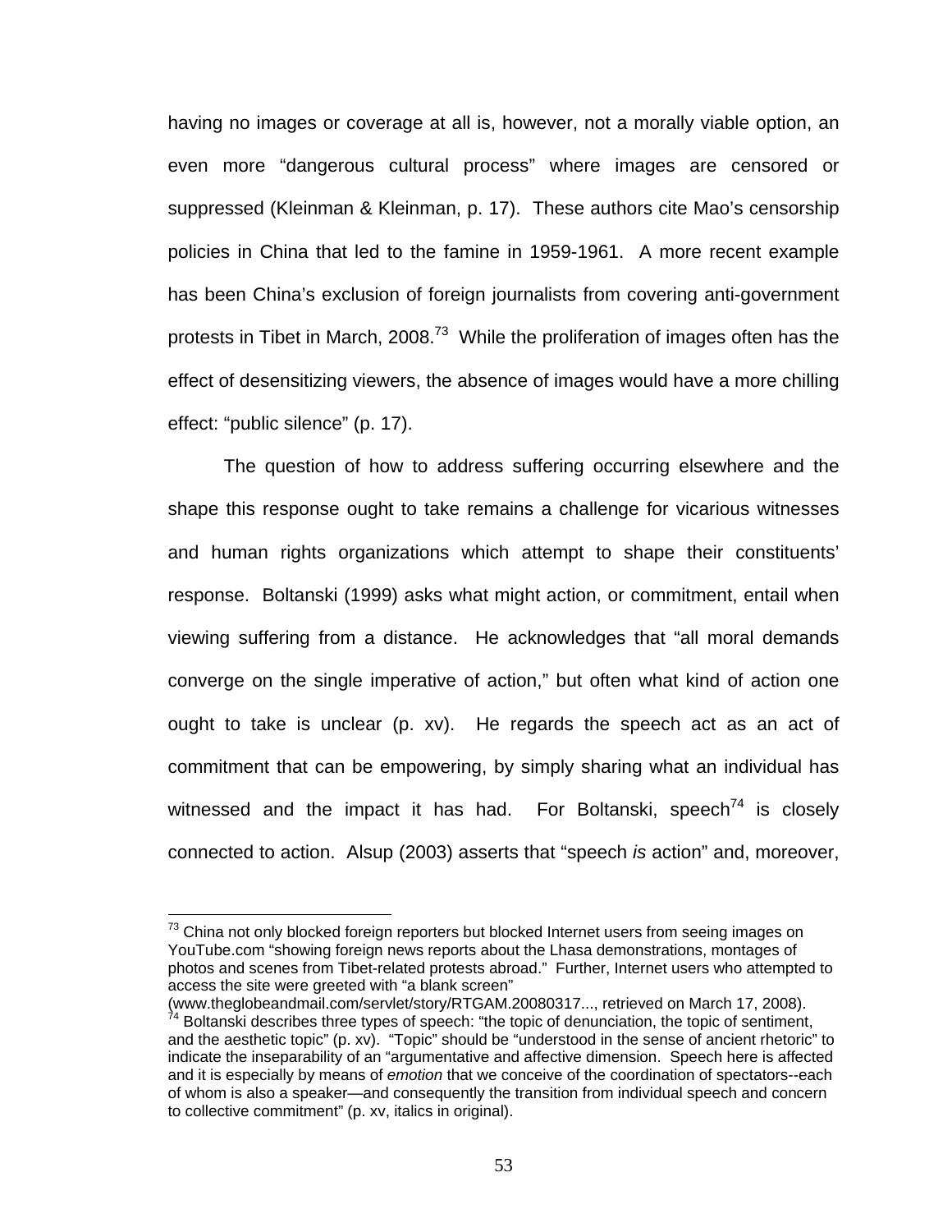having no images or coverage at all is, however, not a morally viable option, an even more “dangerous cultural process” where images are censored or suppressed (Kleinman & Kleinman, p. 17). These authors cite Mao’s censorship policies in China that led to the famine in 1959-1961. A more recent example has been China’s exclusion of foreign journalists from covering anti-government protests in Tibet in March, 2008.[73] While the proliferation of images often has the effect of desensitizing viewers, the absence of images would have a more chilling effect: “public silence” (p. 17).

The question of how to address suffering occurring elsewhere and the shape this response ought to take remains a challenge for vicarious witnesses and human rights organizations which attempt to shape their constituents’ response. Boltanski (1999) asks what might action, or commitment, entail when viewing suffering from a distance. He acknowledges that “all moral demands converge on the single imperative of action,” but often what kind of action one ought to take is unclear (p. xv). He regards the speech act as an act of commitment that can be empowering, by simply sharing what an individual has witnessed and the impact it has had. For Boltanski, speech[74] is closely connected to action. Alsup (2003) asserts that “speech *is* action” and, moreover,

---

[73] China not only blocked foreign reporters but blocked Internet users from seeing images on YouTube.com “showing foreign news reports about the Lhasa demonstrations, montages of photos and scenes from Tibet-related protests abroad.” Further, Internet users who attempted to access the site were greeted with “a blank screen” (www.theglobeandmail.com/servlet/story/RTGAM.20080317..., retrieved on March 17, 2008).

[74] Boltanski describes three types of speech: “the topic of denunciation, the topic of sentiment, and the aesthetic topic” (p. xv). “Topic” should be “understood in the sense of ancient rhetoric” to indicate the inseparability of an “argumentative and affective dimension. Speech here is affected and it is especially by means of *emotion* that we conceive of the coordination of spectators--each of whom is also a speaker—and consequently the transition from individual speech and concern to collective commitment” (p. xv, italics in original).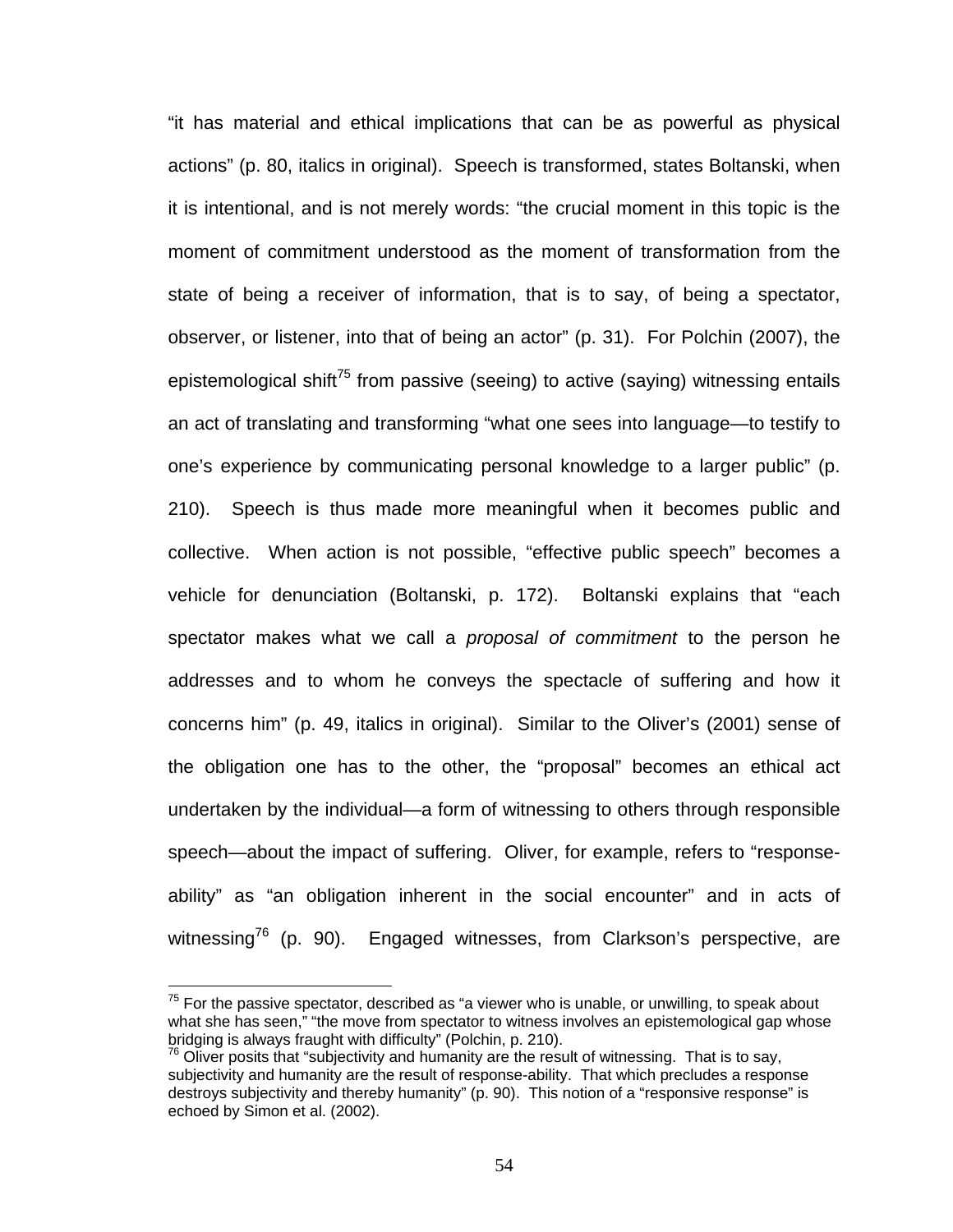"it has material and ethical implications that can be as powerful as physical actions" (p. 80, italics in original). Speech is transformed, states Boltanski, when it is intentional, and is not merely words: "the crucial moment in this topic is the moment of commitment understood as the moment of transformation from the state of being a receiver of information, that is to say, of being a spectator, observer, or listener, into that of being an actor" (p. 31). For Polchin (2007), the epistemological shift[75] from passive (seeing) to active (saying) witnessing entails an act of translating and transforming "what one sees into language—to testify to one's experience by communicating personal knowledge to a larger public" (p. 210). Speech is thus made more meaningful when it becomes public and collective. When action is not possible, "effective public speech" becomes a vehicle for denunciation (Boltanski, p. 172). Boltanski explains that "each spectator makes what we call a *proposal of commitment* to the person he addresses and to whom he conveys the spectacle of suffering and how it concerns him" (p. 49, italics in original). Similar to the Oliver's (2001) sense of the obligation one has to the other, the "proposal" becomes an ethical act undertaken by the individual—a form of witnessing to others through responsible speech—about the impact of suffering. Oliver, for example, refers to "response-ability" as "an obligation inherent in the social encounter" and in acts of witnessing[76] (p. 90). Engaged witnesses, from Clarkson's perspective, are

[75] For the passive spectator, described as "a viewer who is unable, or unwilling, to speak about what she has seen," "the move from spectator to witness involves an epistemological gap whose bridging is always fraught with difficulty" (Polchin, p. 210).

[76] Oliver posits that "subjectivity and humanity are the result of witnessing. That is to say, subjectivity and humanity are the result of response-ability. That which precludes a response destroys subjectivity and thereby humanity" (p. 90). This notion of a "responsive response" is echoed by Simon et al. (2002).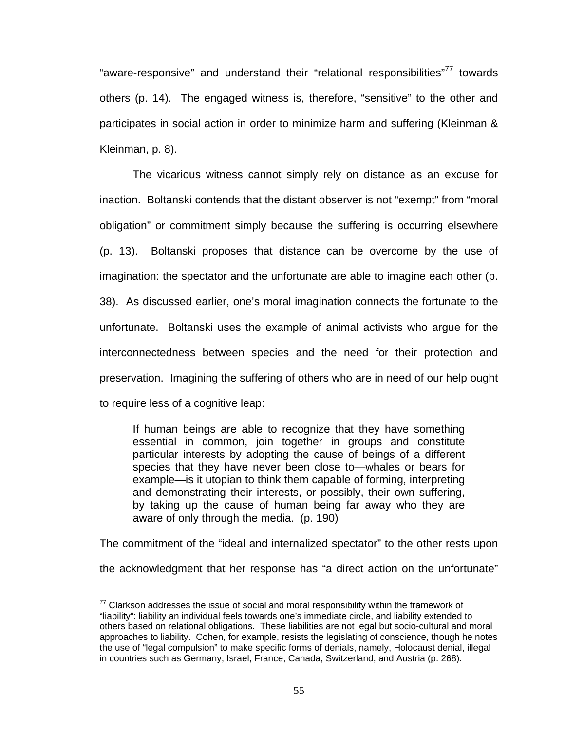“aware-responsive” and understand their “relational responsibilities”[77] towards others (p. 14). The engaged witness is, therefore, “sensitive” to the other and participates in social action in order to minimize harm and suffering (Kleinman & Kleinman, p. 8).

The vicarious witness cannot simply rely on distance as an excuse for inaction. Boltanski contends that the distant observer is not “exempt” from “moral obligation” or commitment simply because the suffering is occurring elsewhere (p. 13). Boltanski proposes that distance can be overcome by the use of imagination: the spectator and the unfortunate are able to imagine each other (p. 38). As discussed earlier, one’s moral imagination connects the fortunate to the unfortunate. Boltanski uses the example of animal activists who argue for the interconnectedness between species and the need for their protection and preservation. Imagining the suffering of others who are in need of our help ought to require less of a cognitive leap:

> If human beings are able to recognize that they have something essential in common, join together in groups and constitute particular interests by adopting the cause of beings of a different species that they have never been close to—whales or bears for example—is it utopian to think them capable of forming, interpreting and demonstrating their interests, or possibly, their own suffering, by taking up the cause of human being far away who they are aware of only through the media. (p. 190)

The commitment of the “ideal and internalized spectator” to the other rests upon the acknowledgment that her response has “a direct action on the unfortunate”

[77] Clarkson addresses the issue of social and moral responsibility within the framework of “liability”: liability an individual feels towards one’s immediate circle, and liability extended to others based on relational obligations. These liabilities are not legal but socio-cultural and moral approaches to liability. Cohen, for example, resists the legislating of conscience, though he notes the use of “legal compulsion” to make specific forms of denials, namely, Holocaust denial, illegal in countries such as Germany, Israel, France, Canada, Switzerland, and Austria (p. 268).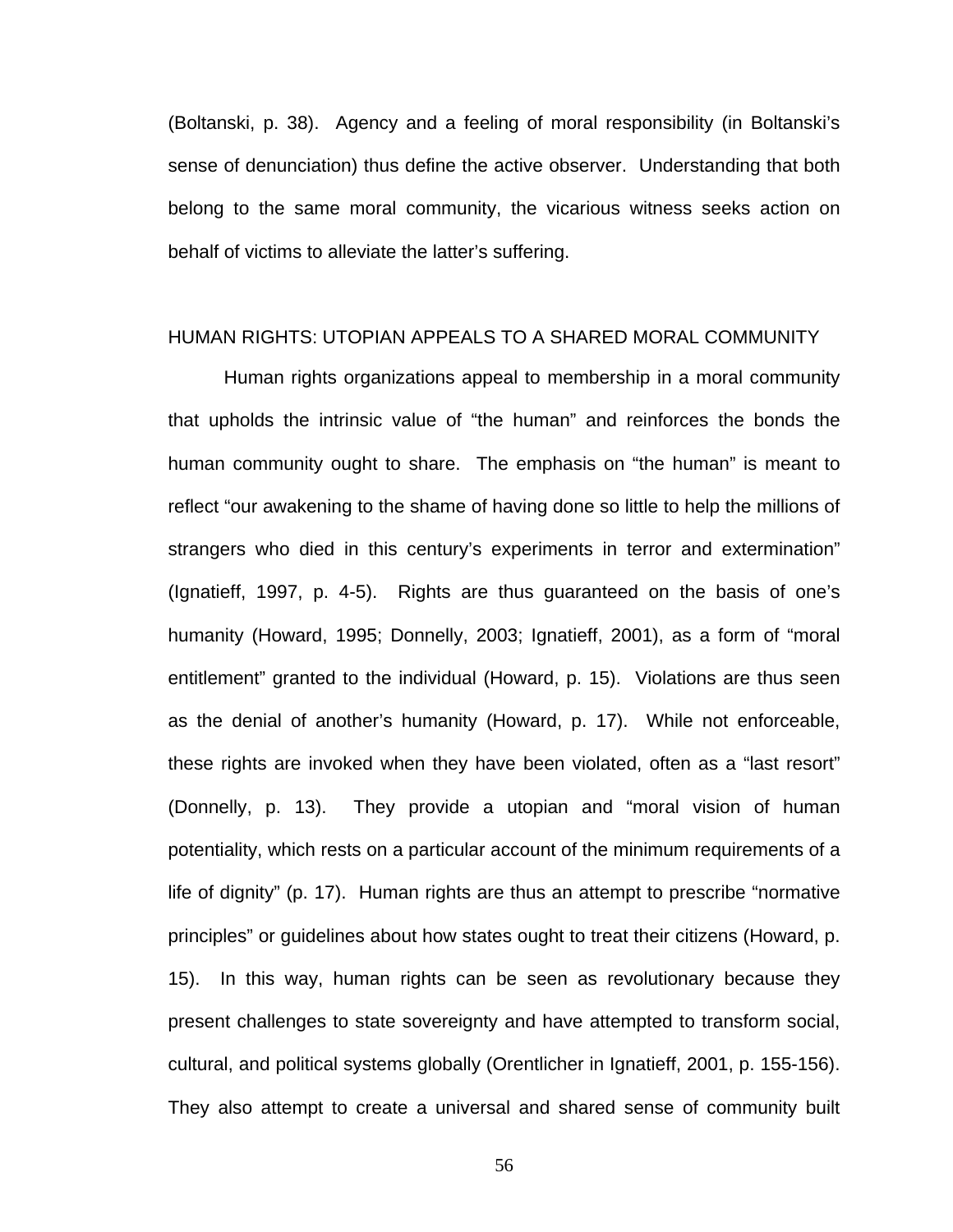(Boltanski, p. 38). Agency and a feeling of moral responsibility (in Boltanski's sense of denunciation) thus define the active observer. Understanding that both belong to the same moral community, the vicarious witness seeks action on behalf of victims to alleviate the latter's suffering.

## HUMAN RIGHTS: UTOPIAN APPEALS TO A SHARED MORAL COMMUNITY

Human rights organizations appeal to membership in a moral community that upholds the intrinsic value of "the human" and reinforces the bonds the human community ought to share. The emphasis on "the human" is meant to reflect "our awakening to the shame of having done so little to help the millions of strangers who died in this century's experiments in terror and extermination" (Ignatieff, 1997, p. 4-5). Rights are thus guaranteed on the basis of one's humanity (Howard, 1995; Donnelly, 2003; Ignatieff, 2001), as a form of "moral entitlement" granted to the individual (Howard, p. 15). Violations are thus seen as the denial of another's humanity (Howard, p. 17). While not enforceable, these rights are invoked when they have been violated, often as a "last resort" (Donnelly, p. 13). They provide a utopian and "moral vision of human potentiality, which rests on a particular account of the minimum requirements of a life of dignity" (p. 17). Human rights are thus an attempt to prescribe "normative principles" or guidelines about how states ought to treat their citizens (Howard, p. 15). In this way, human rights can be seen as revolutionary because they present challenges to state sovereignty and have attempted to transform social, cultural, and political systems globally (Orentlicher in Ignatieff, 2001, p. 155-156). They also attempt to create a universal and shared sense of community built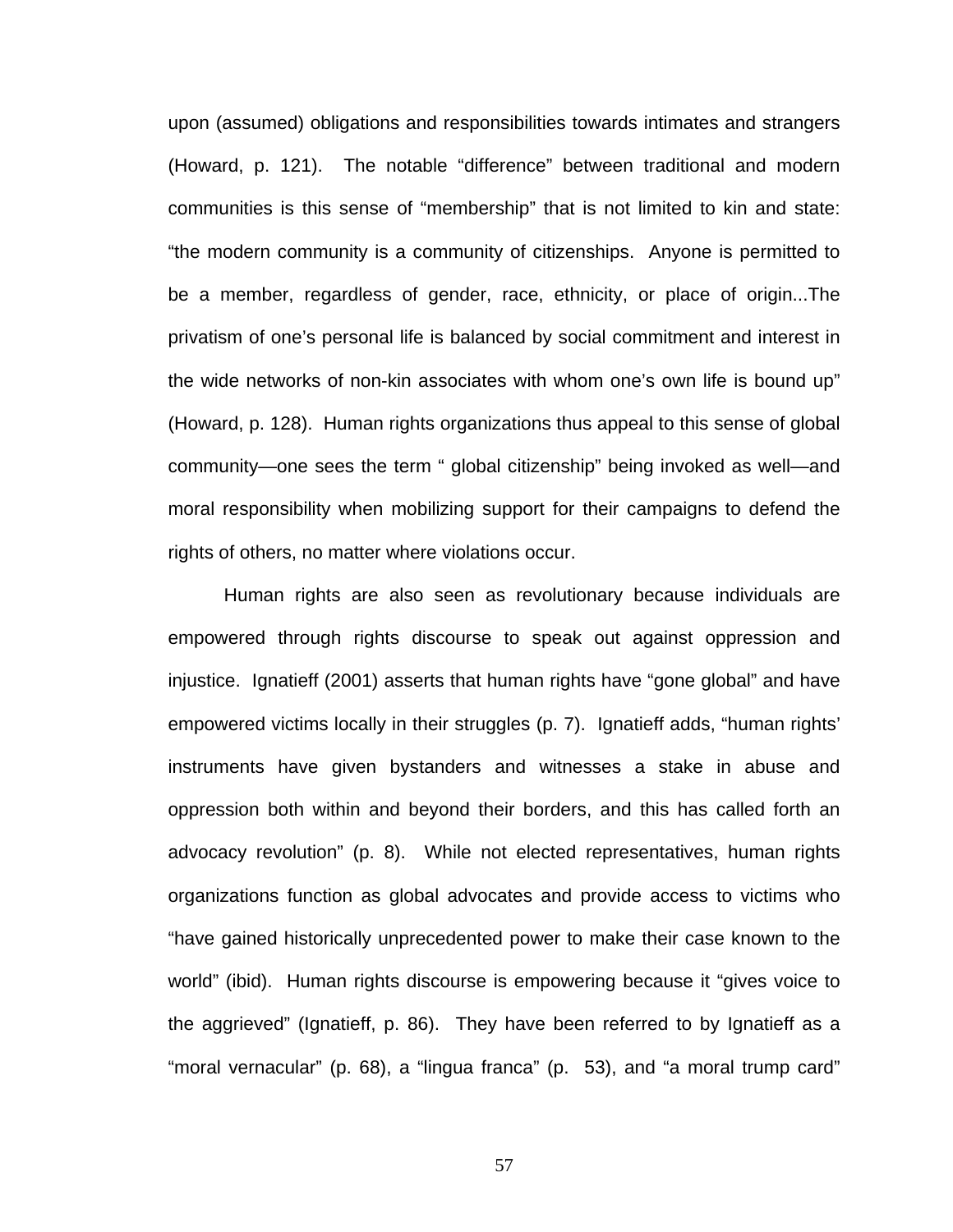upon (assumed) obligations and responsibilities towards intimates and strangers (Howard, p. 121). The notable "difference" between traditional and modern communities is this sense of "membership" that is not limited to kin and state: "the modern community is a community of citizenships. Anyone is permitted to be a member, regardless of gender, race, ethnicity, or place of origin...The privatism of one's personal life is balanced by social commitment and interest in the wide networks of non-kin associates with whom one's own life is bound up" (Howard, p. 128). Human rights organizations thus appeal to this sense of global community—one sees the term " global citizenship" being invoked as well—and moral responsibility when mobilizing support for their campaigns to defend the rights of others, no matter where violations occur.

Human rights are also seen as revolutionary because individuals are empowered through rights discourse to speak out against oppression and injustice. Ignatieff (2001) asserts that human rights have "gone global" and have empowered victims locally in their struggles (p. 7). Ignatieff adds, "human rights' instruments have given bystanders and witnesses a stake in abuse and oppression both within and beyond their borders, and this has called forth an advocacy revolution" (p. 8). While not elected representatives, human rights organizations function as global advocates and provide access to victims who "have gained historically unprecedented power to make their case known to the world" (ibid). Human rights discourse is empowering because it "gives voice to the aggrieved" (Ignatieff, p. 86). They have been referred to by Ignatieff as a "moral vernacular" (p. 68), a "lingua franca" (p. 53), and "a moral trump card"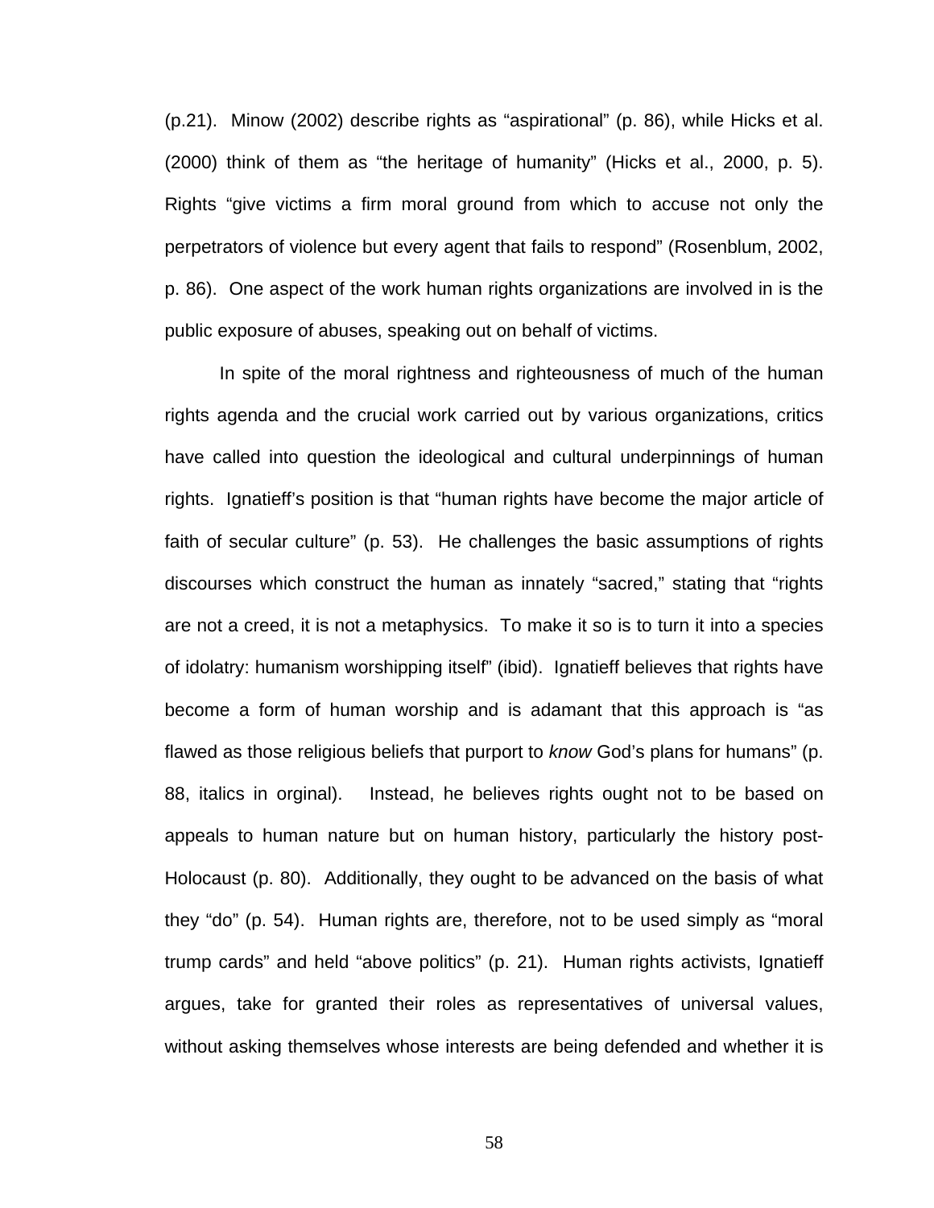(p.21). Minow (2002) describe rights as "aspirational" (p. 86), while Hicks et al. (2000) think of them as "the heritage of humanity" (Hicks et al., 2000, p. 5). Rights "give victims a firm moral ground from which to accuse not only the perpetrators of violence but every agent that fails to respond" (Rosenblum, 2002, p. 86). One aspect of the work human rights organizations are involved in is the public exposure of abuses, speaking out on behalf of victims.

In spite of the moral rightness and righteousness of much of the human rights agenda and the crucial work carried out by various organizations, critics have called into question the ideological and cultural underpinnings of human rights. Ignatieff's position is that "human rights have become the major article of faith of secular culture" (p. 53). He challenges the basic assumptions of rights discourses which construct the human as innately "sacred," stating that "rights are not a creed, it is not a metaphysics. To make it so is to turn it into a species of idolatry: humanism worshipping itself" (ibid). Ignatieff believes that rights have become a form of human worship and is adamant that this approach is "as flawed as those religious beliefs that purport to *know* God's plans for humans" (p. 88, italics in orginal). Instead, he believes rights ought not to be based on appeals to human nature but on human history, particularly the history post-Holocaust (p. 80). Additionally, they ought to be advanced on the basis of what they "do" (p. 54). Human rights are, therefore, not to be used simply as "moral trump cards" and held "above politics" (p. 21). Human rights activists, Ignatieff argues, take for granted their roles as representatives of universal values, without asking themselves whose interests are being defended and whether it is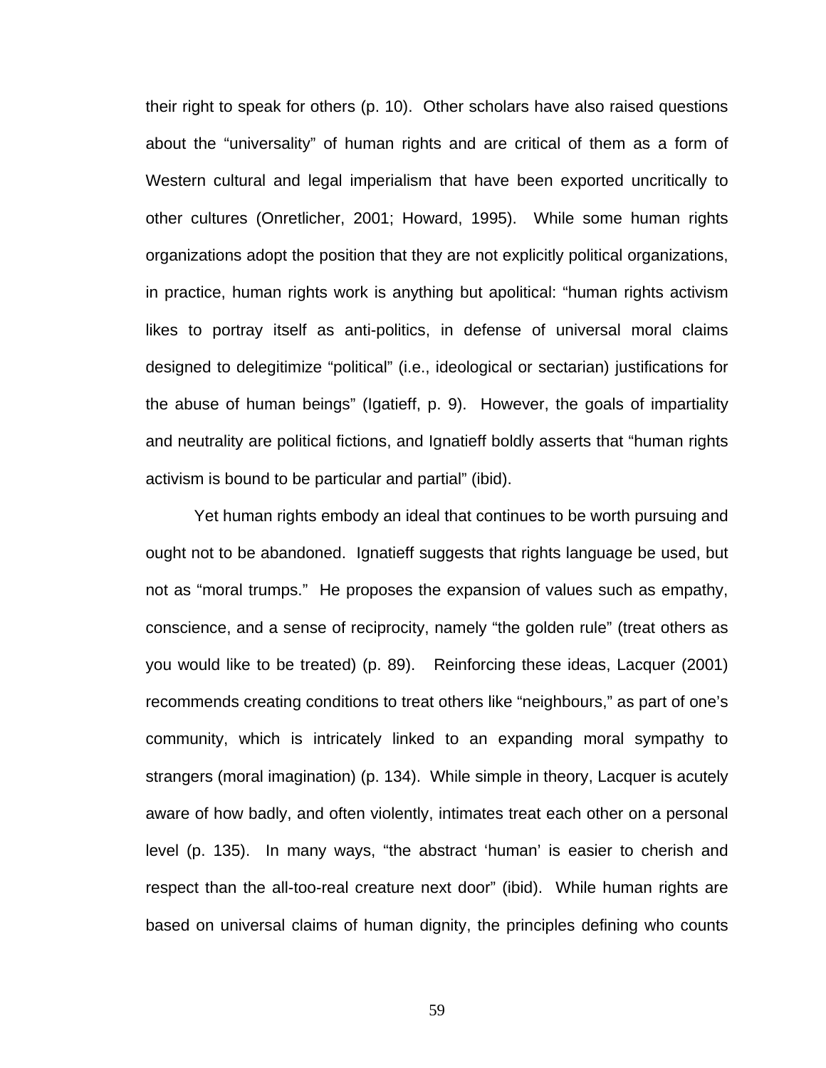their right to speak for others (p. 10). Other scholars have also raised questions about the "universality" of human rights and are critical of them as a form of Western cultural and legal imperialism that have been exported uncritically to other cultures (Onretlicher, 2001; Howard, 1995). While some human rights organizations adopt the position that they are not explicitly political organizations, in practice, human rights work is anything but apolitical: "human rights activism likes to portray itself as anti-politics, in defense of universal moral claims designed to delegitimize "political" (i.e., ideological or sectarian) justifications for the abuse of human beings" (Igatieff, p. 9). However, the goals of impartiality and neutrality are political fictions, and Ignatieff boldly asserts that "human rights activism is bound to be particular and partial" (ibid).

Yet human rights embody an ideal that continues to be worth pursuing and ought not to be abandoned. Ignatieff suggests that rights language be used, but not as "moral trumps." He proposes the expansion of values such as empathy, conscience, and a sense of reciprocity, namely "the golden rule" (treat others as you would like to be treated) (p. 89). Reinforcing these ideas, Lacquer (2001) recommends creating conditions to treat others like "neighbours," as part of one's community, which is intricately linked to an expanding moral sympathy to strangers (moral imagination) (p. 134). While simple in theory, Lacquer is acutely aware of how badly, and often violently, intimates treat each other on a personal level (p. 135). In many ways, "the abstract 'human' is easier to cherish and respect than the all-too-real creature next door" (ibid). While human rights are based on universal claims of human dignity, the principles defining who counts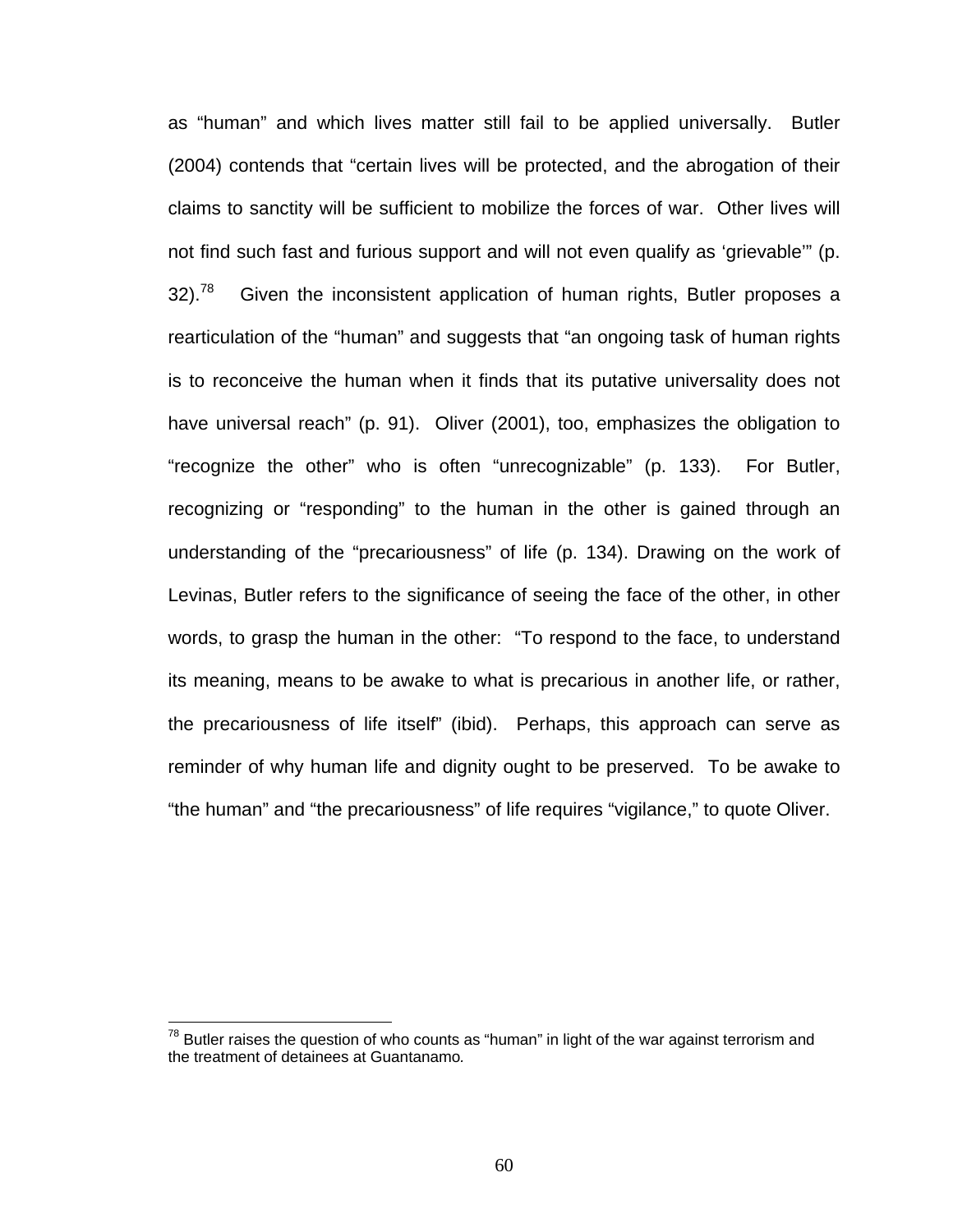as "human" and which lives matter still fail to be applied universally. Butler (2004) contends that "certain lives will be protected, and the abrogation of their claims to sanctity will be sufficient to mobilize the forces of war. Other lives will not find such fast and furious support and will not even qualify as 'grievable'" (p. 32).[78] Given the inconsistent application of human rights, Butler proposes a rearticulation of the "human" and suggests that "an ongoing task of human rights is to reconceive the human when it finds that its putative universality does not have universal reach" (p. 91). Oliver (2001), too, emphasizes the obligation to "recognize the other" who is often "unrecognizable" (p. 133). For Butler, recognizing or "responding" to the human in the other is gained through an understanding of the "precariousness" of life (p. 134). Drawing on the work of Levinas, Butler refers to the significance of seeing the face of the other, in other words, to grasp the human in the other: "To respond to the face, to understand its meaning, means to be awake to what is precarious in another life, or rather, the precariousness of life itself" (ibid). Perhaps, this approach can serve as reminder of why human life and dignity ought to be preserved. To be awake to "the human" and "the precariousness" of life requires "vigilance," to quote Oliver.

---

[78] Butler raises the question of who counts as "human" in light of the war against terrorism and the treatment of detainees at Guantanamo.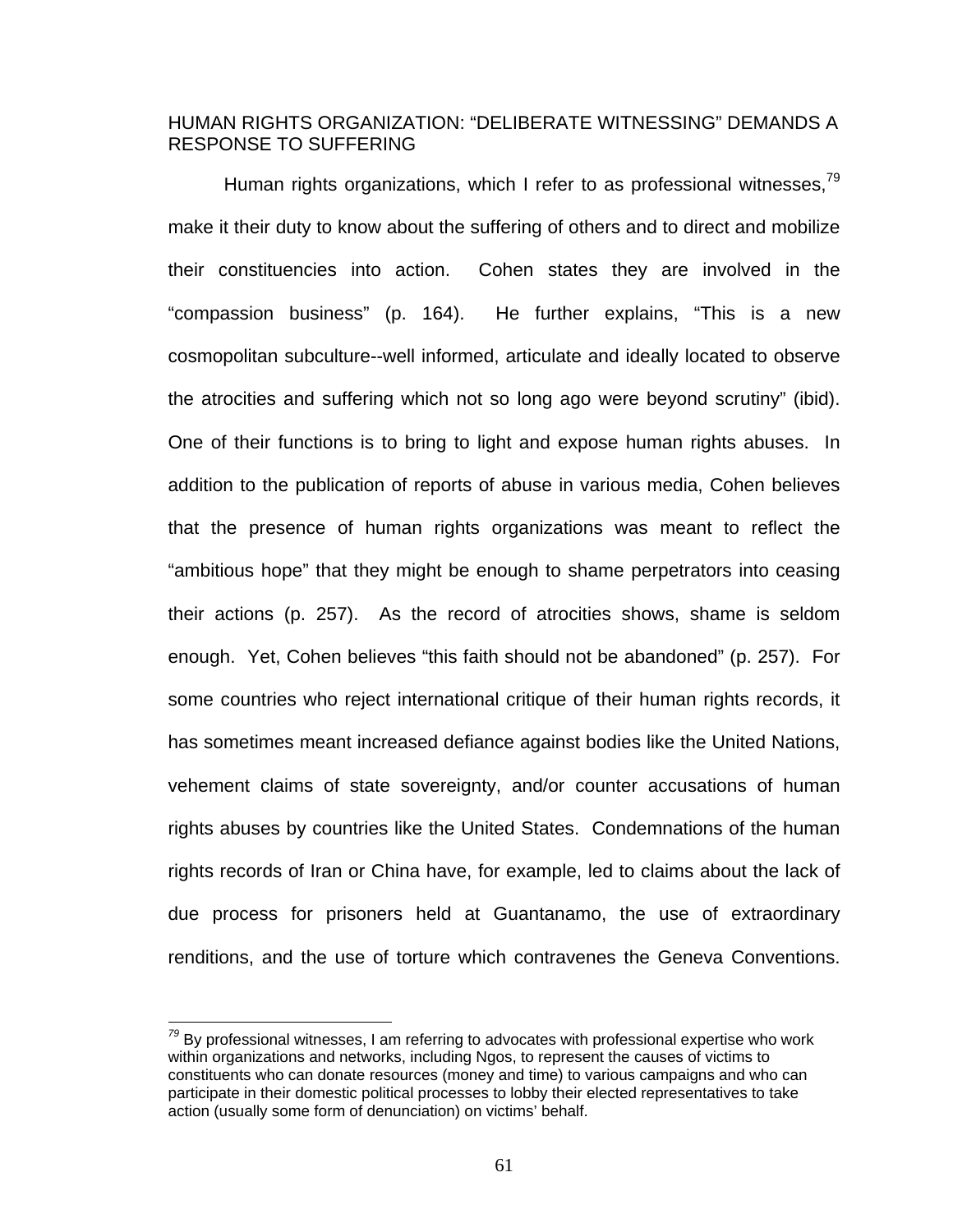## HUMAN RIGHTS ORGANIZATION: "DELIBERATE WITNESSING" DEMANDS A RESPONSE TO SUFFERING

Human rights organizations, which I refer to as professional witnesses,[79] make it their duty to know about the suffering of others and to direct and mobilize their constituencies into action. Cohen states they are involved in the "compassion business" (p. 164). He further explains, "This is a new cosmopolitan subculture--well informed, articulate and ideally located to observe the atrocities and suffering which not so long ago were beyond scrutiny" (ibid). One of their functions is to bring to light and expose human rights abuses. In addition to the publication of reports of abuse in various media, Cohen believes that the presence of human rights organizations was meant to reflect the "ambitious hope" that they might be enough to shame perpetrators into ceasing their actions (p. 257). As the record of atrocities shows, shame is seldom enough. Yet, Cohen believes "this faith should not be abandoned" (p. 257). For some countries who reject international critique of their human rights records, it has sometimes meant increased defiance against bodies like the United Nations, vehement claims of state sovereignty, and/or counter accusations of human rights abuses by countries like the United States. Condemnations of the human rights records of Iran or China have, for example, led to claims about the lack of due process for prisoners held at Guantanamo, the use of extraordinary renditions, and the use of torture which contravenes the Geneva Conventions.

[79] By professional witnesses, I am referring to advocates with professional expertise who work within organizations and networks, including Ngos, to represent the causes of victims to constituents who can donate resources (money and time) to various campaigns and who can participate in their domestic political processes to lobby their elected representatives to take action (usually some form of denunciation) on victims' behalf.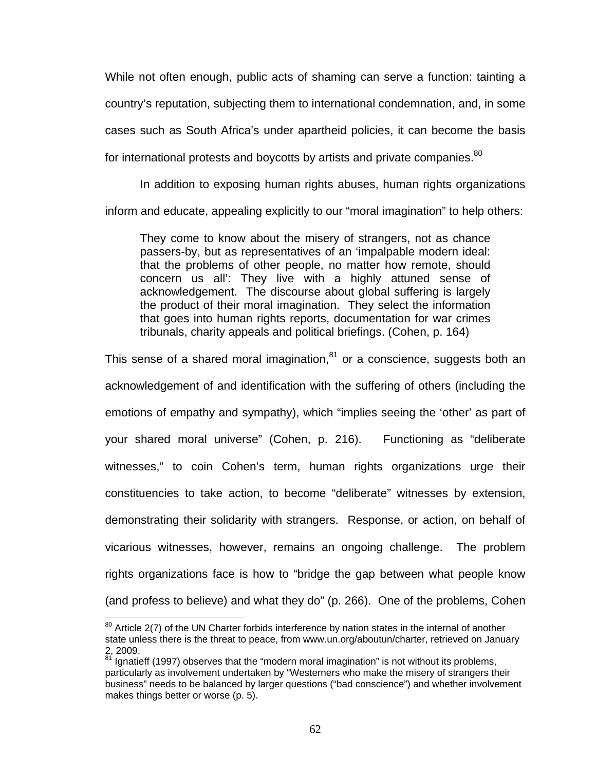While not often enough, public acts of shaming can serve a function: tainting a country's reputation, subjecting them to international condemnation, and, in some cases such as South Africa's under apartheid policies, it can become the basis for international protests and boycotts by artists and private companies.[80]

In addition to exposing human rights abuses, human rights organizations inform and educate, appealing explicitly to our "moral imagination" to help others:

> They come to know about the misery of strangers, not as chance passers-by, but as representatives of an 'impalpable modern ideal: that the problems of other people, no matter how remote, should concern us all': They live with a highly attuned sense of acknowledgement. The discourse about global suffering is largely the product of their moral imagination. They select the information that goes into human rights reports, documentation for war crimes tribunals, charity appeals and political briefings. (Cohen, p. 164)

This sense of a shared moral imagination,[81] or a conscience, suggests both an acknowledgement of and identification with the suffering of others (including the emotions of empathy and sympathy), which "implies seeing the 'other' as part of your shared moral universe" (Cohen, p. 216). Functioning as "deliberate witnesses," to coin Cohen's term, human rights organizations urge their constituencies to take action, to become "deliberate" witnesses by extension, demonstrating their solidarity with strangers. Response, or action, on behalf of vicarious witnesses, however, remains an ongoing challenge. The problem rights organizations face is how to "bridge the gap between what people know (and profess to believe) and what they do" (p. 266). One of the problems, Cohen

---

[80] Article 2(7) of the UN Charter forbids interference by nation states in the internal of another state unless there is the threat to peace, from www.un.org/aboutun/charter, retrieved on January 2, 2009.

[81] Ignatieff (1997) observes that the "modern moral imagination" is not without its problems, particularly as involvement undertaken by "Westerners who make the misery of strangers their business" needs to be balanced by larger questions ("bad conscience") and whether involvement makes things better or worse (p. 5).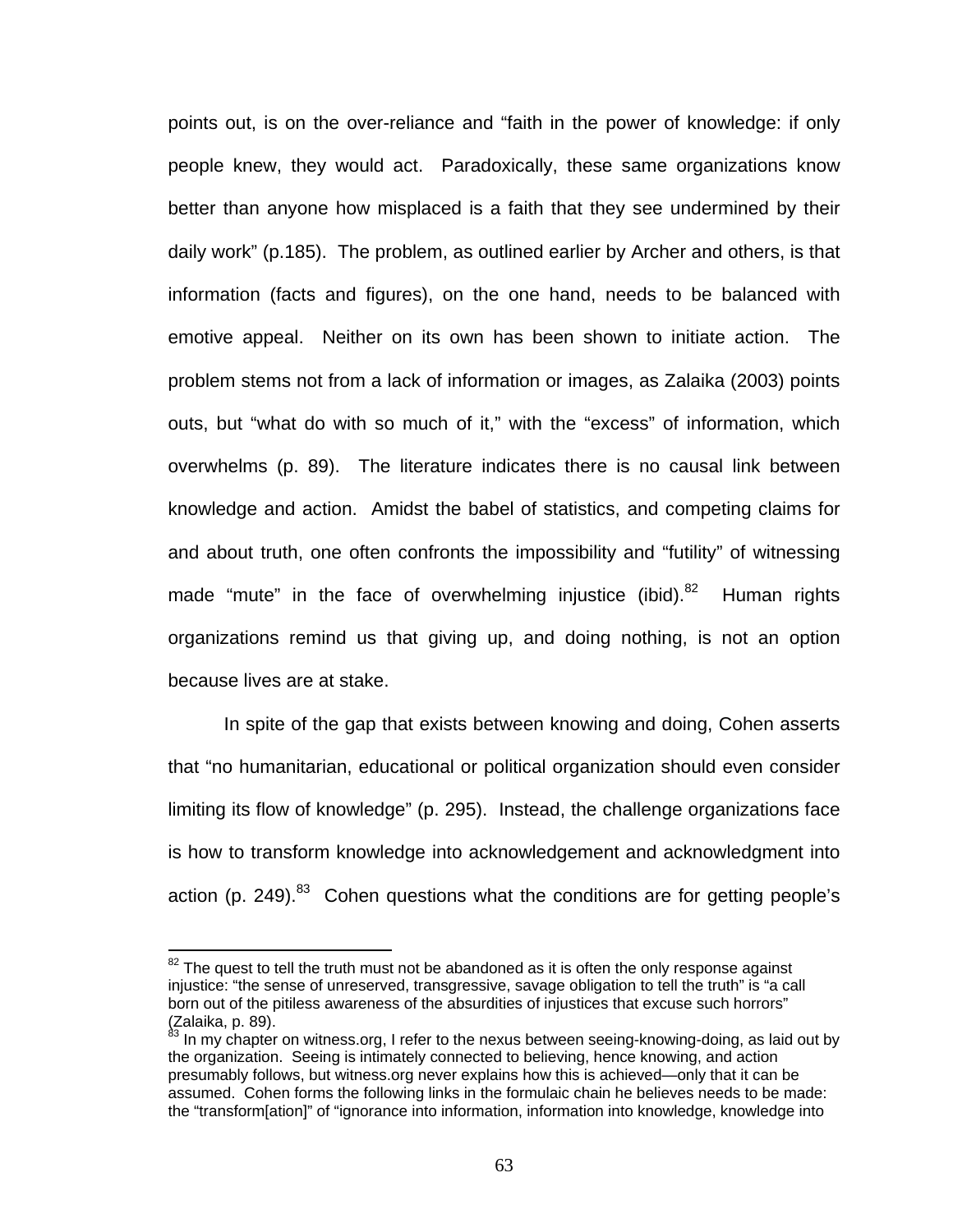points out, is on the over-reliance and “faith in the power of knowledge: if only people knew, they would act. Paradoxically, these same organizations know better than anyone how misplaced is a faith that they see undermined by their daily work” (p.185). The problem, as outlined earlier by Archer and others, is that information (facts and figures), on the one hand, needs to be balanced with emotive appeal. Neither on its own has been shown to initiate action. The problem stems not from a lack of information or images, as Zalaika (2003) points outs, but “what do with so much of it,” with the “excess” of information, which overwhelms (p. 89). The literature indicates there is no causal link between knowledge and action. Amidst the babel of statistics, and competing claims for and about truth, one often confronts the impossibility and “futility” of witnessing made “mute” in the face of overwhelming injustice (ibid).[82] Human rights organizations remind us that giving up, and doing nothing, is not an option because lives are at stake.

In spite of the gap that exists between knowing and doing, Cohen asserts that “no humanitarian, educational or political organization should even consider limiting its flow of knowledge” (p. 295). Instead, the challenge organizations face is how to transform knowledge into acknowledgement and acknowledgment into action (p. 249).[83] Cohen questions what the conditions are for getting people’s

---

[82] The quest to tell the truth must not be abandoned as it is often the only response against injustice: “the sense of unreserved, transgressive, savage obligation to tell the truth” is “a call born out of the pitiless awareness of the absurdities of injustices that excuse such horrors” (Zalaika, p. 89).

[83] In my chapter on witness.org, I refer to the nexus between seeing-knowing-doing, as laid out by the organization. Seeing is intimately connected to believing, hence knowing, and action presumably follows, but witness.org never explains how this is achieved—only that it can be assumed. Cohen forms the following links in the formulaic chain he believes needs to be made: the “transform[ation]” of “ignorance into information, information into knowledge, knowledge into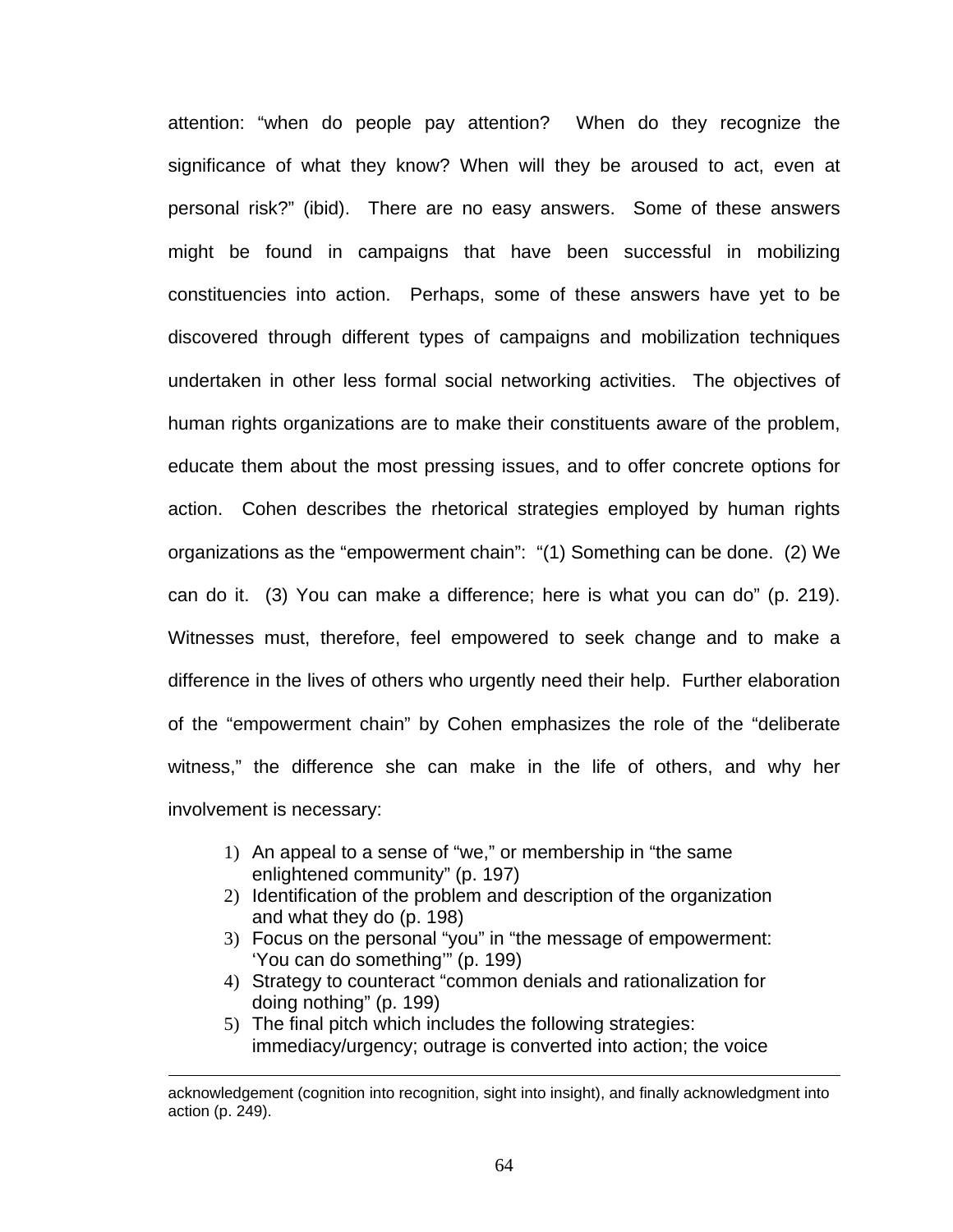attention: "when do people pay attention? When do they recognize the significance of what they know? When will they be aroused to act, even at personal risk?" (ibid). There are no easy answers. Some of these answers might be found in campaigns that have been successful in mobilizing constituencies into action. Perhaps, some of these answers have yet to be discovered through different types of campaigns and mobilization techniques undertaken in other less formal social networking activities. The objectives of human rights organizations are to make their constituents aware of the problem, educate them about the most pressing issues, and to offer concrete options for action. Cohen describes the rhetorical strategies employed by human rights organizations as the "empowerment chain": "(1) Something can be done. (2) We can do it. (3) You can make a difference; here is what you can do" (p. 219). Witnesses must, therefore, feel empowered to seek change and to make a difference in the lives of others who urgently need their help. Further elaboration of the "empowerment chain" by Cohen emphasizes the role of the "deliberate witness," the difference she can make in the life of others, and why her involvement is necessary:

1) An appeal to a sense of "we," or membership in "the same enlightened community" (p. 197)
2) Identification of the problem and description of the organization and what they do (p. 198)
3) Focus on the personal "you" in "the message of empowerment: 'You can do something'" (p. 199)
4) Strategy to counteract "common denials and rationalization for doing nothing" (p. 199)
5) The final pitch which includes the following strategies: immediacy/urgency; outrage is converted into action; the voice

---

acknowledgement (cognition into recognition, sight into insight), and finally acknowledgment into action (p. 249).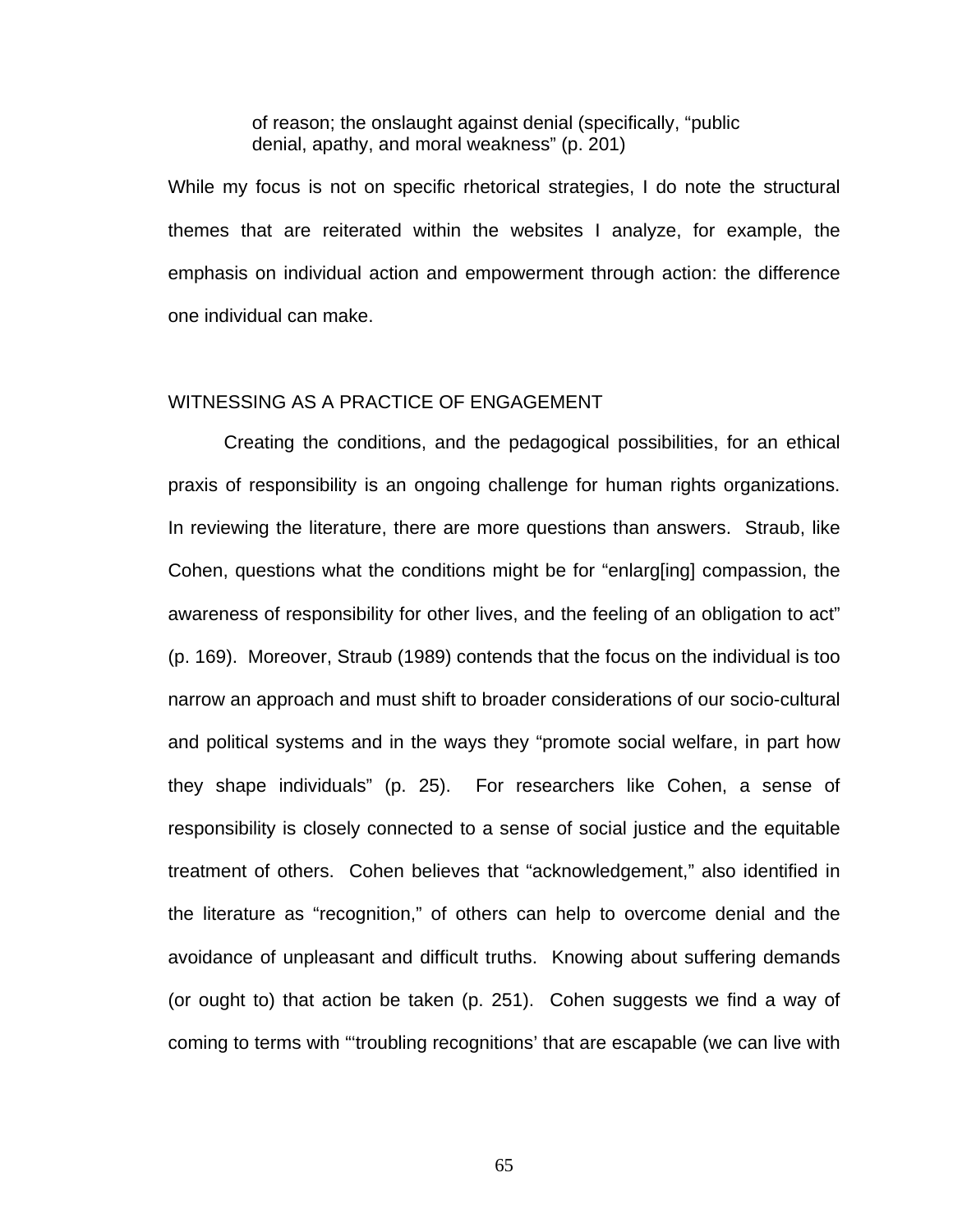of reason; the onslaught against denial (specifically, "public denial, apathy, and moral weakness" (p. 201)

While my focus is not on specific rhetorical strategies, I do note the structural themes that are reiterated within the websites I analyze, for example, the emphasis on individual action and empowerment through action: the difference one individual can make.

## WITNESSING AS A PRACTICE OF ENGAGEMENT

Creating the conditions, and the pedagogical possibilities, for an ethical praxis of responsibility is an ongoing challenge for human rights organizations. In reviewing the literature, there are more questions than answers. Straub, like Cohen, questions what the conditions might be for "enlarg[ing] compassion, the awareness of responsibility for other lives, and the feeling of an obligation to act" (p. 169). Moreover, Straub (1989) contends that the focus on the individual is too narrow an approach and must shift to broader considerations of our socio-cultural and political systems and in the ways they "promote social welfare, in part how they shape individuals" (p. 25). For researchers like Cohen, a sense of responsibility is closely connected to a sense of social justice and the equitable treatment of others. Cohen believes that "acknowledgement," also identified in the literature as "recognition," of others can help to overcome denial and the avoidance of unpleasant and difficult truths. Knowing about suffering demands (or ought to) that action be taken (p. 251). Cohen suggests we find a way of coming to terms with "'troubling recognitions' that are escapable (we can live with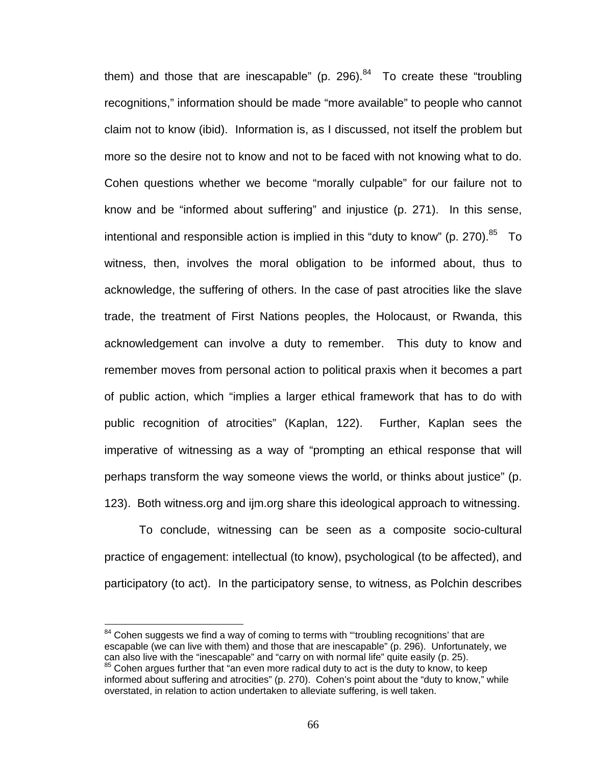them) and those that are inescapable" (p. 296).[84] To create these "troubling recognitions," information should be made "more available" to people who cannot claim not to know (ibid). Information is, as I discussed, not itself the problem but more so the desire not to know and not to be faced with not knowing what to do. Cohen questions whether we become "morally culpable" for our failure not to know and be "informed about suffering" and injustice (p. 271). In this sense, intentional and responsible action is implied in this "duty to know" (p. 270).[85] To witness, then, involves the moral obligation to be informed about, thus to acknowledge, the suffering of others. In the case of past atrocities like the slave trade, the treatment of First Nations peoples, the Holocaust, or Rwanda, this acknowledgement can involve a duty to remember. This duty to know and remember moves from personal action to political praxis when it becomes a part of public action, which "implies a larger ethical framework that has to do with public recognition of atrocities" (Kaplan, 122). Further, Kaplan sees the imperative of witnessing as a way of "prompting an ethical response that will perhaps transform the way someone views the world, or thinks about justice" (p. 123). Both witness.org and ijm.org share this ideological approach to witnessing.

To conclude, witnessing can be seen as a composite socio-cultural practice of engagement: intellectual (to know), psychological (to be affected), and participatory (to act). In the participatory sense, to witness, as Polchin describes

---

[84] Cohen suggests we find a way of coming to terms with "'troubling recognitions' that are escapable (we can live with them) and those that are inescapable" (p. 296). Unfortunately, we can also live with the "inescapable" and "carry on with normal life" quite easily (p. 25).

[85] Cohen argues further that "an even more radical duty to act is the duty to know, to keep informed about suffering and atrocities" (p. 270). Cohen's point about the "duty to know," while overstated, in relation to action undertaken to alleviate suffering, is well taken.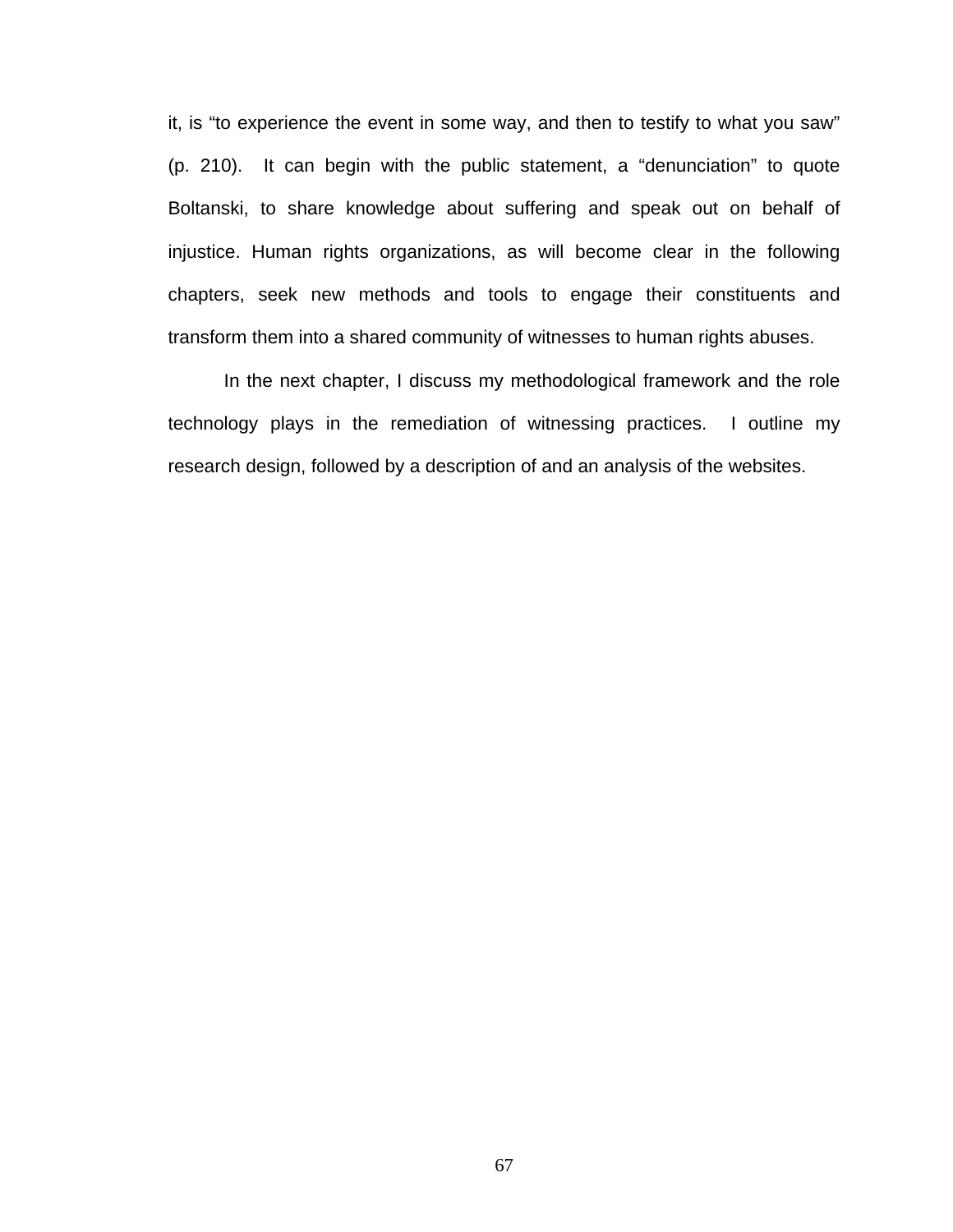it, is “to experience the event in some way, and then to testify to what you saw” (p. 210). It can begin with the public statement, a “denunciation” to quote Boltanski, to share knowledge about suffering and speak out on behalf of injustice. Human rights organizations, as will become clear in the following chapters, seek new methods and tools to engage their constituents and transform them into a shared community of witnesses to human rights abuses.

In the next chapter, I discuss my methodological framework and the role technology plays in the remediation of witnessing practices. I outline my research design, followed by a description of and an analysis of the websites.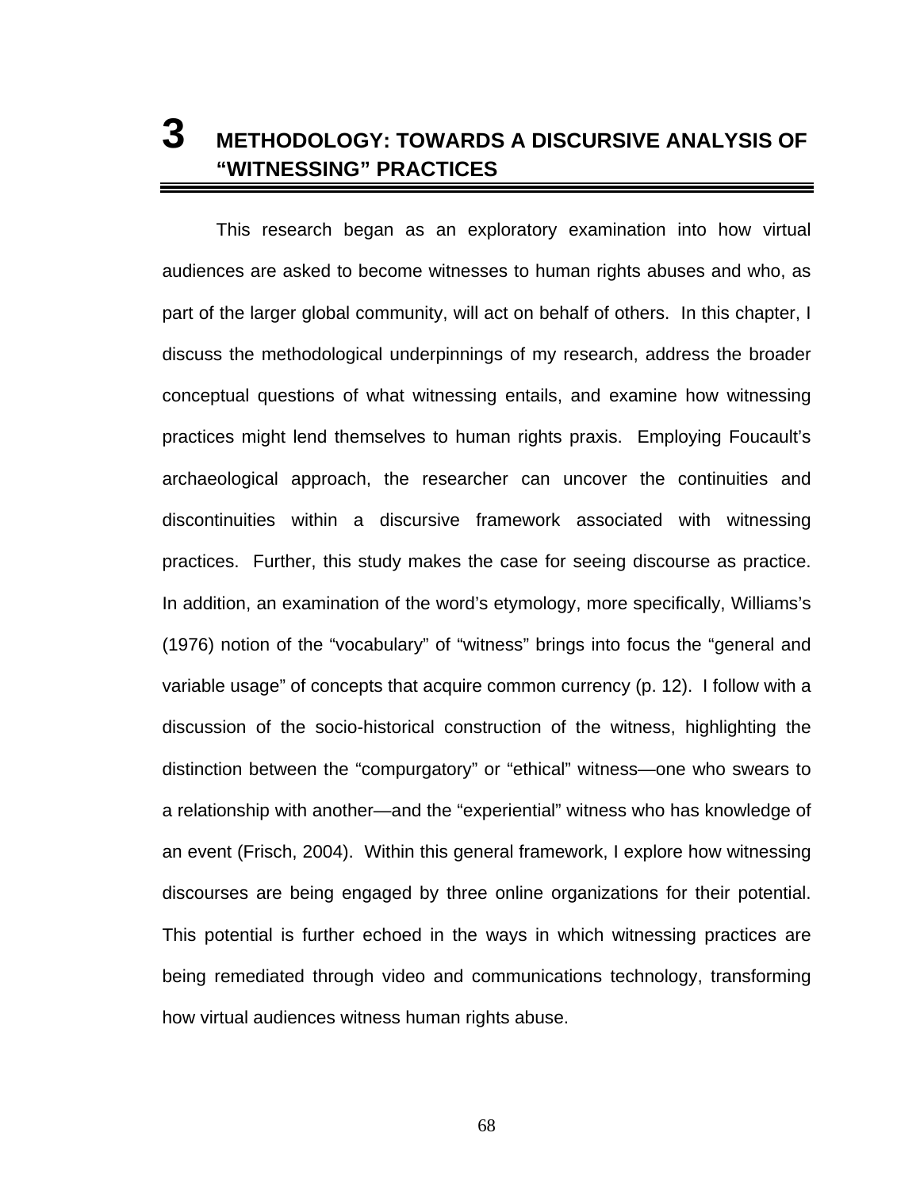# 3 METHODOLOGY: TOWARDS A DISCURSIVE ANALYSIS OF "WITNESSING" PRACTICES

This research began as an exploratory examination into how virtual audiences are asked to become witnesses to human rights abuses and who, as part of the larger global community, will act on behalf of others. In this chapter, I discuss the methodological underpinnings of my research, address the broader conceptual questions of what witnessing entails, and examine how witnessing practices might lend themselves to human rights praxis. Employing Foucault's archaeological approach, the researcher can uncover the continuities and discontinuities within a discursive framework associated with witnessing practices. Further, this study makes the case for seeing discourse as practice. In addition, an examination of the word's etymology, more specifically, Williams's (1976) notion of the "vocabulary" of "witness" brings into focus the "general and variable usage" of concepts that acquire common currency (p. 12). I follow with a discussion of the socio-historical construction of the witness, highlighting the distinction between the "compurgatory" or "ethical" witness—one who swears to a relationship with another—and the "experiential" witness who has knowledge of an event (Frisch, 2004). Within this general framework, I explore how witnessing discourses are being engaged by three online organizations for their potential. This potential is further echoed in the ways in which witnessing practices are being remediated through video and communications technology, transforming how virtual audiences witness human rights abuse.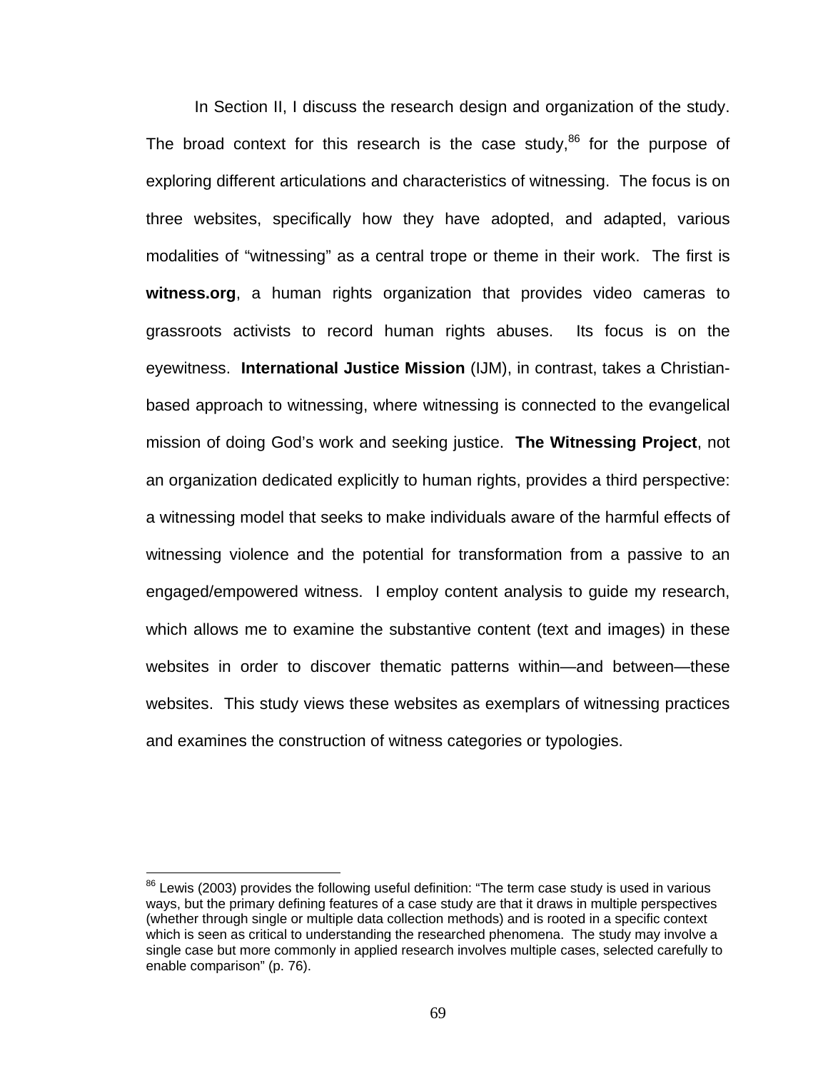In Section II, I discuss the research design and organization of the study. The broad context for this research is the case study,[86] for the purpose of exploring different articulations and characteristics of witnessing. The focus is on three websites, specifically how they have adopted, and adapted, various modalities of "witnessing" as a central trope or theme in their work. The first is **witness.org**, a human rights organization that provides video cameras to grassroots activists to record human rights abuses. Its focus is on the eyewitness. **International Justice Mission** (IJM), in contrast, takes a Christian-based approach to witnessing, where witnessing is connected to the evangelical mission of doing God's work and seeking justice. **The Witnessing Project**, not an organization dedicated explicitly to human rights, provides a third perspective: a witnessing model that seeks to make individuals aware of the harmful effects of witnessing violence and the potential for transformation from a passive to an engaged/empowered witness. I employ content analysis to guide my research, which allows me to examine the substantive content (text and images) in these websites in order to discover thematic patterns within—and between—these websites. This study views these websites as exemplars of witnessing practices and examines the construction of witness categories or typologies.

---

[86] Lewis (2003) provides the following useful definition: "The term case study is used in various ways, but the primary defining features of a case study are that it draws in multiple perspectives (whether through single or multiple data collection methods) and is rooted in a specific context which is seen as critical to understanding the researched phenomena. The study may involve a single case but more commonly in applied research involves multiple cases, selected carefully to enable comparison" (p. 76).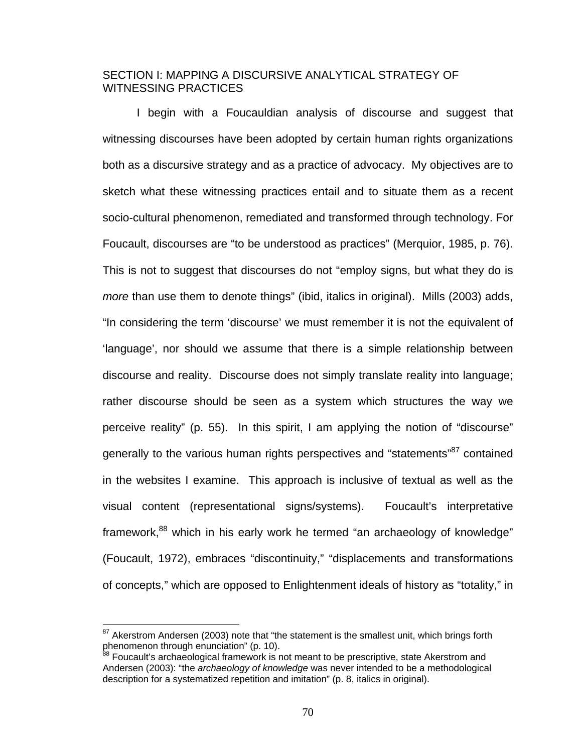## SECTION I: MAPPING A DISCURSIVE ANALYTICAL STRATEGY OF WITNESSING PRACTICES

I begin with a Foucauldian analysis of discourse and suggest that witnessing discourses have been adopted by certain human rights organizations both as a discursive strategy and as a practice of advocacy. My objectives are to sketch what these witnessing practices entail and to situate them as a recent socio-cultural phenomenon, remediated and transformed through technology. For Foucault, discourses are "to be understood as practices" (Merquior, 1985, p. 76). This is not to suggest that discourses do not "employ signs, but what they do is *more* than use them to denote things" (ibid, italics in original). Mills (2003) adds, "In considering the term 'discourse' we must remember it is not the equivalent of 'language', nor should we assume that there is a simple relationship between discourse and reality. Discourse does not simply translate reality into language; rather discourse should be seen as a system which structures the way we perceive reality" (p. 55). In this spirit, I am applying the notion of "discourse" generally to the various human rights perspectives and "statements"[87] contained in the websites I examine. This approach is inclusive of textual as well as the visual content (representational signs/systems). Foucault's interpretative framework,[88] which in his early work he termed "an archaeology of knowledge" (Foucault, 1972), embraces "discontinuity," "displacements and transformations of concepts," which are opposed to Enlightenment ideals of history as "totality," in

---

[87] Akerstrom Andersen (2003) note that "the statement is the smallest unit, which brings forth phenomenon through enunciation" (p. 10).

[88] Foucault's archaeological framework is not meant to be prescriptive, state Akerstrom and Andersen (2003): "the *archaeology of knowledge* was never intended to be a methodological description for a systematized repetition and imitation" (p. 8, italics in original).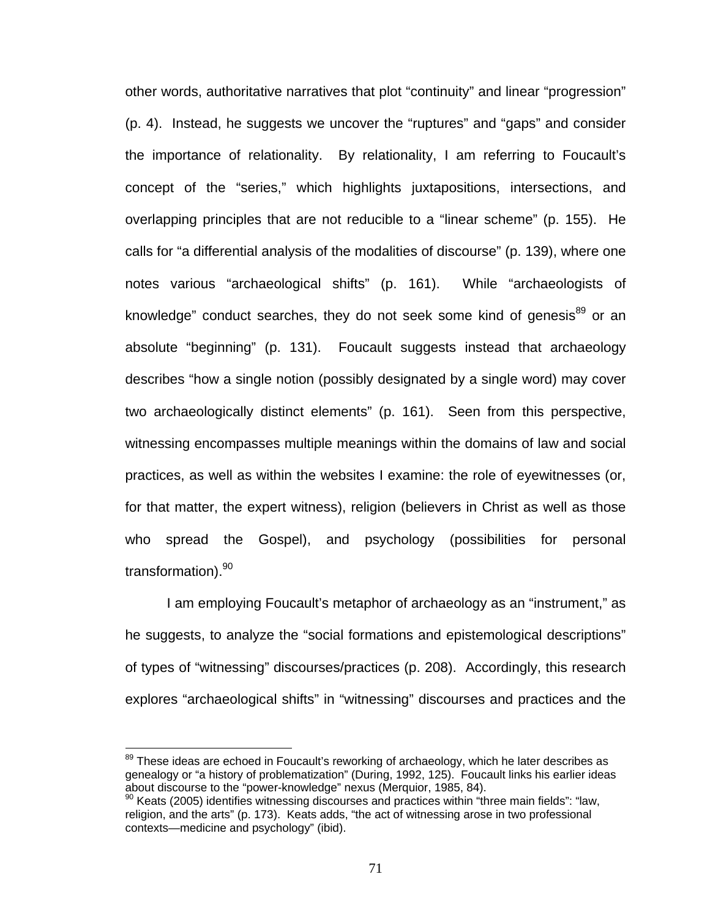other words, authoritative narratives that plot “continuity” and linear “progression” (p. 4). Instead, he suggests we uncover the “ruptures” and “gaps” and consider the importance of relationality. By relationality, I am referring to Foucault’s concept of the “series,” which highlights juxtapositions, intersections, and overlapping principles that are not reducible to a “linear scheme” (p. 155). He calls for “a differential analysis of the modalities of discourse” (p. 139), where one notes various “archaeological shifts” (p. 161). While “archaeologists of knowledge” conduct searches, they do not seek some kind of genesis[89] or an absolute “beginning” (p. 131). Foucault suggests instead that archaeology describes “how a single notion (possibly designated by a single word) may cover two archaeologically distinct elements” (p. 161). Seen from this perspective, witnessing encompasses multiple meanings within the domains of law and social practices, as well as within the websites I examine: the role of eyewitnesses (or, for that matter, the expert witness), religion (believers in Christ as well as those who spread the Gospel), and psychology (possibilities for personal transformation).[90]

I am employing Foucault’s metaphor of archaeology as an “instrument,” as he suggests, to analyze the “social formations and epistemological descriptions” of types of “witnessing” discourses/practices (p. 208). Accordingly, this research explores “archaeological shifts” in “witnessing” discourses and practices and the

---

[89] These ideas are echoed in Foucault’s reworking of archaeology, which he later describes as genealogy or “a history of problematization” (During, 1992, 125). Foucault links his earlier ideas about discourse to the “power-knowledge” nexus (Merquior, 1985, 84).

[90] Keats (2005) identifies witnessing discourses and practices within “three main fields”: “law, religion, and the arts” (p. 173). Keats adds, “the act of witnessing arose in two professional contexts—medicine and psychology” (ibid).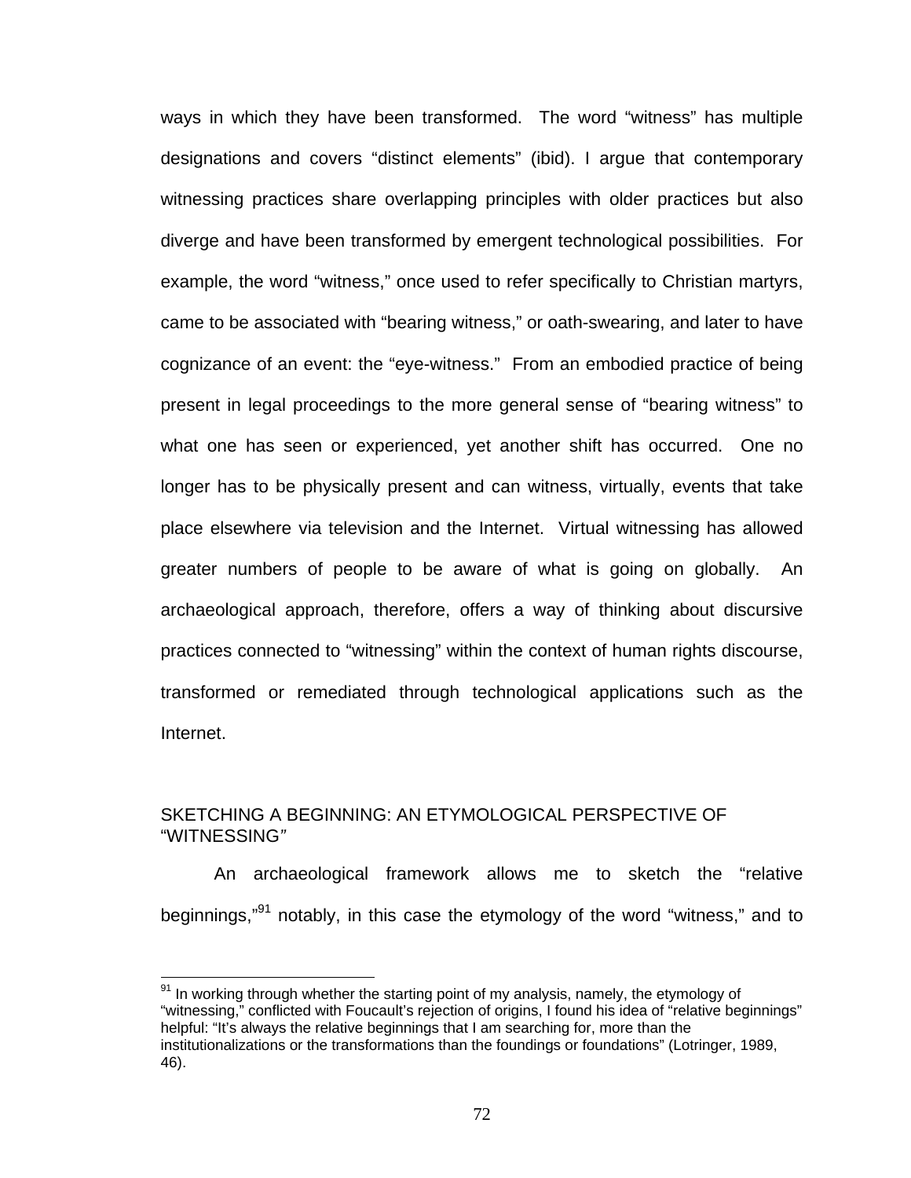ways in which they have been transformed. The word "witness" has multiple designations and covers "distinct elements" (ibid). I argue that contemporary witnessing practices share overlapping principles with older practices but also diverge and have been transformed by emergent technological possibilities. For example, the word "witness," once used to refer specifically to Christian martyrs, came to be associated with "bearing witness," or oath-swearing, and later to have cognizance of an event: the "eye-witness." From an embodied practice of being present in legal proceedings to the more general sense of "bearing witness" to what one has seen or experienced, yet another shift has occurred. One no longer has to be physically present and can witness, virtually, events that take place elsewhere via television and the Internet. Virtual witnessing has allowed greater numbers of people to be aware of what is going on globally. An archaeological approach, therefore, offers a way of thinking about discursive practices connected to "witnessing" within the context of human rights discourse, transformed or remediated through technological applications such as the Internet.

## SKETCHING A BEGINNING: AN ETYMOLOGICAL PERSPECTIVE OF "WITNESSING"

An archaeological framework allows me to sketch the "relative beginnings,"[91] notably, in this case the etymology of the word "witness," and to

---

[91] In working through whether the starting point of my analysis, namely, the etymology of "witnessing," conflicted with Foucault's rejection of origins, I found his idea of "relative beginnings" helpful: "It's always the relative beginnings that I am searching for, more than the institutionalizations or the transformations than the foundings or foundations" (Lotringer, 1989, 46).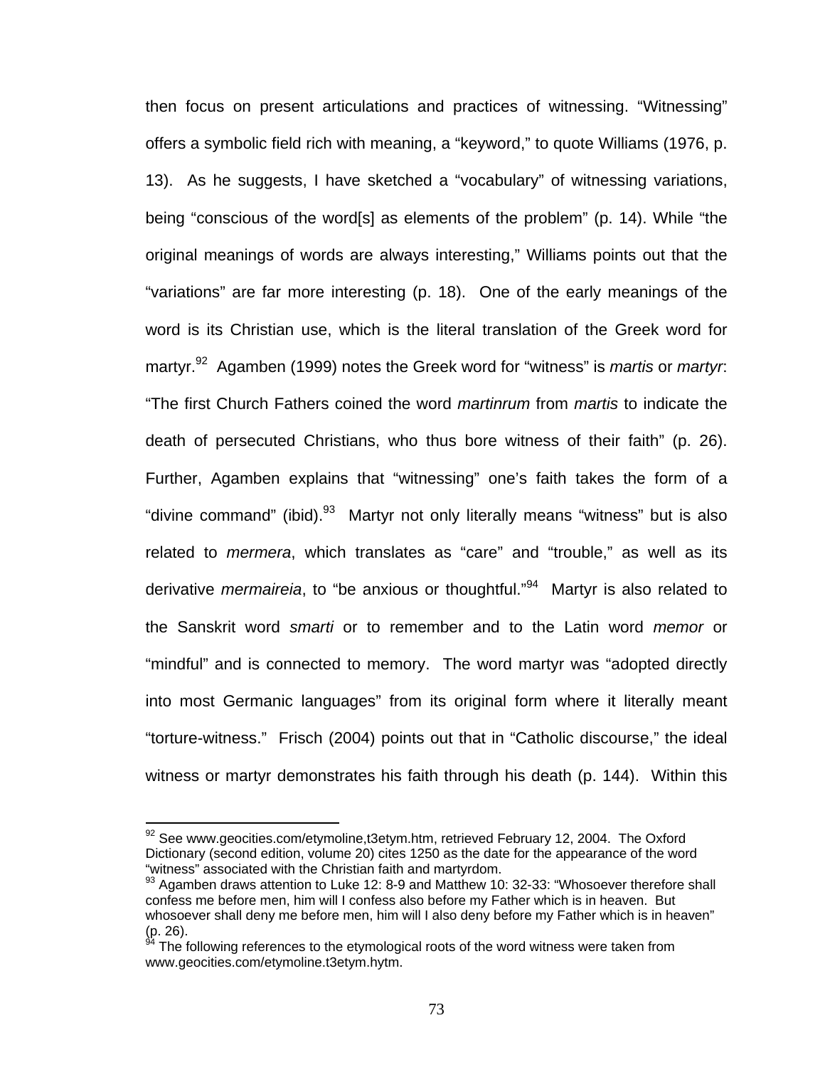then focus on present articulations and practices of witnessing. “Witnessing” offers a symbolic field rich with meaning, a “keyword,” to quote Williams (1976, p. 13). As he suggests, I have sketched a “vocabulary” of witnessing variations, being “conscious of the word[s] as elements of the problem” (p. 14). While “the original meanings of words are always interesting,” Williams points out that the “variations” are far more interesting (p. 18). One of the early meanings of the word is its Christian use, which is the literal translation of the Greek word for martyr.[92] Agamben (1999) notes the Greek word for “witness” is *martis* or *martyr*: “The first Church Fathers coined the word *martinrum* from *martis* to indicate the death of persecuted Christians, who thus bore witness of their faith” (p. 26). Further, Agamben explains that “witnessing” one’s faith takes the form of a “divine command” (ibid).[93] Martyr not only literally means “witness” but is also related to *mermera*, which translates as “care” and “trouble,” as well as its derivative *mermaireia*, to “be anxious or thoughtful.”[94] Martyr is also related to the Sanskrit word *smarti* or to remember and to the Latin word *memor* or “mindful” and is connected to memory. The word martyr was “adopted directly into most Germanic languages” from its original form where it literally meant “torture-witness.” Frisch (2004) points out that in “Catholic discourse,” the ideal witness or martyr demonstrates his faith through his death (p. 144). Within this

---

[92] See www.geocities.com/etymoline,t3etym.htm, retrieved February 12, 2004. The Oxford Dictionary (second edition, volume 20) cites 1250 as the date for the appearance of the word “witness” associated with the Christian faith and martyrdom.

[93] Agamben draws attention to Luke 12: 8-9 and Matthew 10: 32-33: “Whosoever therefore shall confess me before men, him will I confess also before my Father which is in heaven. But whosoever shall deny me before men, him will I also deny before my Father which is in heaven” (p. 26).

[94] The following references to the etymological roots of the word witness were taken from www.geocities.com/etymoline.t3etym.hytm.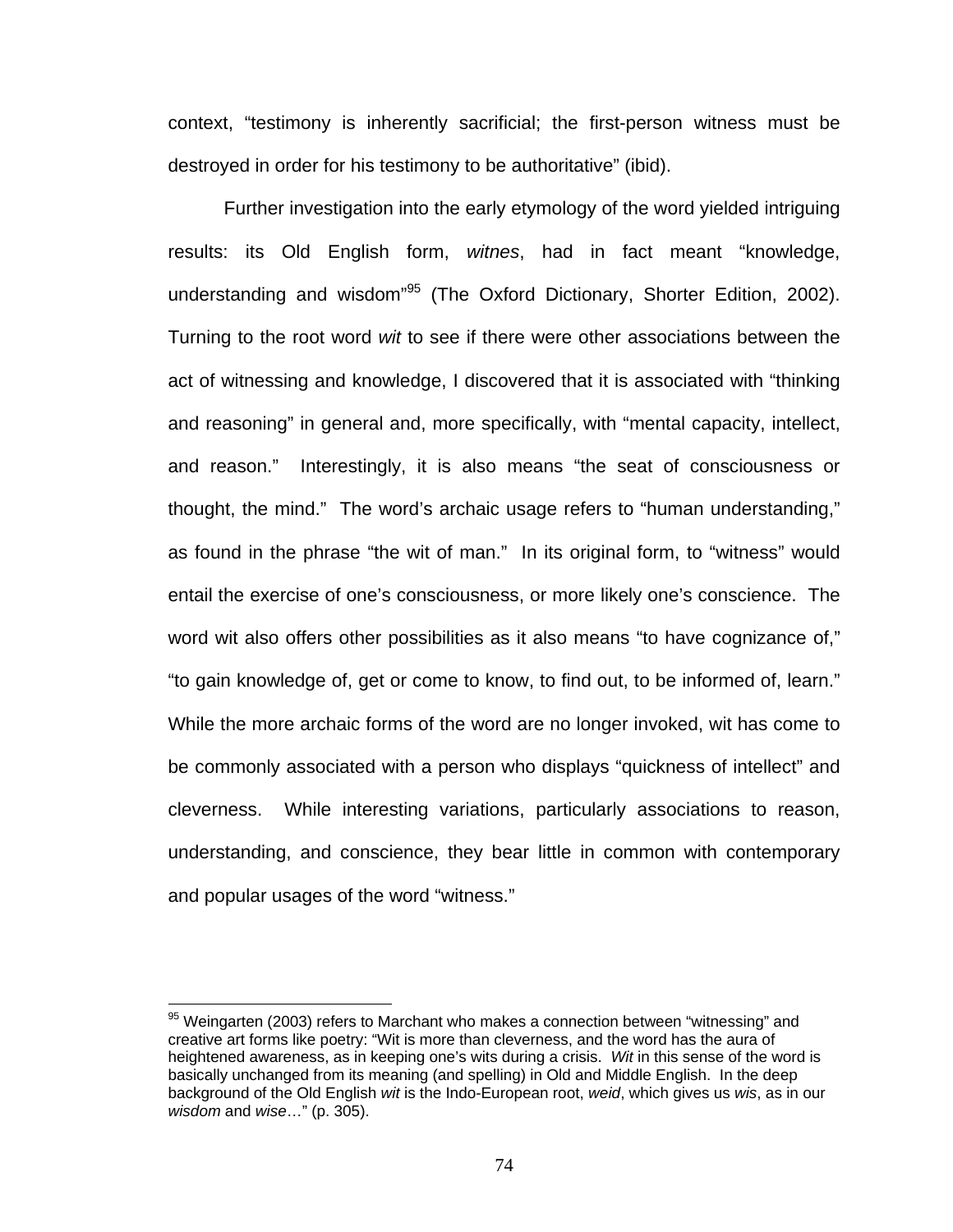context, “testimony is inherently sacrificial; the first-person witness must be destroyed in order for his testimony to be authoritative” (ibid).

Further investigation into the early etymology of the word yielded intriguing results: its Old English form, *witnes*, had in fact meant “knowledge, understanding and wisdom”[95] (The Oxford Dictionary, Shorter Edition, 2002). Turning to the root word *wit* to see if there were other associations between the act of witnessing and knowledge, I discovered that it is associated with “thinking and reasoning” in general and, more specifically, with “mental capacity, intellect, and reason.” Interestingly, it is also means “the seat of consciousness or thought, the mind.” The word’s archaic usage refers to “human understanding,” as found in the phrase “the wit of man.” In its original form, to “witness” would entail the exercise of one’s consciousness, or more likely one’s conscience. The word wit also offers other possibilities as it also means “to have cognizance of,” “to gain knowledge of, get or come to know, to find out, to be informed of, learn.” While the more archaic forms of the word are no longer invoked, wit has come to be commonly associated with a person who displays “quickness of intellect” and cleverness. While interesting variations, particularly associations to reason, understanding, and conscience, they bear little in common with contemporary and popular usages of the word “witness.”

[95] Weingarten (2003) refers to Marchant who makes a connection between “witnessing” and creative art forms like poetry: “Wit is more than cleverness, and the word has the aura of heightened awareness, as in keeping one’s wits during a crisis. *Wit* in this sense of the word is basically unchanged from its meaning (and spelling) in Old and Middle English. In the deep background of the Old English *wit* is the Indo-European root, *weid*, which gives us *wis*, as in our *wisdom* and *wise*…” (p. 305).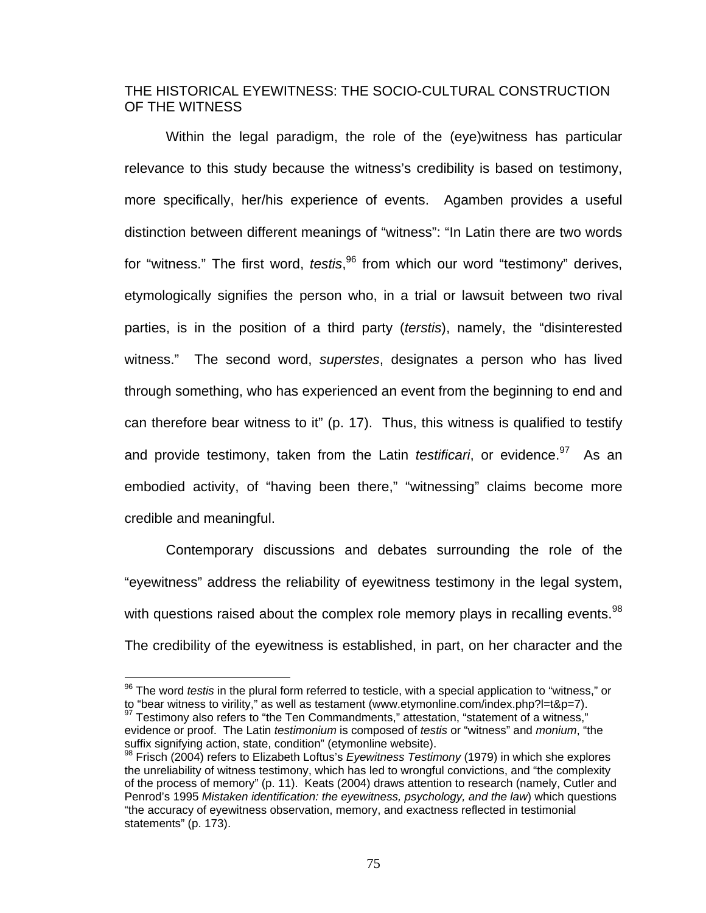## THE HISTORICAL EYEWITNESS: THE SOCIO-CULTURAL CONSTRUCTION OF THE WITNESS

Within the legal paradigm, the role of the (eye)witness has particular relevance to this study because the witness's credibility is based on testimony, more specifically, her/his experience of events. Agamben provides a useful distinction between different meanings of "witness": "In Latin there are two words for "witness." The first word, *testis*,[96] from which our word "testimony" derives, etymologically signifies the person who, in a trial or lawsuit between two rival parties, is in the position of a third party (*terstis*), namely, the "disinterested witness." The second word, *superstes*, designates a person who has lived through something, who has experienced an event from the beginning to end and can therefore bear witness to it" (p. 17). Thus, this witness is qualified to testify and provide testimony, taken from the Latin *testificari*, or evidence.[97] As an embodied activity, of "having been there," "witnessing" claims become more credible and meaningful.

Contemporary discussions and debates surrounding the role of the "eyewitness" address the reliability of eyewitness testimony in the legal system, with questions raised about the complex role memory plays in recalling events.[98] The credibility of the eyewitness is established, in part, on her character and the

---

[96] The word *testis* in the plural form referred to testicle, with a special application to "witness," or to "bear witness to virility," as well as testament (www.etymonline.com/index.php?l=t&p=7).

[97] Testimony also refers to "the Ten Commandments," attestation, "statement of a witness," evidence or proof. The Latin *testimonium* is composed of *testis* or "witness" and *monium*, "the suffix signifying action, state, condition" (etymonline website).

[98] Frisch (2004) refers to Elizabeth Loftus's *Eyewitness Testimony* (1979) in which she explores the unreliability of witness testimony, which has led to wrongful convictions, and "the complexity of the process of memory" (p. 11). Keats (2004) draws attention to research (namely, Cutler and Penrod's 1995 *Mistaken identification: the eyewitness, psychology, and the law*) which questions "the accuracy of eyewitness observation, memory, and exactness reflected in testimonial statements" (p. 173).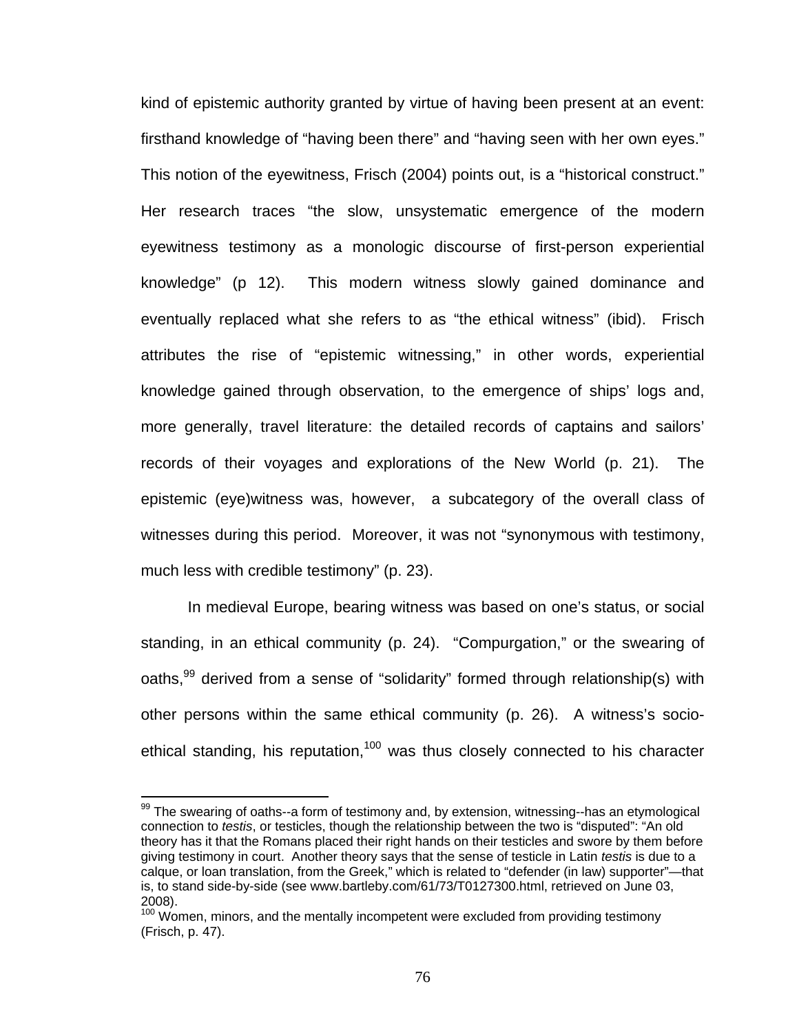kind of epistemic authority granted by virtue of having been present at an event: firsthand knowledge of "having been there" and "having seen with her own eyes." This notion of the eyewitness, Frisch (2004) points out, is a "historical construct." Her research traces "the slow, unsystematic emergence of the modern eyewitness testimony as a monologic discourse of first-person experiential knowledge" (p 12). This modern witness slowly gained dominance and eventually replaced what she refers to as "the ethical witness" (ibid). Frisch attributes the rise of "epistemic witnessing," in other words, experiential knowledge gained through observation, to the emergence of ships' logs and, more generally, travel literature: the detailed records of captains and sailors' records of their voyages and explorations of the New World (p. 21). The epistemic (eye)witness was, however, a subcategory of the overall class of witnesses during this period. Moreover, it was not "synonymous with testimony, much less with credible testimony" (p. 23).

In medieval Europe, bearing witness was based on one's status, or social standing, in an ethical community (p. 24). "Compurgation," or the swearing of oaths,[99] derived from a sense of "solidarity" formed through relationship(s) with other persons within the same ethical community (p. 26). A witness's socio-ethical standing, his reputation,[100] was thus closely connected to his character

---

[99] The swearing of oaths--a form of testimony and, by extension, witnessing--has an etymological connection to *testis*, or testicles, though the relationship between the two is "disputed": "An old theory has it that the Romans placed their right hands on their testicles and swore by them before giving testimony in court. Another theory says that the sense of testicle in Latin *testis* is due to a calque, or loan translation, from the Greek," which is related to "defender (in law) supporter"—that is, to stand side-by-side (see www.bartleby.com/61/73/T0127300.html, retrieved on June 03, 2008).

[100] Women, minors, and the mentally incompetent were excluded from providing testimony (Frisch, p. 47).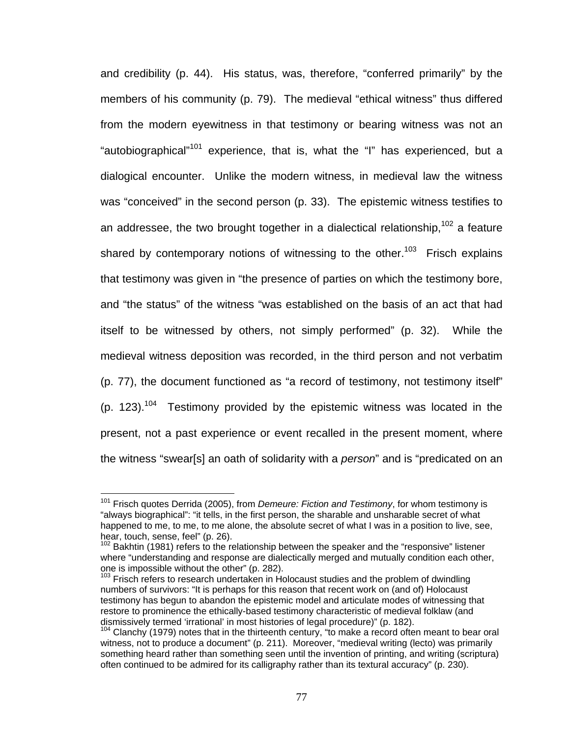and credibility (p. 44). His status, was, therefore, "conferred primarily" by the members of his community (p. 79). The medieval "ethical witness" thus differed from the modern eyewitness in that testimony or bearing witness was not an "autobiographical"[101] experience, that is, what the "I" has experienced, but a dialogical encounter. Unlike the modern witness, in medieval law the witness was "conceived" in the second person (p. 33). The epistemic witness testifies to an addressee, the two brought together in a dialectical relationship,[102] a feature shared by contemporary notions of witnessing to the other.[103] Frisch explains that testimony was given in "the presence of parties on which the testimony bore, and "the status" of the witness "was established on the basis of an act that had itself to be witnessed by others, not simply performed" (p. 32). While the medieval witness deposition was recorded, in the third person and not verbatim (p. 77), the document functioned as "a record of testimony, not testimony itself" (p. 123).[104] Testimony provided by the epistemic witness was located in the present, not a past experience or event recalled in the present moment, where the witness "swear[s] an oath of solidarity with a *person*" and is "predicated on an

---

[101] Frisch quotes Derrida (2005), from *Demeure: Fiction and Testimony*, for whom testimony is "always biographical": "it tells, in the first person, the sharable and unsharable secret of what happened to me, to me, to me alone, the absolute secret of what I was in a position to live, see, hear, touch, sense, feel" (p. 26).

[102] Bakhtin (1981) refers to the relationship between the speaker and the "responsive" listener where "understanding and response are dialectically merged and mutually condition each other, one is impossible without the other" (p. 282).

[103] Frisch refers to research undertaken in Holocaust studies and the problem of dwindling numbers of survivors: "It is perhaps for this reason that recent work on (and of) Holocaust testimony has begun to abandon the epistemic model and articulate modes of witnessing that restore to prominence the ethically-based testimony characteristic of medieval folklaw (and dismissively termed 'irrational' in most histories of legal procedure)" (p. 182).

[104] Clanchy (1979) notes that in the thirteenth century, "to make a record often meant to bear oral witness, not to produce a document" (p. 211). Moreover, "medieval writing (lecto) was primarily something heard rather than something seen until the invention of printing, and writing (scriptura) often continued to be admired for its calligraphy rather than its textural accuracy" (p. 230).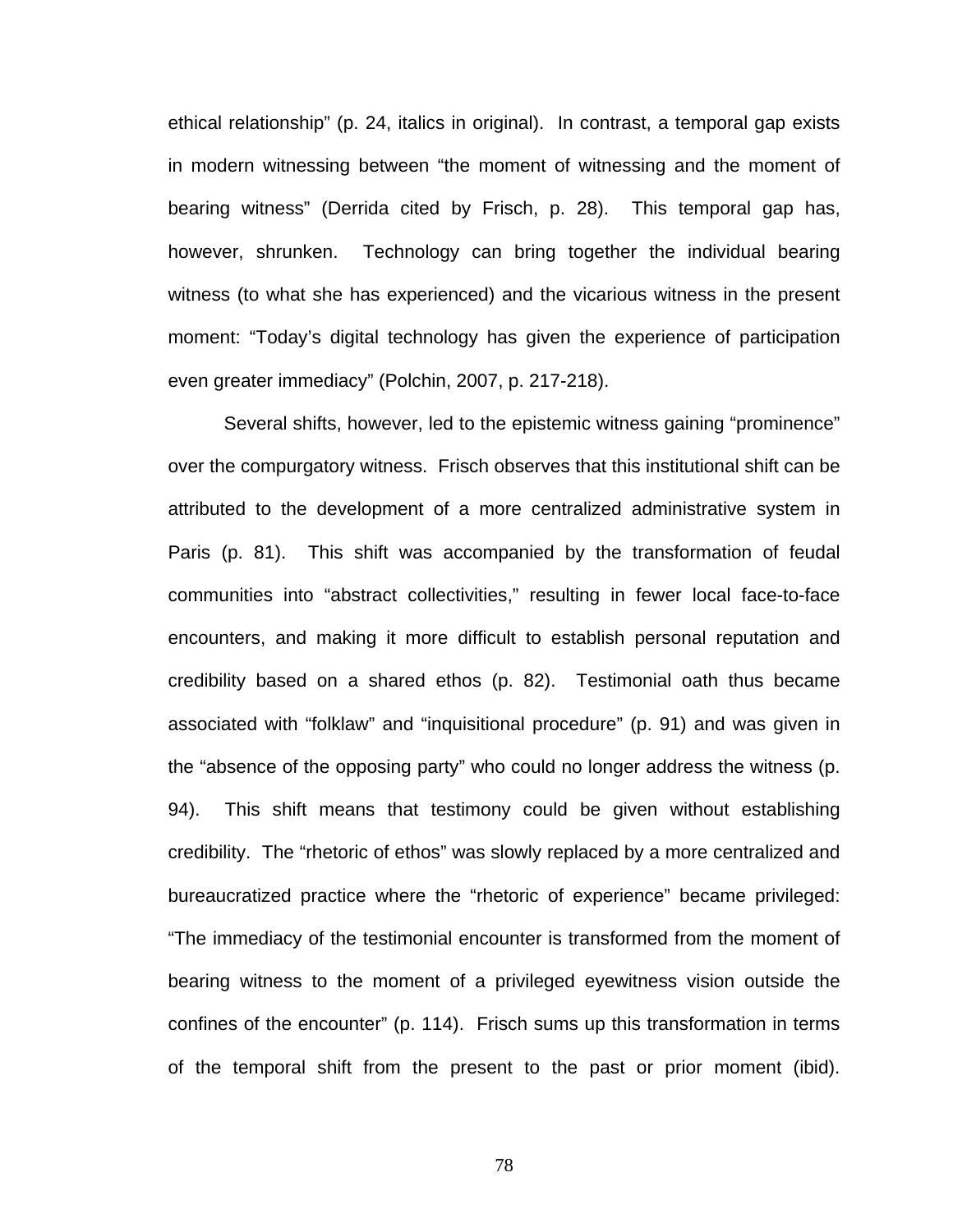ethical relationship" (p. 24, italics in original). In contrast, a temporal gap exists in modern witnessing between "the moment of witnessing and the moment of bearing witness" (Derrida cited by Frisch, p. 28). This temporal gap has, however, shrunken. Technology can bring together the individual bearing witness (to what she has experienced) and the vicarious witness in the present moment: "Today's digital technology has given the experience of participation even greater immediacy" (Polchin, 2007, p. 217-218).

Several shifts, however, led to the epistemic witness gaining "prominence" over the compurgatory witness. Frisch observes that this institutional shift can be attributed to the development of a more centralized administrative system in Paris (p. 81). This shift was accompanied by the transformation of feudal communities into "abstract collectivities," resulting in fewer local face-to-face encounters, and making it more difficult to establish personal reputation and credibility based on a shared ethos (p. 82). Testimonial oath thus became associated with "folklaw" and "inquisitional procedure" (p. 91) and was given in the "absence of the opposing party" who could no longer address the witness (p. 94). This shift means that testimony could be given without establishing credibility. The "rhetoric of ethos" was slowly replaced by a more centralized and bureaucratized practice where the "rhetoric of experience" became privileged: "The immediacy of the testimonial encounter is transformed from the moment of bearing witness to the moment of a privileged eyewitness vision outside the confines of the encounter" (p. 114). Frisch sums up this transformation in terms of the temporal shift from the present to the past or prior moment (ibid).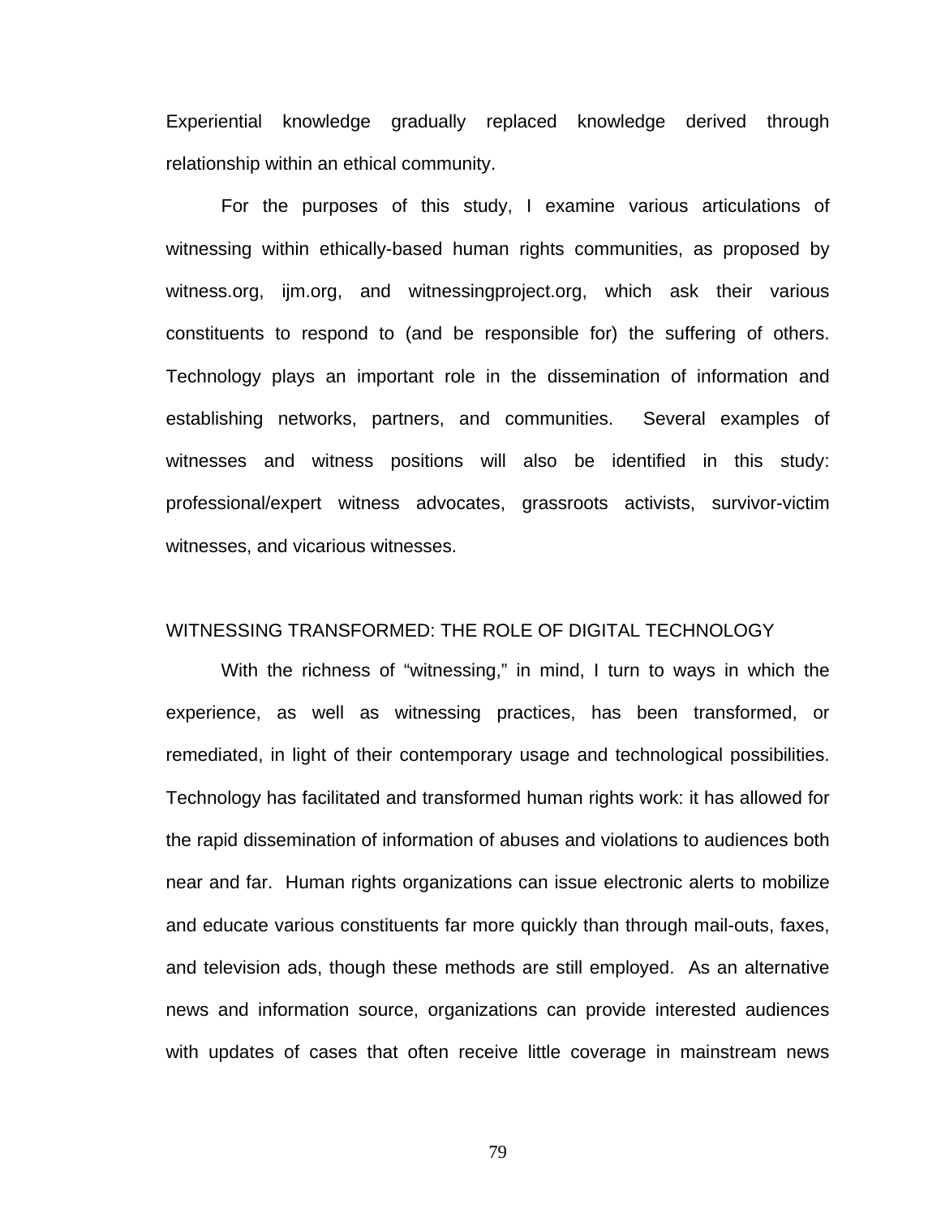Experiential knowledge gradually replaced knowledge derived through relationship within an ethical community.

For the purposes of this study, I examine various articulations of witnessing within ethically-based human rights communities, as proposed by witness.org, ijm.org, and witnessingproject.org, which ask their various constituents to respond to (and be responsible for) the suffering of others. Technology plays an important role in the dissemination of information and establishing networks, partners, and communities. Several examples of witnesses and witness positions will also be identified in this study: professional/expert witness advocates, grassroots activists, survivor-victim witnesses, and vicarious witnesses.

## WITNESSING TRANSFORMED: THE ROLE OF DIGITAL TECHNOLOGY

With the richness of "witnessing," in mind, I turn to ways in which the experience, as well as witnessing practices, has been transformed, or remediated, in light of their contemporary usage and technological possibilities. Technology has facilitated and transformed human rights work: it has allowed for the rapid dissemination of information of abuses and violations to audiences both near and far. Human rights organizations can issue electronic alerts to mobilize and educate various constituents far more quickly than through mail-outs, faxes, and television ads, though these methods are still employed. As an alternative news and information source, organizations can provide interested audiences with updates of cases that often receive little coverage in mainstream news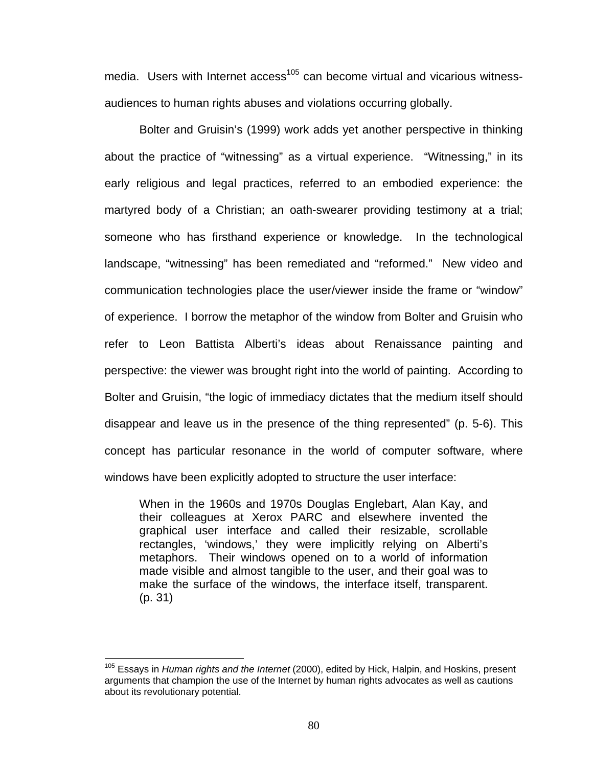media. Users with Internet access[105] can become virtual and vicarious witness-audiences to human rights abuses and violations occurring globally.

Bolter and Gruisin's (1999) work adds yet another perspective in thinking about the practice of "witnessing" as a virtual experience. "Witnessing," in its early religious and legal practices, referred to an embodied experience: the martyred body of a Christian; an oath-swearer providing testimony at a trial; someone who has firsthand experience or knowledge. In the technological landscape, "witnessing" has been remediated and "reformed." New video and communication technologies place the user/viewer inside the frame or "window" of experience. I borrow the metaphor of the window from Bolter and Gruisin who refer to Leon Battista Alberti's ideas about Renaissance painting and perspective: the viewer was brought right into the world of painting. According to Bolter and Gruisin, "the logic of immediacy dictates that the medium itself should disappear and leave us in the presence of the thing represented" (p. 5-6). This concept has particular resonance in the world of computer software, where windows have been explicitly adopted to structure the user interface:

> When in the 1960s and 1970s Douglas Englebart, Alan Kay, and their colleagues at Xerox PARC and elsewhere invented the graphical user interface and called their resizable, scrollable rectangles, 'windows,' they were implicitly relying on Alberti's metaphors. Their windows opened on to a world of information made visible and almost tangible to the user, and their goal was to make the surface of the windows, the interface itself, transparent. (p. 31)

---

[105] Essays in *Human rights and the Internet* (2000), edited by Hick, Halpin, and Hoskins, present arguments that champion the use of the Internet by human rights advocates as well as cautions about its revolutionary potential.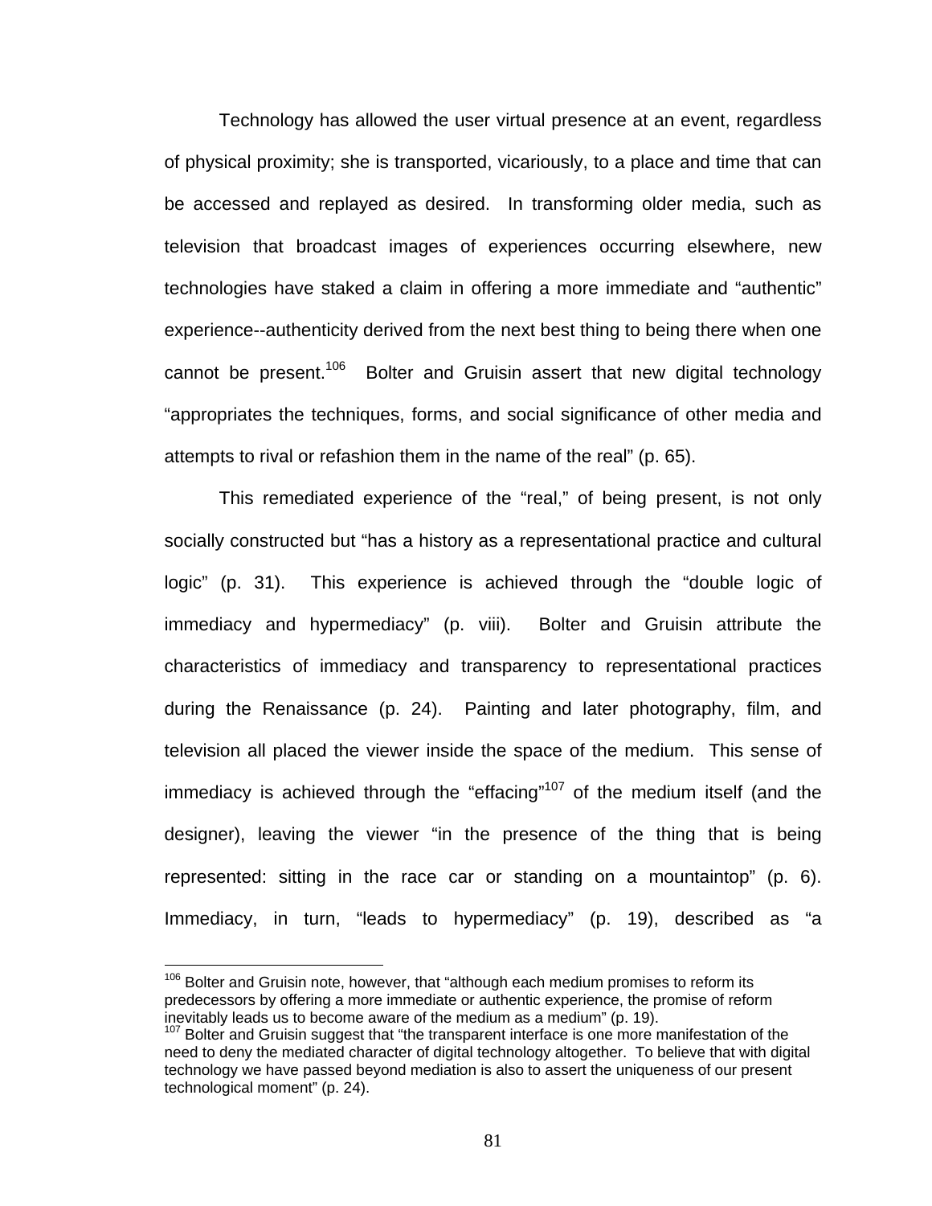Technology has allowed the user virtual presence at an event, regardless of physical proximity; she is transported, vicariously, to a place and time that can be accessed and replayed as desired. In transforming older media, such as television that broadcast images of experiences occurring elsewhere, new technologies have staked a claim in offering a more immediate and "authentic" experience--authenticity derived from the next best thing to being there when one cannot be present.[106] Bolter and Gruisin assert that new digital technology "appropriates the techniques, forms, and social significance of other media and attempts to rival or refashion them in the name of the real" (p. 65).

This remediated experience of the "real," of being present, is not only socially constructed but "has a history as a representational practice and cultural logic" (p. 31). This experience is achieved through the "double logic of immediacy and hypermediacy" (p. viii). Bolter and Gruisin attribute the characteristics of immediacy and transparency to representational practices during the Renaissance (p. 24). Painting and later photography, film, and television all placed the viewer inside the space of the medium. This sense of immediacy is achieved through the "effacing"[107] of the medium itself (and the designer), leaving the viewer "in the presence of the thing that is being represented: sitting in the race car or standing on a mountaintop" (p. 6). Immediacy, in turn, "leads to hypermediacy" (p. 19), described as "a

---

[106] Bolter and Gruisin note, however, that "although each medium promises to reform its predecessors by offering a more immediate or authentic experience, the promise of reform inevitably leads us to become aware of the medium as a medium" (p. 19).

[107] Bolter and Gruisin suggest that "the transparent interface is one more manifestation of the need to deny the mediated character of digital technology altogether. To believe that with digital technology we have passed beyond mediation is also to assert the uniqueness of our present technological moment" (p. 24).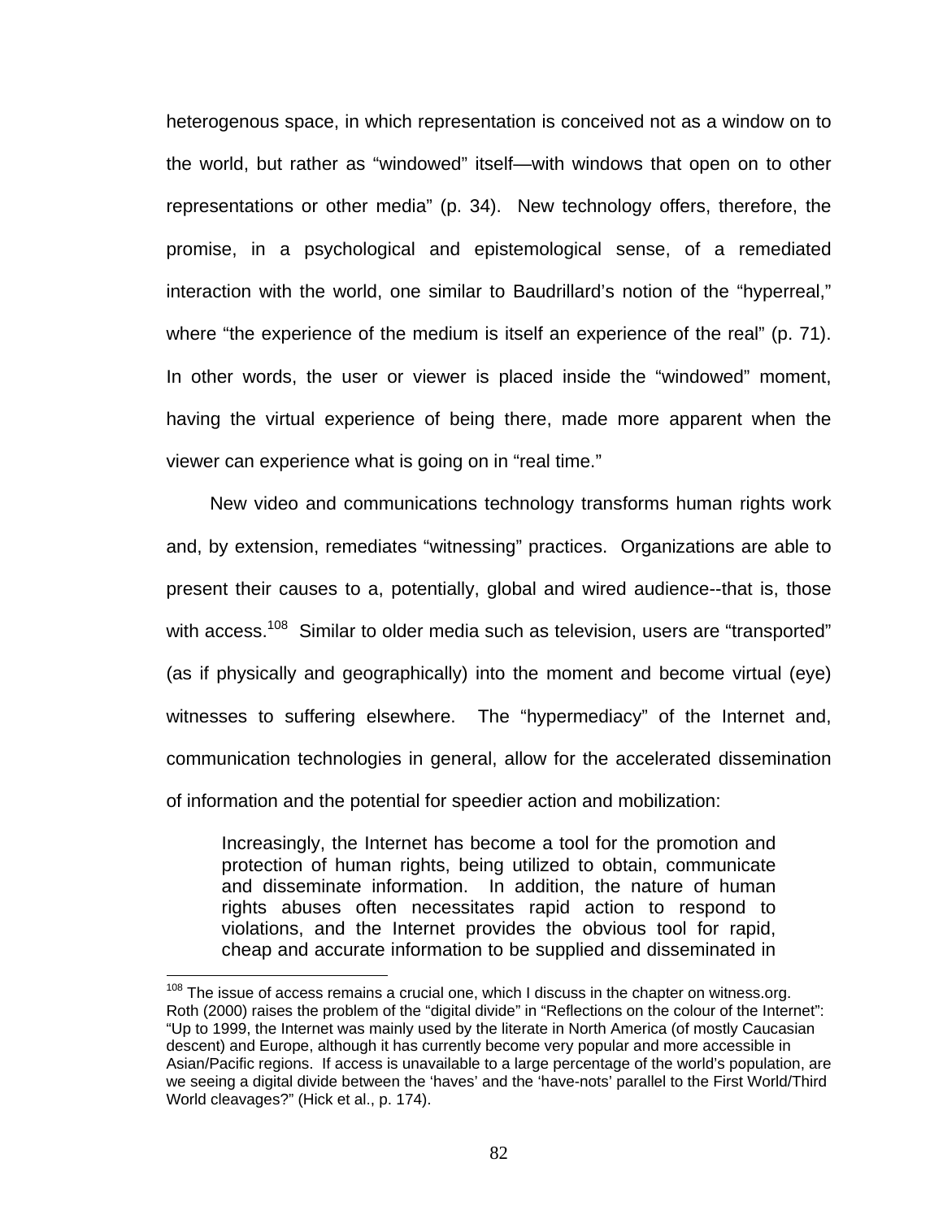heterogenous space, in which representation is conceived not as a window on to the world, but rather as "windowed" itself—with windows that open on to other representations or other media" (p. 34). New technology offers, therefore, the promise, in a psychological and epistemological sense, of a remediated interaction with the world, one similar to Baudrillard's notion of the "hyperreal," where "the experience of the medium is itself an experience of the real" (p. 71). In other words, the user or viewer is placed inside the "windowed" moment, having the virtual experience of being there, made more apparent when the viewer can experience what is going on in "real time."

New video and communications technology transforms human rights work and, by extension, remediates "witnessing" practices. Organizations are able to present their causes to a, potentially, global and wired audience--that is, those with access.[108] Similar to older media such as television, users are "transported" (as if physically and geographically) into the moment and become virtual (eye) witnesses to suffering elsewhere. The "hypermediacy" of the Internet and, communication technologies in general, allow for the accelerated dissemination of information and the potential for speedier action and mobilization:

> Increasingly, the Internet has become a tool for the promotion and protection of human rights, being utilized to obtain, communicate and disseminate information. In addition, the nature of human rights abuses often necessitates rapid action to respond to violations, and the Internet provides the obvious tool for rapid, cheap and accurate information to be supplied and disseminated in

---

[108] The issue of access remains a crucial one, which I discuss in the chapter on witness.org. Roth (2000) raises the problem of the "digital divide" in "Reflections on the colour of the Internet": "Up to 1999, the Internet was mainly used by the literate in North America (of mostly Caucasian descent) and Europe, although it has currently become very popular and more accessible in Asian/Pacific regions. If access is unavailable to a large percentage of the world's population, are we seeing a digital divide between the 'haves' and the 'have-nots' parallel to the First World/Third World cleavages?" (Hick et al., p. 174).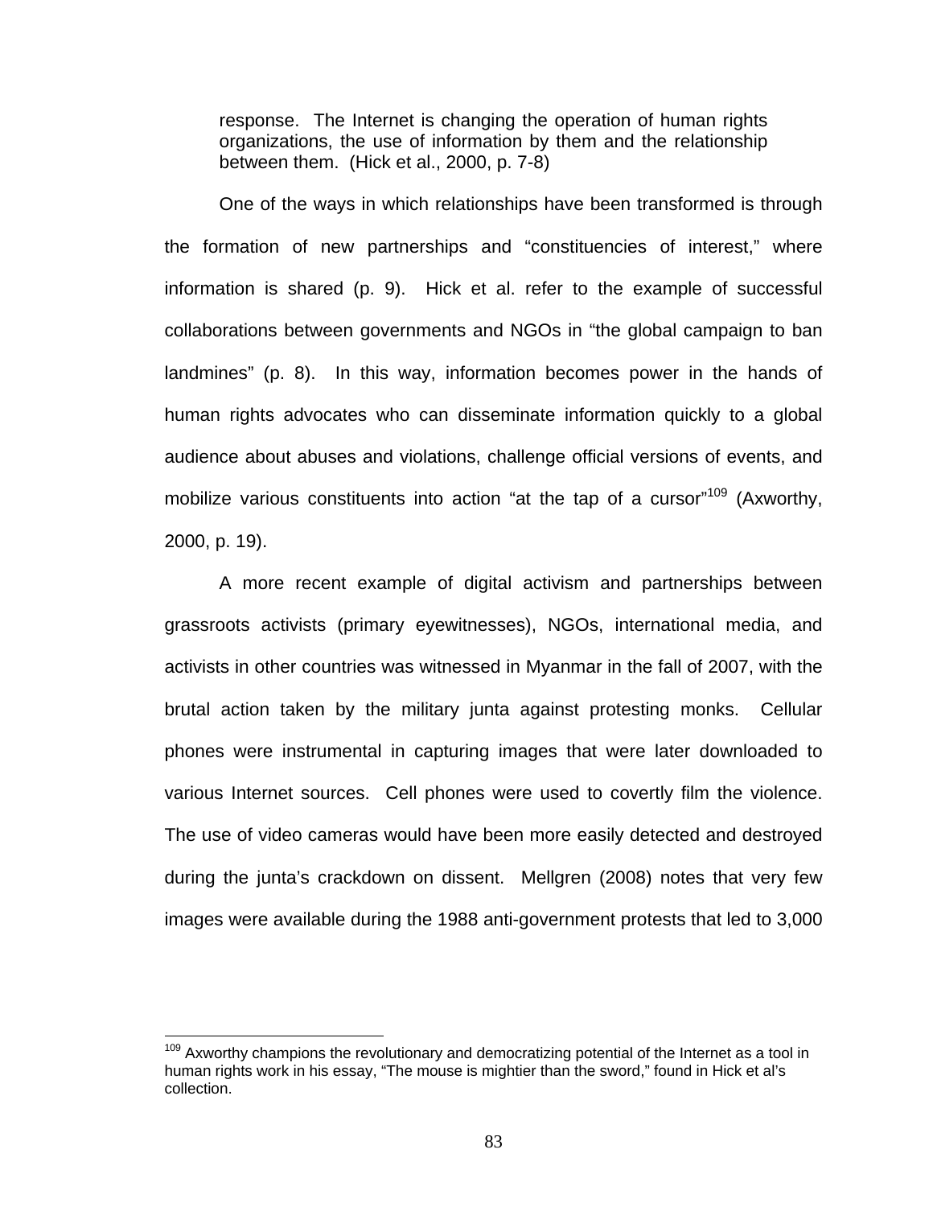> response. The Internet is changing the operation of human rights organizations, the use of information by them and the relationship between them. (Hick et al., 2000, p. 7-8)

One of the ways in which relationships have been transformed is through the formation of new partnerships and "constituencies of interest," where information is shared (p. 9). Hick et al. refer to the example of successful collaborations between governments and NGOs in "the global campaign to ban landmines" (p. 8). In this way, information becomes power in the hands of human rights advocates who can disseminate information quickly to a global audience about abuses and violations, challenge official versions of events, and mobilize various constituents into action "at the tap of a cursor"[109] (Axworthy, 2000, p. 19).

A more recent example of digital activism and partnerships between grassroots activists (primary eyewitnesses), NGOs, international media, and activists in other countries was witnessed in Myanmar in the fall of 2007, with the brutal action taken by the military junta against protesting monks. Cellular phones were instrumental in capturing images that were later downloaded to various Internet sources. Cell phones were used to covertly film the violence. The use of video cameras would have been more easily detected and destroyed during the junta's crackdown on dissent. Mellgren (2008) notes that very few images were available during the 1988 anti-government protests that led to 3,000

[109] Axworthy champions the revolutionary and democratizing potential of the Internet as a tool in human rights work in his essay, "The mouse is mightier than the sword," found in Hick et al's collection.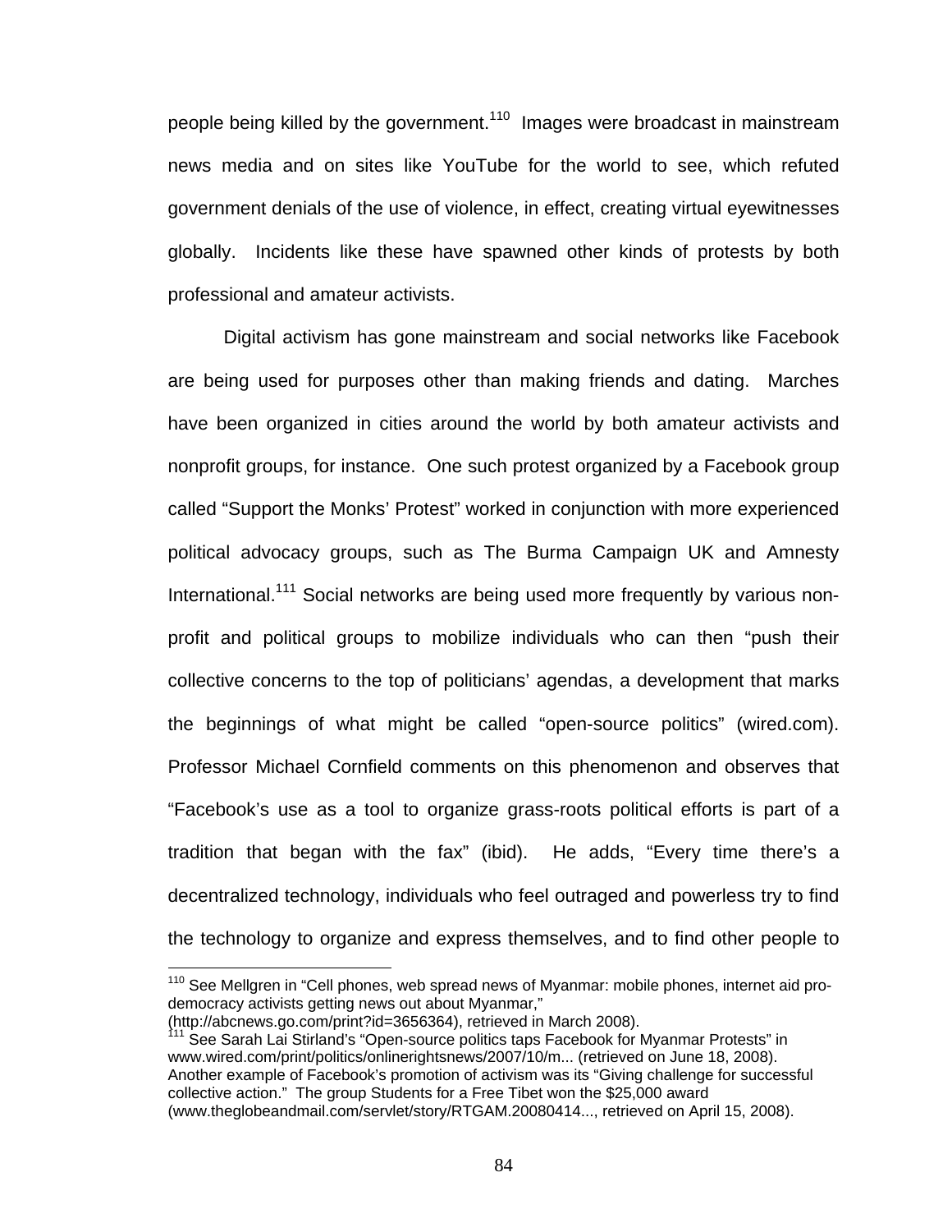people being killed by the government.[110] Images were broadcast in mainstream news media and on sites like YouTube for the world to see, which refuted government denials of the use of violence, in effect, creating virtual eyewitnesses globally. Incidents like these have spawned other kinds of protests by both professional and amateur activists.

Digital activism has gone mainstream and social networks like Facebook are being used for purposes other than making friends and dating. Marches have been organized in cities around the world by both amateur activists and nonprofit groups, for instance. One such protest organized by a Facebook group called "Support the Monks' Protest" worked in conjunction with more experienced political advocacy groups, such as The Burma Campaign UK and Amnesty International.[111] Social networks are being used more frequently by various non-profit and political groups to mobilize individuals who can then "push their collective concerns to the top of politicians' agendas, a development that marks the beginnings of what might be called "open-source politics" (wired.com). Professor Michael Cornfield comments on this phenomenon and observes that "Facebook's use as a tool to organize grass-roots political efforts is part of a tradition that began with the fax" (ibid). He adds, "Every time there's a decentralized technology, individuals who feel outraged and powerless try to find the technology to organize and express themselves, and to find other people to

---

[110] See Mellgren in "Cell phones, web spread news of Myanmar: mobile phones, internet aid pro-democracy activists getting news out about Myanmar," (http://abcnews.go.com/print?id=3656364), retrieved in March 2008).

[111] See Sarah Lai Stirland's "Open-source politics taps Facebook for Myanmar Protests" in www.wired.com/print/politics/onlinerightsnews/2007/10/m... (retrieved on June 18, 2008). Another example of Facebook's promotion of activism was its "Giving challenge for successful collective action." The group Students for a Free Tibet won the $25,000 award (www.theglobeandmail.com/servlet/story/RTGAM.20080414..., retrieved on April 15, 2008).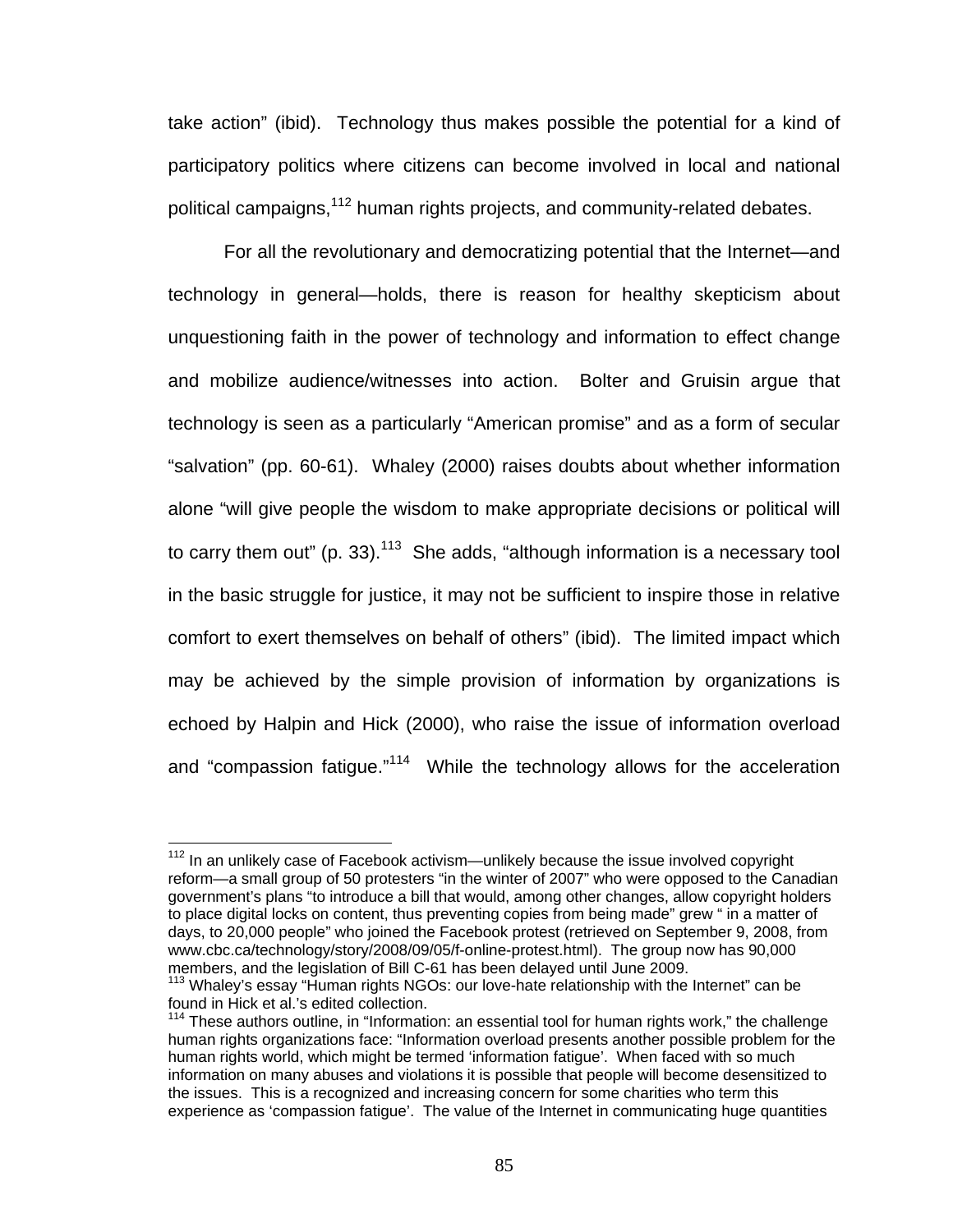take action" (ibid). Technology thus makes possible the potential for a kind of participatory politics where citizens can become involved in local and national political campaigns,[112] human rights projects, and community-related debates.

For all the revolutionary and democratizing potential that the Internet—and technology in general—holds, there is reason for healthy skepticism about unquestioning faith in the power of technology and information to effect change and mobilize audience/witnesses into action. Bolter and Gruisin argue that technology is seen as a particularly "American promise" and as a form of secular "salvation" (pp. 60-61). Whaley (2000) raises doubts about whether information alone "will give people the wisdom to make appropriate decisions or political will to carry them out" (p. 33).[113] She adds, "although information is a necessary tool in the basic struggle for justice, it may not be sufficient to inspire those in relative comfort to exert themselves on behalf of others" (ibid). The limited impact which may be achieved by the simple provision of information by organizations is echoed by Halpin and Hick (2000), who raise the issue of information overload and "compassion fatigue."[114] While the technology allows for the acceleration

---

[112] In an unlikely case of Facebook activism—unlikely because the issue involved copyright reform—a small group of 50 protesters "in the winter of 2007" who were opposed to the Canadian government's plans "to introduce a bill that would, among other changes, allow copyright holders to place digital locks on content, thus preventing copies from being made" grew " in a matter of days, to 20,000 people" who joined the Facebook protest (retrieved on September 9, 2008, from www.cbc.ca/technology/story/2008/09/05/f-online-protest.html). The group now has 90,000 members, and the legislation of Bill C-61 has been delayed until June 2009.

[113] Whaley's essay "Human rights NGOs: our love-hate relationship with the Internet" can be found in Hick et al.'s edited collection.

[114] These authors outline, in "Information: an essential tool for human rights work," the challenge human rights organizations face: "Information overload presents another possible problem for the human rights world, which might be termed 'information fatigue'. When faced with so much information on many abuses and violations it is possible that people will become desensitized to the issues. This is a recognized and increasing concern for some charities who term this experience as 'compassion fatigue'. The value of the Internet in communicating huge quantities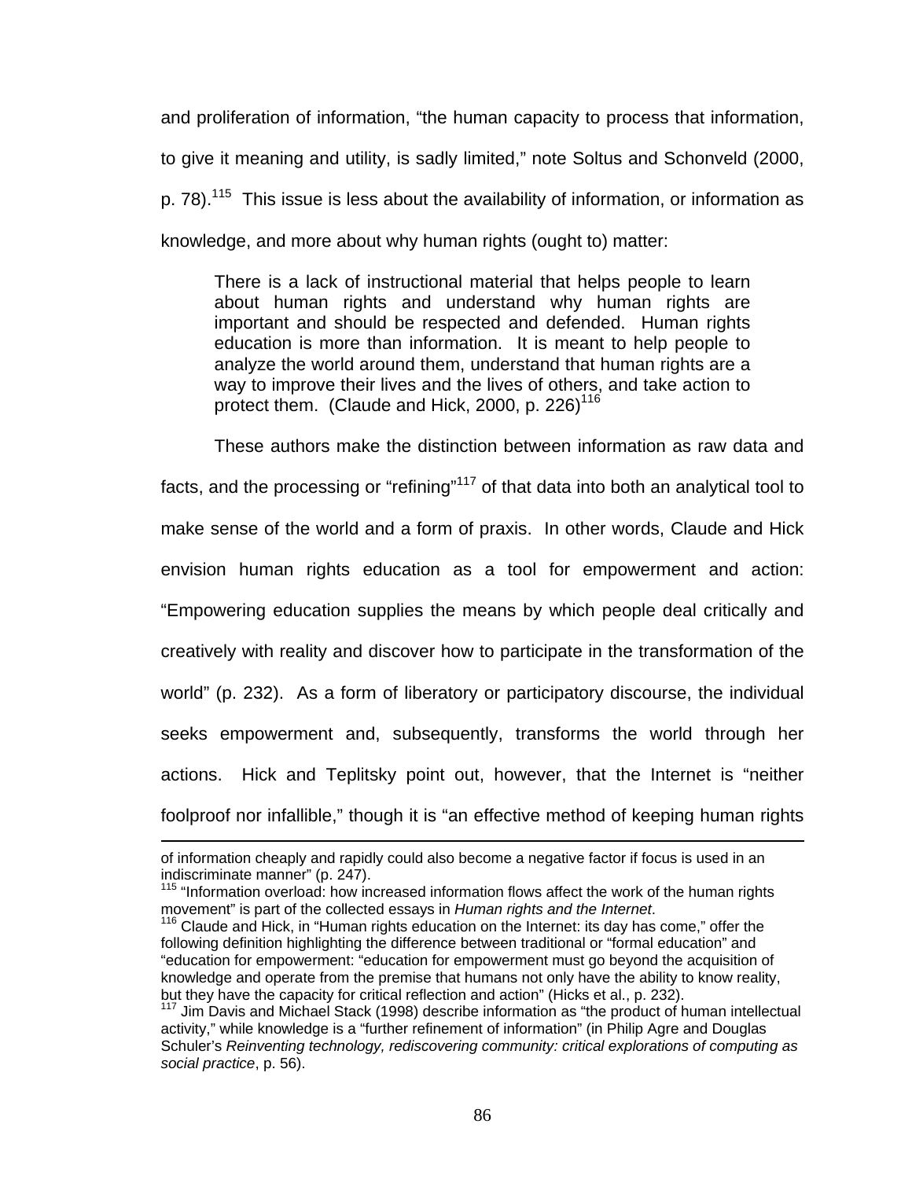and proliferation of information, "the human capacity to process that information, to give it meaning and utility, is sadly limited," note Soltus and Schonveld (2000, p. 78).[115] This issue is less about the availability of information, or information as knowledge, and more about why human rights (ought to) matter:

> There is a lack of instructional material that helps people to learn about human rights and understand why human rights are important and should be respected and defended. Human rights education is more than information. It is meant to help people to analyze the world around them, understand that human rights are a way to improve their lives and the lives of others, and take action to protect them. (Claude and Hick, 2000, p. 226)[116]

These authors make the distinction between information as raw data and facts, and the processing or "refining"[117] of that data into both an analytical tool to make sense of the world and a form of praxis. In other words, Claude and Hick envision human rights education as a tool for empowerment and action: "Empowering education supplies the means by which people deal critically and creatively with reality and discover how to participate in the transformation of the world" (p. 232). As a form of liberatory or participatory discourse, the individual seeks empowerment and, subsequently, transforms the world through her actions. Hick and Teplitsky point out, however, that the Internet is "neither foolproof nor infallible," though it is "an effective method of keeping human rights

---

of information cheaply and rapidly could also become a negative factor if focus is used in an indiscriminate manner" (p. 247).

[115] "Information overload: how increased information flows affect the work of the human rights movement" is part of the collected essays in *Human rights and the Internet*.

[116] Claude and Hick, in "Human rights education on the Internet: its day has come," offer the following definition highlighting the difference between traditional or "formal education" and "education for empowerment: "education for empowerment must go beyond the acquisition of knowledge and operate from the premise that humans not only have the ability to know reality, but they have the capacity for critical reflection and action" (Hicks et al., p. 232).

[117] Jim Davis and Michael Stack (1998) describe information as "the product of human intellectual activity," while knowledge is a "further refinement of information" (in Philip Agre and Douglas Schuler's *Reinventing technology, rediscovering community: critical explorations of computing as social practice*, p. 56).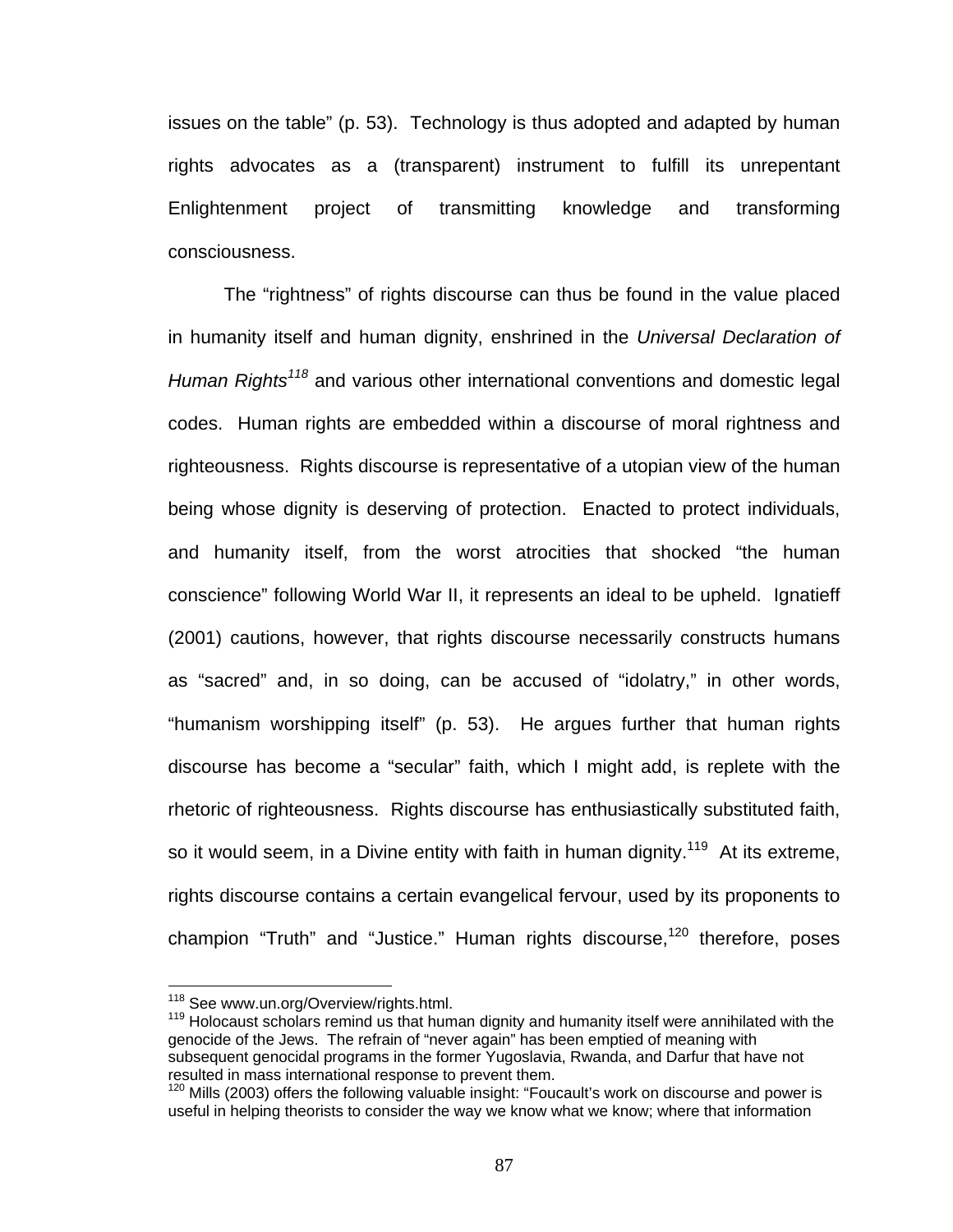issues on the table" (p. 53). Technology is thus adopted and adapted by human rights advocates as a (transparent) instrument to fulfill its unrepentant Enlightenment project of transmitting knowledge and transforming consciousness.

The "rightness" of rights discourse can thus be found in the value placed in humanity itself and human dignity, enshrined in the *Universal Declaration of Human Rights*[118] and various other international conventions and domestic legal codes. Human rights are embedded within a discourse of moral rightness and righteousness. Rights discourse is representative of a utopian view of the human being whose dignity is deserving of protection. Enacted to protect individuals, and humanity itself, from the worst atrocities that shocked "the human conscience" following World War II, it represents an ideal to be upheld. Ignatieff (2001) cautions, however, that rights discourse necessarily constructs humans as "sacred" and, in so doing, can be accused of "idolatry," in other words, "humanism worshipping itself" (p. 53). He argues further that human rights discourse has become a "secular" faith, which I might add, is replete with the rhetoric of righteousness. Rights discourse has enthusiastically substituted faith, so it would seem, in a Divine entity with faith in human dignity.[119] At its extreme, rights discourse contains a certain evangelical fervour, used by its proponents to champion "Truth" and "Justice." Human rights discourse,[120] therefore, poses

---

[118] See www.un.org/Overview/rights.html.

[119] Holocaust scholars remind us that human dignity and humanity itself were annihilated with the genocide of the Jews. The refrain of "never again" has been emptied of meaning with subsequent genocidal programs in the former Yugoslavia, Rwanda, and Darfur that have not resulted in mass international response to prevent them.

[120] Mills (2003) offers the following valuable insight: "Foucault's work on discourse and power is useful in helping theorists to consider the way we know what we know; where that information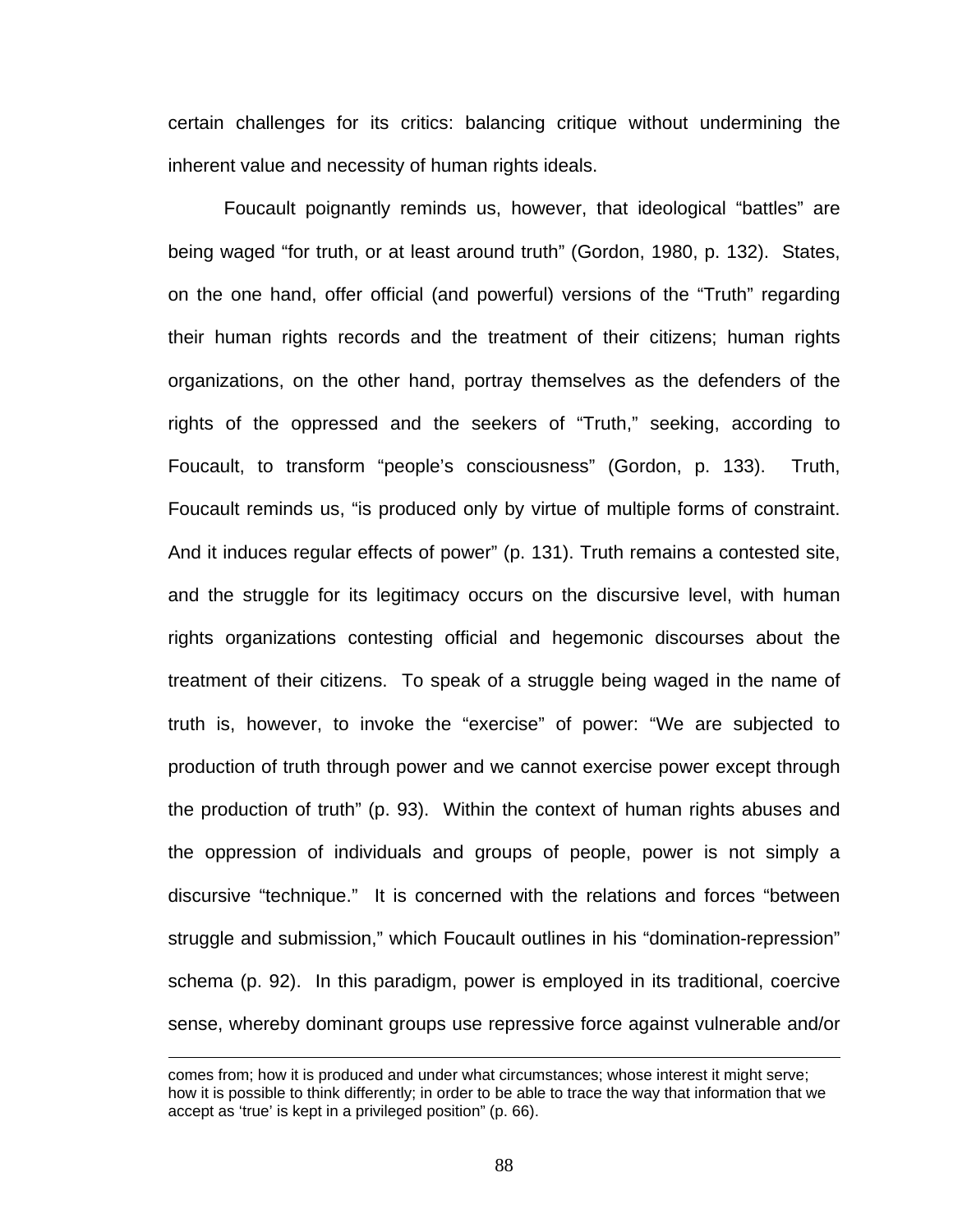certain challenges for its critics: balancing critique without undermining the inherent value and necessity of human rights ideals.

Foucault poignantly reminds us, however, that ideological "battles" are being waged "for truth, or at least around truth" (Gordon, 1980, p. 132). States, on the one hand, offer official (and powerful) versions of the "Truth" regarding their human rights records and the treatment of their citizens; human rights organizations, on the other hand, portray themselves as the defenders of the rights of the oppressed and the seekers of "Truth," seeking, according to Foucault, to transform "people's consciousness" (Gordon, p. 133). Truth, Foucault reminds us, "is produced only by virtue of multiple forms of constraint. And it induces regular effects of power" (p. 131). Truth remains a contested site, and the struggle for its legitimacy occurs on the discursive level, with human rights organizations contesting official and hegemonic discourses about the treatment of their citizens. To speak of a struggle being waged in the name of truth is, however, to invoke the "exercise" of power: "We are subjected to production of truth through power and we cannot exercise power except through the production of truth" (p. 93). Within the context of human rights abuses and the oppression of individuals and groups of people, power is not simply a discursive "technique." It is concerned with the relations and forces "between struggle and submission," which Foucault outlines in his "domination-repression" schema (p. 92). In this paradigm, power is employed in its traditional, coercive sense, whereby dominant groups use repressive force against vulnerable and/or

---

comes from; how it is produced and under what circumstances; whose interest it might serve; how it is possible to think differently; in order to be able to trace the way that information that we accept as 'true' is kept in a privileged position" (p. 66).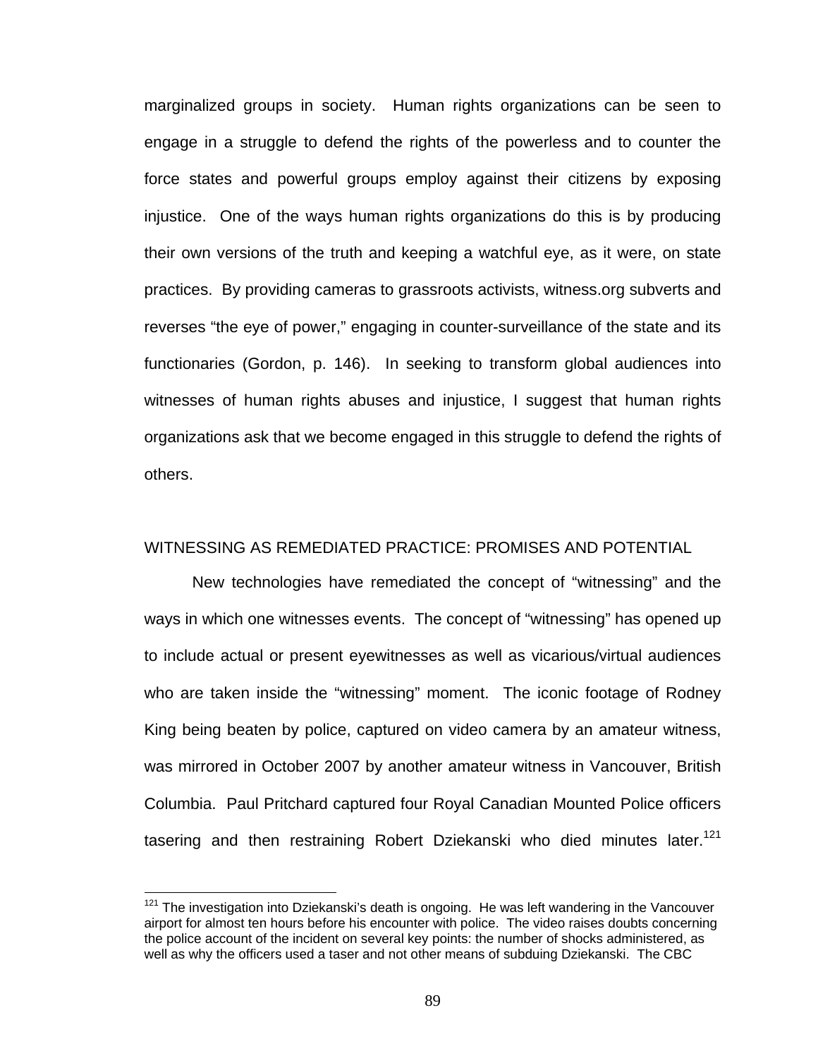marginalized groups in society. Human rights organizations can be seen to engage in a struggle to defend the rights of the powerless and to counter the force states and powerful groups employ against their citizens by exposing injustice. One of the ways human rights organizations do this is by producing their own versions of the truth and keeping a watchful eye, as it were, on state practices. By providing cameras to grassroots activists, witness.org subverts and reverses "the eye of power," engaging in counter-surveillance of the state and its functionaries (Gordon, p. 146). In seeking to transform global audiences into witnesses of human rights abuses and injustice, I suggest that human rights organizations ask that we become engaged in this struggle to defend the rights of others.

## WITNESSING AS REMEDIATED PRACTICE: PROMISES AND POTENTIAL

New technologies have remediated the concept of "witnessing" and the ways in which one witnesses events. The concept of "witnessing" has opened up to include actual or present eyewitnesses as well as vicarious/virtual audiences who are taken inside the "witnessing" moment. The iconic footage of Rodney King being beaten by police, captured on video camera by an amateur witness, was mirrored in October 2007 by another amateur witness in Vancouver, British Columbia. Paul Pritchard captured four Royal Canadian Mounted Police officers tasering and then restraining Robert Dziekanski who died minutes later.[121]

[121] The investigation into Dziekanski's death is ongoing. He was left wandering in the Vancouver airport for almost ten hours before his encounter with police. The video raises doubts concerning the police account of the incident on several key points: the number of shocks administered, as well as why the officers used a taser and not other means of subduing Dziekanski. The CBC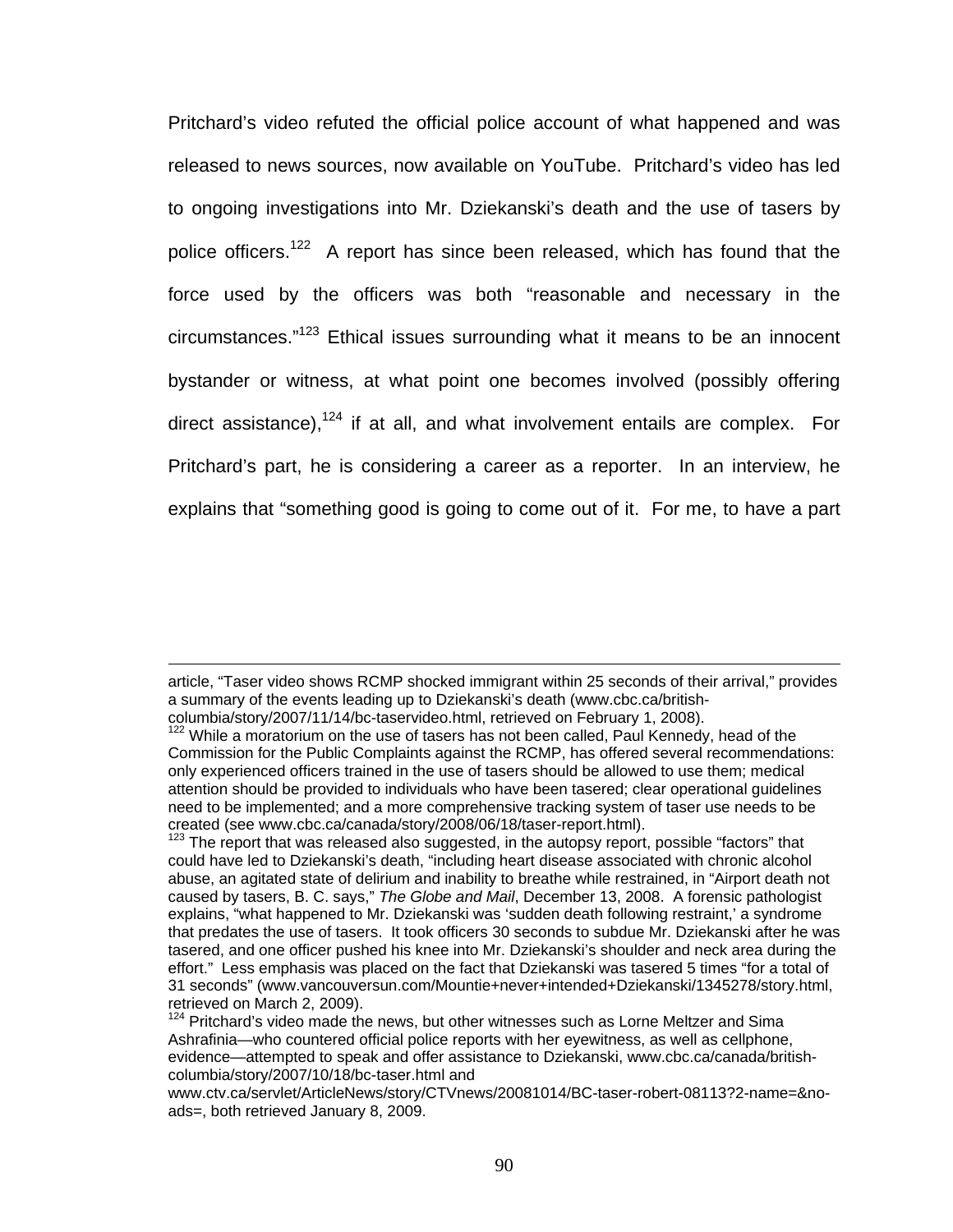Pritchard's video refuted the official police account of what happened and was released to news sources, now available on YouTube. Pritchard's video has led to ongoing investigations into Mr. Dziekanski's death and the use of tasers by police officers.[122] A report has since been released, which has found that the force used by the officers was both "reasonable and necessary in the circumstances."[123] Ethical issues surrounding what it means to be an innocent bystander or witness, at what point one becomes involved (possibly offering direct assistance),[124] if at all, and what involvement entails are complex. For Pritchard's part, he is considering a career as a reporter. In an interview, he explains that "something good is going to come out of it. For me, to have a part

---

article, "Taser video shows RCMP shocked immigrant within 25 seconds of their arrival," provides a summary of the events leading up to Dziekanski's death (www.cbc.ca/british-columbia/story/2007/11/14/bc-taservideo.html, retrieved on February 1, 2008).

[122] While a moratorium on the use of tasers has not been called, Paul Kennedy, head of the Commission for the Public Complaints against the RCMP, has offered several recommendations: only experienced officers trained in the use of tasers should be allowed to use them; medical attention should be provided to individuals who have been tasered; clear operational guidelines need to be implemented; and a more comprehensive tracking system of taser use needs to be created (see www.cbc.ca/canada/story/2008/06/18/taser-report.html).

[123] The report that was released also suggested, in the autopsy report, possible "factors" that could have led to Dziekanski's death, "including heart disease associated with chronic alcohol abuse, an agitated state of delirium and inability to breathe while restrained, in "Airport death not caused by tasers, B. C. says," *The Globe and Mail*, December 13, 2008. A forensic pathologist explains, "what happened to Mr. Dziekanski was 'sudden death following restraint,' a syndrome that predates the use of tasers. It took officers 30 seconds to subdue Mr. Dziekanski after he was tasered, and one officer pushed his knee into Mr. Dziekanski's shoulder and neck area during the effort." Less emphasis was placed on the fact that Dziekanski was tasered 5 times "for a total of 31 seconds" (www.vancouversun.com/Mountie+never+intended+Dziekanski/1345278/story.html, retrieved on March 2, 2009).

[124] Pritchard's video made the news, but other witnesses such as Lorne Meltzer and Sima Ashrafinia—who countered official police reports with her eyewitness, as well as cellphone, evidence—attempted to speak and offer assistance to Dziekanski, www.cbc.ca/canada/british-columbia/story/2007/10/18/bc-taser.html and www.ctv.ca/servlet/ArticleNews/story/CTVnews/20081014/BC-taser-robert-08113?2-name=&no-ads=, both retrieved January 8, 2009.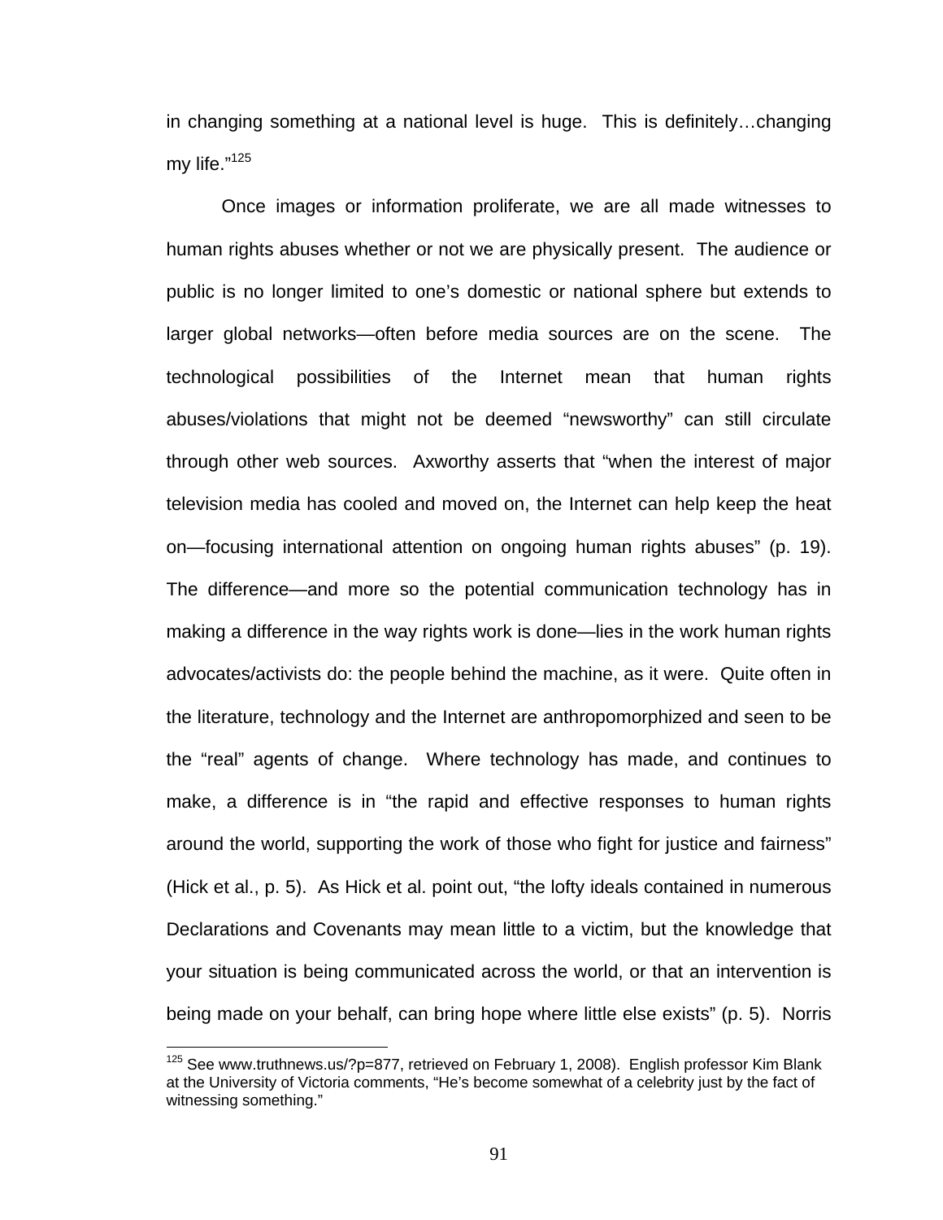in changing something at a national level is huge. This is definitely…changing my life."[125]

Once images or information proliferate, we are all made witnesses to human rights abuses whether or not we are physically present. The audience or public is no longer limited to one's domestic or national sphere but extends to larger global networks—often before media sources are on the scene. The technological possibilities of the Internet mean that human rights abuses/violations that might not be deemed "newsworthy" can still circulate through other web sources. Axworthy asserts that "when the interest of major television media has cooled and moved on, the Internet can help keep the heat on—focusing international attention on ongoing human rights abuses" (p. 19). The difference—and more so the potential communication technology has in making a difference in the way rights work is done—lies in the work human rights advocates/activists do: the people behind the machine, as it were. Quite often in the literature, technology and the Internet are anthropomorphized and seen to be the "real" agents of change. Where technology has made, and continues to make, a difference is in "the rapid and effective responses to human rights around the world, supporting the work of those who fight for justice and fairness" (Hick et al., p. 5). As Hick et al. point out, "the lofty ideals contained in numerous Declarations and Covenants may mean little to a victim, but the knowledge that your situation is being communicated across the world, or that an intervention is being made on your behalf, can bring hope where little else exists" (p. 5). Norris

---

[125] See www.truthnews.us/?p=877, retrieved on February 1, 2008). English professor Kim Blank at the University of Victoria comments, "He's become somewhat of a celebrity just by the fact of witnessing something."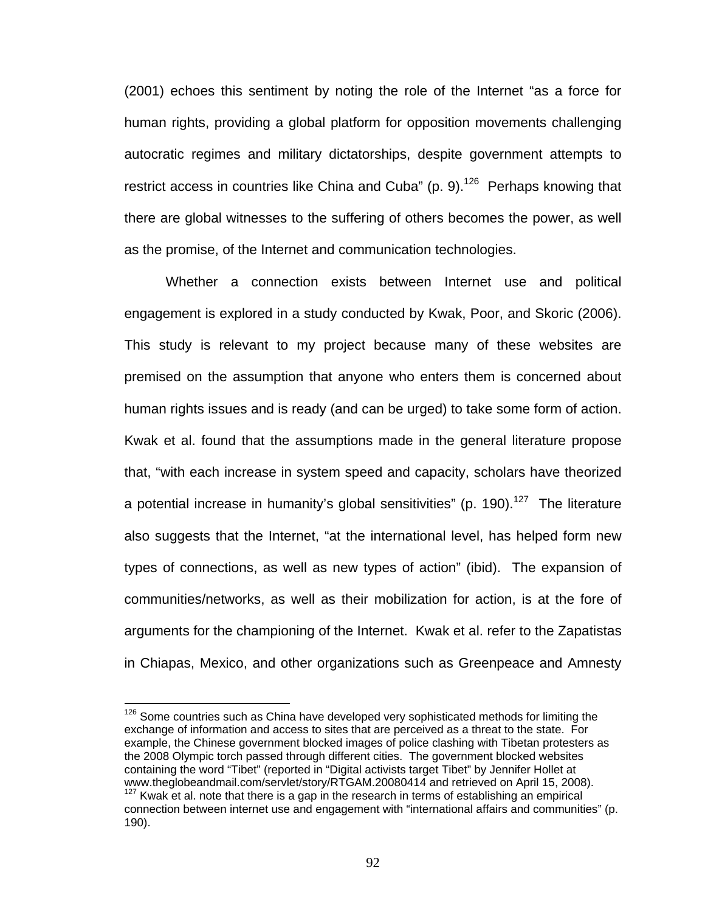(2001) echoes this sentiment by noting the role of the Internet "as a force for human rights, providing a global platform for opposition movements challenging autocratic regimes and military dictatorships, despite government attempts to restrict access in countries like China and Cuba" (p. 9).[126] Perhaps knowing that there are global witnesses to the suffering of others becomes the power, as well as the promise, of the Internet and communication technologies.

Whether a connection exists between Internet use and political engagement is explored in a study conducted by Kwak, Poor, and Skoric (2006). This study is relevant to my project because many of these websites are premised on the assumption that anyone who enters them is concerned about human rights issues and is ready (and can be urged) to take some form of action. Kwak et al. found that the assumptions made in the general literature propose that, "with each increase in system speed and capacity, scholars have theorized a potential increase in humanity's global sensitivities" (p. 190).[127] The literature also suggests that the Internet, "at the international level, has helped form new types of connections, as well as new types of action" (ibid). The expansion of communities/networks, as well as their mobilization for action, is at the fore of arguments for the championing of the Internet. Kwak et al. refer to the Zapatistas in Chiapas, Mexico, and other organizations such as Greenpeace and Amnesty

---

[126] Some countries such as China have developed very sophisticated methods for limiting the exchange of information and access to sites that are perceived as a threat to the state. For example, the Chinese government blocked images of police clashing with Tibetan protesters as the 2008 Olympic torch passed through different cities. The government blocked websites containing the word "Tibet" (reported in "Digital activists target Tibet" by Jennifer Hollet at www.theglobeandmail.com/servlet/story/RTGAM.20080414 and retrieved on April 15, 2008).

[127] Kwak et al. note that there is a gap in the research in terms of establishing an empirical connection between internet use and engagement with "international affairs and communities" (p. 190).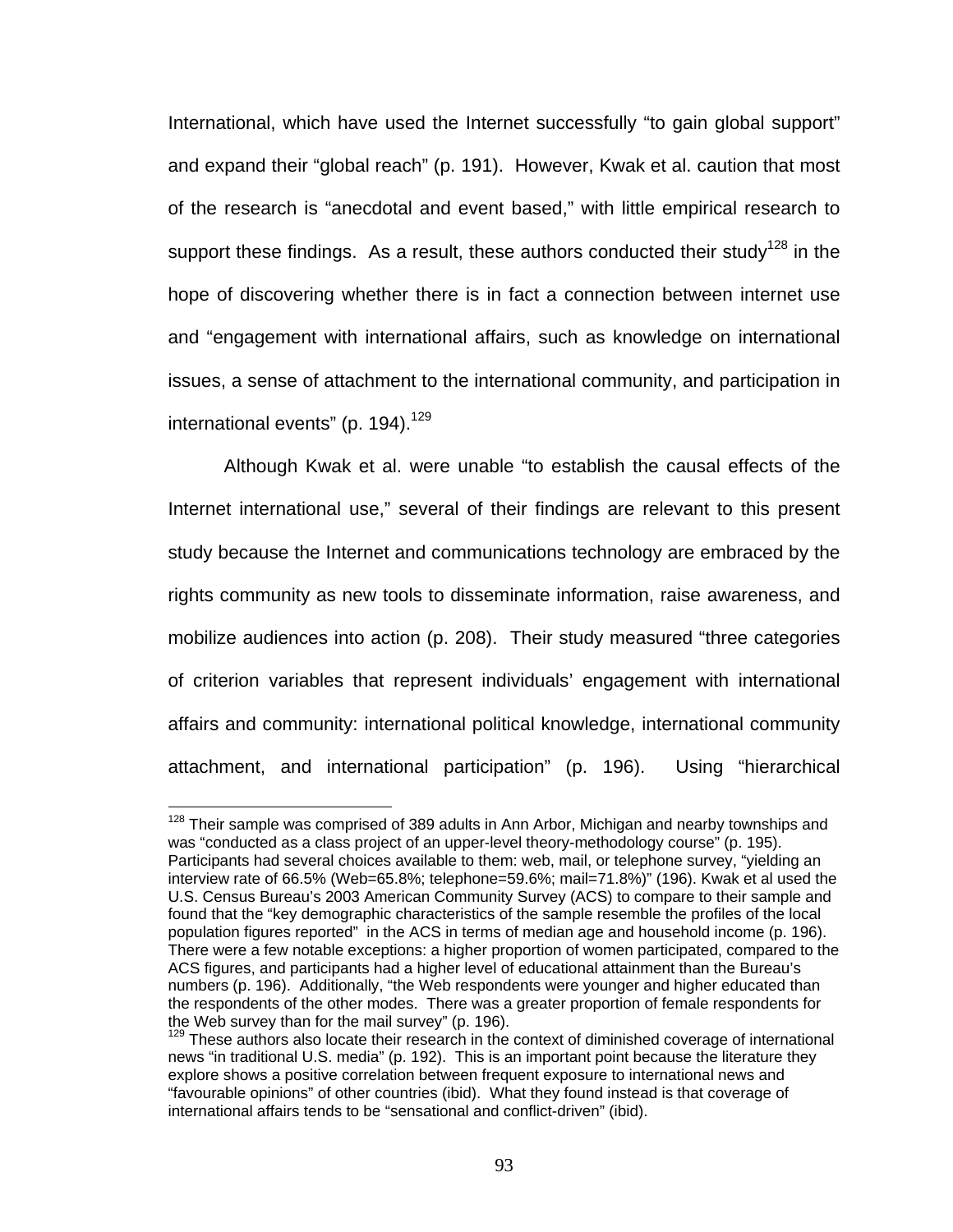International, which have used the Internet successfully “to gain global support” and expand their “global reach” (p. 191). However, Kwak et al. caution that most of the research is “anecdotal and event based,” with little empirical research to support these findings. As a result, these authors conducted their study[128] in the hope of discovering whether there is in fact a connection between internet use and “engagement with international affairs, such as knowledge on international issues, a sense of attachment to the international community, and participation in international events” (p. 194).[129]

Although Kwak et al. were unable “to establish the causal effects of the Internet international use,” several of their findings are relevant to this present study because the Internet and communications technology are embraced by the rights community as new tools to disseminate information, raise awareness, and mobilize audiences into action (p. 208). Their study measured “three categories of criterion variables that represent individuals’ engagement with international affairs and community: international political knowledge, international community attachment, and international participation” (p. 196). Using “hierarchical

---

[128] Their sample was comprised of 389 adults in Ann Arbor, Michigan and nearby townships and was “conducted as a class project of an upper-level theory-methodology course” (p. 195). Participants had several choices available to them: web, mail, or telephone survey, “yielding an interview rate of 66.5% (Web=65.8%; telephone=59.6%; mail=71.8%)” (196). Kwak et al used the U.S. Census Bureau’s 2003 American Community Survey (ACS) to compare to their sample and found that the “key demographic characteristics of the sample resemble the profiles of the local population figures reported” in the ACS in terms of median age and household income (p. 196). There were a few notable exceptions: a higher proportion of women participated, compared to the ACS figures, and participants had a higher level of educational attainment than the Bureau’s numbers (p. 196). Additionally, “the Web respondents were younger and higher educated than the respondents of the other modes. There was a greater proportion of female respondents for the Web survey than for the mail survey” (p. 196).

[129] These authors also locate their research in the context of diminished coverage of international news “in traditional U.S. media” (p. 192). This is an important point because the literature they explore shows a positive correlation between frequent exposure to international news and “favourable opinions” of other countries (ibid). What they found instead is that coverage of international affairs tends to be “sensational and conflict-driven” (ibid).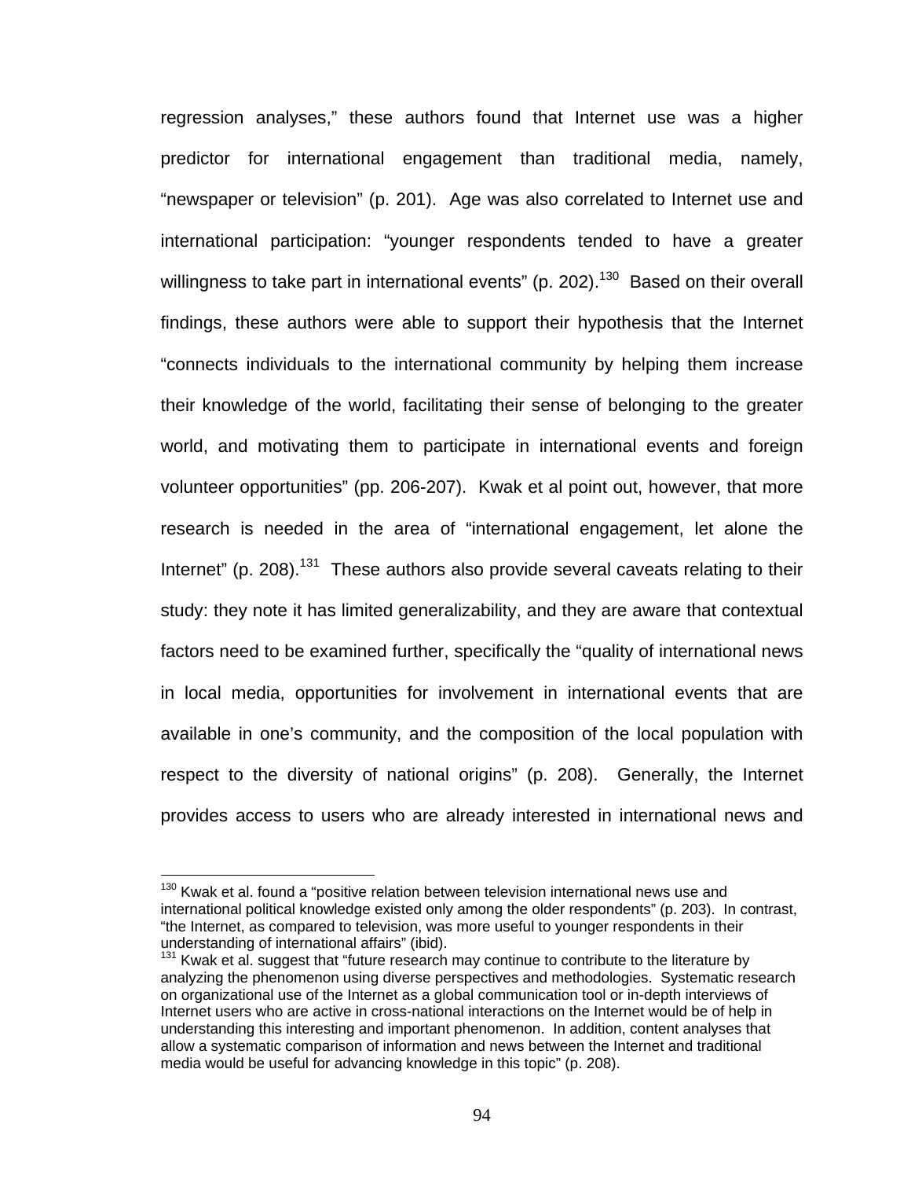regression analyses," these authors found that Internet use was a higher predictor for international engagement than traditional media, namely, "newspaper or television" (p. 201). Age was also correlated to Internet use and international participation: "younger respondents tended to have a greater willingness to take part in international events" (p. 202).[130] Based on their overall findings, these authors were able to support their hypothesis that the Internet "connects individuals to the international community by helping them increase their knowledge of the world, facilitating their sense of belonging to the greater world, and motivating them to participate in international events and foreign volunteer opportunities" (pp. 206-207). Kwak et al point out, however, that more research is needed in the area of "international engagement, let alone the Internet" (p. 208).[131] These authors also provide several caveats relating to their study: they note it has limited generalizability, and they are aware that contextual factors need to be examined further, specifically the "quality of international news in local media, opportunities for involvement in international events that are available in one's community, and the composition of the local population with respect to the diversity of national origins" (p. 208). Generally, the Internet provides access to users who are already interested in international news and

---

[130] Kwak et al. found a "positive relation between television international news use and international political knowledge existed only among the older respondents" (p. 203). In contrast, "the Internet, as compared to television, was more useful to younger respondents in their understanding of international affairs" (ibid).

[131] Kwak et al. suggest that "future research may continue to contribute to the literature by analyzing the phenomenon using diverse perspectives and methodologies. Systematic research on organizational use of the Internet as a global communication tool or in-depth interviews of Internet users who are active in cross-national interactions on the Internet would be of help in understanding this interesting and important phenomenon. In addition, content analyses that allow a systematic comparison of information and news between the Internet and traditional media would be useful for advancing knowledge in this topic" (p. 208).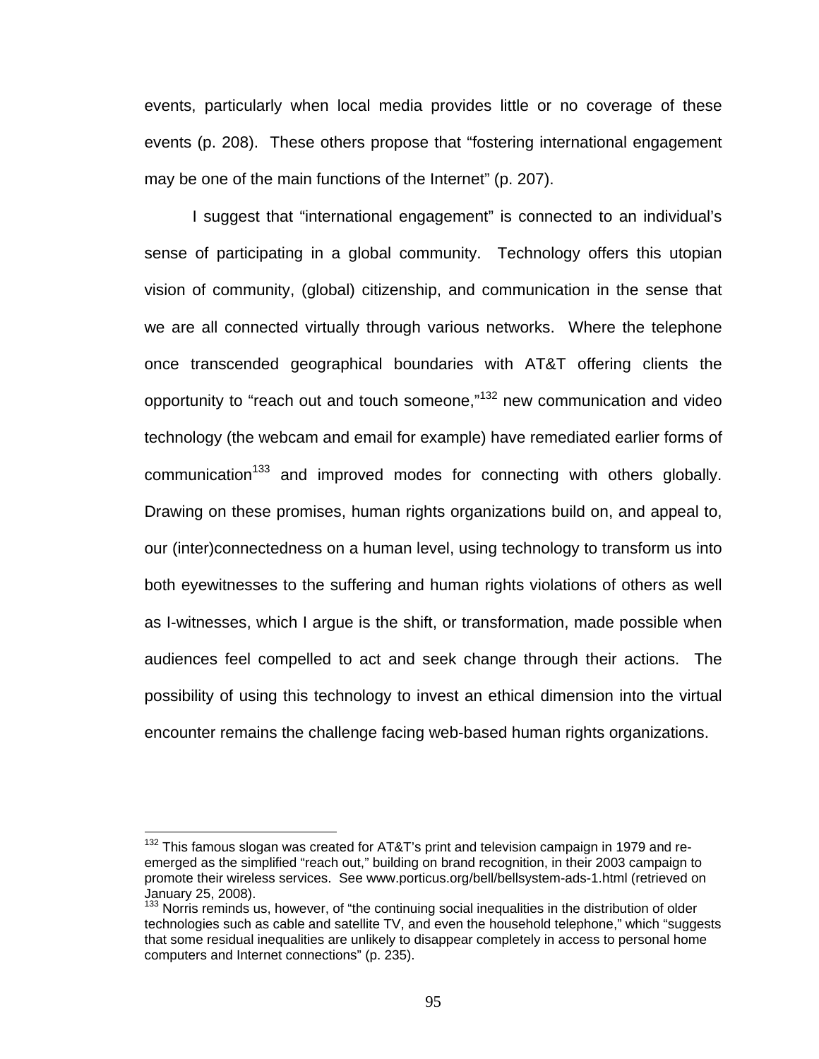events, particularly when local media provides little or no coverage of these events (p. 208). These others propose that "fostering international engagement may be one of the main functions of the Internet" (p. 207).

I suggest that "international engagement" is connected to an individual's sense of participating in a global community. Technology offers this utopian vision of community, (global) citizenship, and communication in the sense that we are all connected virtually through various networks. Where the telephone once transcended geographical boundaries with AT&T offering clients the opportunity to "reach out and touch someone,"[132] new communication and video technology (the webcam and email for example) have remediated earlier forms of communication[133] and improved modes for connecting with others globally. Drawing on these promises, human rights organizations build on, and appeal to, our (inter)connectedness on a human level, using technology to transform us into both eyewitnesses to the suffering and human rights violations of others as well as I-witnesses, which I argue is the shift, or transformation, made possible when audiences feel compelled to act and seek change through their actions. The possibility of using this technology to invest an ethical dimension into the virtual encounter remains the challenge facing web-based human rights organizations.

---

[132] This famous slogan was created for AT&T's print and television campaign in 1979 and re-emerged as the simplified "reach out," building on brand recognition, in their 2003 campaign to promote their wireless services. See www.porticus.org/bell/bellsystem-ads-1.html (retrieved on January 25, 2008).

[133] Norris reminds us, however, of "the continuing social inequalities in the distribution of older technologies such as cable and satellite TV, and even the household telephone," which "suggests that some residual inequalities are unlikely to disappear completely in access to personal home computers and Internet connections" (p. 235).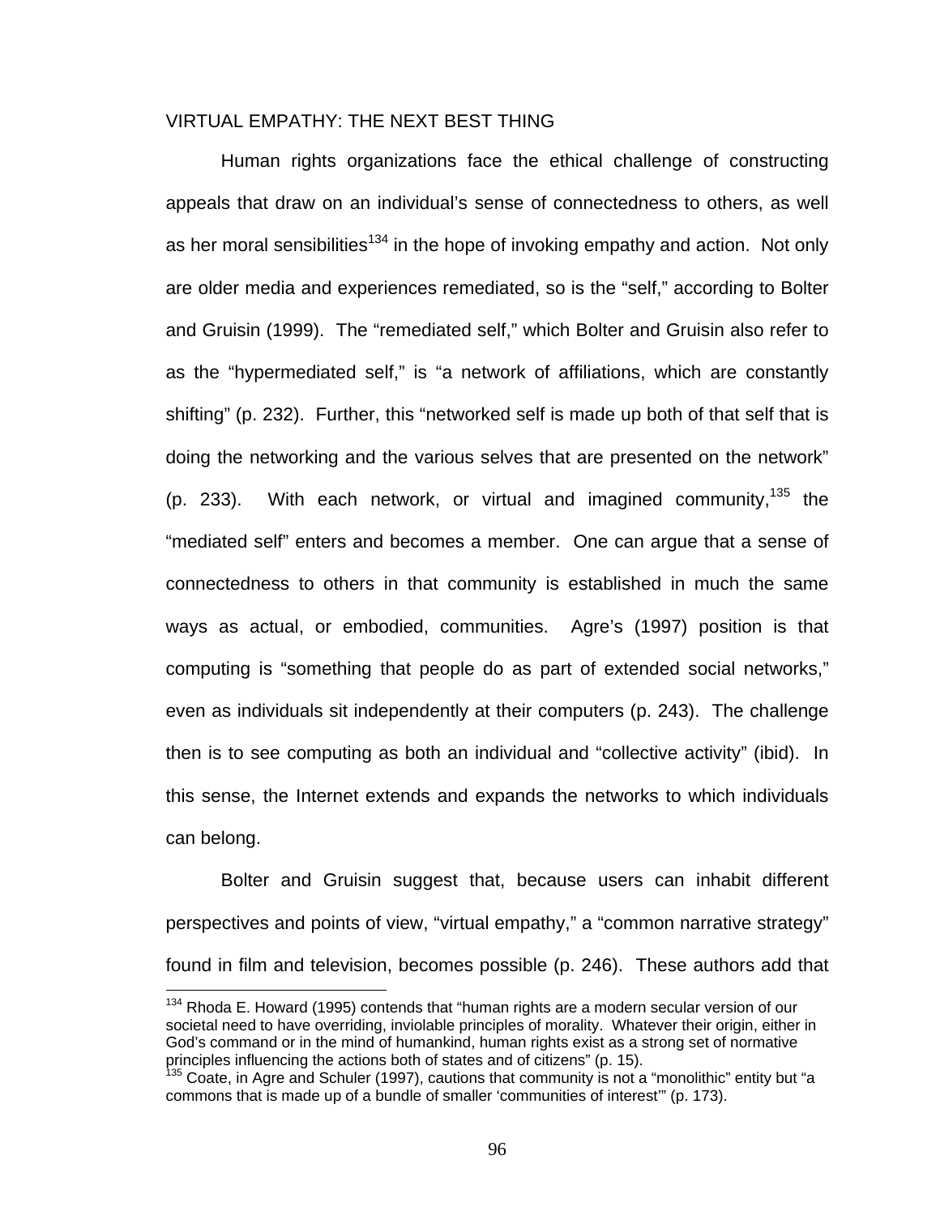## VIRTUAL EMPATHY: THE NEXT BEST THING

Human rights organizations face the ethical challenge of constructing appeals that draw on an individual's sense of connectedness to others, as well as her moral sensibilities[134] in the hope of invoking empathy and action. Not only are older media and experiences remediated, so is the "self," according to Bolter and Gruisin (1999). The "remediated self," which Bolter and Gruisin also refer to as the "hypermediated self," is "a network of affiliations, which are constantly shifting" (p. 232). Further, this "networked self is made up both of that self that is doing the networking and the various selves that are presented on the network" (p. 233). With each network, or virtual and imagined community,[135] the "mediated self" enters and becomes a member. One can argue that a sense of connectedness to others in that community is established in much the same ways as actual, or embodied, communities. Agre's (1997) position is that computing is "something that people do as part of extended social networks," even as individuals sit independently at their computers (p. 243). The challenge then is to see computing as both an individual and "collective activity" (ibid). In this sense, the Internet extends and expands the networks to which individuals can belong.

Bolter and Gruisin suggest that, because users can inhabit different perspectives and points of view, "virtual empathy," a "common narrative strategy" found in film and television, becomes possible (p. 246). These authors add that

---

[134] Rhoda E. Howard (1995) contends that "human rights are a modern secular version of our societal need to have overriding, inviolable principles of morality. Whatever their origin, either in God's command or in the mind of humankind, human rights exist as a strong set of normative principles influencing the actions both of states and of citizens" (p. 15).

[135] Coate, in Agre and Schuler (1997), cautions that community is not a "monolithic" entity but "a commons that is made up of a bundle of smaller 'communities of interest'" (p. 173).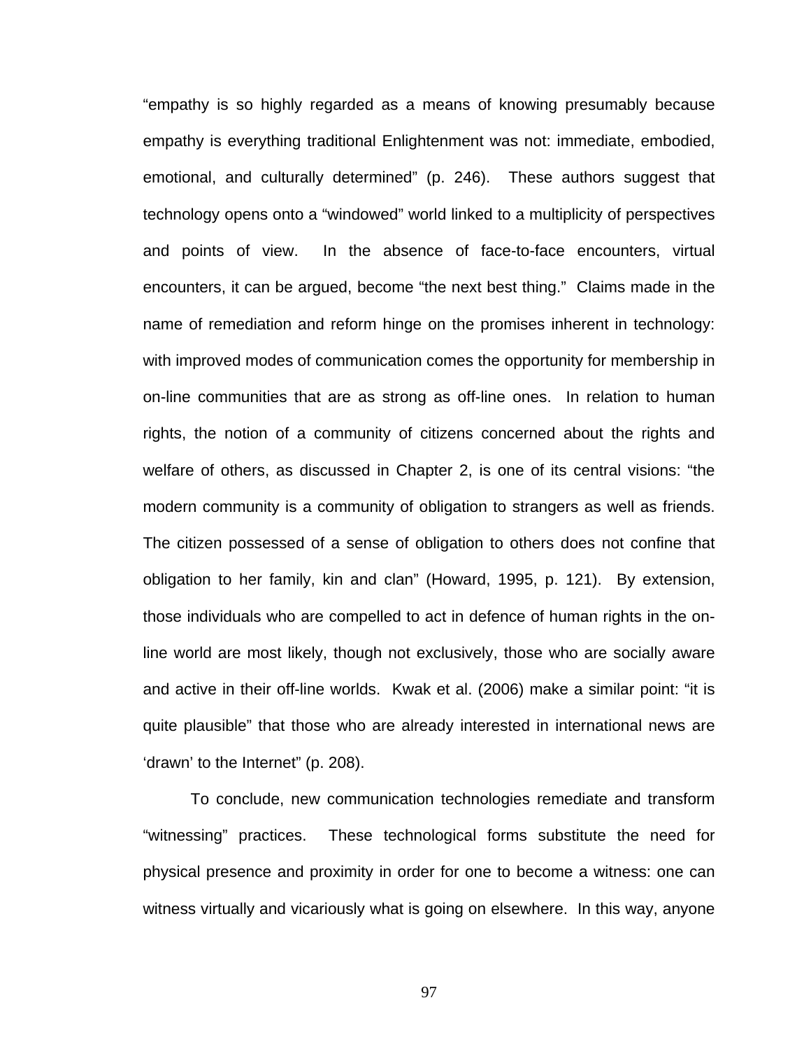"empathy is so highly regarded as a means of knowing presumably because empathy is everything traditional Enlightenment was not: immediate, embodied, emotional, and culturally determined" (p. 246). These authors suggest that technology opens onto a "windowed" world linked to a multiplicity of perspectives and points of view. In the absence of face-to-face encounters, virtual encounters, it can be argued, become "the next best thing." Claims made in the name of remediation and reform hinge on the promises inherent in technology: with improved modes of communication comes the opportunity for membership in on-line communities that are as strong as off-line ones. In relation to human rights, the notion of a community of citizens concerned about the rights and welfare of others, as discussed in Chapter 2, is one of its central visions: "the modern community is a community of obligation to strangers as well as friends. The citizen possessed of a sense of obligation to others does not confine that obligation to her family, kin and clan" (Howard, 1995, p. 121). By extension, those individuals who are compelled to act in defence of human rights in the on-line world are most likely, though not exclusively, those who are socially aware and active in their off-line worlds. Kwak et al. (2006) make a similar point: "it is quite plausible" that those who are already interested in international news are 'drawn' to the Internet" (p. 208).

To conclude, new communication technologies remediate and transform "witnessing" practices. These technological forms substitute the need for physical presence and proximity in order for one to become a witness: one can witness virtually and vicariously what is going on elsewhere. In this way, anyone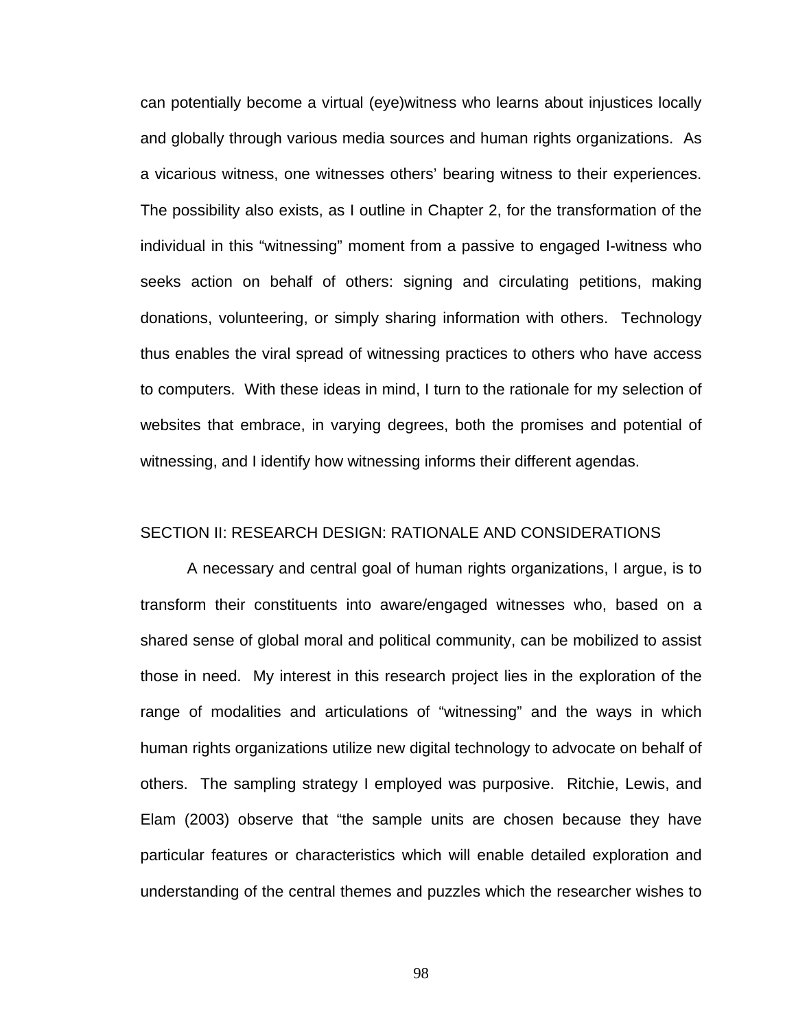can potentially become a virtual (eye)witness who learns about injustices locally and globally through various media sources and human rights organizations. As a vicarious witness, one witnesses others' bearing witness to their experiences. The possibility also exists, as I outline in Chapter 2, for the transformation of the individual in this "witnessing" moment from a passive to engaged I-witness who seeks action on behalf of others: signing and circulating petitions, making donations, volunteering, or simply sharing information with others. Technology thus enables the viral spread of witnessing practices to others who have access to computers. With these ideas in mind, I turn to the rationale for my selection of websites that embrace, in varying degrees, both the promises and potential of witnessing, and I identify how witnessing informs their different agendas.

## SECTION II: RESEARCH DESIGN: RATIONALE AND CONSIDERATIONS

A necessary and central goal of human rights organizations, I argue, is to transform their constituents into aware/engaged witnesses who, based on a shared sense of global moral and political community, can be mobilized to assist those in need. My interest in this research project lies in the exploration of the range of modalities and articulations of "witnessing" and the ways in which human rights organizations utilize new digital technology to advocate on behalf of others. The sampling strategy I employed was purposive. Ritchie, Lewis, and Elam (2003) observe that "the sample units are chosen because they have particular features or characteristics which will enable detailed exploration and understanding of the central themes and puzzles which the researcher wishes to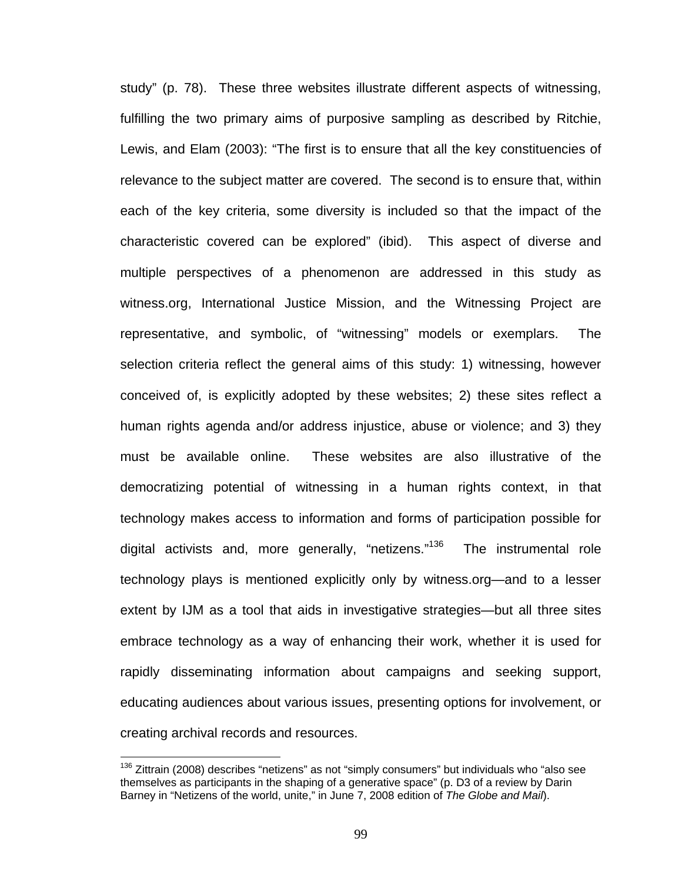study" (p. 78). These three websites illustrate different aspects of witnessing, fulfilling the two primary aims of purposive sampling as described by Ritchie, Lewis, and Elam (2003): "The first is to ensure that all the key constituencies of relevance to the subject matter are covered. The second is to ensure that, within each of the key criteria, some diversity is included so that the impact of the characteristic covered can be explored" (ibid). This aspect of diverse and multiple perspectives of a phenomenon are addressed in this study as witness.org, International Justice Mission, and the Witnessing Project are representative, and symbolic, of "witnessing" models or exemplars. The selection criteria reflect the general aims of this study: 1) witnessing, however conceived of, is explicitly adopted by these websites; 2) these sites reflect a human rights agenda and/or address injustice, abuse or violence; and 3) they must be available online. These websites are also illustrative of the democratizing potential of witnessing in a human rights context, in that technology makes access to information and forms of participation possible for digital activists and, more generally, "netizens."[136] The instrumental role technology plays is mentioned explicitly only by witness.org—and to a lesser extent by IJM as a tool that aids in investigative strategies—but all three sites embrace technology as a way of enhancing their work, whether it is used for rapidly disseminating information about campaigns and seeking support, educating audiences about various issues, presenting options for involvement, or creating archival records and resources.

---

[136] Zittrain (2008) describes "netizens" as not "simply consumers" but individuals who "also see themselves as participants in the shaping of a generative space" (p. D3 of a review by Darin Barney in "Netizens of the world, unite," in June 7, 2008 edition of *The Globe and Mail*).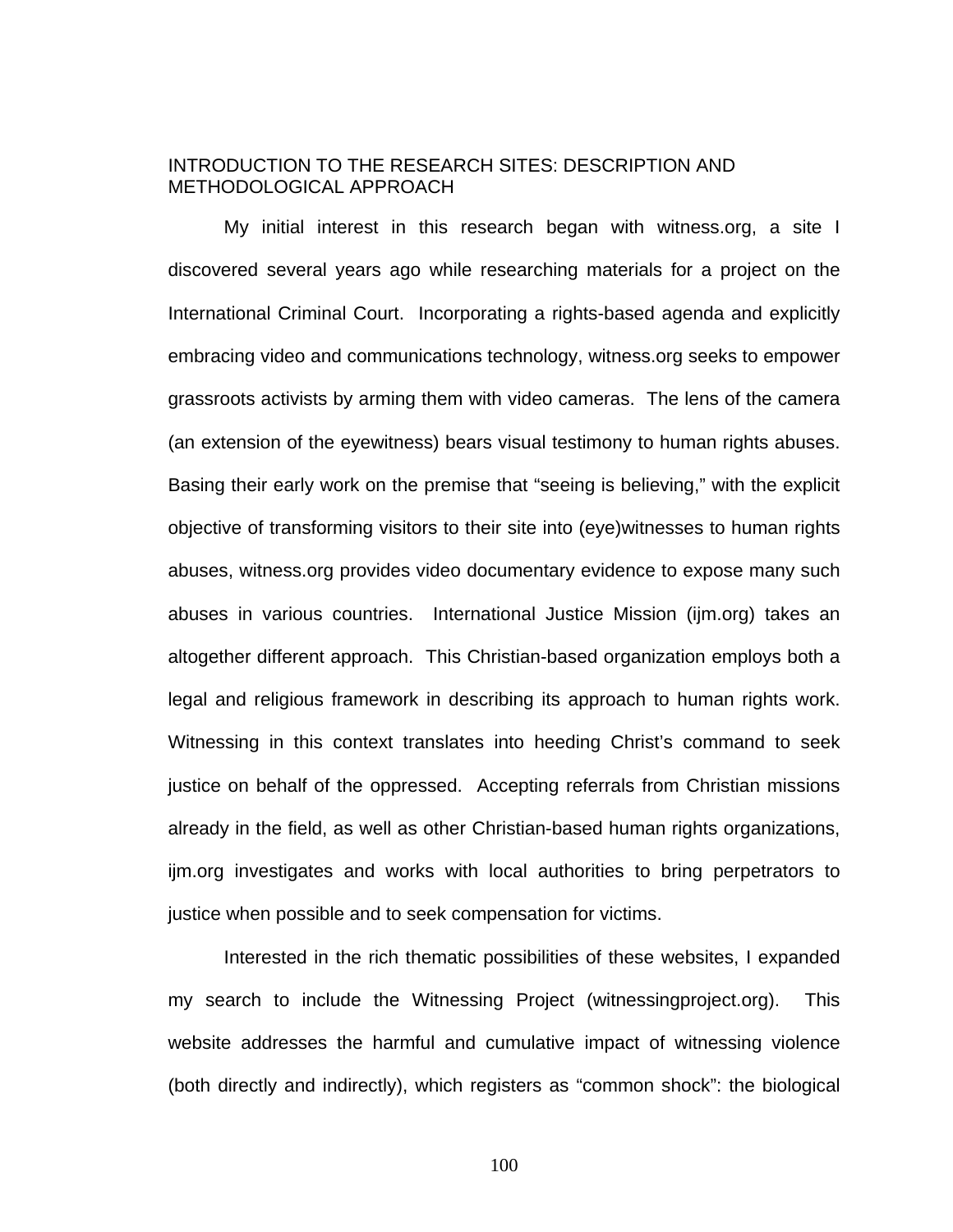## INTRODUCTION TO THE RESEARCH SITES: DESCRIPTION AND METHODOLOGICAL APPROACH

My initial interest in this research began with witness.org, a site I discovered several years ago while researching materials for a project on the International Criminal Court. Incorporating a rights-based agenda and explicitly embracing video and communications technology, witness.org seeks to empower grassroots activists by arming them with video cameras. The lens of the camera (an extension of the eyewitness) bears visual testimony to human rights abuses. Basing their early work on the premise that "seeing is believing," with the explicit objective of transforming visitors to their site into (eye)witnesses to human rights abuses, witness.org provides video documentary evidence to expose many such abuses in various countries. International Justice Mission (ijm.org) takes an altogether different approach. This Christian-based organization employs both a legal and religious framework in describing its approach to human rights work. Witnessing in this context translates into heeding Christ's command to seek justice on behalf of the oppressed. Accepting referrals from Christian missions already in the field, as well as other Christian-based human rights organizations, ijm.org investigates and works with local authorities to bring perpetrators to justice when possible and to seek compensation for victims.

Interested in the rich thematic possibilities of these websites, I expanded my search to include the Witnessing Project (witnessingproject.org). This website addresses the harmful and cumulative impact of witnessing violence (both directly and indirectly), which registers as "common shock": the biological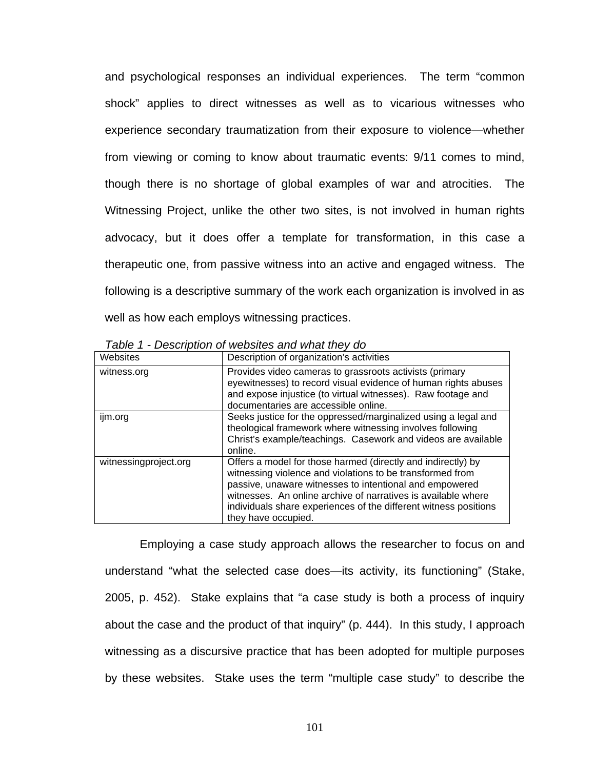and psychological responses an individual experiences. The term "common shock" applies to direct witnesses as well as to vicarious witnesses who experience secondary traumatization from their exposure to violence—whether from viewing or coming to know about traumatic events: 9/11 comes to mind, though there is no shortage of global examples of war and atrocities. The Witnessing Project, unlike the other two sites, is not involved in human rights advocacy, but it does offer a template for transformation, in this case a therapeutic one, from passive witness into an active and engaged witness. The following is a descriptive summary of the work each organization is involved in as well as how each employs witnessing practices.

*Table 1 - Description of websites and what they do*

| Websites | Description of organization's activities |
|---|---|
| witness.org | Provides video cameras to grassroots activists (primary eyewitnesses) to record visual evidence of human rights abuses and expose injustice (to virtual witnesses). Raw footage and documentaries are accessible online. |
| ijm.org | Seeks justice for the oppressed/marginalized using a legal and theological framework where witnessing involves following Christ's example/teachings. Casework and videos are available online. |
| witnessingproject.org | Offers a model for those harmed (directly and indirectly) by witnessing violence and violations to be transformed from passive, unaware witnesses to intentional and empowered witnesses. An online archive of narratives is available where individuals share experiences of the different witness positions they have occupied. |

Employing a case study approach allows the researcher to focus on and understand "what the selected case does—its activity, its functioning" (Stake, 2005, p. 452). Stake explains that "a case study is both a process of inquiry about the case and the product of that inquiry" (p. 444). In this study, I approach witnessing as a discursive practice that has been adopted for multiple purposes by these websites. Stake uses the term "multiple case study" to describe the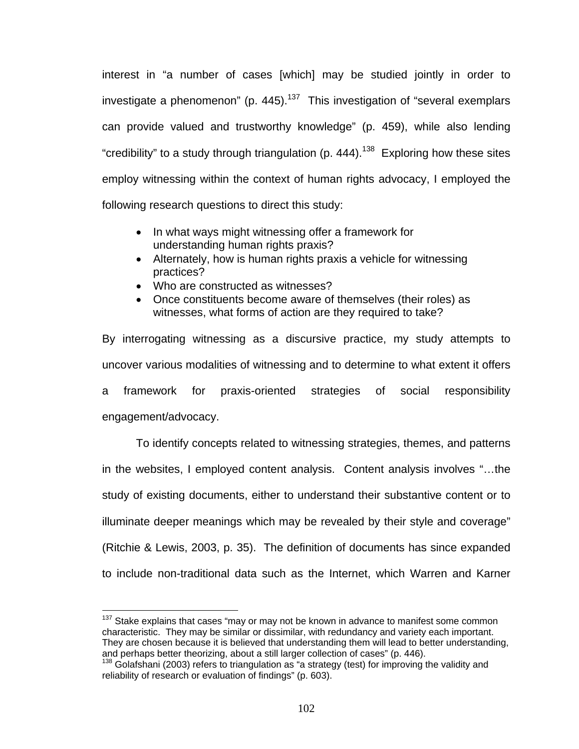interest in "a number of cases [which] may be studied jointly in order to investigate a phenomenon" (p. 445).[137] This investigation of "several exemplars can provide valued and trustworthy knowledge" (p. 459), while also lending "credibility" to a study through triangulation (p. 444).[138] Exploring how these sites employ witnessing within the context of human rights advocacy, I employed the following research questions to direct this study:

- In what ways might witnessing offer a framework for understanding human rights praxis?
- Alternately, how is human rights praxis a vehicle for witnessing practices?
- Who are constructed as witnesses?
- Once constituents become aware of themselves (their roles) as witnesses, what forms of action are they required to take?

By interrogating witnessing as a discursive practice, my study attempts to uncover various modalities of witnessing and to determine to what extent it offers a framework for praxis-oriented strategies of social responsibility engagement/advocacy.

To identify concepts related to witnessing strategies, themes, and patterns in the websites, I employed content analysis. Content analysis involves "…the study of existing documents, either to understand their substantive content or to illuminate deeper meanings which may be revealed by their style and coverage" (Ritchie & Lewis, 2003, p. 35). The definition of documents has since expanded to include non-traditional data such as the Internet, which Warren and Karner

---

[137] Stake explains that cases "may or may not be known in advance to manifest some common characteristic. They may be similar or dissimilar, with redundancy and variety each important. They are chosen because it is believed that understanding them will lead to better understanding, and perhaps better theorizing, about a still larger collection of cases" (p. 446).

[138] Golafshani (2003) refers to triangulation as "a strategy (test) for improving the validity and reliability of research or evaluation of findings" (p. 603).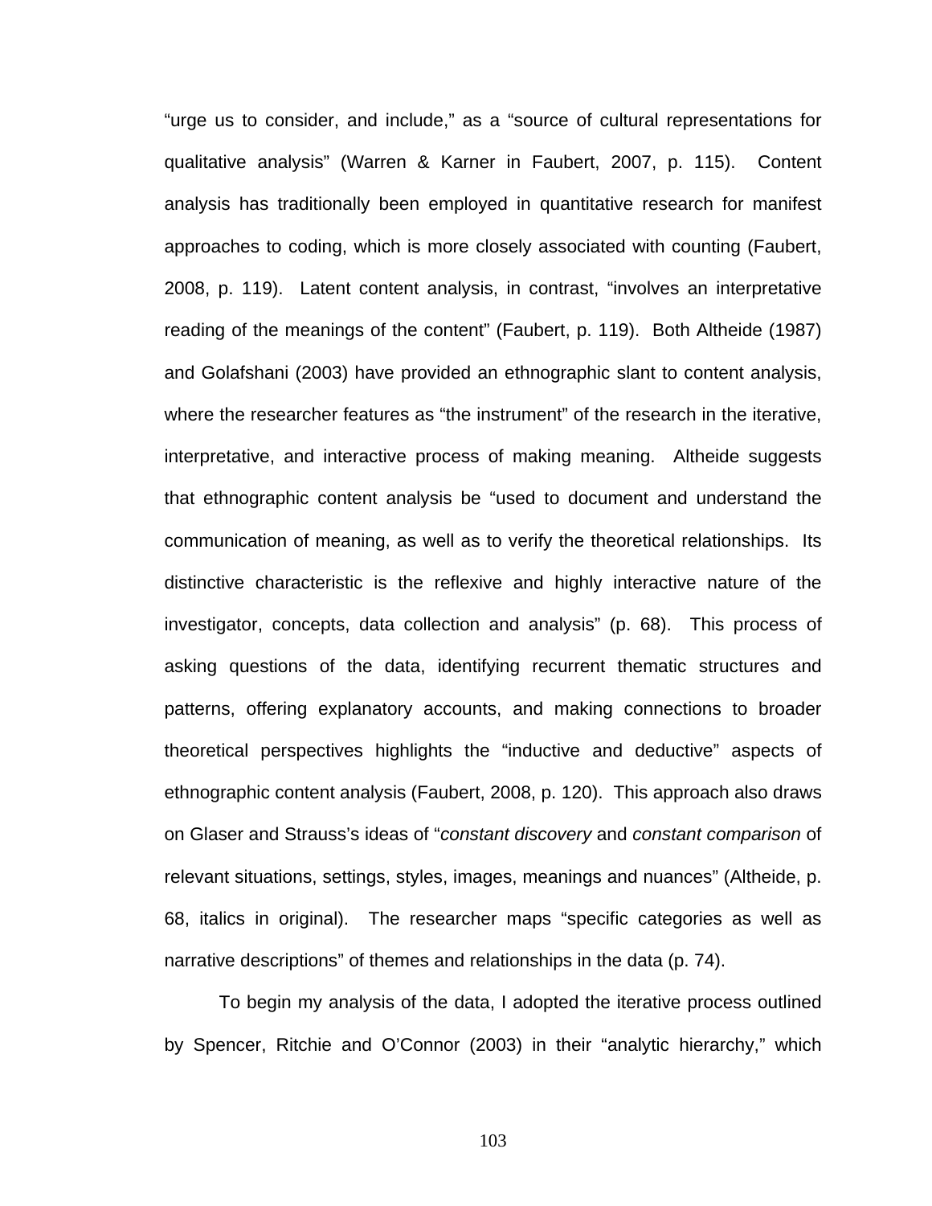"urge us to consider, and include," as a "source of cultural representations for qualitative analysis" (Warren & Karner in Faubert, 2007, p. 115). Content analysis has traditionally been employed in quantitative research for manifest approaches to coding, which is more closely associated with counting (Faubert, 2008, p. 119). Latent content analysis, in contrast, "involves an interpretative reading of the meanings of the content" (Faubert, p. 119). Both Altheide (1987) and Golafshani (2003) have provided an ethnographic slant to content analysis, where the researcher features as "the instrument" of the research in the iterative, interpretative, and interactive process of making meaning. Altheide suggests that ethnographic content analysis be "used to document and understand the communication of meaning, as well as to verify the theoretical relationships. Its distinctive characteristic is the reflexive and highly interactive nature of the investigator, concepts, data collection and analysis" (p. 68). This process of asking questions of the data, identifying recurrent thematic structures and patterns, offering explanatory accounts, and making connections to broader theoretical perspectives highlights the "inductive and deductive" aspects of ethnographic content analysis (Faubert, 2008, p. 120). This approach also draws on Glaser and Strauss's ideas of "*constant discovery* and *constant comparison* of relevant situations, settings, styles, images, meanings and nuances" (Altheide, p. 68, italics in original). The researcher maps "specific categories as well as narrative descriptions" of themes and relationships in the data (p. 74).

To begin my analysis of the data, I adopted the iterative process outlined by Spencer, Ritchie and O'Connor (2003) in their "analytic hierarchy," which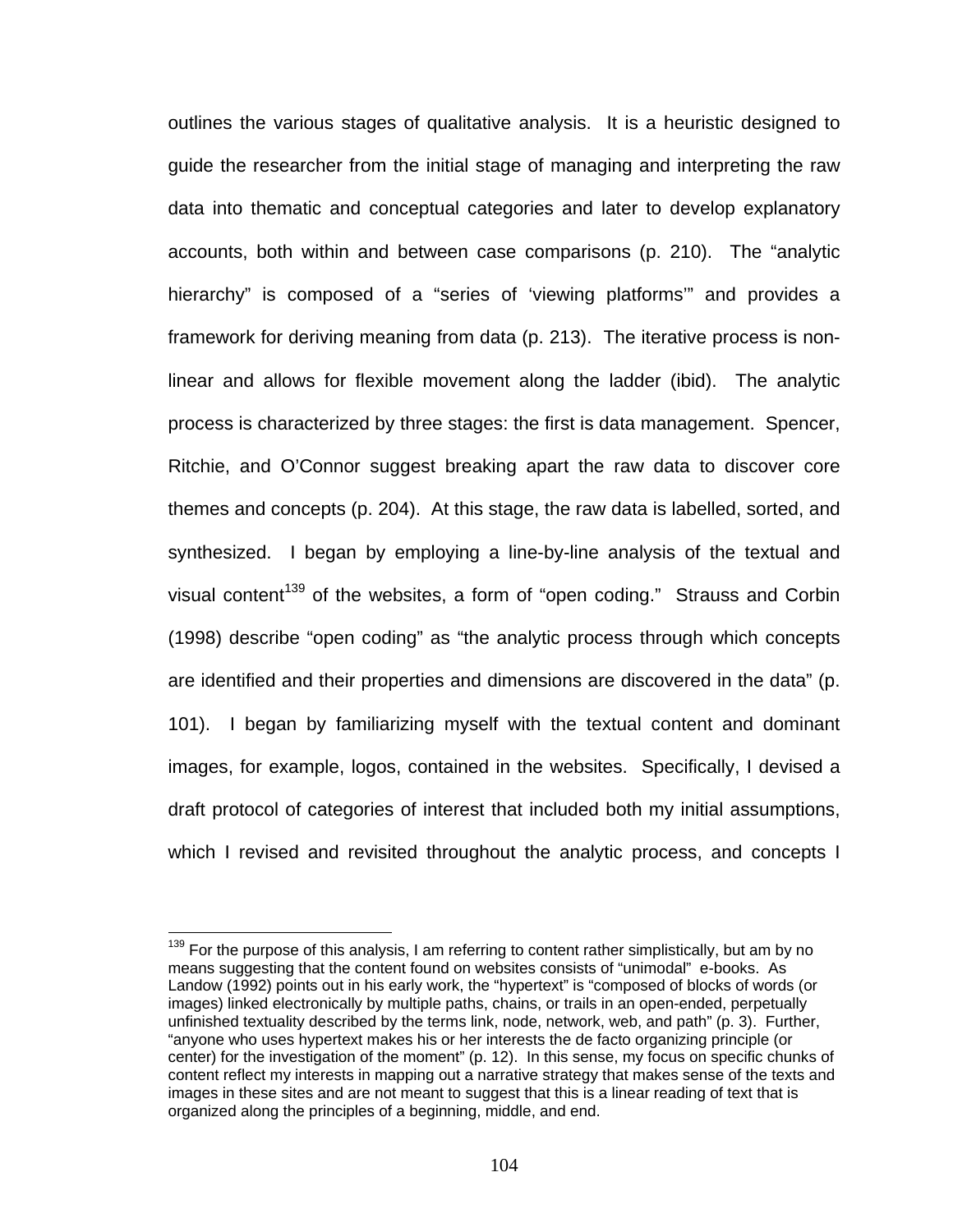outlines the various stages of qualitative analysis. It is a heuristic designed to guide the researcher from the initial stage of managing and interpreting the raw data into thematic and conceptual categories and later to develop explanatory accounts, both within and between case comparisons (p. 210). The "analytic hierarchy" is composed of a "series of 'viewing platforms'" and provides a framework for deriving meaning from data (p. 213). The iterative process is non-linear and allows for flexible movement along the ladder (ibid). The analytic process is characterized by three stages: the first is data management. Spencer, Ritchie, and O'Connor suggest breaking apart the raw data to discover core themes and concepts (p. 204). At this stage, the raw data is labelled, sorted, and synthesized. I began by employing a line-by-line analysis of the textual and visual content[139] of the websites, a form of "open coding." Strauss and Corbin (1998) describe "open coding" as "the analytic process through which concepts are identified and their properties and dimensions are discovered in the data" (p. 101). I began by familiarizing myself with the textual content and dominant images, for example, logos, contained in the websites. Specifically, I devised a draft protocol of categories of interest that included both my initial assumptions, which I revised and revisited throughout the analytic process, and concepts I

---

[139] For the purpose of this analysis, I am referring to content rather simplistically, but am by no means suggesting that the content found on websites consists of "unimodal" e-books. As Landow (1992) points out in his early work, the "hypertext" is "composed of blocks of words (or images) linked electronically by multiple paths, chains, or trails in an open-ended, perpetually unfinished textuality described by the terms link, node, network, web, and path" (p. 3). Further, "anyone who uses hypertext makes his or her interests the de facto organizing principle (or center) for the investigation of the moment" (p. 12). In this sense, my focus on specific chunks of content reflect my interests in mapping out a narrative strategy that makes sense of the texts and images in these sites and are not meant to suggest that this is a linear reading of text that is organized along the principles of a beginning, middle, and end.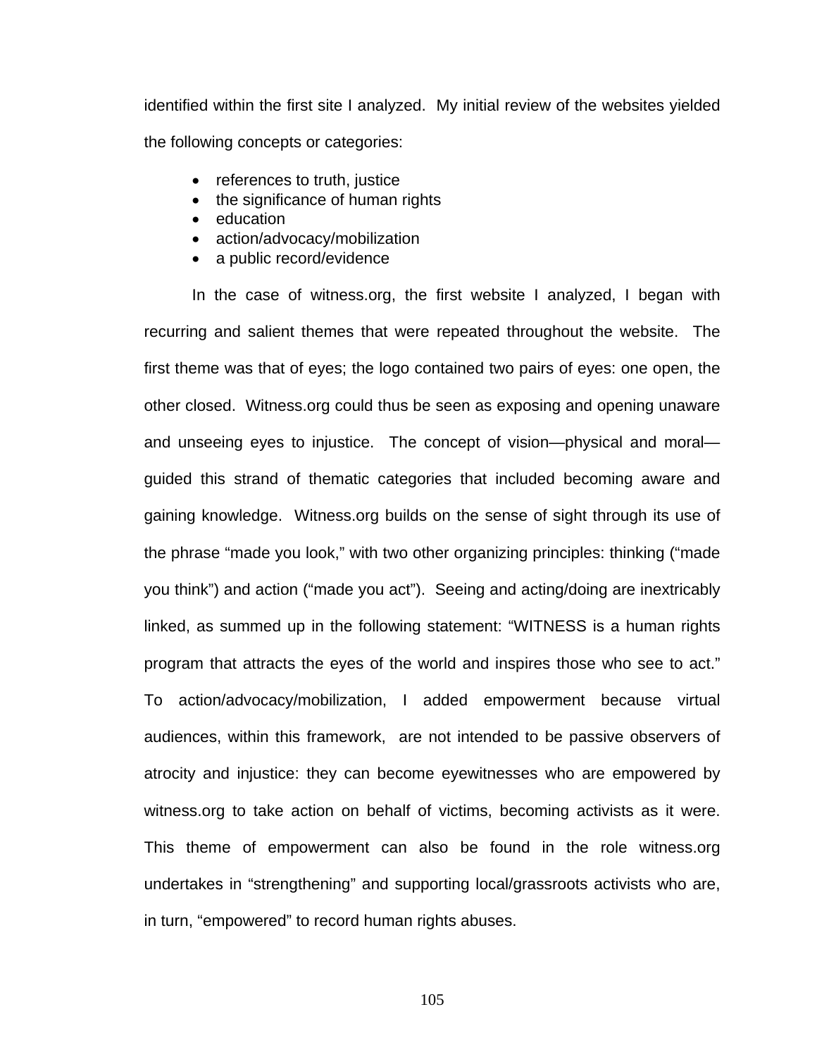identified within the first site I analyzed. My initial review of the websites yielded the following concepts or categories:

- references to truth, justice
- the significance of human rights
- education
- action/advocacy/mobilization
- a public record/evidence

In the case of witness.org, the first website I analyzed, I began with recurring and salient themes that were repeated throughout the website. The first theme was that of eyes; the logo contained two pairs of eyes: one open, the other closed. Witness.org could thus be seen as exposing and opening unaware and unseeing eyes to injustice. The concept of vision—physical and moral—guided this strand of thematic categories that included becoming aware and gaining knowledge. Witness.org builds on the sense of sight through its use of the phrase "made you look," with two other organizing principles: thinking ("made you think") and action ("made you act"). Seeing and acting/doing are inextricably linked, as summed up in the following statement: "WITNESS is a human rights program that attracts the eyes of the world and inspires those who see to act." To action/advocacy/mobilization, I added empowerment because virtual audiences, within this framework, are not intended to be passive observers of atrocity and injustice: they can become eyewitnesses who are empowered by witness.org to take action on behalf of victims, becoming activists as it were. This theme of empowerment can also be found in the role witness.org undertakes in "strengthening" and supporting local/grassroots activists who are, in turn, "empowered" to record human rights abuses.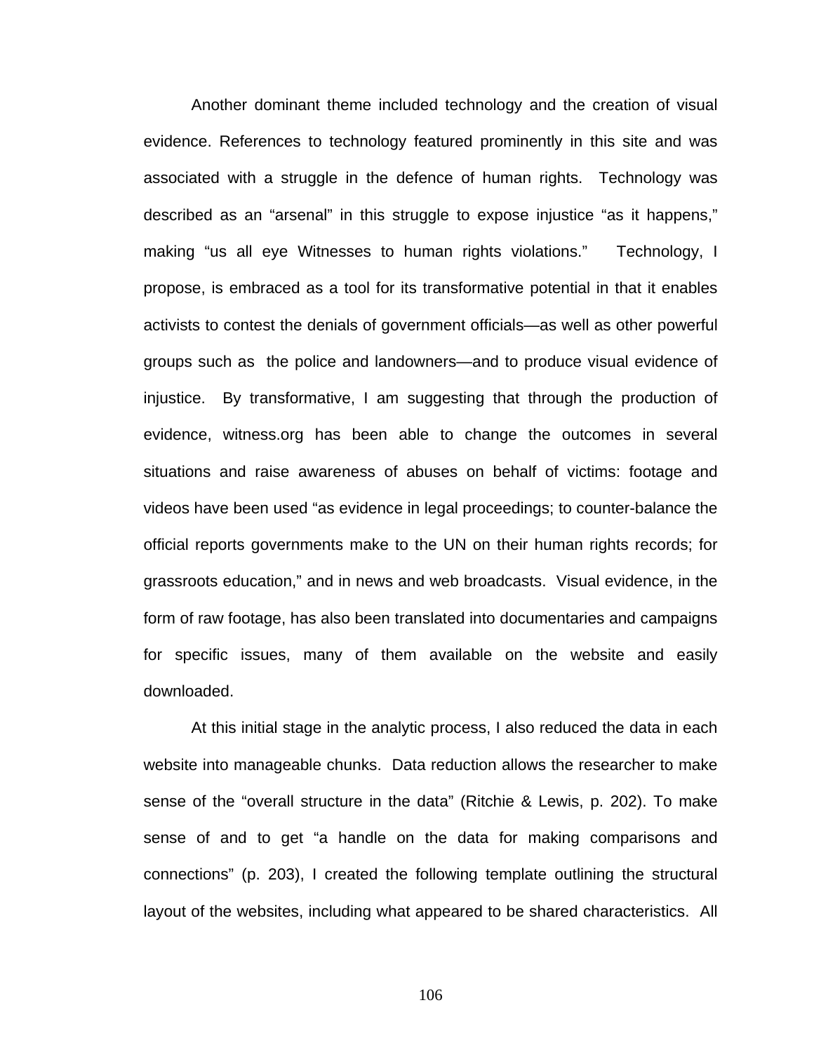Another dominant theme included technology and the creation of visual evidence. References to technology featured prominently in this site and was associated with a struggle in the defence of human rights. Technology was described as an "arsenal" in this struggle to expose injustice "as it happens," making "us all eye Witnesses to human rights violations." Technology, I propose, is embraced as a tool for its transformative potential in that it enables activists to contest the denials of government officials—as well as other powerful groups such as the police and landowners—and to produce visual evidence of injustice. By transformative, I am suggesting that through the production of evidence, witness.org has been able to change the outcomes in several situations and raise awareness of abuses on behalf of victims: footage and videos have been used "as evidence in legal proceedings; to counter-balance the official reports governments make to the UN on their human rights records; for grassroots education," and in news and web broadcasts. Visual evidence, in the form of raw footage, has also been translated into documentaries and campaigns for specific issues, many of them available on the website and easily downloaded.

At this initial stage in the analytic process, I also reduced the data in each website into manageable chunks. Data reduction allows the researcher to make sense of the "overall structure in the data" (Ritchie & Lewis, p. 202). To make sense of and to get "a handle on the data for making comparisons and connections" (p. 203), I created the following template outlining the structural layout of the websites, including what appeared to be shared characteristics. All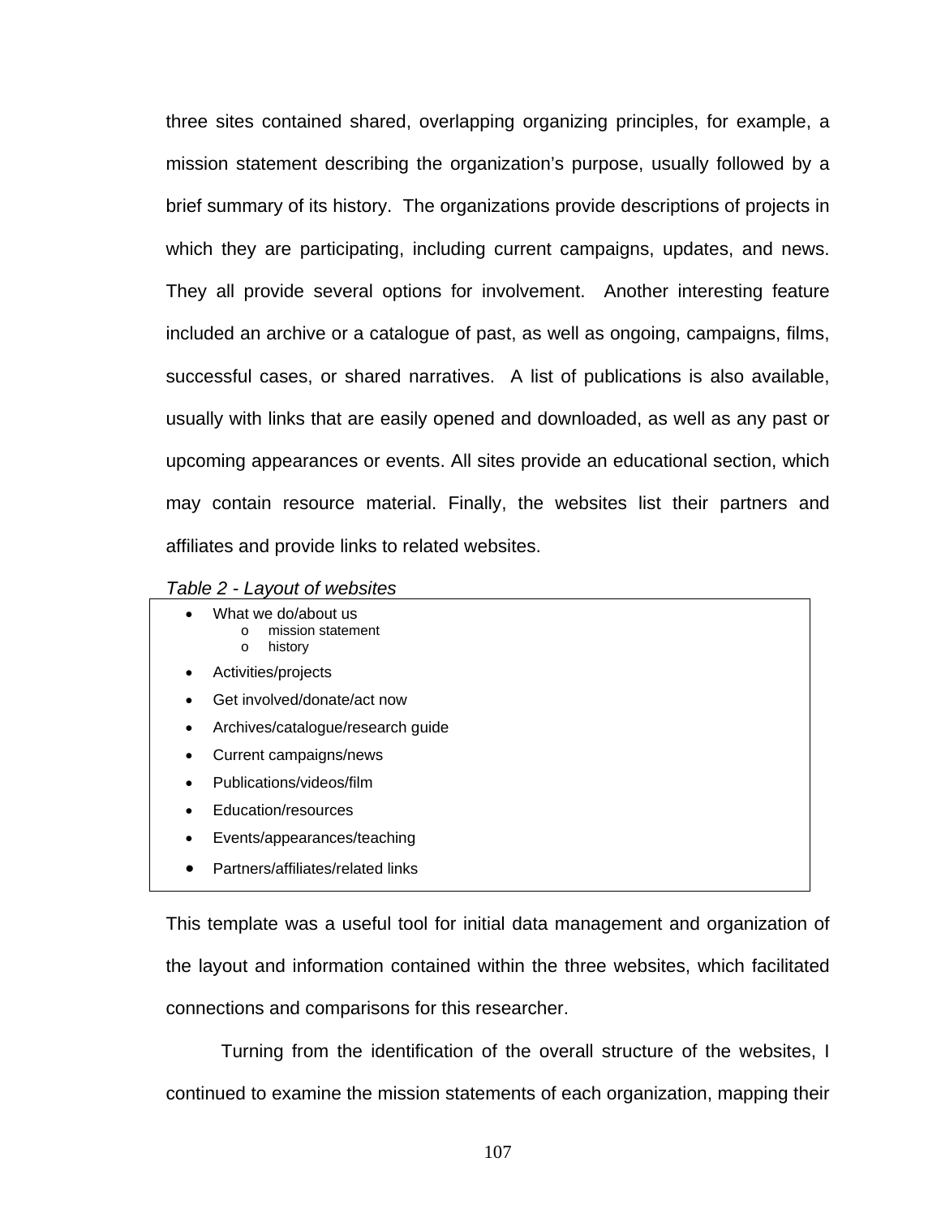three sites contained shared, overlapping organizing principles, for example, a mission statement describing the organization's purpose, usually followed by a brief summary of its history. The organizations provide descriptions of projects in which they are participating, including current campaigns, updates, and news. They all provide several options for involvement. Another interesting feature included an archive or a catalogue of past, as well as ongoing, campaigns, films, successful cases, or shared narratives. A list of publications is also available, usually with links that are easily opened and downloaded, as well as any past or upcoming appearances or events. All sites provide an educational section, which may contain resource material. Finally, the websites list their partners and affiliates and provide links to related websites.

*Table 2 - Layout of websites*

- What we do/about us
  - mission statement
  - history
- Activities/projects
- Get involved/donate/act now
- Archives/catalogue/research guide
- Current campaigns/news
- Publications/videos/film
- Education/resources
- Events/appearances/teaching
- Partners/affiliates/related links

This template was a useful tool for initial data management and organization of the layout and information contained within the three websites, which facilitated connections and comparisons for this researcher.

Turning from the identification of the overall structure of the websites, I continued to examine the mission statements of each organization, mapping their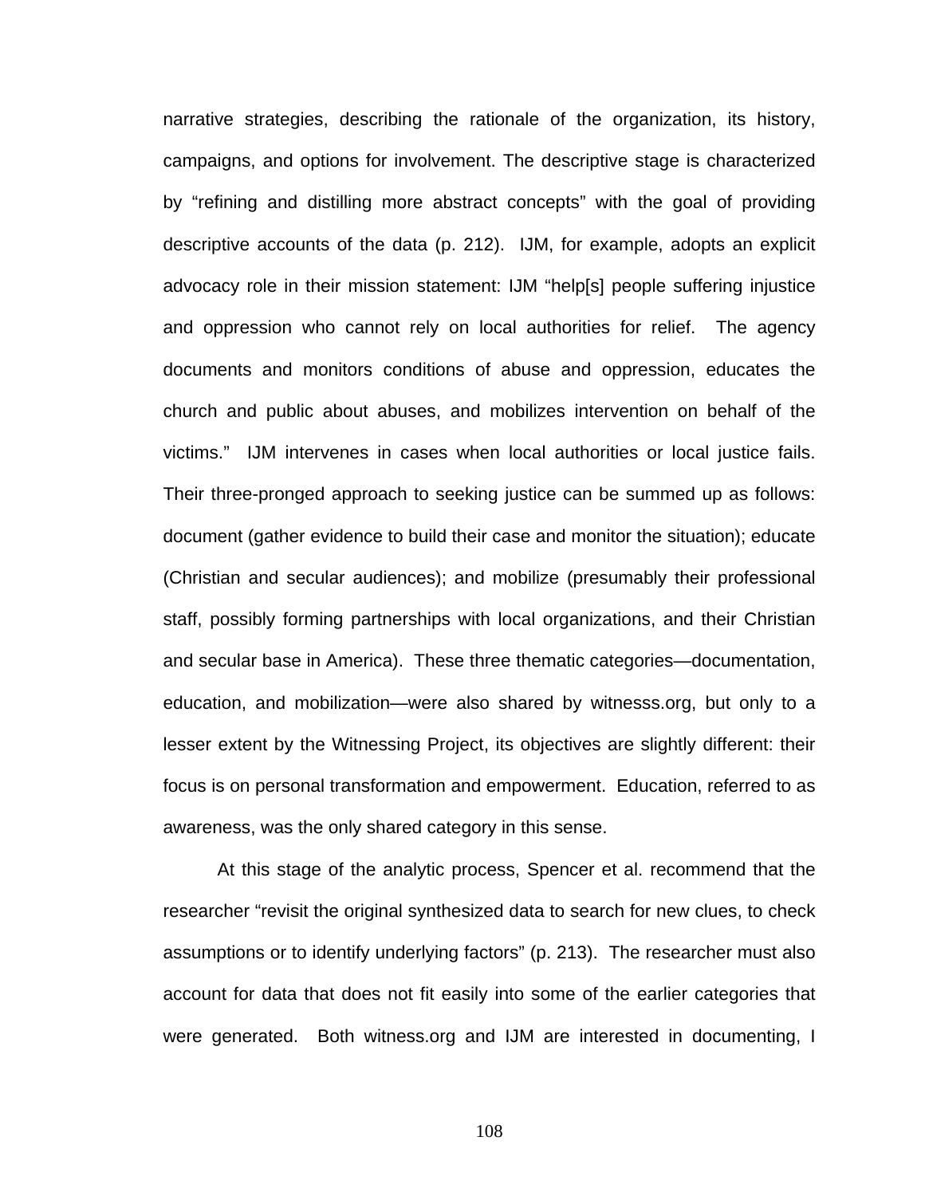narrative strategies, describing the rationale of the organization, its history, campaigns, and options for involvement. The descriptive stage is characterized by "refining and distilling more abstract concepts" with the goal of providing descriptive accounts of the data (p. 212). IJM, for example, adopts an explicit advocacy role in their mission statement: IJM "help[s] people suffering injustice and oppression who cannot rely on local authorities for relief. The agency documents and monitors conditions of abuse and oppression, educates the church and public about abuses, and mobilizes intervention on behalf of the victims." IJM intervenes in cases when local authorities or local justice fails. Their three-pronged approach to seeking justice can be summed up as follows: document (gather evidence to build their case and monitor the situation); educate (Christian and secular audiences); and mobilize (presumably their professional staff, possibly forming partnerships with local organizations, and their Christian and secular base in America). These three thematic categories—documentation, education, and mobilization—were also shared by witnesss.org, but only to a lesser extent by the Witnessing Project, its objectives are slightly different: their focus is on personal transformation and empowerment. Education, referred to as awareness, was the only shared category in this sense.

At this stage of the analytic process, Spencer et al. recommend that the researcher "revisit the original synthesized data to search for new clues, to check assumptions or to identify underlying factors" (p. 213). The researcher must also account for data that does not fit easily into some of the earlier categories that were generated. Both witness.org and IJM are interested in documenting, I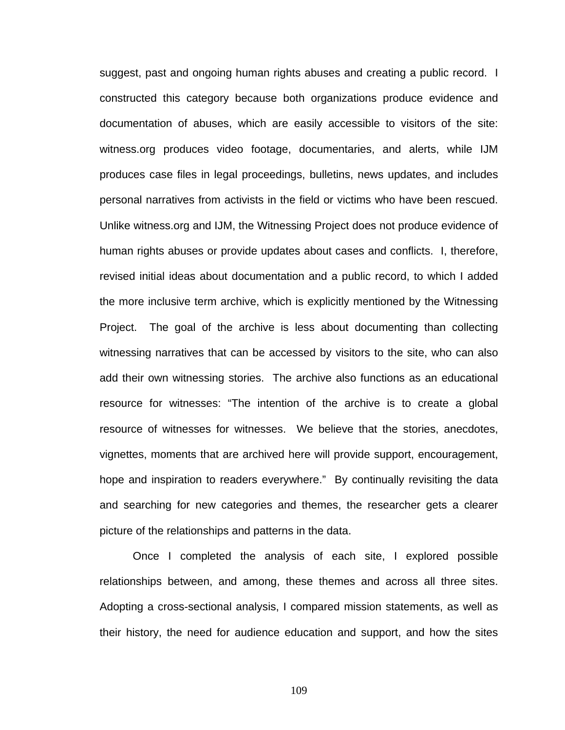suggest, past and ongoing human rights abuses and creating a public record. I constructed this category because both organizations produce evidence and documentation of abuses, which are easily accessible to visitors of the site: witness.org produces video footage, documentaries, and alerts, while IJM produces case files in legal proceedings, bulletins, news updates, and includes personal narratives from activists in the field or victims who have been rescued. Unlike witness.org and IJM, the Witnessing Project does not produce evidence of human rights abuses or provide updates about cases and conflicts. I, therefore, revised initial ideas about documentation and a public record, to which I added the more inclusive term archive, which is explicitly mentioned by the Witnessing Project. The goal of the archive is less about documenting than collecting witnessing narratives that can be accessed by visitors to the site, who can also add their own witnessing stories. The archive also functions as an educational resource for witnesses: "The intention of the archive is to create a global resource of witnesses for witnesses. We believe that the stories, anecdotes, vignettes, moments that are archived here will provide support, encouragement, hope and inspiration to readers everywhere." By continually revisiting the data and searching for new categories and themes, the researcher gets a clearer picture of the relationships and patterns in the data.

Once I completed the analysis of each site, I explored possible relationships between, and among, these themes and across all three sites. Adopting a cross-sectional analysis, I compared mission statements, as well as their history, the need for audience education and support, and how the sites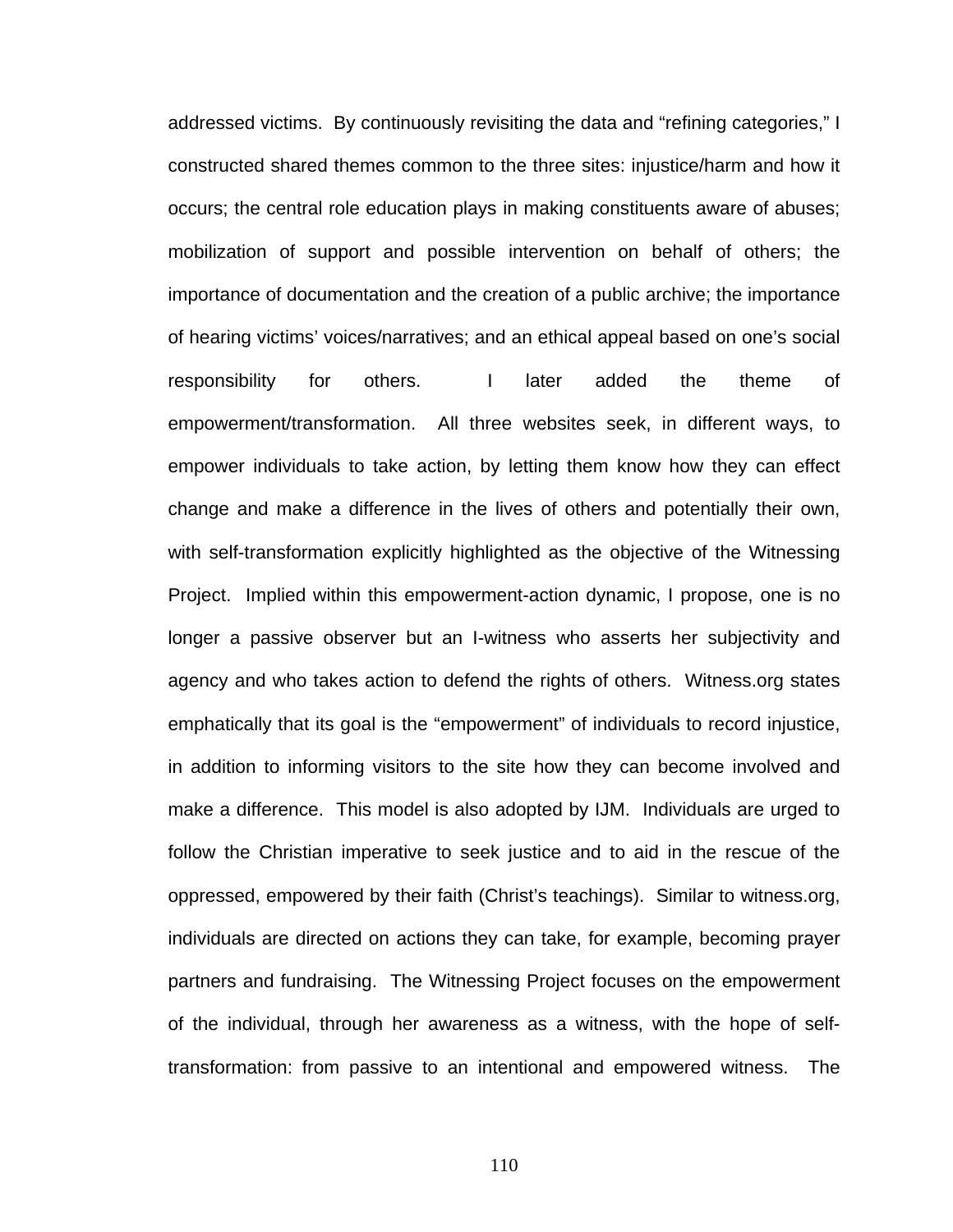addressed victims. By continuously revisiting the data and "refining categories," I constructed shared themes common to the three sites: injustice/harm and how it occurs; the central role education plays in making constituents aware of abuses; mobilization of support and possible intervention on behalf of others; the importance of documentation and the creation of a public archive; the importance of hearing victims' voices/narratives; and an ethical appeal based on one's social responsibility for others. I later added the theme of empowerment/transformation. All three websites seek, in different ways, to empower individuals to take action, by letting them know how they can effect change and make a difference in the lives of others and potentially their own, with self-transformation explicitly highlighted as the objective of the Witnessing Project. Implied within this empowerment-action dynamic, I propose, one is no longer a passive observer but an I-witness who asserts her subjectivity and agency and who takes action to defend the rights of others. Witness.org states emphatically that its goal is the "empowerment" of individuals to record injustice, in addition to informing visitors to the site how they can become involved and make a difference. This model is also adopted by IJM. Individuals are urged to follow the Christian imperative to seek justice and to aid in the rescue of the oppressed, empowered by their faith (Christ's teachings). Similar to witness.org, individuals are directed on actions they can take, for example, becoming prayer partners and fundraising. The Witnessing Project focuses on the empowerment of the individual, through her awareness as a witness, with the hope of self-transformation: from passive to an intentional and empowered witness. The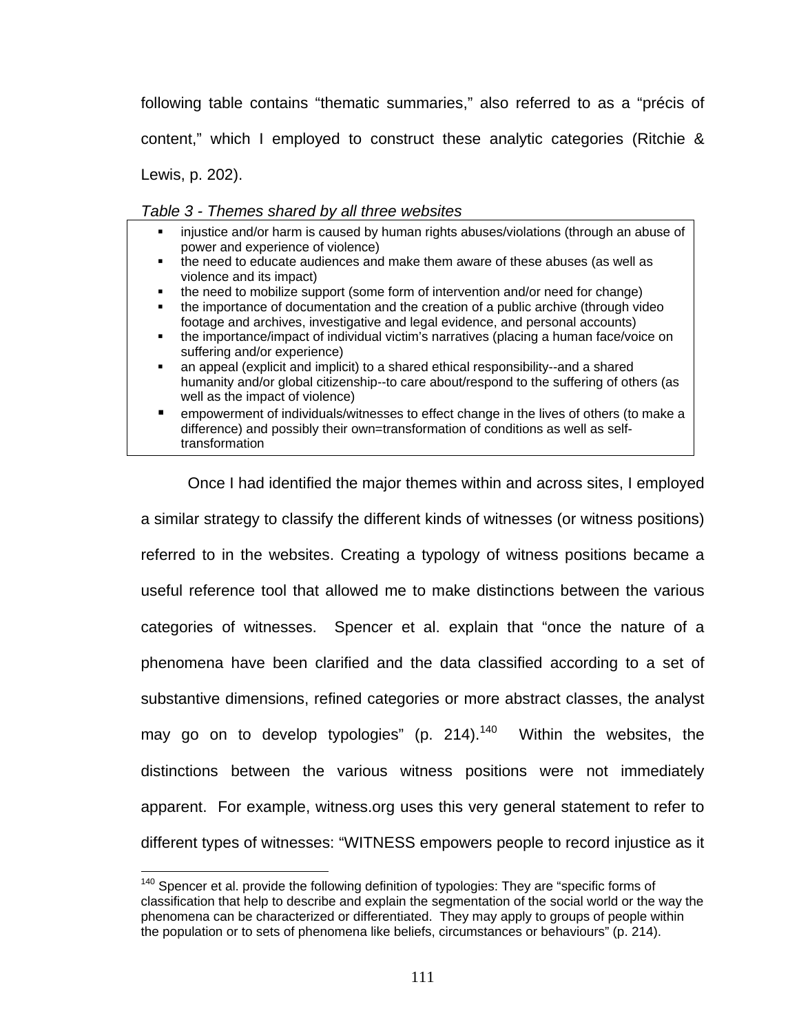following table contains "thematic summaries," also referred to as a "précis of content," which I employed to construct these analytic categories (Ritchie & Lewis, p. 202).

*Table 3 - Themes shared by all three websites*

- injustice and/or harm is caused by human rights abuses/violations (through an abuse of power and experience of violence)
- the need to educate audiences and make them aware of these abuses (as well as violence and its impact)
- the need to mobilize support (some form of intervention and/or need for change)
- the importance of documentation and the creation of a public archive (through video footage and archives, investigative and legal evidence, and personal accounts)
- the importance/impact of individual victim's narratives (placing a human face/voice on suffering and/or experience)
- an appeal (explicit and implicit) to a shared ethical responsibility--and a shared humanity and/or global citizenship--to care about/respond to the suffering of others (as well as the impact of violence)
- empowerment of individuals/witnesses to effect change in the lives of others (to make a difference) and possibly their own=transformation of conditions as well as self-transformation

Once I had identified the major themes within and across sites, I employed a similar strategy to classify the different kinds of witnesses (or witness positions) referred to in the websites. Creating a typology of witness positions became a useful reference tool that allowed me to make distinctions between the various categories of witnesses. Spencer et al. explain that "once the nature of a phenomena have been clarified and the data classified according to a set of substantive dimensions, refined categories or more abstract classes, the analyst may go on to develop typologies" (p. 214).[140] Within the websites, the distinctions between the various witness positions were not immediately apparent. For example, witness.org uses this very general statement to refer to different types of witnesses: "WITNESS empowers people to record injustice as it

[140] Spencer et al. provide the following definition of typologies: They are "specific forms of classification that help to describe and explain the segmentation of the social world or the way the phenomena can be characterized or differentiated. They may apply to groups of people within the population or to sets of phenomena like beliefs, circumstances or behaviours" (p. 214).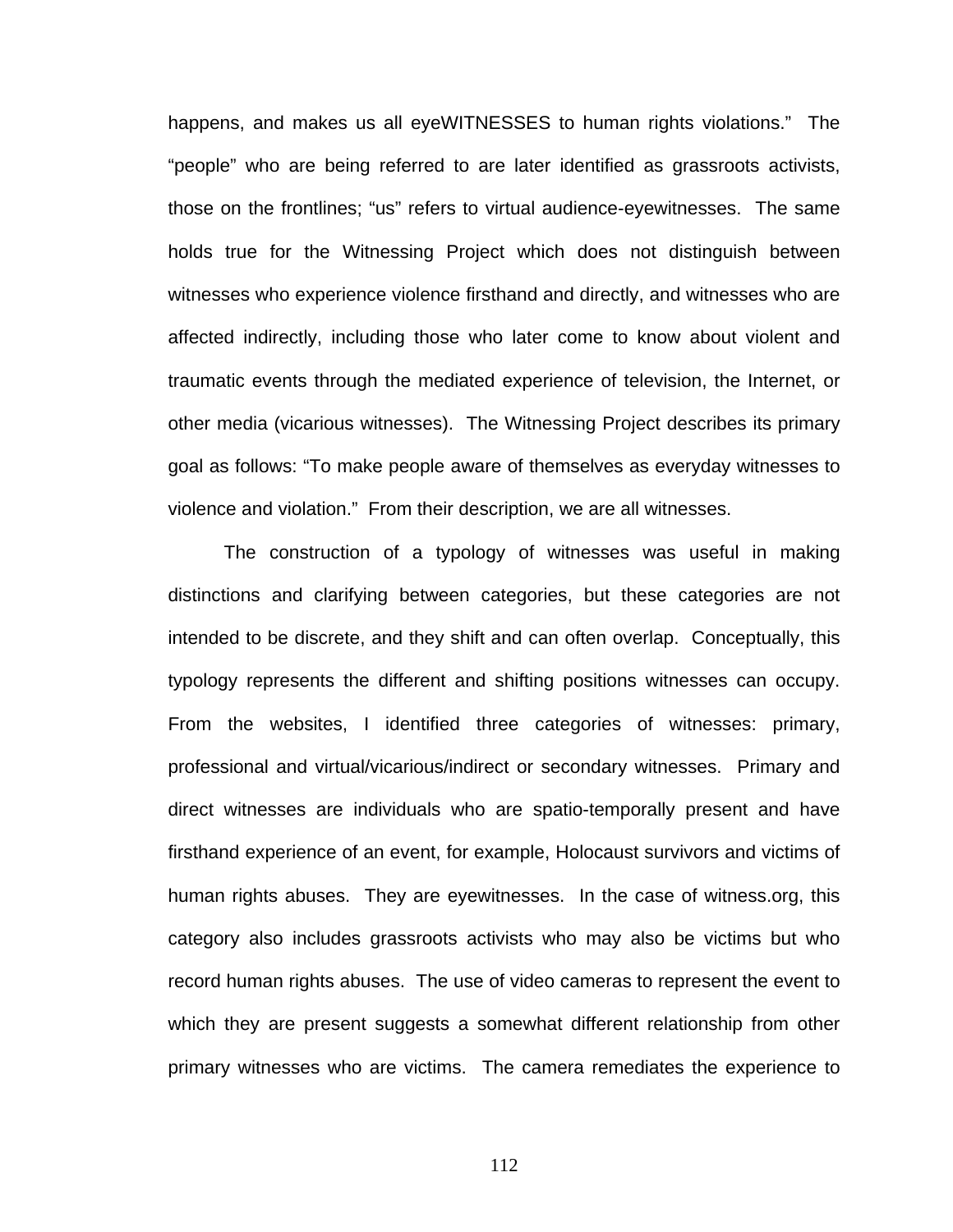happens, and makes us all eyeWITNESSES to human rights violations." The "people" who are being referred to are later identified as grassroots activists, those on the frontlines; "us" refers to virtual audience-eyewitnesses. The same holds true for the Witnessing Project which does not distinguish between witnesses who experience violence firsthand and directly, and witnesses who are affected indirectly, including those who later come to know about violent and traumatic events through the mediated experience of television, the Internet, or other media (vicarious witnesses). The Witnessing Project describes its primary goal as follows: "To make people aware of themselves as everyday witnesses to violence and violation." From their description, we are all witnesses.

The construction of a typology of witnesses was useful in making distinctions and clarifying between categories, but these categories are not intended to be discrete, and they shift and can often overlap. Conceptually, this typology represents the different and shifting positions witnesses can occupy. From the websites, I identified three categories of witnesses: primary, professional and virtual/vicarious/indirect or secondary witnesses. Primary and direct witnesses are individuals who are spatio-temporally present and have firsthand experience of an event, for example, Holocaust survivors and victims of human rights abuses. They are eyewitnesses. In the case of witness.org, this category also includes grassroots activists who may also be victims but who record human rights abuses. The use of video cameras to represent the event to which they are present suggests a somewhat different relationship from other primary witnesses who are victims. The camera remediates the experience to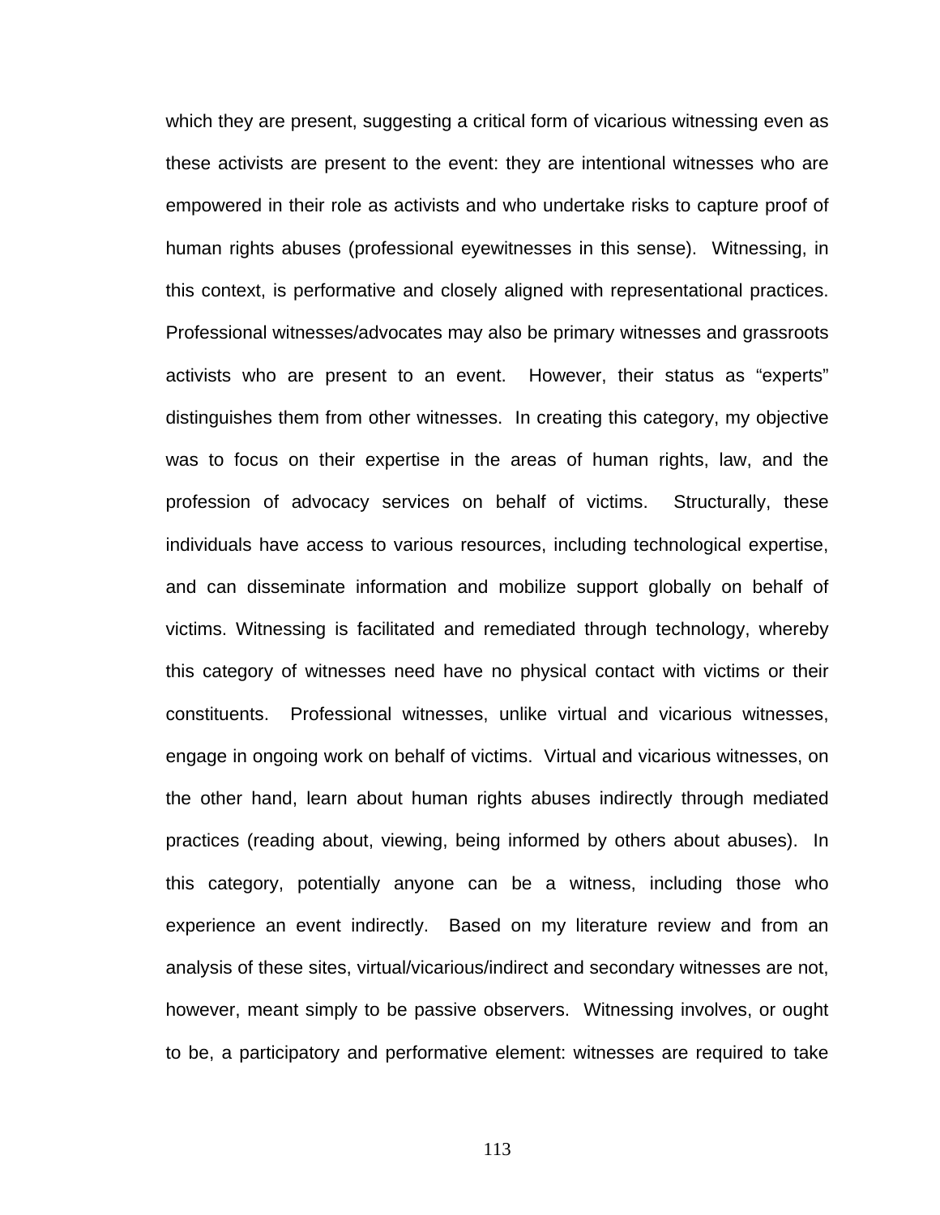which they are present, suggesting a critical form of vicarious witnessing even as these activists are present to the event: they are intentional witnesses who are empowered in their role as activists and who undertake risks to capture proof of human rights abuses (professional eyewitnesses in this sense). Witnessing, in this context, is performative and closely aligned with representational practices. Professional witnesses/advocates may also be primary witnesses and grassroots activists who are present to an event. However, their status as "experts" distinguishes them from other witnesses. In creating this category, my objective was to focus on their expertise in the areas of human rights, law, and the profession of advocacy services on behalf of victims. Structurally, these individuals have access to various resources, including technological expertise, and can disseminate information and mobilize support globally on behalf of victims. Witnessing is facilitated and remediated through technology, whereby this category of witnesses need have no physical contact with victims or their constituents. Professional witnesses, unlike virtual and vicarious witnesses, engage in ongoing work on behalf of victims. Virtual and vicarious witnesses, on the other hand, learn about human rights abuses indirectly through mediated practices (reading about, viewing, being informed by others about abuses). In this category, potentially anyone can be a witness, including those who experience an event indirectly. Based on my literature review and from an analysis of these sites, virtual/vicarious/indirect and secondary witnesses are not, however, meant simply to be passive observers. Witnessing involves, or ought to be, a participatory and performative element: witnesses are required to take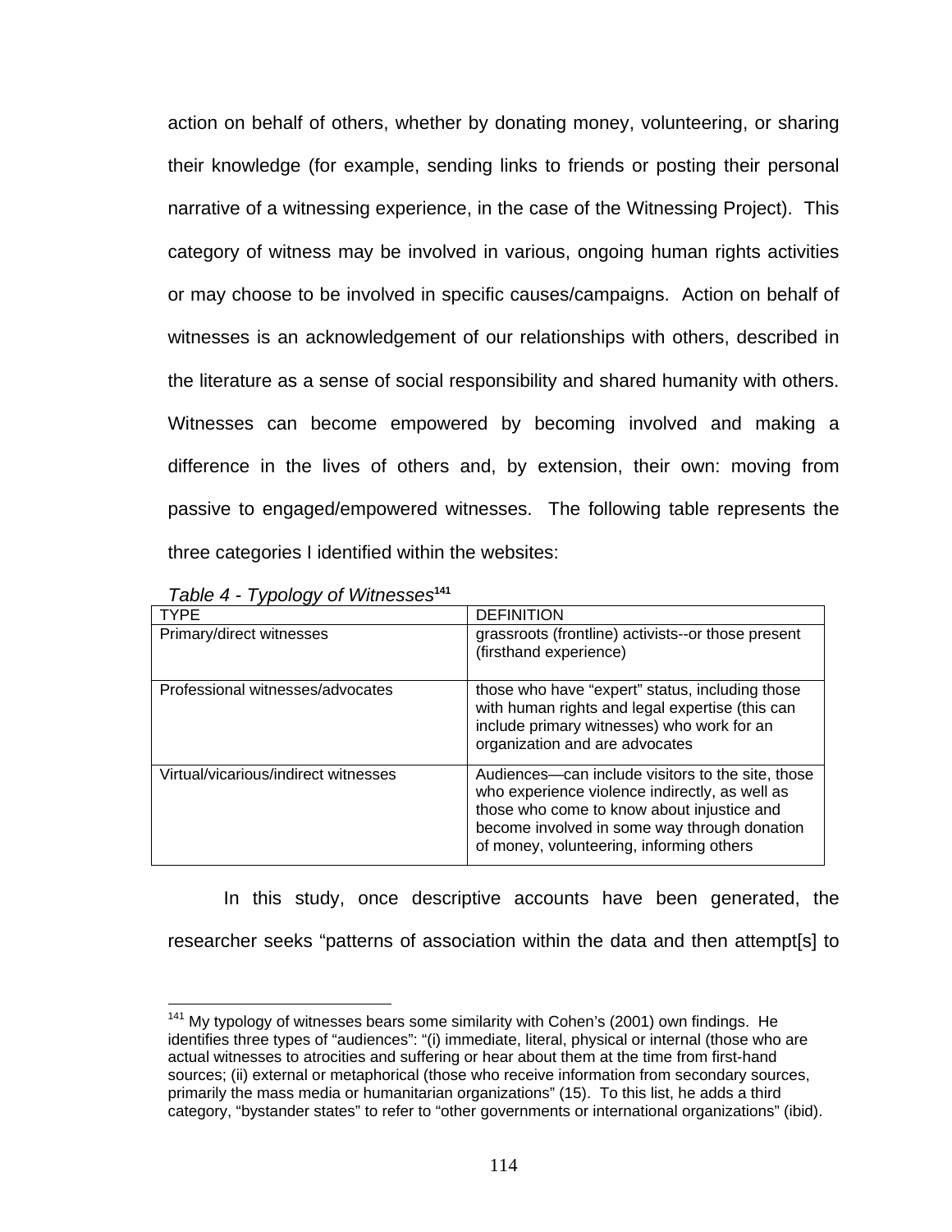action on behalf of others, whether by donating money, volunteering, or sharing their knowledge (for example, sending links to friends or posting their personal narrative of a witnessing experience, in the case of the Witnessing Project). This category of witness may be involved in various, ongoing human rights activities or may choose to be involved in specific causes/campaigns. Action on behalf of witnesses is an acknowledgement of our relationships with others, described in the literature as a sense of social responsibility and shared humanity with others. Witnesses can become empowered by becoming involved and making a difference in the lives of others and, by extension, their own: moving from passive to engaged/empowered witnesses. The following table represents the three categories I identified within the websites:

*Table 4 - Typology of Witnesses*[141]

| TYPE | DEFINITION |
|---|---|
| Primary/direct witnesses | grassroots (frontline) activists--or those present (firsthand experience) |
| Professional witnesses/advocates | those who have "expert" status, including those with human rights and legal expertise (this can include primary witnesses) who work for an organization and are advocates |
| Virtual/vicarious/indirect witnesses | Audiences—can include visitors to the site, those who experience violence indirectly, as well as those who come to know about injustice and become involved in some way through donation of money, volunteering, informing others |

In this study, once descriptive accounts have been generated, the researcher seeks "patterns of association within the data and then attempt[s] to

---

[141] My typology of witnesses bears some similarity with Cohen's (2001) own findings. He identifies three types of "audiences": "(i) immediate, literal, physical or internal (those who are actual witnesses to atrocities and suffering or hear about them at the time from first-hand sources; (ii) external or metaphorical (those who receive information from secondary sources, primarily the mass media or humanitarian organizations" (15). To this list, he adds a third category, "bystander states" to refer to "other governments or international organizations" (ibid).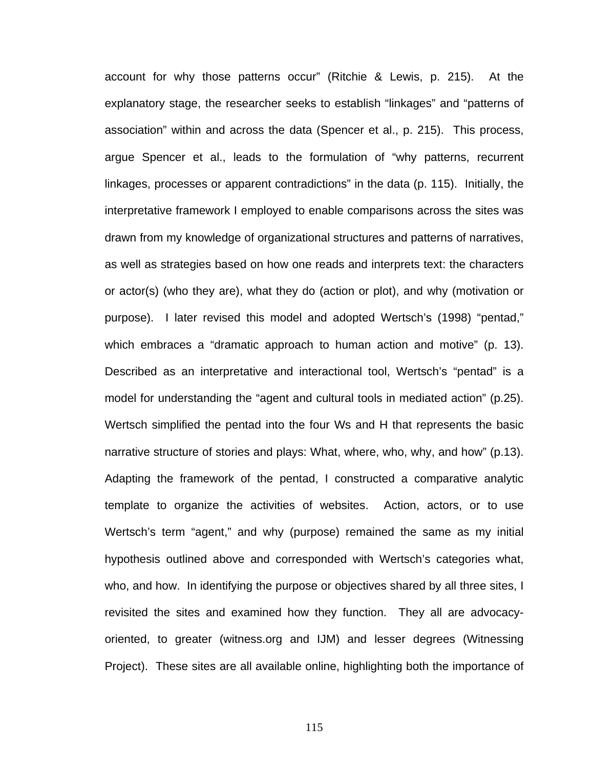account for why those patterns occur" (Ritchie & Lewis, p. 215). At the explanatory stage, the researcher seeks to establish "linkages" and "patterns of association" within and across the data (Spencer et al., p. 215). This process, argue Spencer et al., leads to the formulation of "why patterns, recurrent linkages, processes or apparent contradictions" in the data (p. 115). Initially, the interpretative framework I employed to enable comparisons across the sites was drawn from my knowledge of organizational structures and patterns of narratives, as well as strategies based on how one reads and interprets text: the characters or actor(s) (who they are), what they do (action or plot), and why (motivation or purpose). I later revised this model and adopted Wertsch's (1998) "pentad," which embraces a "dramatic approach to human action and motive" (p. 13). Described as an interpretative and interactional tool, Wertsch's "pentad" is a model for understanding the "agent and cultural tools in mediated action" (p.25). Wertsch simplified the pentad into the four Ws and H that represents the basic narrative structure of stories and plays: What, where, who, why, and how" (p.13). Adapting the framework of the pentad, I constructed a comparative analytic template to organize the activities of websites. Action, actors, or to use Wertsch's term "agent," and why (purpose) remained the same as my initial hypothesis outlined above and corresponded with Wertsch's categories what, who, and how. In identifying the purpose or objectives shared by all three sites, I revisited the sites and examined how they function. They all are advocacy-oriented, to greater (witness.org and IJM) and lesser degrees (Witnessing Project). These sites are all available online, highlighting both the importance of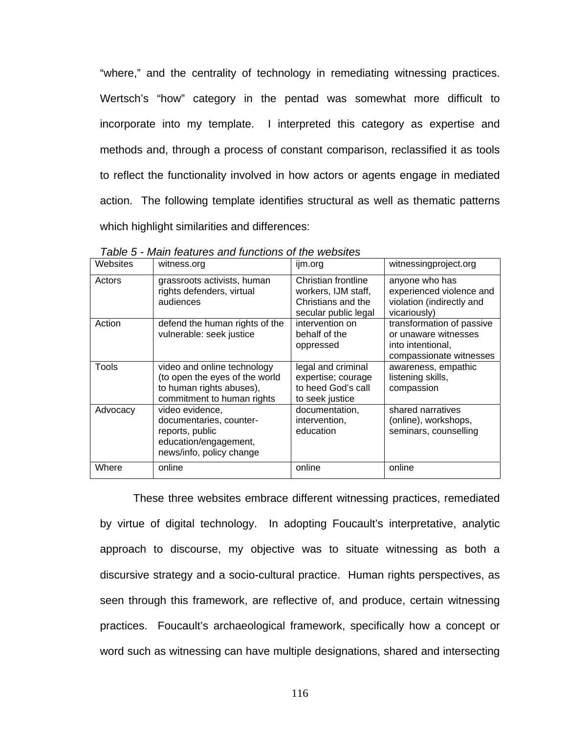“where,” and the centrality of technology in remediating witnessing practices. Wertsch’s “how” category in the pentad was somewhat more difficult to incorporate into my template. I interpreted this category as expertise and methods and, through a process of constant comparison, reclassified it as tools to reflect the functionality involved in how actors or agents engage in mediated action. The following template identifies structural as well as thematic patterns which highlight similarities and differences:

*Table 5 - Main features and functions of the websites*

| Websites | witness.org | ijm.org | witnessingproject.org |
|---|---|---|---|
| Actors | grassroots activists, human rights defenders, virtual audiences | Christian frontline workers, IJM staff, Christians and the secular public legal | anyone who has experienced violence and violation (indirectly and vicariously) |
| Action | defend the human rights of the vulnerable: seek justice | intervention on behalf of the oppressed | transformation of passive or unaware witnesses into intentional, compassionate witnesses |
| Tools | video and online technology (to open the eyes of the world to human rights abuses), commitment to human rights | legal and criminal expertise; courage to heed God’s call to seek justice | awareness, empathic listening skills, compassion |
| Advocacy | video evidence, documentaries, counter-reports, public education/engagement, news/info, policy change | documentation, intervention, education | shared narratives (online), workshops, seminars, counselling |
| Where | online | online | online |

These three websites embrace different witnessing practices, remediated by virtue of digital technology. In adopting Foucault’s interpretative, analytic approach to discourse, my objective was to situate witnessing as both a discursive strategy and a socio-cultural practice. Human rights perspectives, as seen through this framework, are reflective of, and produce, certain witnessing practices. Foucault’s archaeological framework, specifically how a concept or word such as witnessing can have multiple designations, shared and intersecting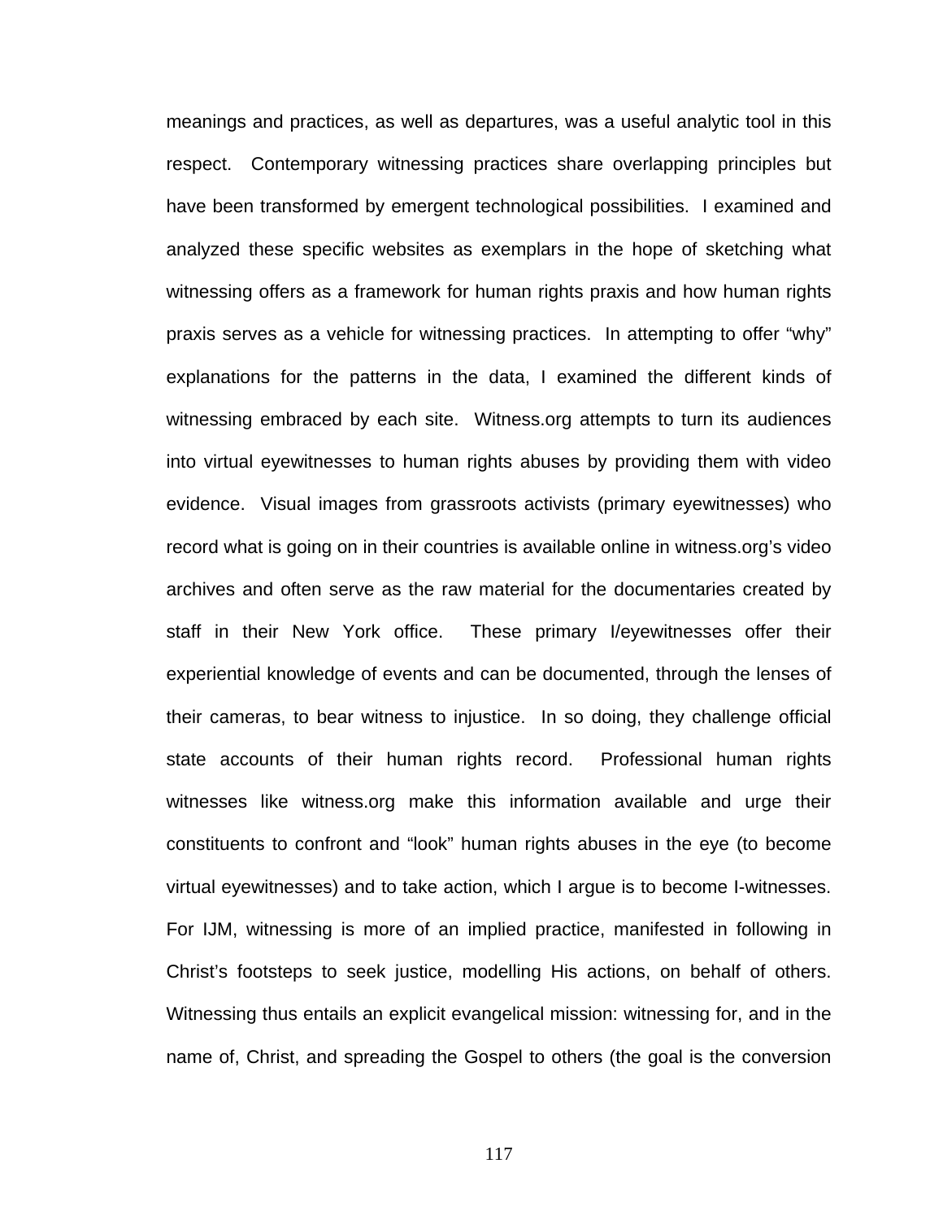meanings and practices, as well as departures, was a useful analytic tool in this respect. Contemporary witnessing practices share overlapping principles but have been transformed by emergent technological possibilities. I examined and analyzed these specific websites as exemplars in the hope of sketching what witnessing offers as a framework for human rights praxis and how human rights praxis serves as a vehicle for witnessing practices. In attempting to offer "why" explanations for the patterns in the data, I examined the different kinds of witnessing embraced by each site. Witness.org attempts to turn its audiences into virtual eyewitnesses to human rights abuses by providing them with video evidence. Visual images from grassroots activists (primary eyewitnesses) who record what is going on in their countries is available online in witness.org's video archives and often serve as the raw material for the documentaries created by staff in their New York office. These primary I/eyewitnesses offer their experiential knowledge of events and can be documented, through the lenses of their cameras, to bear witness to injustice. In so doing, they challenge official state accounts of their human rights record. Professional human rights witnesses like witness.org make this information available and urge their constituents to confront and "look" human rights abuses in the eye (to become virtual eyewitnesses) and to take action, which I argue is to become I-witnesses. For IJM, witnessing is more of an implied practice, manifested in following in Christ's footsteps to seek justice, modelling His actions, on behalf of others. Witnessing thus entails an explicit evangelical mission: witnessing for, and in the name of, Christ, and spreading the Gospel to others (the goal is the conversion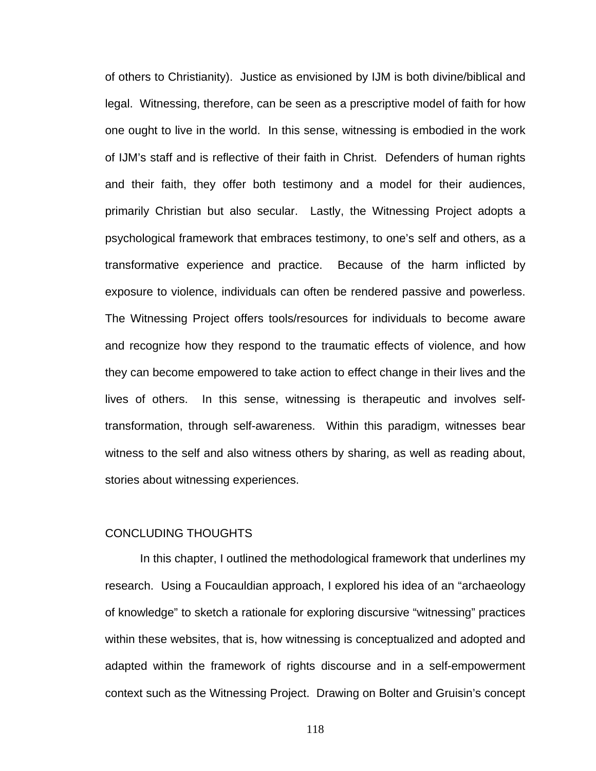of others to Christianity). Justice as envisioned by IJM is both divine/biblical and legal. Witnessing, therefore, can be seen as a prescriptive model of faith for how one ought to live in the world. In this sense, witnessing is embodied in the work of IJM's staff and is reflective of their faith in Christ. Defenders of human rights and their faith, they offer both testimony and a model for their audiences, primarily Christian but also secular. Lastly, the Witnessing Project adopts a psychological framework that embraces testimony, to one's self and others, as a transformative experience and practice. Because of the harm inflicted by exposure to violence, individuals can often be rendered passive and powerless. The Witnessing Project offers tools/resources for individuals to become aware and recognize how they respond to the traumatic effects of violence, and how they can become empowered to take action to effect change in their lives and the lives of others. In this sense, witnessing is therapeutic and involves self-transformation, through self-awareness. Within this paradigm, witnesses bear witness to the self and also witness others by sharing, as well as reading about, stories about witnessing experiences.

## CONCLUDING THOUGHTS

In this chapter, I outlined the methodological framework that underlines my research. Using a Foucauldian approach, I explored his idea of an "archaeology of knowledge" to sketch a rationale for exploring discursive "witnessing" practices within these websites, that is, how witnessing is conceptualized and adopted and adapted within the framework of rights discourse and in a self-empowerment context such as the Witnessing Project. Drawing on Bolter and Gruisin's concept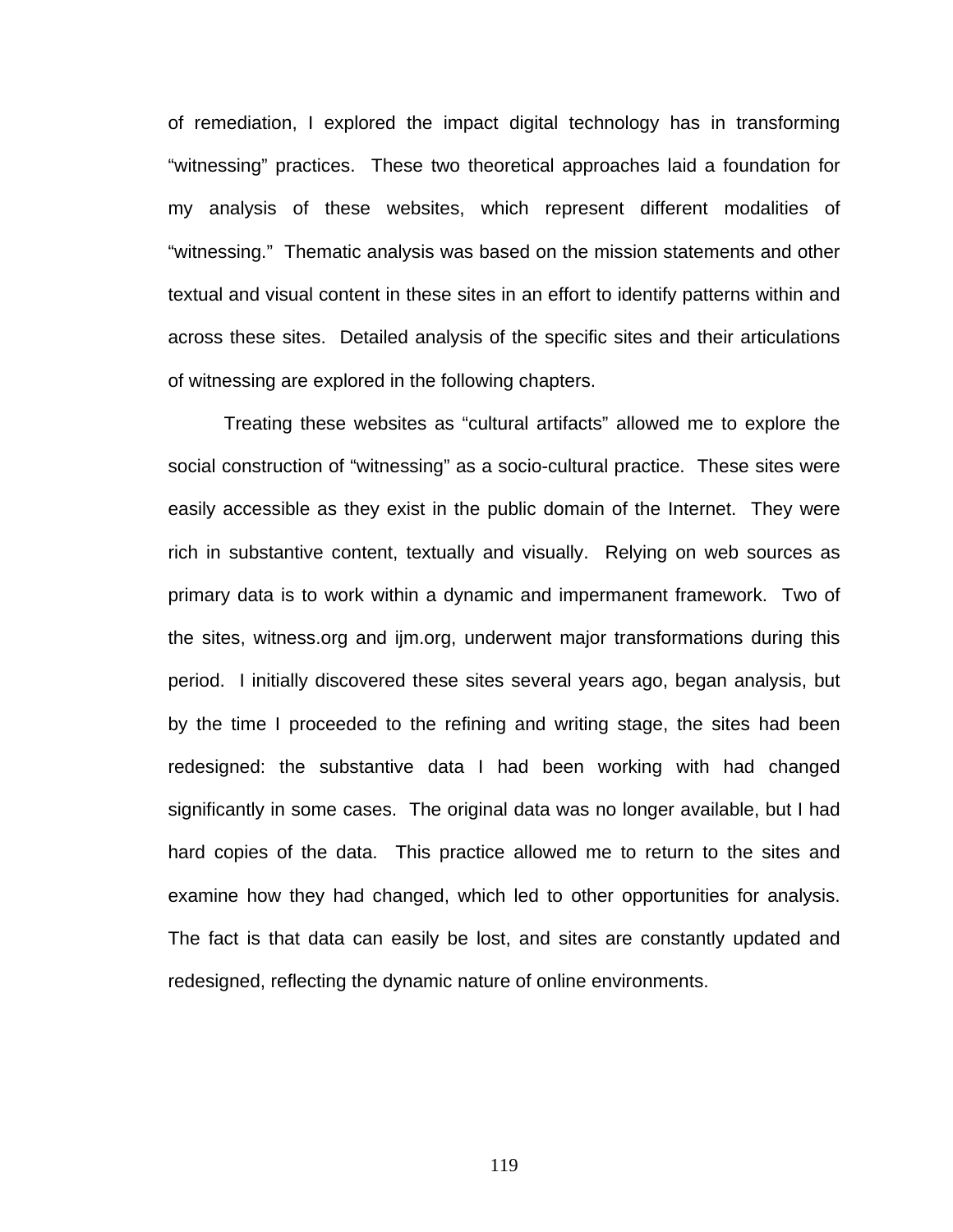of remediation, I explored the impact digital technology has in transforming "witnessing" practices. These two theoretical approaches laid a foundation for my analysis of these websites, which represent different modalities of "witnessing." Thematic analysis was based on the mission statements and other textual and visual content in these sites in an effort to identify patterns within and across these sites. Detailed analysis of the specific sites and their articulations of witnessing are explored in the following chapters.

Treating these websites as "cultural artifacts" allowed me to explore the social construction of "witnessing" as a socio-cultural practice. These sites were easily accessible as they exist in the public domain of the Internet. They were rich in substantive content, textually and visually. Relying on web sources as primary data is to work within a dynamic and impermanent framework. Two of the sites, witness.org and ijm.org, underwent major transformations during this period. I initially discovered these sites several years ago, began analysis, but by the time I proceeded to the refining and writing stage, the sites had been redesigned: the substantive data I had been working with had changed significantly in some cases. The original data was no longer available, but I had hard copies of the data. This practice allowed me to return to the sites and examine how they had changed, which led to other opportunities for analysis. The fact is that data can easily be lost, and sites are constantly updated and redesigned, reflecting the dynamic nature of online environments.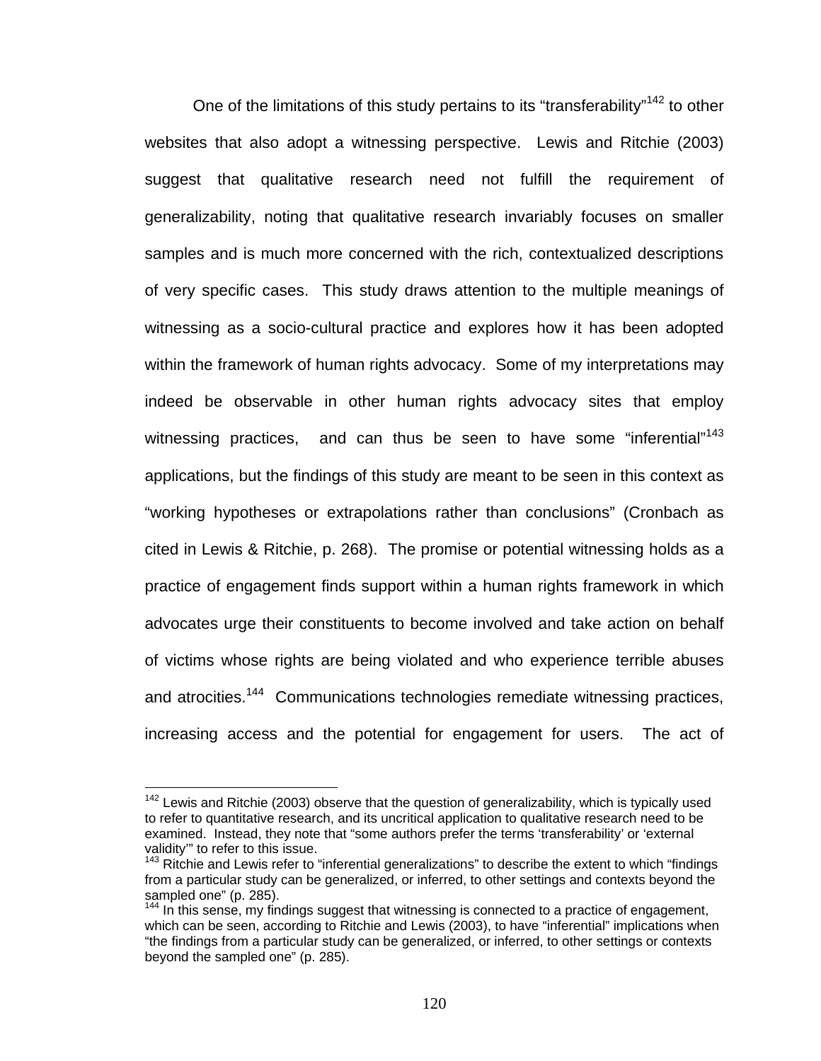One of the limitations of this study pertains to its "transferability"[142] to other websites that also adopt a witnessing perspective. Lewis and Ritchie (2003) suggest that qualitative research need not fulfill the requirement of generalizability, noting that qualitative research invariably focuses on smaller samples and is much more concerned with the rich, contextualized descriptions of very specific cases. This study draws attention to the multiple meanings of witnessing as a socio-cultural practice and explores how it has been adopted within the framework of human rights advocacy. Some of my interpretations may indeed be observable in other human rights advocacy sites that employ witnessing practices, and can thus be seen to have some "inferential"[143] applications, but the findings of this study are meant to be seen in this context as "working hypotheses or extrapolations rather than conclusions" (Cronbach as cited in Lewis & Ritchie, p. 268). The promise or potential witnessing holds as a practice of engagement finds support within a human rights framework in which advocates urge their constituents to become involved and take action on behalf of victims whose rights are being violated and who experience terrible abuses and atrocities.[144] Communications technologies remediate witnessing practices, increasing access and the potential for engagement for users. The act of

---

[142] Lewis and Ritchie (2003) observe that the question of generalizability, which is typically used to refer to quantitative research, and its uncritical application to qualitative research need to be examined. Instead, they note that "some authors prefer the terms 'transferability' or 'external validity'" to refer to this issue.

[143] Ritchie and Lewis refer to "inferential generalizations" to describe the extent to which "findings from a particular study can be generalized, or inferred, to other settings and contexts beyond the sampled one" (p. 285).

[144] In this sense, my findings suggest that witnessing is connected to a practice of engagement, which can be seen, according to Ritchie and Lewis (2003), to have "inferential" implications when "the findings from a particular study can be generalized, or inferred, to other settings or contexts beyond the sampled one" (p. 285).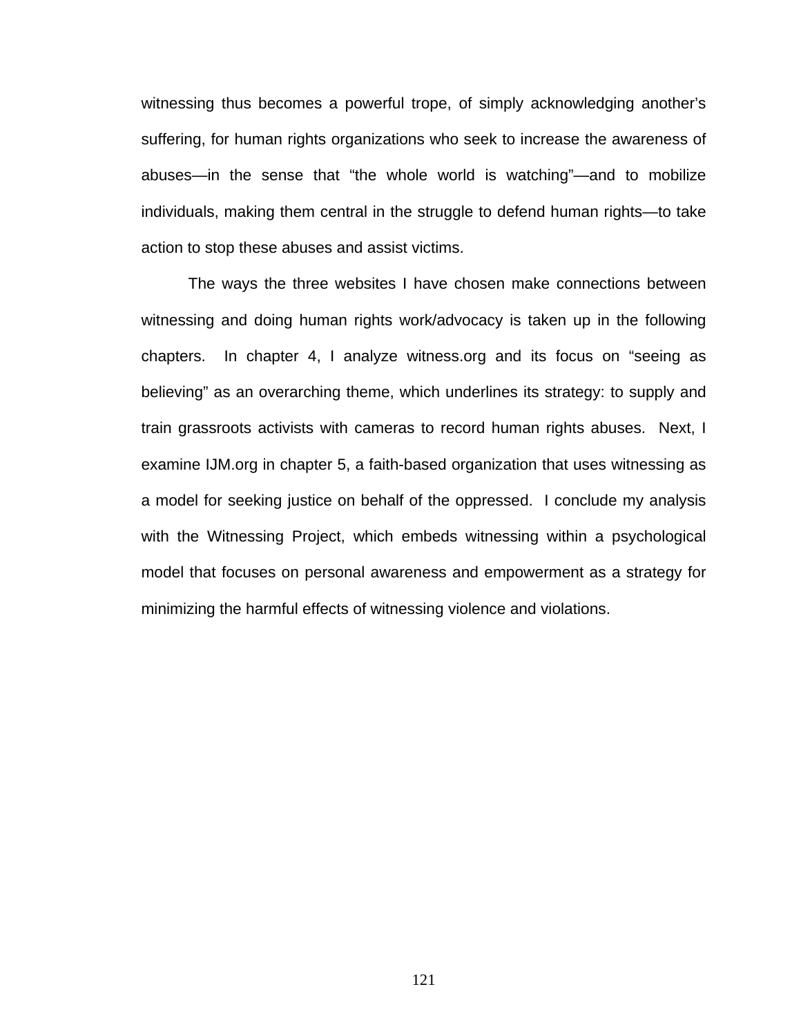witnessing thus becomes a powerful trope, of simply acknowledging another's suffering, for human rights organizations who seek to increase the awareness of abuses—in the sense that "the whole world is watching"—and to mobilize individuals, making them central in the struggle to defend human rights—to take action to stop these abuses and assist victims.

The ways the three websites I have chosen make connections between witnessing and doing human rights work/advocacy is taken up in the following chapters. In chapter 4, I analyze witness.org and its focus on "seeing as believing" as an overarching theme, which underlines its strategy: to supply and train grassroots activists with cameras to record human rights abuses. Next, I examine IJM.org in chapter 5, a faith-based organization that uses witnessing as a model for seeking justice on behalf of the oppressed. I conclude my analysis with the Witnessing Project, which embeds witnessing within a psychological model that focuses on personal awareness and empowerment as a strategy for minimizing the harmful effects of witnessing violence and violations.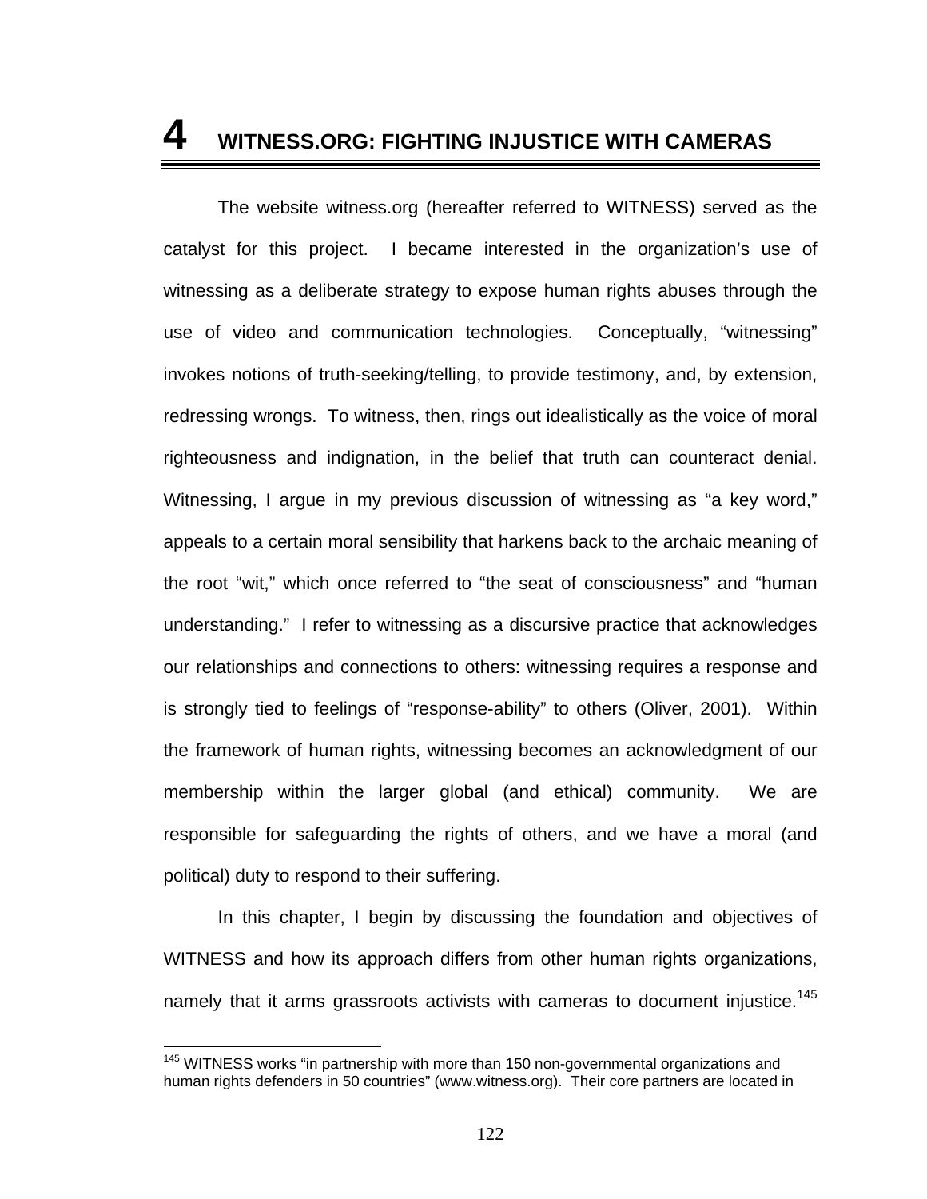# 4 WITNESS.ORG: FIGHTING INJUSTICE WITH CAMERAS

The website witness.org (hereafter referred to WITNESS) served as the catalyst for this project. I became interested in the organization's use of witnessing as a deliberate strategy to expose human rights abuses through the use of video and communication technologies. Conceptually, "witnessing" invokes notions of truth-seeking/telling, to provide testimony, and, by extension, redressing wrongs. To witness, then, rings out idealistically as the voice of moral righteousness and indignation, in the belief that truth can counteract denial. Witnessing, I argue in my previous discussion of witnessing as "a key word," appeals to a certain moral sensibility that harkens back to the archaic meaning of the root "wit," which once referred to "the seat of consciousness" and "human understanding." I refer to witnessing as a discursive practice that acknowledges our relationships and connections to others: witnessing requires a response and is strongly tied to feelings of "response-ability" to others (Oliver, 2001). Within the framework of human rights, witnessing becomes an acknowledgment of our membership within the larger global (and ethical) community. We are responsible for safeguarding the rights of others, and we have a moral (and political) duty to respond to their suffering.

In this chapter, I begin by discussing the foundation and objectives of WITNESS and how its approach differs from other human rights organizations, namely that it arms grassroots activists with cameras to document injustice.[145]

[145] WITNESS works "in partnership with more than 150 non-governmental organizations and human rights defenders in 50 countries" (www.witness.org). Their core partners are located in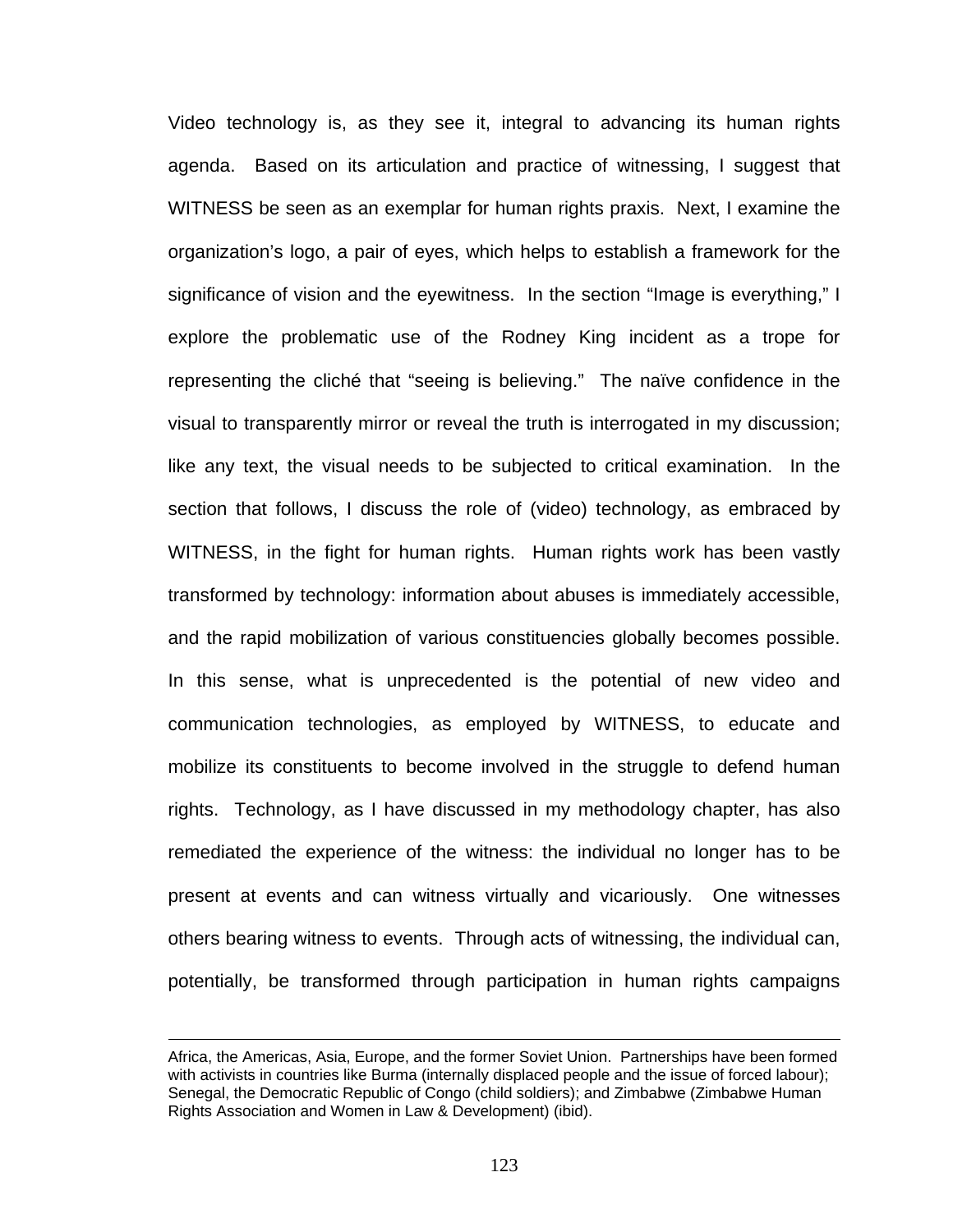Video technology is, as they see it, integral to advancing its human rights agenda. Based on its articulation and practice of witnessing, I suggest that WITNESS be seen as an exemplar for human rights praxis. Next, I examine the organization's logo, a pair of eyes, which helps to establish a framework for the significance of vision and the eyewitness. In the section "Image is everything," I explore the problematic use of the Rodney King incident as a trope for representing the cliché that "seeing is believing." The naïve confidence in the visual to transparently mirror or reveal the truth is interrogated in my discussion; like any text, the visual needs to be subjected to critical examination. In the section that follows, I discuss the role of (video) technology, as embraced by WITNESS, in the fight for human rights. Human rights work has been vastly transformed by technology: information about abuses is immediately accessible, and the rapid mobilization of various constituencies globally becomes possible. In this sense, what is unprecedented is the potential of new video and communication technologies, as employed by WITNESS, to educate and mobilize its constituents to become involved in the struggle to defend human rights. Technology, as I have discussed in my methodology chapter, has also remediated the experience of the witness: the individual no longer has to be present at events and can witness virtually and vicariously. One witnesses others bearing witness to events. Through acts of witnessing, the individual can, potentially, be transformed through participation in human rights campaigns

---

Africa, the Americas, Asia, Europe, and the former Soviet Union. Partnerships have been formed with activists in countries like Burma (internally displaced people and the issue of forced labour); Senegal, the Democratic Republic of Congo (child soldiers); and Zimbabwe (Zimbabwe Human Rights Association and Women in Law & Development) (ibid).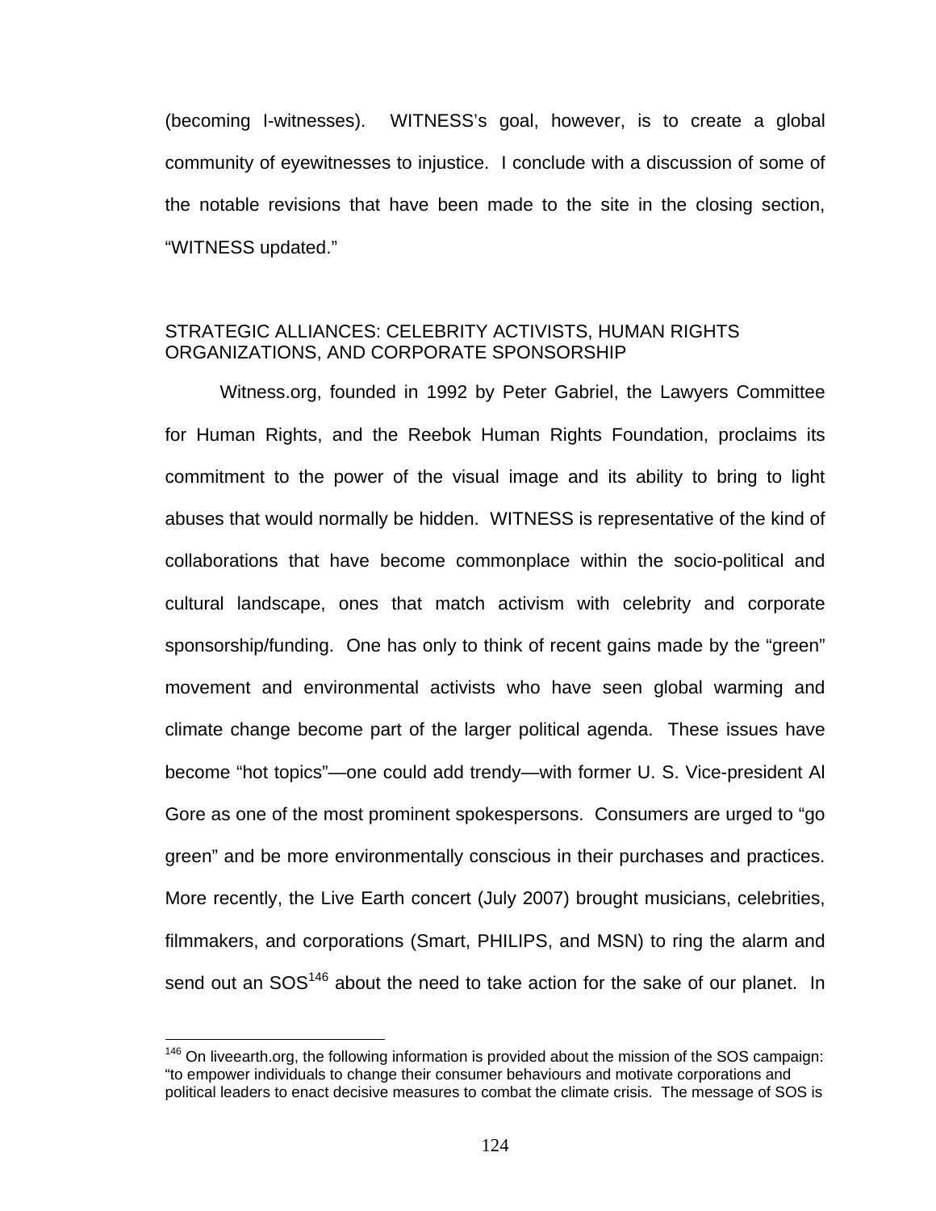(becoming I-witnesses). WITNESS's goal, however, is to create a global community of eyewitnesses to injustice. I conclude with a discussion of some of the notable revisions that have been made to the site in the closing section, "WITNESS updated."

## STRATEGIC ALLIANCES: CELEBRITY ACTIVISTS, HUMAN RIGHTS ORGANIZATIONS, AND CORPORATE SPONSORSHIP

Witness.org, founded in 1992 by Peter Gabriel, the Lawyers Committee for Human Rights, and the Reebok Human Rights Foundation, proclaims its commitment to the power of the visual image and its ability to bring to light abuses that would normally be hidden. WITNESS is representative of the kind of collaborations that have become commonplace within the socio-political and cultural landscape, ones that match activism with celebrity and corporate sponsorship/funding. One has only to think of recent gains made by the "green" movement and environmental activists who have seen global warming and climate change become part of the larger political agenda. These issues have become "hot topics"—one could add trendy—with former U. S. Vice-president Al Gore as one of the most prominent spokespersons. Consumers are urged to "go green" and be more environmentally conscious in their purchases and practices. More recently, the Live Earth concert (July 2007) brought musicians, celebrities, filmmakers, and corporations (Smart, PHILIPS, and MSN) to ring the alarm and send out an SOS[146] about the need to take action for the sake of our planet. In

[146] On liveearth.org, the following information is provided about the mission of the SOS campaign: "to empower individuals to change their consumer behaviours and motivate corporations and political leaders to enact decisive measures to combat the climate crisis. The message of SOS is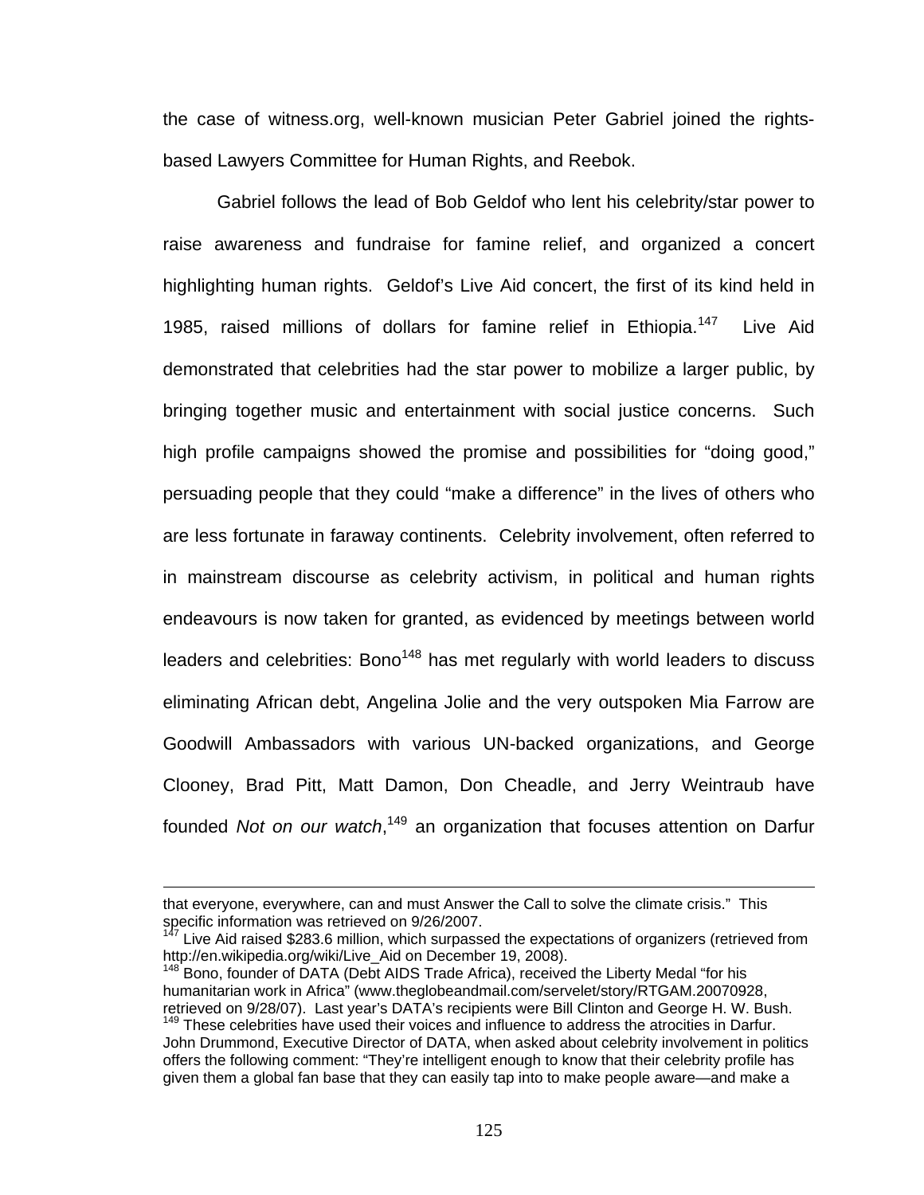the case of witness.org, well-known musician Peter Gabriel joined the rights-based Lawyers Committee for Human Rights, and Reebok.

Gabriel follows the lead of Bob Geldof who lent his celebrity/star power to raise awareness and fundraise for famine relief, and organized a concert highlighting human rights. Geldof's Live Aid concert, the first of its kind held in 1985, raised millions of dollars for famine relief in Ethiopia.[147] Live Aid demonstrated that celebrities had the star power to mobilize a larger public, by bringing together music and entertainment with social justice concerns. Such high profile campaigns showed the promise and possibilities for "doing good," persuading people that they could "make a difference" in the lives of others who are less fortunate in faraway continents. Celebrity involvement, often referred to in mainstream discourse as celebrity activism, in political and human rights endeavours is now taken for granted, as evidenced by meetings between world leaders and celebrities: Bono[148] has met regularly with world leaders to discuss eliminating African debt, Angelina Jolie and the very outspoken Mia Farrow are Goodwill Ambassadors with various UN-backed organizations, and George Clooney, Brad Pitt, Matt Damon, Don Cheadle, and Jerry Weintraub have founded *Not on our watch*,[149] an organization that focuses attention on Darfur

---

that everyone, everywhere, can and must Answer the Call to solve the climate crisis." This specific information was retrieved on 9/26/2007.

[147] Live Aid raised $283.6 million, which surpassed the expectations of organizers (retrieved from http://en.wikipedia.org/wiki/Live_Aid on December 19, 2008).

[148] Bono, founder of DATA (Debt AIDS Trade Africa), received the Liberty Medal "for his humanitarian work in Africa" (www.theglobeandmail.com/servelet/story/RTGAM.20070928, retrieved on 9/28/07). Last year's DATA's recipients were Bill Clinton and George H. W. Bush.

[149] These celebrities have used their voices and influence to address the atrocities in Darfur. John Drummond, Executive Director of DATA, when asked about celebrity involvement in politics offers the following comment: "They're intelligent enough to know that their celebrity profile has given them a global fan base that they can easily tap into to make people aware—and make a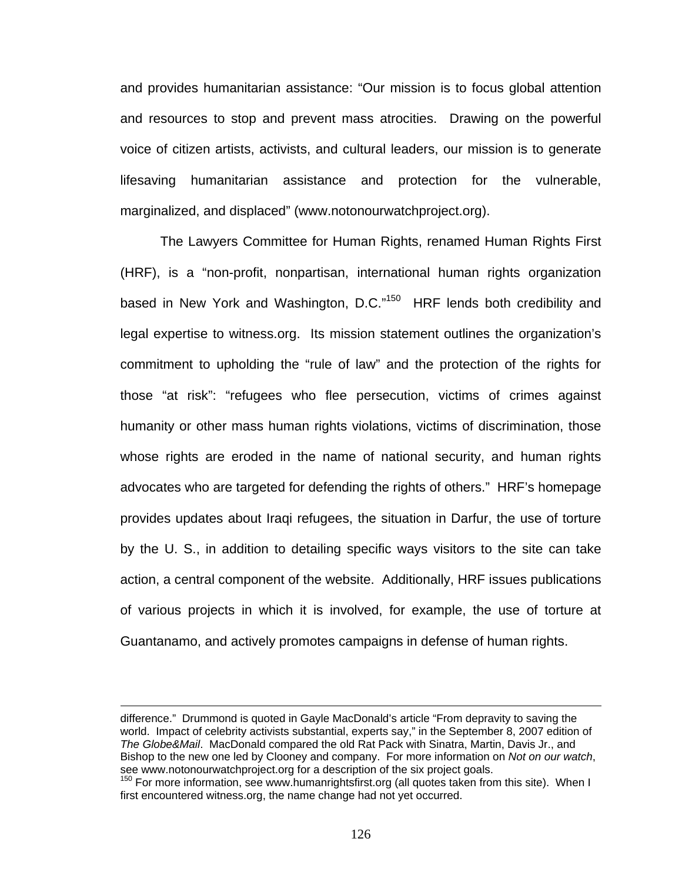and provides humanitarian assistance: "Our mission is to focus global attention and resources to stop and prevent mass atrocities. Drawing on the powerful voice of citizen artists, activists, and cultural leaders, our mission is to generate lifesaving humanitarian assistance and protection for the vulnerable, marginalized, and displaced" (www.notonourwatchproject.org).

The Lawyers Committee for Human Rights, renamed Human Rights First (HRF), is a "non-profit, nonpartisan, international human rights organization based in New York and Washington, D.C."[150] HRF lends both credibility and legal expertise to witness.org. Its mission statement outlines the organization's commitment to upholding the "rule of law" and the protection of the rights for those "at risk": "refugees who flee persecution, victims of crimes against humanity or other mass human rights violations, victims of discrimination, those whose rights are eroded in the name of national security, and human rights advocates who are targeted for defending the rights of others." HRF's homepage provides updates about Iraqi refugees, the situation in Darfur, the use of torture by the U. S., in addition to detailing specific ways visitors to the site can take action, a central component of the website. Additionally, HRF issues publications of various projects in which it is involved, for example, the use of torture at Guantanamo, and actively promotes campaigns in defense of human rights.

---

difference." Drummond is quoted in Gayle MacDonald's article "From depravity to saving the world. Impact of celebrity activists substantial, experts say," in the September 8, 2007 edition of *The Globe&Mail*. MacDonald compared the old Rat Pack with Sinatra, Martin, Davis Jr., and Bishop to the new one led by Clooney and company. For more information on *Not on our watch*, see www.notonourwatchproject.org for a description of the six project goals.

[150] For more information, see www.humanrightsfirst.org (all quotes taken from this site). When I first encountered witness.org, the name change had not yet occurred.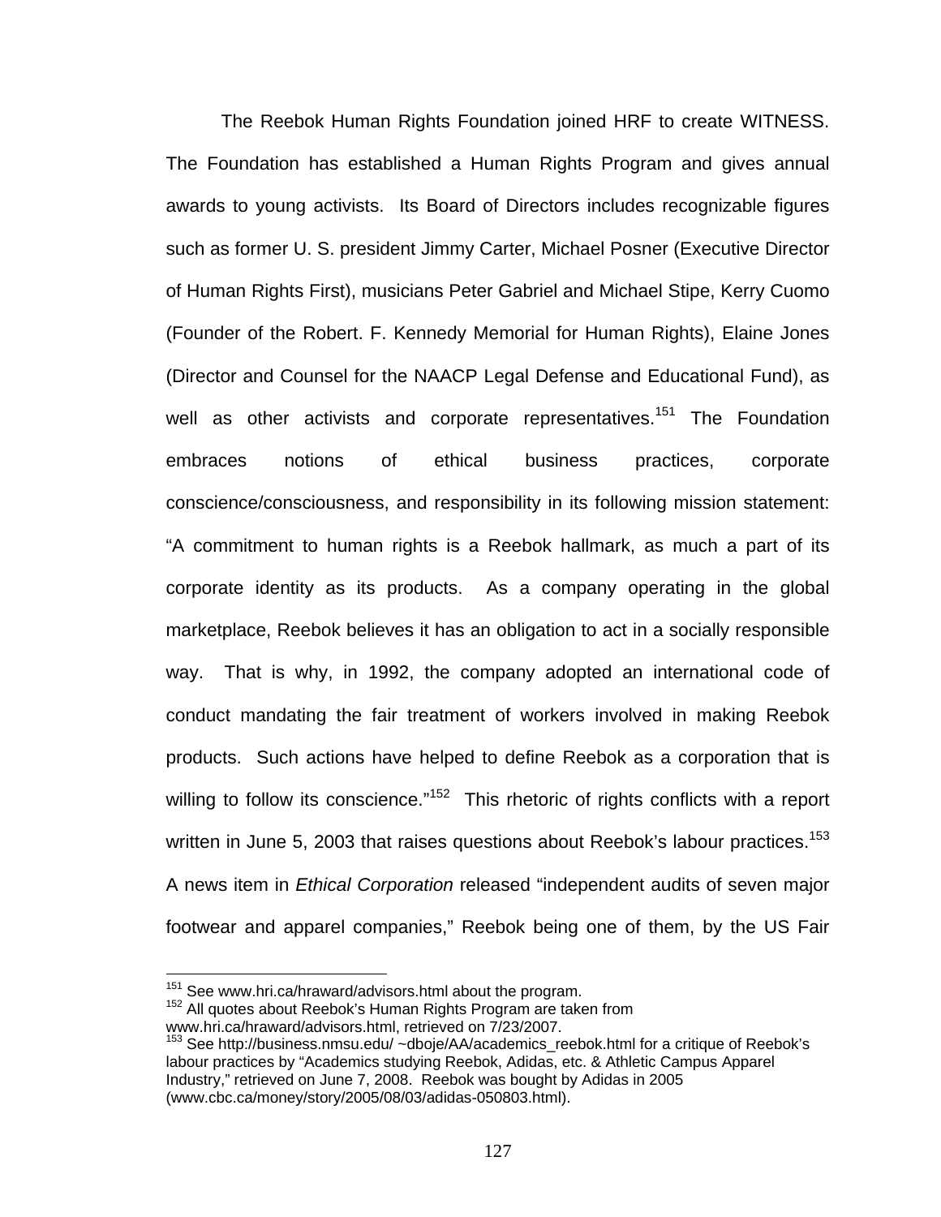The Reebok Human Rights Foundation joined HRF to create WITNESS. The Foundation has established a Human Rights Program and gives annual awards to young activists. Its Board of Directors includes recognizable figures such as former U. S. president Jimmy Carter, Michael Posner (Executive Director of Human Rights First), musicians Peter Gabriel and Michael Stipe, Kerry Cuomo (Founder of the Robert. F. Kennedy Memorial for Human Rights), Elaine Jones (Director and Counsel for the NAACP Legal Defense and Educational Fund), as well as other activists and corporate representatives.[151] The Foundation embraces notions of ethical business practices, corporate conscience/consciousness, and responsibility in its following mission statement: "A commitment to human rights is a Reebok hallmark, as much a part of its corporate identity as its products. As a company operating in the global marketplace, Reebok believes it has an obligation to act in a socially responsible way. That is why, in 1992, the company adopted an international code of conduct mandating the fair treatment of workers involved in making Reebok products. Such actions have helped to define Reebok as a corporation that is willing to follow its conscience."[152] This rhetoric of rights conflicts with a report written in June 5, 2003 that raises questions about Reebok's labour practices.[153] A news item in *Ethical Corporation* released "independent audits of seven major footwear and apparel companies," Reebok being one of them, by the US Fair

---

[151] See www.hri.ca/hraward/advisors.html about the program.

[152] All quotes about Reebok's Human Rights Program are taken from www.hri.ca/hraward/advisors.html, retrieved on 7/23/2007.

[153] See http://business.nmsu.edu/ ~dboje/AA/academics_reebok.html for a critique of Reebok's labour practices by "Academics studying Reebok, Adidas, etc. & Athletic Campus Apparel Industry," retrieved on June 7, 2008. Reebok was bought by Adidas in 2005 (www.cbc.ca/money/story/2005/08/03/adidas-050803.html).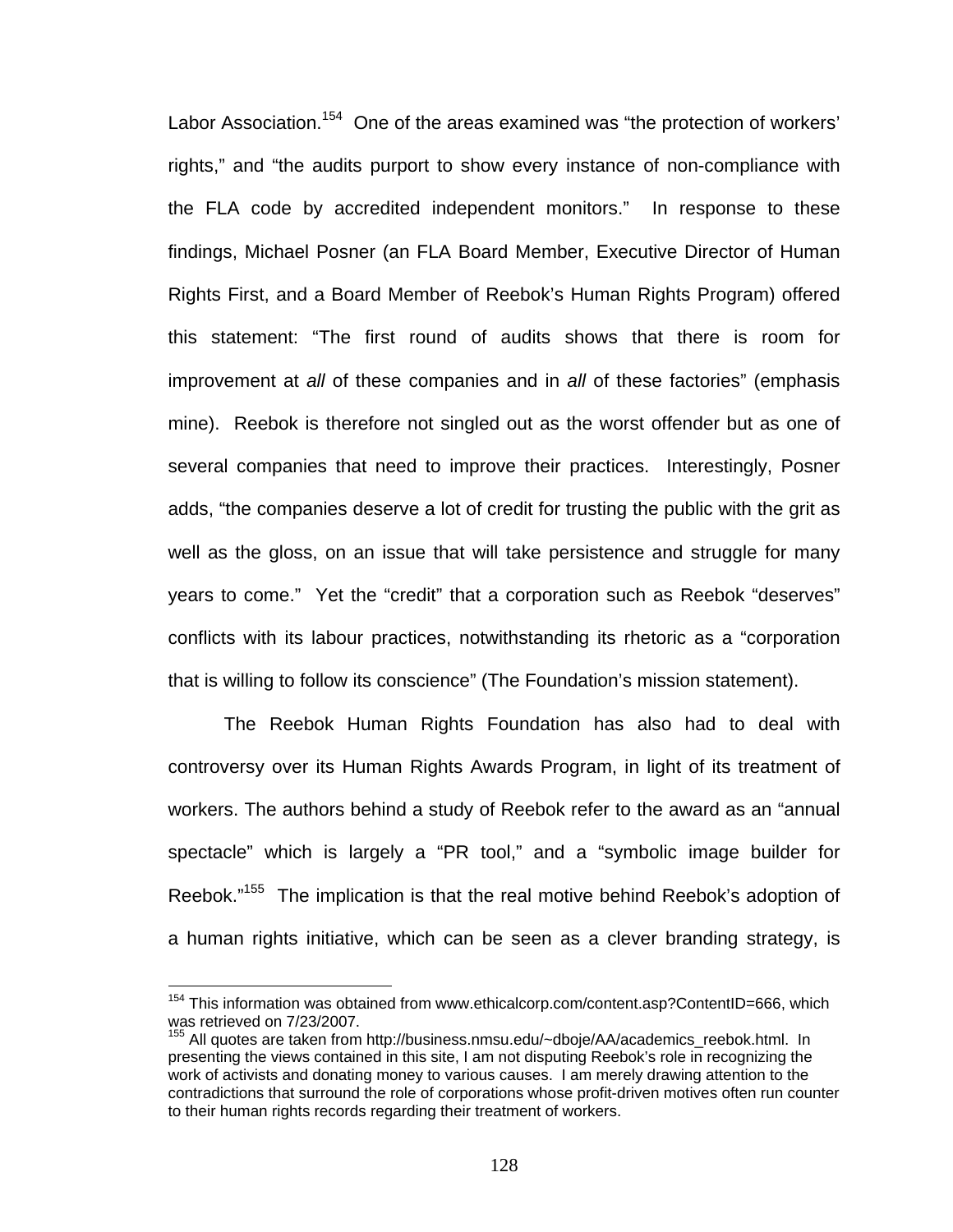Labor Association.[154] One of the areas examined was "the protection of workers' rights," and "the audits purport to show every instance of non-compliance with the FLA code by accredited independent monitors." In response to these findings, Michael Posner (an FLA Board Member, Executive Director of Human Rights First, and a Board Member of Reebok's Human Rights Program) offered this statement: "The first round of audits shows that there is room for improvement at *all* of these companies and in *all* of these factories" (emphasis mine). Reebok is therefore not singled out as the worst offender but as one of several companies that need to improve their practices. Interestingly, Posner adds, "the companies deserve a lot of credit for trusting the public with the grit as well as the gloss, on an issue that will take persistence and struggle for many years to come." Yet the "credit" that a corporation such as Reebok "deserves" conflicts with its labour practices, notwithstanding its rhetoric as a "corporation that is willing to follow its conscience" (The Foundation's mission statement).

The Reebok Human Rights Foundation has also had to deal with controversy over its Human Rights Awards Program, in light of its treatment of workers. The authors behind a study of Reebok refer to the award as an "annual spectacle" which is largely a "PR tool," and a "symbolic image builder for Reebok."[155] The implication is that the real motive behind Reebok's adoption of a human rights initiative, which can be seen as a clever branding strategy, is

---

[154] This information was obtained from www.ethicalcorp.com/content.asp?ContentID=666, which was retrieved on 7/23/2007.

[155] All quotes are taken from http://business.nmsu.edu/~dboje/AA/academics_reebok.html. In presenting the views contained in this site, I am not disputing Reebok's role in recognizing the work of activists and donating money to various causes. I am merely drawing attention to the contradictions that surround the role of corporations whose profit-driven motives often run counter to their human rights records regarding their treatment of workers.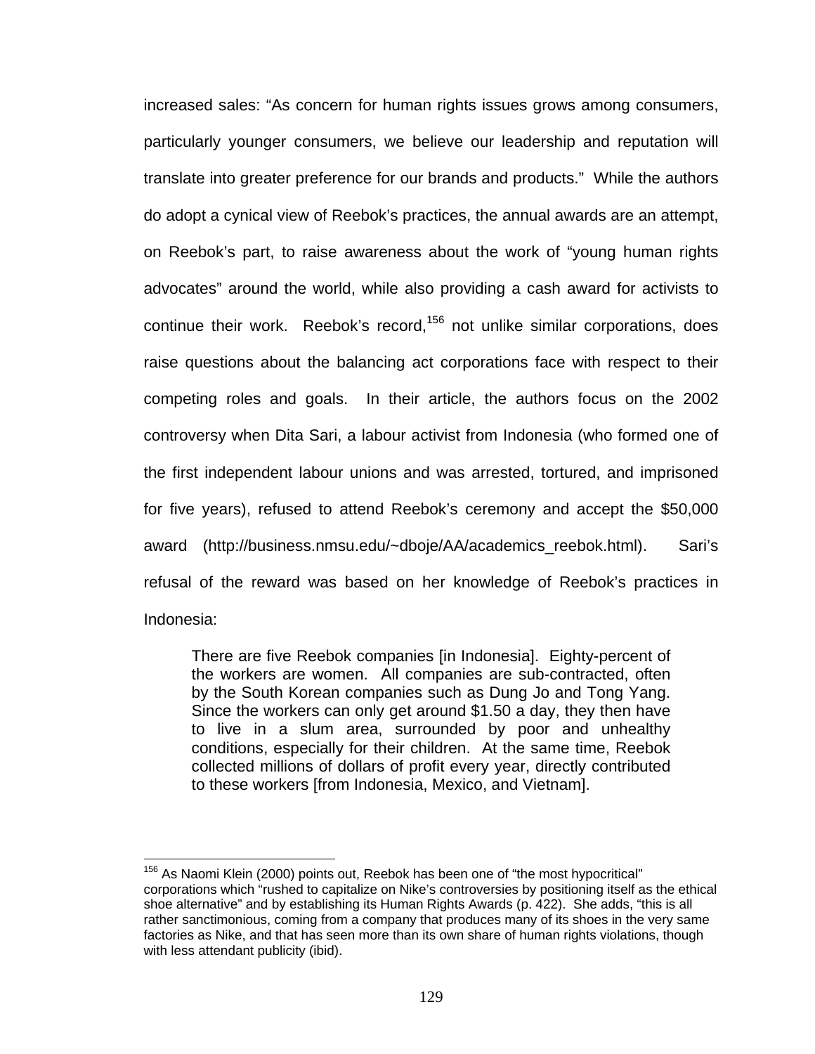increased sales: "As concern for human rights issues grows among consumers, particularly younger consumers, we believe our leadership and reputation will translate into greater preference for our brands and products." While the authors do adopt a cynical view of Reebok's practices, the annual awards are an attempt, on Reebok's part, to raise awareness about the work of "young human rights advocates" around the world, while also providing a cash award for activists to continue their work. Reebok's record,[156] not unlike similar corporations, does raise questions about the balancing act corporations face with respect to their competing roles and goals. In their article, the authors focus on the 2002 controversy when Dita Sari, a labour activist from Indonesia (who formed one of the first independent labour unions and was arrested, tortured, and imprisoned for five years), refused to attend Reebok's ceremony and accept the $50,000 award (http://business.nmsu.edu/~dboje/AA/academics_reebok.html). Sari's refusal of the reward was based on her knowledge of Reebok's practices in Indonesia:

> There are five Reebok companies [in Indonesia]. Eighty-percent of the workers are women. All companies are sub-contracted, often by the South Korean companies such as Dung Jo and Tong Yang. Since the workers can only get around $1.50 a day, they then have to live in a slum area, surrounded by poor and unhealthy conditions, especially for their children. At the same time, Reebok collected millions of dollars of profit every year, directly contributed to these workers [from Indonesia, Mexico, and Vietnam].

---

[156] As Naomi Klein (2000) points out, Reebok has been one of "the most hypocritical" corporations which "rushed to capitalize on Nike's controversies by positioning itself as the ethical shoe alternative" and by establishing its Human Rights Awards (p. 422). She adds, "this is all rather sanctimonious, coming from a company that produces many of its shoes in the very same factories as Nike, and that has seen more than its own share of human rights violations, though with less attendant publicity (ibid).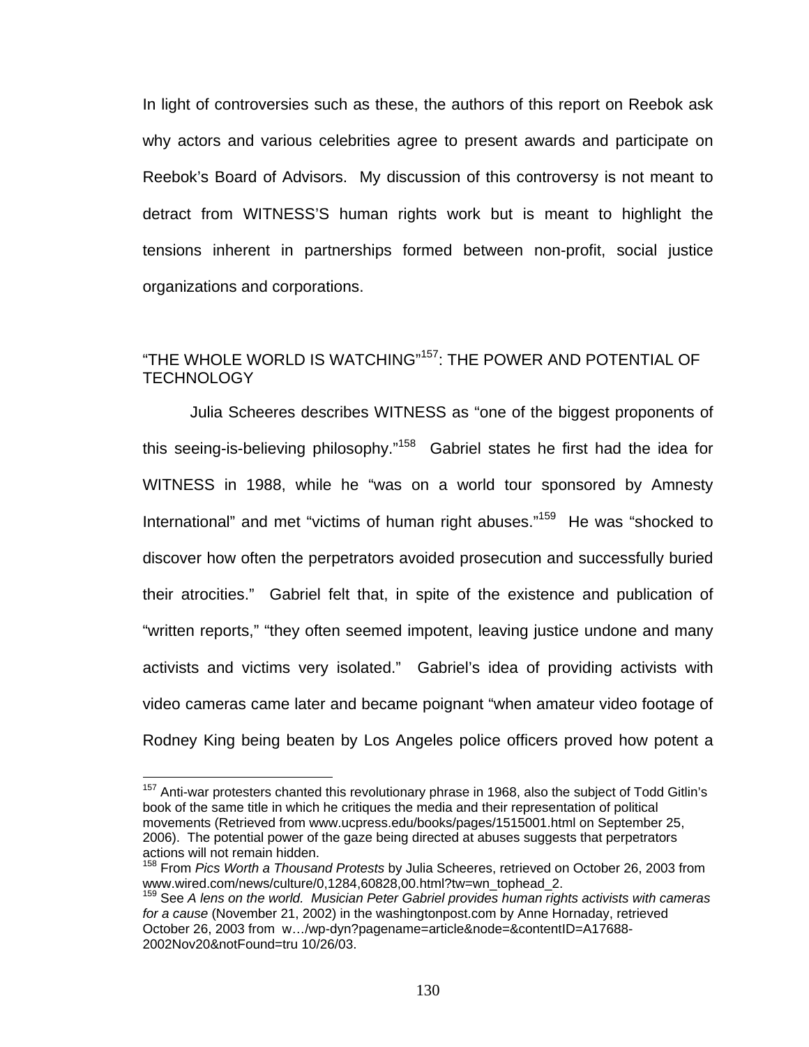In light of controversies such as these, the authors of this report on Reebok ask why actors and various celebrities agree to present awards and participate on Reebok's Board of Advisors. My discussion of this controversy is not meant to detract from WITNESS'S human rights work but is meant to highlight the tensions inherent in partnerships formed between non-profit, social justice organizations and corporations.

## "THE WHOLE WORLD IS WATCHING"[157]: THE POWER AND POTENTIAL OF TECHNOLOGY

Julia Scheeres describes WITNESS as "one of the biggest proponents of this seeing-is-believing philosophy."[158] Gabriel states he first had the idea for WITNESS in 1988, while he "was on a world tour sponsored by Amnesty International" and met "victims of human right abuses."[159] He was "shocked to discover how often the perpetrators avoided prosecution and successfully buried their atrocities." Gabriel felt that, in spite of the existence and publication of "written reports," "they often seemed impotent, leaving justice undone and many activists and victims very isolated." Gabriel's idea of providing activists with video cameras came later and became poignant "when amateur video footage of Rodney King being beaten by Los Angeles police officers proved how potent a

---

[157] Anti-war protesters chanted this revolutionary phrase in 1968, also the subject of Todd Gitlin's book of the same title in which he critiques the media and their representation of political movements (Retrieved from www.ucpress.edu/books/pages/1515001.html on September 25, 2006). The potential power of the gaze being directed at abuses suggests that perpetrators actions will not remain hidden.

[158] From *Pics Worth a Thousand Protests* by Julia Scheeres, retrieved on October 26, 2003 from www.wired.com/news/culture/0,1284,60828,00.html?tw=wn_tophead_2.

[159] See *A lens on the world. Musician Peter Gabriel provides human rights activists with cameras for a cause* (November 21, 2002) in the washingtonpost.com by Anne Hornaday, retrieved October 26, 2003 from w…/wp-dyn?pagename=article&node=&contentID=A17688-2002Nov20&notFound=tru 10/26/03.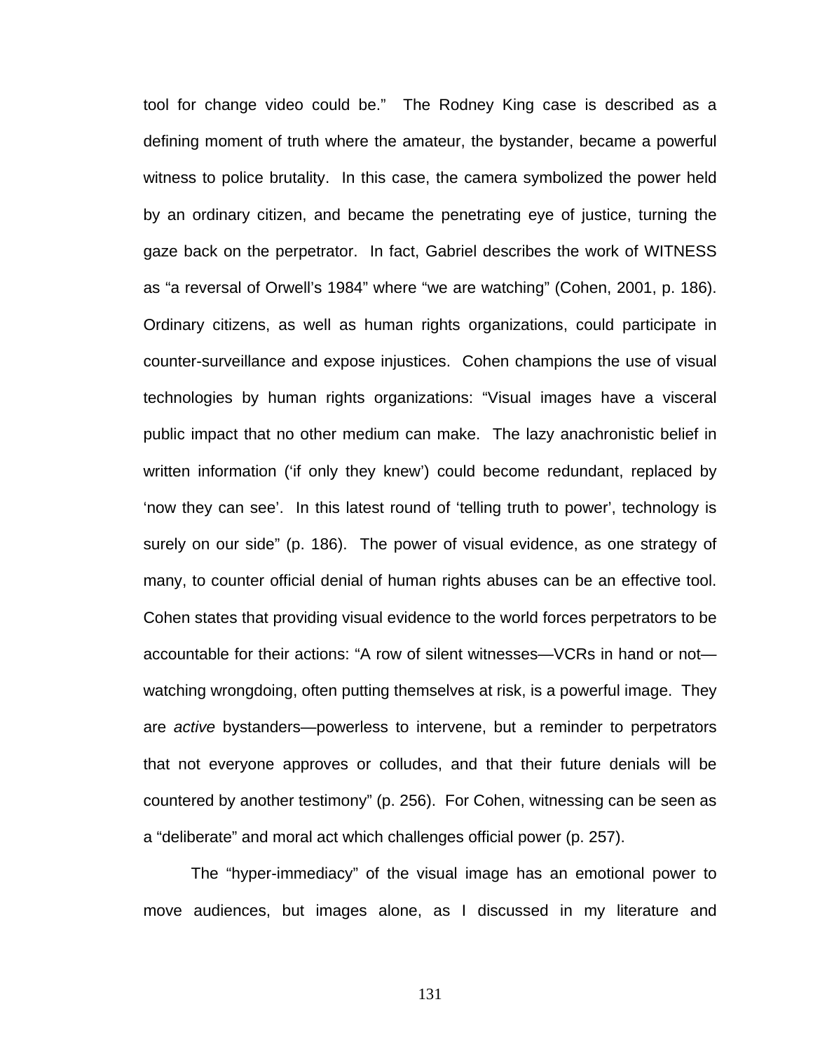tool for change video could be." The Rodney King case is described as a defining moment of truth where the amateur, the bystander, became a powerful witness to police brutality. In this case, the camera symbolized the power held by an ordinary citizen, and became the penetrating eye of justice, turning the gaze back on the perpetrator. In fact, Gabriel describes the work of WITNESS as "a reversal of Orwell's 1984" where "we are watching" (Cohen, 2001, p. 186). Ordinary citizens, as well as human rights organizations, could participate in counter-surveillance and expose injustices. Cohen champions the use of visual technologies by human rights organizations: "Visual images have a visceral public impact that no other medium can make. The lazy anachronistic belief in written information ('if only they knew') could become redundant, replaced by 'now they can see'. In this latest round of 'telling truth to power', technology is surely on our side" (p. 186). The power of visual evidence, as one strategy of many, to counter official denial of human rights abuses can be an effective tool. Cohen states that providing visual evidence to the world forces perpetrators to be accountable for their actions: "A row of silent witnesses—VCRs in hand or not—watching wrongdoing, often putting themselves at risk, is a powerful image. They are *active* bystanders—powerless to intervene, but a reminder to perpetrators that not everyone approves or colludes, and that their future denials will be countered by another testimony" (p. 256). For Cohen, witnessing can be seen as a "deliberate" and moral act which challenges official power (p. 257).

The "hyper-immediacy" of the visual image has an emotional power to move audiences, but images alone, as I discussed in my literature and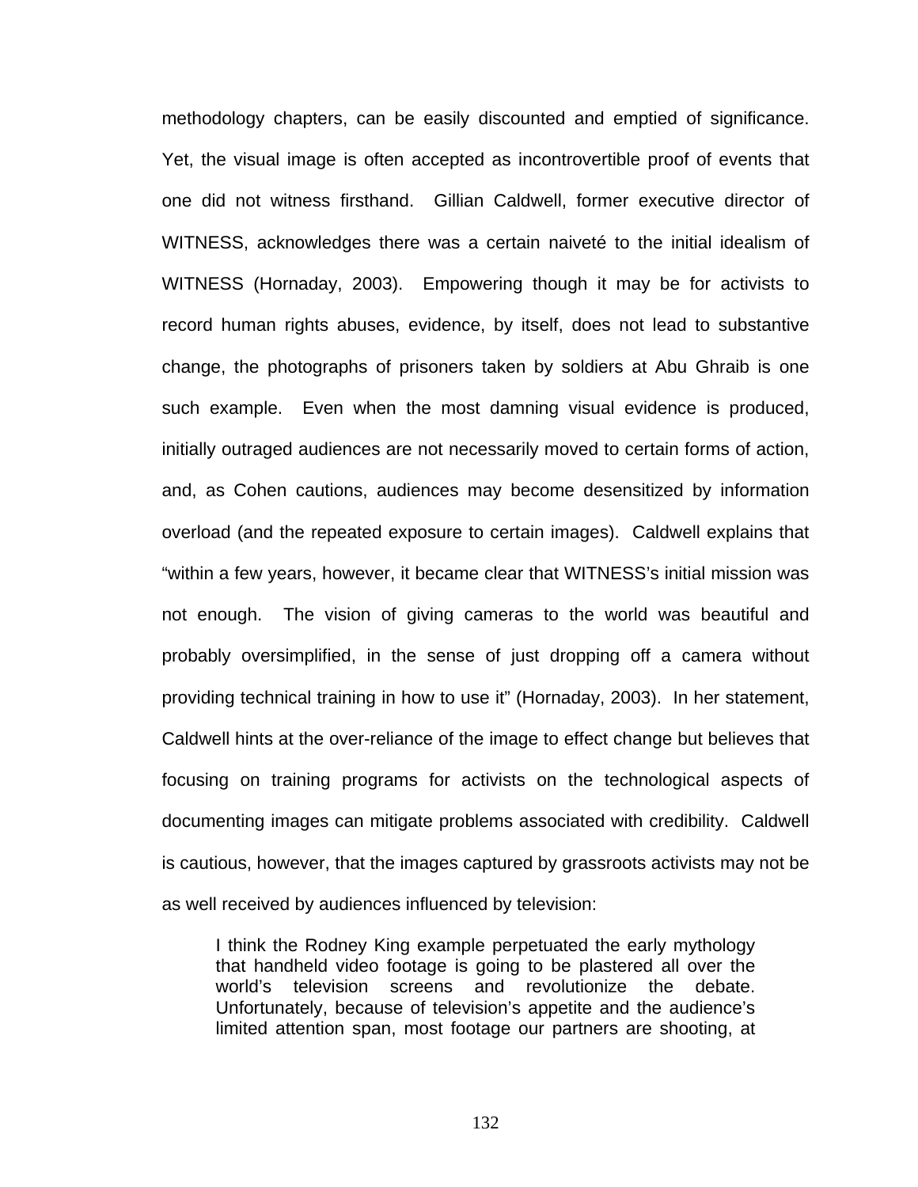methodology chapters, can be easily discounted and emptied of significance. Yet, the visual image is often accepted as incontrovertible proof of events that one did not witness firsthand. Gillian Caldwell, former executive director of WITNESS, acknowledges there was a certain naiveté to the initial idealism of WITNESS (Hornaday, 2003). Empowering though it may be for activists to record human rights abuses, evidence, by itself, does not lead to substantive change, the photographs of prisoners taken by soldiers at Abu Ghraib is one such example. Even when the most damning visual evidence is produced, initially outraged audiences are not necessarily moved to certain forms of action, and, as Cohen cautions, audiences may become desensitized by information overload (and the repeated exposure to certain images). Caldwell explains that "within a few years, however, it became clear that WITNESS's initial mission was not enough. The vision of giving cameras to the world was beautiful and probably oversimplified, in the sense of just dropping off a camera without providing technical training in how to use it" (Hornaday, 2003). In her statement, Caldwell hints at the over-reliance of the image to effect change but believes that focusing on training programs for activists on the technological aspects of documenting images can mitigate problems associated with credibility. Caldwell is cautious, however, that the images captured by grassroots activists may not be as well received by audiences influenced by television:

> I think the Rodney King example perpetuated the early mythology that handheld video footage is going to be plastered all over the world's television screens and revolutionize the debate. Unfortunately, because of television's appetite and the audience's limited attention span, most footage our partners are shooting, at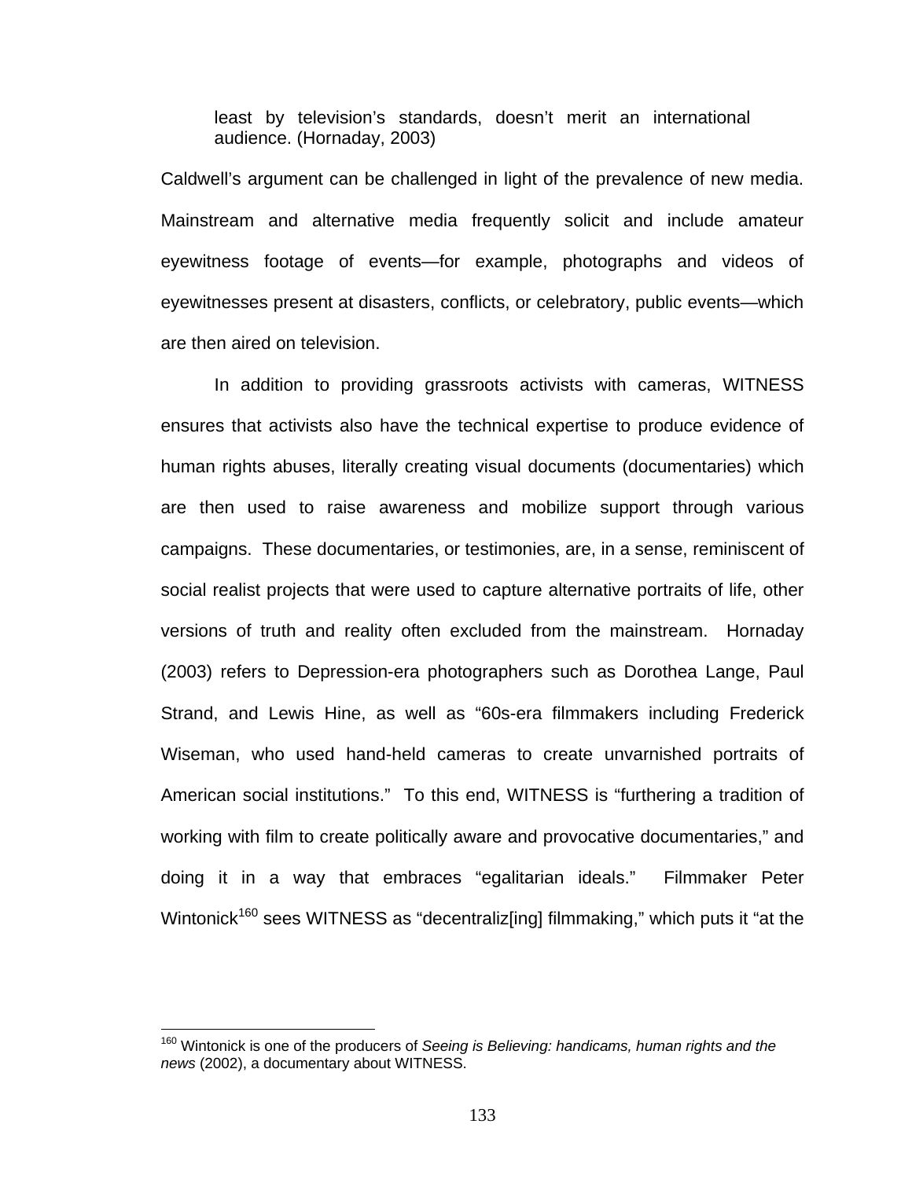> least by television's standards, doesn't merit an international audience. (Hornaday, 2003)

Caldwell's argument can be challenged in light of the prevalence of new media. Mainstream and alternative media frequently solicit and include amateur eyewitness footage of events—for example, photographs and videos of eyewitnesses present at disasters, conflicts, or celebratory, public events—which are then aired on television.

In addition to providing grassroots activists with cameras, WITNESS ensures that activists also have the technical expertise to produce evidence of human rights abuses, literally creating visual documents (documentaries) which are then used to raise awareness and mobilize support through various campaigns. These documentaries, or testimonies, are, in a sense, reminiscent of social realist projects that were used to capture alternative portraits of life, other versions of truth and reality often excluded from the mainstream. Hornaday (2003) refers to Depression-era photographers such as Dorothea Lange, Paul Strand, and Lewis Hine, as well as "60s-era filmmakers including Frederick Wiseman, who used hand-held cameras to create unvarnished portraits of American social institutions." To this end, WITNESS is "furthering a tradition of working with film to create politically aware and provocative documentaries," and doing it in a way that embraces "egalitarian ideals." Filmmaker Peter Wintonick[160] sees WITNESS as "decentraliz[ing] filmmaking," which puts it "at the

---

[160] Wintonick is one of the producers of *Seeing is Believing: handicams, human rights and the news* (2002), a documentary about WITNESS.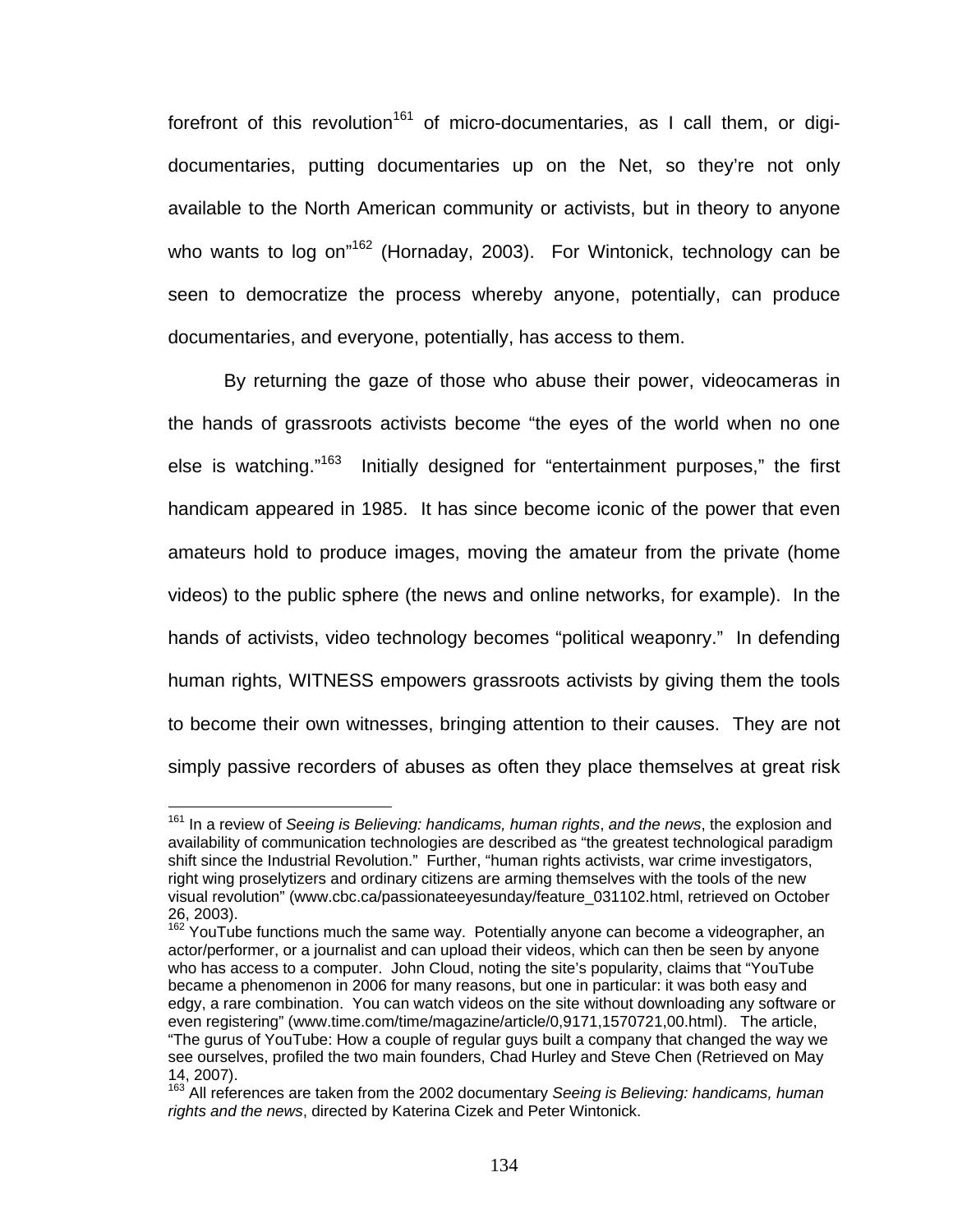forefront of this revolution[161] of micro-documentaries, as I call them, or digi-documentaries, putting documentaries up on the Net, so they're not only available to the North American community or activists, but in theory to anyone who wants to log on"[162] (Hornaday, 2003). For Wintonick, technology can be seen to democratize the process whereby anyone, potentially, can produce documentaries, and everyone, potentially, has access to them.

By returning the gaze of those who abuse their power, videocameras in the hands of grassroots activists become "the eyes of the world when no one else is watching."[163] Initially designed for "entertainment purposes," the first handicam appeared in 1985. It has since become iconic of the power that even amateurs hold to produce images, moving the amateur from the private (home videos) to the public sphere (the news and online networks, for example). In the hands of activists, video technology becomes "political weaponry." In defending human rights, WITNESS empowers grassroots activists by giving them the tools to become their own witnesses, bringing attention to their causes. They are not simply passive recorders of abuses as often they place themselves at great risk

---

[161] In a review of *Seeing is Believing: handicams, human rights*, *and the news*, the explosion and availability of communication technologies are described as "the greatest technological paradigm shift since the Industrial Revolution." Further, "human rights activists, war crime investigators, right wing proselytizers and ordinary citizens are arming themselves with the tools of the new visual revolution" (www.cbc.ca/passionateeyesunday/feature_031102.html, retrieved on October 26, 2003).

[162] YouTube functions much the same way. Potentially anyone can become a videographer, an actor/performer, or a journalist and can upload their videos, which can then be seen by anyone who has access to a computer. John Cloud, noting the site's popularity, claims that "YouTube became a phenomenon in 2006 for many reasons, but one in particular: it was both easy and edgy, a rare combination. You can watch videos on the site without downloading any software or even registering" (www.time.com/time/magazine/article/0,9171,1570721,00.html). The article, "The gurus of YouTube: How a couple of regular guys built a company that changed the way we see ourselves, profiled the two main founders, Chad Hurley and Steve Chen (Retrieved on May 14, 2007).

[163] All references are taken from the 2002 documentary *Seeing is Believing: handicams, human rights and the news*, directed by Katerina Cizek and Peter Wintonick.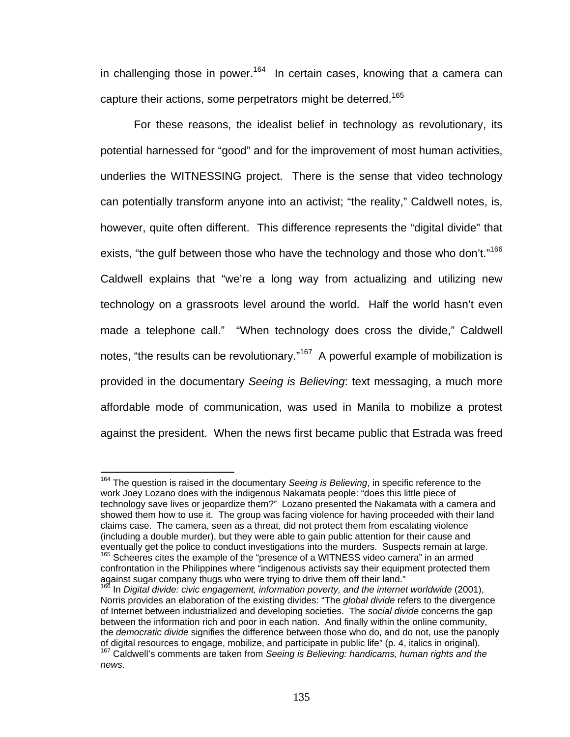in challenging those in power.[164] In certain cases, knowing that a camera can capture their actions, some perpetrators might be deterred.[165]

For these reasons, the idealist belief in technology as revolutionary, its potential harnessed for "good" and for the improvement of most human activities, underlies the WITNESSING project. There is the sense that video technology can potentially transform anyone into an activist; "the reality," Caldwell notes, is, however, quite often different. This difference represents the "digital divide" that exists, "the gulf between those who have the technology and those who don't."[166] Caldwell explains that "we're a long way from actualizing and utilizing new technology on a grassroots level around the world. Half the world hasn't even made a telephone call." "When technology does cross the divide," Caldwell notes, "the results can be revolutionary."[167] A powerful example of mobilization is provided in the documentary *Seeing is Believing*: text messaging, a much more affordable mode of communication, was used in Manila to mobilize a protest against the president. When the news first became public that Estrada was freed

---

[164] The question is raised in the documentary *Seeing is Believing*, in specific reference to the work Joey Lozano does with the indigenous Nakamata people: "does this little piece of technology save lives or jeopardize them?" Lozano presented the Nakamata with a camera and showed them how to use it. The group was facing violence for having proceeded with their land claims case. The camera, seen as a threat, did not protect them from escalating violence (including a double murder), but they were able to gain public attention for their cause and eventually get the police to conduct investigations into the murders. Suspects remain at large.

[165] Scheeres cites the example of the "presence of a WITNESS video camera" in an armed confrontation in the Philippines where "indigenous activists say their equipment protected them against sugar company thugs who were trying to drive them off their land."

[166] In *Digital divide: civic engagement, information poverty, and the internet worldwide* (2001), Norris provides an elaboration of the existing divides: "The *global divide* refers to the divergence of Internet between industrialized and developing societies. The *social divide* concerns the gap between the information rich and poor in each nation. And finally within the online community, the *democratic divide* signifies the difference between those who do, and do not, use the panoply of digital resources to engage, mobilize, and participate in public life" (p. 4, italics in original).

[167] Caldwell's comments are taken from *Seeing is Believing: handicams, human rights and the news*.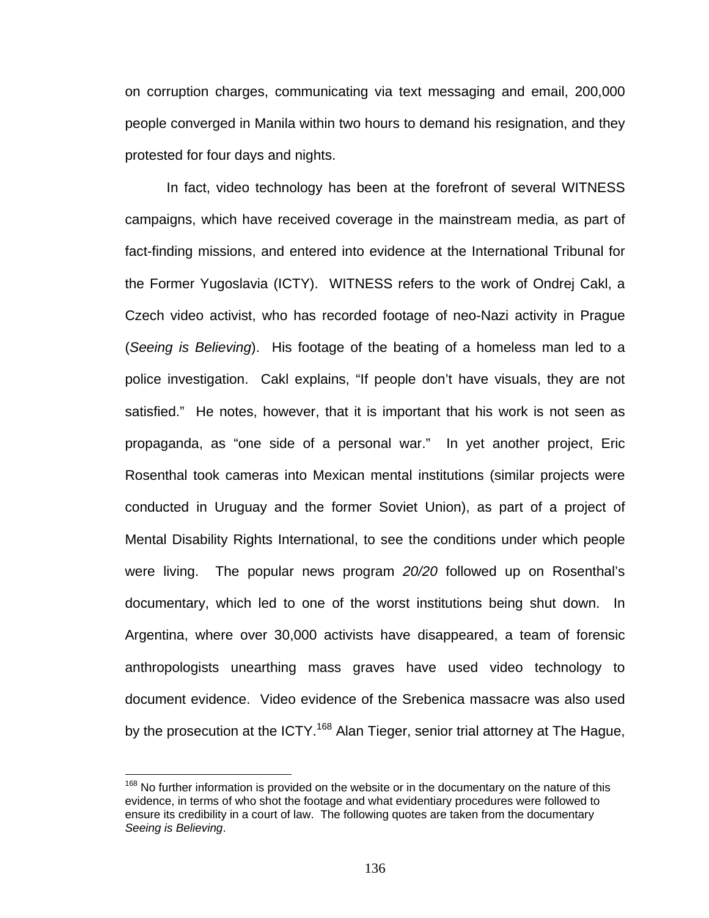on corruption charges, communicating via text messaging and email, 200,000 people converged in Manila within two hours to demand his resignation, and they protested for four days and nights.

In fact, video technology has been at the forefront of several WITNESS campaigns, which have received coverage in the mainstream media, as part of fact-finding missions, and entered into evidence at the International Tribunal for the Former Yugoslavia (ICTY). WITNESS refers to the work of Ondrej Cakl, a Czech video activist, who has recorded footage of neo-Nazi activity in Prague (*Seeing is Believing*). His footage of the beating of a homeless man led to a police investigation. Cakl explains, "If people don't have visuals, they are not satisfied." He notes, however, that it is important that his work is not seen as propaganda, as "one side of a personal war." In yet another project, Eric Rosenthal took cameras into Mexican mental institutions (similar projects were conducted in Uruguay and the former Soviet Union), as part of a project of Mental Disability Rights International, to see the conditions under which people were living. The popular news program *20/20* followed up on Rosenthal's documentary, which led to one of the worst institutions being shut down. In Argentina, where over 30,000 activists have disappeared, a team of forensic anthropologists unearthing mass graves have used video technology to document evidence. Video evidence of the Srebenica massacre was also used by the prosecution at the ICTY.[168] Alan Tieger, senior trial attorney at The Hague,

[168] No further information is provided on the website or in the documentary on the nature of this evidence, in terms of who shot the footage and what evidentiary procedures were followed to ensure its credibility in a court of law. The following quotes are taken from the documentary *Seeing is Believing*.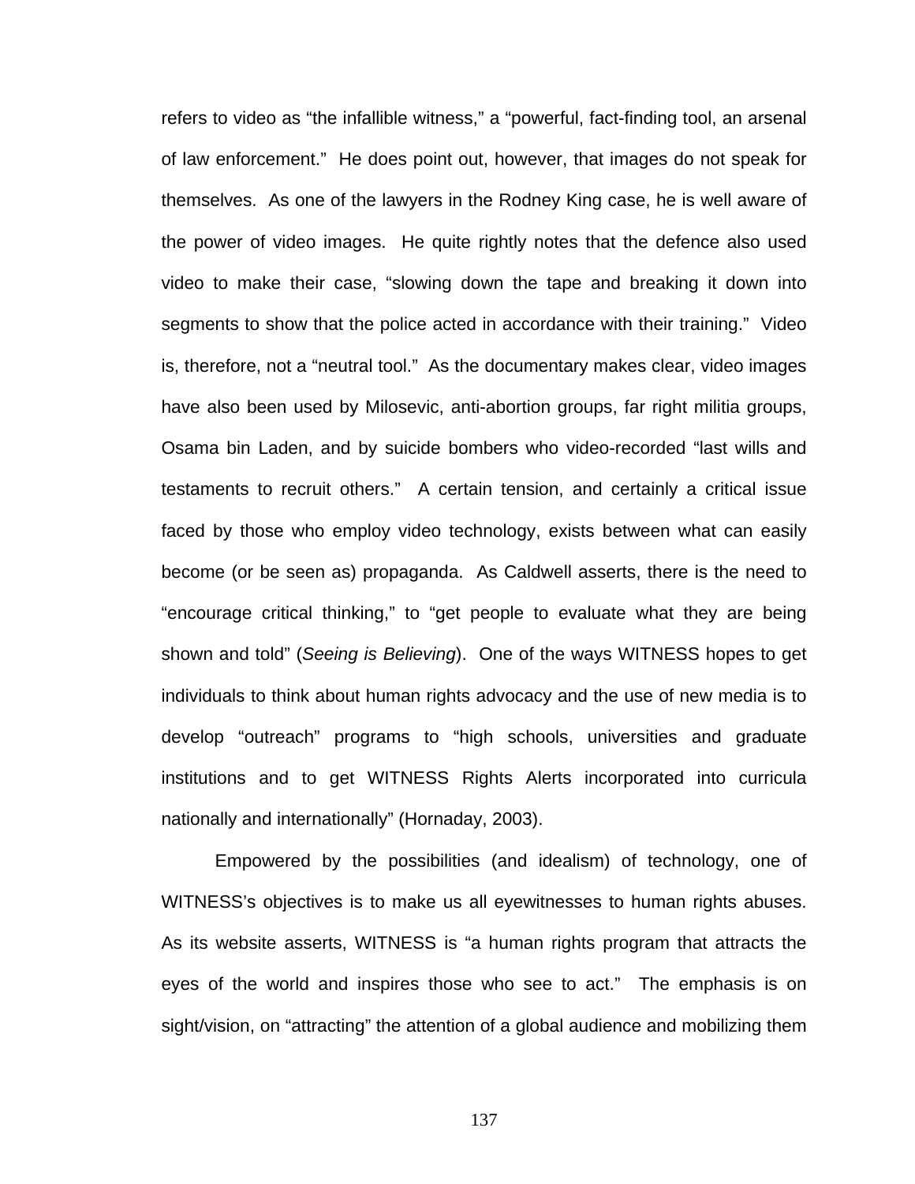refers to video as "the infallible witness," a "powerful, fact-finding tool, an arsenal of law enforcement." He does point out, however, that images do not speak for themselves. As one of the lawyers in the Rodney King case, he is well aware of the power of video images. He quite rightly notes that the defence also used video to make their case, "slowing down the tape and breaking it down into segments to show that the police acted in accordance with their training." Video is, therefore, not a "neutral tool." As the documentary makes clear, video images have also been used by Milosevic, anti-abortion groups, far right militia groups, Osama bin Laden, and by suicide bombers who video-recorded "last wills and testaments to recruit others." A certain tension, and certainly a critical issue faced by those who employ video technology, exists between what can easily become (or be seen as) propaganda. As Caldwell asserts, there is the need to "encourage critical thinking," to "get people to evaluate what they are being shown and told" (*Seeing is Believing*). One of the ways WITNESS hopes to get individuals to think about human rights advocacy and the use of new media is to develop "outreach" programs to "high schools, universities and graduate institutions and to get WITNESS Rights Alerts incorporated into curricula nationally and internationally" (Hornaday, 2003).

Empowered by the possibilities (and idealism) of technology, one of WITNESS's objectives is to make us all eyewitnesses to human rights abuses. As its website asserts, WITNESS is "a human rights program that attracts the eyes of the world and inspires those who see to act." The emphasis is on sight/vision, on "attracting" the attention of a global audience and mobilizing them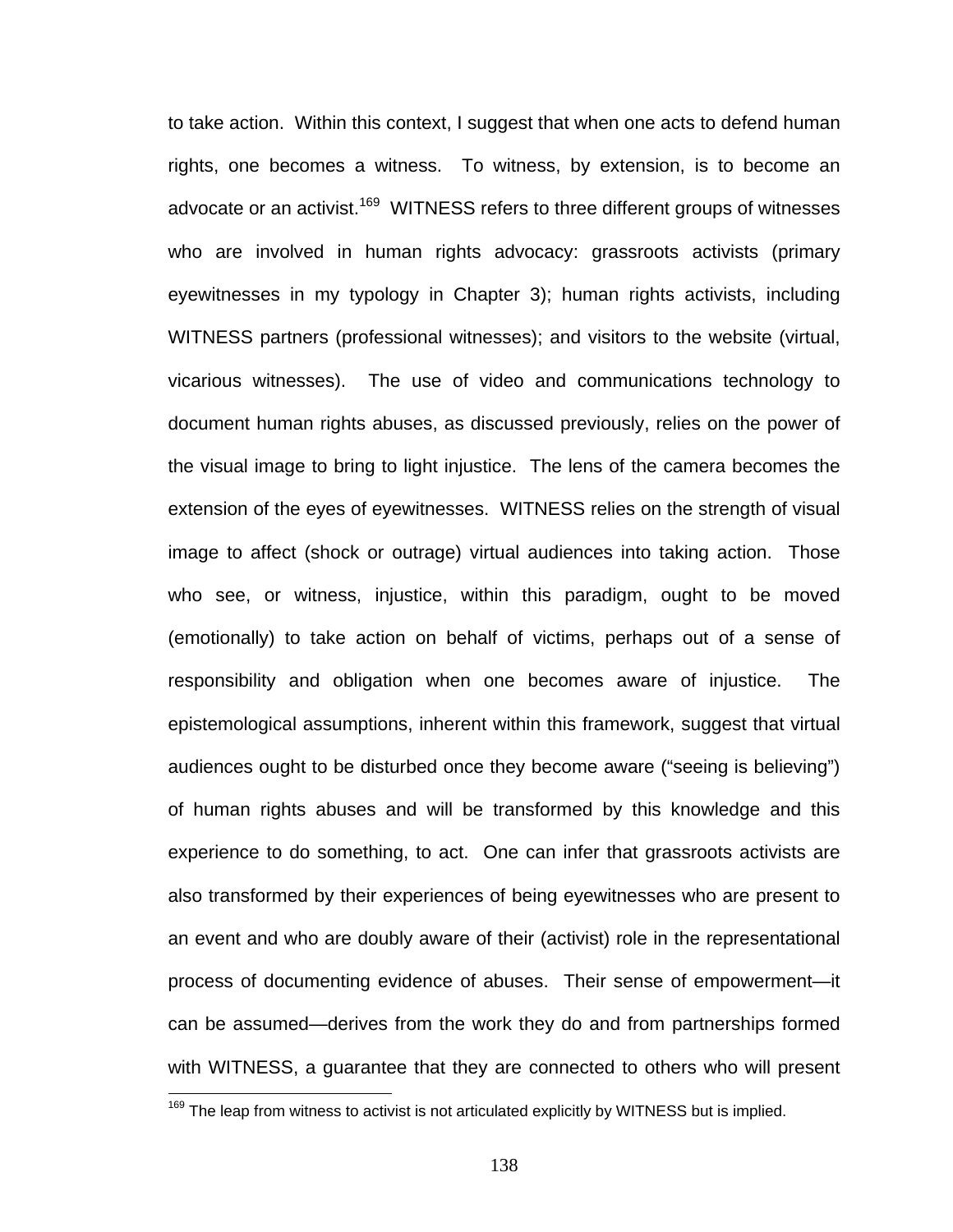to take action. Within this context, I suggest that when one acts to defend human rights, one becomes a witness. To witness, by extension, is to become an advocate or an activist.[169] WITNESS refers to three different groups of witnesses who are involved in human rights advocacy: grassroots activists (primary eyewitnesses in my typology in Chapter 3); human rights activists, including WITNESS partners (professional witnesses); and visitors to the website (virtual, vicarious witnesses). The use of video and communications technology to document human rights abuses, as discussed previously, relies on the power of the visual image to bring to light injustice. The lens of the camera becomes the extension of the eyes of eyewitnesses. WITNESS relies on the strength of visual image to affect (shock or outrage) virtual audiences into taking action. Those who see, or witness, injustice, within this paradigm, ought to be moved (emotionally) to take action on behalf of victims, perhaps out of a sense of responsibility and obligation when one becomes aware of injustice. The epistemological assumptions, inherent within this framework, suggest that virtual audiences ought to be disturbed once they become aware ("seeing is believing") of human rights abuses and will be transformed by this knowledge and this experience to do something, to act. One can infer that grassroots activists are also transformed by their experiences of being eyewitnesses who are present to an event and who are doubly aware of their (activist) role in the representational process of documenting evidence of abuses. Their sense of empowerment—it can be assumed—derives from the work they do and from partnerships formed with WITNESS, a guarantee that they are connected to others who will present

[169] The leap from witness to activist is not articulated explicitly by WITNESS but is implied.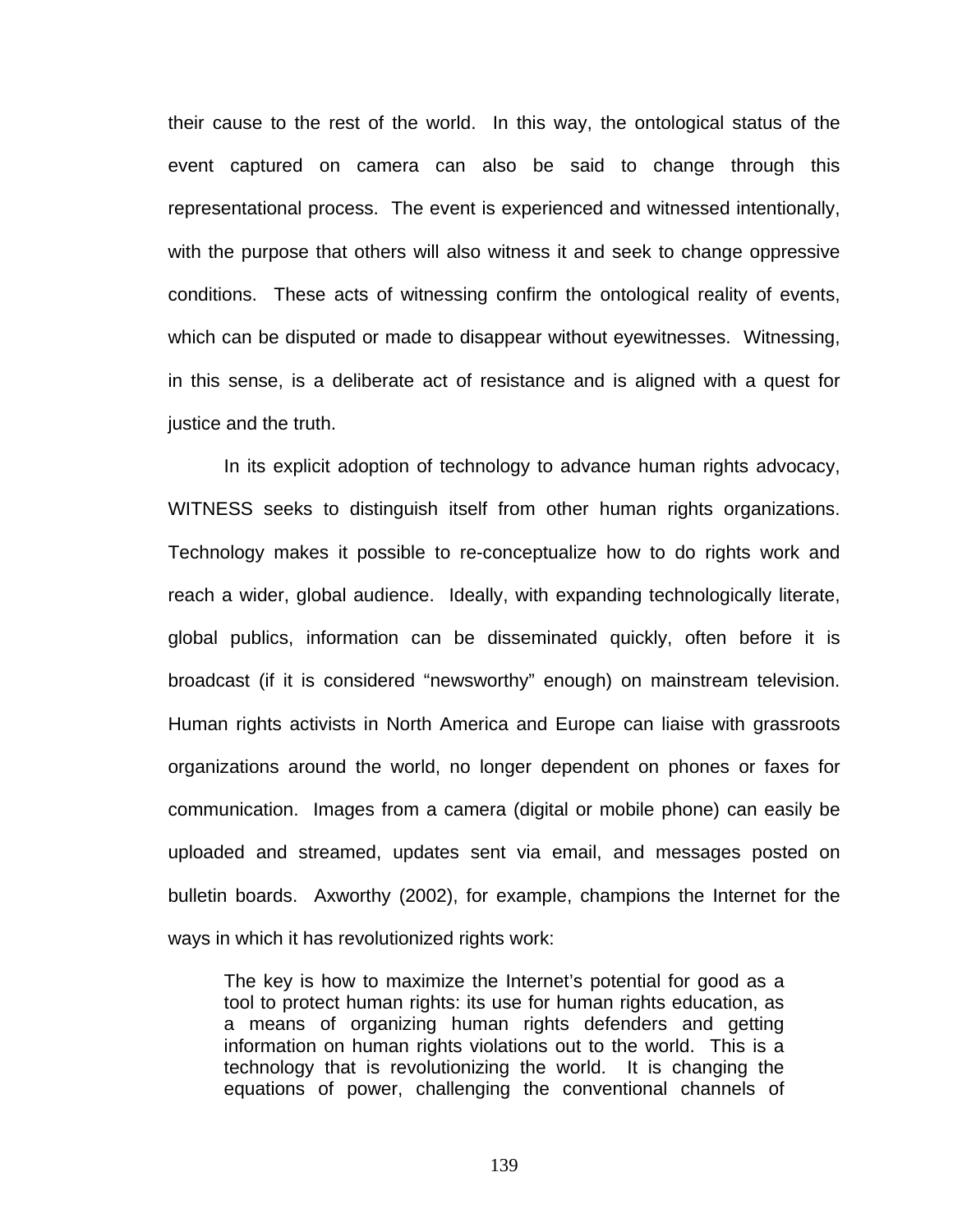their cause to the rest of the world. In this way, the ontological status of the event captured on camera can also be said to change through this representational process. The event is experienced and witnessed intentionally, with the purpose that others will also witness it and seek to change oppressive conditions. These acts of witnessing confirm the ontological reality of events, which can be disputed or made to disappear without eyewitnesses. Witnessing, in this sense, is a deliberate act of resistance and is aligned with a quest for justice and the truth.

In its explicit adoption of technology to advance human rights advocacy, WITNESS seeks to distinguish itself from other human rights organizations. Technology makes it possible to re-conceptualize how to do rights work and reach a wider, global audience. Ideally, with expanding technologically literate, global publics, information can be disseminated quickly, often before it is broadcast (if it is considered "newsworthy" enough) on mainstream television. Human rights activists in North America and Europe can liaise with grassroots organizations around the world, no longer dependent on phones or faxes for communication. Images from a camera (digital or mobile phone) can easily be uploaded and streamed, updates sent via email, and messages posted on bulletin boards. Axworthy (2002), for example, champions the Internet for the ways in which it has revolutionized rights work:

> The key is how to maximize the Internet's potential for good as a tool to protect human rights: its use for human rights education, as a means of organizing human rights defenders and getting information on human rights violations out to the world. This is a technology that is revolutionizing the world. It is changing the equations of power, challenging the conventional channels of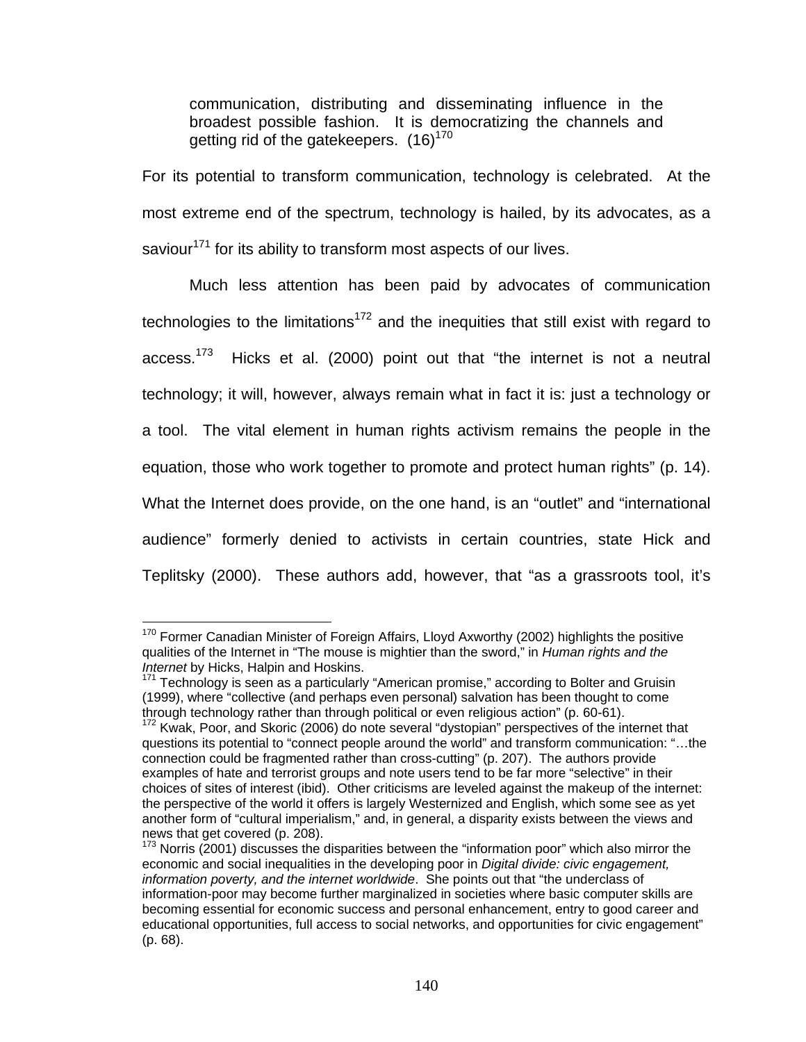> communication, distributing and disseminating influence in the broadest possible fashion. It is democratizing the channels and getting rid of the gatekeepers. (16)[170]

For its potential to transform communication, technology is celebrated. At the most extreme end of the spectrum, technology is hailed, by its advocates, as a saviour[171] for its ability to transform most aspects of our lives.

Much less attention has been paid by advocates of communication technologies to the limitations[172] and the inequities that still exist with regard to access.[173] Hicks et al. (2000) point out that "the internet is not a neutral technology; it will, however, always remain what in fact it is: just a technology or a tool. The vital element in human rights activism remains the people in the equation, those who work together to promote and protect human rights" (p. 14). What the Internet does provide, on the one hand, is an "outlet" and "international audience" formerly denied to activists in certain countries, state Hick and Teplitsky (2000). These authors add, however, that "as a grassroots tool, it's

---

[170] Former Canadian Minister of Foreign Affairs, Lloyd Axworthy (2002) highlights the positive qualities of the Internet in "The mouse is mightier than the sword," in *Human rights and the Internet* by Hicks, Halpin and Hoskins.

[171] Technology is seen as a particularly "American promise," according to Bolter and Gruisin (1999), where "collective (and perhaps even personal) salvation has been thought to come through technology rather than through political or even religious action" (p. 60-61).

[172] Kwak, Poor, and Skoric (2006) do note several "dystopian" perspectives of the internet that questions its potential to "connect people around the world" and transform communication: "…the connection could be fragmented rather than cross-cutting" (p. 207). The authors provide examples of hate and terrorist groups and note users tend to be far more "selective" in their choices of sites of interest (ibid). Other criticisms are leveled against the makeup of the internet: the perspective of the world it offers is largely Westernized and English, which some see as yet another form of "cultural imperialism," and, in general, a disparity exists between the views and news that get covered (p. 208).

[173] Norris (2001) discusses the disparities between the "information poor" which also mirror the economic and social inequalities in the developing poor in *Digital divide: civic engagement, information poverty, and the internet worldwide*. She points out that "the underclass of information-poor may become further marginalized in societies where basic computer skills are becoming essential for economic success and personal enhancement, entry to good career and educational opportunities, full access to social networks, and opportunities for civic engagement" (p. 68).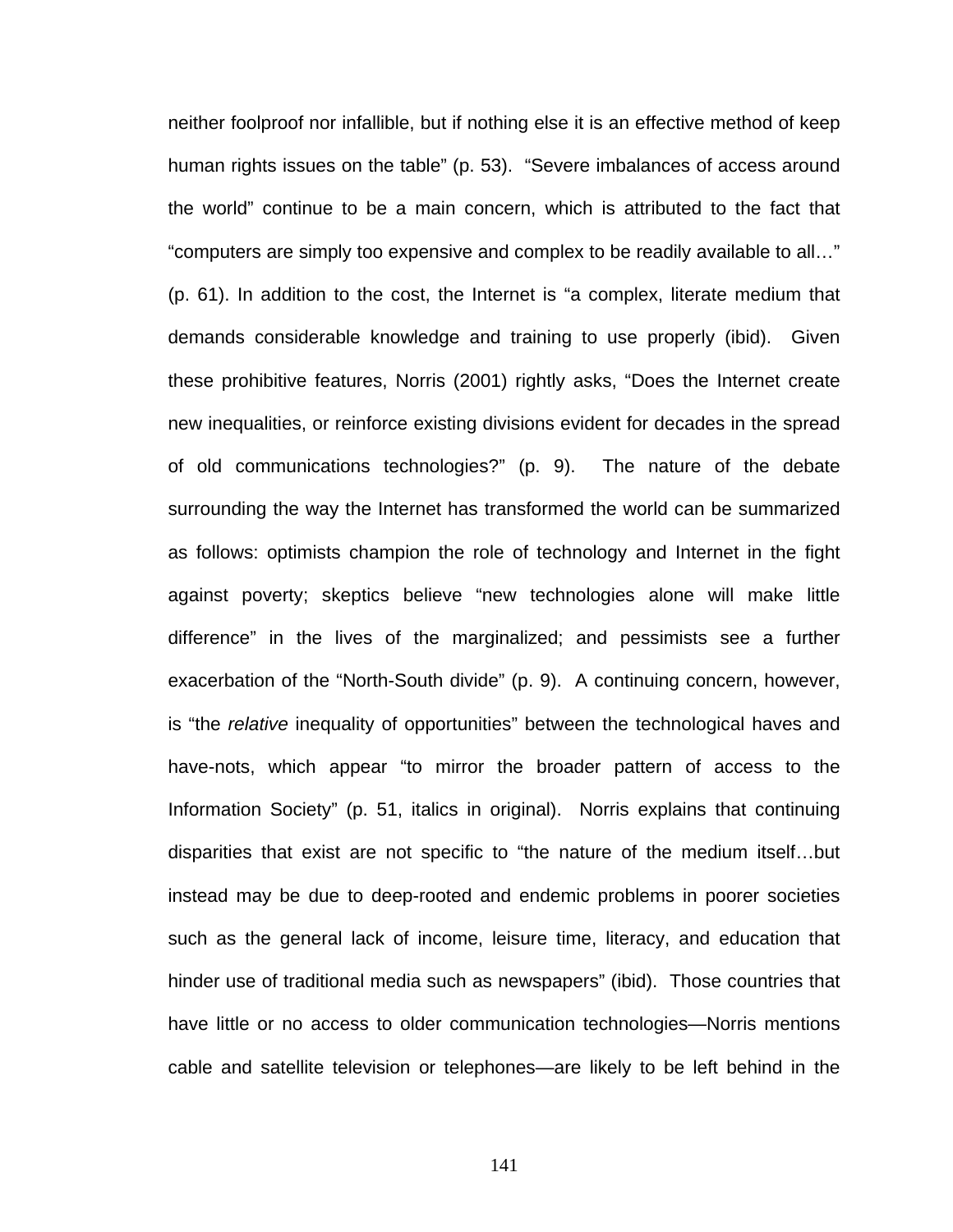neither foolproof nor infallible, but if nothing else it is an effective method of keep human rights issues on the table" (p. 53). "Severe imbalances of access around the world" continue to be a main concern, which is attributed to the fact that "computers are simply too expensive and complex to be readily available to all…" (p. 61). In addition to the cost, the Internet is "a complex, literate medium that demands considerable knowledge and training to use properly (ibid). Given these prohibitive features, Norris (2001) rightly asks, "Does the Internet create new inequalities, or reinforce existing divisions evident for decades in the spread of old communications technologies?" (p. 9). The nature of the debate surrounding the way the Internet has transformed the world can be summarized as follows: optimists champion the role of technology and Internet in the fight against poverty; skeptics believe "new technologies alone will make little difference" in the lives of the marginalized; and pessimists see a further exacerbation of the "North-South divide" (p. 9). A continuing concern, however, is "the *relative* inequality of opportunities" between the technological haves and have-nots, which appear "to mirror the broader pattern of access to the Information Society" (p. 51, italics in original). Norris explains that continuing disparities that exist are not specific to "the nature of the medium itself…but instead may be due to deep-rooted and endemic problems in poorer societies such as the general lack of income, leisure time, literacy, and education that hinder use of traditional media such as newspapers" (ibid). Those countries that have little or no access to older communication technologies—Norris mentions cable and satellite television or telephones—are likely to be left behind in the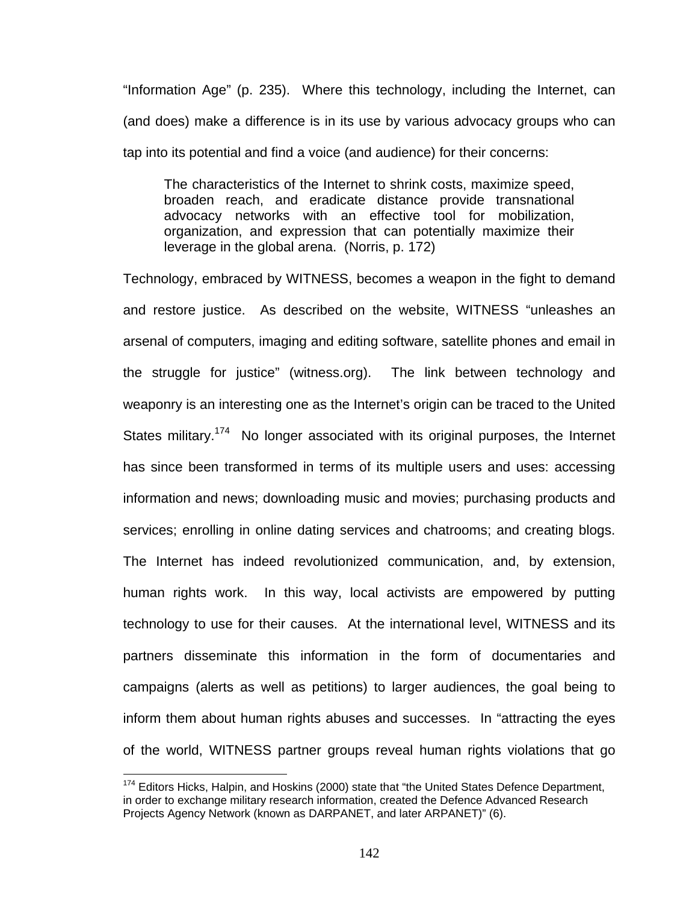"Information Age" (p. 235). Where this technology, including the Internet, can (and does) make a difference is in its use by various advocacy groups who can tap into its potential and find a voice (and audience) for their concerns:

> The characteristics of the Internet to shrink costs, maximize speed, broaden reach, and eradicate distance provide transnational advocacy networks with an effective tool for mobilization, organization, and expression that can potentially maximize their leverage in the global arena. (Norris, p. 172)

Technology, embraced by WITNESS, becomes a weapon in the fight to demand and restore justice. As described on the website, WITNESS "unleashes an arsenal of computers, imaging and editing software, satellite phones and email in the struggle for justice" (witness.org). The link between technology and weaponry is an interesting one as the Internet's origin can be traced to the United States military.[174] No longer associated with its original purposes, the Internet has since been transformed in terms of its multiple users and uses: accessing information and news; downloading music and movies; purchasing products and services; enrolling in online dating services and chatrooms; and creating blogs. The Internet has indeed revolutionized communication, and, by extension, human rights work. In this way, local activists are empowered by putting technology to use for their causes. At the international level, WITNESS and its partners disseminate this information in the form of documentaries and campaigns (alerts as well as petitions) to larger audiences, the goal being to inform them about human rights abuses and successes. In "attracting the eyes of the world, WITNESS partner groups reveal human rights violations that go

---

[174] Editors Hicks, Halpin, and Hoskins (2000) state that "the United States Defence Department, in order to exchange military research information, created the Defence Advanced Research Projects Agency Network (known as DARPANET, and later ARPANET)" (6).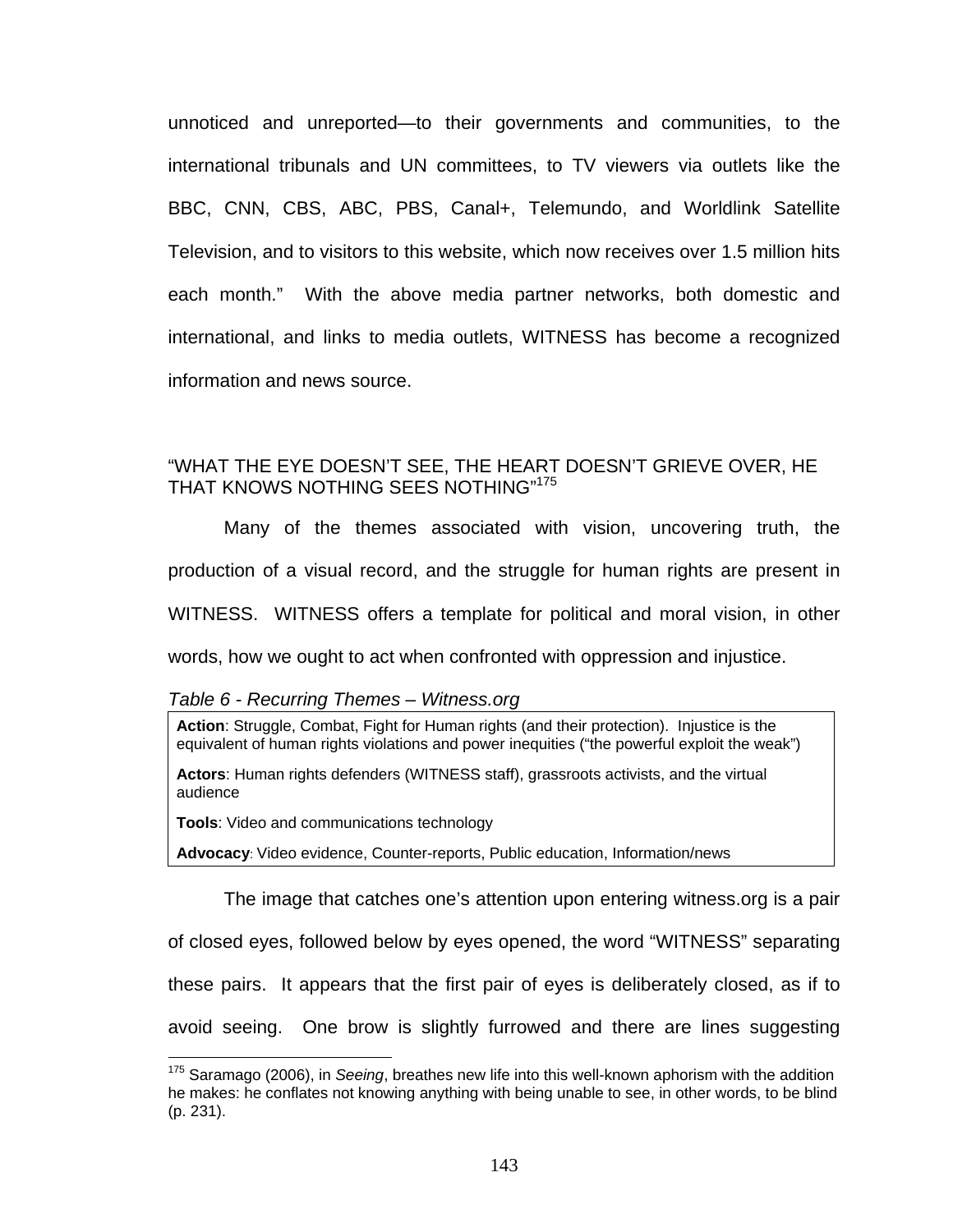unnoticed and unreported—to their governments and communities, to the international tribunals and UN committees, to TV viewers via outlets like the BBC, CNN, CBS, ABC, PBS, Canal+, Telemundo, and Worldlink Satellite Television, and to visitors to this website, which now receives over 1.5 million hits each month." With the above media partner networks, both domestic and international, and links to media outlets, WITNESS has become a recognized information and news source.

## "WHAT THE EYE DOESN'T SEE, THE HEART DOESN'T GRIEVE OVER, HE THAT KNOWS NOTHING SEES NOTHING"[175]

Many of the themes associated with vision, uncovering truth, the production of a visual record, and the struggle for human rights are present in WITNESS. WITNESS offers a template for political and moral vision, in other words, how we ought to act when confronted with oppression and injustice.

*Table 6 - Recurring Themes – Witness.org*

| |
|---|
| **Action**: Struggle, Combat, Fight for Human rights (and their protection). Injustice is the equivalent of human rights violations and power inequities ("the powerful exploit the weak") |
| **Actors**: Human rights defenders (WITNESS staff), grassroots activists, and the virtual audience |
| **Tools**: Video and communications technology |
| **Advocacy**: Video evidence, Counter-reports, Public education, Information/news |

The image that catches one's attention upon entering witness.org is a pair of closed eyes, followed below by eyes opened, the word "WITNESS" separating these pairs. It appears that the first pair of eyes is deliberately closed, as if to avoid seeing. One brow is slightly furrowed and there are lines suggesting

[175] Saramago (2006), in *Seeing*, breathes new life into this well-known aphorism with the addition he makes: he conflates not knowing anything with being unable to see, in other words, to be blind (p. 231).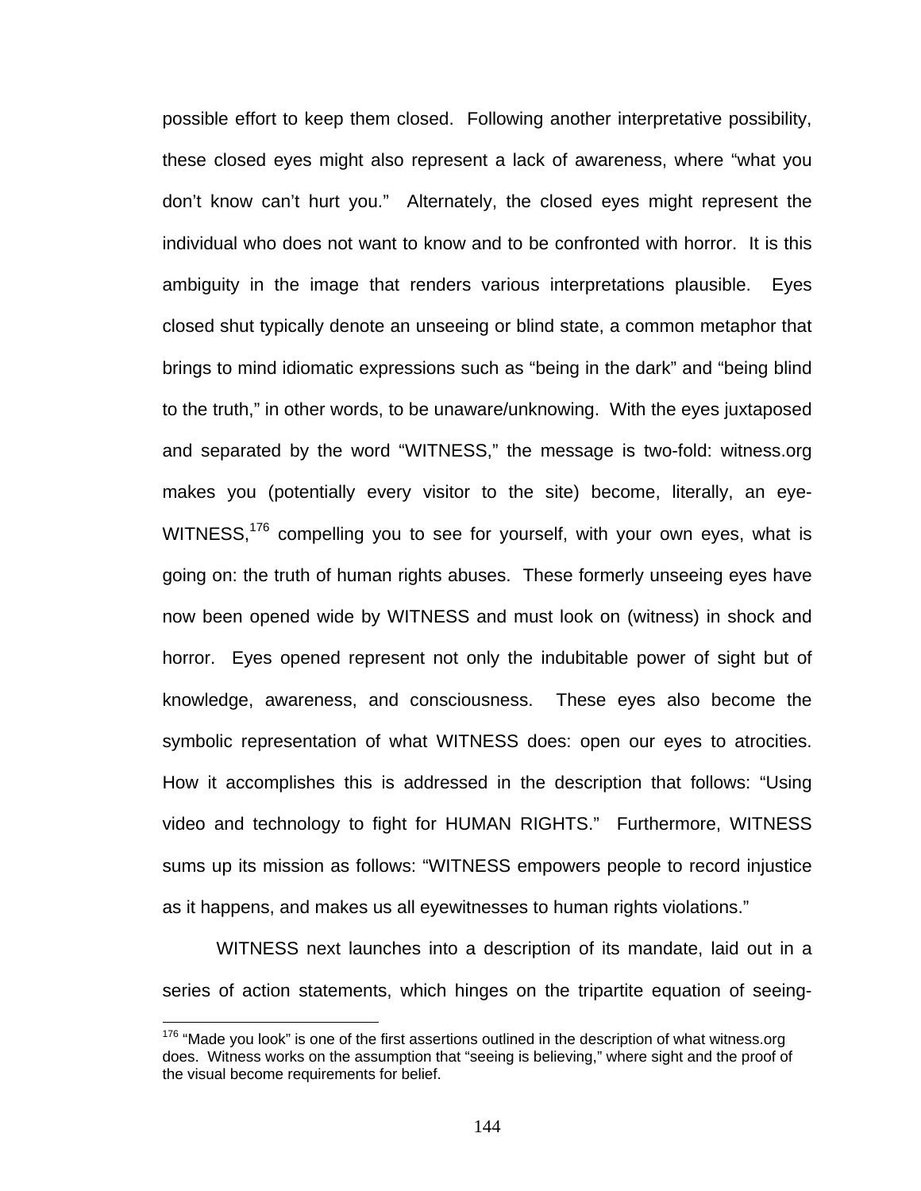possible effort to keep them closed. Following another interpretative possibility, these closed eyes might also represent a lack of awareness, where "what you don't know can't hurt you." Alternately, the closed eyes might represent the individual who does not want to know and to be confronted with horror. It is this ambiguity in the image that renders various interpretations plausible. Eyes closed shut typically denote an unseeing or blind state, a common metaphor that brings to mind idiomatic expressions such as "being in the dark" and "being blind to the truth," in other words, to be unaware/unknowing. With the eyes juxtaposed and separated by the word "WITNESS," the message is two-fold: witness.org makes you (potentially every visitor to the site) become, literally, an eye-WITNESS,[176] compelling you to see for yourself, with your own eyes, what is going on: the truth of human rights abuses. These formerly unseeing eyes have now been opened wide by WITNESS and must look on (witness) in shock and horror. Eyes opened represent not only the indubitable power of sight but of knowledge, awareness, and consciousness. These eyes also become the symbolic representation of what WITNESS does: open our eyes to atrocities. How it accomplishes this is addressed in the description that follows: "Using video and technology to fight for HUMAN RIGHTS." Furthermore, WITNESS sums up its mission as follows: "WITNESS empowers people to record injustice as it happens, and makes us all eyewitnesses to human rights violations."

WITNESS next launches into a description of its mandate, laid out in a series of action statements, which hinges on the tripartite equation of seeing-

[176] "Made you look" is one of the first assertions outlined in the description of what witness.org does. Witness works on the assumption that "seeing is believing," where sight and the proof of the visual become requirements for belief.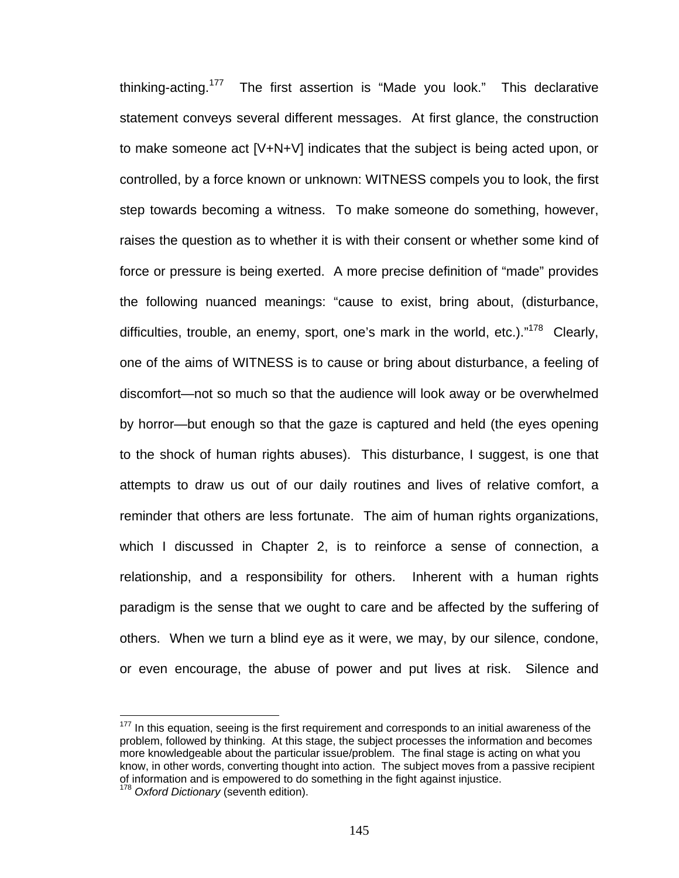thinking-acting.[177] The first assertion is “Made you look.” This declarative statement conveys several different messages. At first glance, the construction to make someone act [V+N+V] indicates that the subject is being acted upon, or controlled, by a force known or unknown: WITNESS compels you to look, the first step towards becoming a witness. To make someone do something, however, raises the question as to whether it is with their consent or whether some kind of force or pressure is being exerted. A more precise definition of “made” provides the following nuanced meanings: “cause to exist, bring about, (disturbance, difficulties, trouble, an enemy, sport, one’s mark in the world, etc.).”[178] Clearly, one of the aims of WITNESS is to cause or bring about disturbance, a feeling of discomfort—not so much so that the audience will look away or be overwhelmed by horror—but enough so that the gaze is captured and held (the eyes opening to the shock of human rights abuses). This disturbance, I suggest, is one that attempts to draw us out of our daily routines and lives of relative comfort, a reminder that others are less fortunate. The aim of human rights organizations, which I discussed in Chapter 2, is to reinforce a sense of connection, a relationship, and a responsibility for others. Inherent with a human rights paradigm is the sense that we ought to care and be affected by the suffering of others. When we turn a blind eye as it were, we may, by our silence, condone, or even encourage, the abuse of power and put lives at risk. Silence and

---

[177] In this equation, seeing is the first requirement and corresponds to an initial awareness of the problem, followed by thinking. At this stage, the subject processes the information and becomes more knowledgeable about the particular issue/problem. The final stage is acting on what you know, in other words, converting thought into action. The subject moves from a passive recipient of information and is empowered to do something in the fight against injustice.

[178] *Oxford Dictionary* (seventh edition).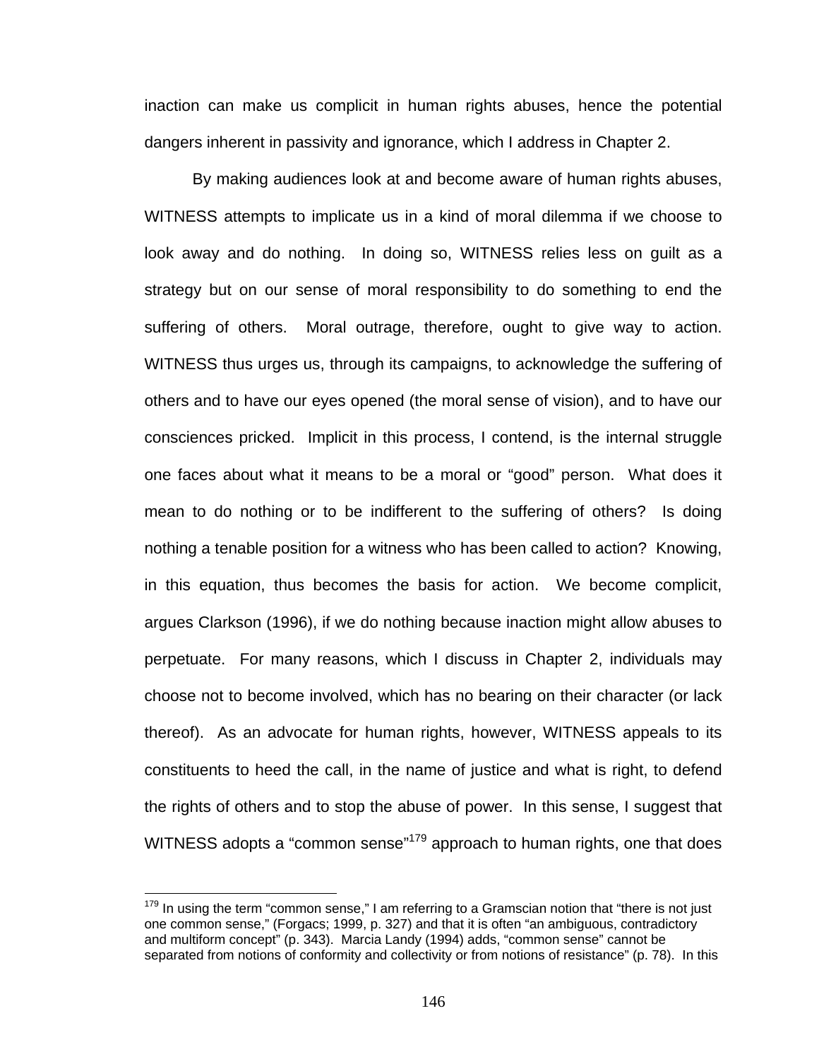inaction can make us complicit in human rights abuses, hence the potential dangers inherent in passivity and ignorance, which I address in Chapter 2.

By making audiences look at and become aware of human rights abuses, WITNESS attempts to implicate us in a kind of moral dilemma if we choose to look away and do nothing. In doing so, WITNESS relies less on guilt as a strategy but on our sense of moral responsibility to do something to end the suffering of others. Moral outrage, therefore, ought to give way to action. WITNESS thus urges us, through its campaigns, to acknowledge the suffering of others and to have our eyes opened (the moral sense of vision), and to have our consciences pricked. Implicit in this process, I contend, is the internal struggle one faces about what it means to be a moral or "good" person. What does it mean to do nothing or to be indifferent to the suffering of others? Is doing nothing a tenable position for a witness who has been called to action? Knowing, in this equation, thus becomes the basis for action. We become complicit, argues Clarkson (1996), if we do nothing because inaction might allow abuses to perpetuate. For many reasons, which I discuss in Chapter 2, individuals may choose not to become involved, which has no bearing on their character (or lack thereof). As an advocate for human rights, however, WITNESS appeals to its constituents to heed the call, in the name of justice and what is right, to defend the rights of others and to stop the abuse of power. In this sense, I suggest that WITNESS adopts a "common sense"[179] approach to human rights, one that does

[179] In using the term "common sense," I am referring to a Gramscian notion that "there is not just one common sense," (Forgacs; 1999, p. 327) and that it is often "an ambiguous, contradictory and multiform concept" (p. 343). Marcia Landy (1994) adds, "common sense" cannot be separated from notions of conformity and collectivity or from notions of resistance" (p. 78). In this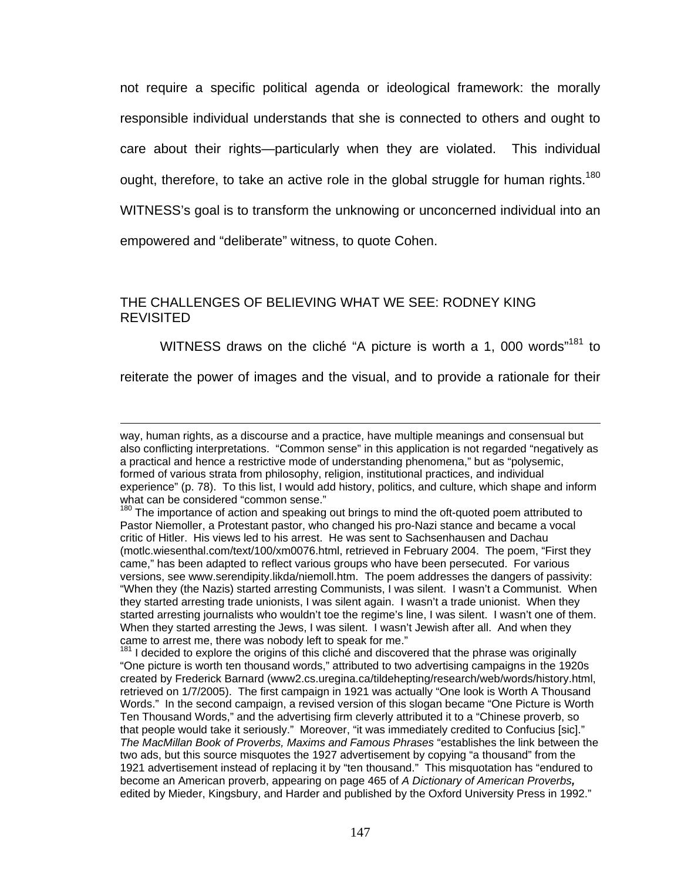not require a specific political agenda or ideological framework: the morally responsible individual understands that she is connected to others and ought to care about their rights—particularly when they are violated. This individual ought, therefore, to take an active role in the global struggle for human rights.[180] WITNESS's goal is to transform the unknowing or unconcerned individual into an empowered and "deliberate" witness, to quote Cohen.

## THE CHALLENGES OF BELIEVING WHAT WE SEE: RODNEY KING REVISITED

WITNESS draws on the cliché "A picture is worth a 1, 000 words"[181] to reiterate the power of images and the visual, and to provide a rationale for their

---

way, human rights, as a discourse and a practice, have multiple meanings and consensual but also conflicting interpretations. "Common sense" in this application is not regarded "negatively as a practical and hence a restrictive mode of understanding phenomena," but as "polysemic, formed of various strata from philosophy, religion, institutional practices, and individual experience" (p. 78). To this list, I would add history, politics, and culture, which shape and inform what can be considered "common sense."

[180] The importance of action and speaking out brings to mind the oft-quoted poem attributed to Pastor Niemoller, a Protestant pastor, who changed his pro-Nazi stance and became a vocal critic of Hitler. His views led to his arrest. He was sent to Sachsenhausen and Dachau (motlc.wiesenthal.com/text/100/xm0076.html, retrieved in February 2004. The poem, "First they came," has been adapted to reflect various groups who have been persecuted. For various versions, see www.serendipity.likda/niemoll.htm. The poem addresses the dangers of passivity: "When they (the Nazis) started arresting Communists, I was silent. I wasn't a Communist. When they started arresting trade unionists, I was silent again. I wasn't a trade unionist. When they started arresting journalists who wouldn't toe the regime's line, I was silent. I wasn't one of them. When they started arresting the Jews, I was silent. I wasn't Jewish after all. And when they came to arrest me, there was nobody left to speak for me."

[181] I decided to explore the origins of this cliché and discovered that the phrase was originally "One picture is worth ten thousand words," attributed to two advertising campaigns in the 1920s created by Frederick Barnard (www2.cs.uregina.ca/tildehepting/research/web/words/history.html, retrieved on 1/7/2005). The first campaign in 1921 was actually "One look is Worth A Thousand Words." In the second campaign, a revised version of this slogan became "One Picture is Worth Ten Thousand Words," and the advertising firm cleverly attributed it to a "Chinese proverb, so that people would take it seriously." Moreover, "it was immediately credited to Confucius [sic]." *The MacMillan Book of Proverbs, Maxims and Famous Phrases* "establishes the link between the two ads, but this source misquotes the 1927 advertisement by copying "a thousand" from the 1921 advertisement instead of replacing it by "ten thousand." This misquotation has "endured to become an American proverb, appearing on page 465 of *A Dictionary of American Proverbs***,** edited by Mieder, Kingsbury, and Harder and published by the Oxford University Press in 1992."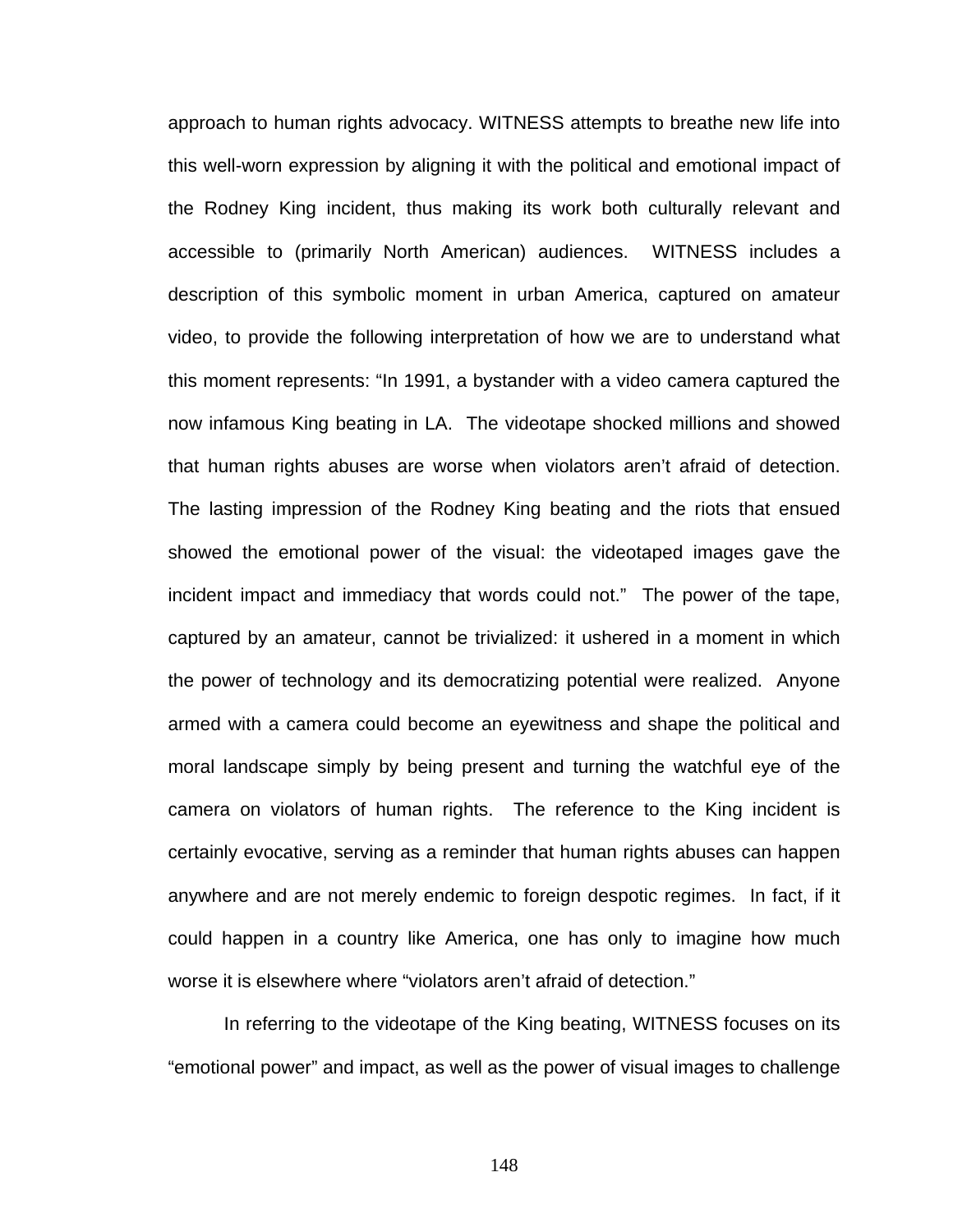approach to human rights advocacy. WITNESS attempts to breathe new life into this well-worn expression by aligning it with the political and emotional impact of the Rodney King incident, thus making its work both culturally relevant and accessible to (primarily North American) audiences. WITNESS includes a description of this symbolic moment in urban America, captured on amateur video, to provide the following interpretation of how we are to understand what this moment represents: "In 1991, a bystander with a video camera captured the now infamous King beating in LA. The videotape shocked millions and showed that human rights abuses are worse when violators aren't afraid of detection. The lasting impression of the Rodney King beating and the riots that ensued showed the emotional power of the visual: the videotaped images gave the incident impact and immediacy that words could not." The power of the tape, captured by an amateur, cannot be trivialized: it ushered in a moment in which the power of technology and its democratizing potential were realized. Anyone armed with a camera could become an eyewitness and shape the political and moral landscape simply by being present and turning the watchful eye of the camera on violators of human rights. The reference to the King incident is certainly evocative, serving as a reminder that human rights abuses can happen anywhere and are not merely endemic to foreign despotic regimes. In fact, if it could happen in a country like America, one has only to imagine how much worse it is elsewhere where "violators aren't afraid of detection."

In referring to the videotape of the King beating, WITNESS focuses on its "emotional power" and impact, as well as the power of visual images to challenge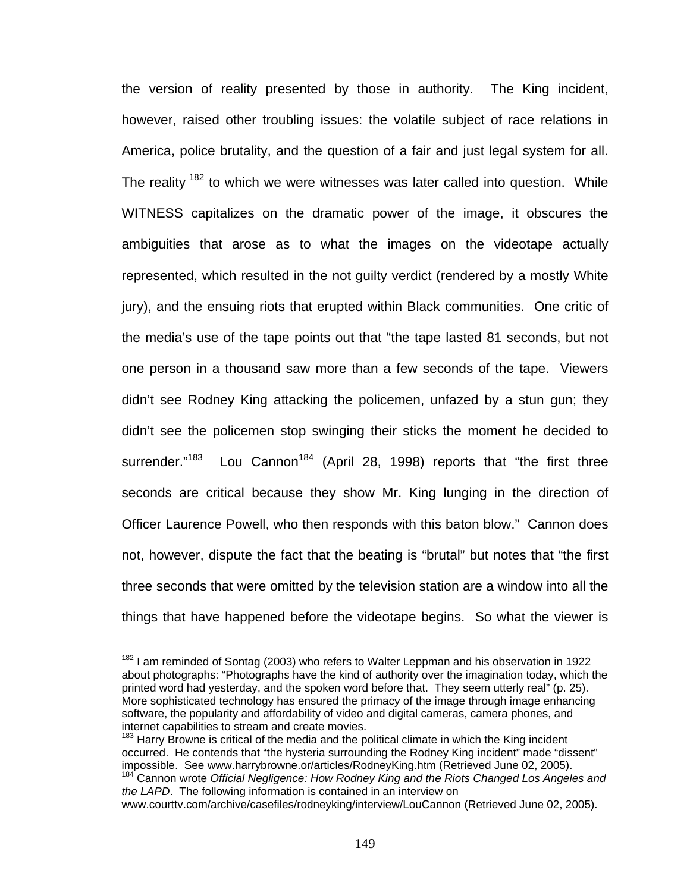the version of reality presented by those in authority. The King incident, however, raised other troubling issues: the volatile subject of race relations in America, police brutality, and the question of a fair and just legal system for all. The reality [182] to which we were witnesses was later called into question. While WITNESS capitalizes on the dramatic power of the image, it obscures the ambiguities that arose as to what the images on the videotape actually represented, which resulted in the not guilty verdict (rendered by a mostly White jury), and the ensuing riots that erupted within Black communities. One critic of the media's use of the tape points out that "the tape lasted 81 seconds, but not one person in a thousand saw more than a few seconds of the tape. Viewers didn't see Rodney King attacking the policemen, unfazed by a stun gun; they didn't see the policemen stop swinging their sticks the moment he decided to surrender."[183] Lou Cannon[184] (April 28, 1998) reports that "the first three seconds are critical because they show Mr. King lunging in the direction of Officer Laurence Powell, who then responds with this baton blow." Cannon does not, however, dispute the fact that the beating is "brutal" but notes that "the first three seconds that were omitted by the television station are a window into all the things that have happened before the videotape begins. So what the viewer is

---

[182] I am reminded of Sontag (2003) who refers to Walter Leppman and his observation in 1922 about photographs: "Photographs have the kind of authority over the imagination today, which the printed word had yesterday, and the spoken word before that. They seem utterly real" (p. 25). More sophisticated technology has ensured the primacy of the image through image enhancing software, the popularity and affordability of video and digital cameras, camera phones, and internet capabilities to stream and create movies.

[183] Harry Browne is critical of the media and the political climate in which the King incident occurred. He contends that "the hysteria surrounding the Rodney King incident" made "dissent" impossible. See www.harrybrowne.or/articles/RodneyKing.htm (Retrieved June 02, 2005).

[184] Cannon wrote *Official Negligence: How Rodney King and the Riots Changed Los Angeles and the LAPD*. The following information is contained in an interview on www.courttv.com/archive/casefiles/rodneyking/interview/LouCannon (Retrieved June 02, 2005).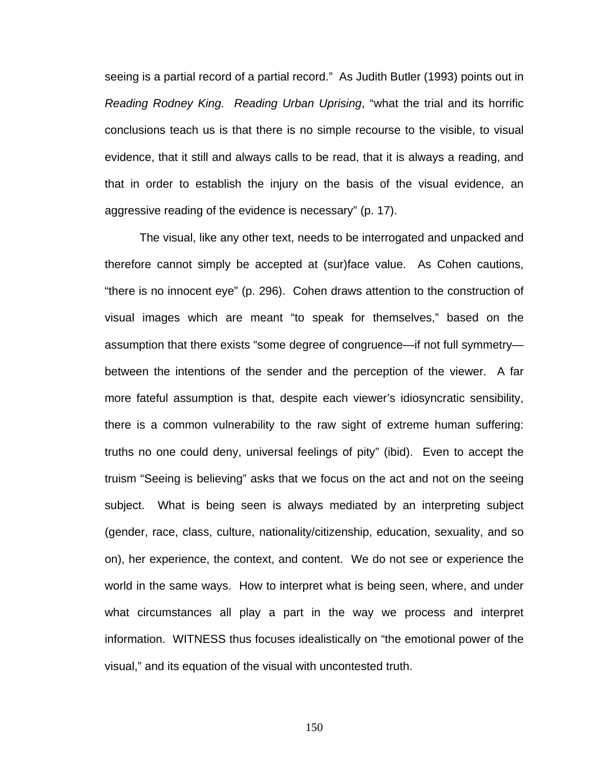seeing is a partial record of a partial record." As Judith Butler (1993) points out in *Reading Rodney King. Reading Urban Uprising*, "what the trial and its horrific conclusions teach us is that there is no simple recourse to the visible, to visual evidence, that it still and always calls to be read, that it is always a reading, and that in order to establish the injury on the basis of the visual evidence, an aggressive reading of the evidence is necessary" (p. 17).

The visual, like any other text, needs to be interrogated and unpacked and therefore cannot simply be accepted at (sur)face value. As Cohen cautions, "there is no innocent eye" (p. 296). Cohen draws attention to the construction of visual images which are meant "to speak for themselves," based on the assumption that there exists "some degree of congruence—if not full symmetry—between the intentions of the sender and the perception of the viewer. A far more fateful assumption is that, despite each viewer's idiosyncratic sensibility, there is a common vulnerability to the raw sight of extreme human suffering: truths no one could deny, universal feelings of pity" (ibid). Even to accept the truism "Seeing is believing" asks that we focus on the act and not on the seeing subject. What is being seen is always mediated by an interpreting subject (gender, race, class, culture, nationality/citizenship, education, sexuality, and so on), her experience, the context, and content. We do not see or experience the world in the same ways. How to interpret what is being seen, where, and under what circumstances all play a part in the way we process and interpret information. WITNESS thus focuses idealistically on "the emotional power of the visual," and its equation of the visual with uncontested truth.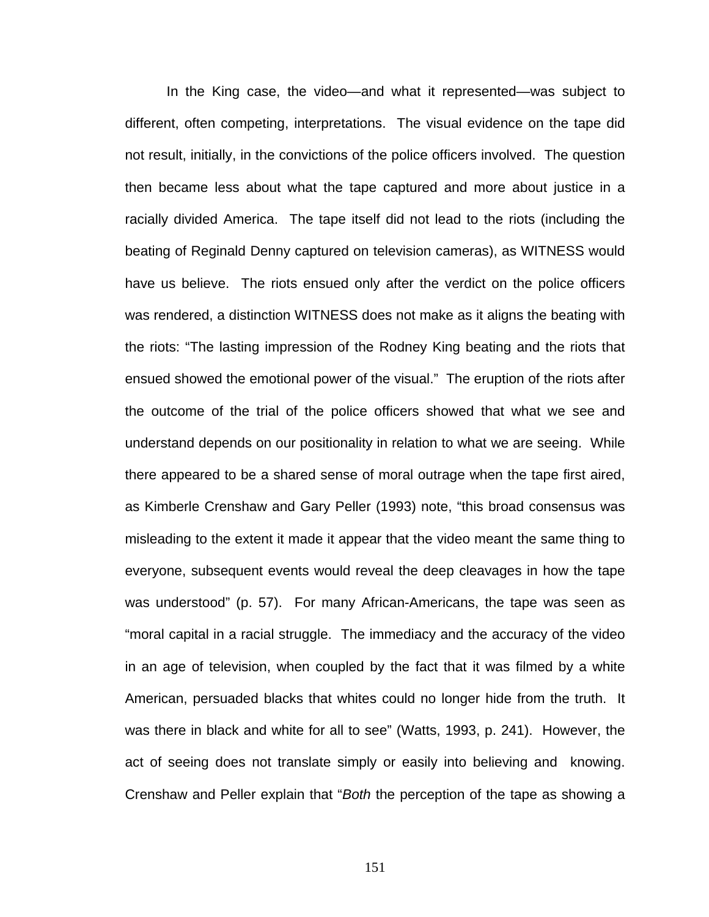In the King case, the video—and what it represented—was subject to different, often competing, interpretations. The visual evidence on the tape did not result, initially, in the convictions of the police officers involved. The question then became less about what the tape captured and more about justice in a racially divided America. The tape itself did not lead to the riots (including the beating of Reginald Denny captured on television cameras), as WITNESS would have us believe. The riots ensued only after the verdict on the police officers was rendered, a distinction WITNESS does not make as it aligns the beating with the riots: "The lasting impression of the Rodney King beating and the riots that ensued showed the emotional power of the visual." The eruption of the riots after the outcome of the trial of the police officers showed that what we see and understand depends on our positionality in relation to what we are seeing. While there appeared to be a shared sense of moral outrage when the tape first aired, as Kimberle Crenshaw and Gary Peller (1993) note, "this broad consensus was misleading to the extent it made it appear that the video meant the same thing to everyone, subsequent events would reveal the deep cleavages in how the tape was understood" (p. 57). For many African-Americans, the tape was seen as "moral capital in a racial struggle. The immediacy and the accuracy of the video in an age of television, when coupled by the fact that it was filmed by a white American, persuaded blacks that whites could no longer hide from the truth. It was there in black and white for all to see" (Watts, 1993, p. 241). However, the act of seeing does not translate simply or easily into believing and knowing. Crenshaw and Peller explain that "*Both* the perception of the tape as showing a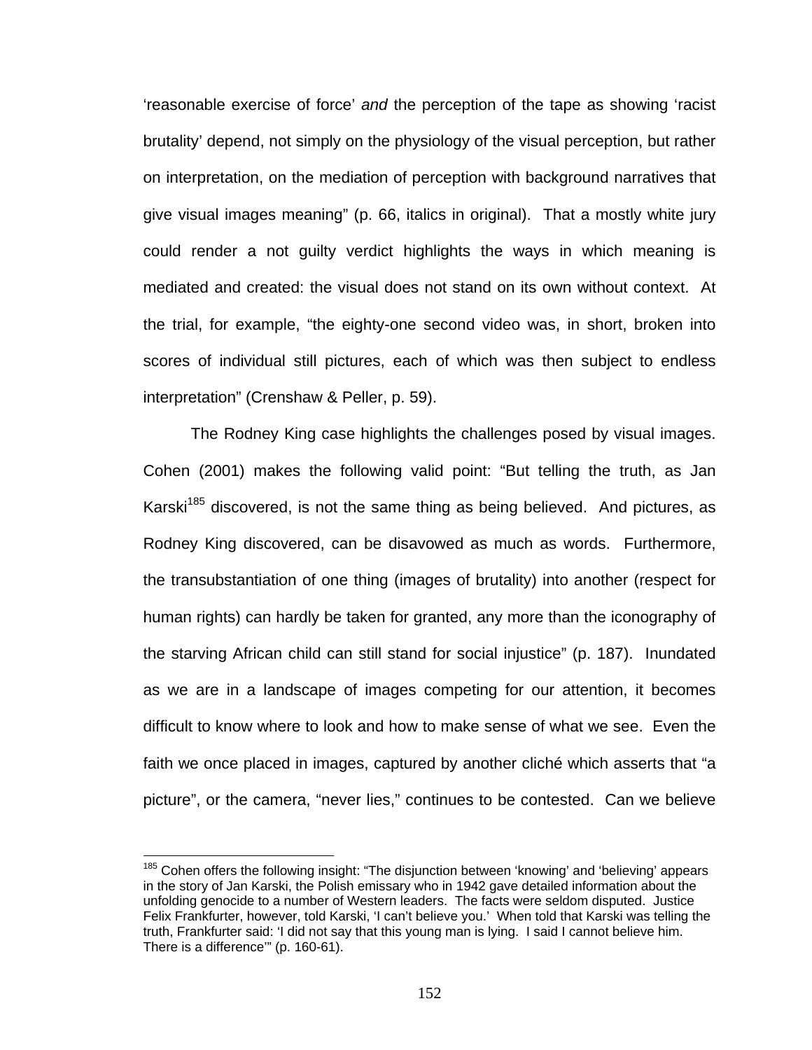'reasonable exercise of force' *and* the perception of the tape as showing 'racist brutality' depend, not simply on the physiology of the visual perception, but rather on interpretation, on the mediation of perception with background narratives that give visual images meaning" (p. 66, italics in original). That a mostly white jury could render a not guilty verdict highlights the ways in which meaning is mediated and created: the visual does not stand on its own without context. At the trial, for example, "the eighty-one second video was, in short, broken into scores of individual still pictures, each of which was then subject to endless interpretation" (Crenshaw & Peller, p. 59).

The Rodney King case highlights the challenges posed by visual images. Cohen (2001) makes the following valid point: "But telling the truth, as Jan Karski[185] discovered, is not the same thing as being believed. And pictures, as Rodney King discovered, can be disavowed as much as words. Furthermore, the transubstantiation of one thing (images of brutality) into another (respect for human rights) can hardly be taken for granted, any more than the iconography of the starving African child can still stand for social injustice" (p. 187). Inundated as we are in a landscape of images competing for our attention, it becomes difficult to know where to look and how to make sense of what we see. Even the faith we once placed in images, captured by another cliché which asserts that "a picture", or the camera, "never lies," continues to be contested. Can we believe

[185] Cohen offers the following insight: "The disjunction between 'knowing' and 'believing' appears in the story of Jan Karski, the Polish emissary who in 1942 gave detailed information about the unfolding genocide to a number of Western leaders. The facts were seldom disputed. Justice Felix Frankfurter, however, told Karski, 'I can't believe you.' When told that Karski was telling the truth, Frankfurter said: 'I did not say that this young man is lying. I said I cannot believe him. There is a difference'" (p. 160-61).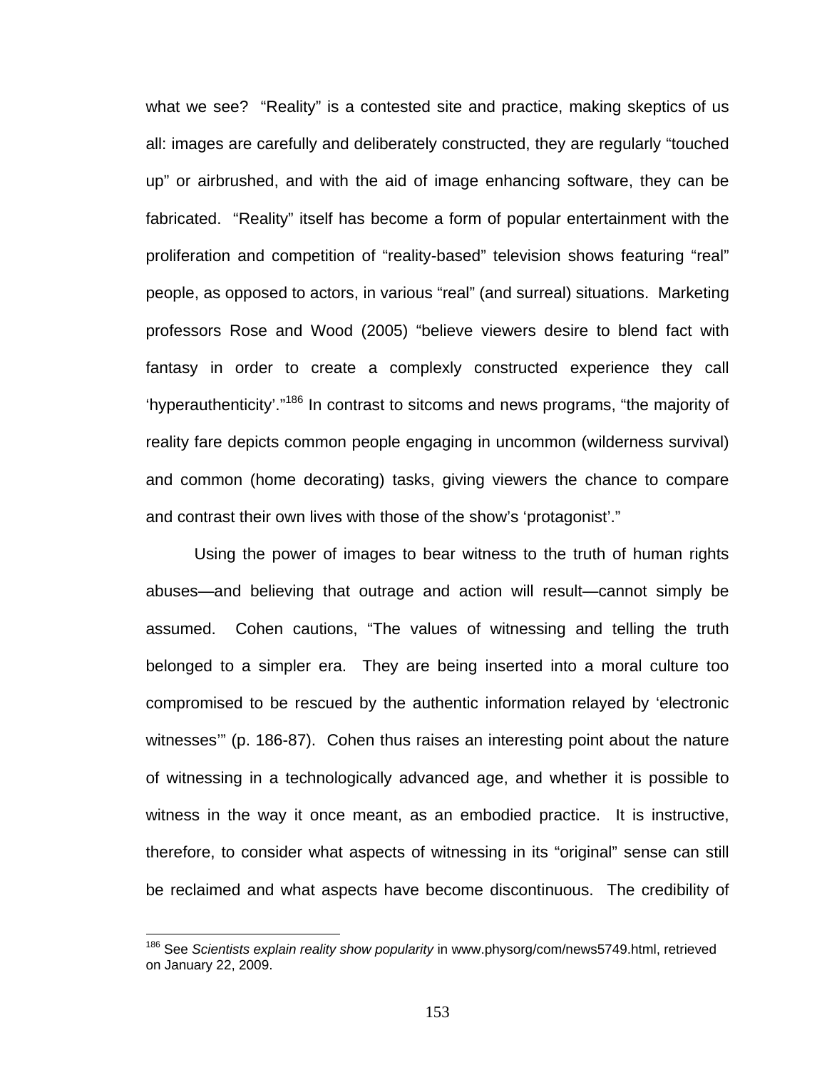what we see? "Reality" is a contested site and practice, making skeptics of us all: images are carefully and deliberately constructed, they are regularly "touched up" or airbrushed, and with the aid of image enhancing software, they can be fabricated. "Reality" itself has become a form of popular entertainment with the proliferation and competition of "reality-based" television shows featuring "real" people, as opposed to actors, in various "real" (and surreal) situations. Marketing professors Rose and Wood (2005) "believe viewers desire to blend fact with fantasy in order to create a complexly constructed experience they call 'hyperauthenticity'."[186] In contrast to sitcoms and news programs, "the majority of reality fare depicts common people engaging in uncommon (wilderness survival) and common (home decorating) tasks, giving viewers the chance to compare and contrast their own lives with those of the show's 'protagonist'."

Using the power of images to bear witness to the truth of human rights abuses—and believing that outrage and action will result—cannot simply be assumed. Cohen cautions, "The values of witnessing and telling the truth belonged to a simpler era. They are being inserted into a moral culture too compromised to be rescued by the authentic information relayed by 'electronic witnesses'" (p. 186-87). Cohen thus raises an interesting point about the nature of witnessing in a technologically advanced age, and whether it is possible to witness in the way it once meant, as an embodied practice. It is instructive, therefore, to consider what aspects of witnessing in its "original" sense can still be reclaimed and what aspects have become discontinuous. The credibility of

---

[186] See *Scientists explain reality show popularity* in www.physorg/com/news5749.html, retrieved on January 22, 2009.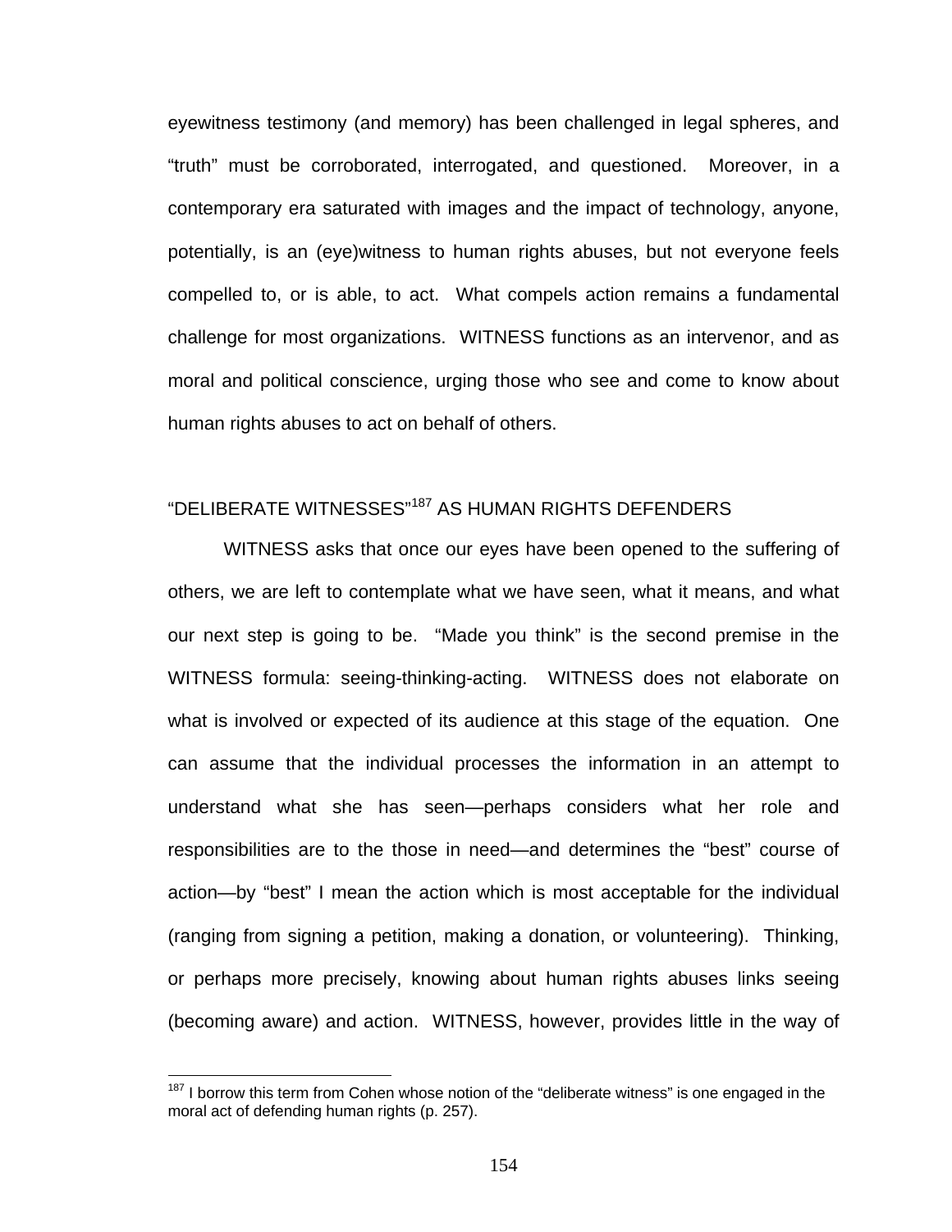eyewitness testimony (and memory) has been challenged in legal spheres, and "truth" must be corroborated, interrogated, and questioned. Moreover, in a contemporary era saturated with images and the impact of technology, anyone, potentially, is an (eye)witness to human rights abuses, but not everyone feels compelled to, or is able, to act. What compels action remains a fundamental challenge for most organizations. WITNESS functions as an intervenor, and as moral and political conscience, urging those who see and come to know about human rights abuses to act on behalf of others.

## "DELIBERATE WITNESSES"[187] AS HUMAN RIGHTS DEFENDERS

WITNESS asks that once our eyes have been opened to the suffering of others, we are left to contemplate what we have seen, what it means, and what our next step is going to be. "Made you think" is the second premise in the WITNESS formula: seeing-thinking-acting. WITNESS does not elaborate on what is involved or expected of its audience at this stage of the equation. One can assume that the individual processes the information in an attempt to understand what she has seen—perhaps considers what her role and responsibilities are to the those in need—and determines the "best" course of action—by "best" I mean the action which is most acceptable for the individual (ranging from signing a petition, making a donation, or volunteering). Thinking, or perhaps more precisely, knowing about human rights abuses links seeing (becoming aware) and action. WITNESS, however, provides little in the way of

[187] I borrow this term from Cohen whose notion of the "deliberate witness" is one engaged in the moral act of defending human rights (p. 257).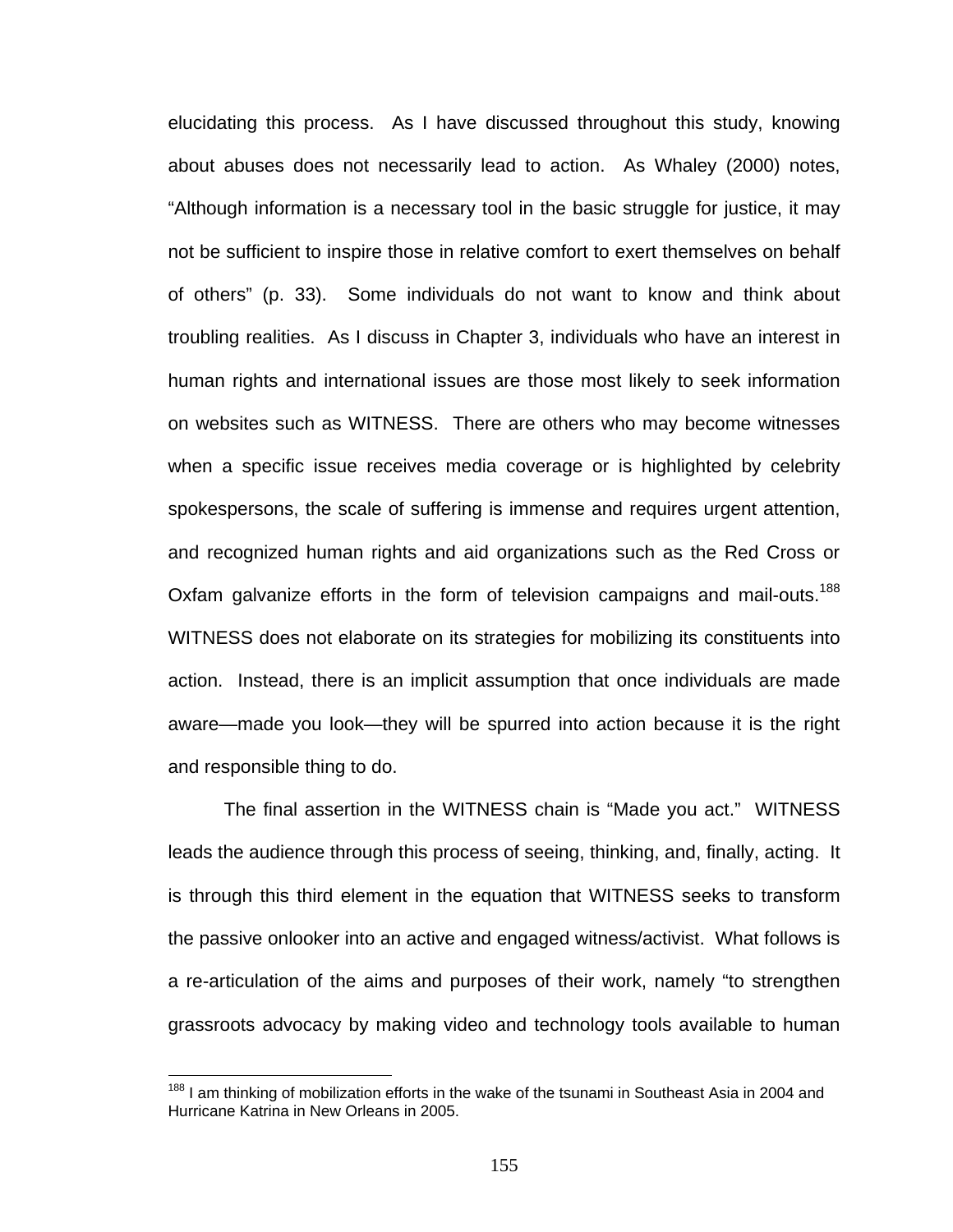elucidating this process. As I have discussed throughout this study, knowing about abuses does not necessarily lead to action. As Whaley (2000) notes, "Although information is a necessary tool in the basic struggle for justice, it may not be sufficient to inspire those in relative comfort to exert themselves on behalf of others" (p. 33). Some individuals do not want to know and think about troubling realities. As I discuss in Chapter 3, individuals who have an interest in human rights and international issues are those most likely to seek information on websites such as WITNESS. There are others who may become witnesses when a specific issue receives media coverage or is highlighted by celebrity spokespersons, the scale of suffering is immense and requires urgent attention, and recognized human rights and aid organizations such as the Red Cross or Oxfam galvanize efforts in the form of television campaigns and mail-outs.[188] WITNESS does not elaborate on its strategies for mobilizing its constituents into action. Instead, there is an implicit assumption that once individuals are made aware—made you look—they will be spurred into action because it is the right and responsible thing to do.

The final assertion in the WITNESS chain is "Made you act." WITNESS leads the audience through this process of seeing, thinking, and, finally, acting. It is through this third element in the equation that WITNESS seeks to transform the passive onlooker into an active and engaged witness/activist. What follows is a re-articulation of the aims and purposes of their work, namely "to strengthen grassroots advocacy by making video and technology tools available to human

---

[188] I am thinking of mobilization efforts in the wake of the tsunami in Southeast Asia in 2004 and Hurricane Katrina in New Orleans in 2005.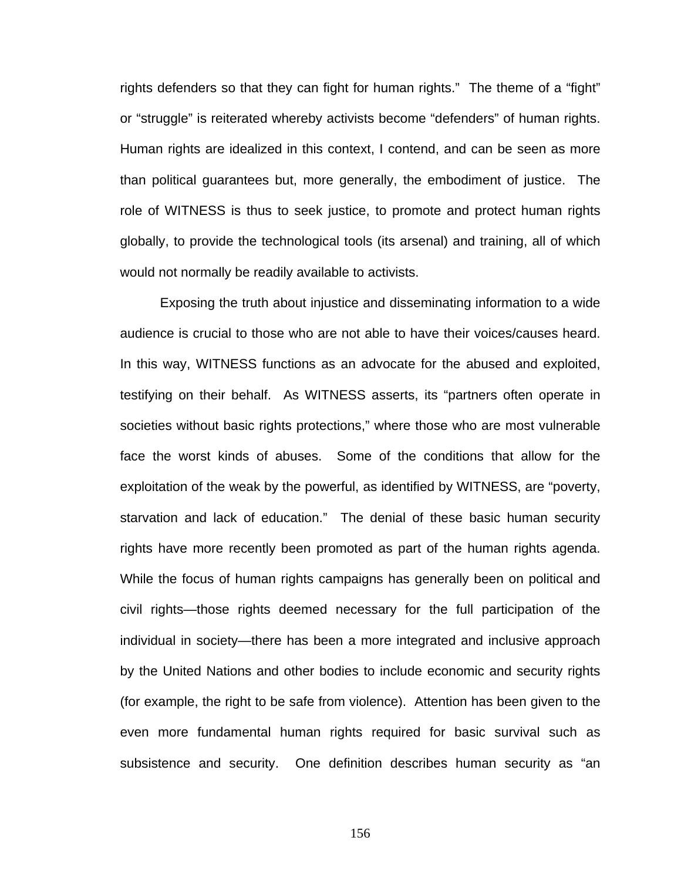rights defenders so that they can fight for human rights." The theme of a "fight" or "struggle" is reiterated whereby activists become "defenders" of human rights. Human rights are idealized in this context, I contend, and can be seen as more than political guarantees but, more generally, the embodiment of justice. The role of WITNESS is thus to seek justice, to promote and protect human rights globally, to provide the technological tools (its arsenal) and training, all of which would not normally be readily available to activists.

Exposing the truth about injustice and disseminating information to a wide audience is crucial to those who are not able to have their voices/causes heard. In this way, WITNESS functions as an advocate for the abused and exploited, testifying on their behalf. As WITNESS asserts, its "partners often operate in societies without basic rights protections," where those who are most vulnerable face the worst kinds of abuses. Some of the conditions that allow for the exploitation of the weak by the powerful, as identified by WITNESS, are "poverty, starvation and lack of education." The denial of these basic human security rights have more recently been promoted as part of the human rights agenda. While the focus of human rights campaigns has generally been on political and civil rights—those rights deemed necessary for the full participation of the individual in society—there has been a more integrated and inclusive approach by the United Nations and other bodies to include economic and security rights (for example, the right to be safe from violence). Attention has been given to the even more fundamental human rights required for basic survival such as subsistence and security. One definition describes human security as "an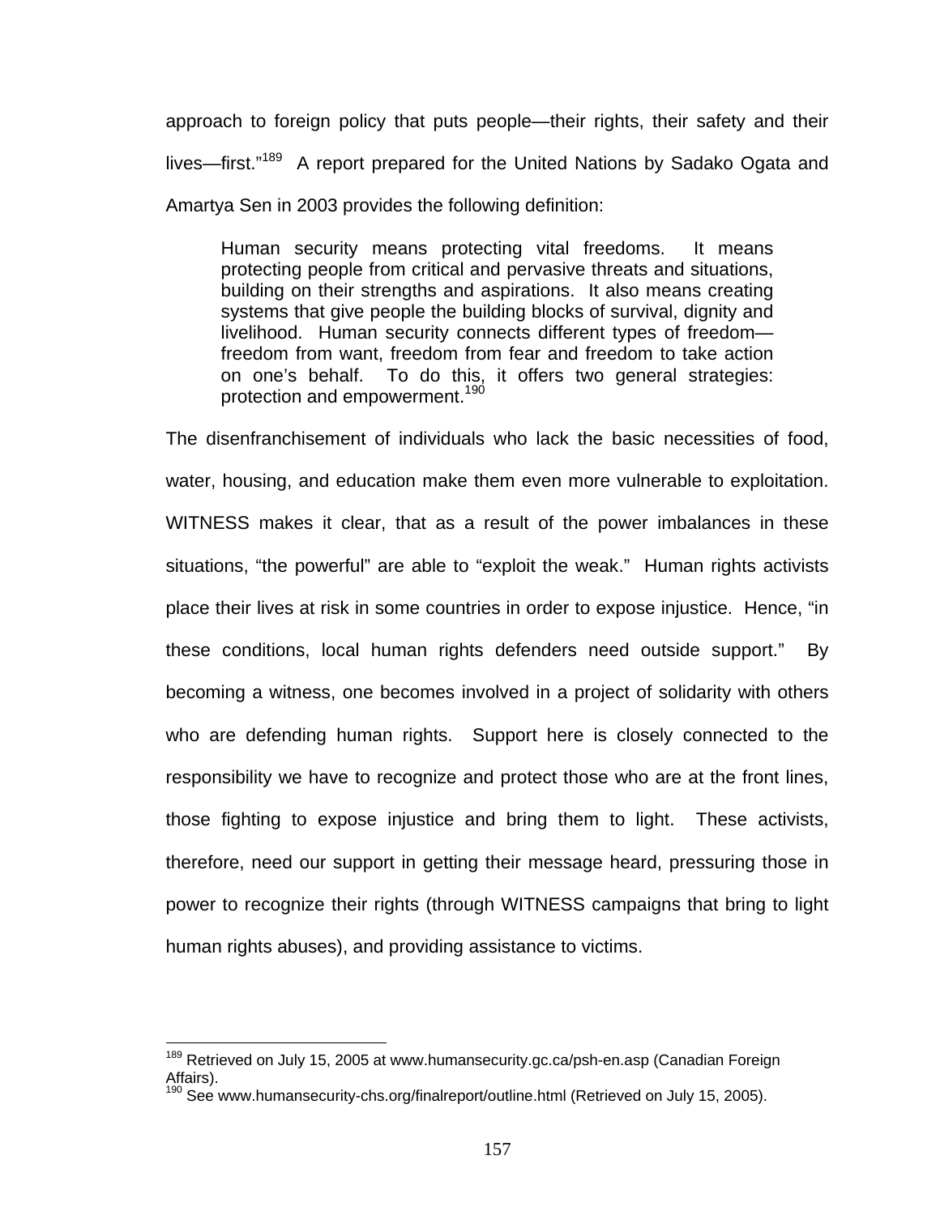approach to foreign policy that puts people—their rights, their safety and their lives—first."[189] A report prepared for the United Nations by Sadako Ogata and Amartya Sen in 2003 provides the following definition:

> Human security means protecting vital freedoms. It means protecting people from critical and pervasive threats and situations, building on their strengths and aspirations. It also means creating systems that give people the building blocks of survival, dignity and livelihood. Human security connects different types of freedom—freedom from want, freedom from fear and freedom to take action on one's behalf. To do this, it offers two general strategies: protection and empowerment.[190]

The disenfranchisement of individuals who lack the basic necessities of food, water, housing, and education make them even more vulnerable to exploitation. WITNESS makes it clear, that as a result of the power imbalances in these situations, "the powerful" are able to "exploit the weak." Human rights activists place their lives at risk in some countries in order to expose injustice. Hence, "in these conditions, local human rights defenders need outside support." By becoming a witness, one becomes involved in a project of solidarity with others who are defending human rights. Support here is closely connected to the responsibility we have to recognize and protect those who are at the front lines, those fighting to expose injustice and bring them to light. These activists, therefore, need our support in getting their message heard, pressuring those in power to recognize their rights (through WITNESS campaigns that bring to light human rights abuses), and providing assistance to victims.

---

[189] Retrieved on July 15, 2005 at www.humansecurity.gc.ca/psh-en.asp (Canadian Foreign Affairs).

[190] See www.humansecurity-chs.org/finalreport/outline.html (Retrieved on July 15, 2005).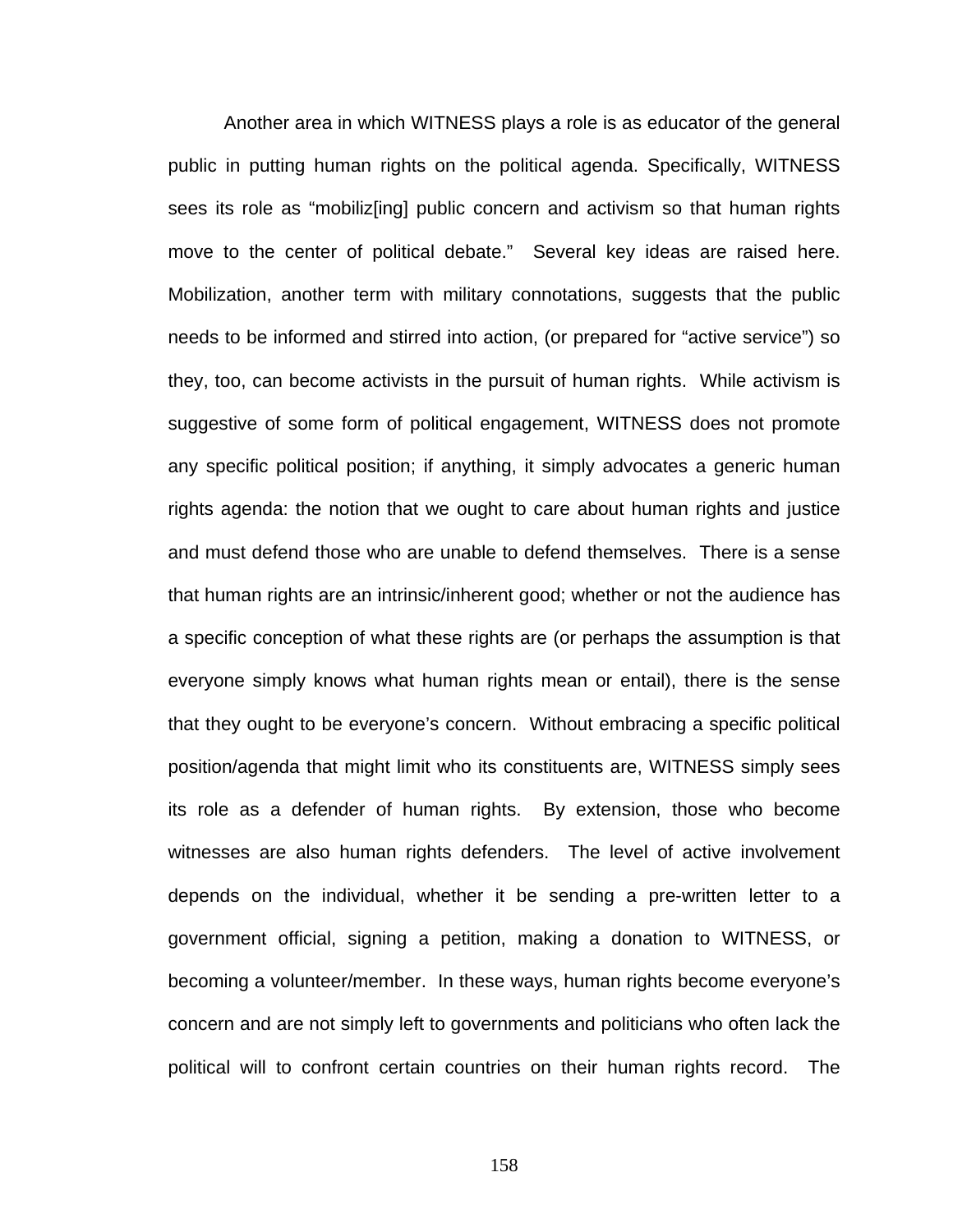Another area in which WITNESS plays a role is as educator of the general public in putting human rights on the political agenda. Specifically, WITNESS sees its role as "mobiliz[ing] public concern and activism so that human rights move to the center of political debate." Several key ideas are raised here. Mobilization, another term with military connotations, suggests that the public needs to be informed and stirred into action, (or prepared for "active service") so they, too, can become activists in the pursuit of human rights. While activism is suggestive of some form of political engagement, WITNESS does not promote any specific political position; if anything, it simply advocates a generic human rights agenda: the notion that we ought to care about human rights and justice and must defend those who are unable to defend themselves. There is a sense that human rights are an intrinsic/inherent good; whether or not the audience has a specific conception of what these rights are (or perhaps the assumption is that everyone simply knows what human rights mean or entail), there is the sense that they ought to be everyone's concern. Without embracing a specific political position/agenda that might limit who its constituents are, WITNESS simply sees its role as a defender of human rights. By extension, those who become witnesses are also human rights defenders. The level of active involvement depends on the individual, whether it be sending a pre-written letter to a government official, signing a petition, making a donation to WITNESS, or becoming a volunteer/member. In these ways, human rights become everyone's concern and are not simply left to governments and politicians who often lack the political will to confront certain countries on their human rights record. The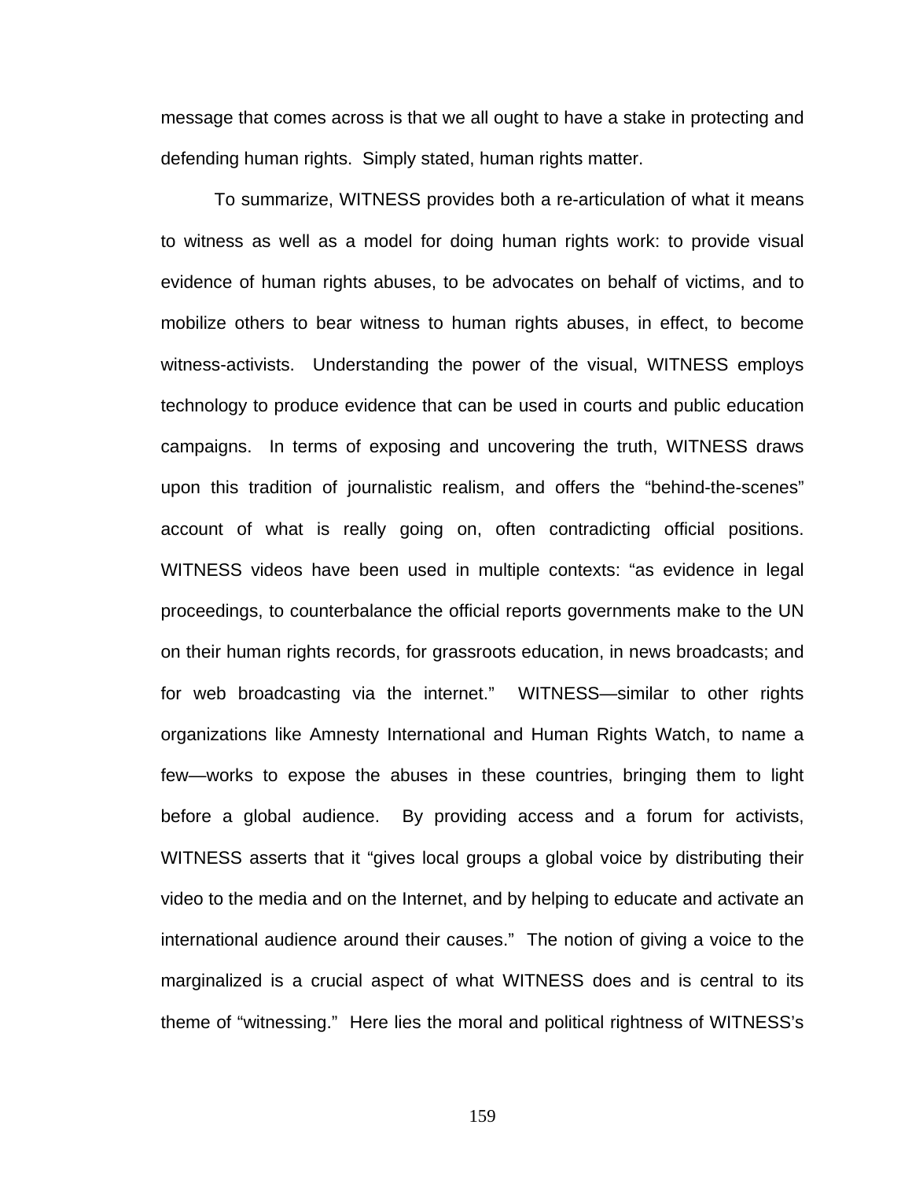message that comes across is that we all ought to have a stake in protecting and defending human rights. Simply stated, human rights matter.

To summarize, WITNESS provides both a re-articulation of what it means to witness as well as a model for doing human rights work: to provide visual evidence of human rights abuses, to be advocates on behalf of victims, and to mobilize others to bear witness to human rights abuses, in effect, to become witness-activists. Understanding the power of the visual, WITNESS employs technology to produce evidence that can be used in courts and public education campaigns. In terms of exposing and uncovering the truth, WITNESS draws upon this tradition of journalistic realism, and offers the "behind-the-scenes" account of what is really going on, often contradicting official positions. WITNESS videos have been used in multiple contexts: "as evidence in legal proceedings, to counterbalance the official reports governments make to the UN on their human rights records, for grassroots education, in news broadcasts; and for web broadcasting via the internet." WITNESS—similar to other rights organizations like Amnesty International and Human Rights Watch, to name a few—works to expose the abuses in these countries, bringing them to light before a global audience. By providing access and a forum for activists, WITNESS asserts that it "gives local groups a global voice by distributing their video to the media and on the Internet, and by helping to educate and activate an international audience around their causes." The notion of giving a voice to the marginalized is a crucial aspect of what WITNESS does and is central to its theme of "witnessing." Here lies the moral and political rightness of WITNESS's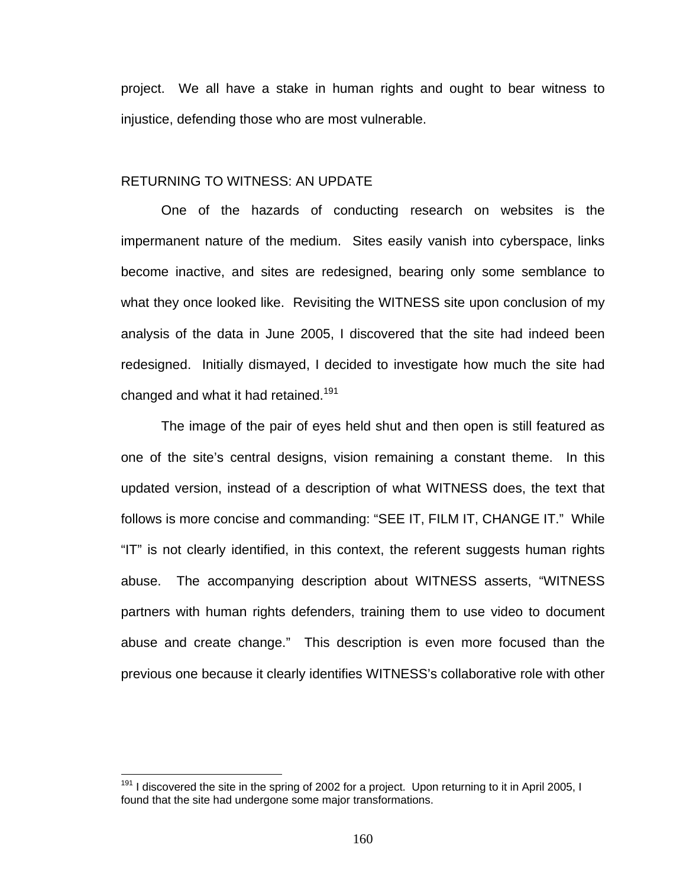project. We all have a stake in human rights and ought to bear witness to injustice, defending those who are most vulnerable.

## RETURNING TO WITNESS: AN UPDATE

One of the hazards of conducting research on websites is the impermanent nature of the medium. Sites easily vanish into cyberspace, links become inactive, and sites are redesigned, bearing only some semblance to what they once looked like. Revisiting the WITNESS site upon conclusion of my analysis of the data in June 2005, I discovered that the site had indeed been redesigned. Initially dismayed, I decided to investigate how much the site had changed and what it had retained.[191]

The image of the pair of eyes held shut and then open is still featured as one of the site's central designs, vision remaining a constant theme. In this updated version, instead of a description of what WITNESS does, the text that follows is more concise and commanding: "SEE IT, FILM IT, CHANGE IT." While "IT" is not clearly identified, in this context, the referent suggests human rights abuse. The accompanying description about WITNESS asserts, "WITNESS partners with human rights defenders, training them to use video to document abuse and create change." This description is even more focused than the previous one because it clearly identifies WITNESS's collaborative role with other

[191] I discovered the site in the spring of 2002 for a project. Upon returning to it in April 2005, I found that the site had undergone some major transformations.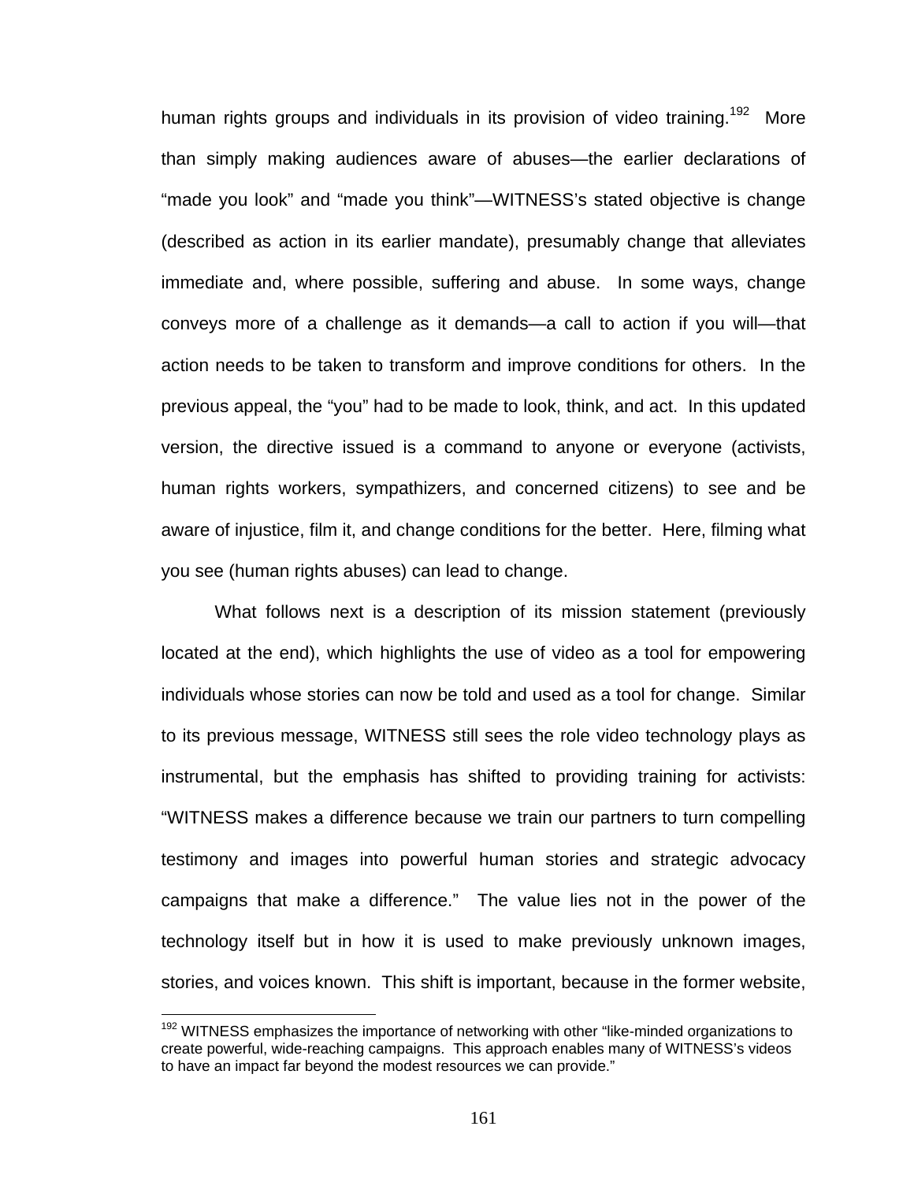human rights groups and individuals in its provision of video training.[192] More than simply making audiences aware of abuses—the earlier declarations of "made you look" and "made you think"—WITNESS's stated objective is change (described as action in its earlier mandate), presumably change that alleviates immediate and, where possible, suffering and abuse. In some ways, change conveys more of a challenge as it demands—a call to action if you will—that action needs to be taken to transform and improve conditions for others. In the previous appeal, the "you" had to be made to look, think, and act. In this updated version, the directive issued is a command to anyone or everyone (activists, human rights workers, sympathizers, and concerned citizens) to see and be aware of injustice, film it, and change conditions for the better. Here, filming what you see (human rights abuses) can lead to change.

What follows next is a description of its mission statement (previously located at the end), which highlights the use of video as a tool for empowering individuals whose stories can now be told and used as a tool for change. Similar to its previous message, WITNESS still sees the role video technology plays as instrumental, but the emphasis has shifted to providing training for activists: "WITNESS makes a difference because we train our partners to turn compelling testimony and images into powerful human stories and strategic advocacy campaigns that make a difference." The value lies not in the power of the technology itself but in how it is used to make previously unknown images, stories, and voices known. This shift is important, because in the former website,

---

[192] WITNESS emphasizes the importance of networking with other "like-minded organizations to create powerful, wide-reaching campaigns. This approach enables many of WITNESS's videos to have an impact far beyond the modest resources we can provide."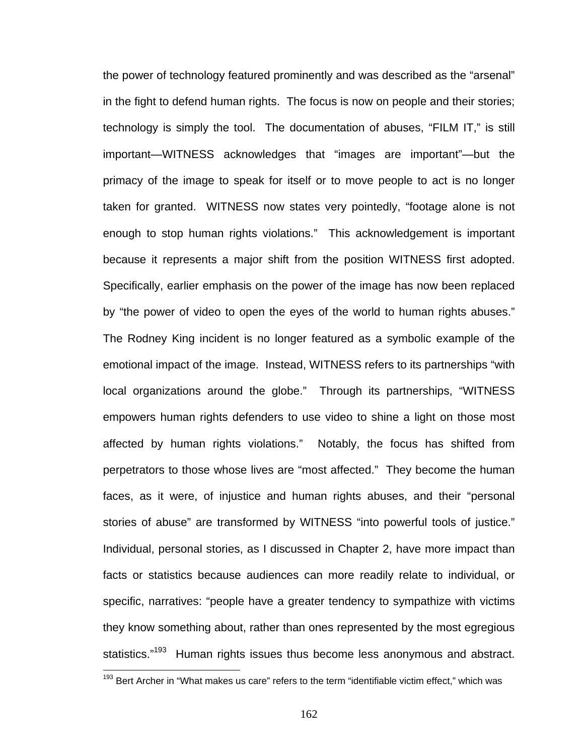the power of technology featured prominently and was described as the "arsenal" in the fight to defend human rights. The focus is now on people and their stories; technology is simply the tool. The documentation of abuses, "FILM IT," is still important—WITNESS acknowledges that "images are important"—but the primacy of the image to speak for itself or to move people to act is no longer taken for granted. WITNESS now states very pointedly, "footage alone is not enough to stop human rights violations." This acknowledgement is important because it represents a major shift from the position WITNESS first adopted. Specifically, earlier emphasis on the power of the image has now been replaced by "the power of video to open the eyes of the world to human rights abuses." The Rodney King incident is no longer featured as a symbolic example of the emotional impact of the image. Instead, WITNESS refers to its partnerships "with local organizations around the globe." Through its partnerships, "WITNESS empowers human rights defenders to use video to shine a light on those most affected by human rights violations." Notably, the focus has shifted from perpetrators to those whose lives are "most affected." They become the human faces, as it were, of injustice and human rights abuses, and their "personal stories of abuse" are transformed by WITNESS "into powerful tools of justice." Individual, personal stories, as I discussed in Chapter 2, have more impact than facts or statistics because audiences can more readily relate to individual, or specific, narratives: "people have a greater tendency to sympathize with victims they know something about, rather than ones represented by the most egregious statistics."[193] Human rights issues thus become less anonymous and abstract.

[193] Bert Archer in "What makes us care" refers to the term "identifiable victim effect," which was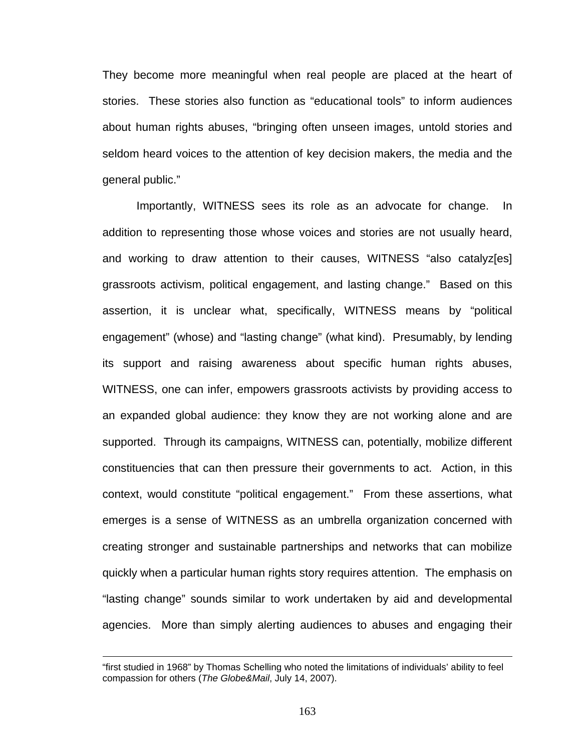They become more meaningful when real people are placed at the heart of stories. These stories also function as "educational tools" to inform audiences about human rights abuses, "bringing often unseen images, untold stories and seldom heard voices to the attention of key decision makers, the media and the general public."

Importantly, WITNESS sees its role as an advocate for change. In addition to representing those whose voices and stories are not usually heard, and working to draw attention to their causes, WITNESS "also catalyz[es] grassroots activism, political engagement, and lasting change." Based on this assertion, it is unclear what, specifically, WITNESS means by "political engagement" (whose) and "lasting change" (what kind). Presumably, by lending its support and raising awareness about specific human rights abuses, WITNESS, one can infer, empowers grassroots activists by providing access to an expanded global audience: they know they are not working alone and are supported. Through its campaigns, WITNESS can, potentially, mobilize different constituencies that can then pressure their governments to act. Action, in this context, would constitute "political engagement." From these assertions, what emerges is a sense of WITNESS as an umbrella organization concerned with creating stronger and sustainable partnerships and networks that can mobilize quickly when a particular human rights story requires attention. The emphasis on "lasting change" sounds similar to work undertaken by aid and developmental agencies. More than simply alerting audiences to abuses and engaging their

---

"first studied in 1968" by Thomas Schelling who noted the limitations of individuals' ability to feel compassion for others (*The Globe&Mail*, July 14, 2007).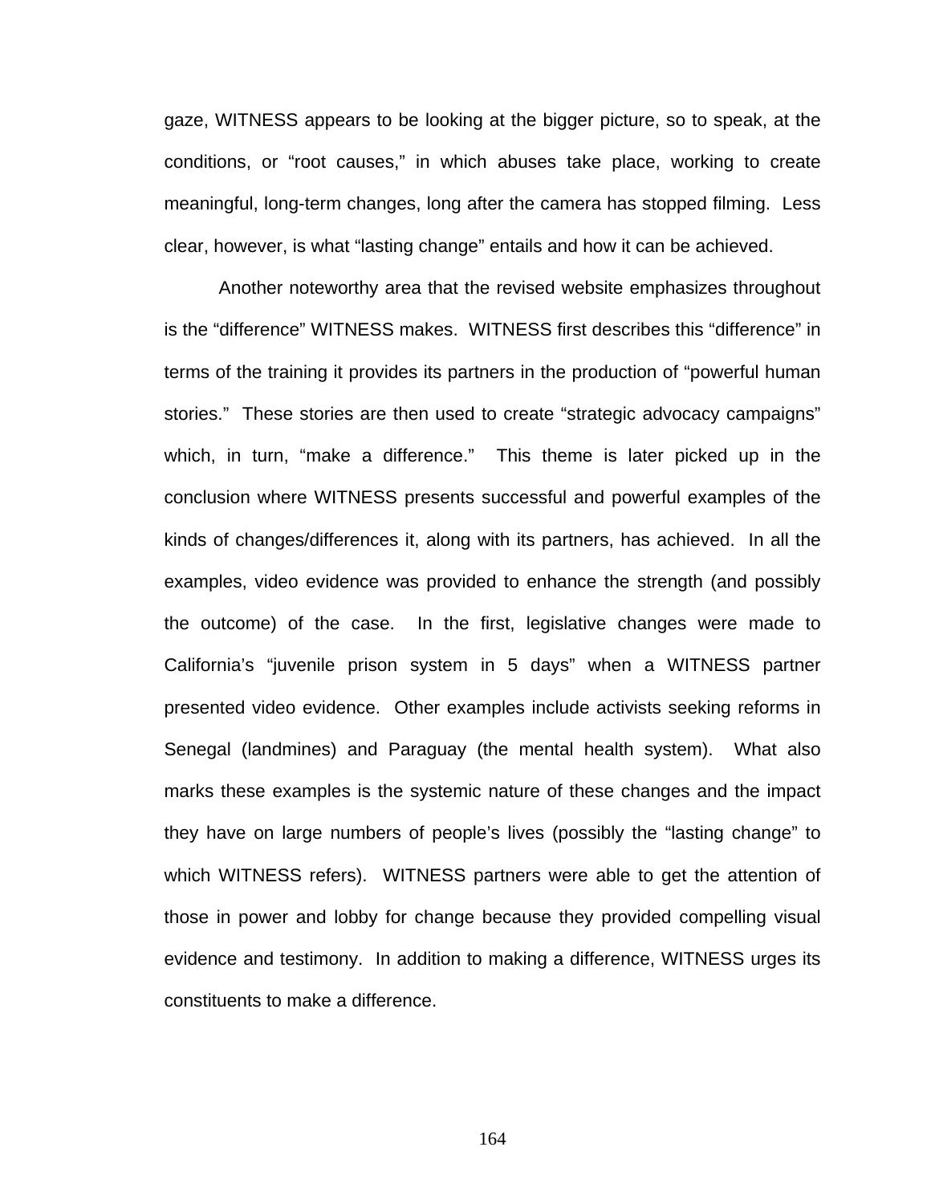gaze, WITNESS appears to be looking at the bigger picture, so to speak, at the conditions, or "root causes," in which abuses take place, working to create meaningful, long-term changes, long after the camera has stopped filming. Less clear, however, is what "lasting change" entails and how it can be achieved.

Another noteworthy area that the revised website emphasizes throughout is the "difference" WITNESS makes. WITNESS first describes this "difference" in terms of the training it provides its partners in the production of "powerful human stories." These stories are then used to create "strategic advocacy campaigns" which, in turn, "make a difference." This theme is later picked up in the conclusion where WITNESS presents successful and powerful examples of the kinds of changes/differences it, along with its partners, has achieved. In all the examples, video evidence was provided to enhance the strength (and possibly the outcome) of the case. In the first, legislative changes were made to California's "juvenile prison system in 5 days" when a WITNESS partner presented video evidence. Other examples include activists seeking reforms in Senegal (landmines) and Paraguay (the mental health system). What also marks these examples is the systemic nature of these changes and the impact they have on large numbers of people's lives (possibly the "lasting change" to which WITNESS refers). WITNESS partners were able to get the attention of those in power and lobby for change because they provided compelling visual evidence and testimony. In addition to making a difference, WITNESS urges its constituents to make a difference.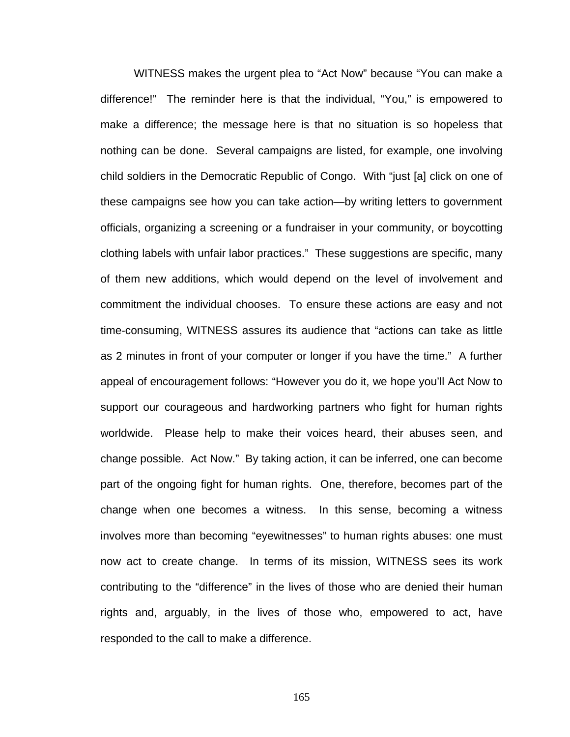WITNESS makes the urgent plea to “Act Now” because “You can make a difference!” The reminder here is that the individual, “You,” is empowered to make a difference; the message here is that no situation is so hopeless that nothing can be done. Several campaigns are listed, for example, one involving child soldiers in the Democratic Republic of Congo. With “just [a] click on one of these campaigns see how you can take action—by writing letters to government officials, organizing a screening or a fundraiser in your community, or boycotting clothing labels with unfair labor practices.” These suggestions are specific, many of them new additions, which would depend on the level of involvement and commitment the individual chooses. To ensure these actions are easy and not time-consuming, WITNESS assures its audience that “actions can take as little as 2 minutes in front of your computer or longer if you have the time.” A further appeal of encouragement follows: “However you do it, we hope you’ll Act Now to support our courageous and hardworking partners who fight for human rights worldwide. Please help to make their voices heard, their abuses seen, and change possible. Act Now.” By taking action, it can be inferred, one can become part of the ongoing fight for human rights. One, therefore, becomes part of the change when one becomes a witness. In this sense, becoming a witness involves more than becoming “eyewitnesses” to human rights abuses: one must now act to create change. In terms of its mission, WITNESS sees its work contributing to the “difference” in the lives of those who are denied their human rights and, arguably, in the lives of those who, empowered to act, have responded to the call to make a difference.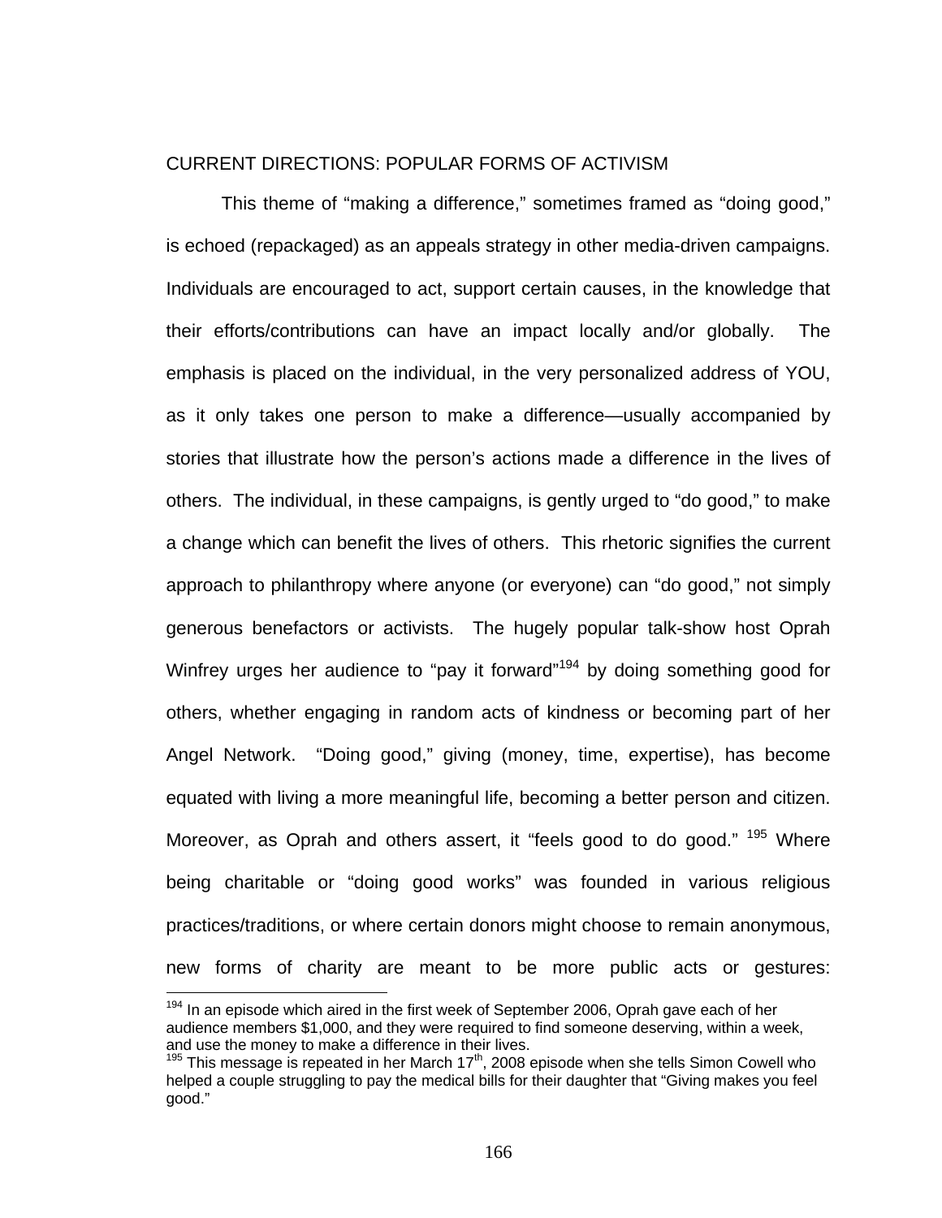CURRENT DIRECTIONS: POPULAR FORMS OF ACTIVISM

This theme of "making a difference," sometimes framed as "doing good," is echoed (repackaged) as an appeals strategy in other media-driven campaigns. Individuals are encouraged to act, support certain causes, in the knowledge that their efforts/contributions can have an impact locally and/or globally. The emphasis is placed on the individual, in the very personalized address of YOU, as it only takes one person to make a difference—usually accompanied by stories that illustrate how the person's actions made a difference in the lives of others. The individual, in these campaigns, is gently urged to "do good," to make a change which can benefit the lives of others. This rhetoric signifies the current approach to philanthropy where anyone (or everyone) can "do good," not simply generous benefactors or activists. The hugely popular talk-show host Oprah Winfrey urges her audience to "pay it forward"[194] by doing something good for others, whether engaging in random acts of kindness or becoming part of her Angel Network. "Doing good," giving (money, time, expertise), has become equated with living a more meaningful life, becoming a better person and citizen. Moreover, as Oprah and others assert, it "feels good to do good." [195] Where being charitable or "doing good works" was founded in various religious practices/traditions, or where certain donors might choose to remain anonymous, new forms of charity are meant to be more public acts or gestures:

---

[194] In an episode which aired in the first week of September 2006, Oprah gave each of her audience members $1,000, and they were required to find someone deserving, within a week, and use the money to make a difference in their lives.

[195] This message is repeated in her March 17th, 2008 episode when she tells Simon Cowell who helped a couple struggling to pay the medical bills for their daughter that "Giving makes you feel good."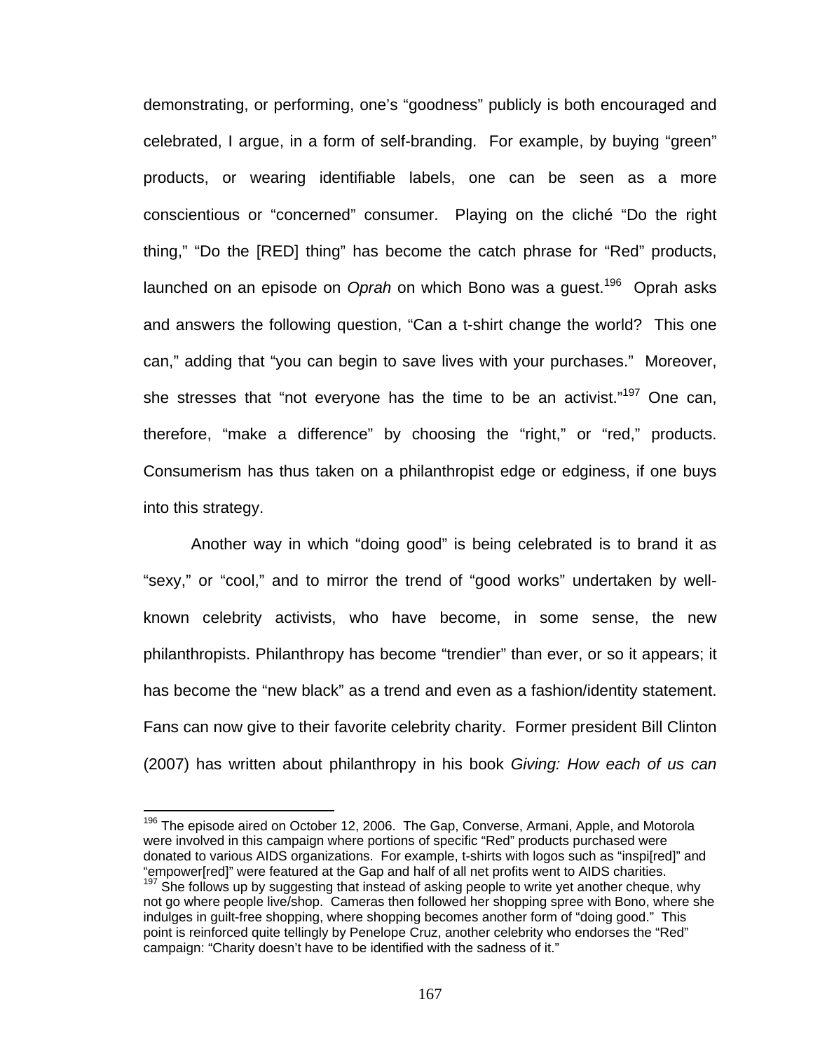demonstrating, or performing, one's "goodness" publicly is both encouraged and celebrated, I argue, in a form of self-branding. For example, by buying "green" products, or wearing identifiable labels, one can be seen as a more conscientious or "concerned" consumer. Playing on the cliché "Do the right thing," "Do the [RED] thing" has become the catch phrase for "Red" products, launched on an episode on *Oprah* on which Bono was a guest.[196] Oprah asks and answers the following question, "Can a t-shirt change the world? This one can," adding that "you can begin to save lives with your purchases." Moreover, she stresses that "not everyone has the time to be an activist."[197] One can, therefore, "make a difference" by choosing the "right," or "red," products. Consumerism has thus taken on a philanthropist edge or edginess, if one buys into this strategy.

Another way in which "doing good" is being celebrated is to brand it as "sexy," or "cool," and to mirror the trend of "good works" undertaken by well-known celebrity activists, who have become, in some sense, the new philanthropists. Philanthropy has become "trendier" than ever, or so it appears; it has become the "new black" as a trend and even as a fashion/identity statement. Fans can now give to their favorite celebrity charity. Former president Bill Clinton (2007) has written about philanthropy in his book *Giving: How each of us can*

---

[196] The episode aired on October 12, 2006. The Gap, Converse, Armani, Apple, and Motorola were involved in this campaign where portions of specific "Red" products purchased were donated to various AIDS organizations. For example, t-shirts with logos such as "inspi[red]" and "empower[red]" were featured at the Gap and half of all net profits went to AIDS charities.

[197] She follows up by suggesting that instead of asking people to write yet another cheque, why not go where people live/shop. Cameras then followed her shopping spree with Bono, where she indulges in guilt-free shopping, where shopping becomes another form of "doing good." This point is reinforced quite tellingly by Penelope Cruz, another celebrity who endorses the "Red" campaign: "Charity doesn't have to be identified with the sadness of it."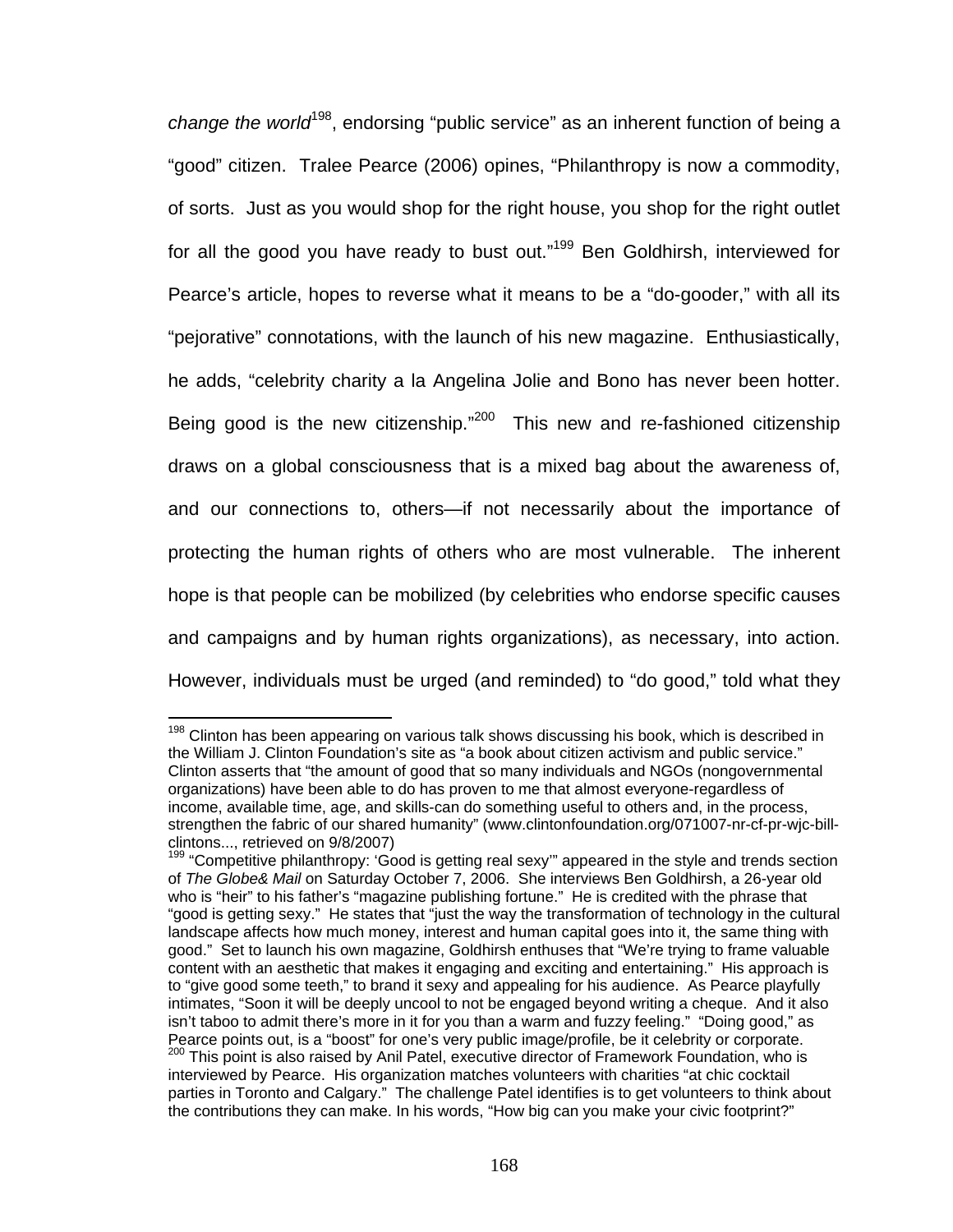*change the world*[198], endorsing "public service" as an inherent function of being a "good" citizen. Tralee Pearce (2006) opines, "Philanthropy is now a commodity, of sorts. Just as you would shop for the right house, you shop for the right outlet for all the good you have ready to bust out."[199] Ben Goldhirsh, interviewed for Pearce's article, hopes to reverse what it means to be a "do-gooder," with all its "pejorative" connotations, with the launch of his new magazine. Enthusiastically, he adds, "celebrity charity a la Angelina Jolie and Bono has never been hotter. Being good is the new citizenship."[200] This new and re-fashioned citizenship draws on a global consciousness that is a mixed bag about the awareness of, and our connections to, others—if not necessarily about the importance of protecting the human rights of others who are most vulnerable. The inherent hope is that people can be mobilized (by celebrities who endorse specific causes and campaigns and by human rights organizations), as necessary, into action. However, individuals must be urged (and reminded) to "do good," told what they

---

[198] Clinton has been appearing on various talk shows discussing his book, which is described in the William J. Clinton Foundation's site as "a book about citizen activism and public service." Clinton asserts that "the amount of good that so many individuals and NGOs (nongovernmental organizations) have been able to do has proven to me that almost everyone-regardless of income, available time, age, and skills-can do something useful to others and, in the process, strengthen the fabric of our shared humanity" (www.clintonfoundation.org/071007-nr-cf-pr-wjc-bill-clintons..., retrieved on 9/8/2007)

[199] "Competitive philanthropy: 'Good is getting real sexy'" appeared in the style and trends section of *The Globe& Mail* on Saturday October 7, 2006. She interviews Ben Goldhirsh, a 26-year old who is "heir" to his father's "magazine publishing fortune." He is credited with the phrase that "good is getting sexy." He states that "just the way the transformation of technology in the cultural landscape affects how much money, interest and human capital goes into it, the same thing with good." Set to launch his own magazine, Goldhirsh enthuses that "We're trying to frame valuable content with an aesthetic that makes it engaging and exciting and entertaining." His approach is to "give good some teeth," to brand it sexy and appealing for his audience. As Pearce playfully intimates, "Soon it will be deeply uncool to not be engaged beyond writing a cheque. And it also isn't taboo to admit there's more in it for you than a warm and fuzzy feeling." "Doing good," as Pearce points out, is a "boost" for one's very public image/profile, be it celebrity or corporate.

[200] This point is also raised by Anil Patel, executive director of Framework Foundation, who is interviewed by Pearce. His organization matches volunteers with charities "at chic cocktail parties in Toronto and Calgary." The challenge Patel identifies is to get volunteers to think about the contributions they can make. In his words, "How big can you make your civic footprint?"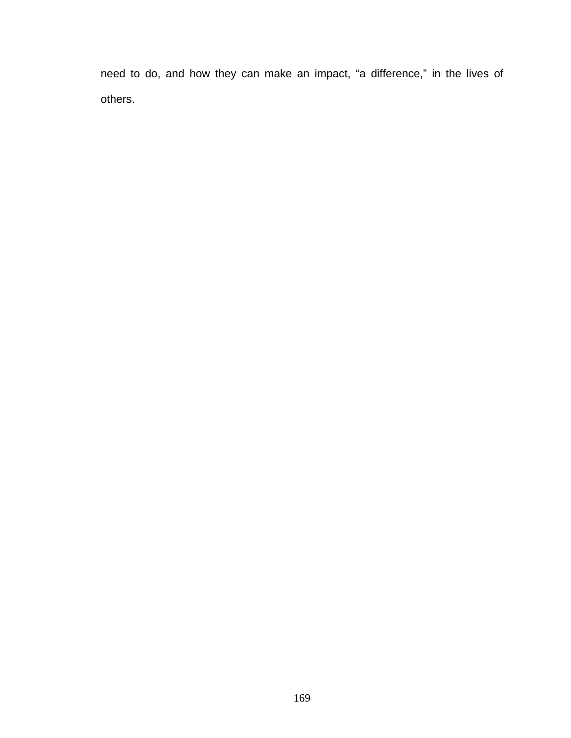need to do, and how they can make an impact, “a difference,” in the lives of others.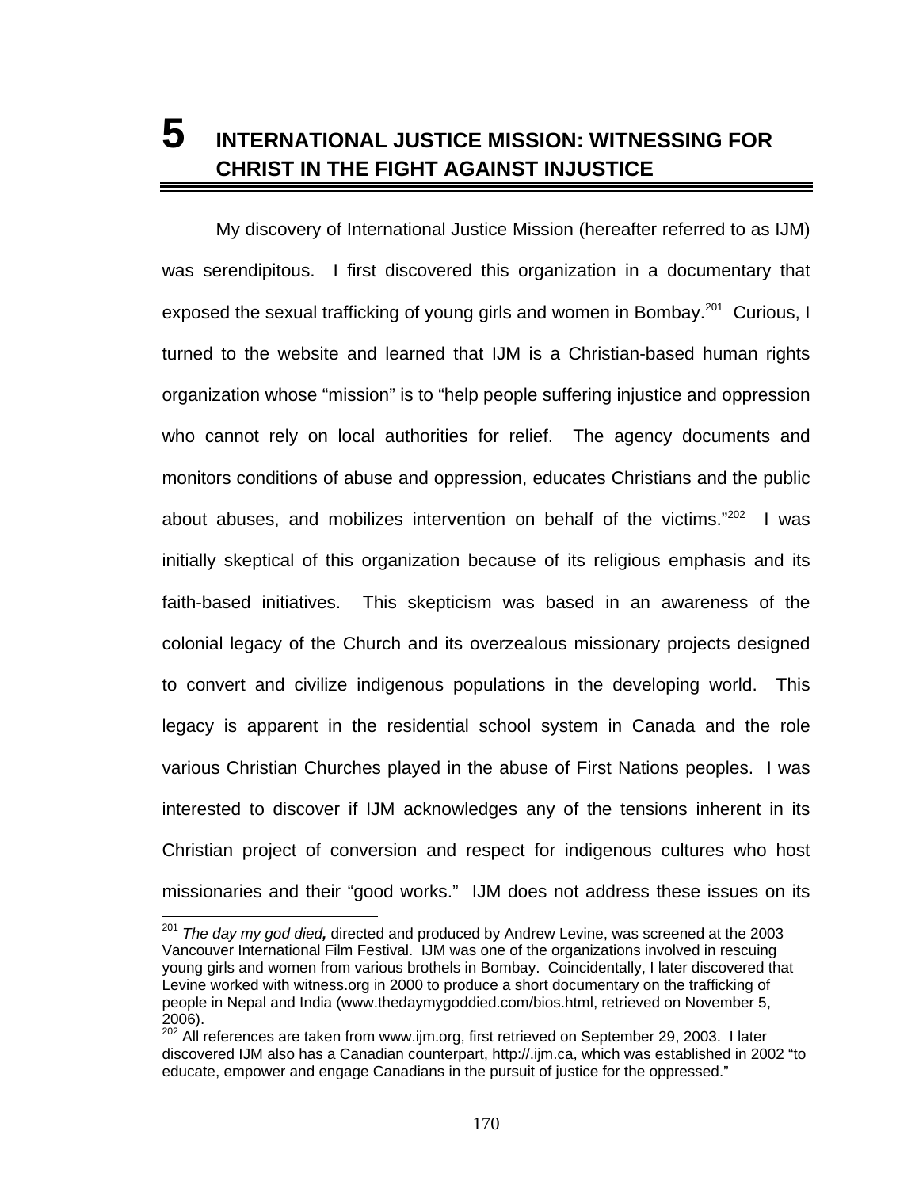# 5 INTERNATIONAL JUSTICE MISSION: WITNESSING FOR CHRIST IN THE FIGHT AGAINST INJUSTICE

My discovery of International Justice Mission (hereafter referred to as IJM) was serendipitous. I first discovered this organization in a documentary that exposed the sexual trafficking of young girls and women in Bombay.[201] Curious, I turned to the website and learned that IJM is a Christian-based human rights organization whose "mission" is to "help people suffering injustice and oppression who cannot rely on local authorities for relief. The agency documents and monitors conditions of abuse and oppression, educates Christians and the public about abuses, and mobilizes intervention on behalf of the victims."[202] I was initially skeptical of this organization because of its religious emphasis and its faith-based initiatives. This skepticism was based in an awareness of the colonial legacy of the Church and its overzealous missionary projects designed to convert and civilize indigenous populations in the developing world. This legacy is apparent in the residential school system in Canada and the role various Christian Churches played in the abuse of First Nations peoples. I was interested to discover if IJM acknowledges any of the tensions inherent in its Christian project of conversion and respect for indigenous cultures who host missionaries and their "good works." IJM does not address these issues on its

---

[201] *The day my god died,* directed and produced by Andrew Levine, was screened at the 2003 Vancouver International Film Festival. IJM was one of the organizations involved in rescuing young girls and women from various brothels in Bombay. Coincidentally, I later discovered that Levine worked with witness.org in 2000 to produce a short documentary on the trafficking of people in Nepal and India (www.thedaymygoddied.com/bios.html, retrieved on November 5, 2006).

[202] All references are taken from www.ijm.org, first retrieved on September 29, 2003. I later discovered IJM also has a Canadian counterpart, http://.ijm.ca, which was established in 2002 "to educate, empower and engage Canadians in the pursuit of justice for the oppressed."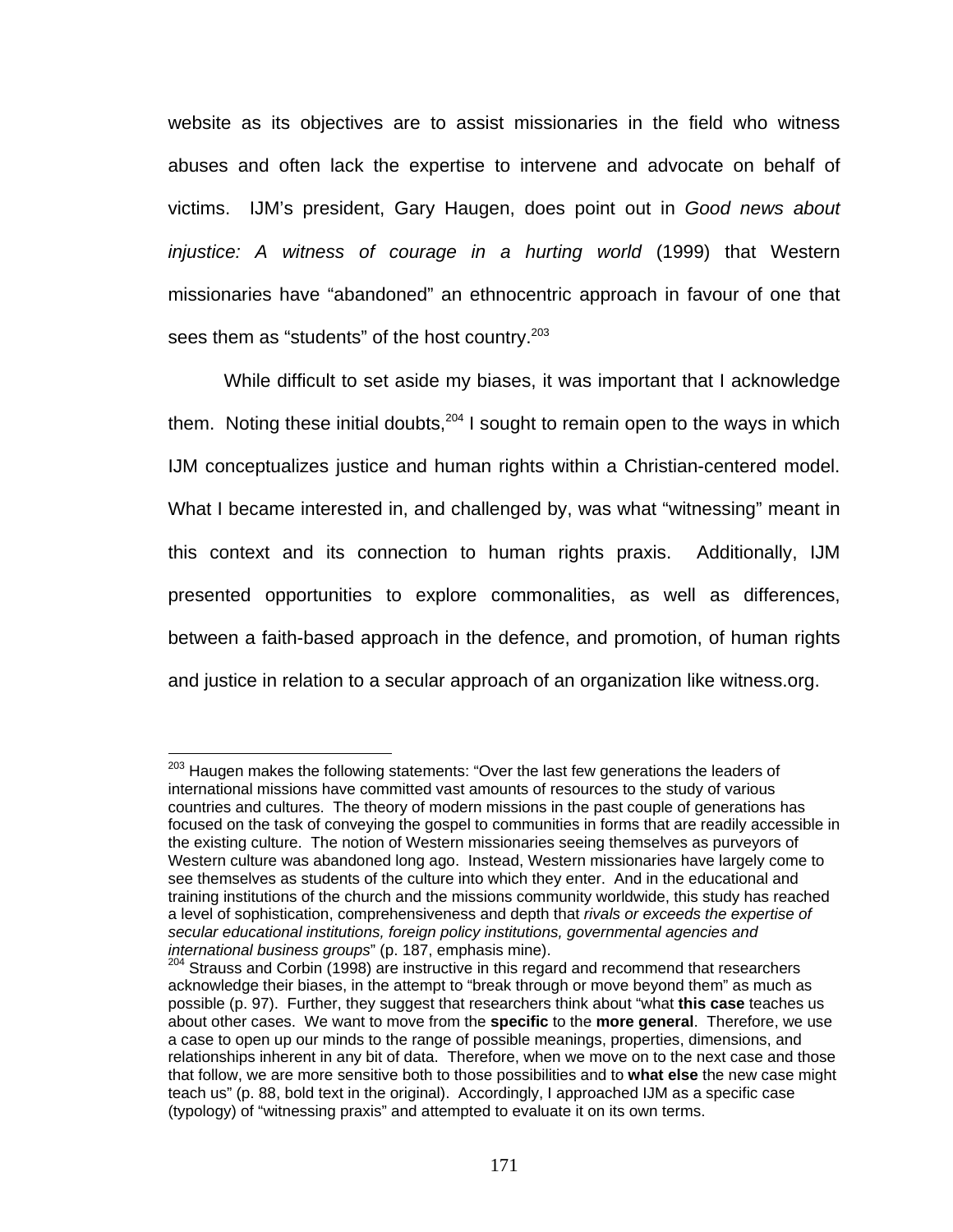website as its objectives are to assist missionaries in the field who witness abuses and often lack the expertise to intervene and advocate on behalf of victims. IJM's president, Gary Haugen, does point out in *Good news about injustice: A witness of courage in a hurting world* (1999) that Western missionaries have "abandoned" an ethnocentric approach in favour of one that sees them as "students" of the host country.[203]

While difficult to set aside my biases, it was important that I acknowledge them. Noting these initial doubts,[204] I sought to remain open to the ways in which IJM conceptualizes justice and human rights within a Christian-centered model. What I became interested in, and challenged by, was what "witnessing" meant in this context and its connection to human rights praxis. Additionally, IJM presented opportunities to explore commonalities, as well as differences, between a faith-based approach in the defence, and promotion, of human rights and justice in relation to a secular approach of an organization like witness.org.

---

[203] Haugen makes the following statements: "Over the last few generations the leaders of international missions have committed vast amounts of resources to the study of various countries and cultures. The theory of modern missions in the past couple of generations has focused on the task of conveying the gospel to communities in forms that are readily accessible in the existing culture. The notion of Western missionaries seeing themselves as purveyors of Western culture was abandoned long ago. Instead, Western missionaries have largely come to see themselves as students of the culture into which they enter. And in the educational and training institutions of the church and the missions community worldwide, this study has reached a level of sophistication, comprehensiveness and depth that *rivals or exceeds the expertise of secular educational institutions, foreign policy institutions, governmental agencies and international business groups*" (p. 187, emphasis mine).

[204] Strauss and Corbin (1998) are instructive in this regard and recommend that researchers acknowledge their biases, in the attempt to "break through or move beyond them" as much as possible (p. 97). Further, they suggest that researchers think about "what **this case** teaches us about other cases. We want to move from the **specific** to the **more general**. Therefore, we use a case to open up our minds to the range of possible meanings, properties, dimensions, and relationships inherent in any bit of data. Therefore, when we move on to the next case and those that follow, we are more sensitive both to those possibilities and to **what else** the new case might teach us" (p. 88, bold text in the original). Accordingly, I approached IJM as a specific case (typology) of "witnessing praxis" and attempted to evaluate it on its own terms.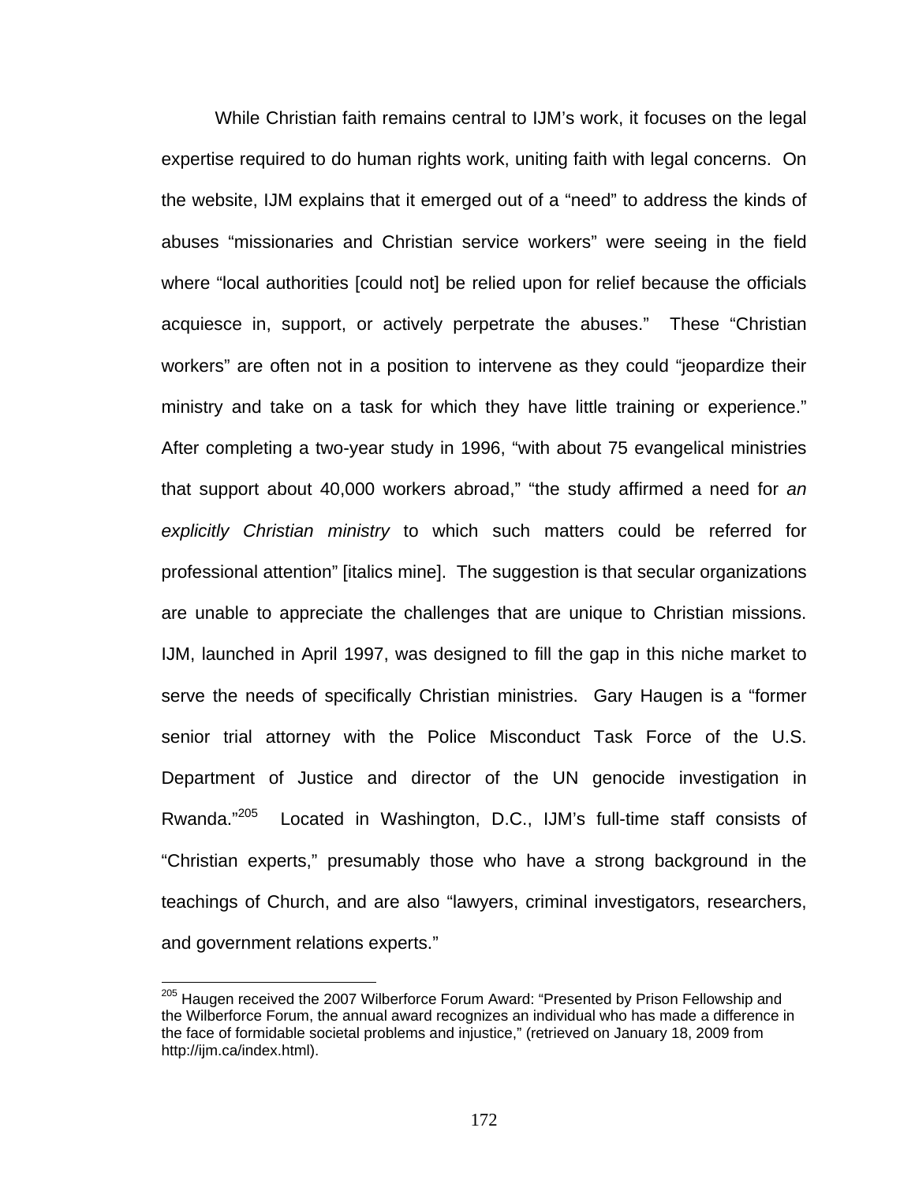While Christian faith remains central to IJM's work, it focuses on the legal expertise required to do human rights work, uniting faith with legal concerns. On the website, IJM explains that it emerged out of a "need" to address the kinds of abuses "missionaries and Christian service workers" were seeing in the field where "local authorities [could not] be relied upon for relief because the officials acquiesce in, support, or actively perpetrate the abuses." These "Christian workers" are often not in a position to intervene as they could "jeopardize their ministry and take on a task for which they have little training or experience." After completing a two-year study in 1996, "with about 75 evangelical ministries that support about 40,000 workers abroad," "the study affirmed a need for *an explicitly Christian ministry* to which such matters could be referred for professional attention" [italics mine]. The suggestion is that secular organizations are unable to appreciate the challenges that are unique to Christian missions. IJM, launched in April 1997, was designed to fill the gap in this niche market to serve the needs of specifically Christian ministries. Gary Haugen is a "former senior trial attorney with the Police Misconduct Task Force of the U.S. Department of Justice and director of the UN genocide investigation in Rwanda."[205] Located in Washington, D.C., IJM's full-time staff consists of "Christian experts," presumably those who have a strong background in the teachings of Church, and are also "lawyers, criminal investigators, researchers, and government relations experts."

---

[205] Haugen received the 2007 Wilberforce Forum Award: "Presented by Prison Fellowship and the Wilberforce Forum, the annual award recognizes an individual who has made a difference in the face of formidable societal problems and injustice," (retrieved on January 18, 2009 from http://ijm.ca/index.html).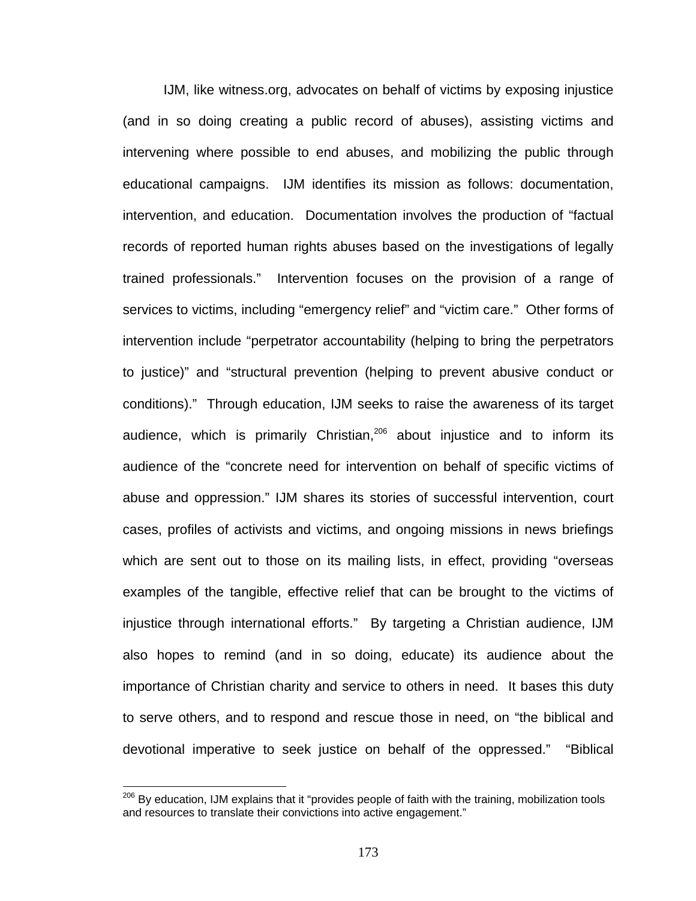IJM, like witness.org, advocates on behalf of victims by exposing injustice (and in so doing creating a public record of abuses), assisting victims and intervening where possible to end abuses, and mobilizing the public through educational campaigns. IJM identifies its mission as follows: documentation, intervention, and education. Documentation involves the production of "factual records of reported human rights abuses based on the investigations of legally trained professionals." Intervention focuses on the provision of a range of services to victims, including "emergency relief" and "victim care." Other forms of intervention include "perpetrator accountability (helping to bring the perpetrators to justice)" and "structural prevention (helping to prevent abusive conduct or conditions)." Through education, IJM seeks to raise the awareness of its target audience, which is primarily Christian,[206] about injustice and to inform its audience of the "concrete need for intervention on behalf of specific victims of abuse and oppression." IJM shares its stories of successful intervention, court cases, profiles of activists and victims, and ongoing missions in news briefings which are sent out to those on its mailing lists, in effect, providing "overseas examples of the tangible, effective relief that can be brought to the victims of injustice through international efforts." By targeting a Christian audience, IJM also hopes to remind (and in so doing, educate) its audience about the importance of Christian charity and service to others in need. It bases this duty to serve others, and to respond and rescue those in need, on "the biblical and devotional imperative to seek justice on behalf of the oppressed." "Biblical

[206] By education, IJM explains that it "provides people of faith with the training, mobilization tools and resources to translate their convictions into active engagement."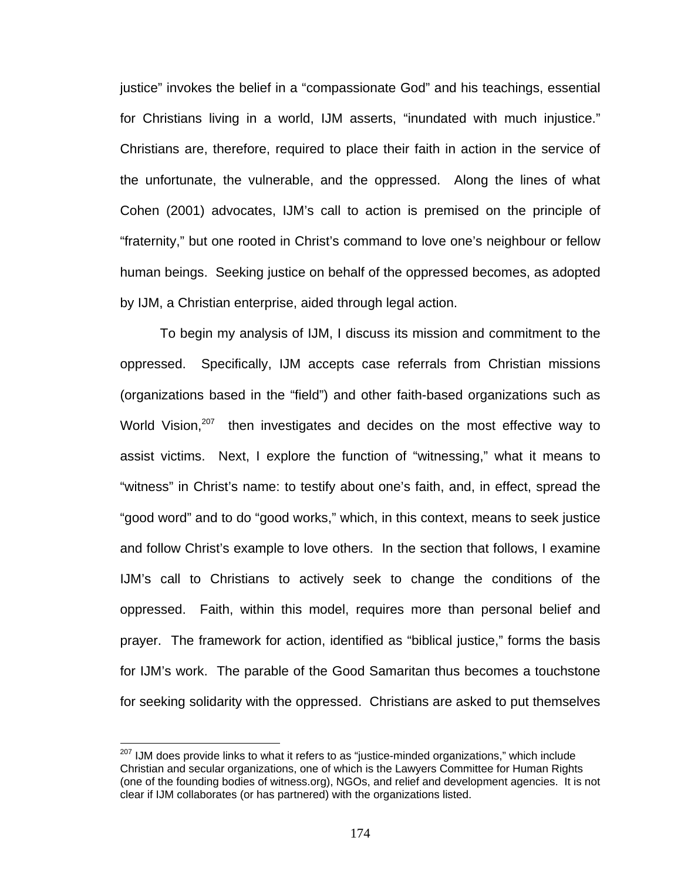justice" invokes the belief in a "compassionate God" and his teachings, essential for Christians living in a world, IJM asserts, "inundated with much injustice." Christians are, therefore, required to place their faith in action in the service of the unfortunate, the vulnerable, and the oppressed. Along the lines of what Cohen (2001) advocates, IJM's call to action is premised on the principle of "fraternity," but one rooted in Christ's command to love one's neighbour or fellow human beings. Seeking justice on behalf of the oppressed becomes, as adopted by IJM, a Christian enterprise, aided through legal action.

To begin my analysis of IJM, I discuss its mission and commitment to the oppressed. Specifically, IJM accepts case referrals from Christian missions (organizations based in the "field") and other faith-based organizations such as World Vision,[207] then investigates and decides on the most effective way to assist victims. Next, I explore the function of "witnessing," what it means to "witness" in Christ's name: to testify about one's faith, and, in effect, spread the "good word" and to do "good works," which, in this context, means to seek justice and follow Christ's example to love others. In the section that follows, I examine IJM's call to Christians to actively seek to change the conditions of the oppressed. Faith, within this model, requires more than personal belief and prayer. The framework for action, identified as "biblical justice," forms the basis for IJM's work. The parable of the Good Samaritan thus becomes a touchstone for seeking solidarity with the oppressed. Christians are asked to put themselves

[207] IJM does provide links to what it refers to as "justice-minded organizations," which include Christian and secular organizations, one of which is the Lawyers Committee for Human Rights (one of the founding bodies of witness.org), NGOs, and relief and development agencies. It is not clear if IJM collaborates (or has partnered) with the organizations listed.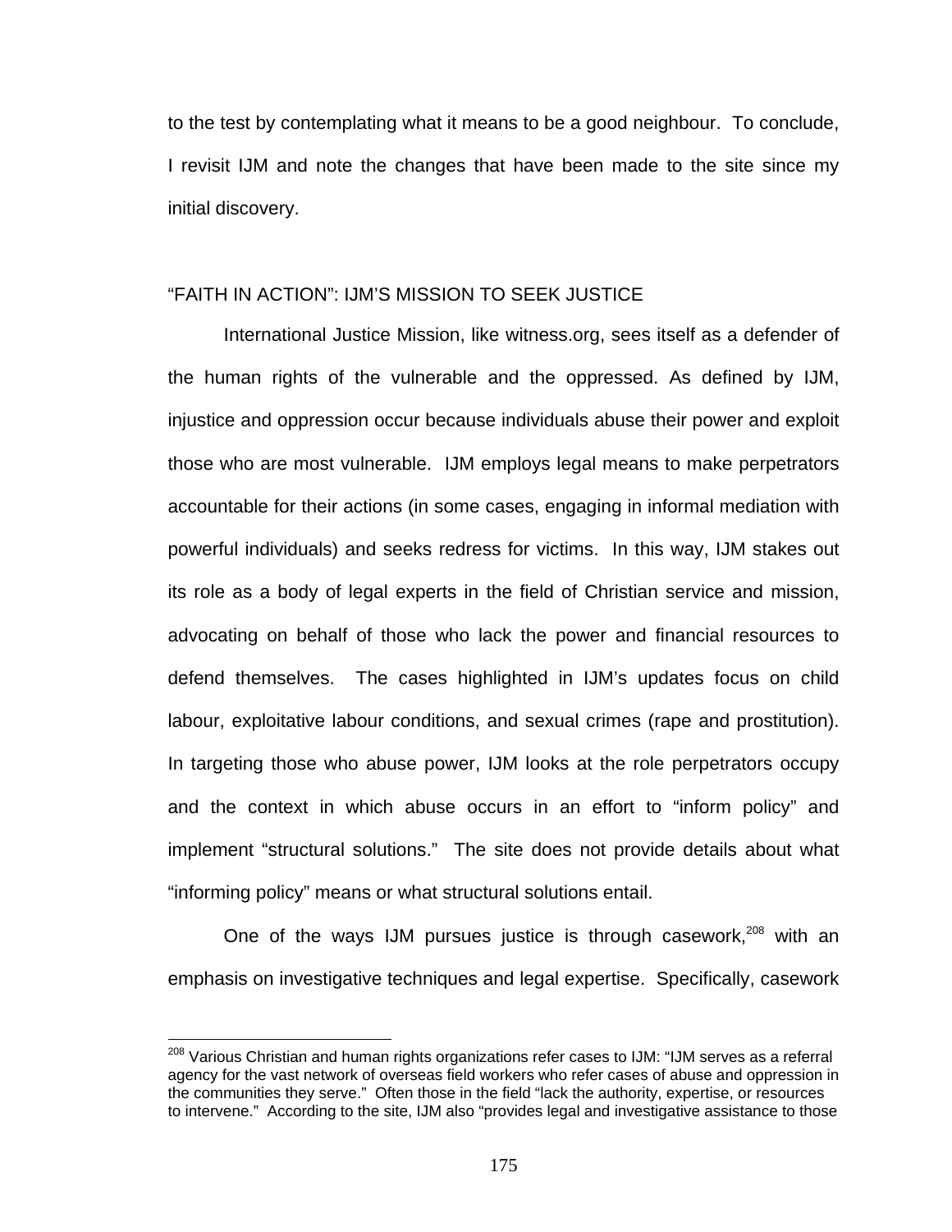to the test by contemplating what it means to be a good neighbour. To conclude, I revisit IJM and note the changes that have been made to the site since my initial discovery.

## "FAITH IN ACTION": IJM'S MISSION TO SEEK JUSTICE

International Justice Mission, like witness.org, sees itself as a defender of the human rights of the vulnerable and the oppressed. As defined by IJM, injustice and oppression occur because individuals abuse their power and exploit those who are most vulnerable. IJM employs legal means to make perpetrators accountable for their actions (in some cases, engaging in informal mediation with powerful individuals) and seeks redress for victims. In this way, IJM stakes out its role as a body of legal experts in the field of Christian service and mission, advocating on behalf of those who lack the power and financial resources to defend themselves. The cases highlighted in IJM's updates focus on child labour, exploitative labour conditions, and sexual crimes (rape and prostitution). In targeting those who abuse power, IJM looks at the role perpetrators occupy and the context in which abuse occurs in an effort to "inform policy" and implement "structural solutions." The site does not provide details about what "informing policy" means or what structural solutions entail.

One of the ways IJM pursues justice is through casework,[208] with an emphasis on investigative techniques and legal expertise. Specifically, casework

[208] Various Christian and human rights organizations refer cases to IJM: "IJM serves as a referral agency for the vast network of overseas field workers who refer cases of abuse and oppression in the communities they serve." Often those in the field "lack the authority, expertise, or resources to intervene." According to the site, IJM also "provides legal and investigative assistance to those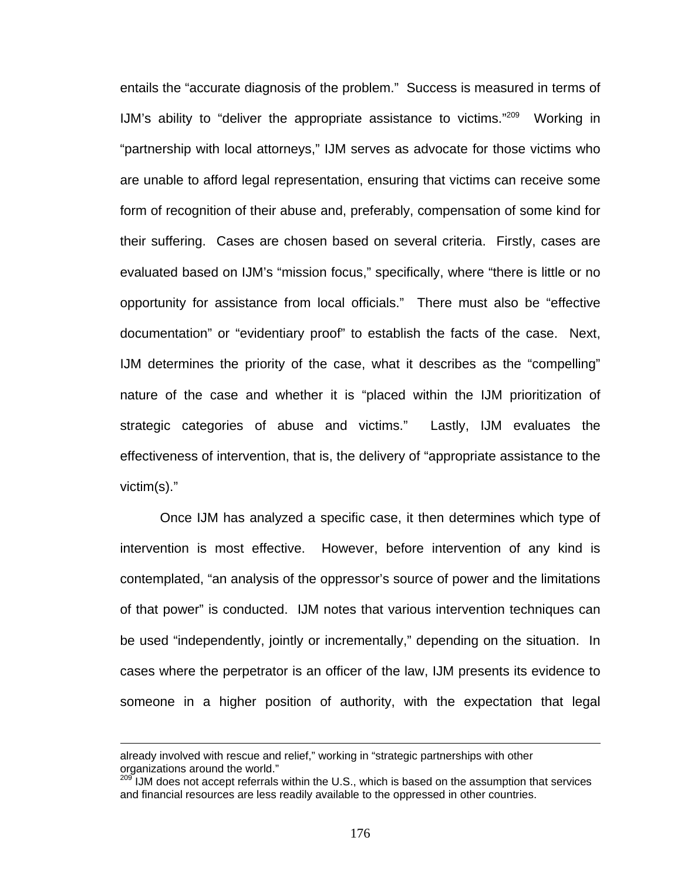entails the "accurate diagnosis of the problem." Success is measured in terms of IJM's ability to "deliver the appropriate assistance to victims."[209] Working in "partnership with local attorneys," IJM serves as advocate for those victims who are unable to afford legal representation, ensuring that victims can receive some form of recognition of their abuse and, preferably, compensation of some kind for their suffering. Cases are chosen based on several criteria. Firstly, cases are evaluated based on IJM's "mission focus," specifically, where "there is little or no opportunity for assistance from local officials." There must also be "effective documentation" or "evidentiary proof" to establish the facts of the case. Next, IJM determines the priority of the case, what it describes as the "compelling" nature of the case and whether it is "placed within the IJM prioritization of strategic categories of abuse and victims." Lastly, IJM evaluates the effectiveness of intervention, that is, the delivery of "appropriate assistance to the victim(s)."

Once IJM has analyzed a specific case, it then determines which type of intervention is most effective. However, before intervention of any kind is contemplated, "an analysis of the oppressor's source of power and the limitations of that power" is conducted. IJM notes that various intervention techniques can be used "independently, jointly or incrementally," depending on the situation. In cases where the perpetrator is an officer of the law, IJM presents its evidence to someone in a higher position of authority, with the expectation that legal

---

already involved with rescue and relief," working in "strategic partnerships with other organizations around the world."

[209] IJM does not accept referrals within the U.S., which is based on the assumption that services and financial resources are less readily available to the oppressed in other countries.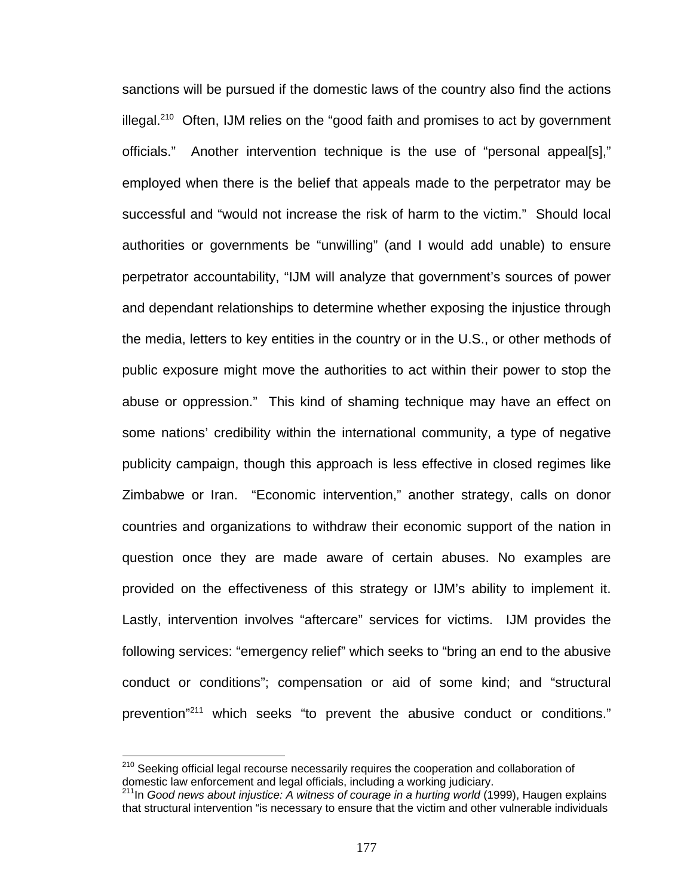sanctions will be pursued if the domestic laws of the country also find the actions illegal.[210] Often, IJM relies on the "good faith and promises to act by government officials." Another intervention technique is the use of "personal appeal[s]," employed when there is the belief that appeals made to the perpetrator may be successful and "would not increase the risk of harm to the victim." Should local authorities or governments be "unwilling" (and I would add unable) to ensure perpetrator accountability, "IJM will analyze that government's sources of power and dependant relationships to determine whether exposing the injustice through the media, letters to key entities in the country or in the U.S., or other methods of public exposure might move the authorities to act within their power to stop the abuse or oppression." This kind of shaming technique may have an effect on some nations' credibility within the international community, a type of negative publicity campaign, though this approach is less effective in closed regimes like Zimbabwe or Iran. "Economic intervention," another strategy, calls on donor countries and organizations to withdraw their economic support of the nation in question once they are made aware of certain abuses. No examples are provided on the effectiveness of this strategy or IJM's ability to implement it. Lastly, intervention involves "aftercare" services for victims. IJM provides the following services: "emergency relief" which seeks to "bring an end to the abusive conduct or conditions"; compensation or aid of some kind; and "structural prevention"[211] which seeks "to prevent the abusive conduct or conditions."

---

[210] Seeking official legal recourse necessarily requires the cooperation and collaboration of domestic law enforcement and legal officials, including a working judiciary.

[211] In *Good news about injustice: A witness of courage in a hurting world* (1999), Haugen explains that structural intervention "is necessary to ensure that the victim and other vulnerable individuals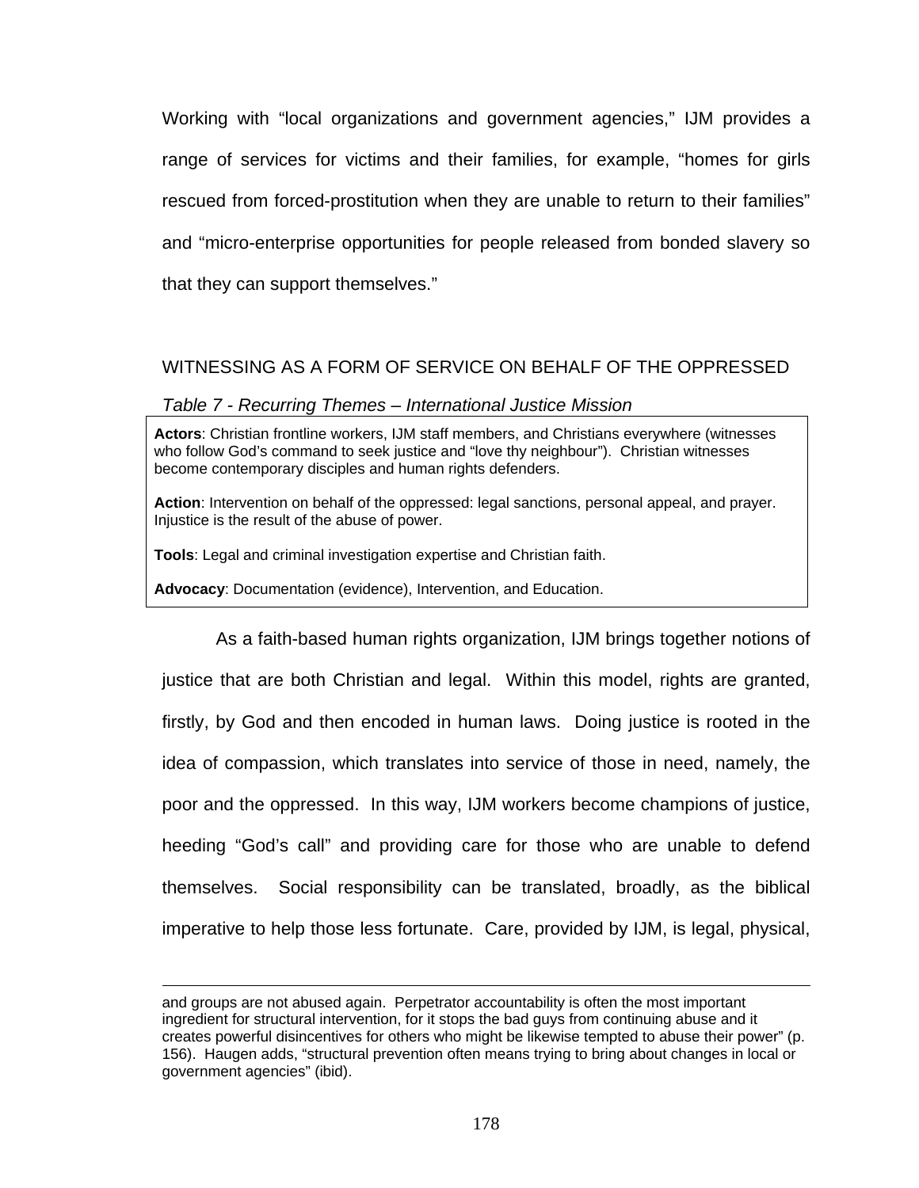Working with "local organizations and government agencies," IJM provides a range of services for victims and their families, for example, "homes for girls rescued from forced-prostitution when they are unable to return to their families" and "micro-enterprise opportunities for people released from bonded slavery so that they can support themselves."

## WITNESSING AS A FORM OF SERVICE ON BEHALF OF THE OPPRESSED

*Table 7 - Recurring Themes – International Justice Mission*

| |
|---|
| **Actors**: Christian frontline workers, IJM staff members, and Christians everywhere (witnesses who follow God's command to seek justice and "love thy neighbour"). Christian witnesses become contemporary disciples and human rights defenders. |
| **Action**: Intervention on behalf of the oppressed: legal sanctions, personal appeal, and prayer. Injustice is the result of the abuse of power. |
| **Tools**: Legal and criminal investigation expertise and Christian faith. |
| **Advocacy**: Documentation (evidence), Intervention, and Education. |

As a faith-based human rights organization, IJM brings together notions of justice that are both Christian and legal. Within this model, rights are granted, firstly, by God and then encoded in human laws. Doing justice is rooted in the idea of compassion, which translates into service of those in need, namely, the poor and the oppressed. In this way, IJM workers become champions of justice, heeding "God's call" and providing care for those who are unable to defend themselves. Social responsibility can be translated, broadly, as the biblical imperative to help those less fortunate. Care, provided by IJM, is legal, physical,

---

and groups are not abused again. Perpetrator accountability is often the most important ingredient for structural intervention, for it stops the bad guys from continuing abuse and it creates powerful disincentives for others who might be likewise tempted to abuse their power" (p. 156). Haugen adds, "structural prevention often means trying to bring about changes in local or government agencies" (ibid).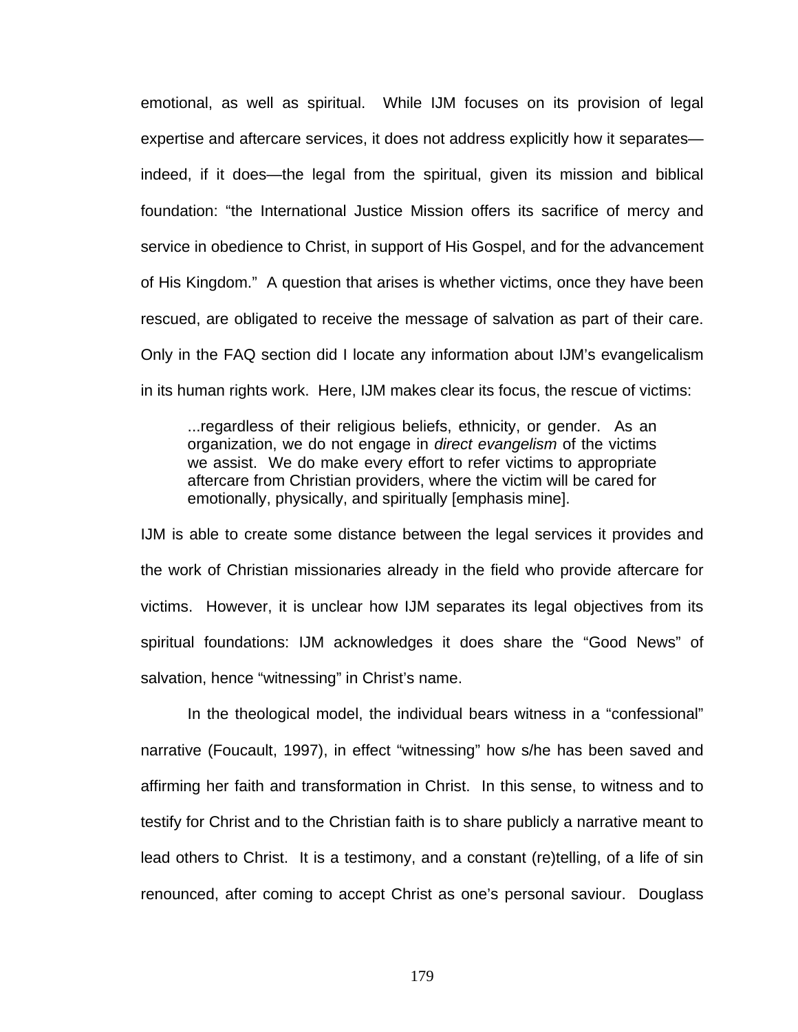emotional, as well as spiritual. While IJM focuses on its provision of legal expertise and aftercare services, it does not address explicitly how it separates—indeed, if it does—the legal from the spiritual, given its mission and biblical foundation: "the International Justice Mission offers its sacrifice of mercy and service in obedience to Christ, in support of His Gospel, and for the advancement of His Kingdom." A question that arises is whether victims, once they have been rescued, are obligated to receive the message of salvation as part of their care. Only in the FAQ section did I locate any information about IJM's evangelicalism in its human rights work. Here, IJM makes clear its focus, the rescue of victims:

> ...regardless of their religious beliefs, ethnicity, or gender. As an organization, we do not engage in *direct evangelism* of the victims we assist. We do make every effort to refer victims to appropriate aftercare from Christian providers, where the victim will be cared for emotionally, physically, and spiritually [emphasis mine].

IJM is able to create some distance between the legal services it provides and the work of Christian missionaries already in the field who provide aftercare for victims. However, it is unclear how IJM separates its legal objectives from its spiritual foundations: IJM acknowledges it does share the "Good News" of salvation, hence "witnessing" in Christ's name.

In the theological model, the individual bears witness in a "confessional" narrative (Foucault, 1997), in effect "witnessing" how s/he has been saved and affirming her faith and transformation in Christ. In this sense, to witness and to testify for Christ and to the Christian faith is to share publicly a narrative meant to lead others to Christ. It is a testimony, and a constant (re)telling, of a life of sin renounced, after coming to accept Christ as one's personal saviour. Douglass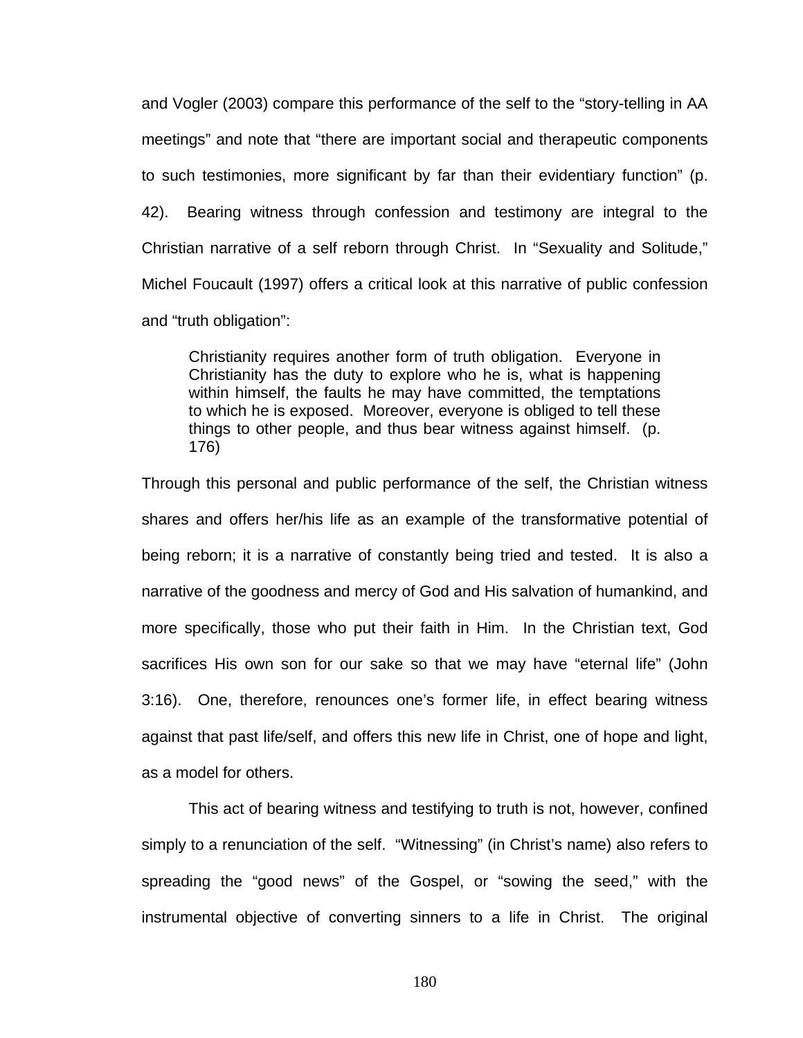and Vogler (2003) compare this performance of the self to the "story-telling in AA meetings" and note that "there are important social and therapeutic components to such testimonies, more significant by far than their evidentiary function" (p. 42). Bearing witness through confession and testimony are integral to the Christian narrative of a self reborn through Christ. In "Sexuality and Solitude," Michel Foucault (1997) offers a critical look at this narrative of public confession and "truth obligation":

> Christianity requires another form of truth obligation. Everyone in Christianity has the duty to explore who he is, what is happening within himself, the faults he may have committed, the temptations to which he is exposed. Moreover, everyone is obliged to tell these things to other people, and thus bear witness against himself. (p. 176)

Through this personal and public performance of the self, the Christian witness shares and offers her/his life as an example of the transformative potential of being reborn; it is a narrative of constantly being tried and tested. It is also a narrative of the goodness and mercy of God and His salvation of humankind, and more specifically, those who put their faith in Him. In the Christian text, God sacrifices His own son for our sake so that we may have "eternal life" (John 3:16). One, therefore, renounces one's former life, in effect bearing witness against that past life/self, and offers this new life in Christ, one of hope and light, as a model for others.

This act of bearing witness and testifying to truth is not, however, confined simply to a renunciation of the self. "Witnessing" (in Christ's name) also refers to spreading the "good news" of the Gospel, or "sowing the seed," with the instrumental objective of converting sinners to a life in Christ. The original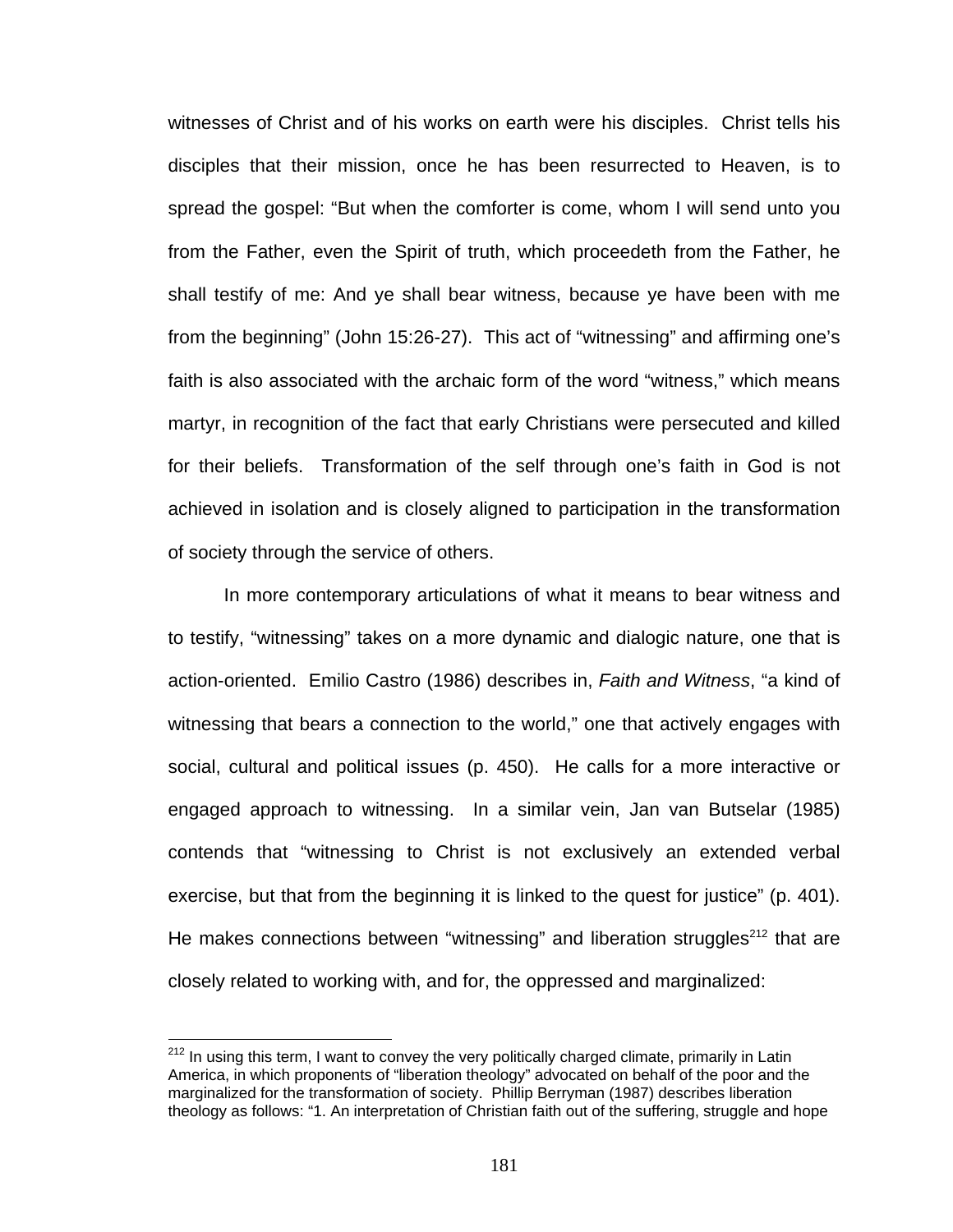witnesses of Christ and of his works on earth were his disciples. Christ tells his disciples that their mission, once he has been resurrected to Heaven, is to spread the gospel: "But when the comforter is come, whom I will send unto you from the Father, even the Spirit of truth, which proceedeth from the Father, he shall testify of me: And ye shall bear witness, because ye have been with me from the beginning" (John 15:26-27). This act of "witnessing" and affirming one's faith is also associated with the archaic form of the word "witness," which means martyr, in recognition of the fact that early Christians were persecuted and killed for their beliefs. Transformation of the self through one's faith in God is not achieved in isolation and is closely aligned to participation in the transformation of society through the service of others.

In more contemporary articulations of what it means to bear witness and to testify, "witnessing" takes on a more dynamic and dialogic nature, one that is action-oriented. Emilio Castro (1986) describes in, *Faith and Witness*, "a kind of witnessing that bears a connection to the world," one that actively engages with social, cultural and political issues (p. 450). He calls for a more interactive or engaged approach to witnessing. In a similar vein, Jan van Butselar (1985) contends that "witnessing to Christ is not exclusively an extended verbal exercise, but that from the beginning it is linked to the quest for justice" (p. 401). He makes connections between "witnessing" and liberation struggles[212] that are closely related to working with, and for, the oppressed and marginalized:

[212] In using this term, I want to convey the very politically charged climate, primarily in Latin America, in which proponents of "liberation theology" advocated on behalf of the poor and the marginalized for the transformation of society. Phillip Berryman (1987) describes liberation theology as follows: "1. An interpretation of Christian faith out of the suffering, struggle and hope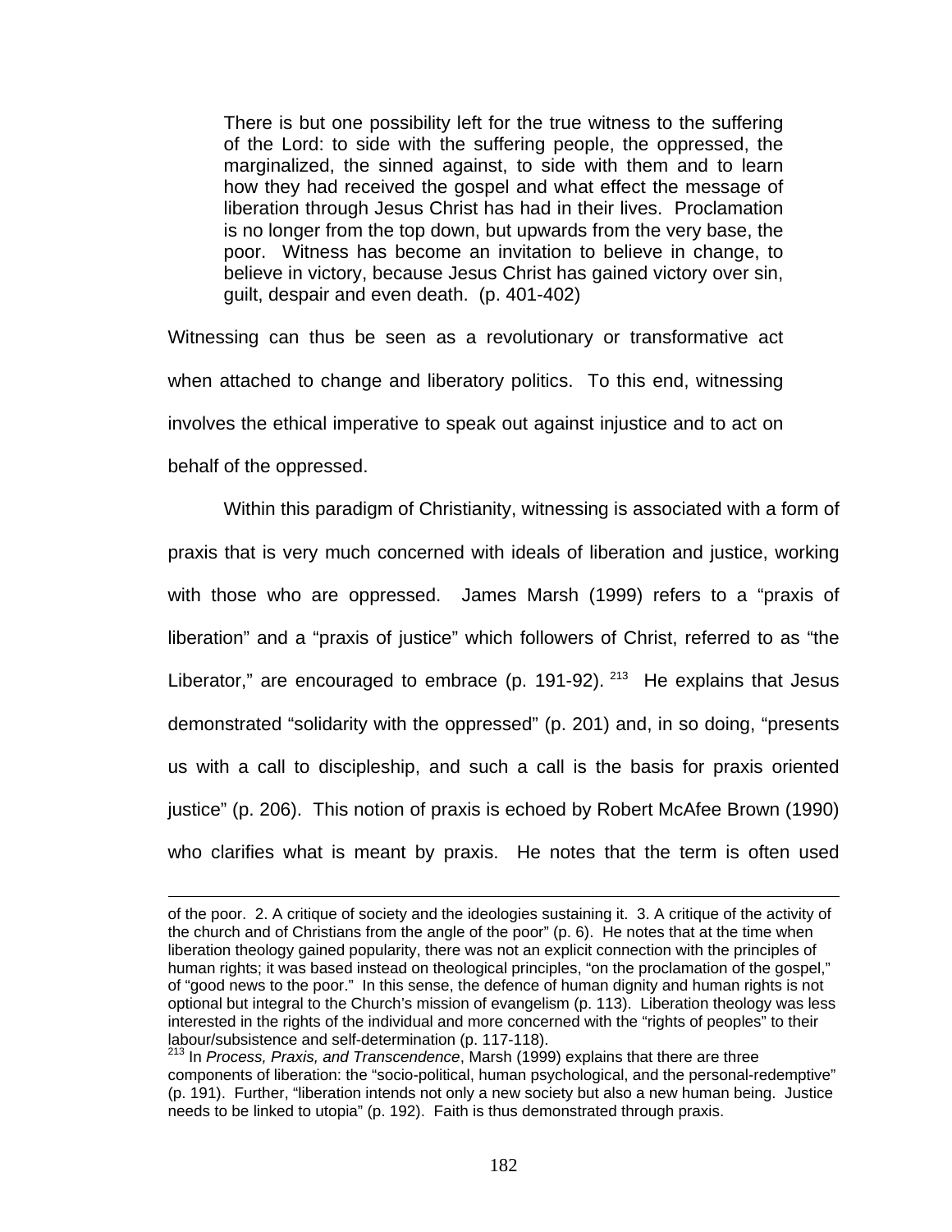> There is but one possibility left for the true witness to the suffering of the Lord: to side with the suffering people, the oppressed, the marginalized, the sinned against, to side with them and to learn how they had received the gospel and what effect the message of liberation through Jesus Christ has had in their lives. Proclamation is no longer from the top down, but upwards from the very base, the poor. Witness has become an invitation to believe in change, to believe in victory, because Jesus Christ has gained victory over sin, guilt, despair and even death. (p. 401-402)

Witnessing can thus be seen as a revolutionary or transformative act when attached to change and liberatory politics. To this end, witnessing involves the ethical imperative to speak out against injustice and to act on behalf of the oppressed.

Within this paradigm of Christianity, witnessing is associated with a form of praxis that is very much concerned with ideals of liberation and justice, working with those who are oppressed. James Marsh (1999) refers to a "praxis of liberation" and a "praxis of justice" which followers of Christ, referred to as "the Liberator," are encouraged to embrace (p. 191-92).[213] He explains that Jesus demonstrated "solidarity with the oppressed" (p. 201) and, in so doing, "presents us with a call to discipleship, and such a call is the basis for praxis oriented justice" (p. 206). This notion of praxis is echoed by Robert McAfee Brown (1990) who clarifies what is meant by praxis. He notes that the term is often used

---

of the poor. 2. A critique of society and the ideologies sustaining it. 3. A critique of the activity of the church and of Christians from the angle of the poor" (p. 6). He notes that at the time when liberation theology gained popularity, there was not an explicit connection with the principles of human rights; it was based instead on theological principles, "on the proclamation of the gospel," of "good news to the poor." In this sense, the defence of human dignity and human rights is not optional but integral to the Church's mission of evangelism (p. 113). Liberation theology was less interested in the rights of the individual and more concerned with the "rights of peoples" to their labour/subsistence and self-determination (p. 117-118).

[213] In *Process, Praxis, and Transcendence*, Marsh (1999) explains that there are three components of liberation: the "socio-political, human psychological, and the personal-redemptive" (p. 191). Further, "liberation intends not only a new society but also a new human being. Justice needs to be linked to utopia" (p. 192). Faith is thus demonstrated through praxis.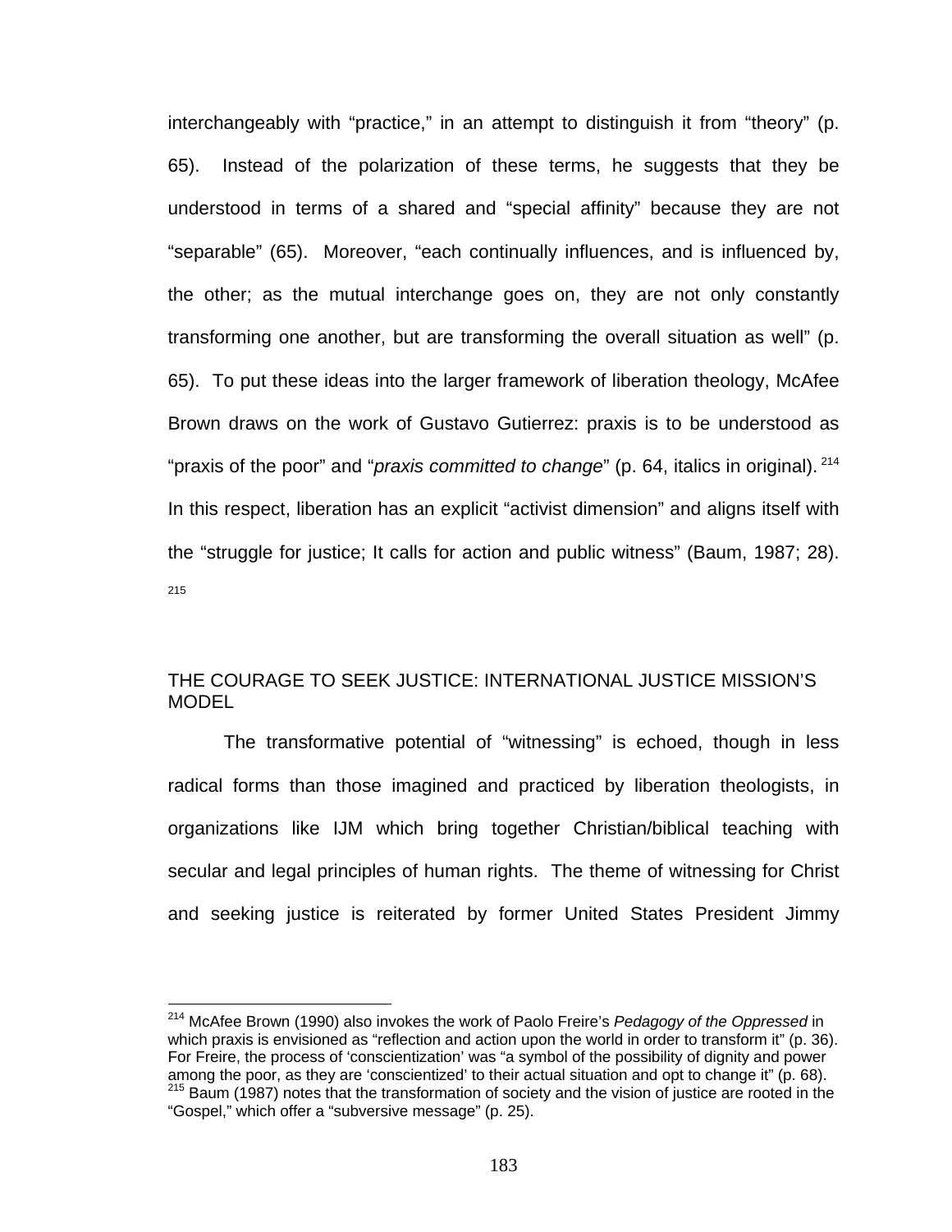interchangeably with "practice," in an attempt to distinguish it from "theory" (p. 65). Instead of the polarization of these terms, he suggests that they be understood in terms of a shared and "special affinity" because they are not "separable" (65). Moreover, "each continually influences, and is influenced by, the other; as the mutual interchange goes on, they are not only constantly transforming one another, but are transforming the overall situation as well" (p. 65). To put these ideas into the larger framework of liberation theology, McAfee Brown draws on the work of Gustavo Gutierrez: praxis is to be understood as "praxis of the poor" and "*praxis committed to change*" (p. 64, italics in original).[214] In this respect, liberation has an explicit "activist dimension" and aligns itself with the "struggle for justice; It calls for action and public witness" (Baum, 1987; 28).[215]

## THE COURAGE TO SEEK JUSTICE: INTERNATIONAL JUSTICE MISSION'S MODEL

The transformative potential of "witnessing" is echoed, though in less radical forms than those imagined and practiced by liberation theologists, in organizations like IJM which bring together Christian/biblical teaching with secular and legal principles of human rights. The theme of witnessing for Christ and seeking justice is reiterated by former United States President Jimmy

---

[214] McAfee Brown (1990) also invokes the work of Paolo Freire's *Pedagogy of the Oppressed* in which praxis is envisioned as "reflection and action upon the world in order to transform it" (p. 36). For Freire, the process of 'conscientization' was "a symbol of the possibility of dignity and power among the poor, as they are 'conscientized' to their actual situation and opt to change it" (p. 68).

[215] Baum (1987) notes that the transformation of society and the vision of justice are rooted in the "Gospel," which offer a "subversive message" (p. 25).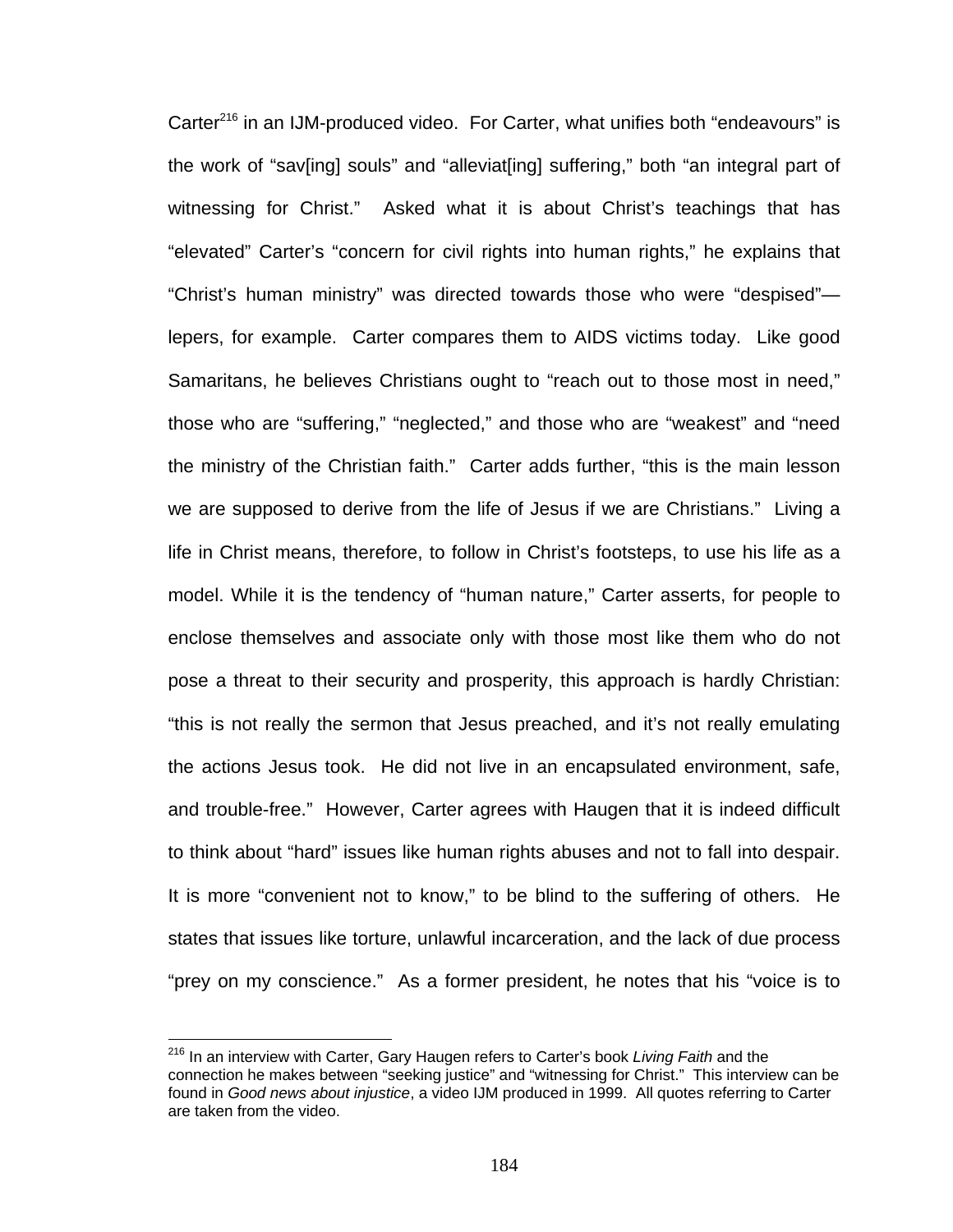Carter[216] in an IJM-produced video. For Carter, what unifies both "endeavours" is the work of "sav[ing] souls" and "alleviat[ing] suffering," both "an integral part of witnessing for Christ." Asked what it is about Christ's teachings that has "elevated" Carter's "concern for civil rights into human rights," he explains that "Christ's human ministry" was directed towards those who were "despised"—lepers, for example. Carter compares them to AIDS victims today. Like good Samaritans, he believes Christians ought to "reach out to those most in need," those who are "suffering," "neglected," and those who are "weakest" and "need the ministry of the Christian faith." Carter adds further, "this is the main lesson we are supposed to derive from the life of Jesus if we are Christians." Living a life in Christ means, therefore, to follow in Christ's footsteps, to use his life as a model. While it is the tendency of "human nature," Carter asserts, for people to enclose themselves and associate only with those most like them who do not pose a threat to their security and prosperity, this approach is hardly Christian: "this is not really the sermon that Jesus preached, and it's not really emulating the actions Jesus took. He did not live in an encapsulated environment, safe, and trouble-free." However, Carter agrees with Haugen that it is indeed difficult to think about "hard" issues like human rights abuses and not to fall into despair. It is more "convenient not to know," to be blind to the suffering of others. He states that issues like torture, unlawful incarceration, and the lack of due process "prey on my conscience." As a former president, he notes that his "voice is to

[216] In an interview with Carter, Gary Haugen refers to Carter's book *Living Faith* and the connection he makes between "seeking justice" and "witnessing for Christ." This interview can be found in *Good news about injustice*, a video IJM produced in 1999. All quotes referring to Carter are taken from the video.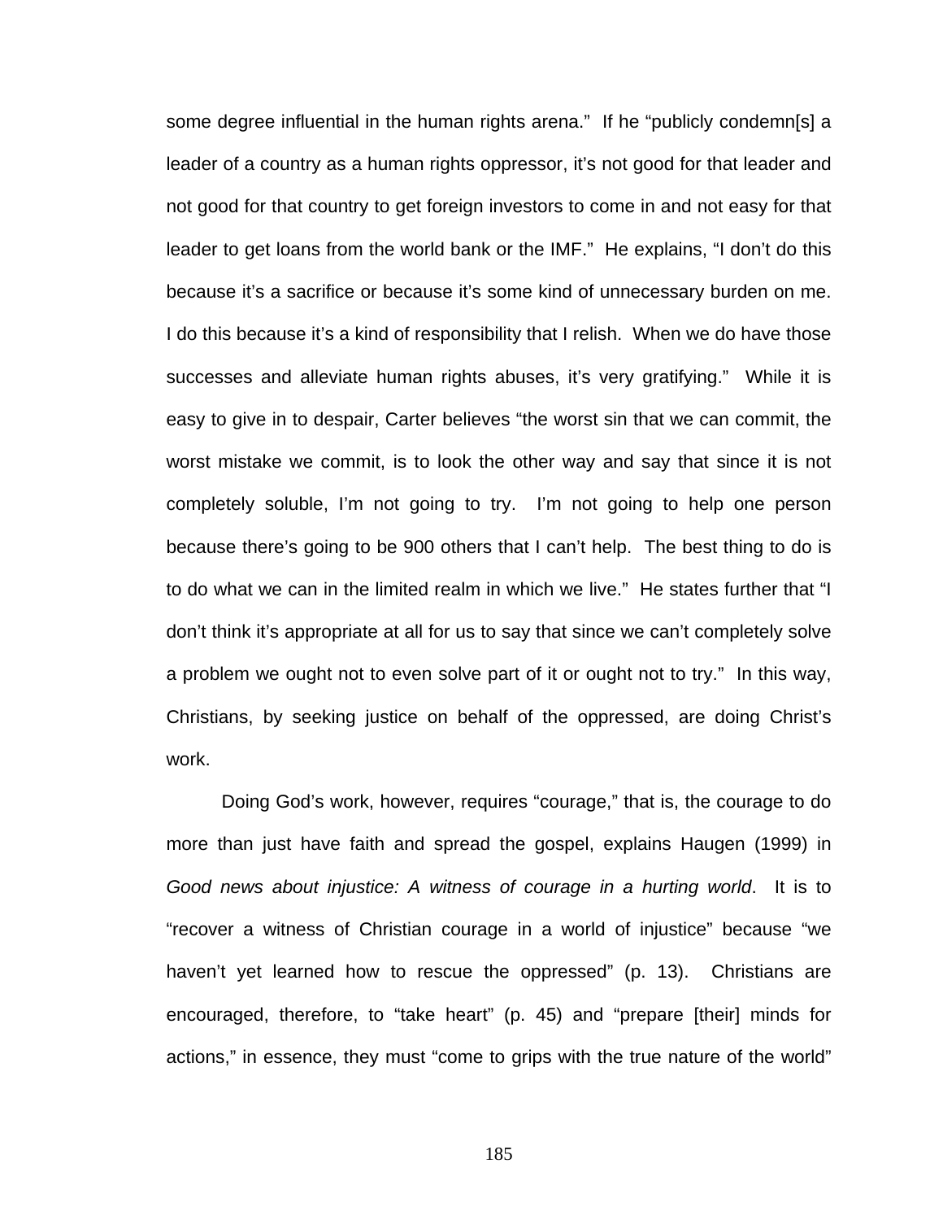some degree influential in the human rights arena." If he "publicly condemn[s] a leader of a country as a human rights oppressor, it's not good for that leader and not good for that country to get foreign investors to come in and not easy for that leader to get loans from the world bank or the IMF." He explains, "I don't do this because it's a sacrifice or because it's some kind of unnecessary burden on me. I do this because it's a kind of responsibility that I relish. When we do have those successes and alleviate human rights abuses, it's very gratifying." While it is easy to give in to despair, Carter believes "the worst sin that we can commit, the worst mistake we commit, is to look the other way and say that since it is not completely soluble, I'm not going to try. I'm not going to help one person because there's going to be 900 others that I can't help. The best thing to do is to do what we can in the limited realm in which we live." He states further that "I don't think it's appropriate at all for us to say that since we can't completely solve a problem we ought not to even solve part of it or ought not to try." In this way, Christians, by seeking justice on behalf of the oppressed, are doing Christ's work.

Doing God's work, however, requires "courage," that is, the courage to do more than just have faith and spread the gospel, explains Haugen (1999) in *Good news about injustice: A witness of courage in a hurting world*. It is to "recover a witness of Christian courage in a world of injustice" because "we haven't yet learned how to rescue the oppressed" (p. 13). Christians are encouraged, therefore, to "take heart" (p. 45) and "prepare [their] minds for actions," in essence, they must "come to grips with the true nature of the world"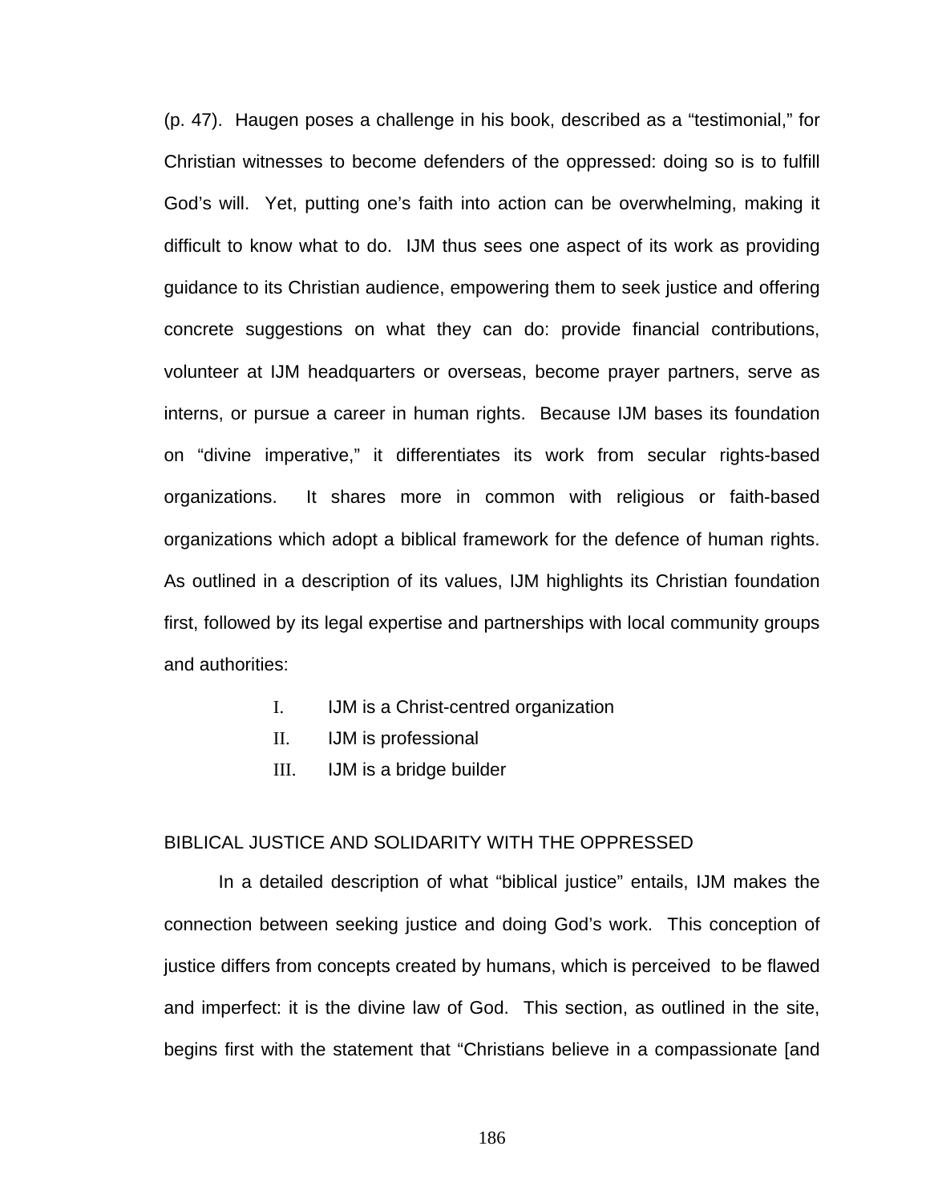(p. 47). Haugen poses a challenge in his book, described as a "testimonial," for Christian witnesses to become defenders of the oppressed: doing so is to fulfill God's will. Yet, putting one's faith into action can be overwhelming, making it difficult to know what to do. IJM thus sees one aspect of its work as providing guidance to its Christian audience, empowering them to seek justice and offering concrete suggestions on what they can do: provide financial contributions, volunteer at IJM headquarters or overseas, become prayer partners, serve as interns, or pursue a career in human rights. Because IJM bases its foundation on "divine imperative," it differentiates its work from secular rights-based organizations. It shares more in common with religious or faith-based organizations which adopt a biblical framework for the defence of human rights. As outlined in a description of its values, IJM highlights its Christian foundation first, followed by its legal expertise and partnerships with local community groups and authorities:

I. IJM is a Christ-centred organization
II. IJM is professional
III. IJM is a bridge builder

## BIBLICAL JUSTICE AND SOLIDARITY WITH THE OPPRESSED

In a detailed description of what "biblical justice" entails, IJM makes the connection between seeking justice and doing God's work. This conception of justice differs from concepts created by humans, which is perceived to be flawed and imperfect: it is the divine law of God. This section, as outlined in the site, begins first with the statement that "Christians believe in a compassionate [and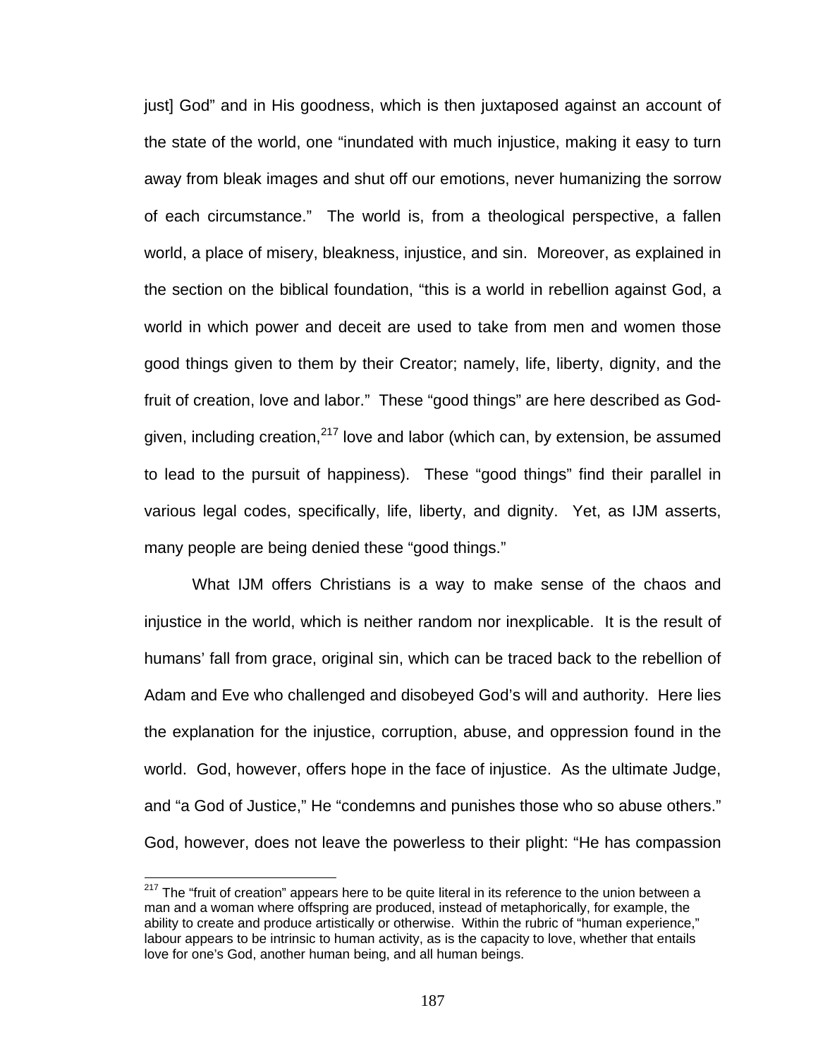just] God" and in His goodness, which is then juxtaposed against an account of the state of the world, one "inundated with much injustice, making it easy to turn away from bleak images and shut off our emotions, never humanizing the sorrow of each circumstance." The world is, from a theological perspective, a fallen world, a place of misery, bleakness, injustice, and sin. Moreover, as explained in the section on the biblical foundation, "this is a world in rebellion against God, a world in which power and deceit are used to take from men and women those good things given to them by their Creator; namely, life, liberty, dignity, and the fruit of creation, love and labor." These "good things" are here described as God-given, including creation,[217] love and labor (which can, by extension, be assumed to lead to the pursuit of happiness). These "good things" find their parallel in various legal codes, specifically, life, liberty, and dignity. Yet, as IJM asserts, many people are being denied these "good things."

What IJM offers Christians is a way to make sense of the chaos and injustice in the world, which is neither random nor inexplicable. It is the result of humans' fall from grace, original sin, which can be traced back to the rebellion of Adam and Eve who challenged and disobeyed God's will and authority. Here lies the explanation for the injustice, corruption, abuse, and oppression found in the world. God, however, offers hope in the face of injustice. As the ultimate Judge, and "a God of Justice," He "condemns and punishes those who so abuse others." God, however, does not leave the powerless to their plight: "He has compassion

[217] The "fruit of creation" appears here to be quite literal in its reference to the union between a man and a woman where offspring are produced, instead of metaphorically, for example, the ability to create and produce artistically or otherwise. Within the rubric of "human experience," labour appears to be intrinsic to human activity, as is the capacity to love, whether that entails love for one's God, another human being, and all human beings.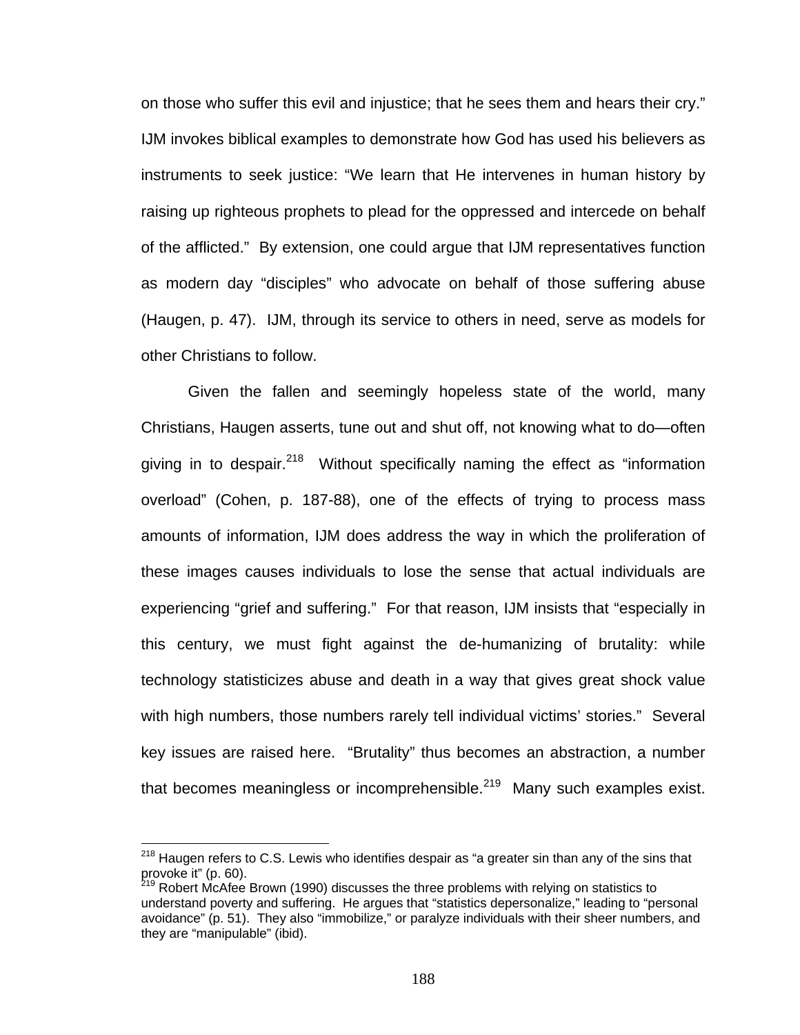on those who suffer this evil and injustice; that he sees them and hears their cry." IJM invokes biblical examples to demonstrate how God has used his believers as instruments to seek justice: "We learn that He intervenes in human history by raising up righteous prophets to plead for the oppressed and intercede on behalf of the afflicted." By extension, one could argue that IJM representatives function as modern day "disciples" who advocate on behalf of those suffering abuse (Haugen, p. 47). IJM, through its service to others in need, serve as models for other Christians to follow.

Given the fallen and seemingly hopeless state of the world, many Christians, Haugen asserts, tune out and shut off, not knowing what to do—often giving in to despair.[218] Without specifically naming the effect as "information overload" (Cohen, p. 187-88), one of the effects of trying to process mass amounts of information, IJM does address the way in which the proliferation of these images causes individuals to lose the sense that actual individuals are experiencing "grief and suffering." For that reason, IJM insists that "especially in this century, we must fight against the de-humanizing of brutality: while technology statisticizes abuse and death in a way that gives great shock value with high numbers, those numbers rarely tell individual victims' stories." Several key issues are raised here. "Brutality" thus becomes an abstraction, a number that becomes meaningless or incomprehensible.[219] Many such examples exist.

---

[218] Haugen refers to C.S. Lewis who identifies despair as "a greater sin than any of the sins that provoke it" (p. 60).

[219] Robert McAfee Brown (1990) discusses the three problems with relying on statistics to understand poverty and suffering. He argues that "statistics depersonalize," leading to "personal avoidance" (p. 51). They also "immobilize," or paralyze individuals with their sheer numbers, and they are "manipulable" (ibid).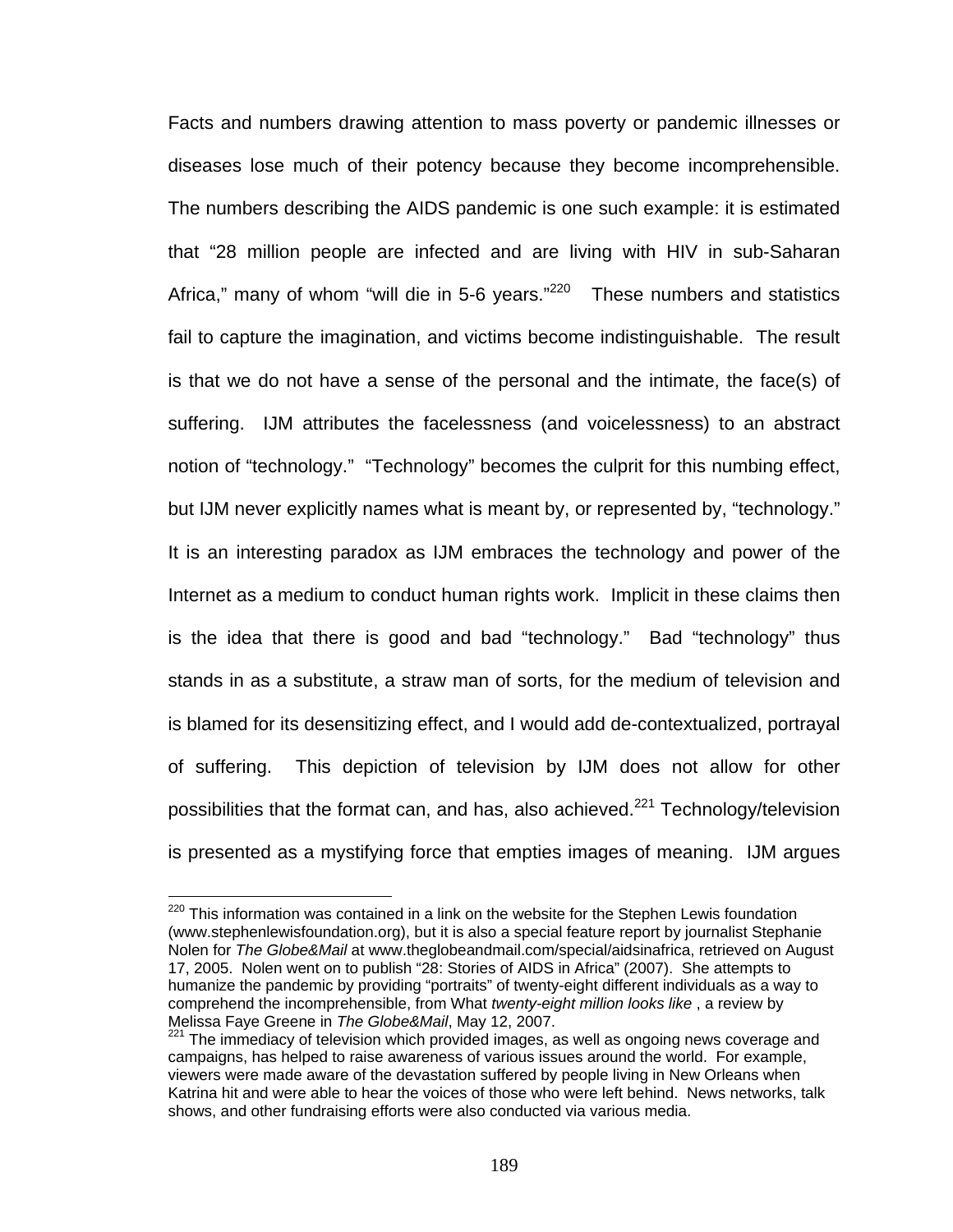Facts and numbers drawing attention to mass poverty or pandemic illnesses or diseases lose much of their potency because they become incomprehensible. The numbers describing the AIDS pandemic is one such example: it is estimated that "28 million people are infected and are living with HIV in sub-Saharan Africa," many of whom "will die in 5-6 years."[220] These numbers and statistics fail to capture the imagination, and victims become indistinguishable. The result is that we do not have a sense of the personal and the intimate, the face(s) of suffering. IJM attributes the facelessness (and voicelessness) to an abstract notion of "technology." "Technology" becomes the culprit for this numbing effect, but IJM never explicitly names what is meant by, or represented by, "technology." It is an interesting paradox as IJM embraces the technology and power of the Internet as a medium to conduct human rights work. Implicit in these claims then is the idea that there is good and bad "technology." Bad "technology" thus stands in as a substitute, a straw man of sorts, for the medium of television and is blamed for its desensitizing effect, and I would add de-contextualized, portrayal of suffering. This depiction of television by IJM does not allow for other possibilities that the format can, and has, also achieved.[221] Technology/television is presented as a mystifying force that empties images of meaning. IJM argues

---

[220] This information was contained in a link on the website for the Stephen Lewis foundation (www.stephenlewisfoundation.org), but it is also a special feature report by journalist Stephanie Nolen for *The Globe&Mail* at www.theglobeandmail.com/special/aidsinafrica, retrieved on August 17, 2005. Nolen went on to publish "28: Stories of AIDS in Africa" (2007). She attempts to humanize the pandemic by providing "portraits" of twenty-eight different individuals as a way to comprehend the incomprehensible, from What *twenty-eight million looks like* , a review by Melissa Faye Greene in *The Globe&Mail*, May 12, 2007.

[221] The immediacy of television which provided images, as well as ongoing news coverage and campaigns, has helped to raise awareness of various issues around the world. For example, viewers were made aware of the devastation suffered by people living in New Orleans when Katrina hit and were able to hear the voices of those who were left behind. News networks, talk shows, and other fundraising efforts were also conducted via various media.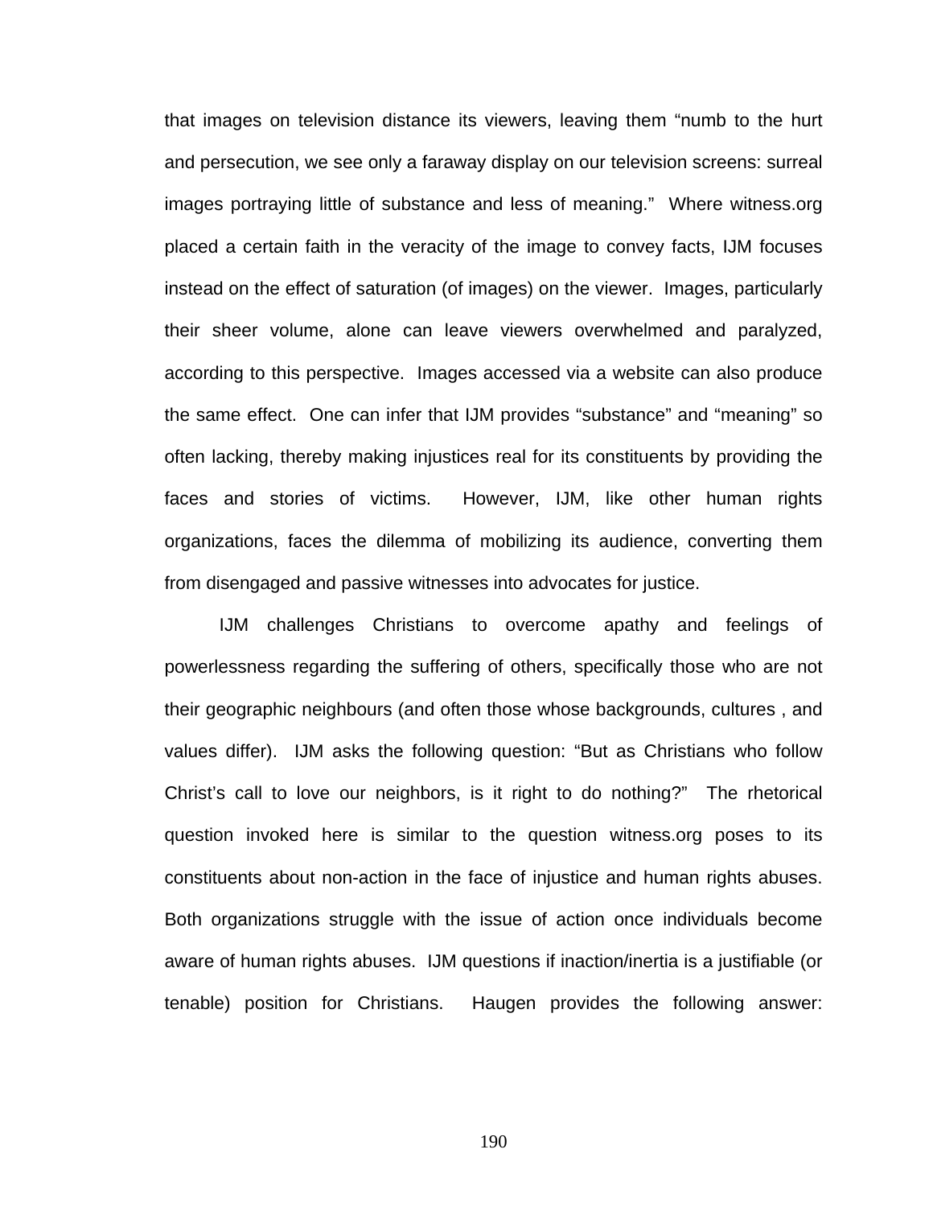that images on television distance its viewers, leaving them "numb to the hurt and persecution, we see only a faraway display on our television screens: surreal images portraying little of substance and less of meaning." Where witness.org placed a certain faith in the veracity of the image to convey facts, IJM focuses instead on the effect of saturation (of images) on the viewer. Images, particularly their sheer volume, alone can leave viewers overwhelmed and paralyzed, according to this perspective. Images accessed via a website can also produce the same effect. One can infer that IJM provides "substance" and "meaning" so often lacking, thereby making injustices real for its constituents by providing the faces and stories of victims. However, IJM, like other human rights organizations, faces the dilemma of mobilizing its audience, converting them from disengaged and passive witnesses into advocates for justice.

IJM challenges Christians to overcome apathy and feelings of powerlessness regarding the suffering of others, specifically those who are not their geographic neighbours (and often those whose backgrounds, cultures , and values differ). IJM asks the following question: "But as Christians who follow Christ's call to love our neighbors, is it right to do nothing?" The rhetorical question invoked here is similar to the question witness.org poses to its constituents about non-action in the face of injustice and human rights abuses. Both organizations struggle with the issue of action once individuals become aware of human rights abuses. IJM questions if inaction/inertia is a justifiable (or tenable) position for Christians. Haugen provides the following answer: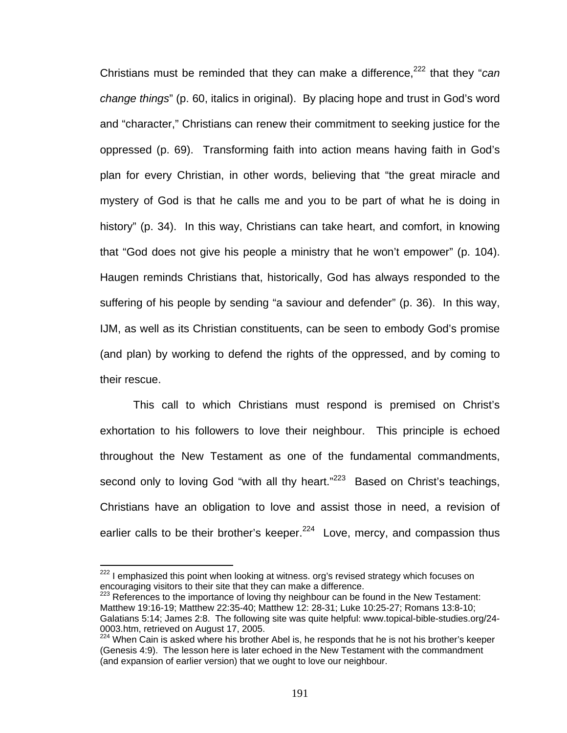Christians must be reminded that they can make a difference,[222] that they "*can change things*" (p. 60, italics in original). By placing hope and trust in God's word and "character," Christians can renew their commitment to seeking justice for the oppressed (p. 69). Transforming faith into action means having faith in God's plan for every Christian, in other words, believing that "the great miracle and mystery of God is that he calls me and you to be part of what he is doing in history" (p. 34). In this way, Christians can take heart, and comfort, in knowing that "God does not give his people a ministry that he won't empower" (p. 104). Haugen reminds Christians that, historically, God has always responded to the suffering of his people by sending "a saviour and defender" (p. 36). In this way, IJM, as well as its Christian constituents, can be seen to embody God's promise (and plan) by working to defend the rights of the oppressed, and by coming to their rescue.

This call to which Christians must respond is premised on Christ's exhortation to his followers to love their neighbour. This principle is echoed throughout the New Testament as one of the fundamental commandments, second only to loving God "with all thy heart."[223] Based on Christ's teachings, Christians have an obligation to love and assist those in need, a revision of earlier calls to be their brother's keeper.[224] Love, mercy, and compassion thus

---

[222] I emphasized this point when looking at witness. org's revised strategy which focuses on encouraging visitors to their site that they can make a difference.

[223] References to the importance of loving thy neighbour can be found in the New Testament: Matthew 19:16-19; Matthew 22:35-40; Matthew 12: 28-31; Luke 10:25-27; Romans 13:8-10; Galatians 5:14; James 2:8. The following site was quite helpful: www.topical-bible-studies.org/24-0003.htm, retrieved on August 17, 2005.

[224] When Cain is asked where his brother Abel is, he responds that he is not his brother's keeper (Genesis 4:9). The lesson here is later echoed in the New Testament with the commandment (and expansion of earlier version) that we ought to love our neighbour.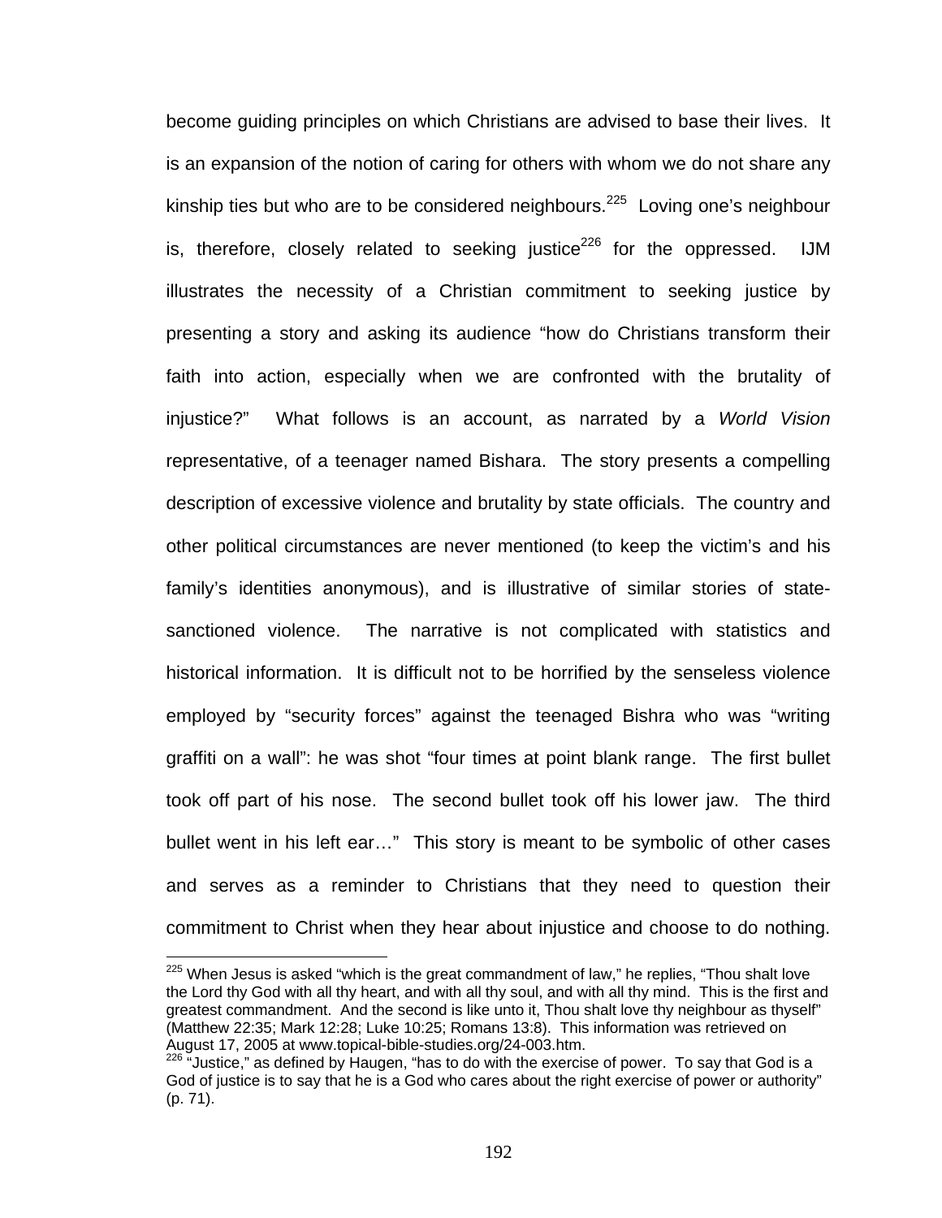become guiding principles on which Christians are advised to base their lives. It is an expansion of the notion of caring for others with whom we do not share any kinship ties but who are to be considered neighbours.[225] Loving one's neighbour is, therefore, closely related to seeking justice[226] for the oppressed. IJM illustrates the necessity of a Christian commitment to seeking justice by presenting a story and asking its audience "how do Christians transform their faith into action, especially when we are confronted with the brutality of injustice?" What follows is an account, as narrated by a *World Vision* representative, of a teenager named Bishara. The story presents a compelling description of excessive violence and brutality by state officials. The country and other political circumstances are never mentioned (to keep the victim's and his family's identities anonymous), and is illustrative of similar stories of state-sanctioned violence. The narrative is not complicated with statistics and historical information. It is difficult not to be horrified by the senseless violence employed by "security forces" against the teenaged Bishra who was "writing graffiti on a wall": he was shot "four times at point blank range. The first bullet took off part of his nose. The second bullet took off his lower jaw. The third bullet went in his left ear…" This story is meant to be symbolic of other cases and serves as a reminder to Christians that they need to question their commitment to Christ when they hear about injustice and choose to do nothing.

---

[225] When Jesus is asked "which is the great commandment of law," he replies, "Thou shalt love the Lord thy God with all thy heart, and with all thy soul, and with all thy mind. This is the first and greatest commandment. And the second is like unto it, Thou shalt love thy neighbour as thyself" (Matthew 22:35; Mark 12:28; Luke 10:25; Romans 13:8). This information was retrieved on August 17, 2005 at www.topical-bible-studies.org/24-003.htm.

[226] "Justice," as defined by Haugen, "has to do with the exercise of power. To say that God is a God of justice is to say that he is a God who cares about the right exercise of power or authority" (p. 71).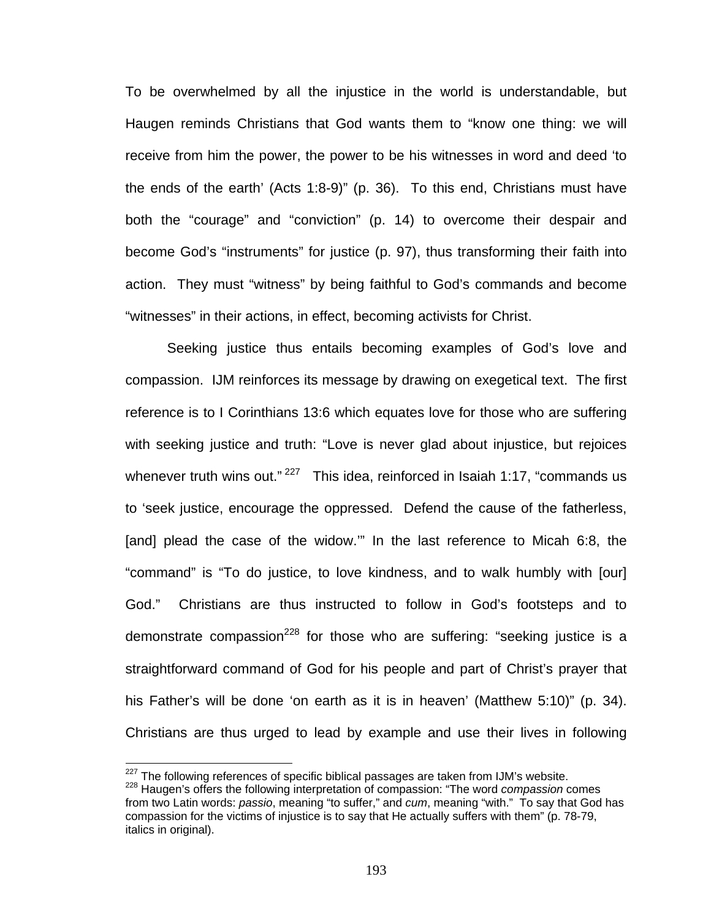To be overwhelmed by all the injustice in the world is understandable, but Haugen reminds Christians that God wants them to "know one thing: we will receive from him the power, the power to be his witnesses in word and deed 'to the ends of the earth' (Acts 1:8-9)" (p. 36). To this end, Christians must have both the "courage" and "conviction" (p. 14) to overcome their despair and become God's "instruments" for justice (p. 97), thus transforming their faith into action. They must "witness" by being faithful to God's commands and become "witnesses" in their actions, in effect, becoming activists for Christ.

Seeking justice thus entails becoming examples of God's love and compassion. IJM reinforces its message by drawing on exegetical text. The first reference is to I Corinthians 13:6 which equates love for those who are suffering with seeking justice and truth: "Love is never glad about injustice, but rejoices whenever truth wins out."[227] This idea, reinforced in Isaiah 1:17, "commands us to 'seek justice, encourage the oppressed. Defend the cause of the fatherless, [and] plead the case of the widow.'" In the last reference to Micah 6:8, the "command" is "To do justice, to love kindness, and to walk humbly with [our] God." Christians are thus instructed to follow in God's footsteps and to demonstrate compassion[228] for those who are suffering: "seeking justice is a straightforward command of God for his people and part of Christ's prayer that his Father's will be done 'on earth as it is in heaven' (Matthew 5:10)" (p. 34). Christians are thus urged to lead by example and use their lives in following

[227] The following references of specific biblical passages are taken from IJM's website.

[228] Haugen's offers the following interpretation of compassion: "The word *compassion* comes from two Latin words: *passio*, meaning "to suffer," and *cum*, meaning "with." To say that God has compassion for the victims of injustice is to say that He actually suffers with them" (p. 78-79, italics in original).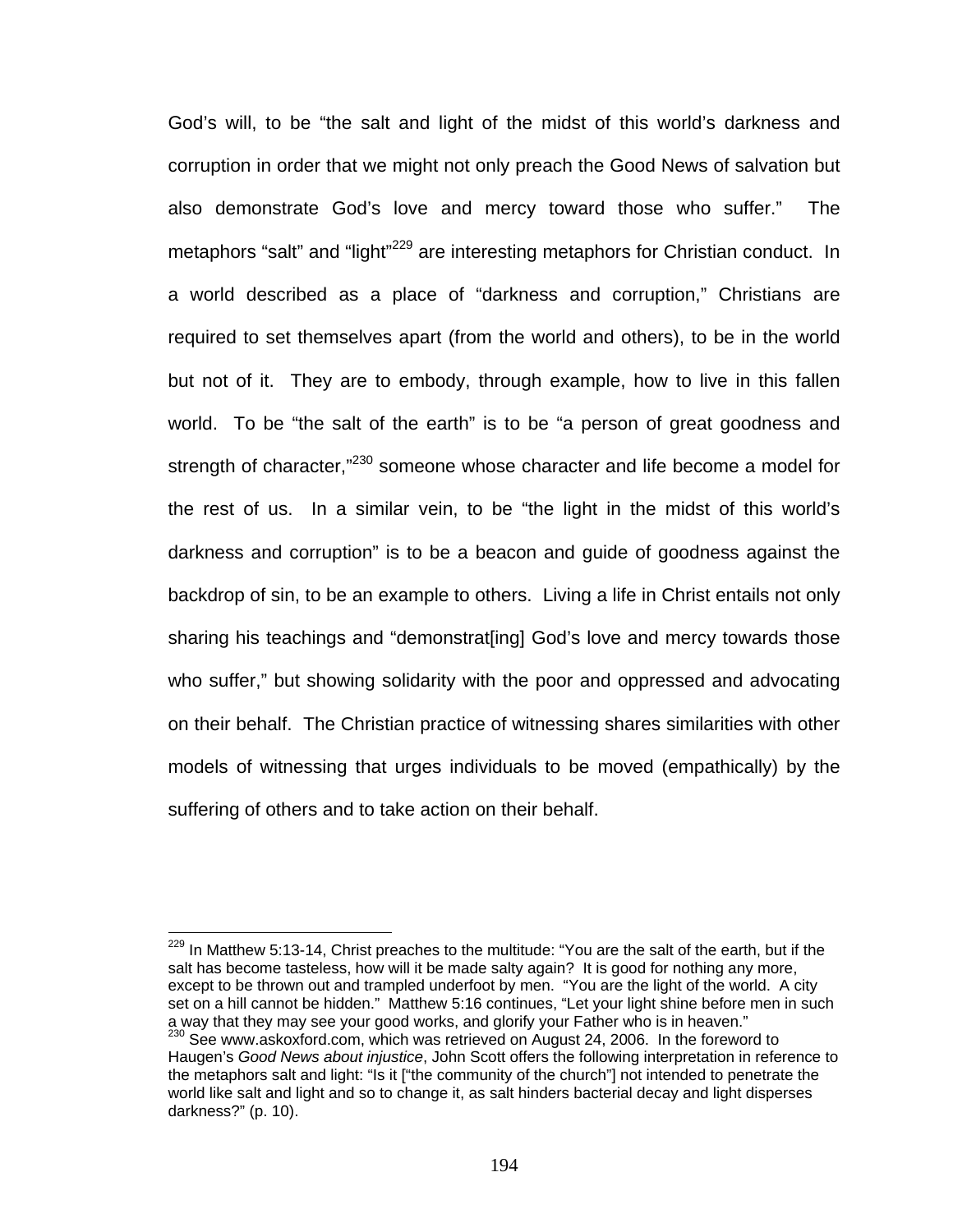God's will, to be "the salt and light of the midst of this world's darkness and corruption in order that we might not only preach the Good News of salvation but also demonstrate God's love and mercy toward those who suffer." The metaphors "salt" and "light"[229] are interesting metaphors for Christian conduct. In a world described as a place of "darkness and corruption," Christians are required to set themselves apart (from the world and others), to be in the world but not of it. They are to embody, through example, how to live in this fallen world. To be "the salt of the earth" is to be "a person of great goodness and strength of character,"[230] someone whose character and life become a model for the rest of us. In a similar vein, to be "the light in the midst of this world's darkness and corruption" is to be a beacon and guide of goodness against the backdrop of sin, to be an example to others. Living a life in Christ entails not only sharing his teachings and "demonstrat[ing] God's love and mercy towards those who suffer," but showing solidarity with the poor and oppressed and advocating on their behalf. The Christian practice of witnessing shares similarities with other models of witnessing that urges individuals to be moved (empathically) by the suffering of others and to take action on their behalf.

---

[229] In Matthew 5:13-14, Christ preaches to the multitude: "You are the salt of the earth, but if the salt has become tasteless, how will it be made salty again? It is good for nothing any more, except to be thrown out and trampled underfoot by men. "You are the light of the world. A city set on a hill cannot be hidden." Matthew 5:16 continues, "Let your light shine before men in such a way that they may see your good works, and glorify your Father who is in heaven."

[230] See www.askoxford.com, which was retrieved on August 24, 2006. In the foreword to Haugen's *Good News about injustice*, John Scott offers the following interpretation in reference to the metaphors salt and light: "Is it ["the community of the church"] not intended to penetrate the world like salt and light and so to change it, as salt hinders bacterial decay and light disperses darkness?" (p. 10).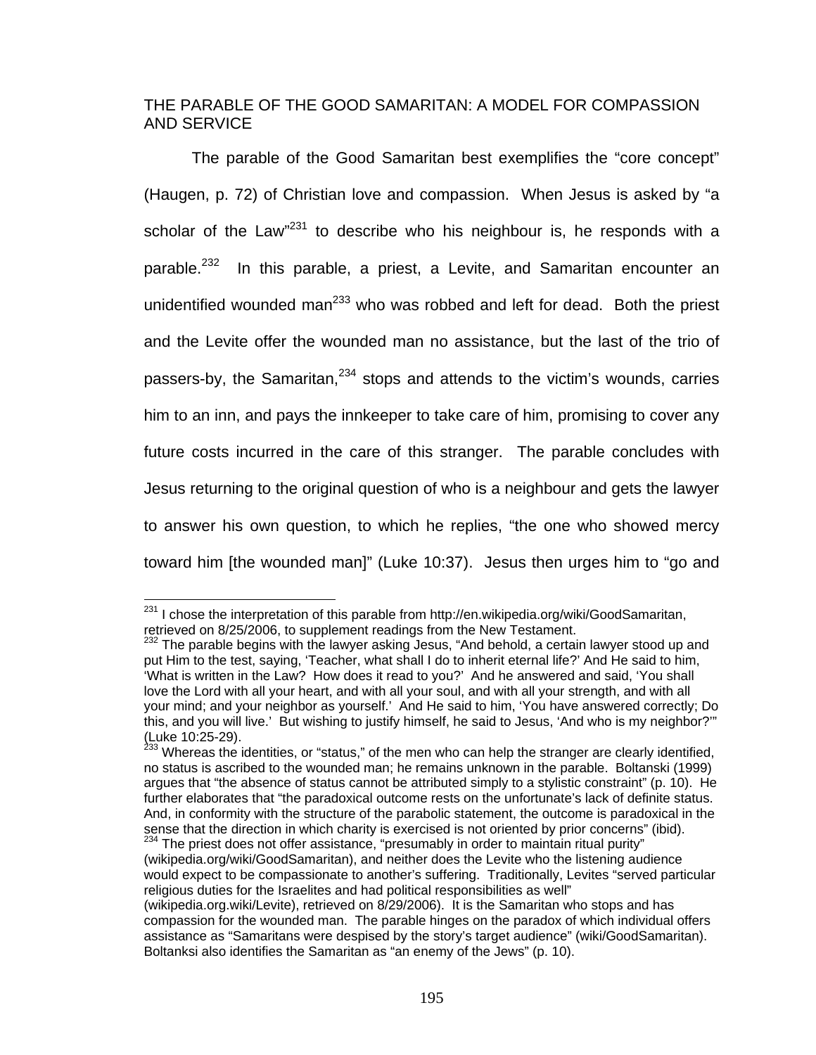## THE PARABLE OF THE GOOD SAMARITAN: A MODEL FOR COMPASSION AND SERVICE

The parable of the Good Samaritan best exemplifies the "core concept" (Haugen, p. 72) of Christian love and compassion. When Jesus is asked by "a scholar of the Law"[231] to describe who his neighbour is, he responds with a parable.[232] In this parable, a priest, a Levite, and Samaritan encounter an unidentified wounded man[233] who was robbed and left for dead. Both the priest and the Levite offer the wounded man no assistance, but the last of the trio of passers-by, the Samaritan,[234] stops and attends to the victim's wounds, carries him to an inn, and pays the innkeeper to take care of him, promising to cover any future costs incurred in the care of this stranger. The parable concludes with Jesus returning to the original question of who is a neighbour and gets the lawyer to answer his own question, to which he replies, "the one who showed mercy toward him [the wounded man]" (Luke 10:37). Jesus then urges him to "go and

---

[231] I chose the interpretation of this parable from http://en.wikipedia.org/wiki/GoodSamaritan, retrieved on 8/25/2006, to supplement readings from the New Testament.

[232] The parable begins with the lawyer asking Jesus, "And behold, a certain lawyer stood up and put Him to the test, saying, 'Teacher, what shall I do to inherit eternal life?' And He said to him, 'What is written in the Law? How does it read to you?' And he answered and said, 'You shall love the Lord with all your heart, and with all your soul, and with all your strength, and with all your mind; and your neighbor as yourself.' And He said to him, 'You have answered correctly; Do this, and you will live.' But wishing to justify himself, he said to Jesus, 'And who is my neighbor?'" (Luke 10:25-29).

[233] Whereas the identities, or "status," of the men who can help the stranger are clearly identified, no status is ascribed to the wounded man; he remains unknown in the parable. Boltanski (1999) argues that "the absence of status cannot be attributed simply to a stylistic constraint" (p. 10). He further elaborates that "the paradoxical outcome rests on the unfortunate's lack of definite status. And, in conformity with the structure of the parabolic statement, the outcome is paradoxical in the sense that the direction in which charity is exercised is not oriented by prior concerns" (ibid).

[234] The priest does not offer assistance, "presumably in order to maintain ritual purity" (wikipedia.org/wiki/GoodSamaritan), and neither does the Levite who the listening audience would expect to be compassionate to another's suffering. Traditionally, Levites "served particular religious duties for the Israelites and had political responsibilities as well" (wikipedia.org.wiki/Levite), retrieved on 8/29/2006). It is the Samaritan who stops and has compassion for the wounded man. The parable hinges on the paradox of which individual offers assistance as "Samaritans were despised by the story's target audience" (wiki/GoodSamaritan). Boltanksi also identifies the Samaritan as "an enemy of the Jews" (p. 10).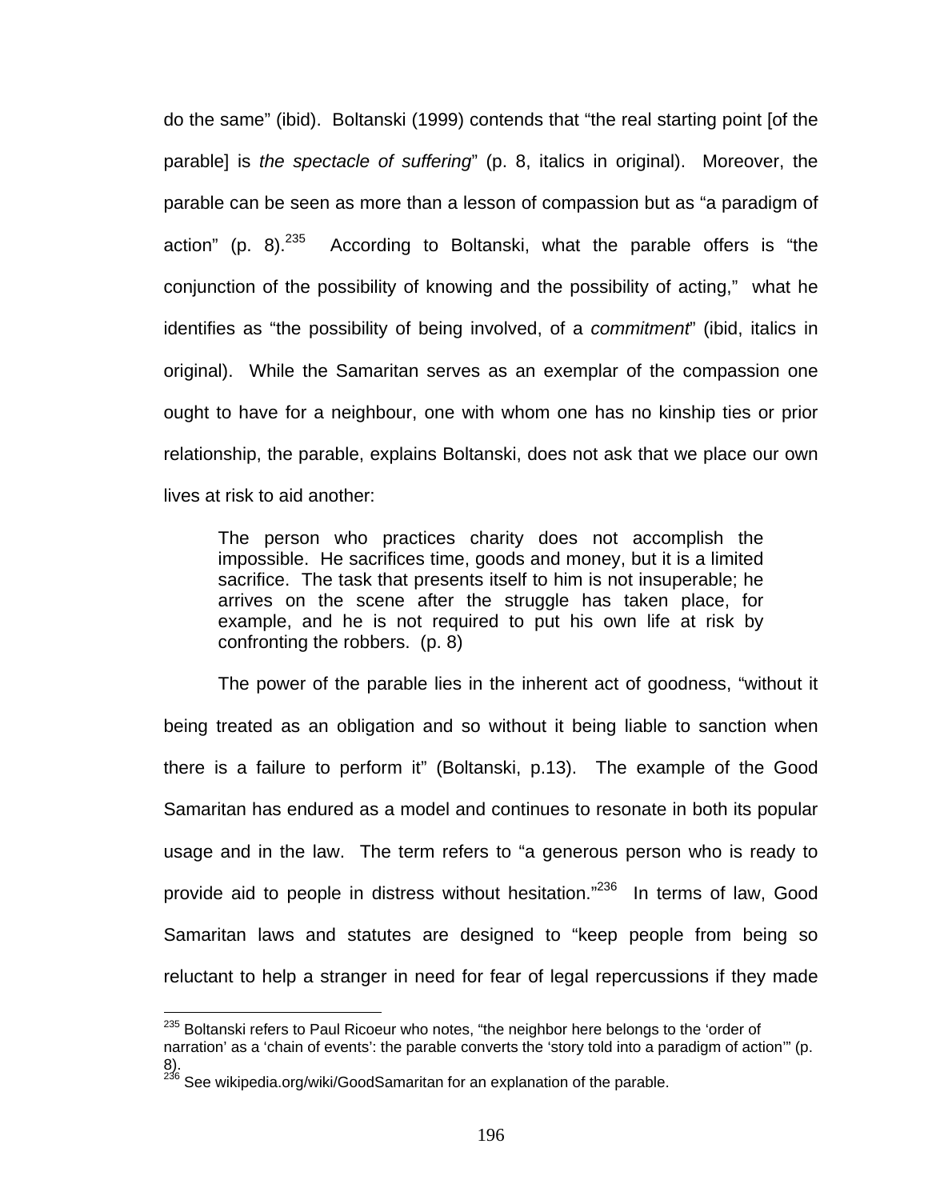do the same" (ibid). Boltanski (1999) contends that "the real starting point [of the parable] is *the spectacle of suffering*" (p. 8, italics in original). Moreover, the parable can be seen as more than a lesson of compassion but as "a paradigm of action" (p. 8).[235] According to Boltanski, what the parable offers is "the conjunction of the possibility of knowing and the possibility of acting," what he identifies as "the possibility of being involved, of a *commitment*" (ibid, italics in original). While the Samaritan serves as an exemplar of the compassion one ought to have for a neighbour, one with whom one has no kinship ties or prior relationship, the parable, explains Boltanski, does not ask that we place our own lives at risk to aid another:

> The person who practices charity does not accomplish the impossible. He sacrifices time, goods and money, but it is a limited sacrifice. The task that presents itself to him is not insuperable; he arrives on the scene after the struggle has taken place, for example, and he is not required to put his own life at risk by confronting the robbers. (p. 8)

The power of the parable lies in the inherent act of goodness, "without it being treated as an obligation and so without it being liable to sanction when there is a failure to perform it" (Boltanski, p.13). The example of the Good Samaritan has endured as a model and continues to resonate in both its popular usage and in the law. The term refers to "a generous person who is ready to provide aid to people in distress without hesitation."[236] In terms of law, Good Samaritan laws and statutes are designed to "keep people from being so reluctant to help a stranger in need for fear of legal repercussions if they made

---

[235] Boltanski refers to Paul Ricoeur who notes, "the neighbor here belongs to the 'order of narration' as a 'chain of events': the parable converts the 'story told into a paradigm of action'" (p. 8).

[236] See wikipedia.org/wiki/GoodSamaritan for an explanation of the parable.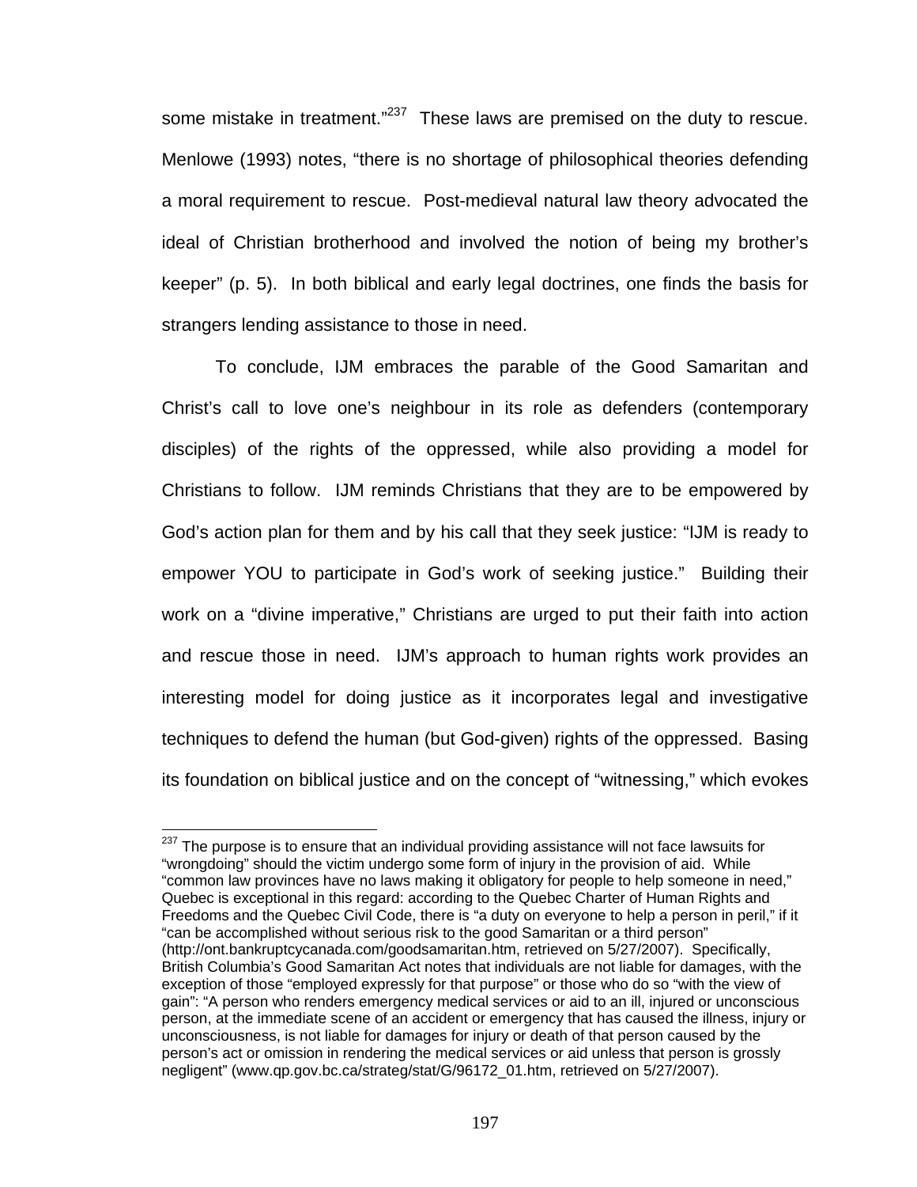some mistake in treatment."[237] These laws are premised on the duty to rescue. Menlowe (1993) notes, "there is no shortage of philosophical theories defending a moral requirement to rescue. Post-medieval natural law theory advocated the ideal of Christian brotherhood and involved the notion of being my brother's keeper" (p. 5). In both biblical and early legal doctrines, one finds the basis for strangers lending assistance to those in need.

To conclude, IJM embraces the parable of the Good Samaritan and Christ's call to love one's neighbour in its role as defenders (contemporary disciples) of the rights of the oppressed, while also providing a model for Christians to follow. IJM reminds Christians that they are to be empowered by God's action plan for them and by his call that they seek justice: "IJM is ready to empower YOU to participate in God's work of seeking justice." Building their work on a "divine imperative," Christians are urged to put their faith into action and rescue those in need. IJM's approach to human rights work provides an interesting model for doing justice as it incorporates legal and investigative techniques to defend the human (but God-given) rights of the oppressed. Basing its foundation on biblical justice and on the concept of "witnessing," which evokes

---

[237] The purpose is to ensure that an individual providing assistance will not face lawsuits for "wrongdoing" should the victim undergo some form of injury in the provision of aid. While "common law provinces have no laws making it obligatory for people to help someone in need," Quebec is exceptional in this regard: according to the Quebec Charter of Human Rights and Freedoms and the Quebec Civil Code, there is "a duty on everyone to help a person in peril," if it "can be accomplished without serious risk to the good Samaritan or a third person" (http://ont.bankruptcycanada.com/goodsamaritan.htm, retrieved on 5/27/2007). Specifically, British Columbia's Good Samaritan Act notes that individuals are not liable for damages, with the exception of those "employed expressly for that purpose" or those who do so "with the view of gain": "A person who renders emergency medical services or aid to an ill, injured or unconscious person, at the immediate scene of an accident or emergency that has caused the illness, injury or unconsciousness, is not liable for damages for injury or death of that person caused by the person's act or omission in rendering the medical services or aid unless that person is grossly negligent" (www.qp.gov.bc.ca/strateg/stat/G/96172_01.htm, retrieved on 5/27/2007).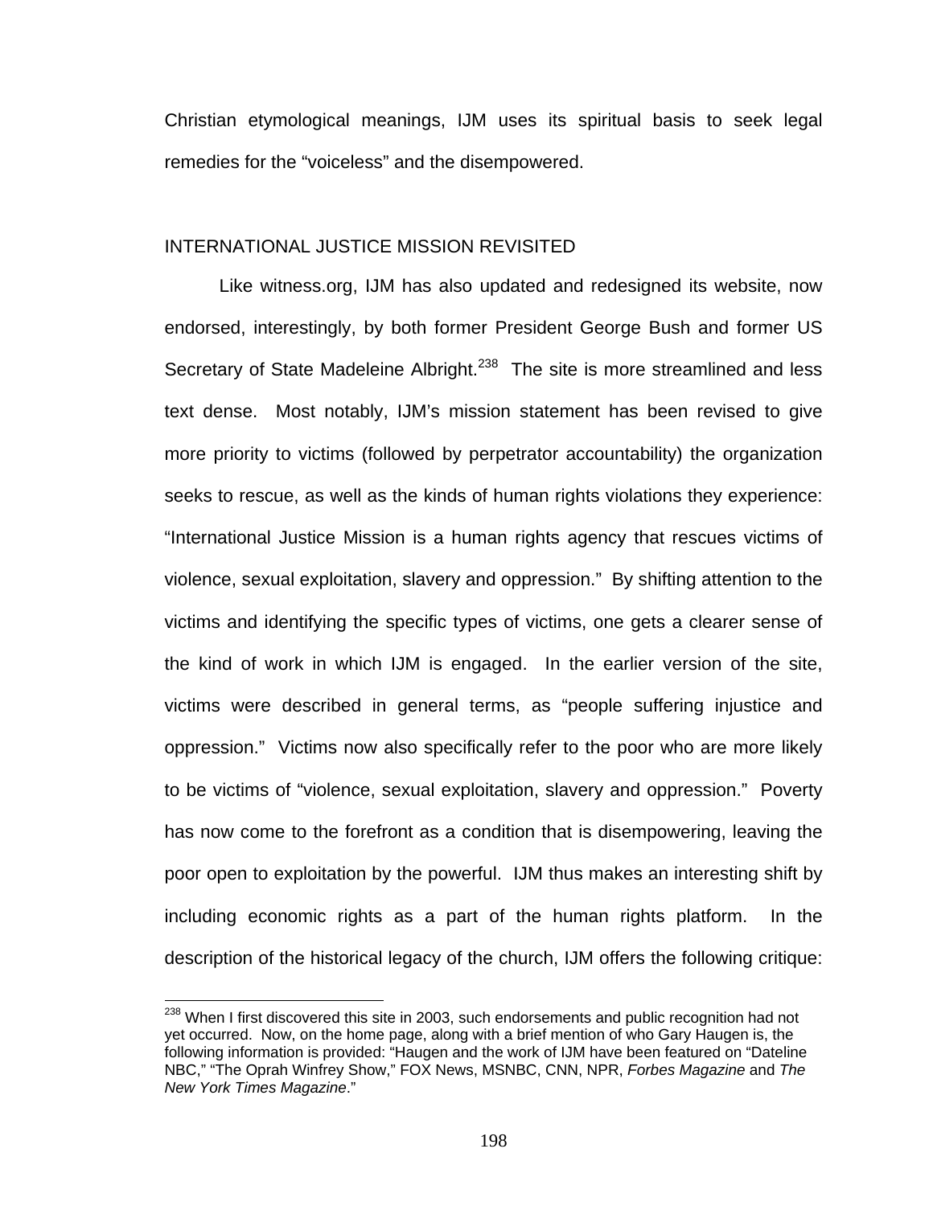Christian etymological meanings, IJM uses its spiritual basis to seek legal remedies for the "voiceless" and the disempowered.

## INTERNATIONAL JUSTICE MISSION REVISITED

Like witness.org, IJM has also updated and redesigned its website, now endorsed, interestingly, by both former President George Bush and former US Secretary of State Madeleine Albright.[238] The site is more streamlined and less text dense. Most notably, IJM's mission statement has been revised to give more priority to victims (followed by perpetrator accountability) the organization seeks to rescue, as well as the kinds of human rights violations they experience: "International Justice Mission is a human rights agency that rescues victims of violence, sexual exploitation, slavery and oppression." By shifting attention to the victims and identifying the specific types of victims, one gets a clearer sense of the kind of work in which IJM is engaged. In the earlier version of the site, victims were described in general terms, as "people suffering injustice and oppression." Victims now also specifically refer to the poor who are more likely to be victims of "violence, sexual exploitation, slavery and oppression." Poverty has now come to the forefront as a condition that is disempowering, leaving the poor open to exploitation by the powerful. IJM thus makes an interesting shift by including economic rights as a part of the human rights platform. In the description of the historical legacy of the church, IJM offers the following critique:

---

[238] When I first discovered this site in 2003, such endorsements and public recognition had not yet occurred. Now, on the home page, along with a brief mention of who Gary Haugen is, the following information is provided: "Haugen and the work of IJM have been featured on "Dateline NBC," "The Oprah Winfrey Show," FOX News, MSNBC, CNN, NPR, *Forbes Magazine* and *The New York Times Magazine*."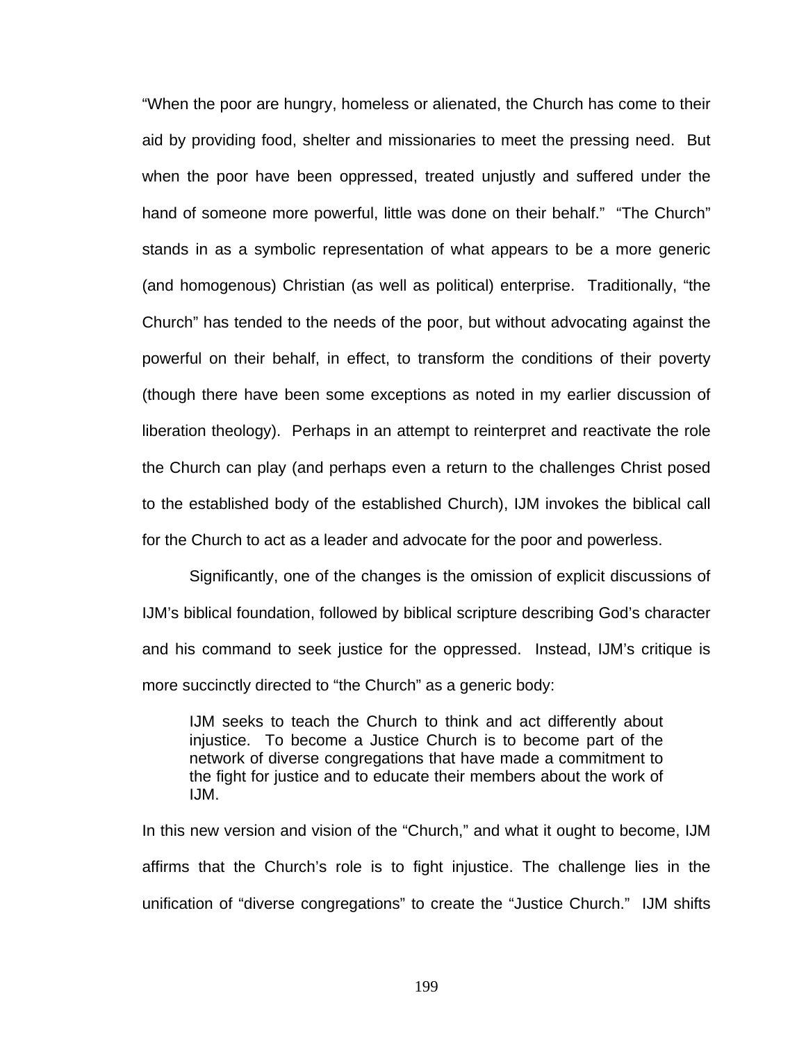"When the poor are hungry, homeless or alienated, the Church has come to their aid by providing food, shelter and missionaries to meet the pressing need. But when the poor have been oppressed, treated unjustly and suffered under the hand of someone more powerful, little was done on their behalf." "The Church" stands in as a symbolic representation of what appears to be a more generic (and homogenous) Christian (as well as political) enterprise. Traditionally, "the Church" has tended to the needs of the poor, but without advocating against the powerful on their behalf, in effect, to transform the conditions of their poverty (though there have been some exceptions as noted in my earlier discussion of liberation theology). Perhaps in an attempt to reinterpret and reactivate the role the Church can play (and perhaps even a return to the challenges Christ posed to the established body of the established Church), IJM invokes the biblical call for the Church to act as a leader and advocate for the poor and powerless.

Significantly, one of the changes is the omission of explicit discussions of IJM's biblical foundation, followed by biblical scripture describing God's character and his command to seek justice for the oppressed. Instead, IJM's critique is more succinctly directed to "the Church" as a generic body:

> IJM seeks to teach the Church to think and act differently about injustice. To become a Justice Church is to become part of the network of diverse congregations that have made a commitment to the fight for justice and to educate their members about the work of IJM.

In this new version and vision of the "Church," and what it ought to become, IJM affirms that the Church's role is to fight injustice. The challenge lies in the unification of "diverse congregations" to create the "Justice Church." IJM shifts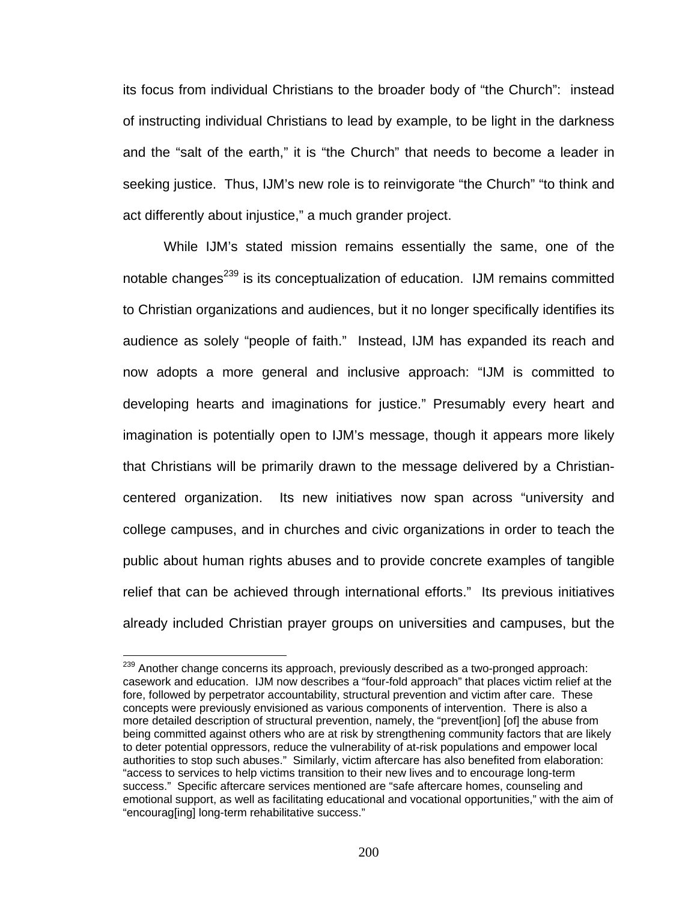its focus from individual Christians to the broader body of "the Church": instead of instructing individual Christians to lead by example, to be light in the darkness and the "salt of the earth," it is "the Church" that needs to become a leader in seeking justice. Thus, IJM's new role is to reinvigorate "the Church" "to think and act differently about injustice," a much grander project.

While IJM's stated mission remains essentially the same, one of the notable changes[239] is its conceptualization of education. IJM remains committed to Christian organizations and audiences, but it no longer specifically identifies its audience as solely "people of faith." Instead, IJM has expanded its reach and now adopts a more general and inclusive approach: "IJM is committed to developing hearts and imaginations for justice." Presumably every heart and imagination is potentially open to IJM's message, though it appears more likely that Christians will be primarily drawn to the message delivered by a Christian-centered organization. Its new initiatives now span across "university and college campuses, and in churches and civic organizations in order to teach the public about human rights abuses and to provide concrete examples of tangible relief that can be achieved through international efforts." Its previous initiatives already included Christian prayer groups on universities and campuses, but the

[239] Another change concerns its approach, previously described as a two-pronged approach: casework and education. IJM now describes a "four-fold approach" that places victim relief at the fore, followed by perpetrator accountability, structural prevention and victim after care. These concepts were previously envisioned as various components of intervention. There is also a more detailed description of structural prevention, namely, the "prevent[ion] [of] the abuse from being committed against others who are at risk by strengthening community factors that are likely to deter potential oppressors, reduce the vulnerability of at-risk populations and empower local authorities to stop such abuses." Similarly, victim aftercare has also benefited from elaboration: "access to services to help victims transition to their new lives and to encourage long-term success." Specific aftercare services mentioned are "safe aftercare homes, counseling and emotional support, as well as facilitating educational and vocational opportunities," with the aim of "encourag[ing] long-term rehabilitative success."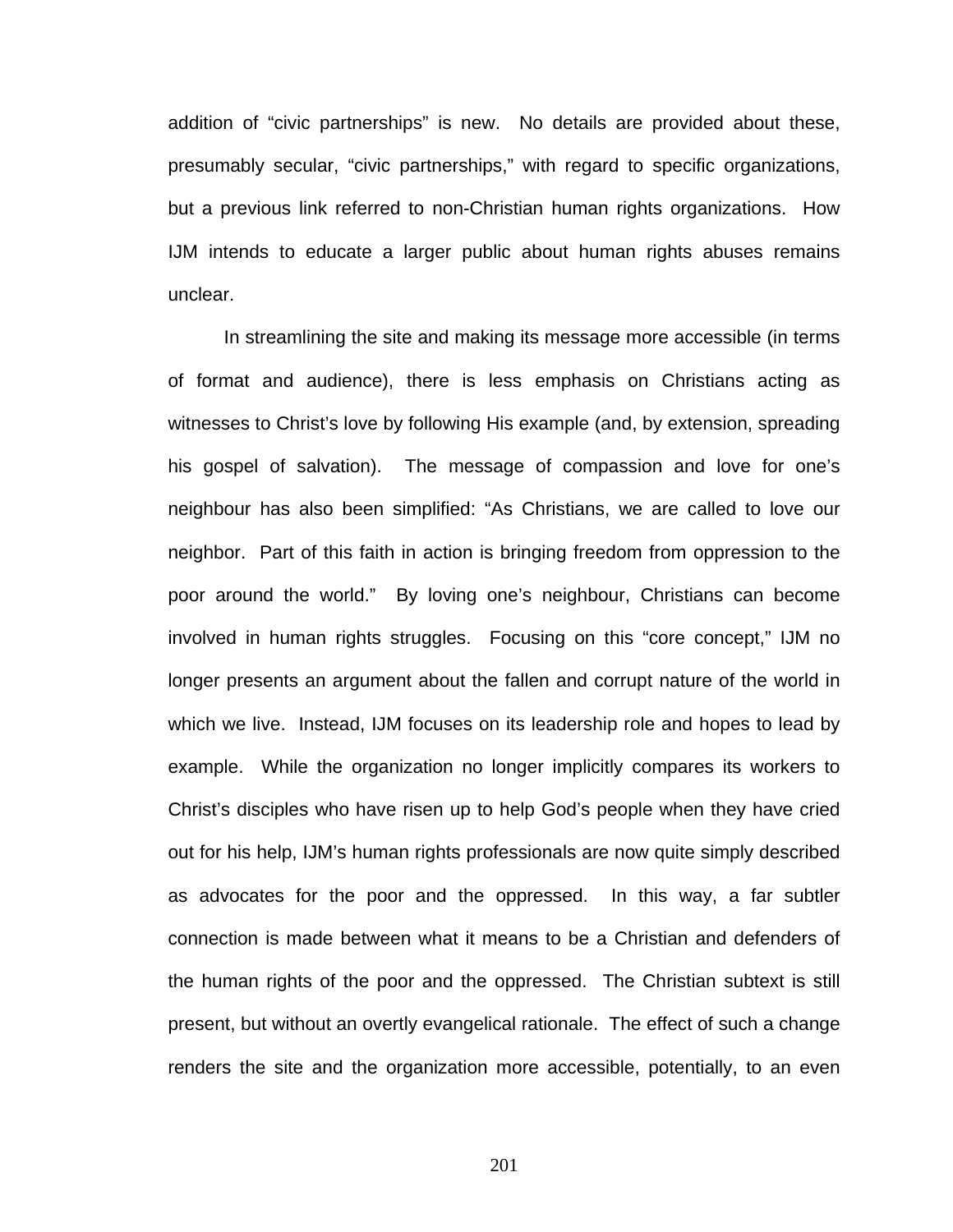addition of "civic partnerships" is new. No details are provided about these, presumably secular, "civic partnerships," with regard to specific organizations, but a previous link referred to non-Christian human rights organizations. How IJM intends to educate a larger public about human rights abuses remains unclear.

In streamlining the site and making its message more accessible (in terms of format and audience), there is less emphasis on Christians acting as witnesses to Christ's love by following His example (and, by extension, spreading his gospel of salvation). The message of compassion and love for one's neighbour has also been simplified: "As Christians, we are called to love our neighbor. Part of this faith in action is bringing freedom from oppression to the poor around the world." By loving one's neighbour, Christians can become involved in human rights struggles. Focusing on this "core concept," IJM no longer presents an argument about the fallen and corrupt nature of the world in which we live. Instead, IJM focuses on its leadership role and hopes to lead by example. While the organization no longer implicitly compares its workers to Christ's disciples who have risen up to help God's people when they have cried out for his help, IJM's human rights professionals are now quite simply described as advocates for the poor and the oppressed. In this way, a far subtler connection is made between what it means to be a Christian and defenders of the human rights of the poor and the oppressed. The Christian subtext is still present, but without an overtly evangelical rationale. The effect of such a change renders the site and the organization more accessible, potentially, to an even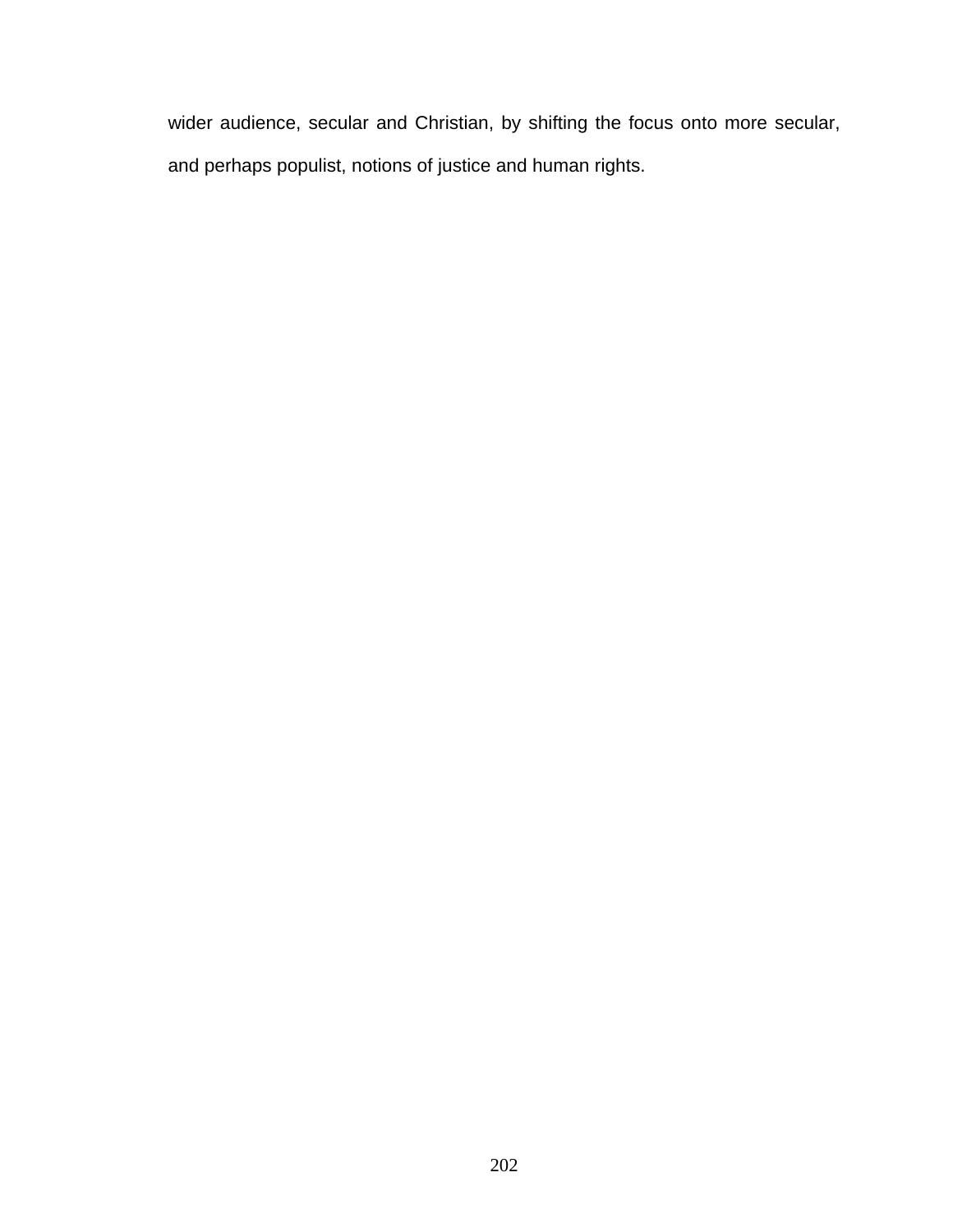wider audience, secular and Christian, by shifting the focus onto more secular, and perhaps populist, notions of justice and human rights.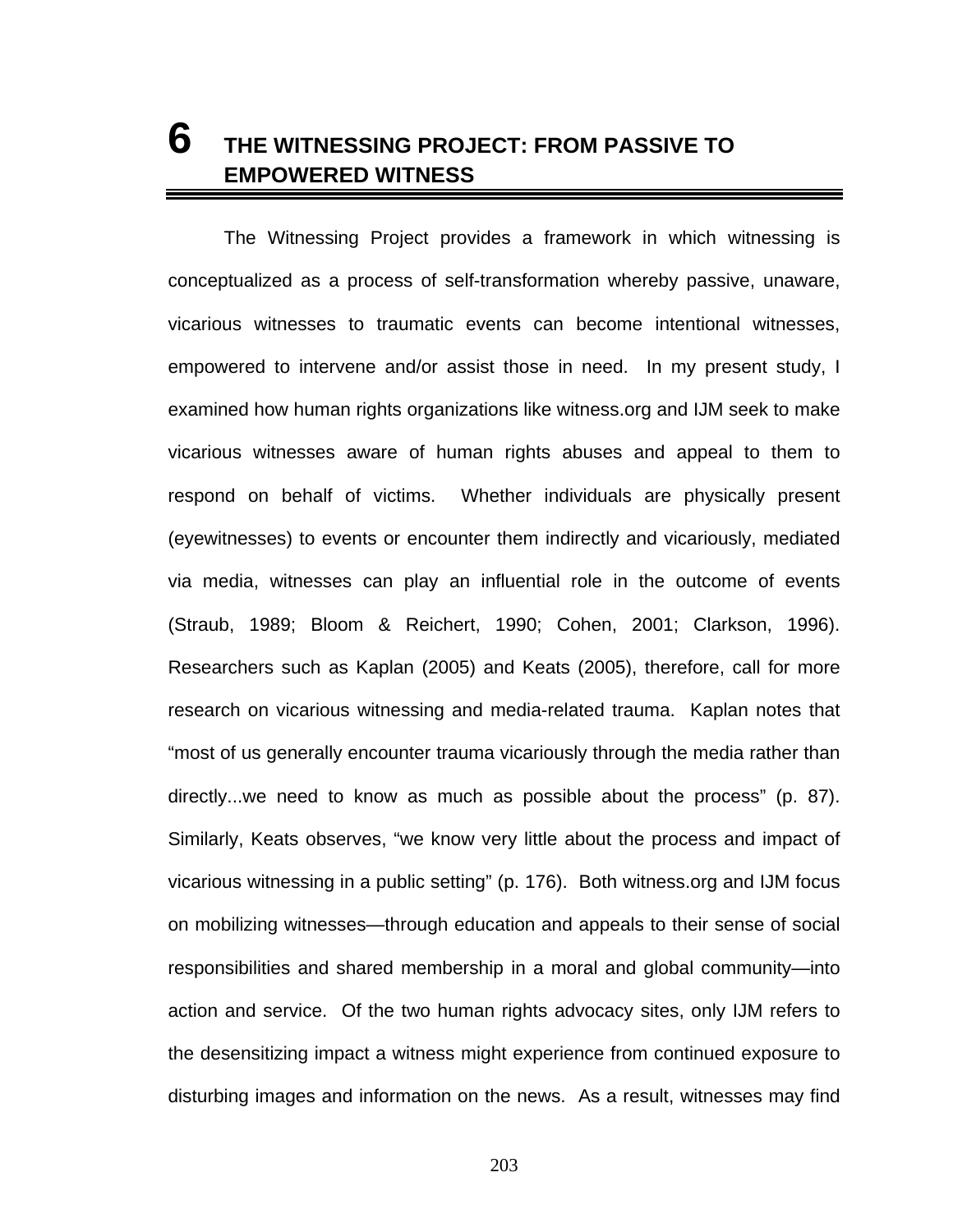# 6 THE WITNESSING PROJECT: FROM PASSIVE TO EMPOWERED WITNESS

The Witnessing Project provides a framework in which witnessing is conceptualized as a process of self-transformation whereby passive, unaware, vicarious witnesses to traumatic events can become intentional witnesses, empowered to intervene and/or assist those in need. In my present study, I examined how human rights organizations like witness.org and IJM seek to make vicarious witnesses aware of human rights abuses and appeal to them to respond on behalf of victims. Whether individuals are physically present (eyewitnesses) to events or encounter them indirectly and vicariously, mediated via media, witnesses can play an influential role in the outcome of events (Straub, 1989; Bloom & Reichert, 1990; Cohen, 2001; Clarkson, 1996). Researchers such as Kaplan (2005) and Keats (2005), therefore, call for more research on vicarious witnessing and media-related trauma. Kaplan notes that "most of us generally encounter trauma vicariously through the media rather than directly...we need to know as much as possible about the process" (p. 87). Similarly, Keats observes, "we know very little about the process and impact of vicarious witnessing in a public setting" (p. 176). Both witness.org and IJM focus on mobilizing witnesses—through education and appeals to their sense of social responsibilities and shared membership in a moral and global community—into action and service. Of the two human rights advocacy sites, only IJM refers to the desensitizing impact a witness might experience from continued exposure to disturbing images and information on the news. As a result, witnesses may find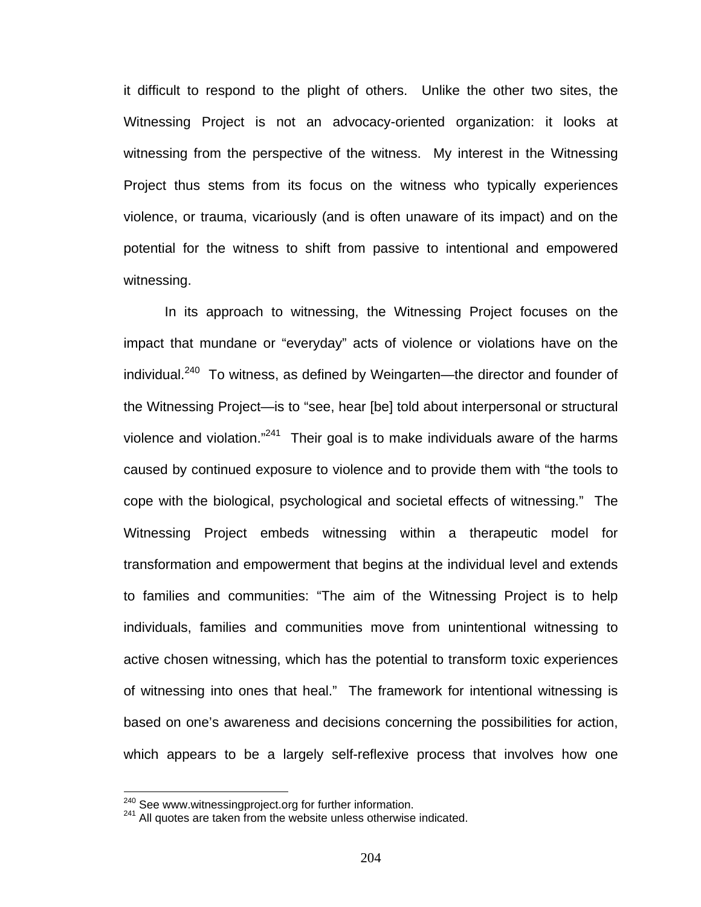it difficult to respond to the plight of others. Unlike the other two sites, the Witnessing Project is not an advocacy-oriented organization: it looks at witnessing from the perspective of the witness. My interest in the Witnessing Project thus stems from its focus on the witness who typically experiences violence, or trauma, vicariously (and is often unaware of its impact) and on the potential for the witness to shift from passive to intentional and empowered witnessing.

In its approach to witnessing, the Witnessing Project focuses on the impact that mundane or "everyday" acts of violence or violations have on the individual.[240] To witness, as defined by Weingarten—the director and founder of the Witnessing Project—is to "see, hear [be] told about interpersonal or structural violence and violation."[241] Their goal is to make individuals aware of the harms caused by continued exposure to violence and to provide them with "the tools to cope with the biological, psychological and societal effects of witnessing." The Witnessing Project embeds witnessing within a therapeutic model for transformation and empowerment that begins at the individual level and extends to families and communities: "The aim of the Witnessing Project is to help individuals, families and communities move from unintentional witnessing to active chosen witnessing, which has the potential to transform toxic experiences of witnessing into ones that heal." The framework for intentional witnessing is based on one's awareness and decisions concerning the possibilities for action, which appears to be a largely self-reflexive process that involves how one

[240] See www.witnessingproject.org for further information.
[241] All quotes are taken from the website unless otherwise indicated.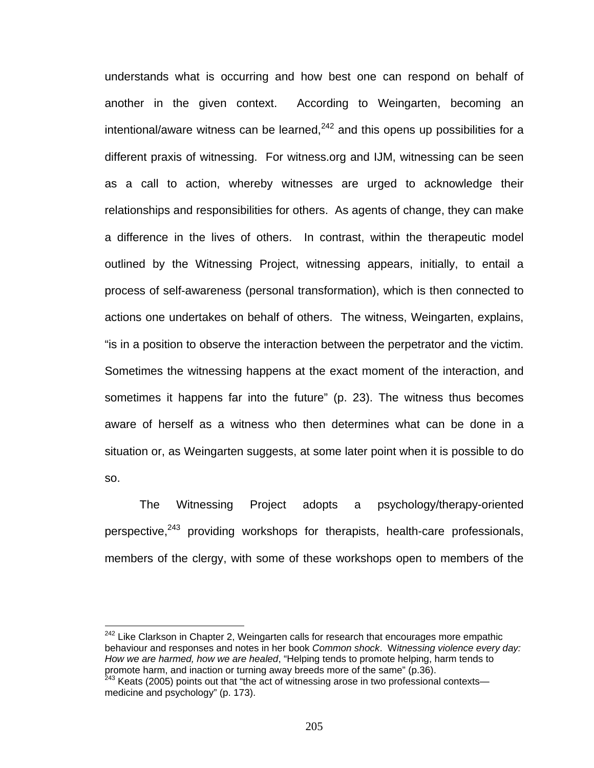understands what is occurring and how best one can respond on behalf of another in the given context. According to Weingarten, becoming an intentional/aware witness can be learned,[242] and this opens up possibilities for a different praxis of witnessing. For witness.org and IJM, witnessing can be seen as a call to action, whereby witnesses are urged to acknowledge their relationships and responsibilities for others. As agents of change, they can make a difference in the lives of others. In contrast, within the therapeutic model outlined by the Witnessing Project, witnessing appears, initially, to entail a process of self-awareness (personal transformation), which is then connected to actions one undertakes on behalf of others. The witness, Weingarten, explains, "is in a position to observe the interaction between the perpetrator and the victim. Sometimes the witnessing happens at the exact moment of the interaction, and sometimes it happens far into the future" (p. 23). The witness thus becomes aware of herself as a witness who then determines what can be done in a situation or, as Weingarten suggests, at some later point when it is possible to do so.

The Witnessing Project adopts a psychology/therapy-oriented perspective,[243] providing workshops for therapists, health-care professionals, members of the clergy, with some of these workshops open to members of the

---

[242] Like Clarkson in Chapter 2, Weingarten calls for research that encourages more empathic behaviour and responses and notes in her book *Common shock*. *Witnessing violence every day: How we are harmed, how we are healed*, "Helping tends to promote helping, harm tends to promote harm, and inaction or turning away breeds more of the same" (p.36).

[243] Keats (2005) points out that "the act of witnessing arose in two professional contexts—medicine and psychology" (p. 173).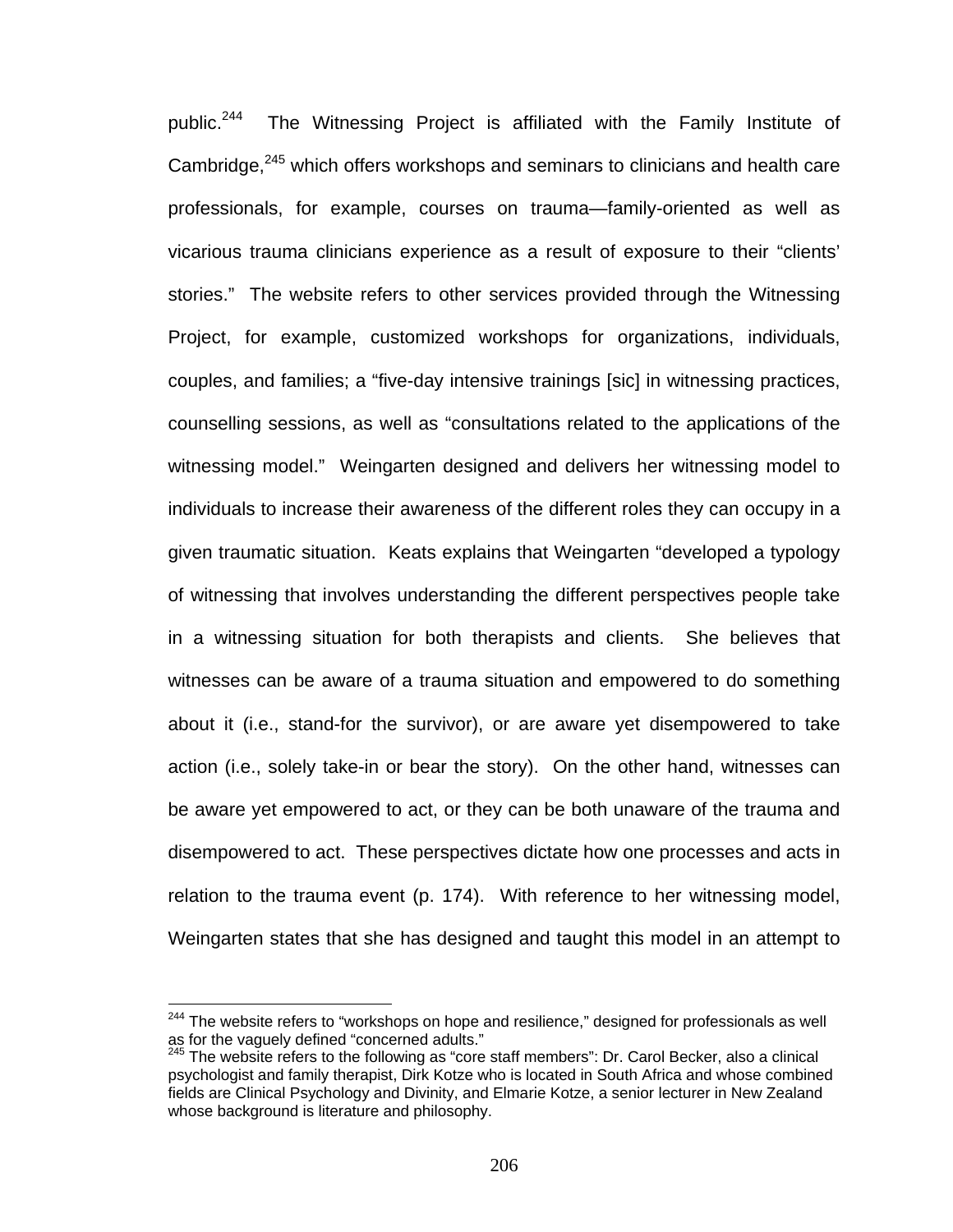public.[244] The Witnessing Project is affiliated with the Family Institute of Cambridge,[245] which offers workshops and seminars to clinicians and health care professionals, for example, courses on trauma—family-oriented as well as vicarious trauma clinicians experience as a result of exposure to their "clients' stories." The website refers to other services provided through the Witnessing Project, for example, customized workshops for organizations, individuals, couples, and families; a "five-day intensive trainings [sic] in witnessing practices, counselling sessions, as well as "consultations related to the applications of the witnessing model." Weingarten designed and delivers her witnessing model to individuals to increase their awareness of the different roles they can occupy in a given traumatic situation. Keats explains that Weingarten "developed a typology of witnessing that involves understanding the different perspectives people take in a witnessing situation for both therapists and clients. She believes that witnesses can be aware of a trauma situation and empowered to do something about it (i.e., stand-for the survivor), or are aware yet disempowered to take action (i.e., solely take-in or bear the story). On the other hand, witnesses can be aware yet empowered to act, or they can be both unaware of the trauma and disempowered to act. These perspectives dictate how one processes and acts in relation to the trauma event (p. 174). With reference to her witnessing model, Weingarten states that she has designed and taught this model in an attempt to

---

[244] The website refers to "workshops on hope and resilience," designed for professionals as well as for the vaguely defined "concerned adults."

[245] The website refers to the following as "core staff members": Dr. Carol Becker, also a clinical psychologist and family therapist, Dirk Kotze who is located in South Africa and whose combined fields are Clinical Psychology and Divinity, and Elmarie Kotze, a senior lecturer in New Zealand whose background is literature and philosophy.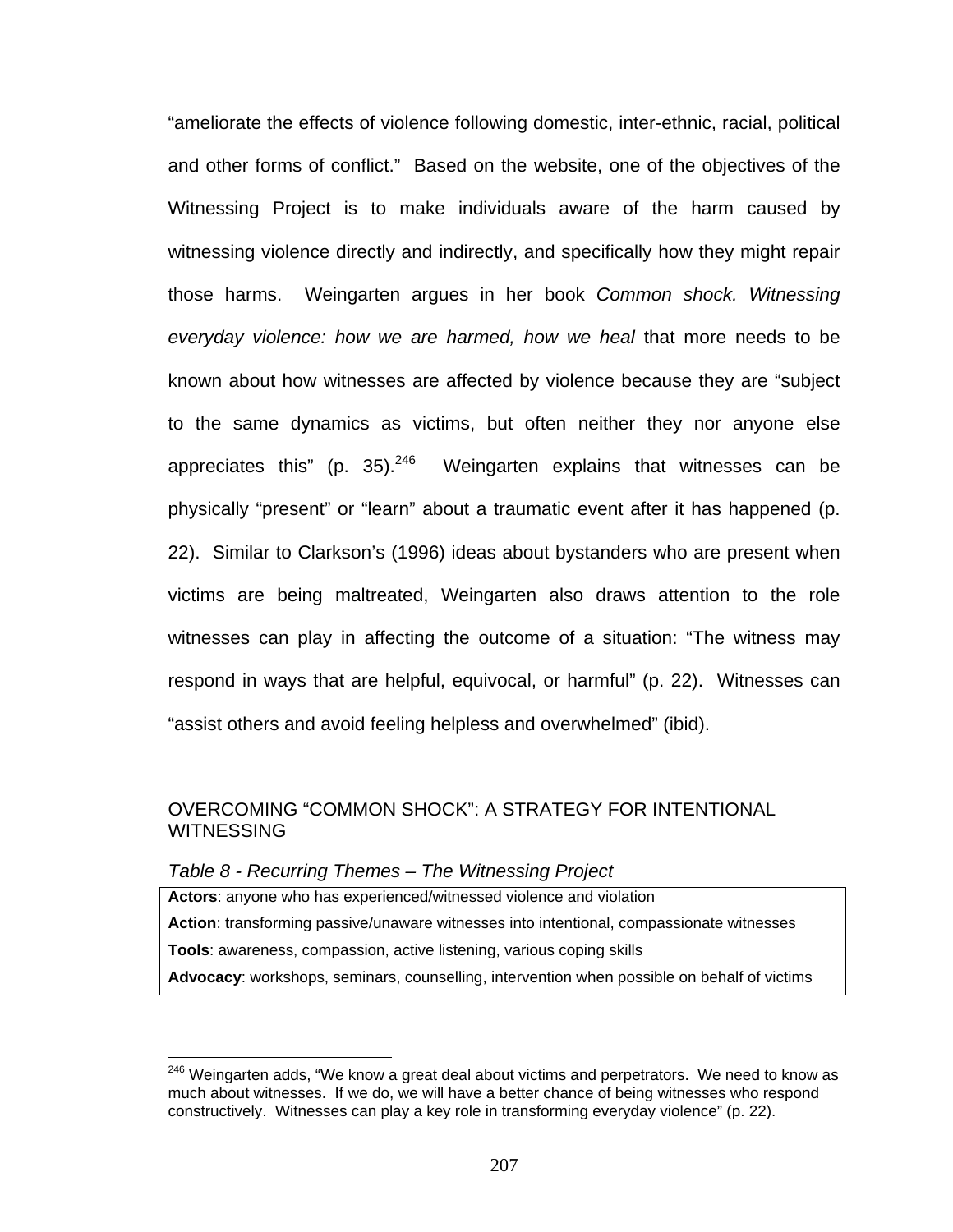"ameliorate the effects of violence following domestic, inter-ethnic, racial, political and other forms of conflict." Based on the website, one of the objectives of the Witnessing Project is to make individuals aware of the harm caused by witnessing violence directly and indirectly, and specifically how they might repair those harms. Weingarten argues in her book *Common shock. Witnessing everyday violence: how we are harmed, how we heal* that more needs to be known about how witnesses are affected by violence because they are "subject to the same dynamics as victims, but often neither they nor anyone else appreciates this" (p. 35).[246] Weingarten explains that witnesses can be physically "present" or "learn" about a traumatic event after it has happened (p. 22). Similar to Clarkson's (1996) ideas about bystanders who are present when victims are being maltreated, Weingarten also draws attention to the role witnesses can play in affecting the outcome of a situation: "The witness may respond in ways that are helpful, equivocal, or harmful" (p. 22). Witnesses can "assist others and avoid feeling helpless and overwhelmed" (ibid).

## OVERCOMING "COMMON SHOCK": A STRATEGY FOR INTENTIONAL WITNESSING

*Table 8 - Recurring Themes – The Witnessing Project*

| |
|---|
| **Actors**: anyone who has experienced/witnessed violence and violation |
| **Action**: transforming passive/unaware witnesses into intentional, compassionate witnesses |
| **Tools**: awareness, compassion, active listening, various coping skills |
| **Advocacy**: workshops, seminars, counselling, intervention when possible on behalf of victims |

[246] Weingarten adds, "We know a great deal about victims and perpetrators. We need to know as much about witnesses. If we do, we will have a better chance of being witnesses who respond constructively. Witnesses can play a key role in transforming everyday violence" (p. 22).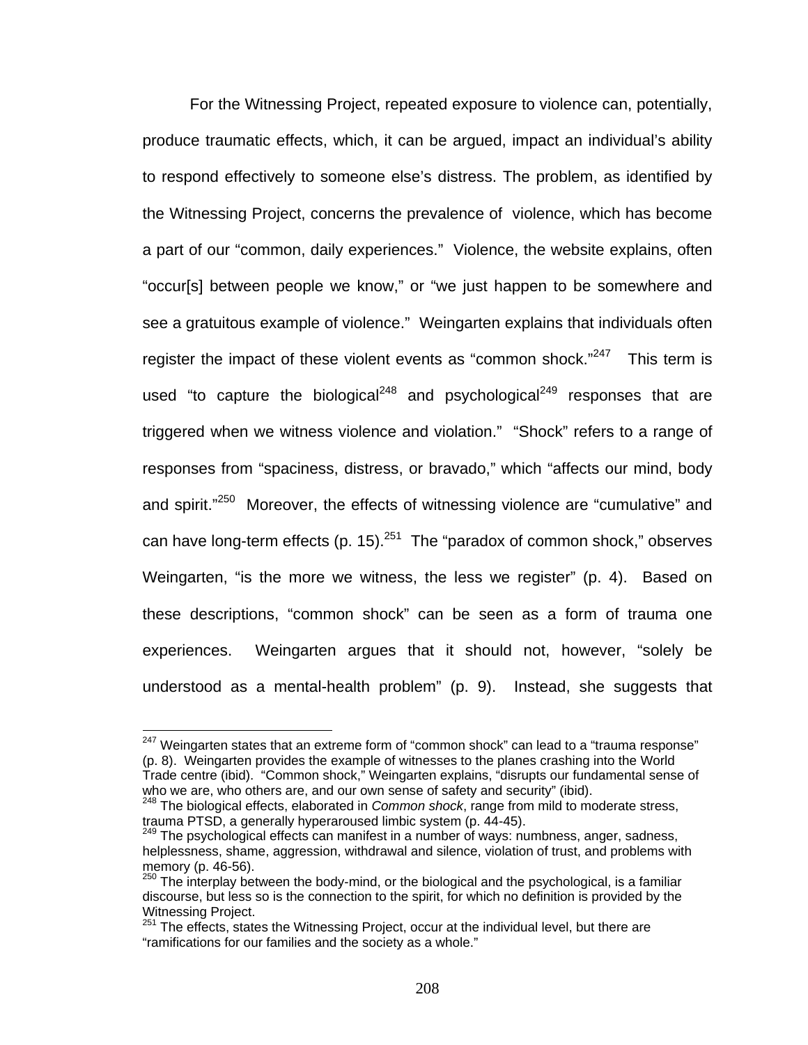For the Witnessing Project, repeated exposure to violence can, potentially, produce traumatic effects, which, it can be argued, impact an individual's ability to respond effectively to someone else's distress. The problem, as identified by the Witnessing Project, concerns the prevalence of violence, which has become a part of our "common, daily experiences." Violence, the website explains, often "occur[s] between people we know," or "we just happen to be somewhere and see a gratuitous example of violence." Weingarten explains that individuals often register the impact of these violent events as "common shock."[247] This term is used "to capture the biological[248] and psychological[249] responses that are triggered when we witness violence and violation." "Shock" refers to a range of responses from "spaciness, distress, or bravado," which "affects our mind, body and spirit."[250] Moreover, the effects of witnessing violence are "cumulative" and can have long-term effects (p. 15).[251] The "paradox of common shock," observes Weingarten, "is the more we witness, the less we register" (p. 4). Based on these descriptions, "common shock" can be seen as a form of trauma one experiences. Weingarten argues that it should not, however, "solely be understood as a mental-health problem" (p. 9). Instead, she suggests that

---

[247] Weingarten states that an extreme form of "common shock" can lead to a "trauma response" (p. 8). Weingarten provides the example of witnesses to the planes crashing into the World Trade centre (ibid). "Common shock," Weingarten explains, "disrupts our fundamental sense of who we are, who others are, and our own sense of safety and security" (ibid).

[248] The biological effects, elaborated in *Common shock*, range from mild to moderate stress, trauma PTSD, a generally hyperaroused limbic system (p. 44-45).

[249] The psychological effects can manifest in a number of ways: numbness, anger, sadness, helplessness, shame, aggression, withdrawal and silence, violation of trust, and problems with memory (p. 46-56).

[250] The interplay between the body-mind, or the biological and the psychological, is a familiar discourse, but less so is the connection to the spirit, for which no definition is provided by the Witnessing Project.

[251] The effects, states the Witnessing Project, occur at the individual level, but there are "ramifications for our families and the society as a whole."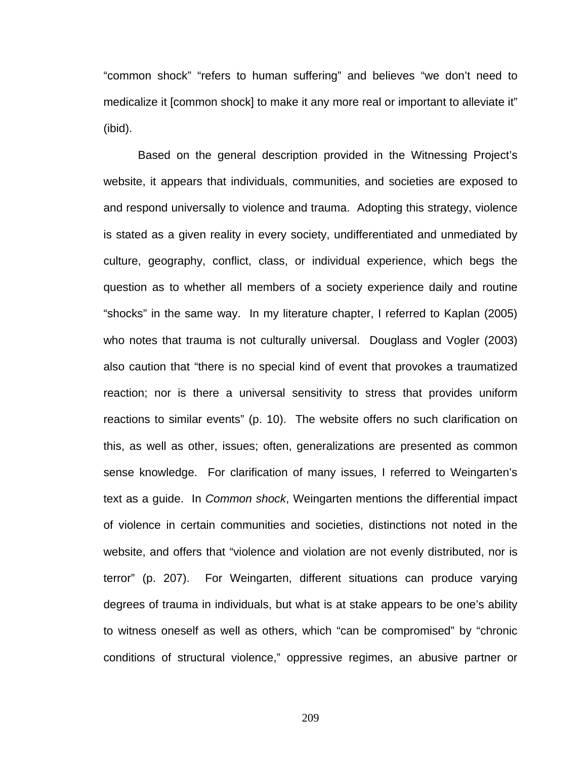"common shock" "refers to human suffering" and believes "we don't need to medicalize it [common shock] to make it any more real or important to alleviate it" (ibid).

Based on the general description provided in the Witnessing Project's website, it appears that individuals, communities, and societies are exposed to and respond universally to violence and trauma. Adopting this strategy, violence is stated as a given reality in every society, undifferentiated and unmediated by culture, geography, conflict, class, or individual experience, which begs the question as to whether all members of a society experience daily and routine "shocks" in the same way. In my literature chapter, I referred to Kaplan (2005) who notes that trauma is not culturally universal. Douglass and Vogler (2003) also caution that "there is no special kind of event that provokes a traumatized reaction; nor is there a universal sensitivity to stress that provides uniform reactions to similar events" (p. 10). The website offers no such clarification on this, as well as other, issues; often, generalizations are presented as common sense knowledge. For clarification of many issues, I referred to Weingarten's text as a guide. In *Common shock*, Weingarten mentions the differential impact of violence in certain communities and societies, distinctions not noted in the website, and offers that "violence and violation are not evenly distributed, nor is terror" (p. 207). For Weingarten, different situations can produce varying degrees of trauma in individuals, but what is at stake appears to be one's ability to witness oneself as well as others, which "can be compromised" by "chronic conditions of structural violence," oppressive regimes, an abusive partner or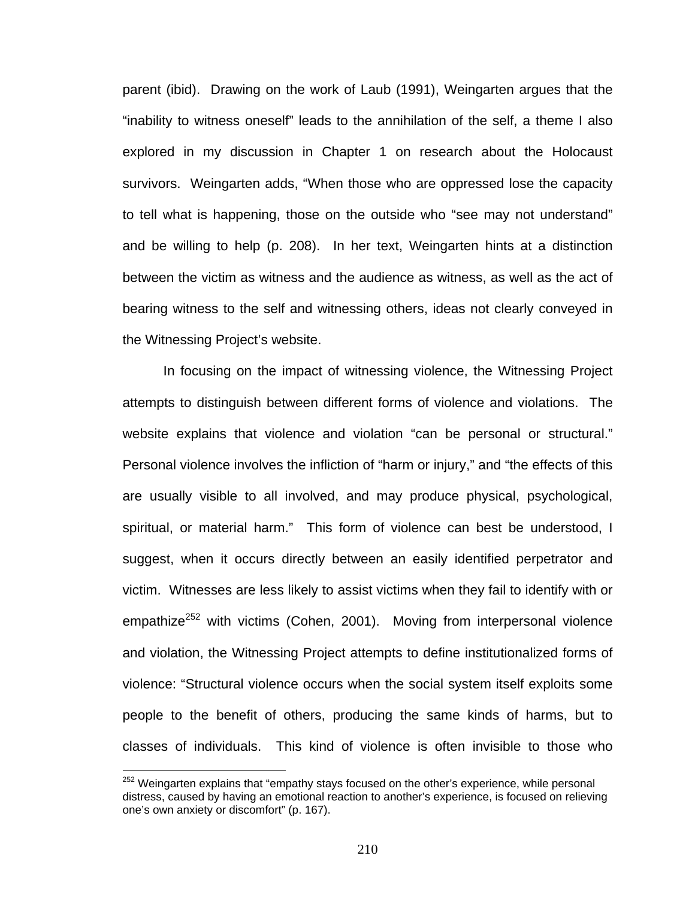parent (ibid). Drawing on the work of Laub (1991), Weingarten argues that the "inability to witness oneself" leads to the annihilation of the self, a theme I also explored in my discussion in Chapter 1 on research about the Holocaust survivors. Weingarten adds, "When those who are oppressed lose the capacity to tell what is happening, those on the outside who "see may not understand" and be willing to help (p. 208). In her text, Weingarten hints at a distinction between the victim as witness and the audience as witness, as well as the act of bearing witness to the self and witnessing others, ideas not clearly conveyed in the Witnessing Project's website.

In focusing on the impact of witnessing violence, the Witnessing Project attempts to distinguish between different forms of violence and violations. The website explains that violence and violation "can be personal or structural." Personal violence involves the infliction of "harm or injury," and "the effects of this are usually visible to all involved, and may produce physical, psychological, spiritual, or material harm." This form of violence can best be understood, I suggest, when it occurs directly between an easily identified perpetrator and victim. Witnesses are less likely to assist victims when they fail to identify with or empathize[252] with victims (Cohen, 2001). Moving from interpersonal violence and violation, the Witnessing Project attempts to define institutionalized forms of violence: "Structural violence occurs when the social system itself exploits some people to the benefit of others, producing the same kinds of harms, but to classes of individuals. This kind of violence is often invisible to those who

[252] Weingarten explains that "empathy stays focused on the other's experience, while personal distress, caused by having an emotional reaction to another's experience, is focused on relieving one's own anxiety or discomfort" (p. 167).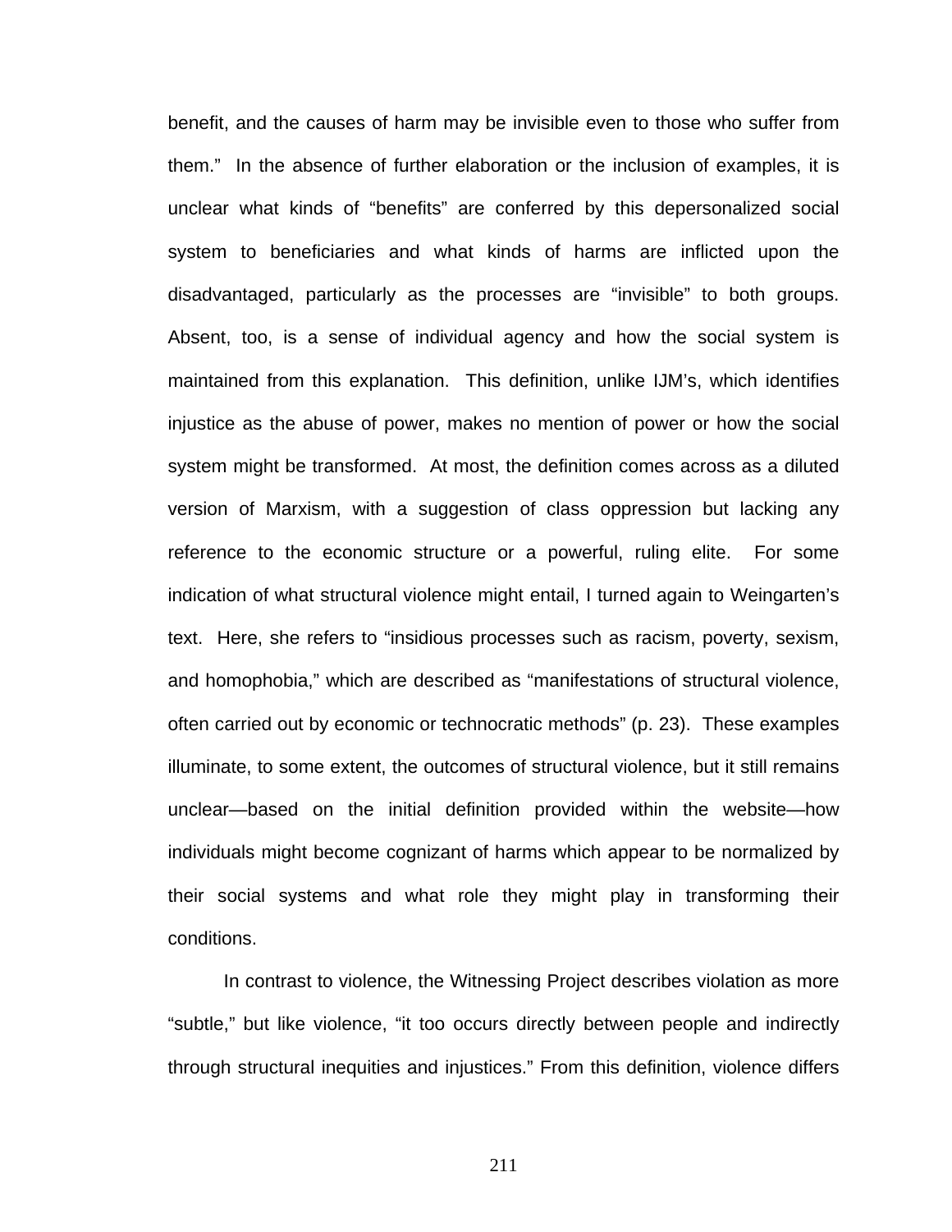benefit, and the causes of harm may be invisible even to those who suffer from them." In the absence of further elaboration or the inclusion of examples, it is unclear what kinds of "benefits" are conferred by this depersonalized social system to beneficiaries and what kinds of harms are inflicted upon the disadvantaged, particularly as the processes are "invisible" to both groups. Absent, too, is a sense of individual agency and how the social system is maintained from this explanation. This definition, unlike IJM's, which identifies injustice as the abuse of power, makes no mention of power or how the social system might be transformed. At most, the definition comes across as a diluted version of Marxism, with a suggestion of class oppression but lacking any reference to the economic structure or a powerful, ruling elite. For some indication of what structural violence might entail, I turned again to Weingarten's text. Here, she refers to "insidious processes such as racism, poverty, sexism, and homophobia," which are described as "manifestations of structural violence, often carried out by economic or technocratic methods" (p. 23). These examples illuminate, to some extent, the outcomes of structural violence, but it still remains unclear—based on the initial definition provided within the website—how individuals might become cognizant of harms which appear to be normalized by their social systems and what role they might play in transforming their conditions.

In contrast to violence, the Witnessing Project describes violation as more "subtle," but like violence, "it too occurs directly between people and indirectly through structural inequities and injustices." From this definition, violence differs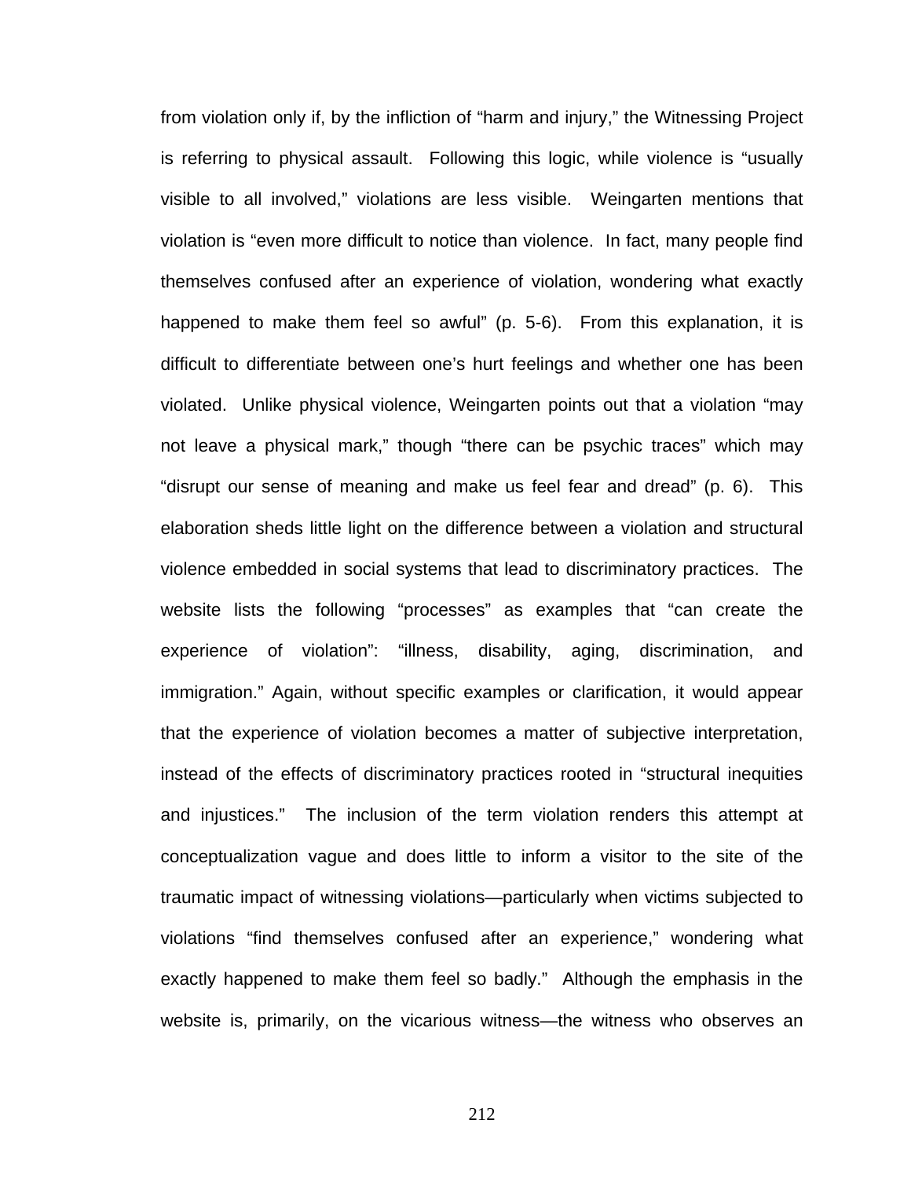from violation only if, by the infliction of "harm and injury," the Witnessing Project is referring to physical assault. Following this logic, while violence is "usually visible to all involved," violations are less visible. Weingarten mentions that violation is "even more difficult to notice than violence. In fact, many people find themselves confused after an experience of violation, wondering what exactly happened to make them feel so awful" (p. 5-6). From this explanation, it is difficult to differentiate between one's hurt feelings and whether one has been violated. Unlike physical violence, Weingarten points out that a violation "may not leave a physical mark," though "there can be psychic traces" which may "disrupt our sense of meaning and make us feel fear and dread" (p. 6). This elaboration sheds little light on the difference between a violation and structural violence embedded in social systems that lead to discriminatory practices. The website lists the following "processes" as examples that "can create the experience of violation": "illness, disability, aging, discrimination, and immigration." Again, without specific examples or clarification, it would appear that the experience of violation becomes a matter of subjective interpretation, instead of the effects of discriminatory practices rooted in "structural inequities and injustices." The inclusion of the term violation renders this attempt at conceptualization vague and does little to inform a visitor to the site of the traumatic impact of witnessing violations—particularly when victims subjected to violations "find themselves confused after an experience," wondering what exactly happened to make them feel so badly." Although the emphasis in the website is, primarily, on the vicarious witness—the witness who observes an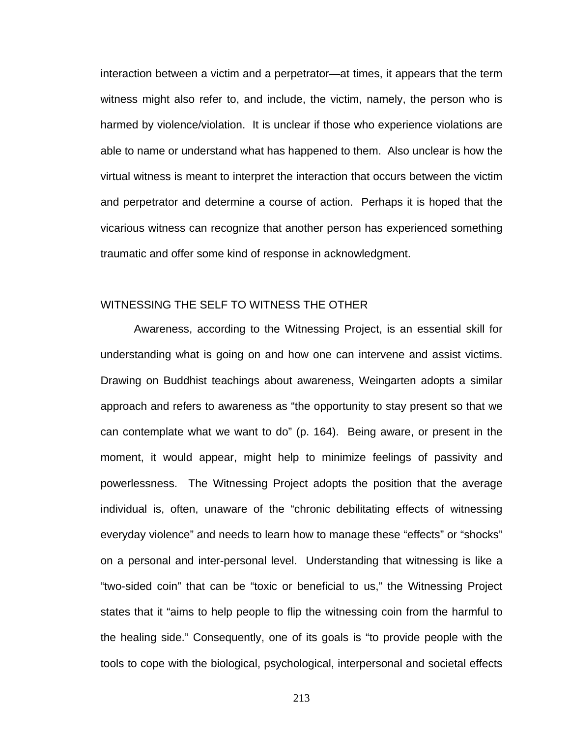interaction between a victim and a perpetrator—at times, it appears that the term witness might also refer to, and include, the victim, namely, the person who is harmed by violence/violation. It is unclear if those who experience violations are able to name or understand what has happened to them. Also unclear is how the virtual witness is meant to interpret the interaction that occurs between the victim and perpetrator and determine a course of action. Perhaps it is hoped that the vicarious witness can recognize that another person has experienced something traumatic and offer some kind of response in acknowledgment.

## WITNESSING THE SELF TO WITNESS THE OTHER

Awareness, according to the Witnessing Project, is an essential skill for understanding what is going on and how one can intervene and assist victims. Drawing on Buddhist teachings about awareness, Weingarten adopts a similar approach and refers to awareness as "the opportunity to stay present so that we can contemplate what we want to do" (p. 164). Being aware, or present in the moment, it would appear, might help to minimize feelings of passivity and powerlessness. The Witnessing Project adopts the position that the average individual is, often, unaware of the "chronic debilitating effects of witnessing everyday violence" and needs to learn how to manage these "effects" or "shocks" on a personal and inter-personal level. Understanding that witnessing is like a "two-sided coin" that can be "toxic or beneficial to us," the Witnessing Project states that it "aims to help people to flip the witnessing coin from the harmful to the healing side." Consequently, one of its goals is "to provide people with the tools to cope with the biological, psychological, interpersonal and societal effects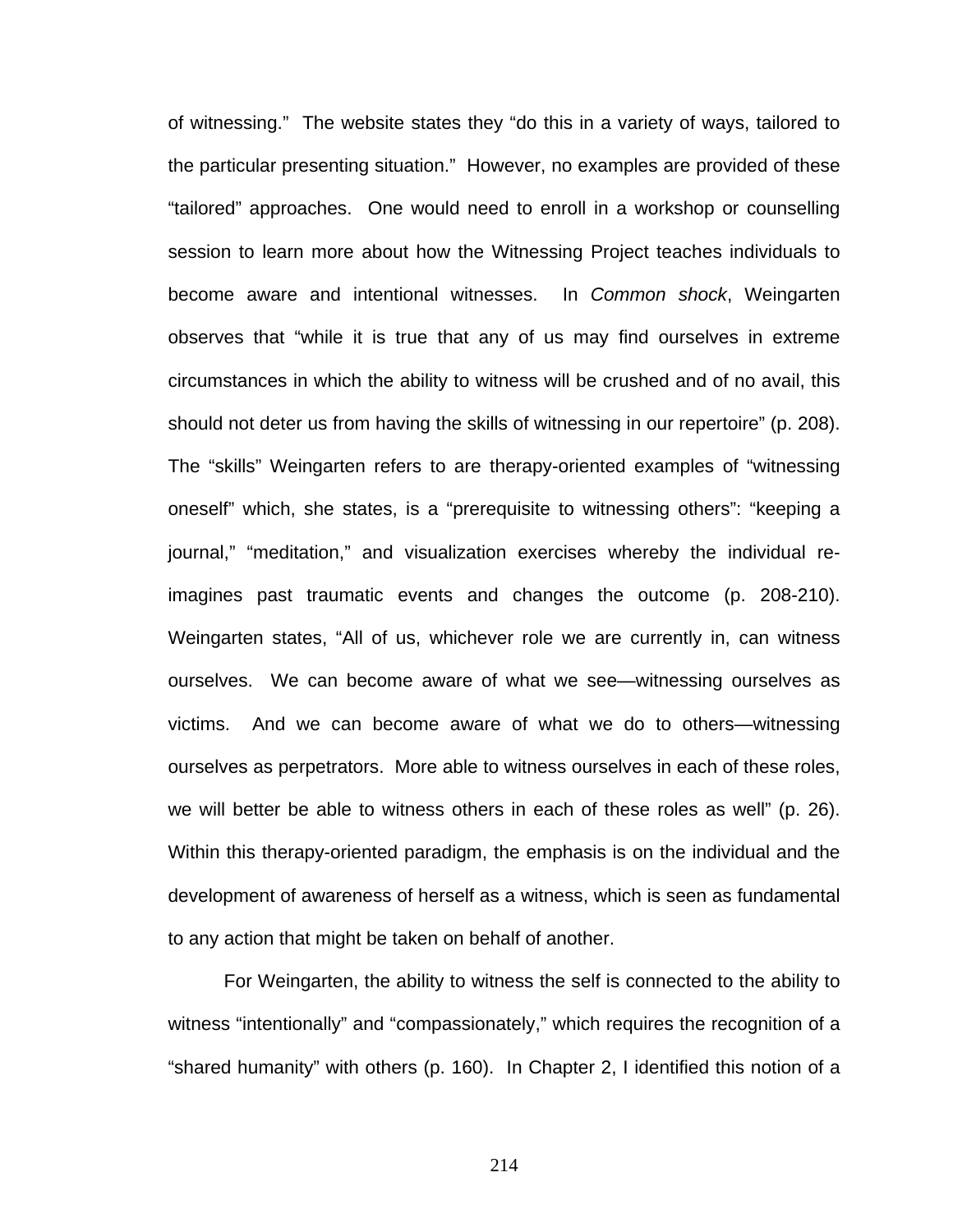of witnessing." The website states they "do this in a variety of ways, tailored to the particular presenting situation." However, no examples are provided of these "tailored" approaches. One would need to enroll in a workshop or counselling session to learn more about how the Witnessing Project teaches individuals to become aware and intentional witnesses. In *Common shock*, Weingarten observes that "while it is true that any of us may find ourselves in extreme circumstances in which the ability to witness will be crushed and of no avail, this should not deter us from having the skills of witnessing in our repertoire" (p. 208). The "skills" Weingarten refers to are therapy-oriented examples of "witnessing oneself" which, she states, is a "prerequisite to witnessing others": "keeping a journal," "meditation," and visualization exercises whereby the individual re-imagines past traumatic events and changes the outcome (p. 208-210). Weingarten states, "All of us, whichever role we are currently in, can witness ourselves. We can become aware of what we see—witnessing ourselves as victims. And we can become aware of what we do to others—witnessing ourselves as perpetrators. More able to witness ourselves in each of these roles, we will better be able to witness others in each of these roles as well" (p. 26). Within this therapy-oriented paradigm, the emphasis is on the individual and the development of awareness of herself as a witness, which is seen as fundamental to any action that might be taken on behalf of another.

For Weingarten, the ability to witness the self is connected to the ability to witness "intentionally" and "compassionately," which requires the recognition of a "shared humanity" with others (p. 160). In Chapter 2, I identified this notion of a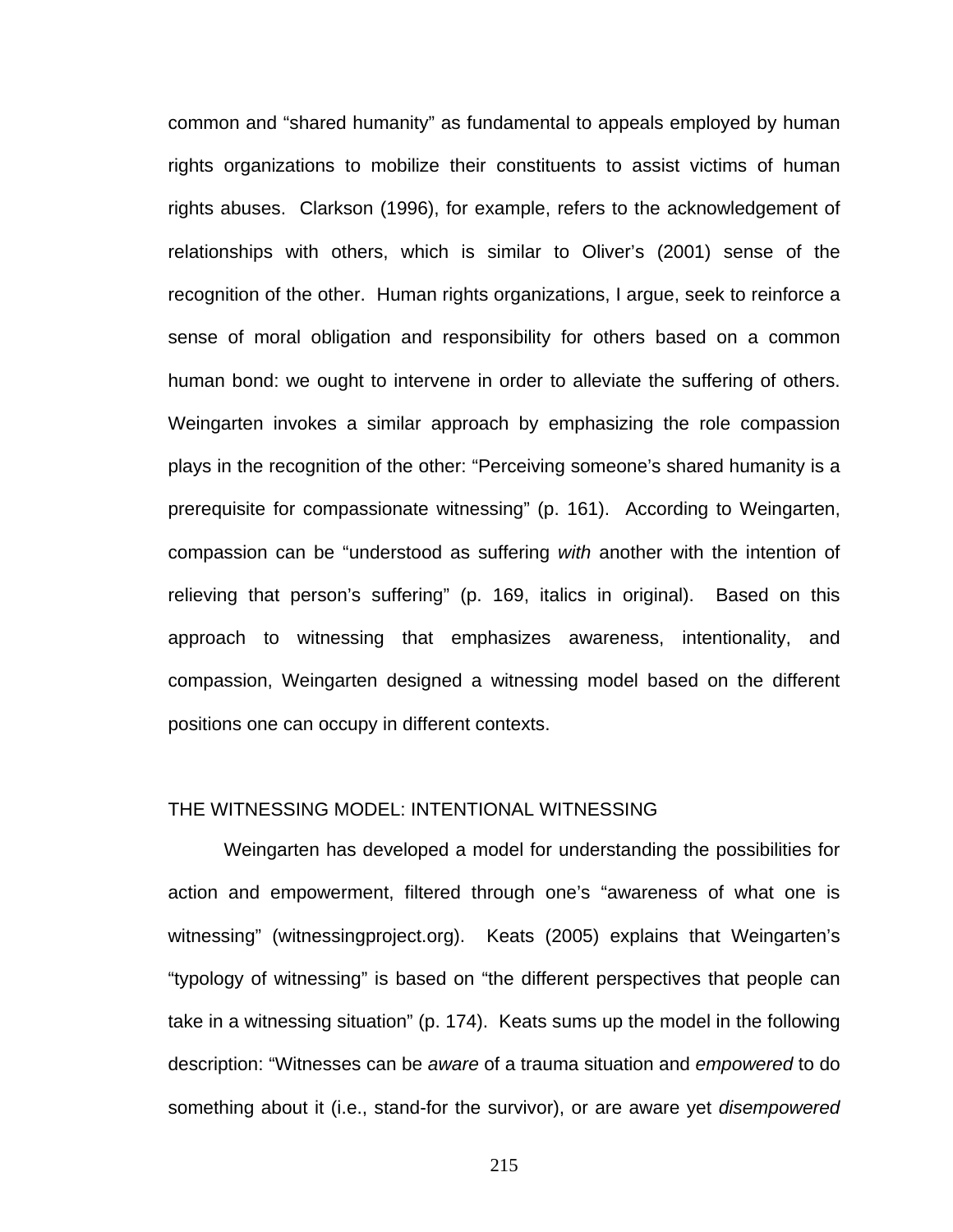common and "shared humanity" as fundamental to appeals employed by human rights organizations to mobilize their constituents to assist victims of human rights abuses. Clarkson (1996), for example, refers to the acknowledgement of relationships with others, which is similar to Oliver's (2001) sense of the recognition of the other. Human rights organizations, I argue, seek to reinforce a sense of moral obligation and responsibility for others based on a common human bond: we ought to intervene in order to alleviate the suffering of others. Weingarten invokes a similar approach by emphasizing the role compassion plays in the recognition of the other: "Perceiving someone's shared humanity is a prerequisite for compassionate witnessing" (p. 161). According to Weingarten, compassion can be "understood as suffering *with* another with the intention of relieving that person's suffering" (p. 169, italics in original). Based on this approach to witnessing that emphasizes awareness, intentionality, and compassion, Weingarten designed a witnessing model based on the different positions one can occupy in different contexts.

## THE WITNESSING MODEL: INTENTIONAL WITNESSING

Weingarten has developed a model for understanding the possibilities for action and empowerment, filtered through one's "awareness of what one is witnessing" (witnessingproject.org). Keats (2005) explains that Weingarten's "typology of witnessing" is based on "the different perspectives that people can take in a witnessing situation" (p. 174). Keats sums up the model in the following description: "Witnesses can be *aware* of a trauma situation and *empowered* to do something about it (i.e., stand-for the survivor), or are aware yet *disempowered*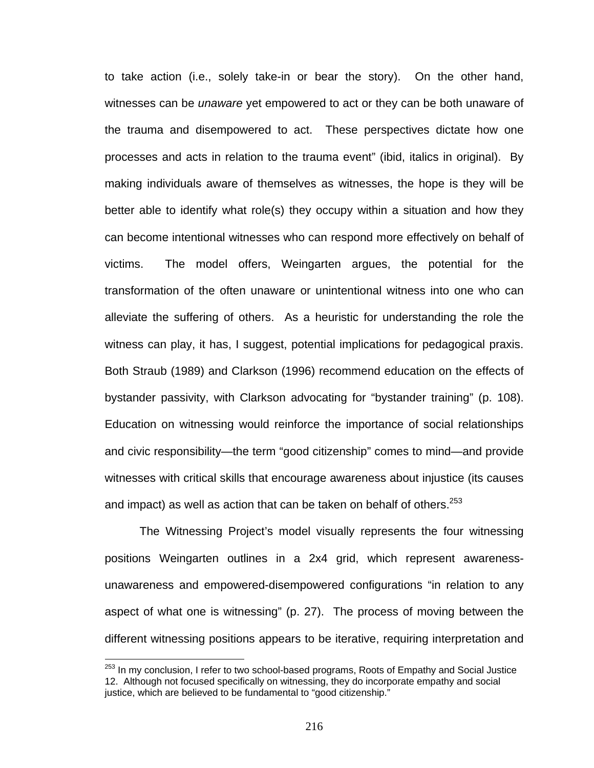to take action (i.e., solely take-in or bear the story). On the other hand, witnesses can be *unaware* yet empowered to act or they can be both unaware of the trauma and disempowered to act. These perspectives dictate how one processes and acts in relation to the trauma event" (ibid, italics in original). By making individuals aware of themselves as witnesses, the hope is they will be better able to identify what role(s) they occupy within a situation and how they can become intentional witnesses who can respond more effectively on behalf of victims. The model offers, Weingarten argues, the potential for the transformation of the often unaware or unintentional witness into one who can alleviate the suffering of others. As a heuristic for understanding the role the witness can play, it has, I suggest, potential implications for pedagogical praxis. Both Straub (1989) and Clarkson (1996) recommend education on the effects of bystander passivity, with Clarkson advocating for "bystander training" (p. 108). Education on witnessing would reinforce the importance of social relationships and civic responsibility—the term "good citizenship" comes to mind—and provide witnesses with critical skills that encourage awareness about injustice (its causes and impact) as well as action that can be taken on behalf of others.[253]

The Witnessing Project's model visually represents the four witnessing positions Weingarten outlines in a 2x4 grid, which represent awareness-unawareness and empowered-disempowered configurations "in relation to any aspect of what one is witnessing" (p. 27). The process of moving between the different witnessing positions appears to be iterative, requiring interpretation and

[253] In my conclusion, I refer to two school-based programs, Roots of Empathy and Social Justice 12. Although not focused specifically on witnessing, they do incorporate empathy and social justice, which are believed to be fundamental to "good citizenship."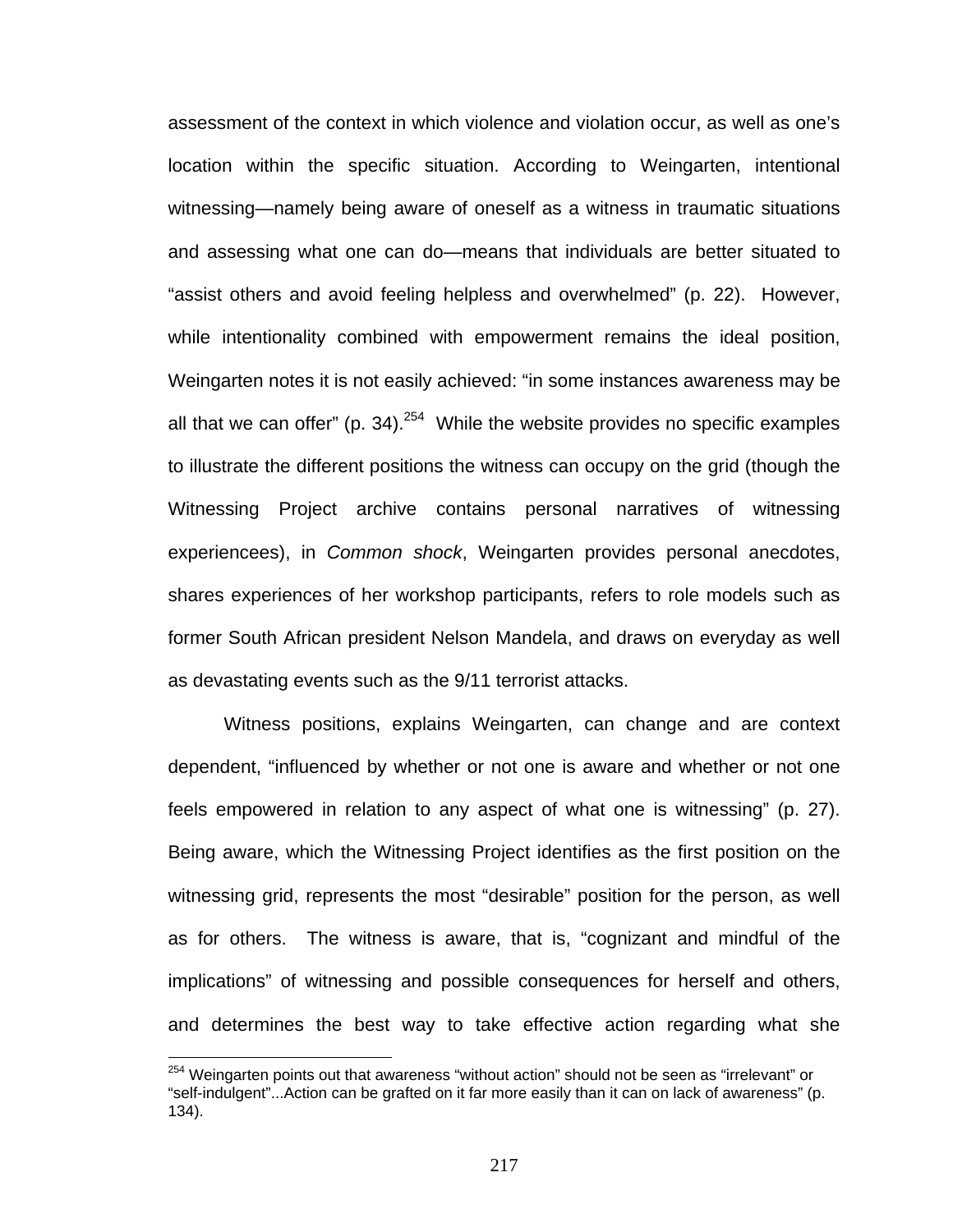assessment of the context in which violence and violation occur, as well as one's location within the specific situation. According to Weingarten, intentional witnessing—namely being aware of oneself as a witness in traumatic situations and assessing what one can do—means that individuals are better situated to "assist others and avoid feeling helpless and overwhelmed" (p. 22). However, while intentionality combined with empowerment remains the ideal position, Weingarten notes it is not easily achieved: "in some instances awareness may be all that we can offer" (p. 34).[254] While the website provides no specific examples to illustrate the different positions the witness can occupy on the grid (though the Witnessing Project archive contains personal narratives of witnessing experiencees), in *Common shock*, Weingarten provides personal anecdotes, shares experiences of her workshop participants, refers to role models such as former South African president Nelson Mandela, and draws on everyday as well as devastating events such as the 9/11 terrorist attacks.

Witness positions, explains Weingarten, can change and are context dependent, "influenced by whether or not one is aware and whether or not one feels empowered in relation to any aspect of what one is witnessing" (p. 27). Being aware, which the Witnessing Project identifies as the first position on the witnessing grid, represents the most "desirable" position for the person, as well as for others. The witness is aware, that is, "cognizant and mindful of the implications" of witnessing and possible consequences for herself and others, and determines the best way to take effective action regarding what she

---

[254] Weingarten points out that awareness "without action" should not be seen as "irrelevant" or "self-indulgent"...Action can be grafted on it far more easily than it can on lack of awareness" (p. 134).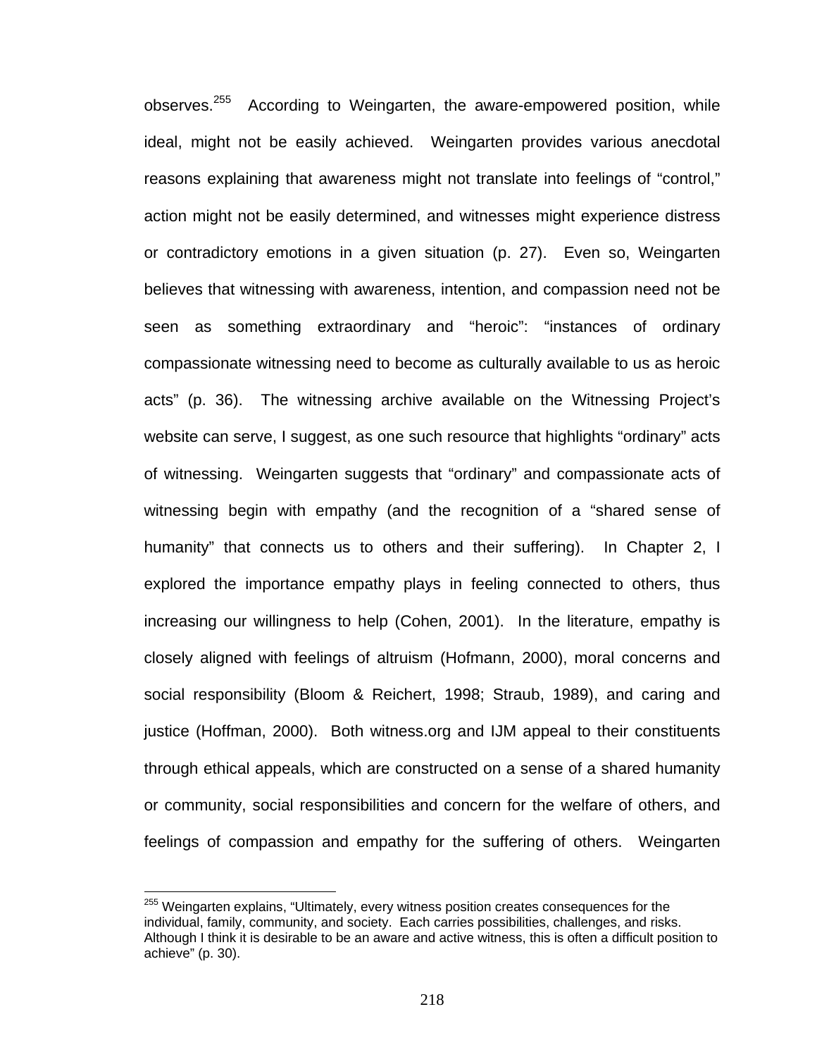observes.[255] According to Weingarten, the aware-empowered position, while ideal, might not be easily achieved. Weingarten provides various anecdotal reasons explaining that awareness might not translate into feelings of "control," action might not be easily determined, and witnesses might experience distress or contradictory emotions in a given situation (p. 27). Even so, Weingarten believes that witnessing with awareness, intention, and compassion need not be seen as something extraordinary and "heroic": "instances of ordinary compassionate witnessing need to become as culturally available to us as heroic acts" (p. 36). The witnessing archive available on the Witnessing Project's website can serve, I suggest, as one such resource that highlights "ordinary" acts of witnessing. Weingarten suggests that "ordinary" and compassionate acts of witnessing begin with empathy (and the recognition of a "shared sense of humanity" that connects us to others and their suffering). In Chapter 2, I explored the importance empathy plays in feeling connected to others, thus increasing our willingness to help (Cohen, 2001). In the literature, empathy is closely aligned with feelings of altruism (Hofmann, 2000), moral concerns and social responsibility (Bloom & Reichert, 1998; Straub, 1989), and caring and justice (Hoffman, 2000). Both witness.org and IJM appeal to their constituents through ethical appeals, which are constructed on a sense of a shared humanity or community, social responsibilities and concern for the welfare of others, and feelings of compassion and empathy for the suffering of others. Weingarten

[255] Weingarten explains, "Ultimately, every witness position creates consequences for the individual, family, community, and society. Each carries possibilities, challenges, and risks. Although I think it is desirable to be an aware and active witness, this is often a difficult position to achieve" (p. 30).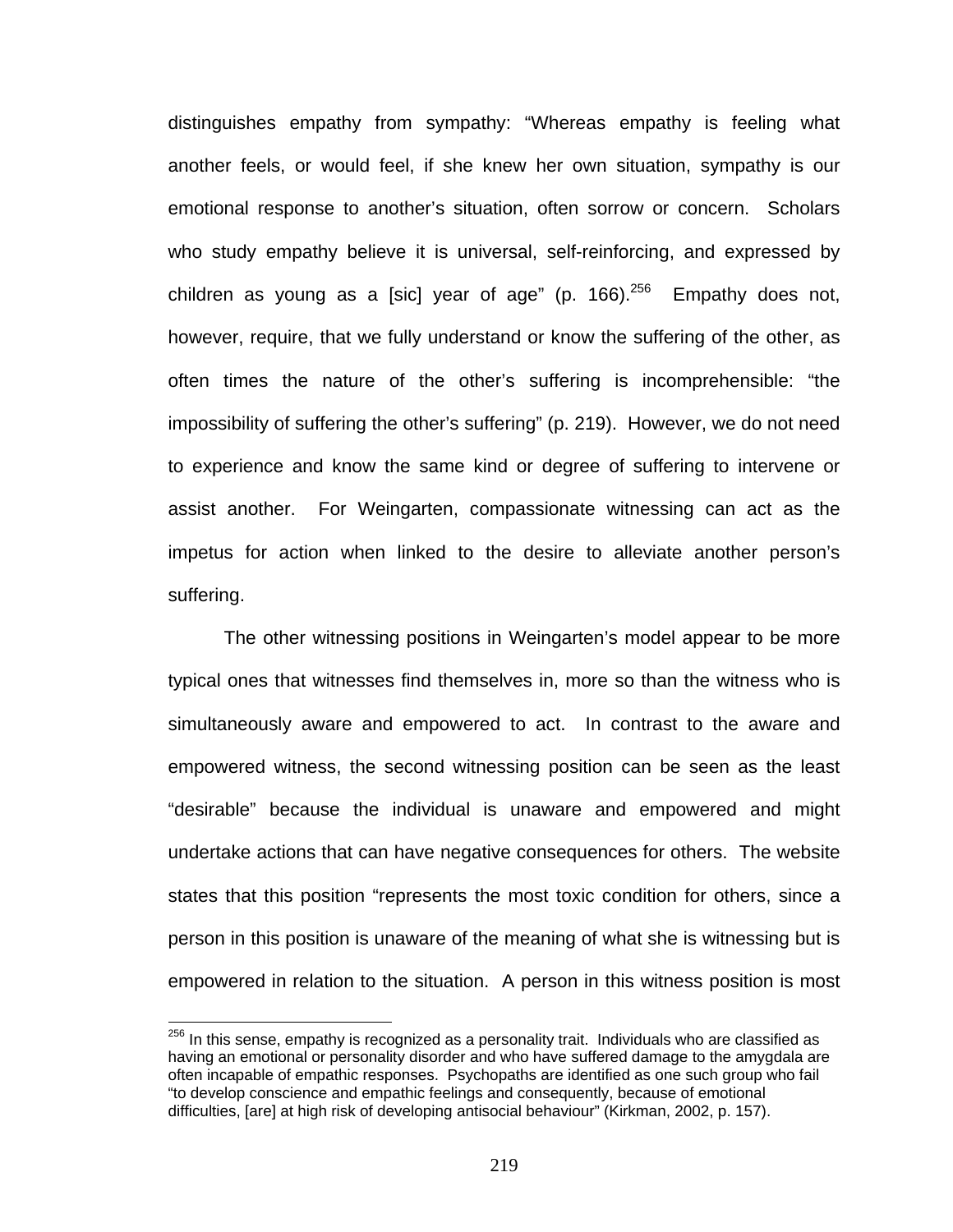distinguishes empathy from sympathy: "Whereas empathy is feeling what another feels, or would feel, if she knew her own situation, sympathy is our emotional response to another's situation, often sorrow or concern. Scholars who study empathy believe it is universal, self-reinforcing, and expressed by children as young as a [sic] year of age" (p. 166).[256] Empathy does not, however, require, that we fully understand or know the suffering of the other, as often times the nature of the other's suffering is incomprehensible: "the impossibility of suffering the other's suffering" (p. 219). However, we do not need to experience and know the same kind or degree of suffering to intervene or assist another. For Weingarten, compassionate witnessing can act as the impetus for action when linked to the desire to alleviate another person's suffering.

The other witnessing positions in Weingarten's model appear to be more typical ones that witnesses find themselves in, more so than the witness who is simultaneously aware and empowered to act. In contrast to the aware and empowered witness, the second witnessing position can be seen as the least "desirable" because the individual is unaware and empowered and might undertake actions that can have negative consequences for others. The website states that this position "represents the most toxic condition for others, since a person in this position is unaware of the meaning of what she is witnessing but is empowered in relation to the situation. A person in this witness position is most

---

[256] In this sense, empathy is recognized as a personality trait. Individuals who are classified as having an emotional or personality disorder and who have suffered damage to the amygdala are often incapable of empathic responses. Psychopaths are identified as one such group who fail "to develop conscience and empathic feelings and consequently, because of emotional difficulties, [are] at high risk of developing antisocial behaviour" (Kirkman, 2002, p. 157).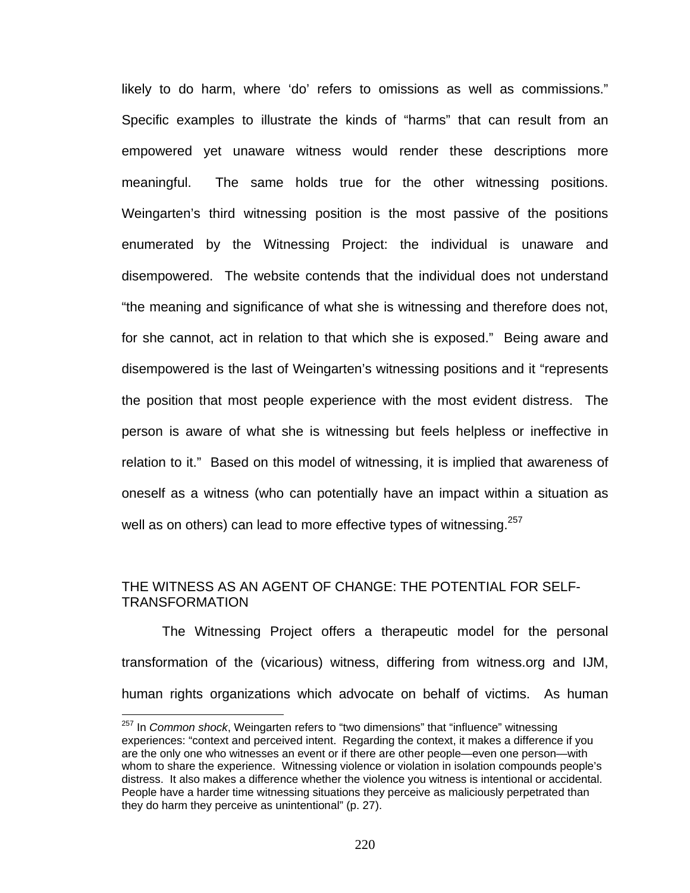likely to do harm, where 'do' refers to omissions as well as commissions." Specific examples to illustrate the kinds of "harms" that can result from an empowered yet unaware witness would render these descriptions more meaningful. The same holds true for the other witnessing positions. Weingarten's third witnessing position is the most passive of the positions enumerated by the Witnessing Project: the individual is unaware and disempowered. The website contends that the individual does not understand "the meaning and significance of what she is witnessing and therefore does not, for she cannot, act in relation to that which she is exposed." Being aware and disempowered is the last of Weingarten's witnessing positions and it "represents the position that most people experience with the most evident distress. The person is aware of what she is witnessing but feels helpless or ineffective in relation to it." Based on this model of witnessing, it is implied that awareness of oneself as a witness (who can potentially have an impact within a situation as well as on others) can lead to more effective types of witnessing.[257]

## THE WITNESS AS AN AGENT OF CHANGE: THE POTENTIAL FOR SELF-TRANSFORMATION

The Witnessing Project offers a therapeutic model for the personal transformation of the (vicarious) witness, differing from witness.org and IJM, human rights organizations which advocate on behalf of victims. As human

---

[257] In *Common shock*, Weingarten refers to "two dimensions" that "influence" witnessing experiences: "context and perceived intent. Regarding the context, it makes a difference if you are the only one who witnesses an event or if there are other people—even one person—with whom to share the experience. Witnessing violence or violation in isolation compounds people's distress. It also makes a difference whether the violence you witness is intentional or accidental. People have a harder time witnessing situations they perceive as maliciously perpetrated than they do harm they perceive as unintentional" (p. 27).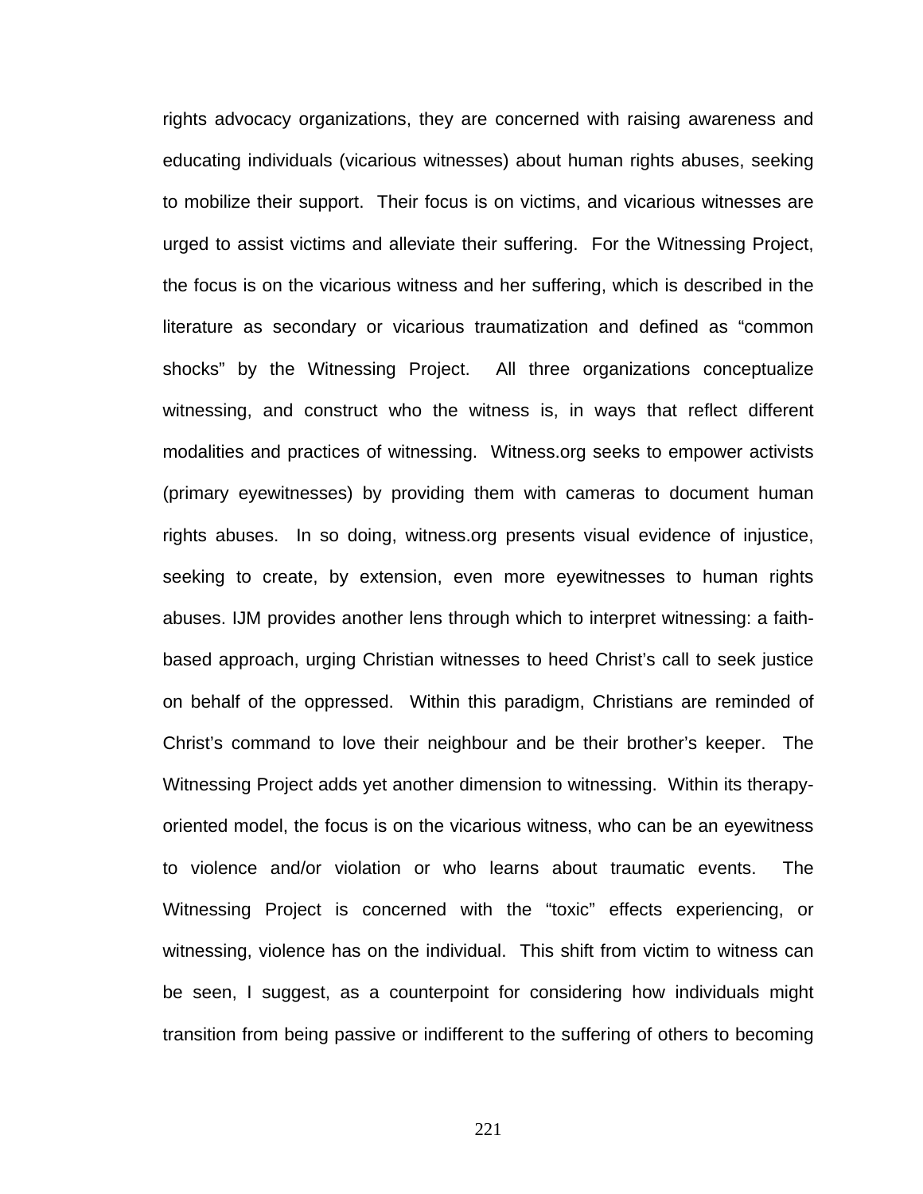rights advocacy organizations, they are concerned with raising awareness and educating individuals (vicarious witnesses) about human rights abuses, seeking to mobilize their support. Their focus is on victims, and vicarious witnesses are urged to assist victims and alleviate their suffering. For the Witnessing Project, the focus is on the vicarious witness and her suffering, which is described in the literature as secondary or vicarious traumatization and defined as "common shocks" by the Witnessing Project. All three organizations conceptualize witnessing, and construct who the witness is, in ways that reflect different modalities and practices of witnessing. Witness.org seeks to empower activists (primary eyewitnesses) by providing them with cameras to document human rights abuses. In so doing, witness.org presents visual evidence of injustice, seeking to create, by extension, even more eyewitnesses to human rights abuses. IJM provides another lens through which to interpret witnessing: a faith-based approach, urging Christian witnesses to heed Christ's call to seek justice on behalf of the oppressed. Within this paradigm, Christians are reminded of Christ's command to love their neighbour and be their brother's keeper. The Witnessing Project adds yet another dimension to witnessing. Within its therapy-oriented model, the focus is on the vicarious witness, who can be an eyewitness to violence and/or violation or who learns about traumatic events. The Witnessing Project is concerned with the "toxic" effects experiencing, or witnessing, violence has on the individual. This shift from victim to witness can be seen, I suggest, as a counterpoint for considering how individuals might transition from being passive or indifferent to the suffering of others to becoming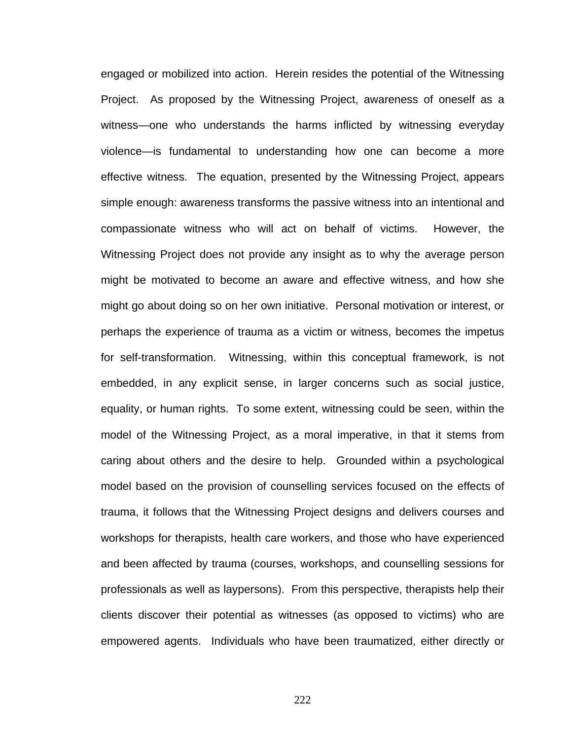engaged or mobilized into action. Herein resides the potential of the Witnessing Project. As proposed by the Witnessing Project, awareness of oneself as a witness—one who understands the harms inflicted by witnessing everyday violence—is fundamental to understanding how one can become a more effective witness. The equation, presented by the Witnessing Project, appears simple enough: awareness transforms the passive witness into an intentional and compassionate witness who will act on behalf of victims. However, the Witnessing Project does not provide any insight as to why the average person might be motivated to become an aware and effective witness, and how she might go about doing so on her own initiative. Personal motivation or interest, or perhaps the experience of trauma as a victim or witness, becomes the impetus for self-transformation. Witnessing, within this conceptual framework, is not embedded, in any explicit sense, in larger concerns such as social justice, equality, or human rights. To some extent, witnessing could be seen, within the model of the Witnessing Project, as a moral imperative, in that it stems from caring about others and the desire to help. Grounded within a psychological model based on the provision of counselling services focused on the effects of trauma, it follows that the Witnessing Project designs and delivers courses and workshops for therapists, health care workers, and those who have experienced and been affected by trauma (courses, workshops, and counselling sessions for professionals as well as laypersons). From this perspective, therapists help their clients discover their potential as witnesses (as opposed to victims) who are empowered agents. Individuals who have been traumatized, either directly or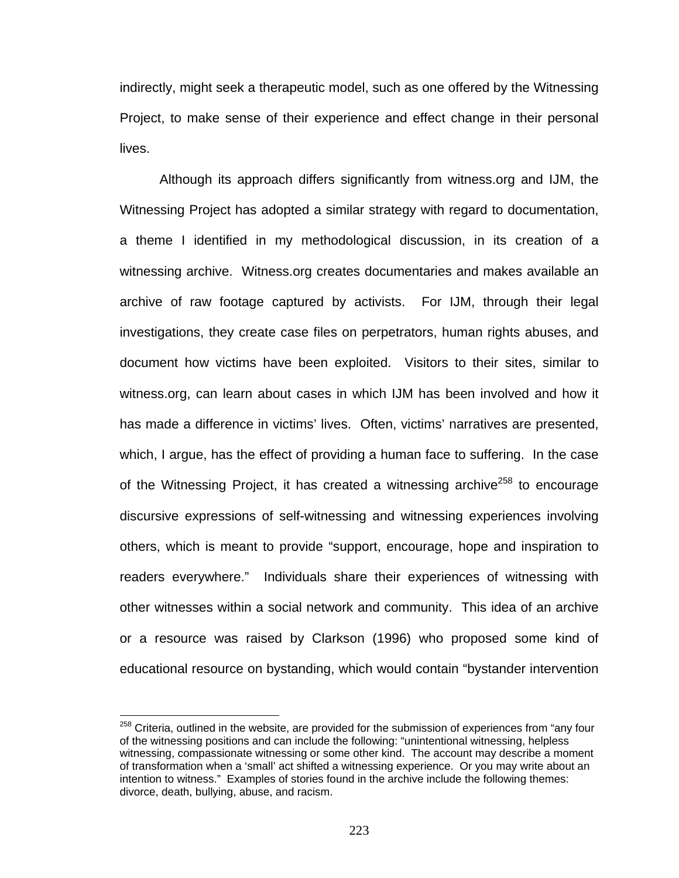indirectly, might seek a therapeutic model, such as one offered by the Witnessing Project, to make sense of their experience and effect change in their personal lives.

Although its approach differs significantly from witness.org and IJM, the Witnessing Project has adopted a similar strategy with regard to documentation, a theme I identified in my methodological discussion, in its creation of a witnessing archive. Witness.org creates documentaries and makes available an archive of raw footage captured by activists. For IJM, through their legal investigations, they create case files on perpetrators, human rights abuses, and document how victims have been exploited. Visitors to their sites, similar to witness.org, can learn about cases in which IJM has been involved and how it has made a difference in victims' lives. Often, victims' narratives are presented, which, I argue, has the effect of providing a human face to suffering. In the case of the Witnessing Project, it has created a witnessing archive[258] to encourage discursive expressions of self-witnessing and witnessing experiences involving others, which is meant to provide "support, encourage, hope and inspiration to readers everywhere." Individuals share their experiences of witnessing with other witnesses within a social network and community. This idea of an archive or a resource was raised by Clarkson (1996) who proposed some kind of educational resource on bystanding, which would contain "bystander intervention

[258] Criteria, outlined in the website, are provided for the submission of experiences from "any four of the witnessing positions and can include the following: "unintentional witnessing, helpless witnessing, compassionate witnessing or some other kind. The account may describe a moment of transformation when a 'small' act shifted a witnessing experience. Or you may write about an intention to witness." Examples of stories found in the archive include the following themes: divorce, death, bullying, abuse, and racism.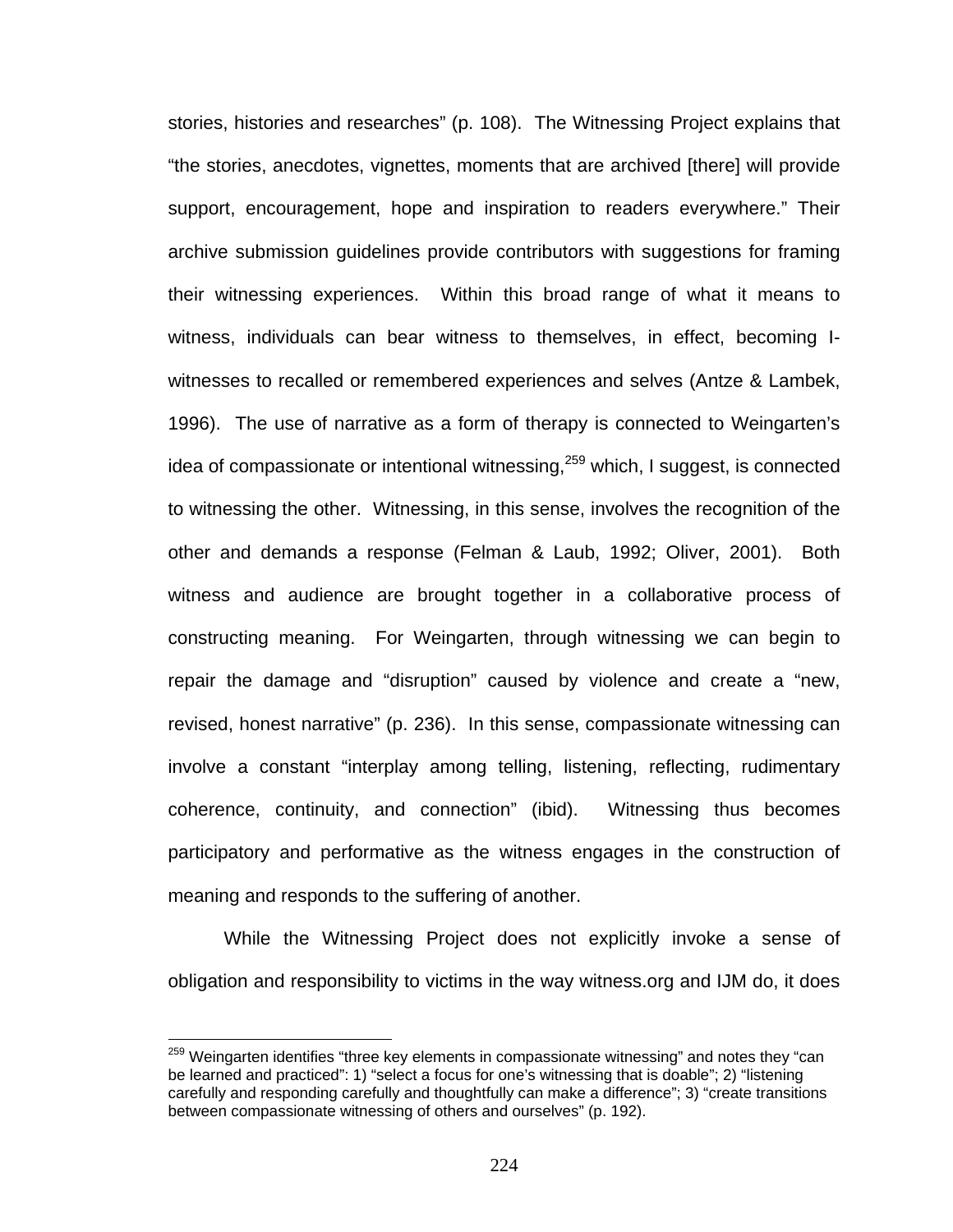stories, histories and researches" (p. 108). The Witnessing Project explains that "the stories, anecdotes, vignettes, moments that are archived [there] will provide support, encouragement, hope and inspiration to readers everywhere." Their archive submission guidelines provide contributors with suggestions for framing their witnessing experiences. Within this broad range of what it means to witness, individuals can bear witness to themselves, in effect, becoming I-witnesses to recalled or remembered experiences and selves (Antze & Lambek, 1996). The use of narrative as a form of therapy is connected to Weingarten's idea of compassionate or intentional witnessing,[259] which, I suggest, is connected to witnessing the other. Witnessing, in this sense, involves the recognition of the other and demands a response (Felman & Laub, 1992; Oliver, 2001). Both witness and audience are brought together in a collaborative process of constructing meaning. For Weingarten, through witnessing we can begin to repair the damage and "disruption" caused by violence and create a "new, revised, honest narrative" (p. 236). In this sense, compassionate witnessing can involve a constant "interplay among telling, listening, reflecting, rudimentary coherence, continuity, and connection" (ibid). Witnessing thus becomes participatory and performative as the witness engages in the construction of meaning and responds to the suffering of another.

While the Witnessing Project does not explicitly invoke a sense of obligation and responsibility to victims in the way witness.org and IJM do, it does

---

[259] Weingarten identifies "three key elements in compassionate witnessing" and notes they "can be learned and practiced": 1) "select a focus for one's witnessing that is doable"; 2) "listening carefully and responding carefully and thoughtfully can make a difference"; 3) "create transitions between compassionate witnessing of others and ourselves" (p. 192).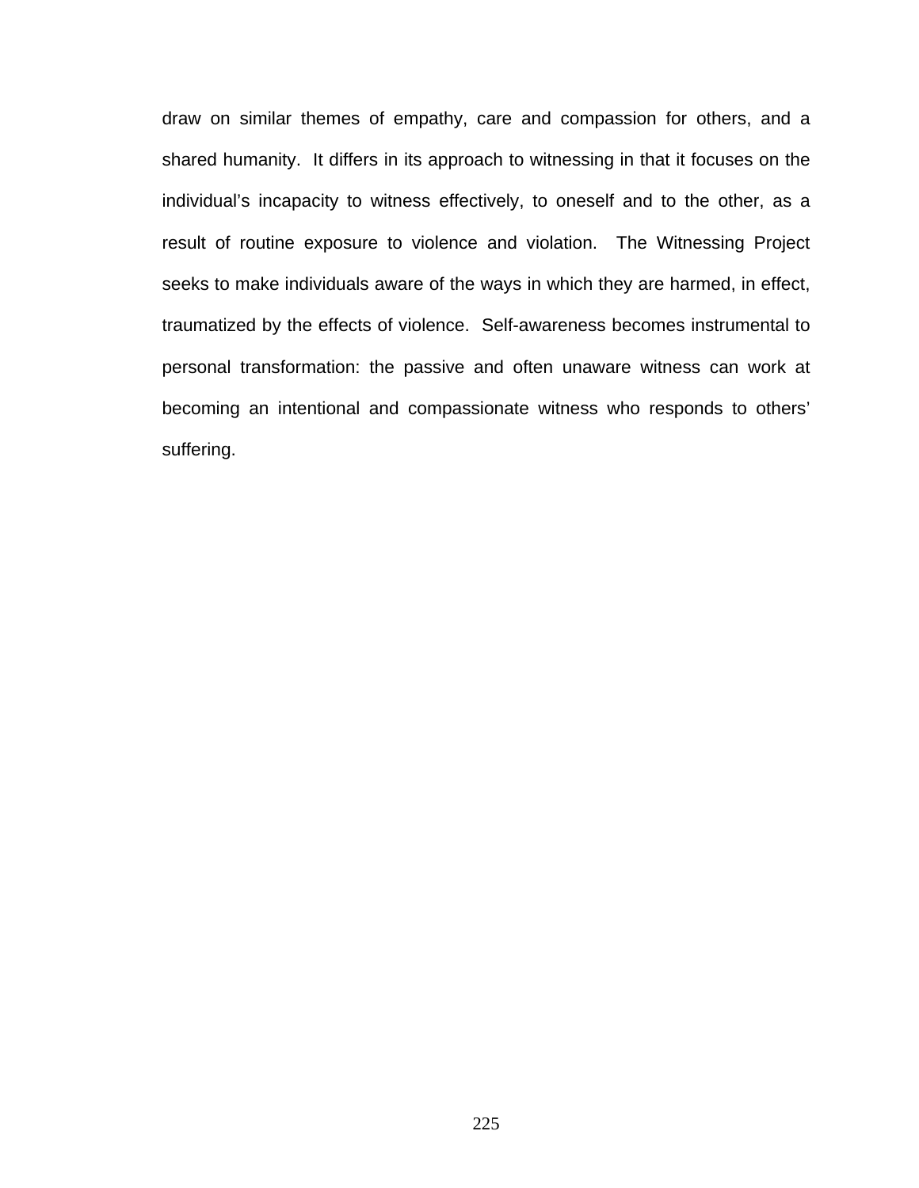draw on similar themes of empathy, care and compassion for others, and a shared humanity. It differs in its approach to witnessing in that it focuses on the individual's incapacity to witness effectively, to oneself and to the other, as a result of routine exposure to violence and violation. The Witnessing Project seeks to make individuals aware of the ways in which they are harmed, in effect, traumatized by the effects of violence. Self-awareness becomes instrumental to personal transformation: the passive and often unaware witness can work at becoming an intentional and compassionate witness who responds to others' suffering.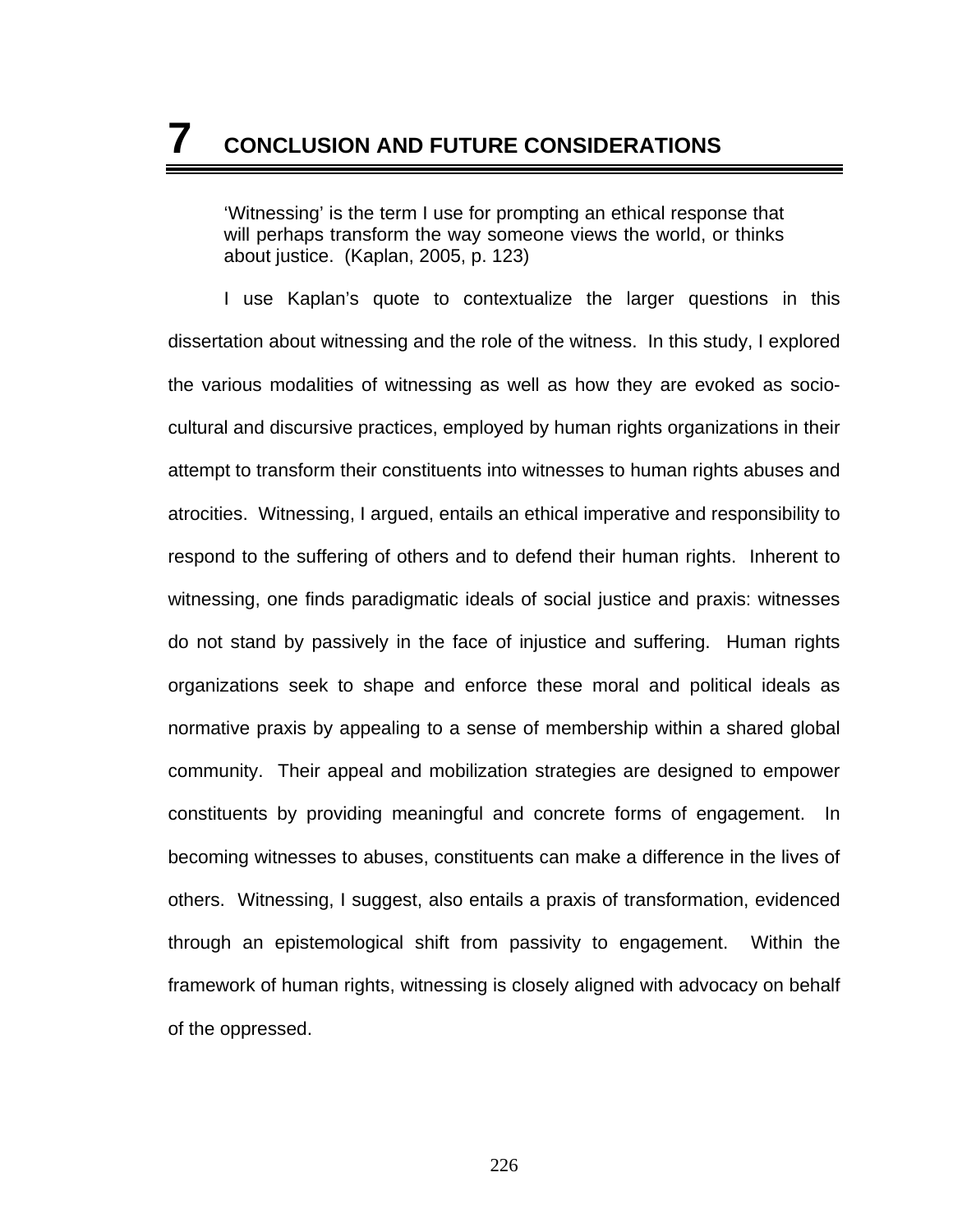# 7 CONCLUSION AND FUTURE CONSIDERATIONS

> 'Witnessing' is the term I use for prompting an ethical response that will perhaps transform the way someone views the world, or thinks about justice. (Kaplan, 2005, p. 123)

I use Kaplan's quote to contextualize the larger questions in this dissertation about witnessing and the role of the witness. In this study, I explored the various modalities of witnessing as well as how they are evoked as socio-cultural and discursive practices, employed by human rights organizations in their attempt to transform their constituents into witnesses to human rights abuses and atrocities. Witnessing, I argued, entails an ethical imperative and responsibility to respond to the suffering of others and to defend their human rights. Inherent to witnessing, one finds paradigmatic ideals of social justice and praxis: witnesses do not stand by passively in the face of injustice and suffering. Human rights organizations seek to shape and enforce these moral and political ideals as normative praxis by appealing to a sense of membership within a shared global community. Their appeal and mobilization strategies are designed to empower constituents by providing meaningful and concrete forms of engagement. In becoming witnesses to abuses, constituents can make a difference in the lives of others. Witnessing, I suggest, also entails a praxis of transformation, evidenced through an epistemological shift from passivity to engagement. Within the framework of human rights, witnessing is closely aligned with advocacy on behalf of the oppressed.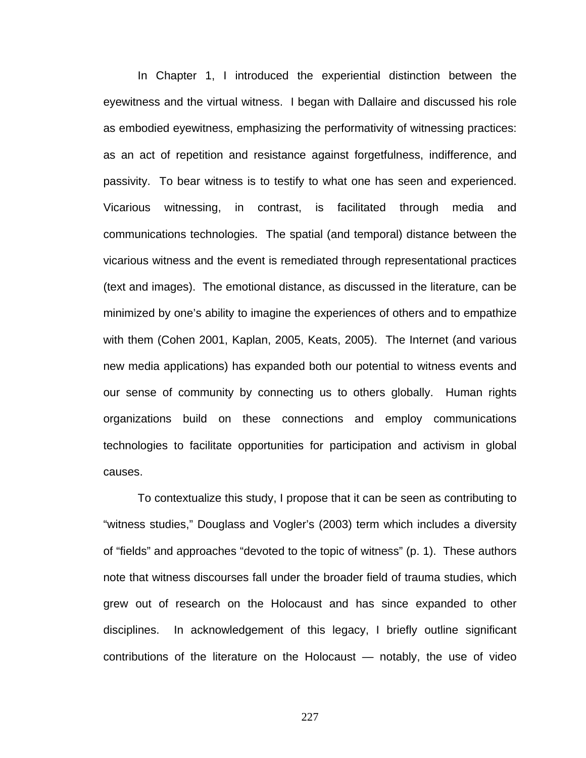In Chapter 1, I introduced the experiential distinction between the eyewitness and the virtual witness. I began with Dallaire and discussed his role as embodied eyewitness, emphasizing the performativity of witnessing practices: as an act of repetition and resistance against forgetfulness, indifference, and passivity. To bear witness is to testify to what one has seen and experienced. Vicarious witnessing, in contrast, is facilitated through media and communications technologies. The spatial (and temporal) distance between the vicarious witness and the event is remediated through representational practices (text and images). The emotional distance, as discussed in the literature, can be minimized by one's ability to imagine the experiences of others and to empathize with them (Cohen 2001, Kaplan, 2005, Keats, 2005). The Internet (and various new media applications) has expanded both our potential to witness events and our sense of community by connecting us to others globally. Human rights organizations build on these connections and employ communications technologies to facilitate opportunities for participation and activism in global causes.

To contextualize this study, I propose that it can be seen as contributing to "witness studies," Douglass and Vogler's (2003) term which includes a diversity of "fields" and approaches "devoted to the topic of witness" (p. 1). These authors note that witness discourses fall under the broader field of trauma studies, which grew out of research on the Holocaust and has since expanded to other disciplines. In acknowledgement of this legacy, I briefly outline significant contributions of the literature on the Holocaust — notably, the use of video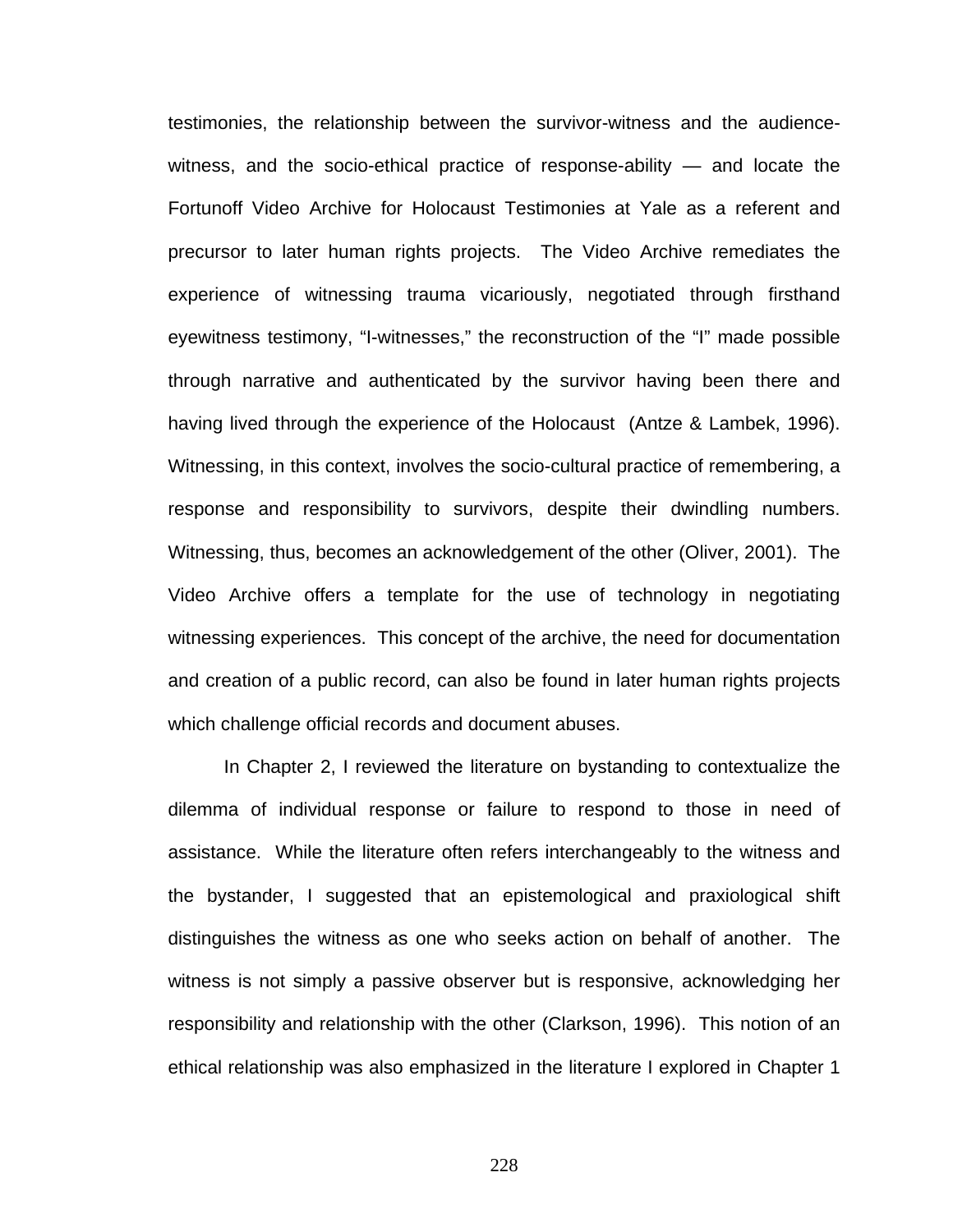testimonies, the relationship between the survivor-witness and the audience-witness, and the socio-ethical practice of response-ability — and locate the Fortunoff Video Archive for Holocaust Testimonies at Yale as a referent and precursor to later human rights projects. The Video Archive remediates the experience of witnessing trauma vicariously, negotiated through firsthand eyewitness testimony, "I-witnesses," the reconstruction of the "I" made possible through narrative and authenticated by the survivor having been there and having lived through the experience of the Holocaust (Antze & Lambek, 1996). Witnessing, in this context, involves the socio-cultural practice of remembering, a response and responsibility to survivors, despite their dwindling numbers. Witnessing, thus, becomes an acknowledgement of the other (Oliver, 2001). The Video Archive offers a template for the use of technology in negotiating witnessing experiences. This concept of the archive, the need for documentation and creation of a public record, can also be found in later human rights projects which challenge official records and document abuses.

In Chapter 2, I reviewed the literature on bystanding to contextualize the dilemma of individual response or failure to respond to those in need of assistance. While the literature often refers interchangeably to the witness and the bystander, I suggested that an epistemological and praxiological shift distinguishes the witness as one who seeks action on behalf of another. The witness is not simply a passive observer but is responsive, acknowledging her responsibility and relationship with the other (Clarkson, 1996). This notion of an ethical relationship was also emphasized in the literature I explored in Chapter 1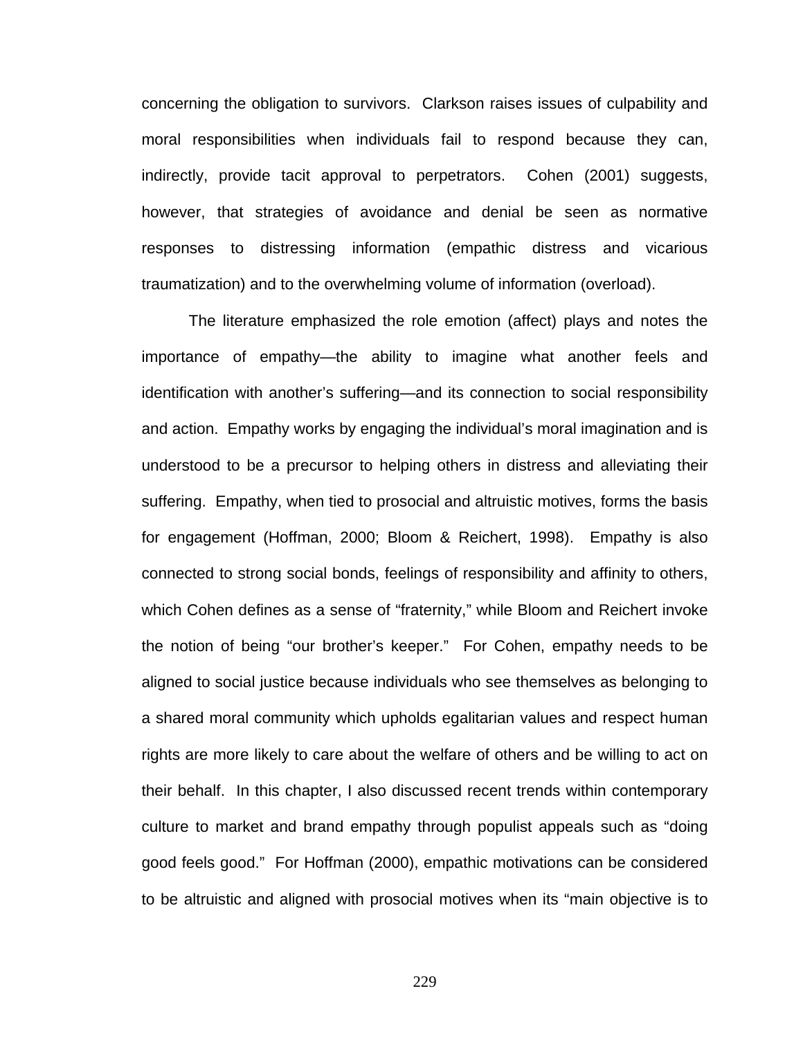concerning the obligation to survivors. Clarkson raises issues of culpability and moral responsibilities when individuals fail to respond because they can, indirectly, provide tacit approval to perpetrators. Cohen (2001) suggests, however, that strategies of avoidance and denial be seen as normative responses to distressing information (empathic distress and vicarious traumatization) and to the overwhelming volume of information (overload).

The literature emphasized the role emotion (affect) plays and notes the importance of empathy—the ability to imagine what another feels and identification with another's suffering—and its connection to social responsibility and action. Empathy works by engaging the individual's moral imagination and is understood to be a precursor to helping others in distress and alleviating their suffering. Empathy, when tied to prosocial and altruistic motives, forms the basis for engagement (Hoffman, 2000; Bloom & Reichert, 1998). Empathy is also connected to strong social bonds, feelings of responsibility and affinity to others, which Cohen defines as a sense of "fraternity," while Bloom and Reichert invoke the notion of being "our brother's keeper." For Cohen, empathy needs to be aligned to social justice because individuals who see themselves as belonging to a shared moral community which upholds egalitarian values and respect human rights are more likely to care about the welfare of others and be willing to act on their behalf. In this chapter, I also discussed recent trends within contemporary culture to market and brand empathy through populist appeals such as "doing good feels good." For Hoffman (2000), empathic motivations can be considered to be altruistic and aligned with prosocial motives when its "main objective is to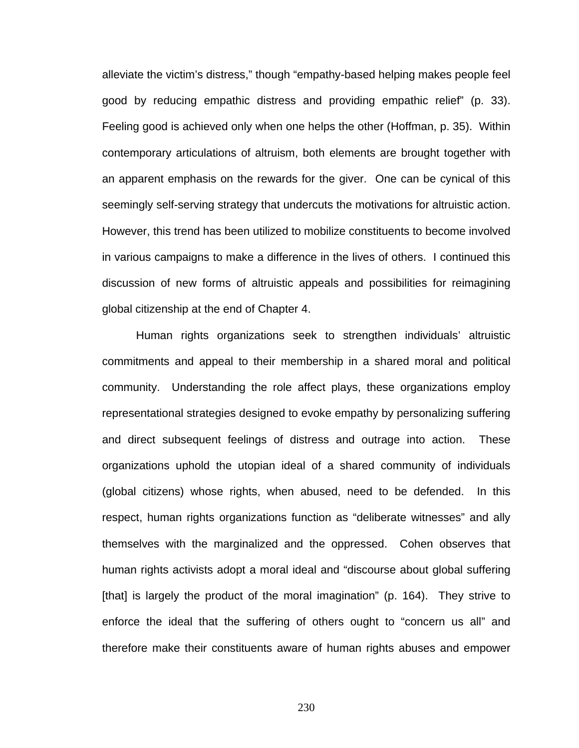alleviate the victim's distress," though "empathy-based helping makes people feel good by reducing empathic distress and providing empathic relief" (p. 33). Feeling good is achieved only when one helps the other (Hoffman, p. 35). Within contemporary articulations of altruism, both elements are brought together with an apparent emphasis on the rewards for the giver. One can be cynical of this seemingly self-serving strategy that undercuts the motivations for altruistic action. However, this trend has been utilized to mobilize constituents to become involved in various campaigns to make a difference in the lives of others. I continued this discussion of new forms of altruistic appeals and possibilities for reimagining global citizenship at the end of Chapter 4.

Human rights organizations seek to strengthen individuals' altruistic commitments and appeal to their membership in a shared moral and political community. Understanding the role affect plays, these organizations employ representational strategies designed to evoke empathy by personalizing suffering and direct subsequent feelings of distress and outrage into action. These organizations uphold the utopian ideal of a shared community of individuals (global citizens) whose rights, when abused, need to be defended. In this respect, human rights organizations function as "deliberate witnesses" and ally themselves with the marginalized and the oppressed. Cohen observes that human rights activists adopt a moral ideal and "discourse about global suffering [that] is largely the product of the moral imagination" (p. 164). They strive to enforce the ideal that the suffering of others ought to "concern us all" and therefore make their constituents aware of human rights abuses and empower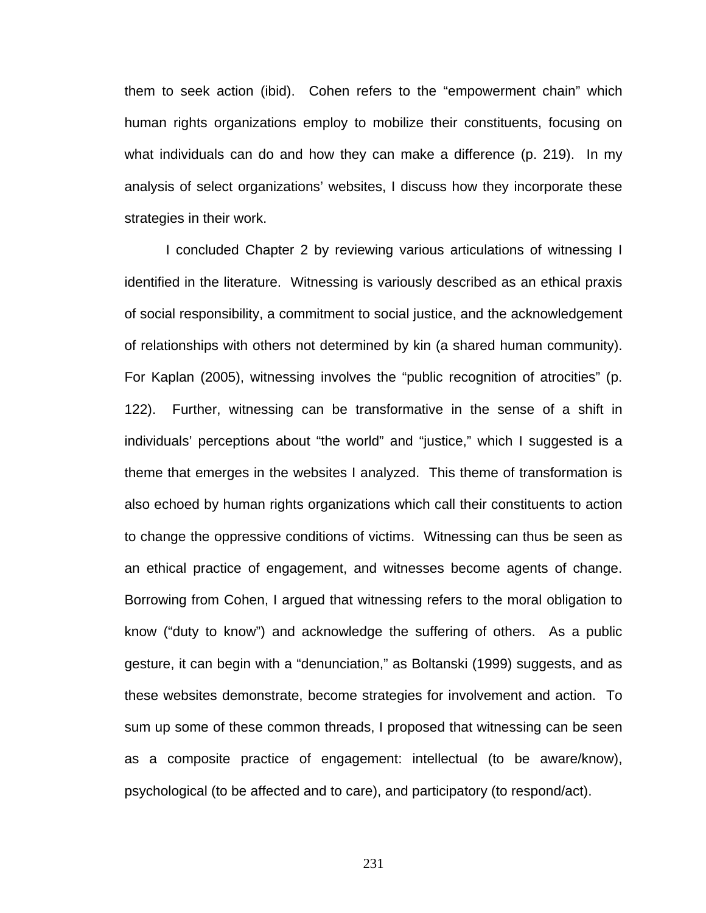them to seek action (ibid). Cohen refers to the "empowerment chain" which human rights organizations employ to mobilize their constituents, focusing on what individuals can do and how they can make a difference (p. 219). In my analysis of select organizations' websites, I discuss how they incorporate these strategies in their work.

I concluded Chapter 2 by reviewing various articulations of witnessing I identified in the literature. Witnessing is variously described as an ethical praxis of social responsibility, a commitment to social justice, and the acknowledgement of relationships with others not determined by kin (a shared human community). For Kaplan (2005), witnessing involves the "public recognition of atrocities" (p. 122). Further, witnessing can be transformative in the sense of a shift in individuals' perceptions about "the world" and "justice," which I suggested is a theme that emerges in the websites I analyzed. This theme of transformation is also echoed by human rights organizations which call their constituents to action to change the oppressive conditions of victims. Witnessing can thus be seen as an ethical practice of engagement, and witnesses become agents of change. Borrowing from Cohen, I argued that witnessing refers to the moral obligation to know ("duty to know") and acknowledge the suffering of others. As a public gesture, it can begin with a "denunciation," as Boltanski (1999) suggests, and as these websites demonstrate, become strategies for involvement and action. To sum up some of these common threads, I proposed that witnessing can be seen as a composite practice of engagement: intellectual (to be aware/know), psychological (to be affected and to care), and participatory (to respond/act).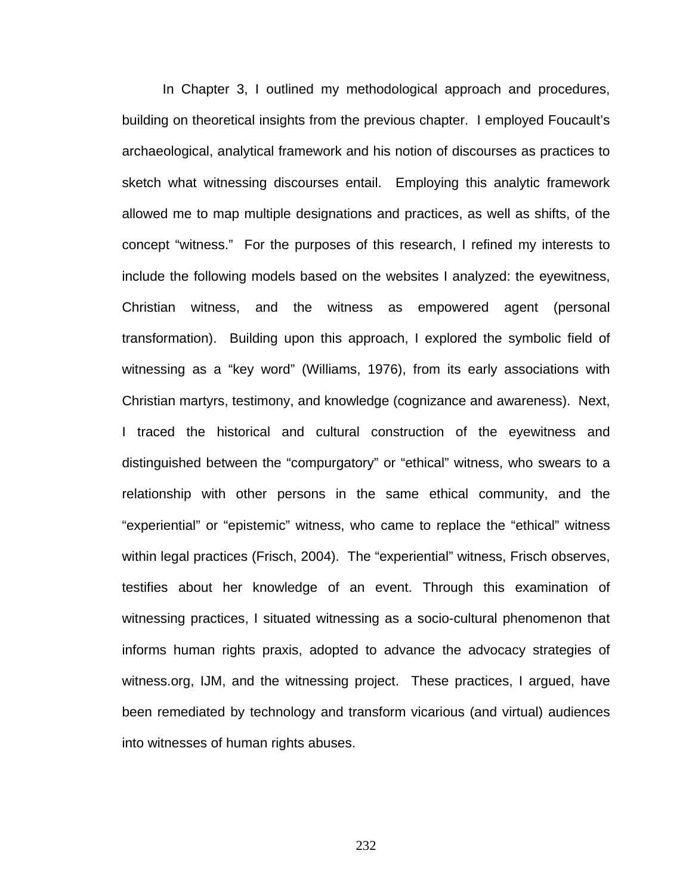In Chapter 3, I outlined my methodological approach and procedures, building on theoretical insights from the previous chapter. I employed Foucault's archaeological, analytical framework and his notion of discourses as practices to sketch what witnessing discourses entail. Employing this analytic framework allowed me to map multiple designations and practices, as well as shifts, of the concept "witness." For the purposes of this research, I refined my interests to include the following models based on the websites I analyzed: the eyewitness, Christian witness, and the witness as empowered agent (personal transformation). Building upon this approach, I explored the symbolic field of witnessing as a "key word" (Williams, 1976), from its early associations with Christian martyrs, testimony, and knowledge (cognizance and awareness). Next, I traced the historical and cultural construction of the eyewitness and distinguished between the "compurgatory" or "ethical" witness, who swears to a relationship with other persons in the same ethical community, and the "experiential" or "epistemic" witness, who came to replace the "ethical" witness within legal practices (Frisch, 2004). The "experiential" witness, Frisch observes, testifies about her knowledge of an event. Through this examination of witnessing practices, I situated witnessing as a socio-cultural phenomenon that informs human rights praxis, adopted to advance the advocacy strategies of witness.org, IJM, and the witnessing project. These practices, I argued, have been remediated by technology and transform vicarious (and virtual) audiences into witnesses of human rights abuses.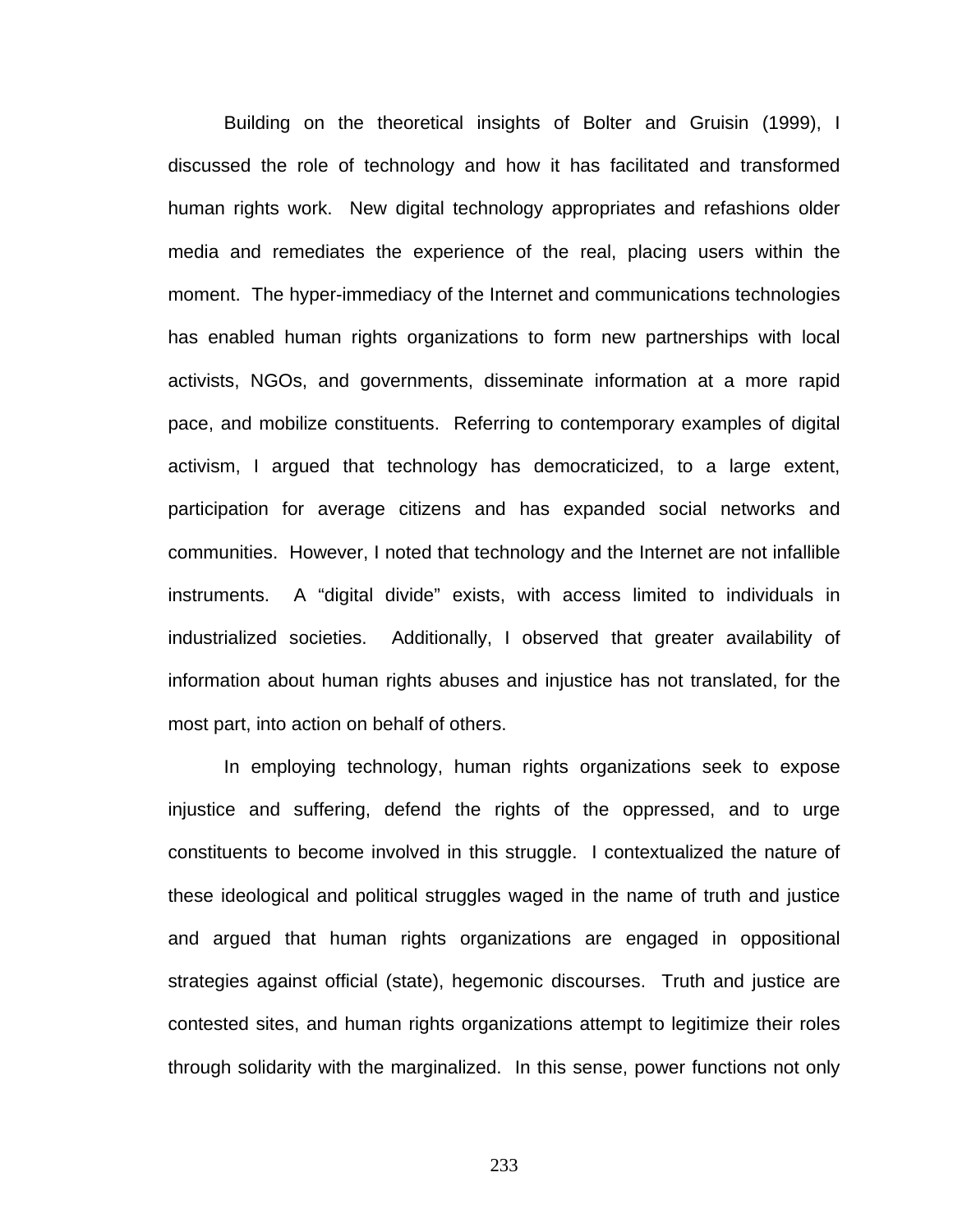Building on the theoretical insights of Bolter and Gruisin (1999), I discussed the role of technology and how it has facilitated and transformed human rights work. New digital technology appropriates and refashions older media and remediates the experience of the real, placing users within the moment. The hyper-immediacy of the Internet and communications technologies has enabled human rights organizations to form new partnerships with local activists, NGOs, and governments, disseminate information at a more rapid pace, and mobilize constituents. Referring to contemporary examples of digital activism, I argued that technology has democraticized, to a large extent, participation for average citizens and has expanded social networks and communities. However, I noted that technology and the Internet are not infallible instruments. A "digital divide" exists, with access limited to individuals in industrialized societies. Additionally, I observed that greater availability of information about human rights abuses and injustice has not translated, for the most part, into action on behalf of others.

In employing technology, human rights organizations seek to expose injustice and suffering, defend the rights of the oppressed, and to urge constituents to become involved in this struggle. I contextualized the nature of these ideological and political struggles waged in the name of truth and justice and argued that human rights organizations are engaged in oppositional strategies against official (state), hegemonic discourses. Truth and justice are contested sites, and human rights organizations attempt to legitimize their roles through solidarity with the marginalized. In this sense, power functions not only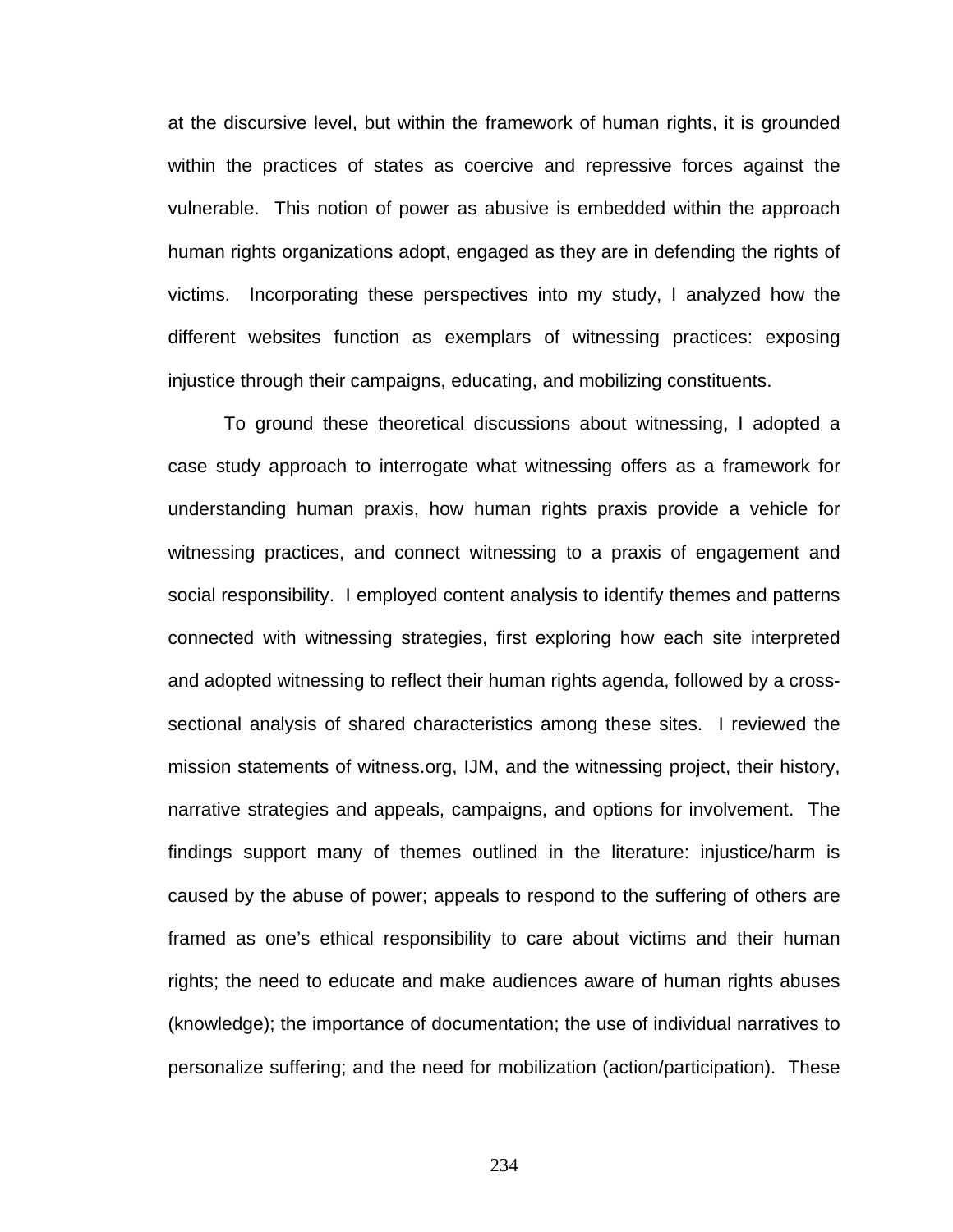at the discursive level, but within the framework of human rights, it is grounded within the practices of states as coercive and repressive forces against the vulnerable. This notion of power as abusive is embedded within the approach human rights organizations adopt, engaged as they are in defending the rights of victims. Incorporating these perspectives into my study, I analyzed how the different websites function as exemplars of witnessing practices: exposing injustice through their campaigns, educating, and mobilizing constituents.

To ground these theoretical discussions about witnessing, I adopted a case study approach to interrogate what witnessing offers as a framework for understanding human praxis, how human rights praxis provide a vehicle for witnessing practices, and connect witnessing to a praxis of engagement and social responsibility. I employed content analysis to identify themes and patterns connected with witnessing strategies, first exploring how each site interpreted and adopted witnessing to reflect their human rights agenda, followed by a cross-sectional analysis of shared characteristics among these sites. I reviewed the mission statements of witness.org, IJM, and the witnessing project, their history, narrative strategies and appeals, campaigns, and options for involvement. The findings support many of themes outlined in the literature: injustice/harm is caused by the abuse of power; appeals to respond to the suffering of others are framed as one's ethical responsibility to care about victims and their human rights; the need to educate and make audiences aware of human rights abuses (knowledge); the importance of documentation; the use of individual narratives to personalize suffering; and the need for mobilization (action/participation). These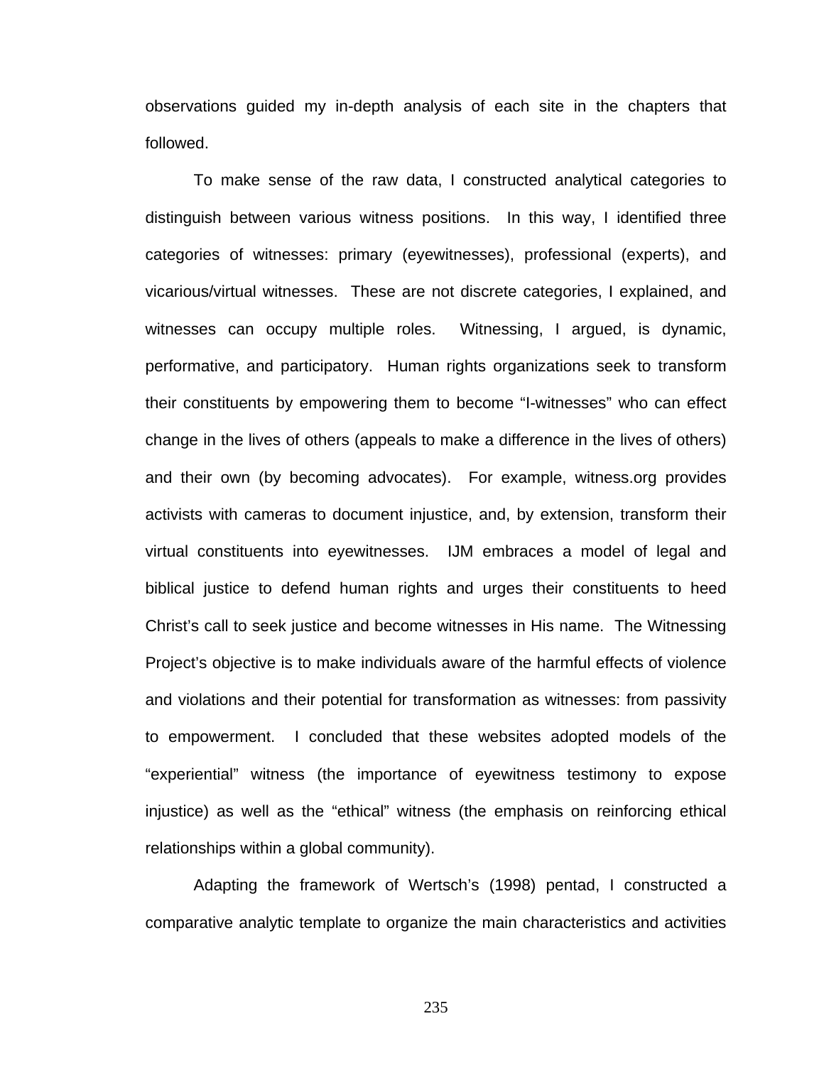observations guided my in-depth analysis of each site in the chapters that followed.

To make sense of the raw data, I constructed analytical categories to distinguish between various witness positions. In this way, I identified three categories of witnesses: primary (eyewitnesses), professional (experts), and vicarious/virtual witnesses. These are not discrete categories, I explained, and witnesses can occupy multiple roles. Witnessing, I argued, is dynamic, performative, and participatory. Human rights organizations seek to transform their constituents by empowering them to become "I-witnesses" who can effect change in the lives of others (appeals to make a difference in the lives of others) and their own (by becoming advocates). For example, witness.org provides activists with cameras to document injustice, and, by extension, transform their virtual constituents into eyewitnesses. IJM embraces a model of legal and biblical justice to defend human rights and urges their constituents to heed Christ's call to seek justice and become witnesses in His name. The Witnessing Project's objective is to make individuals aware of the harmful effects of violence and violations and their potential for transformation as witnesses: from passivity to empowerment. I concluded that these websites adopted models of the "experiential" witness (the importance of eyewitness testimony to expose injustice) as well as the "ethical" witness (the emphasis on reinforcing ethical relationships within a global community).

Adapting the framework of Wertsch's (1998) pentad, I constructed a comparative analytic template to organize the main characteristics and activities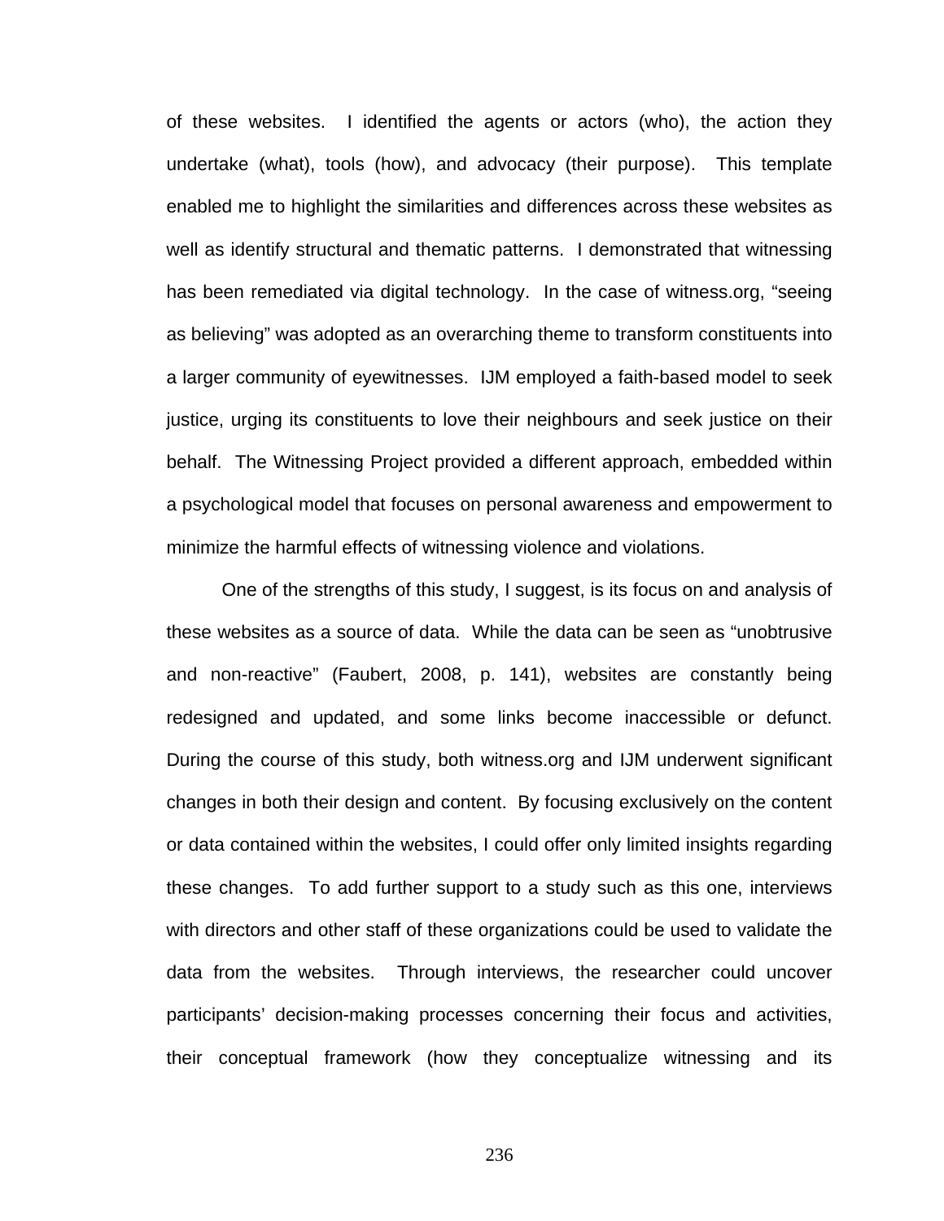of these websites. I identified the agents or actors (who), the action they undertake (what), tools (how), and advocacy (their purpose). This template enabled me to highlight the similarities and differences across these websites as well as identify structural and thematic patterns. I demonstrated that witnessing has been remediated via digital technology. In the case of witness.org, "seeing as believing" was adopted as an overarching theme to transform constituents into a larger community of eyewitnesses. IJM employed a faith-based model to seek justice, urging its constituents to love their neighbours and seek justice on their behalf. The Witnessing Project provided a different approach, embedded within a psychological model that focuses on personal awareness and empowerment to minimize the harmful effects of witnessing violence and violations.

One of the strengths of this study, I suggest, is its focus on and analysis of these websites as a source of data. While the data can be seen as "unobtrusive and non-reactive" (Faubert, 2008, p. 141), websites are constantly being redesigned and updated, and some links become inaccessible or defunct. During the course of this study, both witness.org and IJM underwent significant changes in both their design and content. By focusing exclusively on the content or data contained within the websites, I could offer only limited insights regarding these changes. To add further support to a study such as this one, interviews with directors and other staff of these organizations could be used to validate the data from the websites. Through interviews, the researcher could uncover participants' decision-making processes concerning their focus and activities, their conceptual framework (how they conceptualize witnessing and its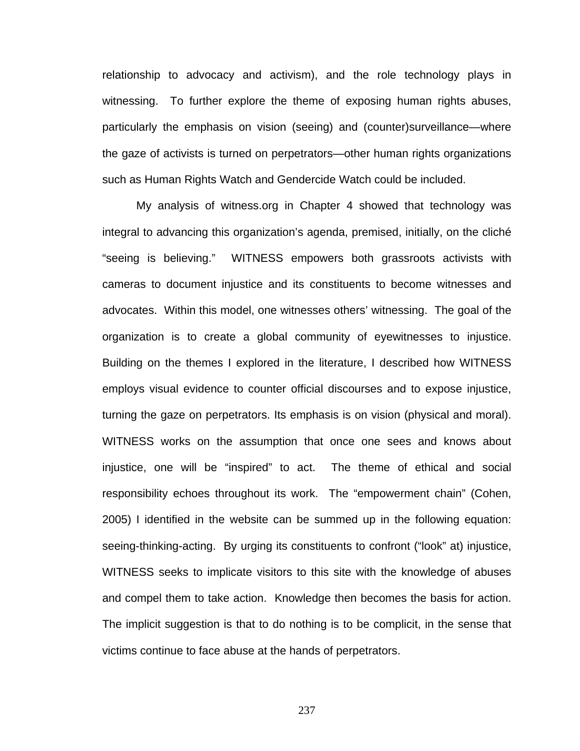relationship to advocacy and activism), and the role technology plays in witnessing. To further explore the theme of exposing human rights abuses, particularly the emphasis on vision (seeing) and (counter)surveillance—where the gaze of activists is turned on perpetrators—other human rights organizations such as Human Rights Watch and Gendercide Watch could be included.

My analysis of witness.org in Chapter 4 showed that technology was integral to advancing this organization's agenda, premised, initially, on the cliché "seeing is believing." WITNESS empowers both grassroots activists with cameras to document injustice and its constituents to become witnesses and advocates. Within this model, one witnesses others' witnessing. The goal of the organization is to create a global community of eyewitnesses to injustice. Building on the themes I explored in the literature, I described how WITNESS employs visual evidence to counter official discourses and to expose injustice, turning the gaze on perpetrators. Its emphasis is on vision (physical and moral). WITNESS works on the assumption that once one sees and knows about injustice, one will be "inspired" to act. The theme of ethical and social responsibility echoes throughout its work. The "empowerment chain" (Cohen, 2005) I identified in the website can be summed up in the following equation: seeing-thinking-acting. By urging its constituents to confront ("look" at) injustice, WITNESS seeks to implicate visitors to this site with the knowledge of abuses and compel them to take action. Knowledge then becomes the basis for action. The implicit suggestion is that to do nothing is to be complicit, in the sense that victims continue to face abuse at the hands of perpetrators.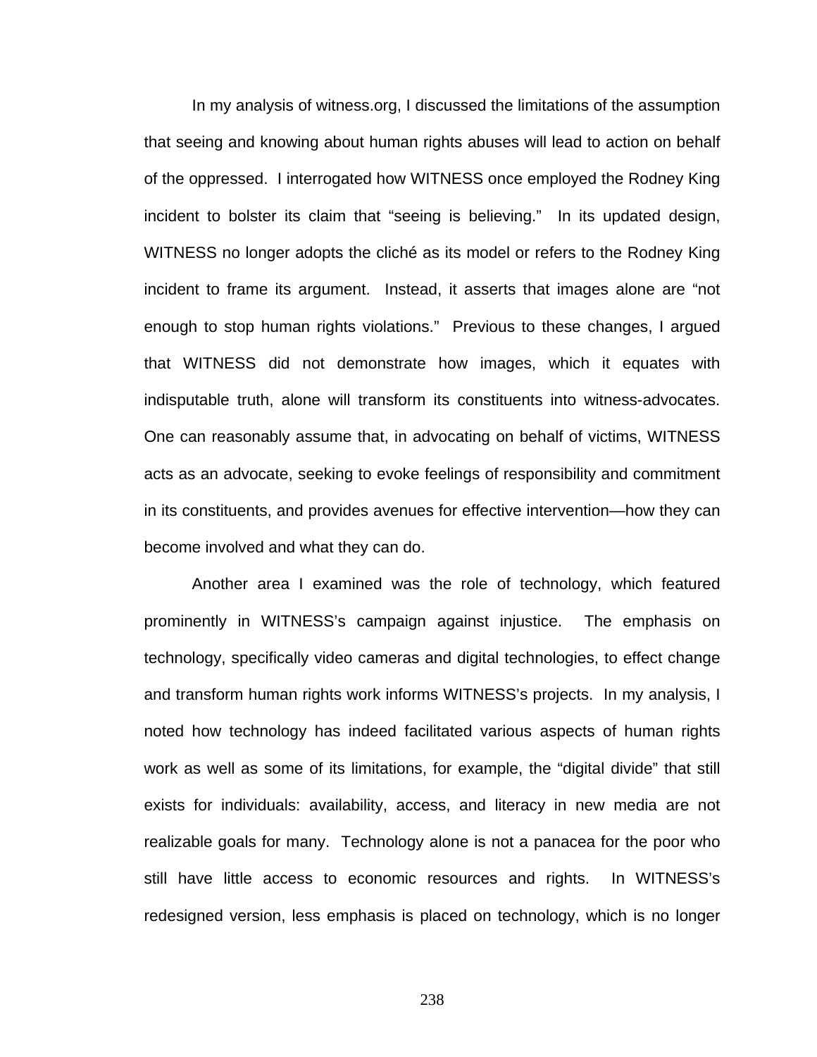In my analysis of witness.org, I discussed the limitations of the assumption that seeing and knowing about human rights abuses will lead to action on behalf of the oppressed. I interrogated how WITNESS once employed the Rodney King incident to bolster its claim that "seeing is believing." In its updated design, WITNESS no longer adopts the cliché as its model or refers to the Rodney King incident to frame its argument. Instead, it asserts that images alone are "not enough to stop human rights violations." Previous to these changes, I argued that WITNESS did not demonstrate how images, which it equates with indisputable truth, alone will transform its constituents into witness-advocates. One can reasonably assume that, in advocating on behalf of victims, WITNESS acts as an advocate, seeking to evoke feelings of responsibility and commitment in its constituents, and provides avenues for effective intervention—how they can become involved and what they can do.

Another area I examined was the role of technology, which featured prominently in WITNESS's campaign against injustice. The emphasis on technology, specifically video cameras and digital technologies, to effect change and transform human rights work informs WITNESS's projects. In my analysis, I noted how technology has indeed facilitated various aspects of human rights work as well as some of its limitations, for example, the "digital divide" that still exists for individuals: availability, access, and literacy in new media are not realizable goals for many. Technology alone is not a panacea for the poor who still have little access to economic resources and rights. In WITNESS's redesigned version, less emphasis is placed on technology, which is no longer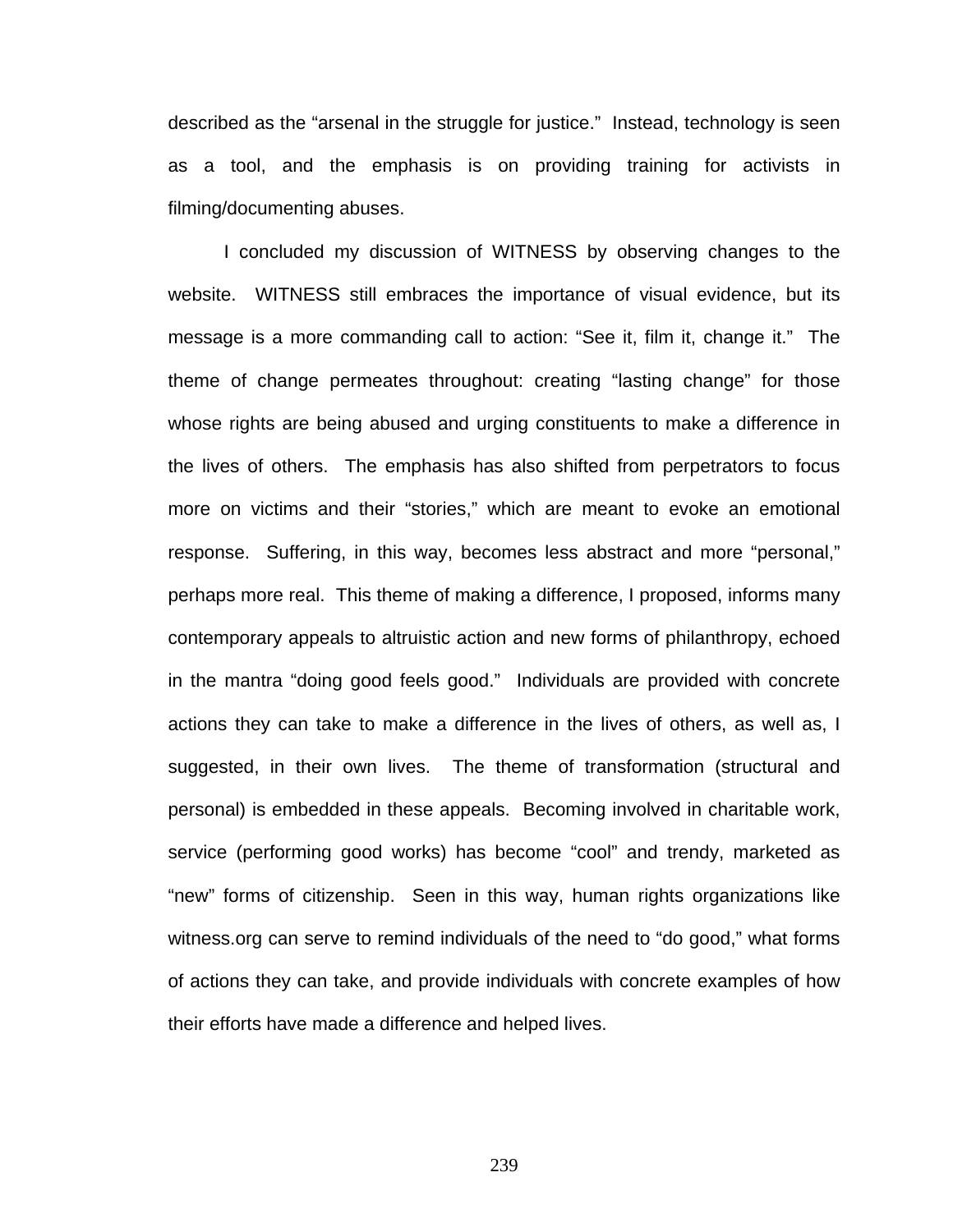described as the “arsenal in the struggle for justice.” Instead, technology is seen as a tool, and the emphasis is on providing training for activists in filming/documenting abuses.

I concluded my discussion of WITNESS by observing changes to the website. WITNESS still embraces the importance of visual evidence, but its message is a more commanding call to action: “See it, film it, change it.” The theme of change permeates throughout: creating “lasting change” for those whose rights are being abused and urging constituents to make a difference in the lives of others. The emphasis has also shifted from perpetrators to focus more on victims and their “stories,” which are meant to evoke an emotional response. Suffering, in this way, becomes less abstract and more “personal,” perhaps more real. This theme of making a difference, I proposed, informs many contemporary appeals to altruistic action and new forms of philanthropy, echoed in the mantra “doing good feels good.” Individuals are provided with concrete actions they can take to make a difference in the lives of others, as well as, I suggested, in their own lives. The theme of transformation (structural and personal) is embedded in these appeals. Becoming involved in charitable work, service (performing good works) has become “cool” and trendy, marketed as “new” forms of citizenship. Seen in this way, human rights organizations like witness.org can serve to remind individuals of the need to “do good,” what forms of actions they can take, and provide individuals with concrete examples of how their efforts have made a difference and helped lives.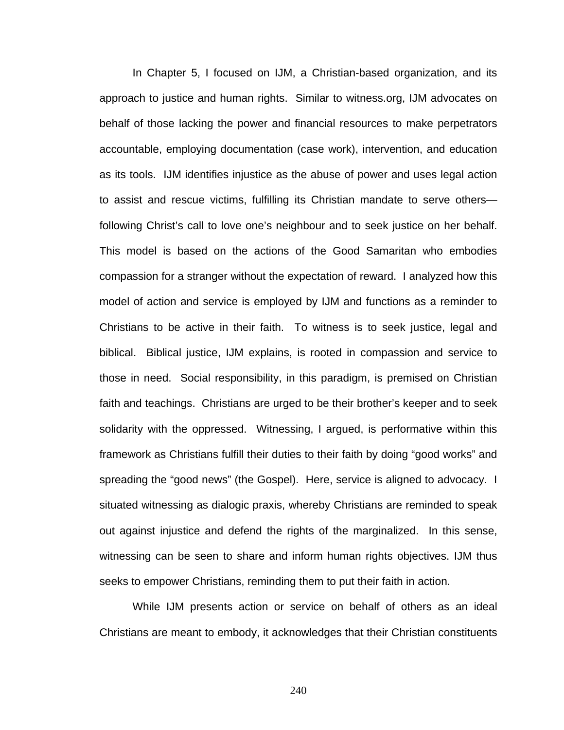In Chapter 5, I focused on IJM, a Christian-based organization, and its approach to justice and human rights. Similar to witness.org, IJM advocates on behalf of those lacking the power and financial resources to make perpetrators accountable, employing documentation (case work), intervention, and education as its tools. IJM identifies injustice as the abuse of power and uses legal action to assist and rescue victims, fulfilling its Christian mandate to serve others—following Christ's call to love one's neighbour and to seek justice on her behalf. This model is based on the actions of the Good Samaritan who embodies compassion for a stranger without the expectation of reward. I analyzed how this model of action and service is employed by IJM and functions as a reminder to Christians to be active in their faith. To witness is to seek justice, legal and biblical. Biblical justice, IJM explains, is rooted in compassion and service to those in need. Social responsibility, in this paradigm, is premised on Christian faith and teachings. Christians are urged to be their brother's keeper and to seek solidarity with the oppressed. Witnessing, I argued, is performative within this framework as Christians fulfill their duties to their faith by doing "good works" and spreading the "good news" (the Gospel). Here, service is aligned to advocacy. I situated witnessing as dialogic praxis, whereby Christians are reminded to speak out against injustice and defend the rights of the marginalized. In this sense, witnessing can be seen to share and inform human rights objectives. IJM thus seeks to empower Christians, reminding them to put their faith in action.

While IJM presents action or service on behalf of others as an ideal Christians are meant to embody, it acknowledges that their Christian constituents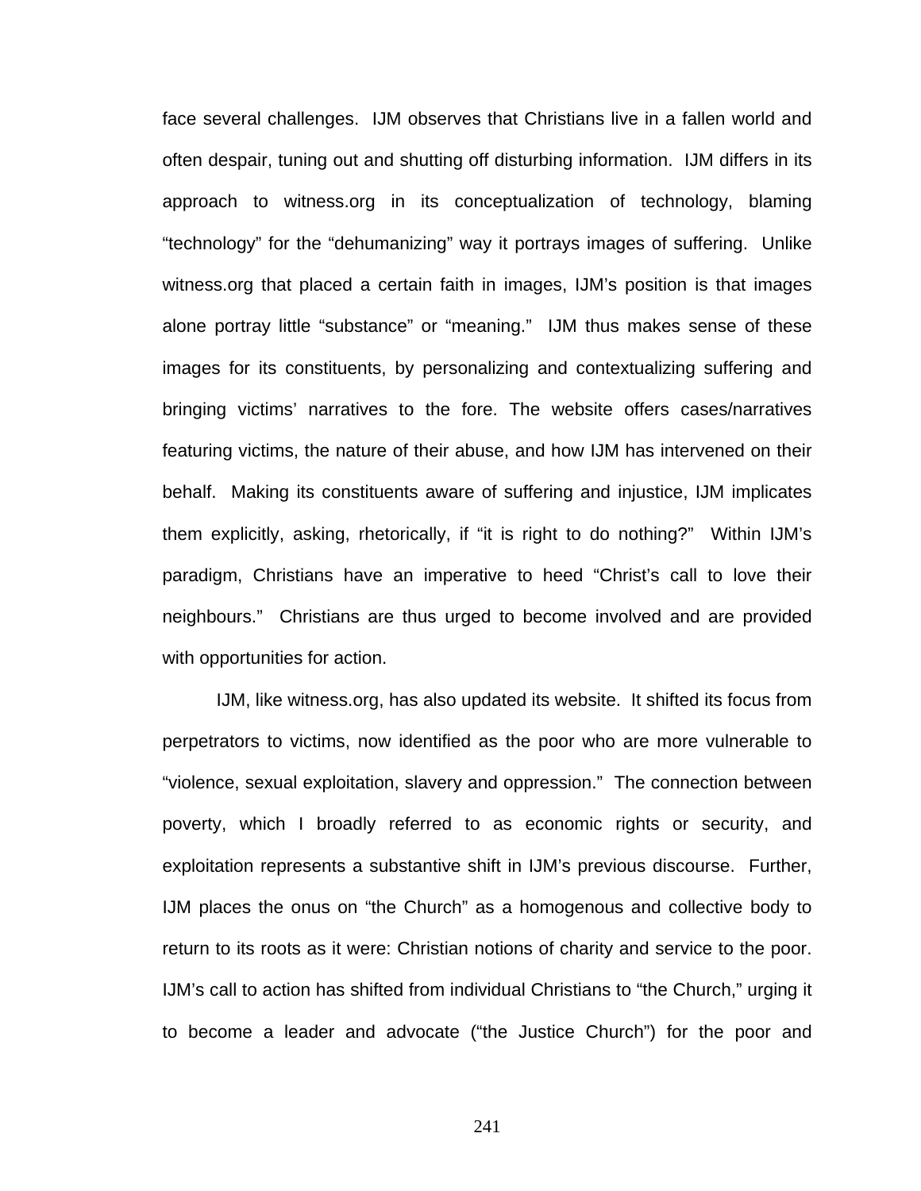face several challenges. IJM observes that Christians live in a fallen world and often despair, tuning out and shutting off disturbing information. IJM differs in its approach to witness.org in its conceptualization of technology, blaming "technology" for the "dehumanizing" way it portrays images of suffering. Unlike witness.org that placed a certain faith in images, IJM's position is that images alone portray little "substance" or "meaning." IJM thus makes sense of these images for its constituents, by personalizing and contextualizing suffering and bringing victims' narratives to the fore. The website offers cases/narratives featuring victims, the nature of their abuse, and how IJM has intervened on their behalf. Making its constituents aware of suffering and injustice, IJM implicates them explicitly, asking, rhetorically, if "it is right to do nothing?" Within IJM's paradigm, Christians have an imperative to heed "Christ's call to love their neighbours." Christians are thus urged to become involved and are provided with opportunities for action.

IJM, like witness.org, has also updated its website. It shifted its focus from perpetrators to victims, now identified as the poor who are more vulnerable to "violence, sexual exploitation, slavery and oppression." The connection between poverty, which I broadly referred to as economic rights or security, and exploitation represents a substantive shift in IJM's previous discourse. Further, IJM places the onus on "the Church" as a homogenous and collective body to return to its roots as it were: Christian notions of charity and service to the poor. IJM's call to action has shifted from individual Christians to "the Church," urging it to become a leader and advocate ("the Justice Church") for the poor and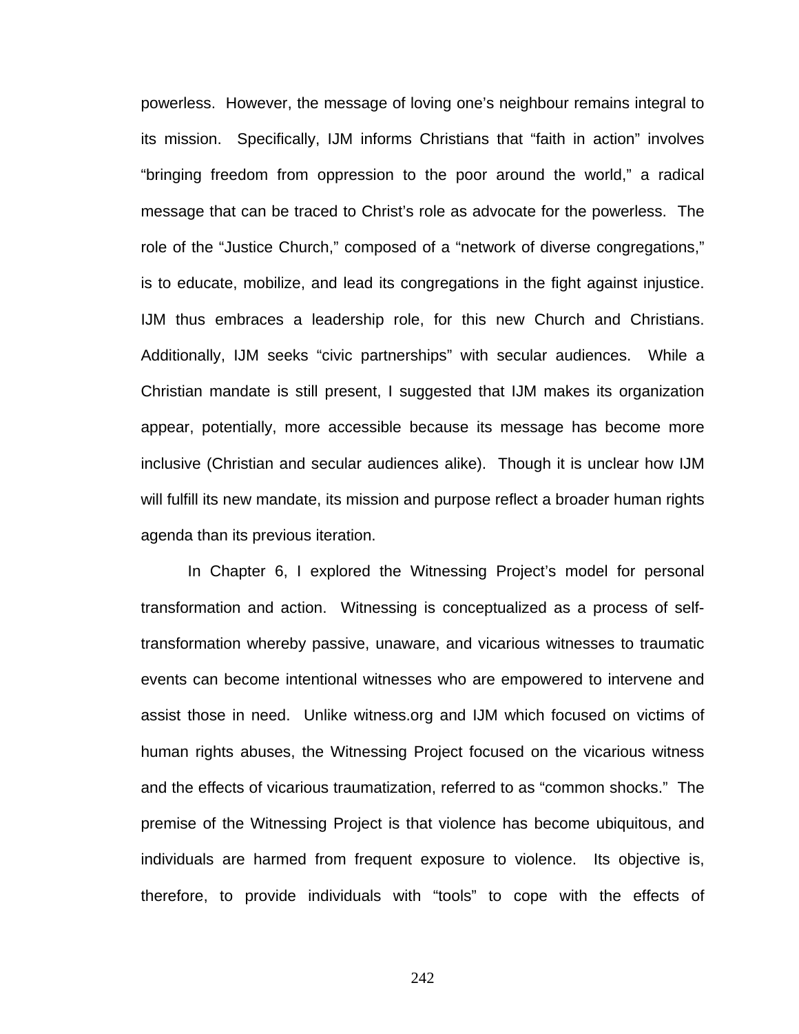powerless. However, the message of loving one's neighbour remains integral to its mission. Specifically, IJM informs Christians that "faith in action" involves "bringing freedom from oppression to the poor around the world," a radical message that can be traced to Christ's role as advocate for the powerless. The role of the "Justice Church," composed of a "network of diverse congregations," is to educate, mobilize, and lead its congregations in the fight against injustice. IJM thus embraces a leadership role, for this new Church and Christians. Additionally, IJM seeks "civic partnerships" with secular audiences. While a Christian mandate is still present, I suggested that IJM makes its organization appear, potentially, more accessible because its message has become more inclusive (Christian and secular audiences alike). Though it is unclear how IJM will fulfill its new mandate, its mission and purpose reflect a broader human rights agenda than its previous iteration.

In Chapter 6, I explored the Witnessing Project's model for personal transformation and action. Witnessing is conceptualized as a process of self-transformation whereby passive, unaware, and vicarious witnesses to traumatic events can become intentional witnesses who are empowered to intervene and assist those in need. Unlike witness.org and IJM which focused on victims of human rights abuses, the Witnessing Project focused on the vicarious witness and the effects of vicarious traumatization, referred to as "common shocks." The premise of the Witnessing Project is that violence has become ubiquitous, and individuals are harmed from frequent exposure to violence. Its objective is, therefore, to provide individuals with "tools" to cope with the effects of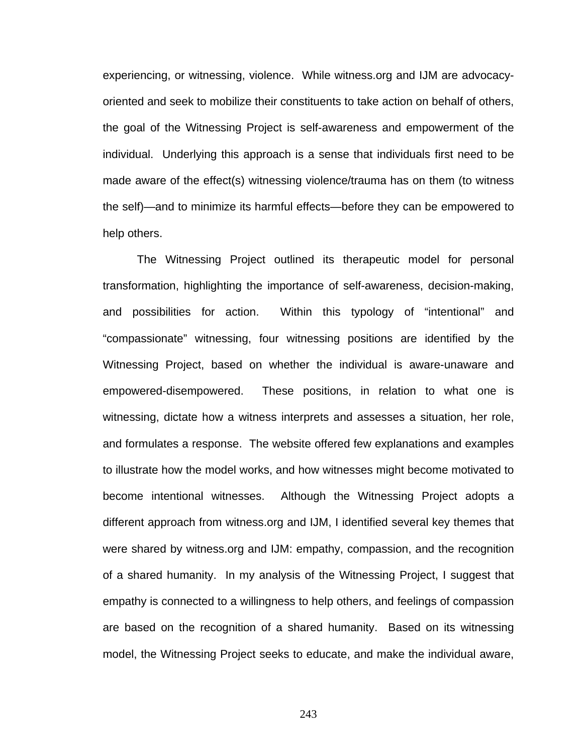experiencing, or witnessing, violence. While witness.org and IJM are advocacy-oriented and seek to mobilize their constituents to take action on behalf of others, the goal of the Witnessing Project is self-awareness and empowerment of the individual. Underlying this approach is a sense that individuals first need to be made aware of the effect(s) witnessing violence/trauma has on them (to witness the self)—and to minimize its harmful effects—before they can be empowered to help others.

The Witnessing Project outlined its therapeutic model for personal transformation, highlighting the importance of self-awareness, decision-making, and possibilities for action. Within this typology of "intentional" and "compassionate" witnessing, four witnessing positions are identified by the Witnessing Project, based on whether the individual is aware-unaware and empowered-disempowered. These positions, in relation to what one is witnessing, dictate how a witness interprets and assesses a situation, her role, and formulates a response. The website offered few explanations and examples to illustrate how the model works, and how witnesses might become motivated to become intentional witnesses. Although the Witnessing Project adopts a different approach from witness.org and IJM, I identified several key themes that were shared by witness.org and IJM: empathy, compassion, and the recognition of a shared humanity. In my analysis of the Witnessing Project, I suggest that empathy is connected to a willingness to help others, and feelings of compassion are based on the recognition of a shared humanity. Based on its witnessing model, the Witnessing Project seeks to educate, and make the individual aware,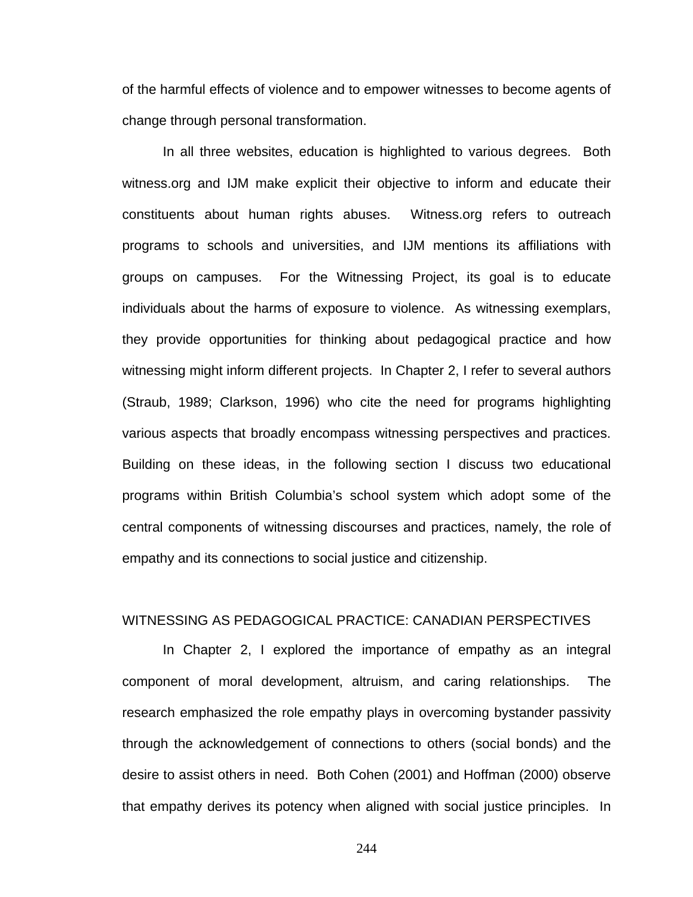of the harmful effects of violence and to empower witnesses to become agents of change through personal transformation.

In all three websites, education is highlighted to various degrees. Both witness.org and IJM make explicit their objective to inform and educate their constituents about human rights abuses. Witness.org refers to outreach programs to schools and universities, and IJM mentions its affiliations with groups on campuses. For the Witnessing Project, its goal is to educate individuals about the harms of exposure to violence. As witnessing exemplars, they provide opportunities for thinking about pedagogical practice and how witnessing might inform different projects. In Chapter 2, I refer to several authors (Straub, 1989; Clarkson, 1996) who cite the need for programs highlighting various aspects that broadly encompass witnessing perspectives and practices. Building on these ideas, in the following section I discuss two educational programs within British Columbia's school system which adopt some of the central components of witnessing discourses and practices, namely, the role of empathy and its connections to social justice and citizenship.

## WITNESSING AS PEDAGOGICAL PRACTICE: CANADIAN PERSPECTIVES

In Chapter 2, I explored the importance of empathy as an integral component of moral development, altruism, and caring relationships. The research emphasized the role empathy plays in overcoming bystander passivity through the acknowledgement of connections to others (social bonds) and the desire to assist others in need. Both Cohen (2001) and Hoffman (2000) observe that empathy derives its potency when aligned with social justice principles. In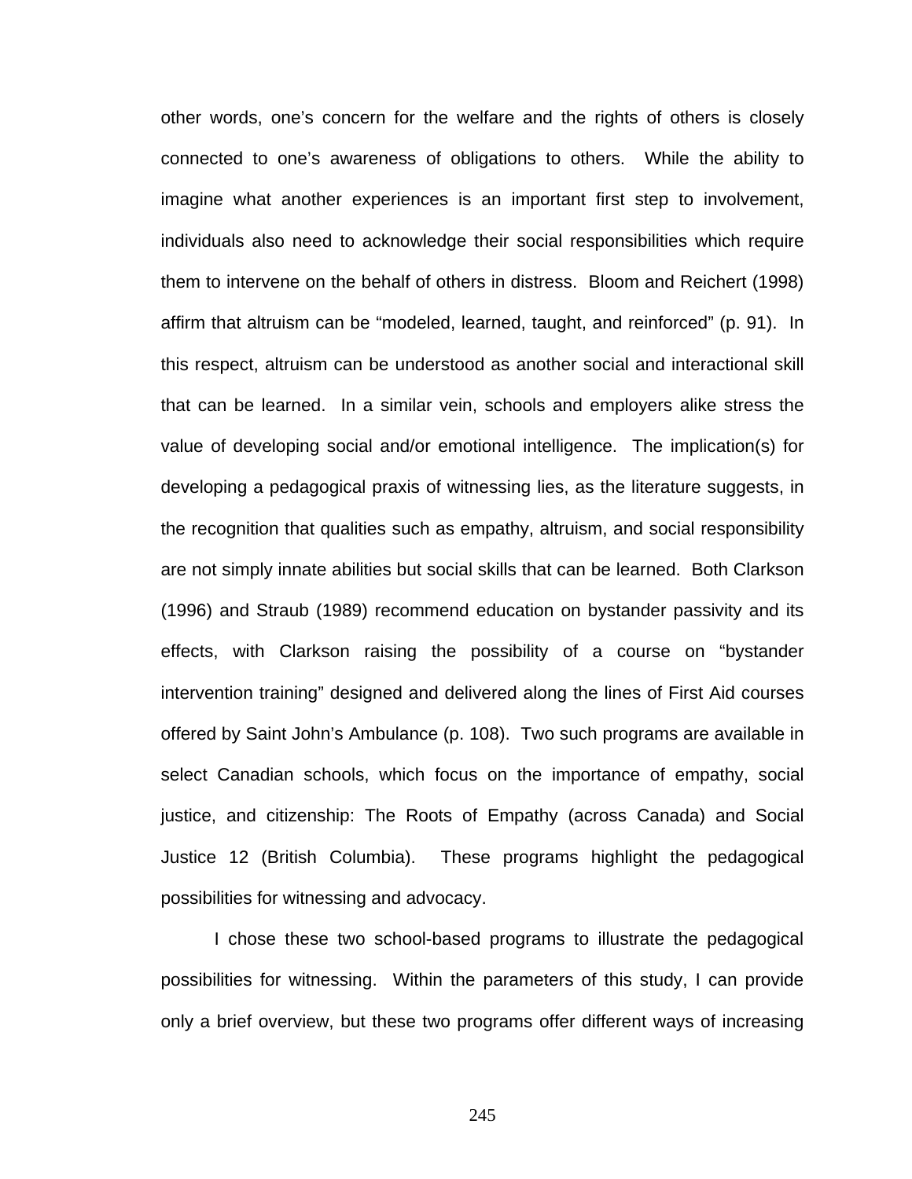other words, one's concern for the welfare and the rights of others is closely connected to one's awareness of obligations to others. While the ability to imagine what another experiences is an important first step to involvement, individuals also need to acknowledge their social responsibilities which require them to intervene on the behalf of others in distress. Bloom and Reichert (1998) affirm that altruism can be "modeled, learned, taught, and reinforced" (p. 91). In this respect, altruism can be understood as another social and interactional skill that can be learned. In a similar vein, schools and employers alike stress the value of developing social and/or emotional intelligence. The implication(s) for developing a pedagogical praxis of witnessing lies, as the literature suggests, in the recognition that qualities such as empathy, altruism, and social responsibility are not simply innate abilities but social skills that can be learned. Both Clarkson (1996) and Straub (1989) recommend education on bystander passivity and its effects, with Clarkson raising the possibility of a course on "bystander intervention training" designed and delivered along the lines of First Aid courses offered by Saint John's Ambulance (p. 108). Two such programs are available in select Canadian schools, which focus on the importance of empathy, social justice, and citizenship: The Roots of Empathy (across Canada) and Social Justice 12 (British Columbia). These programs highlight the pedagogical possibilities for witnessing and advocacy.

I chose these two school-based programs to illustrate the pedagogical possibilities for witnessing. Within the parameters of this study, I can provide only a brief overview, but these two programs offer different ways of increasing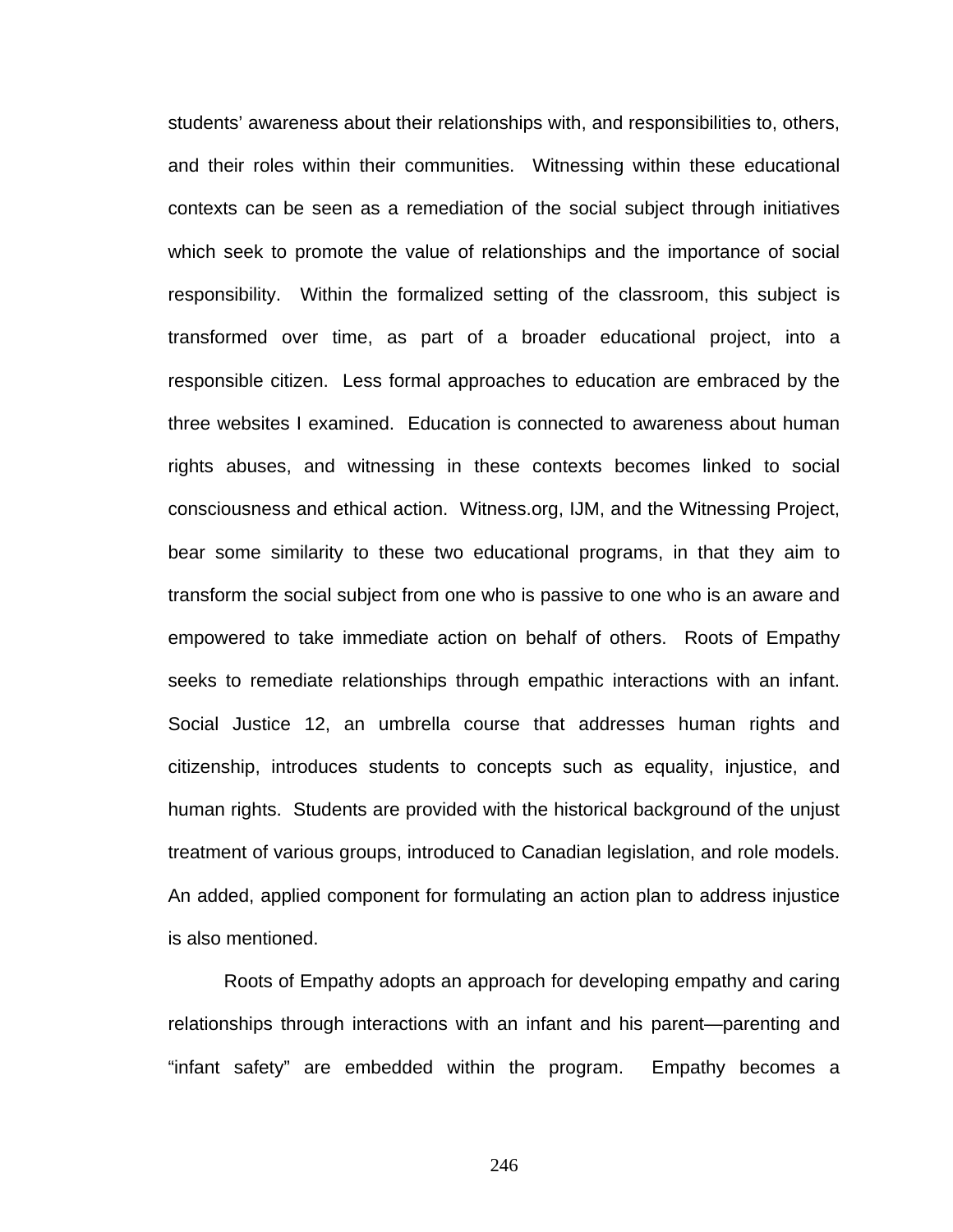students' awareness about their relationships with, and responsibilities to, others, and their roles within their communities. Witnessing within these educational contexts can be seen as a remediation of the social subject through initiatives which seek to promote the value of relationships and the importance of social responsibility. Within the formalized setting of the classroom, this subject is transformed over time, as part of a broader educational project, into a responsible citizen. Less formal approaches to education are embraced by the three websites I examined. Education is connected to awareness about human rights abuses, and witnessing in these contexts becomes linked to social consciousness and ethical action. Witness.org, IJM, and the Witnessing Project, bear some similarity to these two educational programs, in that they aim to transform the social subject from one who is passive to one who is an aware and empowered to take immediate action on behalf of others. Roots of Empathy seeks to remediate relationships through empathic interactions with an infant. Social Justice 12, an umbrella course that addresses human rights and citizenship, introduces students to concepts such as equality, injustice, and human rights. Students are provided with the historical background of the unjust treatment of various groups, introduced to Canadian legislation, and role models. An added, applied component for formulating an action plan to address injustice is also mentioned.

Roots of Empathy adopts an approach for developing empathy and caring relationships through interactions with an infant and his parent—parenting and "infant safety" are embedded within the program. Empathy becomes a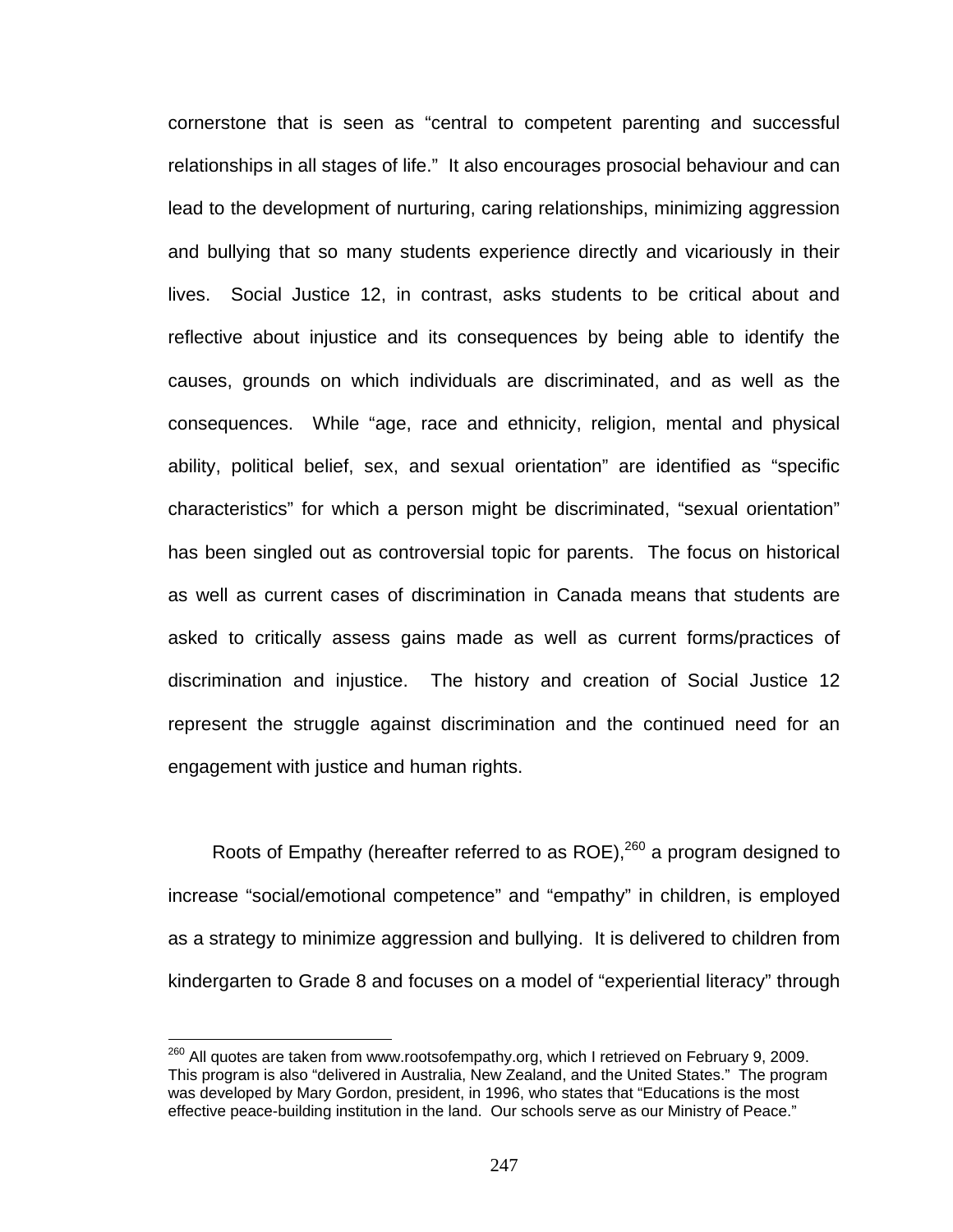cornerstone that is seen as "central to competent parenting and successful relationships in all stages of life." It also encourages prosocial behaviour and can lead to the development of nurturing, caring relationships, minimizing aggression and bullying that so many students experience directly and vicariously in their lives. Social Justice 12, in contrast, asks students to be critical about and reflective about injustice and its consequences by being able to identify the causes, grounds on which individuals are discriminated, and as well as the consequences. While "age, race and ethnicity, religion, mental and physical ability, political belief, sex, and sexual orientation" are identified as "specific characteristics" for which a person might be discriminated, "sexual orientation" has been singled out as controversial topic for parents. The focus on historical as well as current cases of discrimination in Canada means that students are asked to critically assess gains made as well as current forms/practices of discrimination and injustice. The history and creation of Social Justice 12 represent the struggle against discrimination and the continued need for an engagement with justice and human rights.

Roots of Empathy (hereafter referred to as ROE),[260] a program designed to increase "social/emotional competence" and "empathy" in children, is employed as a strategy to minimize aggression and bullying. It is delivered to children from kindergarten to Grade 8 and focuses on a model of "experiential literacy" through

---

[260] All quotes are taken from www.rootsofempathy.org, which I retrieved on February 9, 2009. This program is also "delivered in Australia, New Zealand, and the United States." The program was developed by Mary Gordon, president, in 1996, who states that "Educations is the most effective peace-building institution in the land. Our schools serve as our Ministry of Peace."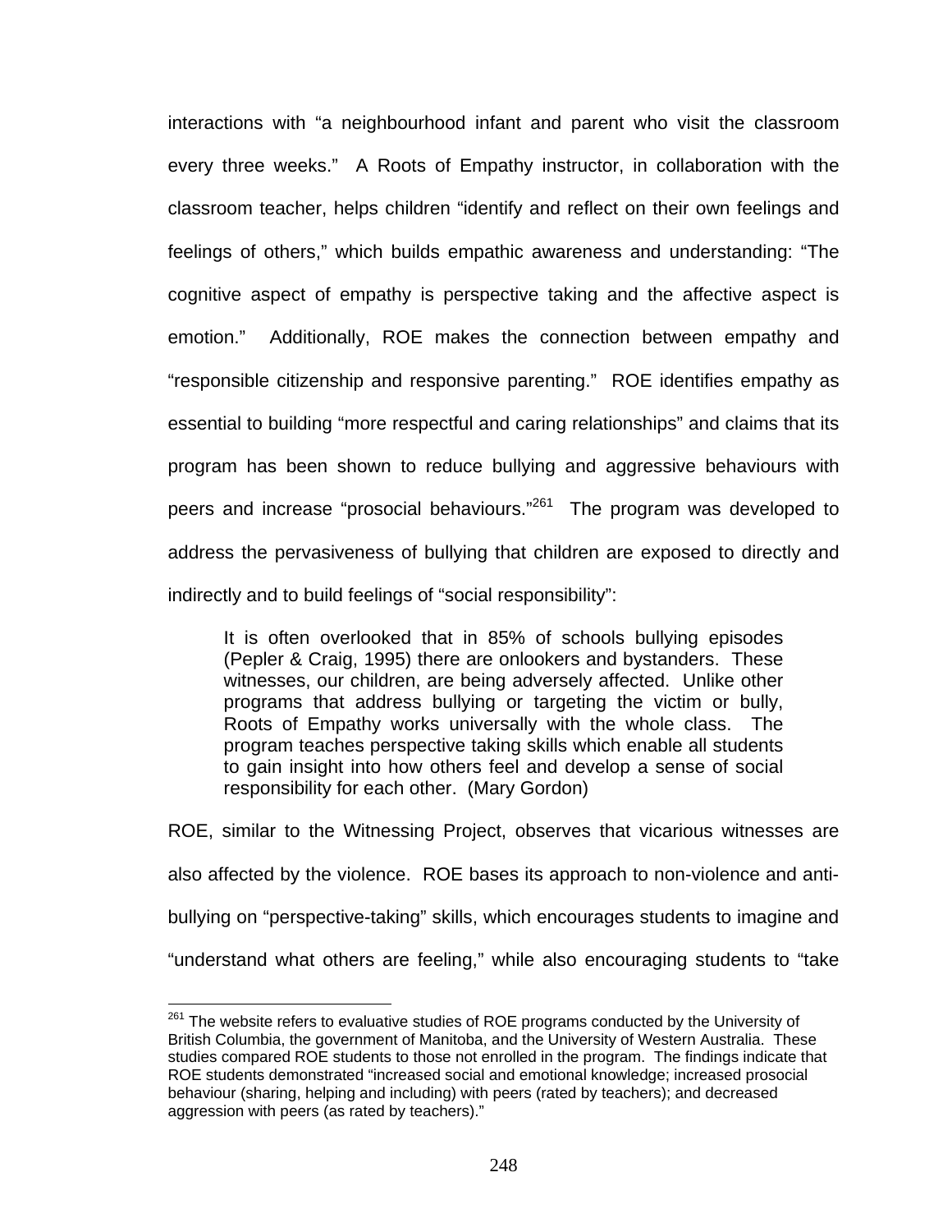interactions with "a neighbourhood infant and parent who visit the classroom every three weeks." A Roots of Empathy instructor, in collaboration with the classroom teacher, helps children "identify and reflect on their own feelings and feelings of others," which builds empathic awareness and understanding: "The cognitive aspect of empathy is perspective taking and the affective aspect is emotion." Additionally, ROE makes the connection between empathy and "responsible citizenship and responsive parenting." ROE identifies empathy as essential to building "more respectful and caring relationships" and claims that its program has been shown to reduce bullying and aggressive behaviours with peers and increase "prosocial behaviours."[261] The program was developed to address the pervasiveness of bullying that children are exposed to directly and indirectly and to build feelings of "social responsibility":

> It is often overlooked that in 85% of schools bullying episodes (Pepler & Craig, 1995) there are onlookers and bystanders. These witnesses, our children, are being adversely affected. Unlike other programs that address bullying or targeting the victim or bully, Roots of Empathy works universally with the whole class. The program teaches perspective taking skills which enable all students to gain insight into how others feel and develop a sense of social responsibility for each other. (Mary Gordon)

ROE, similar to the Witnessing Project, observes that vicarious witnesses are also affected by the violence. ROE bases its approach to non-violence and anti-bullying on "perspective-taking" skills, which encourages students to imagine and "understand what others are feeling," while also encouraging students to "take

---

[261] The website refers to evaluative studies of ROE programs conducted by the University of British Columbia, the government of Manitoba, and the University of Western Australia. These studies compared ROE students to those not enrolled in the program. The findings indicate that ROE students demonstrated "increased social and emotional knowledge; increased prosocial behaviour (sharing, helping and including) with peers (rated by teachers); and decreased aggression with peers (as rated by teachers)."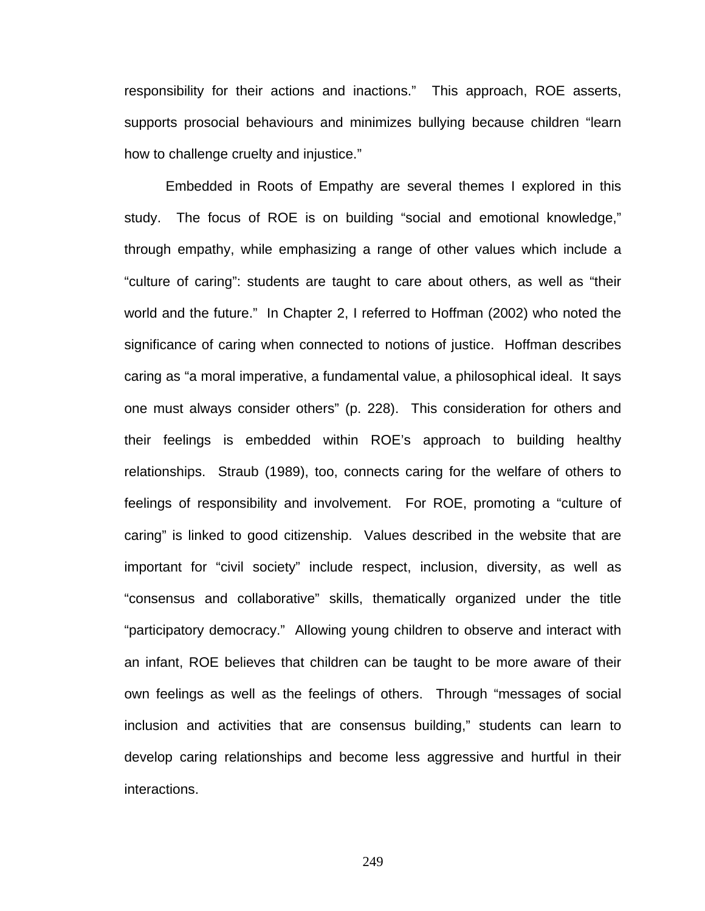responsibility for their actions and inactions." This approach, ROE asserts, supports prosocial behaviours and minimizes bullying because children "learn how to challenge cruelty and injustice."

Embedded in Roots of Empathy are several themes I explored in this study. The focus of ROE is on building "social and emotional knowledge," through empathy, while emphasizing a range of other values which include a "culture of caring": students are taught to care about others, as well as "their world and the future." In Chapter 2, I referred to Hoffman (2002) who noted the significance of caring when connected to notions of justice. Hoffman describes caring as "a moral imperative, a fundamental value, a philosophical ideal. It says one must always consider others" (p. 228). This consideration for others and their feelings is embedded within ROE's approach to building healthy relationships. Straub (1989), too, connects caring for the welfare of others to feelings of responsibility and involvement. For ROE, promoting a "culture of caring" is linked to good citizenship. Values described in the website that are important for "civil society" include respect, inclusion, diversity, as well as "consensus and collaborative" skills, thematically organized under the title "participatory democracy." Allowing young children to observe and interact with an infant, ROE believes that children can be taught to be more aware of their own feelings as well as the feelings of others. Through "messages of social inclusion and activities that are consensus building," students can learn to develop caring relationships and become less aggressive and hurtful in their interactions.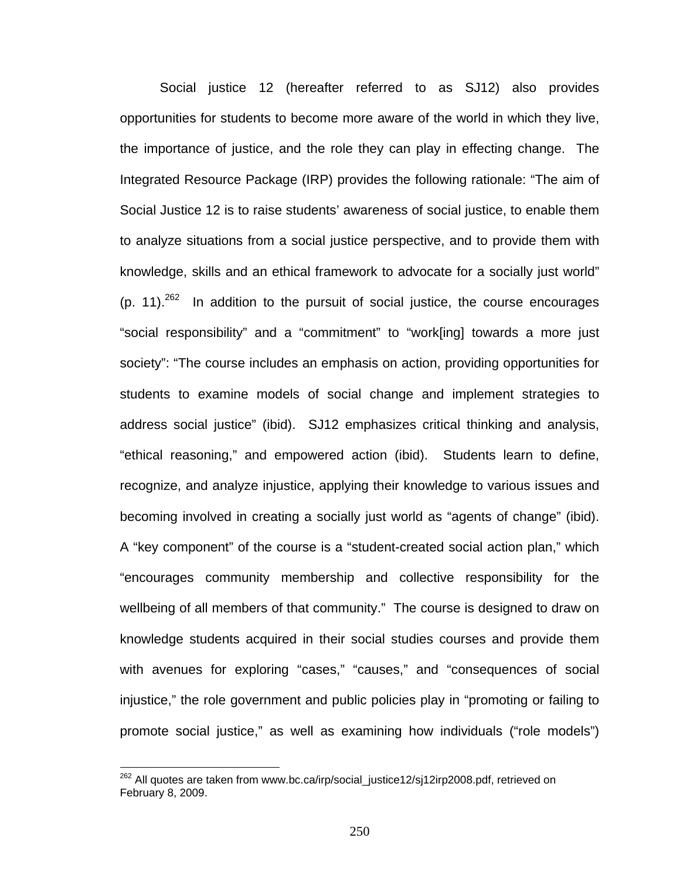Social justice 12 (hereafter referred to as SJ12) also provides opportunities for students to become more aware of the world in which they live, the importance of justice, and the role they can play in effecting change. The Integrated Resource Package (IRP) provides the following rationale: “The aim of Social Justice 12 is to raise students’ awareness of social justice, to enable them to analyze situations from a social justice perspective, and to provide them with knowledge, skills and an ethical framework to advocate for a socially just world” (p. 11).[262] In addition to the pursuit of social justice, the course encourages “social responsibility” and a “commitment” to “work[ing] towards a more just society”: “The course includes an emphasis on action, providing opportunities for students to examine models of social change and implement strategies to address social justice” (ibid). SJ12 emphasizes critical thinking and analysis, “ethical reasoning,” and empowered action (ibid). Students learn to define, recognize, and analyze injustice, applying their knowledge to various issues and becoming involved in creating a socially just world as “agents of change” (ibid). A “key component” of the course is a “student-created social action plan,” which “encourages community membership and collective responsibility for the wellbeing of all members of that community.” The course is designed to draw on knowledge students acquired in their social studies courses and provide them with avenues for exploring “cases,” “causes,” and “consequences of social injustice,” the role government and public policies play in “promoting or failing to promote social justice,” as well as examining how individuals (“role models”)

---

[262] All quotes are taken from www.bc.ca/irp/social_justice12/sj12irp2008.pdf, retrieved on February 8, 2009.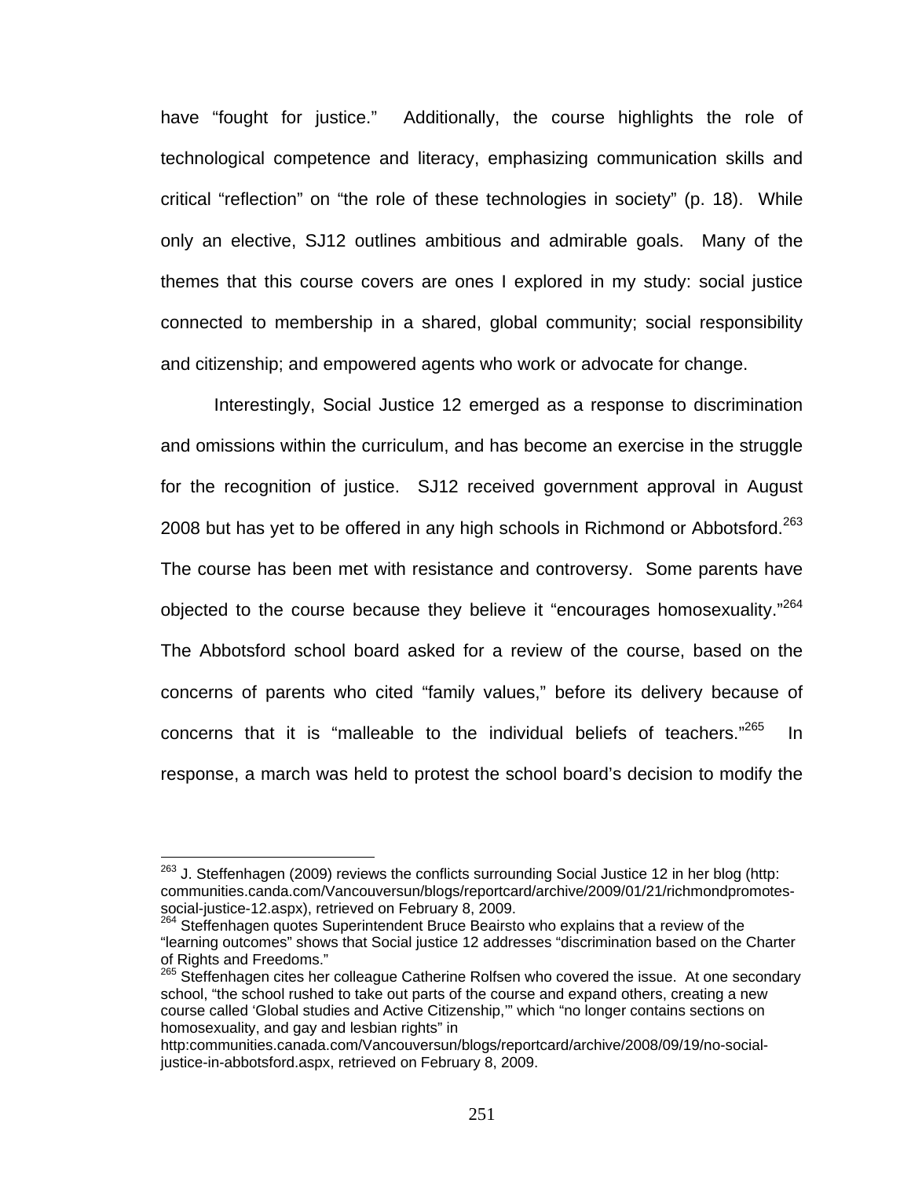have "fought for justice." Additionally, the course highlights the role of technological competence and literacy, emphasizing communication skills and critical "reflection" on "the role of these technologies in society" (p. 18). While only an elective, SJ12 outlines ambitious and admirable goals. Many of the themes that this course covers are ones I explored in my study: social justice connected to membership in a shared, global community; social responsibility and citizenship; and empowered agents who work or advocate for change.

Interestingly, Social Justice 12 emerged as a response to discrimination and omissions within the curriculum, and has become an exercise in the struggle for the recognition of justice. SJ12 received government approval in August 2008 but has yet to be offered in any high schools in Richmond or Abbotsford.[263] The course has been met with resistance and controversy. Some parents have objected to the course because they believe it "encourages homosexuality."[264] The Abbotsford school board asked for a review of the course, based on the concerns of parents who cited "family values," before its delivery because of concerns that it is "malleable to the individual beliefs of teachers."[265] In response, a march was held to protest the school board's decision to modify the

---

[263] J. Steffenhagen (2009) reviews the conflicts surrounding Social Justice 12 in her blog (http: communities.canda.com/Vancouversun/blogs/reportcard/archive/2009/01/21/richmondpromotes-social-justice-12.aspx), retrieved on February 8, 2009.

[264] Steffenhagen quotes Superintendent Bruce Beairsto who explains that a review of the "learning outcomes" shows that Social justice 12 addresses "discrimination based on the Charter of Rights and Freedoms."

[265] Steffenhagen cites her colleague Catherine Rolfsen who covered the issue. At one secondary school, "the school rushed to take out parts of the course and expand others, creating a new course called 'Global studies and Active Citizenship,'" which "no longer contains sections on homosexuality, and gay and lesbian rights" in http:communities.canada.com/Vancouversun/blogs/reportcard/archive/2008/09/19/no-social-justice-in-abbotsford.aspx, retrieved on February 8, 2009.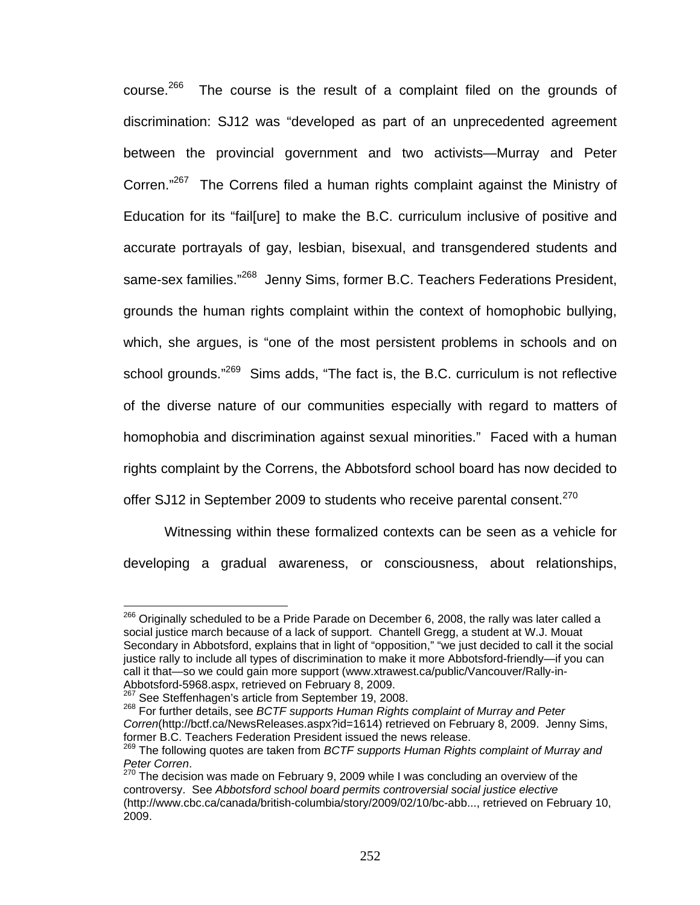course.[266] The course is the result of a complaint filed on the grounds of discrimination: SJ12 was "developed as part of an unprecedented agreement between the provincial government and two activists—Murray and Peter Corren."[267] The Correns filed a human rights complaint against the Ministry of Education for its "fail[ure] to make the B.C. curriculum inclusive of positive and accurate portrayals of gay, lesbian, bisexual, and transgendered students and same-sex families."[268] Jenny Sims, former B.C. Teachers Federations President, grounds the human rights complaint within the context of homophobic bullying, which, she argues, is "one of the most persistent problems in schools and on school grounds."[269] Sims adds, "The fact is, the B.C. curriculum is not reflective of the diverse nature of our communities especially with regard to matters of homophobia and discrimination against sexual minorities." Faced with a human rights complaint by the Correns, the Abbotsford school board has now decided to offer SJ12 in September 2009 to students who receive parental consent.[270]

Witnessing within these formalized contexts can be seen as a vehicle for developing a gradual awareness, or consciousness, about relationships,

---

[266] Originally scheduled to be a Pride Parade on December 6, 2008, the rally was later called a social justice march because of a lack of support. Chantell Gregg, a student at W.J. Mouat Secondary in Abbotsford, explains that in light of "opposition," "we just decided to call it the social justice rally to include all types of discrimination to make it more Abbotsford-friendly—if you can call it that—so we could gain more support (www.xtrawest.ca/public/Vancouver/Rally-in-Abbotsford-5968.aspx, retrieved on February 8, 2009.

[267] See Steffenhagen's article from September 19, 2008.

[268] For further details, see *BCTF supports Human Rights complaint of Murray and Peter Corren*(http://bctf.ca/NewsReleases.aspx?id=1614) retrieved on February 8, 2009. Jenny Sims, former B.C. Teachers Federation President issued the news release.

[269] The following quotes are taken from *BCTF supports Human Rights complaint of Murray and Peter Corren*.

[270] The decision was made on February 9, 2009 while I was concluding an overview of the controversy. See *Abbotsford school board permits controversial social justice elective* (http://www.cbc.ca/canada/british-columbia/story/2009/02/10/bc-abb..., retrieved on February 10, 2009.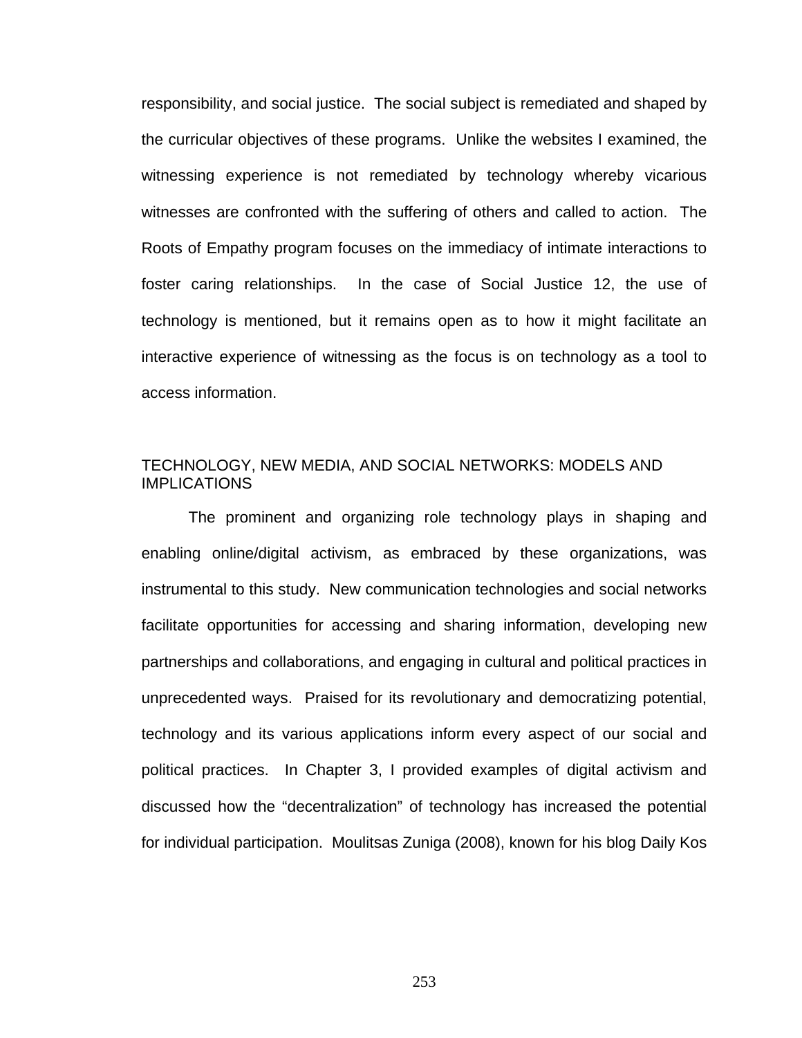responsibility, and social justice. The social subject is remediated and shaped by the curricular objectives of these programs. Unlike the websites I examined, the witnessing experience is not remediated by technology whereby vicarious witnesses are confronted with the suffering of others and called to action. The Roots of Empathy program focuses on the immediacy of intimate interactions to foster caring relationships. In the case of Social Justice 12, the use of technology is mentioned, but it remains open as to how it might facilitate an interactive experience of witnessing as the focus is on technology as a tool to access information.

## TECHNOLOGY, NEW MEDIA, AND SOCIAL NETWORKS: MODELS AND IMPLICATIONS

The prominent and organizing role technology plays in shaping and enabling online/digital activism, as embraced by these organizations, was instrumental to this study. New communication technologies and social networks facilitate opportunities for accessing and sharing information, developing new partnerships and collaborations, and engaging in cultural and political practices in unprecedented ways. Praised for its revolutionary and democratizing potential, technology and its various applications inform every aspect of our social and political practices. In Chapter 3, I provided examples of digital activism and discussed how the "decentralization" of technology has increased the potential for individual participation. Moulitsas Zuniga (2008), known for his blog Daily Kos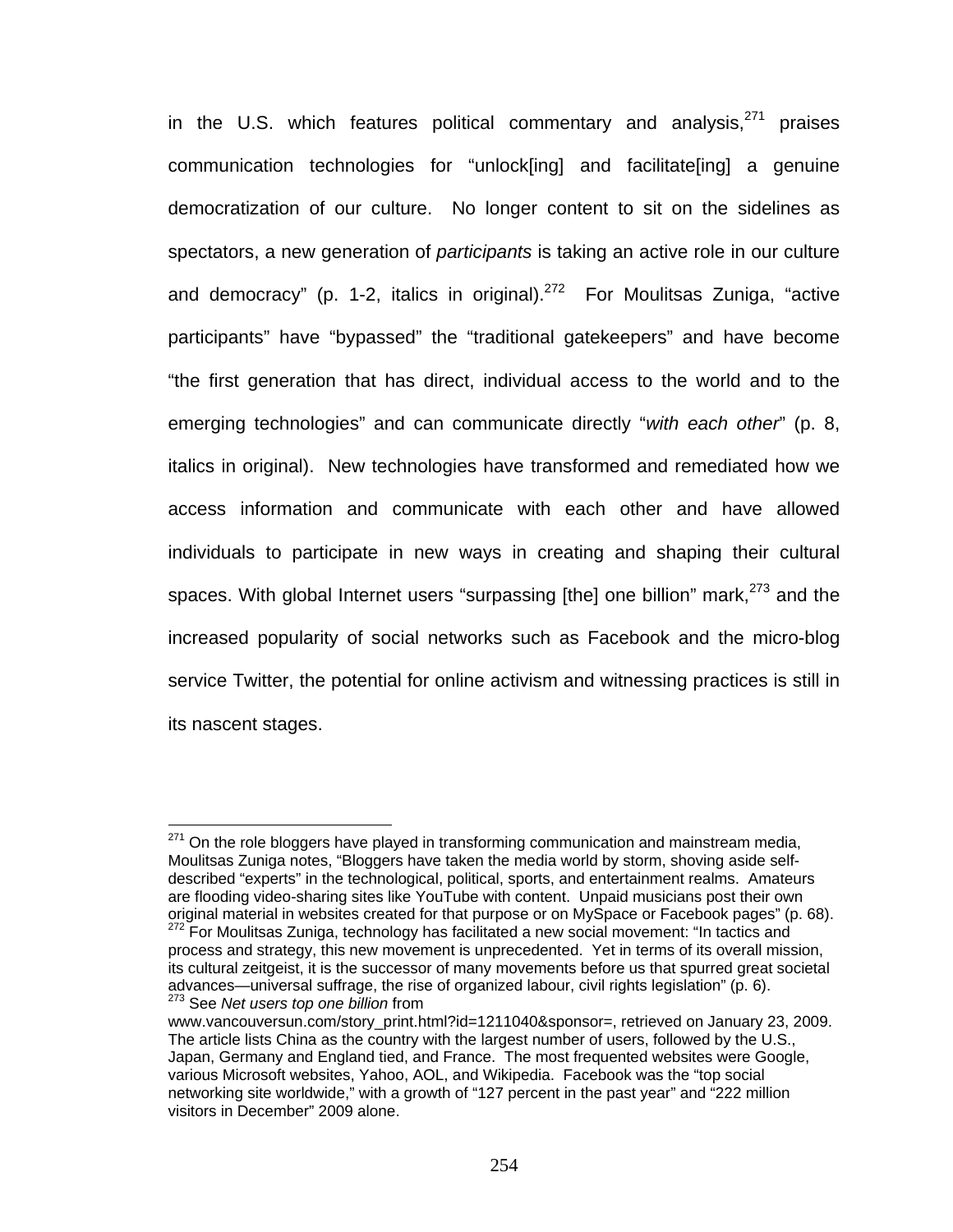in the U.S. which features political commentary and analysis,[271] praises communication technologies for "unlock[ing] and facilitate[ing] a genuine democratization of our culture. No longer content to sit on the sidelines as spectators, a new generation of *participants* is taking an active role in our culture and democracy" (p. 1-2, italics in original).[272] For Moulitsas Zuniga, "active participants" have "bypassed" the "traditional gatekeepers" and have become "the first generation that has direct, individual access to the world and to the emerging technologies" and can communicate directly "*with each other*" (p. 8, italics in original). New technologies have transformed and remediated how we access information and communicate with each other and have allowed individuals to participate in new ways in creating and shaping their cultural spaces. With global Internet users "surpassing [the] one billion" mark,[273] and the increased popularity of social networks such as Facebook and the micro-blog service Twitter, the potential for online activism and witnessing practices is still in its nascent stages.

---

[271] On the role bloggers have played in transforming communication and mainstream media, Moulitsas Zuniga notes, "Bloggers have taken the media world by storm, shoving aside self-described "experts" in the technological, political, sports, and entertainment realms. Amateurs are flooding video-sharing sites like YouTube with content. Unpaid musicians post their own original material in websites created for that purpose or on MySpace or Facebook pages" (p. 68).

[272] For Moulitsas Zuniga, technology has facilitated a new social movement: "In tactics and process and strategy, this new movement is unprecedented. Yet in terms of its overall mission, its cultural zeitgeist, it is the successor of many movements before us that spurred great societal advances—universal suffrage, the rise of organized labour, civil rights legislation" (p. 6).

[273] See *Net users top one billion* from www.vancouversun.com/story_print.html?id=1211040&sponsor=, retrieved on January 23, 2009. The article lists China as the country with the largest number of users, followed by the U.S., Japan, Germany and England tied, and France. The most frequented websites were Google, various Microsoft websites, Yahoo, AOL, and Wikipedia. Facebook was the "top social networking site worldwide," with a growth of "127 percent in the past year" and "222 million visitors in December" 2009 alone.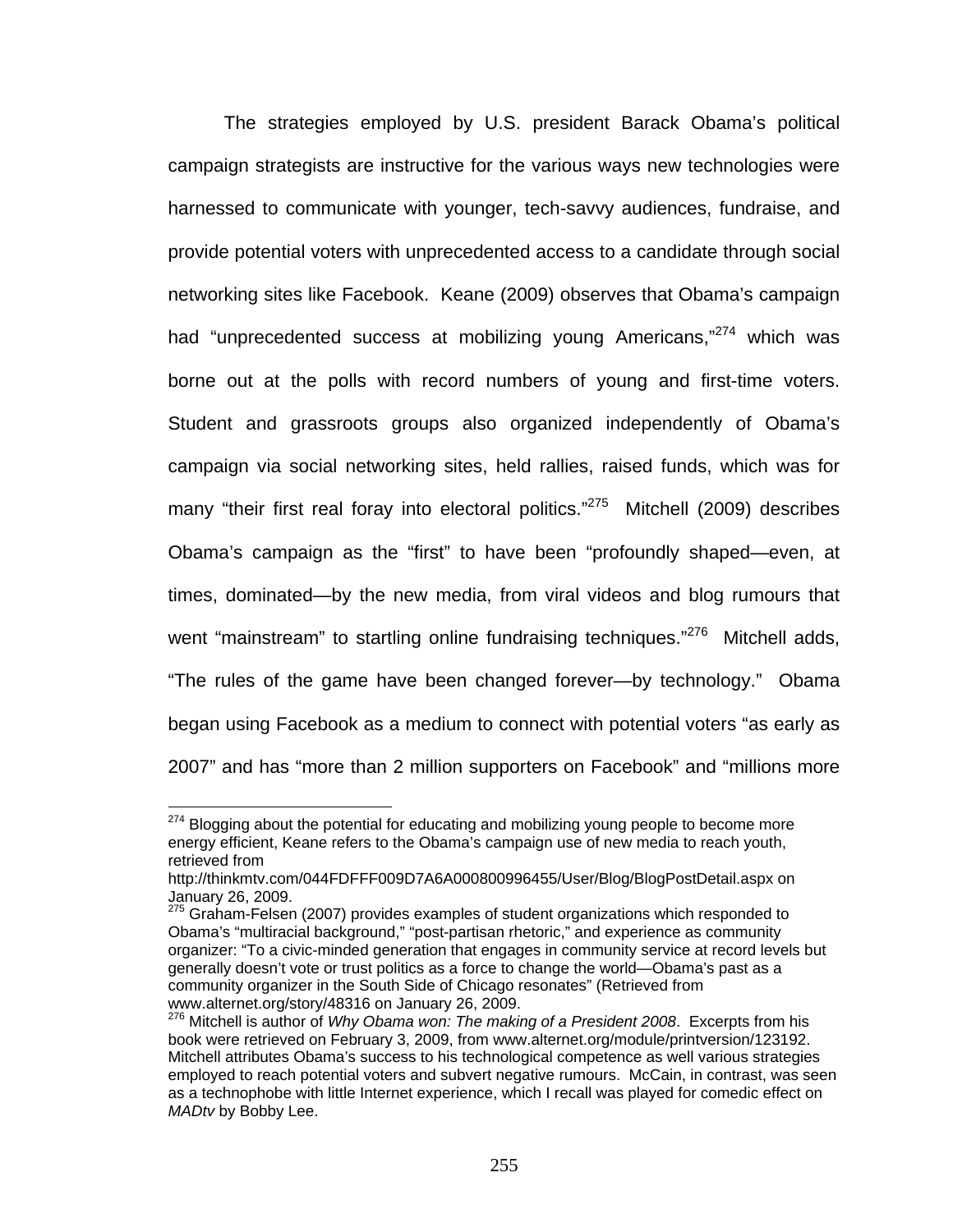The strategies employed by U.S. president Barack Obama's political campaign strategists are instructive for the various ways new technologies were harnessed to communicate with younger, tech-savvy audiences, fundraise, and provide potential voters with unprecedented access to a candidate through social networking sites like Facebook. Keane (2009) observes that Obama's campaign had "unprecedented success at mobilizing young Americans,"[274] which was borne out at the polls with record numbers of young and first-time voters. Student and grassroots groups also organized independently of Obama's campaign via social networking sites, held rallies, raised funds, which was for many "their first real foray into electoral politics."[275] Mitchell (2009) describes Obama's campaign as the "first" to have been "profoundly shaped—even, at times, dominated—by the new media, from viral videos and blog rumours that went "mainstream" to startling online fundraising techniques."[276] Mitchell adds, "The rules of the game have been changed forever—by technology." Obama began using Facebook as a medium to connect with potential voters "as early as 2007" and has "more than 2 million supporters on Facebook" and "millions more

---

[274] Blogging about the potential for educating and mobilizing young people to become more energy efficient, Keane refers to the Obama's campaign use of new media to reach youth, retrieved from http://thinkmtv.com/044FDFFF009D7A6A000800996455/User/Blog/BlogPostDetail.aspx on January 26, 2009.

[275] Graham-Felsen (2007) provides examples of student organizations which responded to Obama's "multiracial background," "post-partisan rhetoric," and experience as community organizer: "To a civic-minded generation that engages in community service at record levels but generally doesn't vote or trust politics as a force to change the world—Obama's past as a community organizer in the South Side of Chicago resonates" (Retrieved from www.alternet.org/story/48316 on January 26, 2009.

[276] Mitchell is author of *Why Obama won: The making of a President 2008*. Excerpts from his book were retrieved on February 3, 2009, from www.alternet.org/module/printversion/123192. Mitchell attributes Obama's success to his technological competence as well various strategies employed to reach potential voters and subvert negative rumours. McCain, in contrast, was seen as a technophobe with little Internet experience, which I recall was played for comedic effect on *MADtv* by Bobby Lee.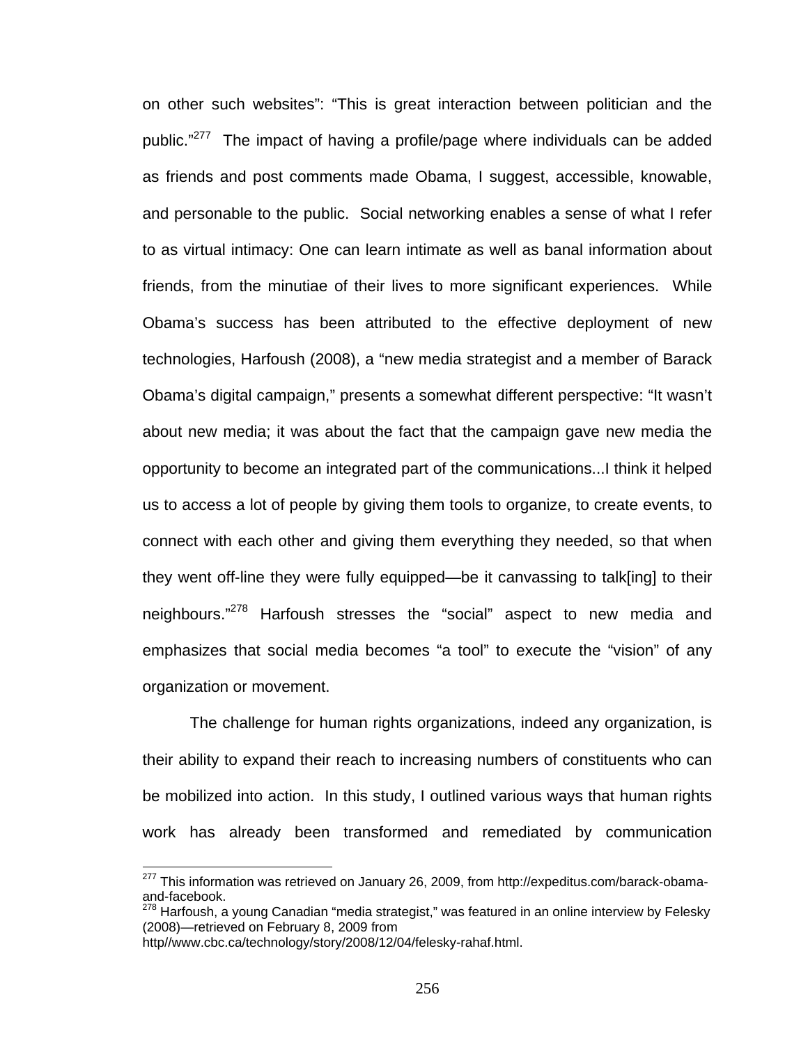on other such websites": "This is great interaction between politician and the public."[277] The impact of having a profile/page where individuals can be added as friends and post comments made Obama, I suggest, accessible, knowable, and personable to the public. Social networking enables a sense of what I refer to as virtual intimacy: One can learn intimate as well as banal information about friends, from the minutiae of their lives to more significant experiences. While Obama's success has been attributed to the effective deployment of new technologies, Harfoush (2008), a "new media strategist and a member of Barack Obama's digital campaign," presents a somewhat different perspective: "It wasn't about new media; it was about the fact that the campaign gave new media the opportunity to become an integrated part of the communications...I think it helped us to access a lot of people by giving them tools to organize, to create events, to connect with each other and giving them everything they needed, so that when they went off-line they were fully equipped—be it canvassing to talk[ing] to their neighbours."[278] Harfoush stresses the "social" aspect to new media and emphasizes that social media becomes "a tool" to execute the "vision" of any organization or movement.

The challenge for human rights organizations, indeed any organization, is their ability to expand their reach to increasing numbers of constituents who can be mobilized into action. In this study, I outlined various ways that human rights work has already been transformed and remediated by communication

---

[277] This information was retrieved on January 26, 2009, from http://expeditus.com/barack-obama-and-facebook.

[278] Harfoush, a young Canadian "media strategist," was featured in an online interview by Felesky (2008)—retrieved on February 8, 2009 from http//www.cbc.ca/technology/story/2008/12/04/felesky-rahaf.html.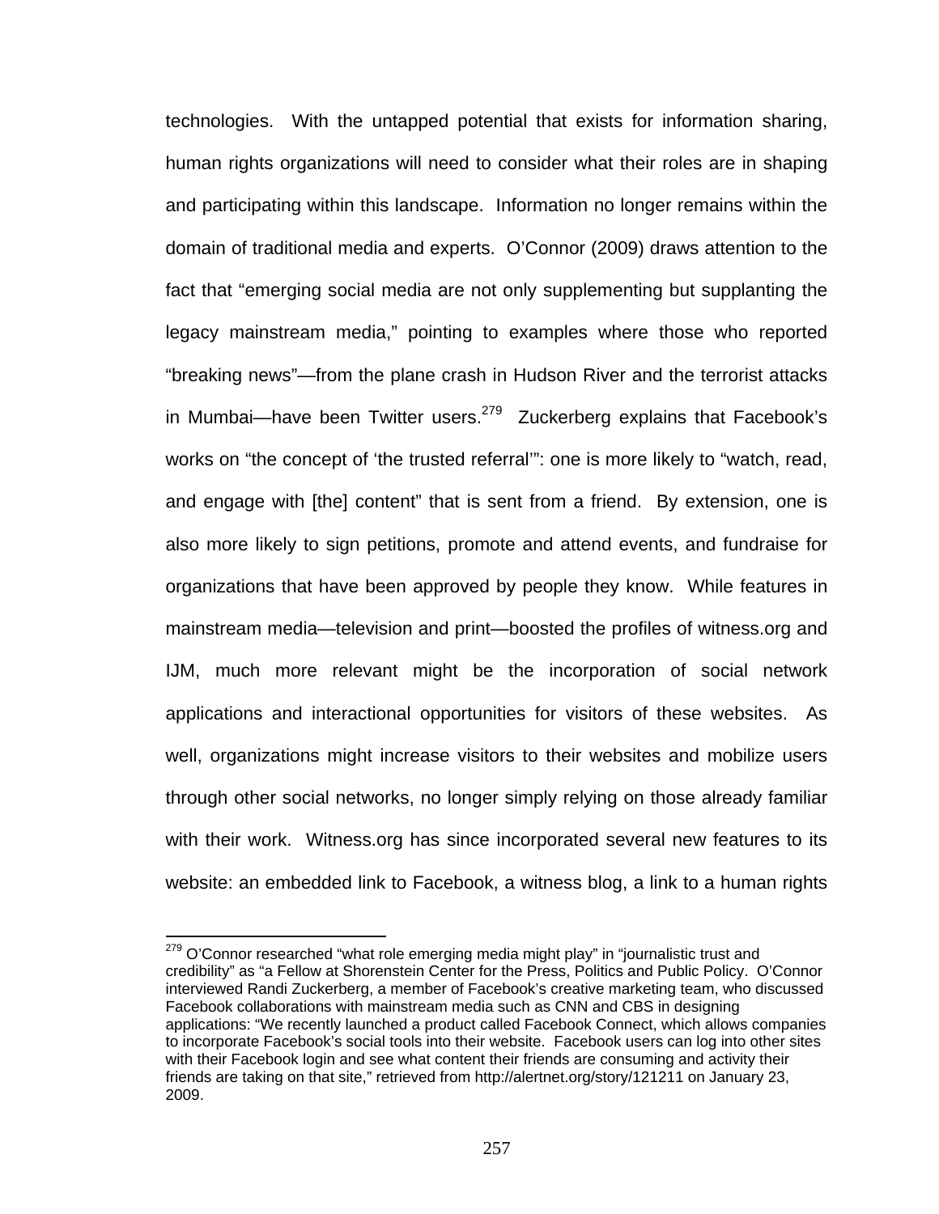technologies. With the untapped potential that exists for information sharing, human rights organizations will need to consider what their roles are in shaping and participating within this landscape. Information no longer remains within the domain of traditional media and experts. O'Connor (2009) draws attention to the fact that "emerging social media are not only supplementing but supplanting the legacy mainstream media," pointing to examples where those who reported "breaking news"—from the plane crash in Hudson River and the terrorist attacks in Mumbai—have been Twitter users.[279] Zuckerberg explains that Facebook's works on "the concept of 'the trusted referral'": one is more likely to "watch, read, and engage with [the] content" that is sent from a friend. By extension, one is also more likely to sign petitions, promote and attend events, and fundraise for organizations that have been approved by people they know. While features in mainstream media—television and print—boosted the profiles of witness.org and IJM, much more relevant might be the incorporation of social network applications and interactional opportunities for visitors of these websites. As well, organizations might increase visitors to their websites and mobilize users through other social networks, no longer simply relying on those already familiar with their work. Witness.org has since incorporated several new features to its website: an embedded link to Facebook, a witness blog, a link to a human rights

---

[279] O'Connor researched "what role emerging media might play" in "journalistic trust and credibility" as "a Fellow at Shorenstein Center for the Press, Politics and Public Policy. O'Connor interviewed Randi Zuckerberg, a member of Facebook's creative marketing team, who discussed Facebook collaborations with mainstream media such as CNN and CBS in designing applications: "We recently launched a product called Facebook Connect, which allows companies to incorporate Facebook's social tools into their website. Facebook users can log into other sites with their Facebook login and see what content their friends are consuming and activity their friends are taking on that site," retrieved from http://alertnet.org/story/121211 on January 23, 2009.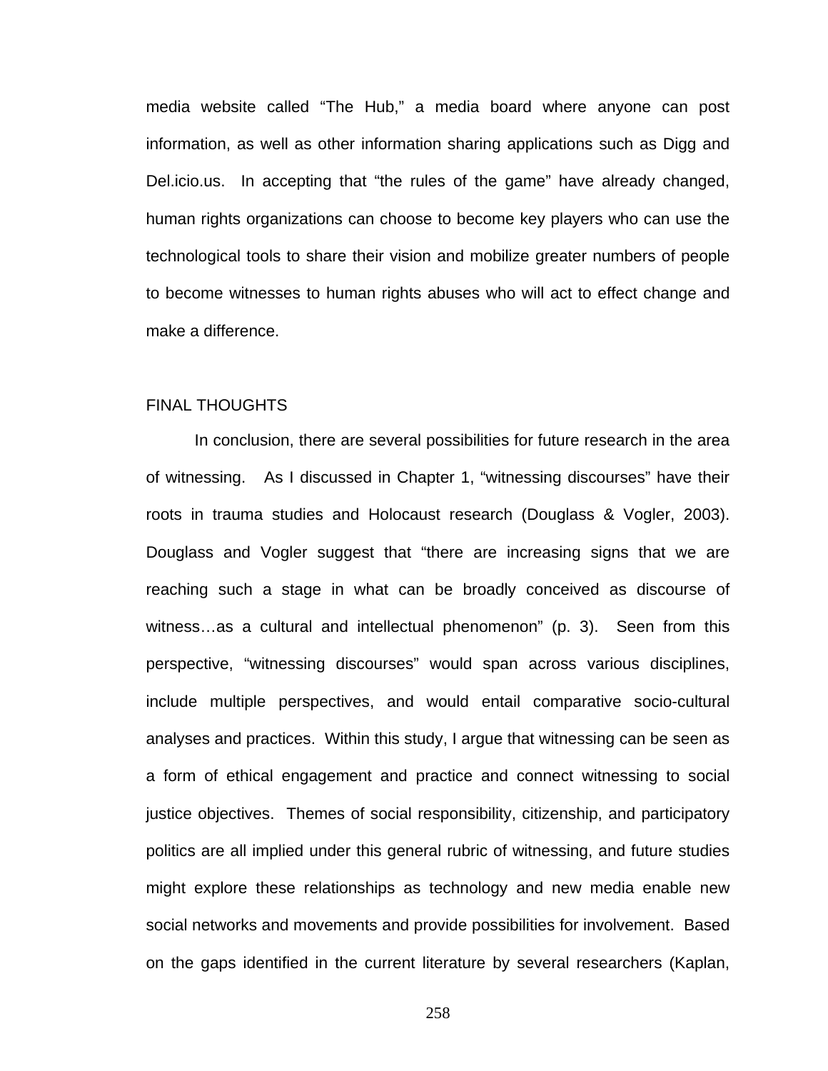media website called "The Hub," a media board where anyone can post information, as well as other information sharing applications such as Digg and Del.icio.us. In accepting that "the rules of the game" have already changed, human rights organizations can choose to become key players who can use the technological tools to share their vision and mobilize greater numbers of people to become witnesses to human rights abuses who will act to effect change and make a difference.

## FINAL THOUGHTS

In conclusion, there are several possibilities for future research in the area of witnessing. As I discussed in Chapter 1, "witnessing discourses" have their roots in trauma studies and Holocaust research (Douglass & Vogler, 2003). Douglass and Vogler suggest that "there are increasing signs that we are reaching such a stage in what can be broadly conceived as discourse of witness…as a cultural and intellectual phenomenon" (p. 3). Seen from this perspective, "witnessing discourses" would span across various disciplines, include multiple perspectives, and would entail comparative socio-cultural analyses and practices. Within this study, I argue that witnessing can be seen as a form of ethical engagement and practice and connect witnessing to social justice objectives. Themes of social responsibility, citizenship, and participatory politics are all implied under this general rubric of witnessing, and future studies might explore these relationships as technology and new media enable new social networks and movements and provide possibilities for involvement. Based on the gaps identified in the current literature by several researchers (Kaplan,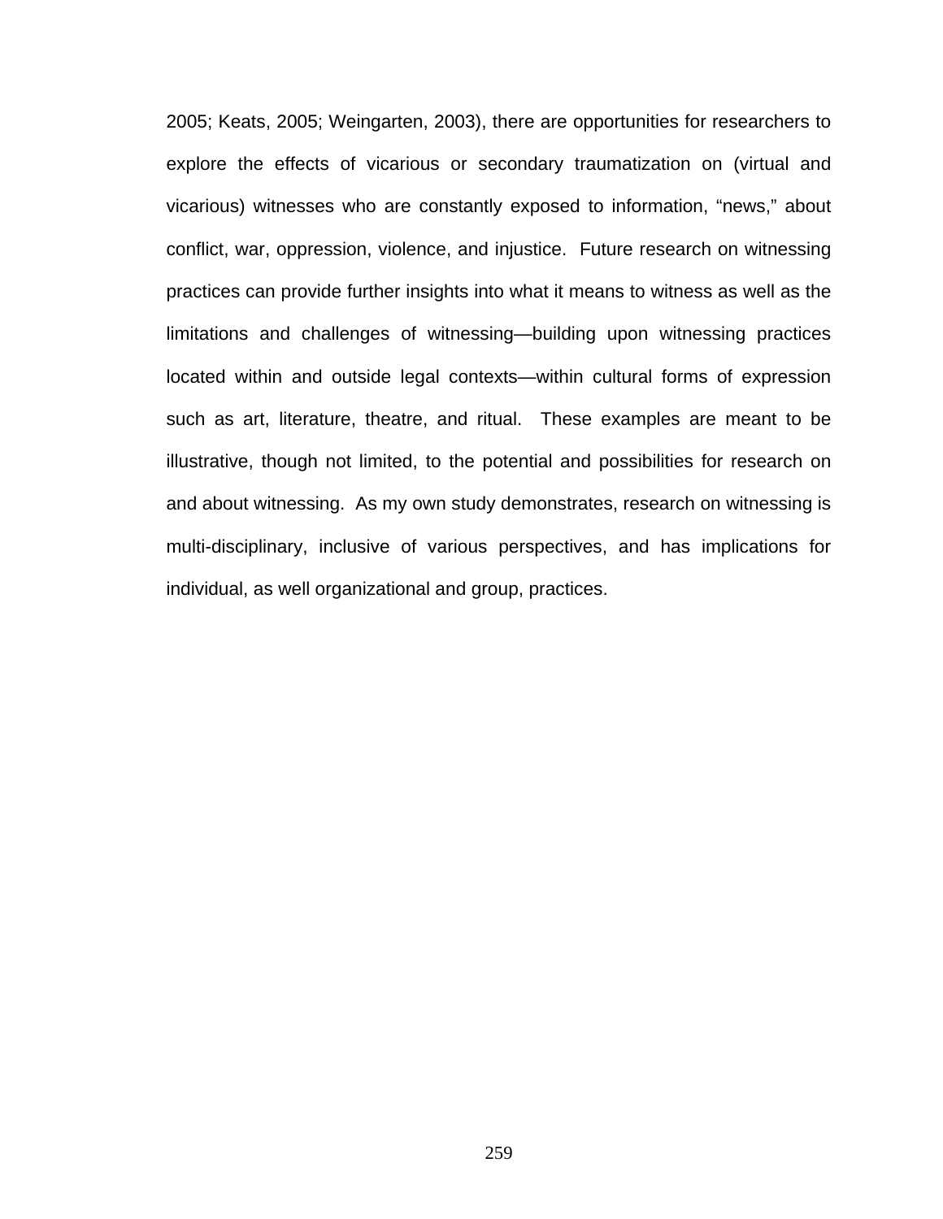2005; Keats, 2005; Weingarten, 2003), there are opportunities for researchers to explore the effects of vicarious or secondary traumatization on (virtual and vicarious) witnesses who are constantly exposed to information, "news," about conflict, war, oppression, violence, and injustice. Future research on witnessing practices can provide further insights into what it means to witness as well as the limitations and challenges of witnessing—building upon witnessing practices located within and outside legal contexts—within cultural forms of expression such as art, literature, theatre, and ritual. These examples are meant to be illustrative, though not limited, to the potential and possibilities for research on and about witnessing. As my own study demonstrates, research on witnessing is multi-disciplinary, inclusive of various perspectives, and has implications for individual, as well organizational and group, practices.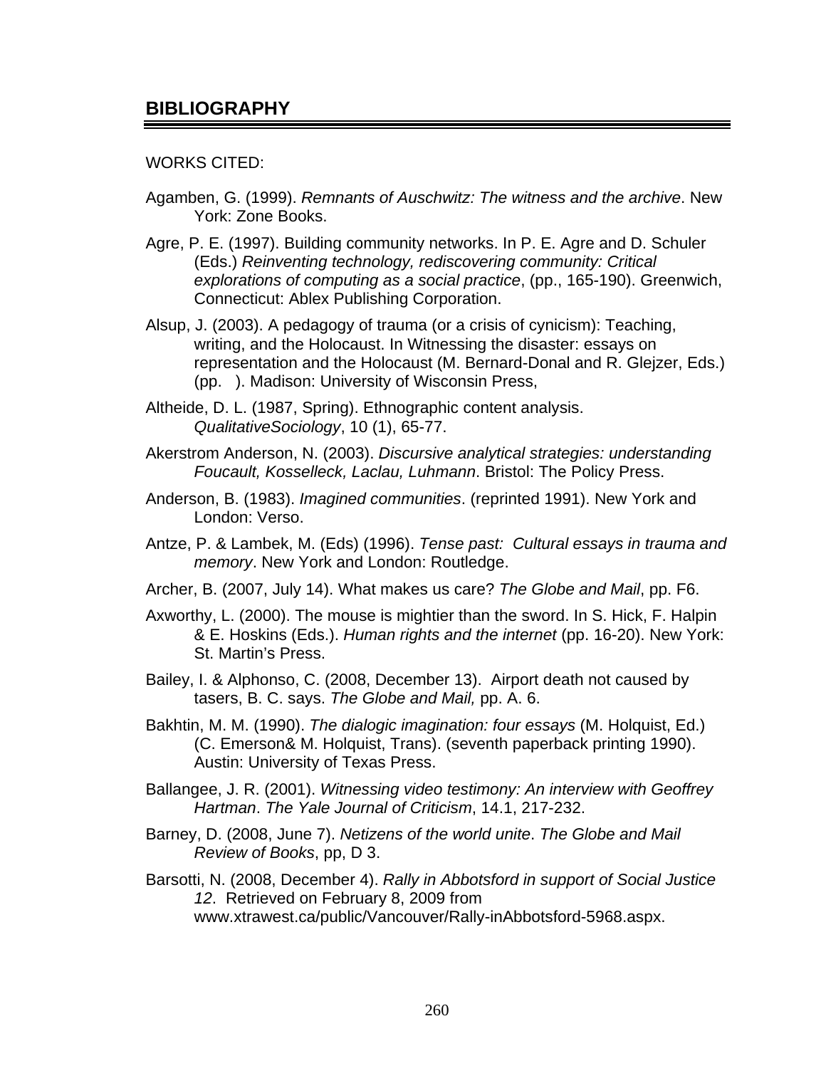## BIBLIOGRAPHY

WORKS CITED:

Agamben, G. (1999). *Remnants of Auschwitz: The witness and the archive*. New York: Zone Books.

Agre, P. E. (1997). Building community networks. In P. E. Agre and D. Schuler (Eds.) *Reinventing technology, rediscovering community: Critical explorations of computing as a social practice*, (pp., 165-190). Greenwich, Connecticut: Ablex Publishing Corporation.

Alsup, J. (2003). A pedagogy of trauma (or a crisis of cynicism): Teaching, writing, and the Holocaust. In Witnessing the disaster: essays on representation and the Holocaust (M. Bernard-Donal and R. Glejzer, Eds.) (pp. ). Madison: University of Wisconsin Press,

Altheide, D. L. (1987, Spring). Ethnographic content analysis. *QualitativeSociology*, 10 (1), 65-77.

Akerstrom Anderson, N. (2003). *Discursive analytical strategies: understanding Foucault, Kosselleck, Laclau, Luhmann*. Bristol: The Policy Press.

Anderson, B. (1983). *Imagined communities*. (reprinted 1991). New York and London: Verso.

Antze, P. & Lambek, M. (Eds) (1996). *Tense past: Cultural essays in trauma and memory*. New York and London: Routledge.

Archer, B. (2007, July 14). What makes us care? *The Globe and Mail*, pp. F6.

Axworthy, L. (2000). The mouse is mightier than the sword. In S. Hick, F. Halpin & E. Hoskins (Eds.). *Human rights and the internet* (pp. 16-20). New York: St. Martin's Press.

Bailey, I. & Alphonso, C. (2008, December 13). Airport death not caused by tasers, B. C. says. *The Globe and Mail,* pp. A. 6.

Bakhtin, M. M. (1990). *The dialogic imagination: four essays* (M. Holquist, Ed.) (C. Emerson& M. Holquist, Trans). (seventh paperback printing 1990). Austin: University of Texas Press.

Ballangee, J. R. (2001). *Witnessing video testimony: An interview with Geoffrey Hartman*. *The Yale Journal of Criticism*, 14.1, 217-232.

Barney, D. (2008, June 7). *Netizens of the world unite*. *The Globe and Mail Review of Books*, pp, D 3.

Barsotti, N. (2008, December 4). *Rally in Abbotsford in support of Social Justice 12*. Retrieved on February 8, 2009 from www.xtrawest.ca/public/Vancouver/Rally-inAbbotsford-5968.aspx.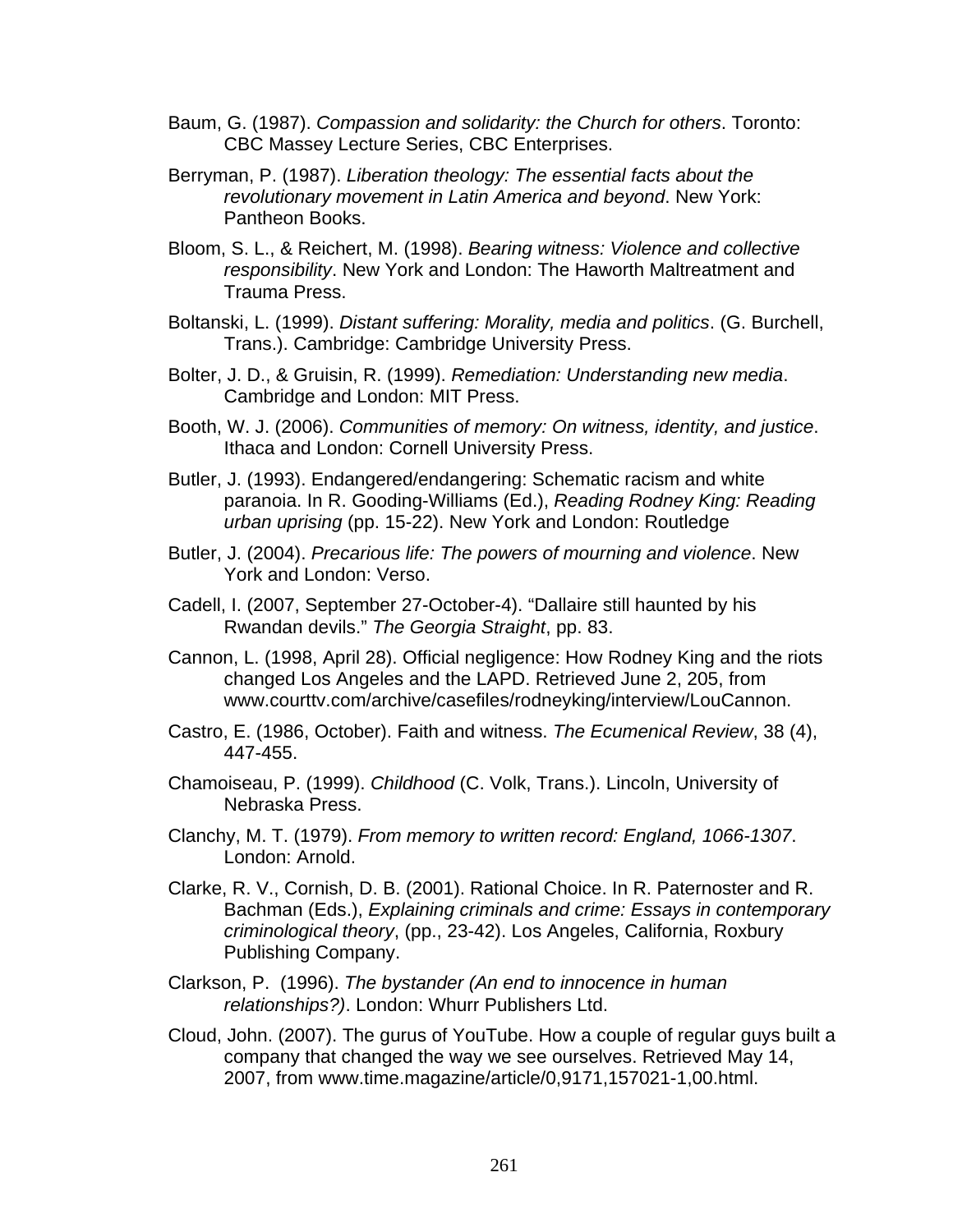Baum, G. (1987). *Compassion and solidarity: the Church for others*. Toronto: CBC Massey Lecture Series, CBC Enterprises.

Berryman, P. (1987). *Liberation theology: The essential facts about the revolutionary movement in Latin America and beyond*. New York: Pantheon Books.

Bloom, S. L., & Reichert, M. (1998). *Bearing witness: Violence and collective responsibility*. New York and London: The Haworth Maltreatment and Trauma Press.

Boltanski, L. (1999). *Distant suffering: Morality, media and politics*. (G. Burchell, Trans.). Cambridge: Cambridge University Press.

Bolter, J. D., & Gruisin, R. (1999). *Remediation: Understanding new media*. Cambridge and London: MIT Press.

Booth, W. J. (2006). *Communities of memory: On witness, identity, and justice*. Ithaca and London: Cornell University Press.

Butler, J. (1993). Endangered/endangering: Schematic racism and white paranoia. In R. Gooding-Williams (Ed.), *Reading Rodney King: Reading urban uprising* (pp. 15-22). New York and London: Routledge

Butler, J. (2004). *Precarious life: The powers of mourning and violence*. New York and London: Verso.

Cadell, I. (2007, September 27-October-4). "Dallaire still haunted by his Rwandan devils." *The Georgia Straight*, pp. 83.

Cannon, L. (1998, April 28). Official negligence: How Rodney King and the riots changed Los Angeles and the LAPD. Retrieved June 2, 205, from www.courttv.com/archive/casefiles/rodneyking/interview/LouCannon.

Castro, E. (1986, October). Faith and witness. *The Ecumenical Review*, 38 (4), 447-455.

Chamoiseau, P. (1999). *Childhood* (C. Volk, Trans.). Lincoln, University of Nebraska Press.

Clanchy, M. T. (1979). *From memory to written record: England, 1066-1307*. London: Arnold.

Clarke, R. V., Cornish, D. B. (2001). Rational Choice. In R. Paternoster and R. Bachman (Eds.), *Explaining criminals and crime: Essays in contemporary criminological theory*, (pp., 23-42). Los Angeles, California, Roxbury Publishing Company.

Clarkson, P. (1996). *The bystander (An end to innocence in human relationships?)*. London: Whurr Publishers Ltd.

Cloud, John. (2007). The gurus of YouTube. How a couple of regular guys built a company that changed the way we see ourselves. Retrieved May 14, 2007, from www.time.magazine/article/0,9171,157021-1,00.html.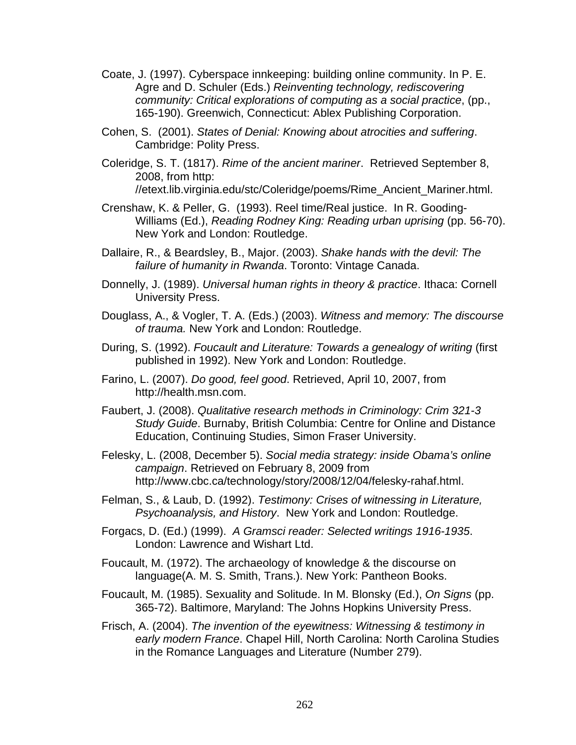Coate, J. (1997). Cyberspace innkeeping: building online community. In P. E. Agre and D. Schuler (Eds.) *Reinventing technology, rediscovering community: Critical explorations of computing as a social practice*, (pp., 165-190). Greenwich, Connecticut: Ablex Publishing Corporation.

Cohen, S. (2001). *States of Denial: Knowing about atrocities and suffering*. Cambridge: Polity Press.

Coleridge, S. T. (1817). *Rime of the ancient mariner*. Retrieved September 8, 2008, from http: //etext.lib.virginia.edu/stc/Coleridge/poems/Rime_Ancient_Mariner.html.

Crenshaw, K. & Peller, G. (1993). Reel time/Real justice. In R. Gooding-Williams (Ed.), *Reading Rodney King: Reading urban uprising* (pp. 56-70). New York and London: Routledge.

Dallaire, R., & Beardsley, B., Major. (2003). *Shake hands with the devil: The failure of humanity in Rwanda*. Toronto: Vintage Canada.

Donnelly, J. (1989). *Universal human rights in theory & practice*. Ithaca: Cornell University Press.

Douglass, A., & Vogler, T. A. (Eds.) (2003). *Witness and memory: The discourse of trauma.* New York and London: Routledge.

During, S. (1992). *Foucault and Literature: Towards a genealogy of writing* (first published in 1992). New York and London: Routledge.

Farino, L. (2007). *Do good, feel good*. Retrieved, April 10, 2007, from http://health.msn.com.

Faubert, J. (2008). *Qualitative research methods in Criminology: Crim 321-3 Study Guide*. Burnaby, British Columbia: Centre for Online and Distance Education, Continuing Studies, Simon Fraser University.

Felesky, L. (2008, December 5). *Social media strategy: inside Obama's online campaign*. Retrieved on February 8, 2009 from http://www.cbc.ca/technology/story/2008/12/04/felesky-rahaf.html.

Felman, S., & Laub, D. (1992). *Testimony: Crises of witnessing in Literature, Psychoanalysis, and History*. New York and London: Routledge.

Forgacs, D. (Ed.) (1999). *A Gramsci reader: Selected writings 1916-1935*. London: Lawrence and Wishart Ltd.

Foucault, M. (1972). The archaeology of knowledge & the discourse on language(A. M. S. Smith, Trans.). New York: Pantheon Books.

Foucault, M. (1985). Sexuality and Solitude. In M. Blonsky (Ed.), *On Signs* (pp. 365-72). Baltimore, Maryland: The Johns Hopkins University Press.

Frisch, A. (2004). *The invention of the eyewitness: Witnessing & testimony in early modern France*. Chapel Hill, North Carolina: North Carolina Studies in the Romance Languages and Literature (Number 279).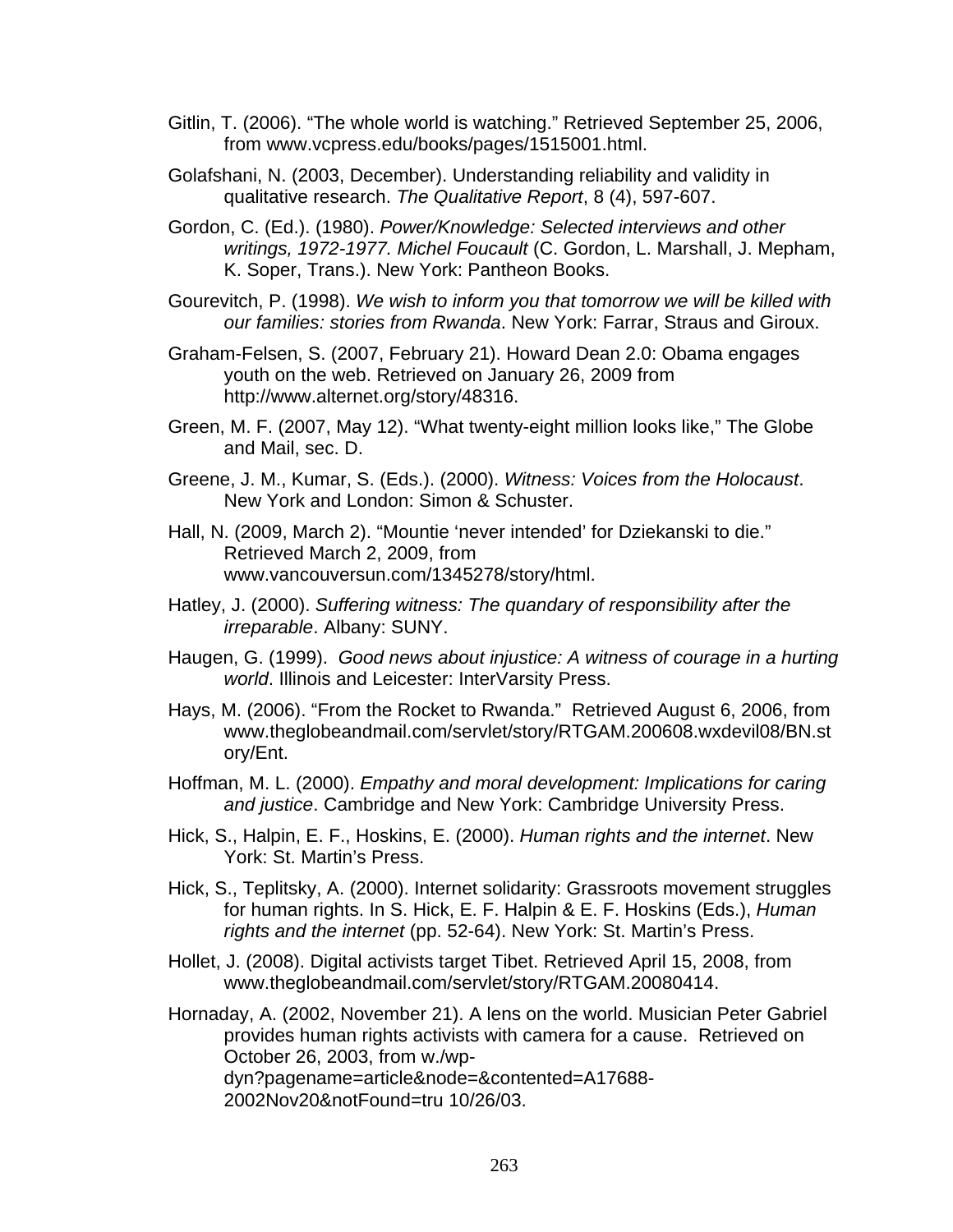Gitlin, T. (2006). “The whole world is watching.” Retrieved September 25, 2006, from www.vcpress.edu/books/pages/1515001.html.

Golafshani, N. (2003, December). Understanding reliability and validity in qualitative research. *The Qualitative Report*, 8 (4), 597-607.

Gordon, C. (Ed.). (1980). *Power/Knowledge: Selected interviews and other writings, 1972-1977. Michel Foucault* (C. Gordon, L. Marshall, J. Mepham, K. Soper, Trans.). New York: Pantheon Books.

Gourevitch, P. (1998). *We wish to inform you that tomorrow we will be killed with our families: stories from Rwanda*. New York: Farrar, Straus and Giroux.

Graham-Felsen, S. (2007, February 21). Howard Dean 2.0: Obama engages youth on the web. Retrieved on January 26, 2009 from http://www.alternet.org/story/48316.

Green, M. F. (2007, May 12). “What twenty-eight million looks like,” The Globe and Mail, sec. D.

Greene, J. M., Kumar, S. (Eds.). (2000). *Witness: Voices from the Holocaust*. New York and London: Simon & Schuster.

Hall, N. (2009, March 2). “Mountie ‘never intended’ for Dziekanski to die.” Retrieved March 2, 2009, from www.vancouversun.com/1345278/story/html.

Hatley, J. (2000). *Suffering witness: The quandary of responsibility after the irreparable*. Albany: SUNY.

Haugen, G. (1999). *Good news about injustice: A witness of courage in a hurting world*. Illinois and Leicester: InterVarsity Press.

Hays, M. (2006). “From the Rocket to Rwanda.” Retrieved August 6, 2006, from www.theglobeandmail.com/servlet/story/RTGAM.200608.wxdevil08/BN.story/Ent.

Hoffman, M. L. (2000). *Empathy and moral development: Implications for caring and justice*. Cambridge and New York: Cambridge University Press.

Hick, S., Halpin, E. F., Hoskins, E. (2000). *Human rights and the internet*. New York: St. Martin’s Press.

Hick, S., Teplitsky, A. (2000). Internet solidarity: Grassroots movement struggles for human rights. In S. Hick, E. F. Halpin & E. F. Hoskins (Eds.), *Human rights and the internet* (pp. 52-64). New York: St. Martin’s Press.

Hollet, J. (2008). Digital activists target Tibet. Retrieved April 15, 2008, from www.theglobeandmail.com/servlet/story/RTGAM.20080414.

Hornaday, A. (2002, November 21). A lens on the world. Musician Peter Gabriel provides human rights activists with camera for a cause. Retrieved on October 26, 2003, from w./wp-dyn?pagename=article&node=&contented=A17688-2002Nov20&notFound=tru 10/26/03.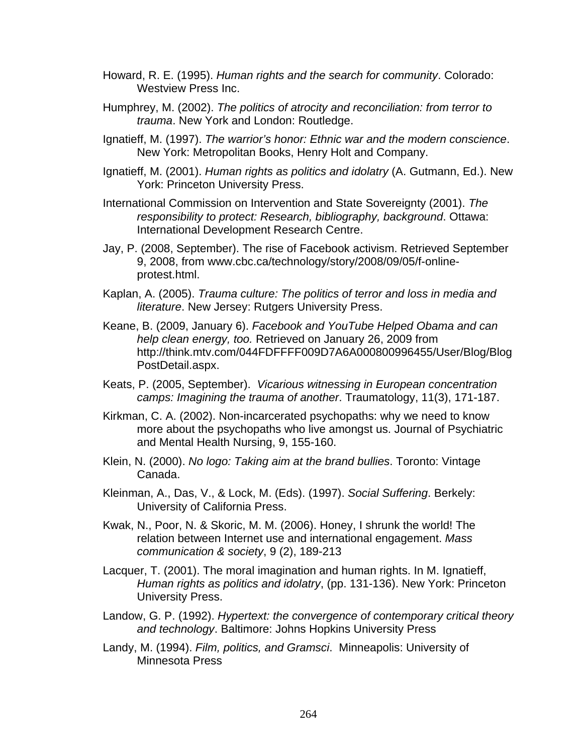Howard, R. E. (1995). *Human rights and the search for community*. Colorado: Westview Press Inc.

Humphrey, M. (2002). *The politics of atrocity and reconciliation: from terror to trauma*. New York and London: Routledge.

Ignatieff, M. (1997). *The warrior's honor: Ethnic war and the modern conscience*. New York: Metropolitan Books, Henry Holt and Company.

Ignatieff, M. (2001). *Human rights as politics and idolatry* (A. Gutmann, Ed.). New York: Princeton University Press.

International Commission on Intervention and State Sovereignty (2001). *The responsibility to protect: Research, bibliography, background*. Ottawa: International Development Research Centre.

Jay, P. (2008, September). The rise of Facebook activism. Retrieved September 9, 2008, from www.cbc.ca/technology/story/2008/09/05/f-online-protest.html.

Kaplan, A. (2005). *Trauma culture: The politics of terror and loss in media and literature*. New Jersey: Rutgers University Press.

Keane, B. (2009, January 6). *Facebook and YouTube Helped Obama and can help clean energy, too.* Retrieved on January 26, 2009 from http://think.mtv.com/044FDFFFF009D7A6A000800996455/User/Blog/BlogPostDetail.aspx.

Keats, P. (2005, September). *Vicarious witnessing in European concentration camps: Imagining the trauma of another*. Traumatology, 11(3), 171-187.

Kirkman, C. A. (2002). Non-incarcerated psychopaths: why we need to know more about the psychopaths who live amongst us. Journal of Psychiatric and Mental Health Nursing, 9, 155-160.

Klein, N. (2000). *No logo: Taking aim at the brand bullies*. Toronto: Vintage Canada.

Kleinman, A., Das, V., & Lock, M. (Eds). (1997). *Social Suffering*. Berkely: University of California Press.

Kwak, N., Poor, N. & Skoric, M. M. (2006). Honey, I shrunk the world! The relation between Internet use and international engagement. *Mass communication & society*, 9 (2), 189-213

Lacquer, T. (2001). The moral imagination and human rights. In M. Ignatieff, *Human rights as politics and idolatry*, (pp. 131-136). New York: Princeton University Press.

Landow, G. P. (1992). *Hypertext: the convergence of contemporary critical theory and technology*. Baltimore: Johns Hopkins University Press

Landy, M. (1994). *Film, politics, and Gramsci*. Minneapolis: University of Minnesota Press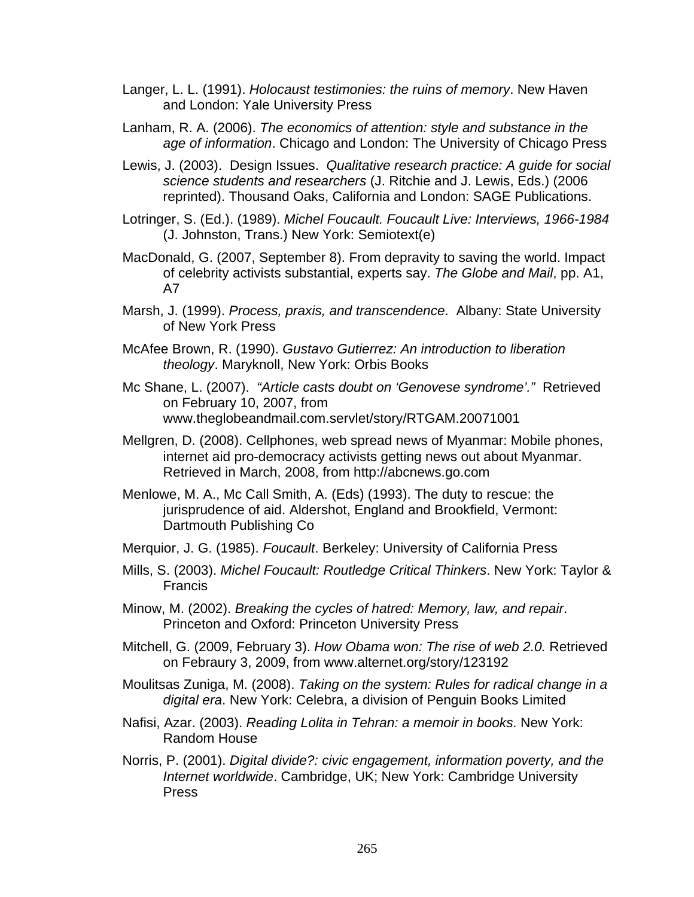Langer, L. L. (1991). *Holocaust testimonies: the ruins of memory*. New Haven and London: Yale University Press

Lanham, R. A. (2006). *The economics of attention: style and substance in the age of information*. Chicago and London: The University of Chicago Press

Lewis, J. (2003). Design Issues. *Qualitative research practice: A guide for social science students and researchers* (J. Ritchie and J. Lewis, Eds.) (2006 reprinted). Thousand Oaks, California and London: SAGE Publications.

Lotringer, S. (Ed.). (1989). *Michel Foucault. Foucault Live: Interviews, 1966-1984* (J. Johnston, Trans.) New York: Semiotext(e)

MacDonald, G. (2007, September 8). From depravity to saving the world. Impact of celebrity activists substantial, experts say. *The Globe and Mail*, pp. A1, A7

Marsh, J. (1999). *Process, praxis, and transcendence*. Albany: State University of New York Press

McAfee Brown, R. (1990). *Gustavo Gutierrez: An introduction to liberation theology*. Maryknoll, New York: Orbis Books

Mc Shane, L. (2007). *"Article casts doubt on 'Genovese syndrome'."* Retrieved on February 10, 2007, from www.theglobeandmail.com.servlet/story/RTGAM.20071001

Mellgren, D. (2008). Cellphones, web spread news of Myanmar: Mobile phones, internet aid pro-democracy activists getting news out about Myanmar. Retrieved in March, 2008, from http://abcnews.go.com

Menlowe, M. A., Mc Call Smith, A. (Eds) (1993). The duty to rescue: the jurisprudence of aid. Aldershot, England and Brookfield, Vermont: Dartmouth Publishing Co

Merquior, J. G. (1985). *Foucault*. Berkeley: University of California Press

Mills, S. (2003). *Michel Foucault: Routledge Critical Thinkers*. New York: Taylor & Francis

Minow, M. (2002). *Breaking the cycles of hatred: Memory, law, and repair*. Princeton and Oxford: Princeton University Press

Mitchell, G. (2009, February 3). *How Obama won: The rise of web 2.0.* Retrieved on Febraury 3, 2009, from www.alternet.org/story/123192

Moulitsas Zuniga, M. (2008). *Taking on the system: Rules for radical change in a digital era*. New York: Celebra, a division of Penguin Books Limited

Nafisi, Azar. (2003). *Reading Lolita in Tehran: a memoir in books*. New York: Random House

Norris, P. (2001). *Digital divide?: civic engagement, information poverty, and the Internet worldwide*. Cambridge, UK; New York: Cambridge University Press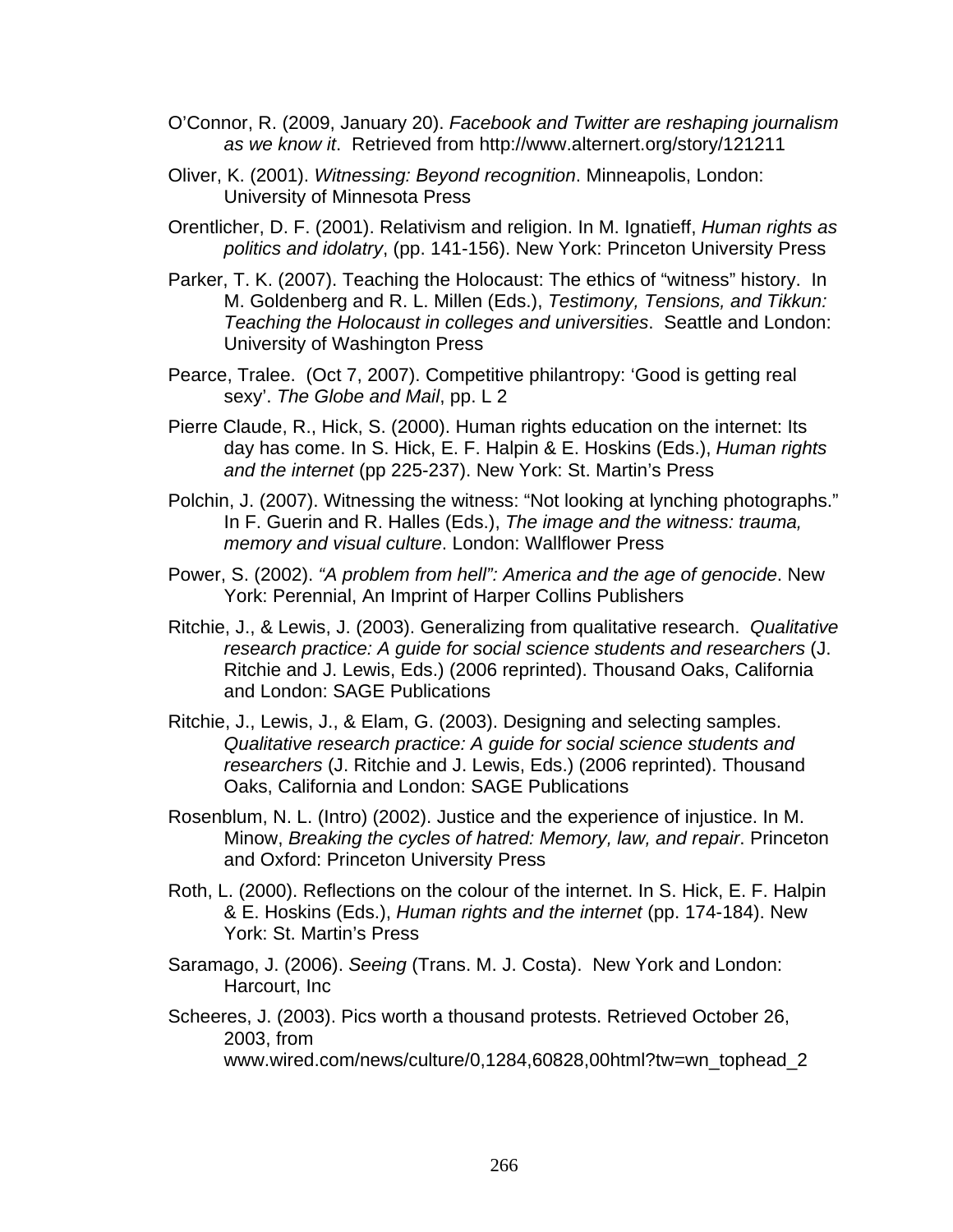O'Connor, R. (2009, January 20). *Facebook and Twitter are reshaping journalism as we know it*. Retrieved from http://www.alternert.org/story/121211

Oliver, K. (2001). *Witnessing: Beyond recognition*. Minneapolis, London: University of Minnesota Press

Orentlicher, D. F. (2001). Relativism and religion. In M. Ignatieff, *Human rights as politics and idolatry*, (pp. 141-156). New York: Princeton University Press

Parker, T. K. (2007). Teaching the Holocaust: The ethics of "witness" history. In M. Goldenberg and R. L. Millen (Eds.), *Testimony, Tensions, and Tikkun: Teaching the Holocaust in colleges and universities*. Seattle and London: University of Washington Press

Pearce, Tralee. (Oct 7, 2007). Competitive philantropy: 'Good is getting real sexy'. *The Globe and Mail*, pp. L 2

Pierre Claude, R., Hick, S. (2000). Human rights education on the internet: Its day has come. In S. Hick, E. F. Halpin & E. Hoskins (Eds.), *Human rights and the internet* (pp 225-237). New York: St. Martin's Press

Polchin, J. (2007). Witnessing the witness: "Not looking at lynching photographs." In F. Guerin and R. Halles (Eds.), *The image and the witness: trauma, memory and visual culture*. London: Wallflower Press

Power, S. (2002). *"A problem from hell": America and the age of genocide*. New York: Perennial, An Imprint of Harper Collins Publishers

Ritchie, J., & Lewis, J. (2003). Generalizing from qualitative research. *Qualitative research practice: A guide for social science students and researchers* (J. Ritchie and J. Lewis, Eds.) (2006 reprinted). Thousand Oaks, California and London: SAGE Publications

Ritchie, J., Lewis, J., & Elam, G. (2003). Designing and selecting samples. *Qualitative research practice: A guide for social science students and researchers* (J. Ritchie and J. Lewis, Eds.) (2006 reprinted). Thousand Oaks, California and London: SAGE Publications

Rosenblum, N. L. (Intro) (2002). Justice and the experience of injustice. In M. Minow, *Breaking the cycles of hatred: Memory, law, and repair*. Princeton and Oxford: Princeton University Press

Roth, L. (2000). Reflections on the colour of the internet. In S. Hick, E. F. Halpin & E. Hoskins (Eds.), *Human rights and the internet* (pp. 174-184). New York: St. Martin's Press

Saramago, J. (2006). *Seeing* (Trans. M. J. Costa). New York and London: Harcourt, Inc

Scheeres, J. (2003). Pics worth a thousand protests. Retrieved October 26, 2003, from www.wired.com/news/culture/0,1284,60828,00html?tw=wn_tophead_2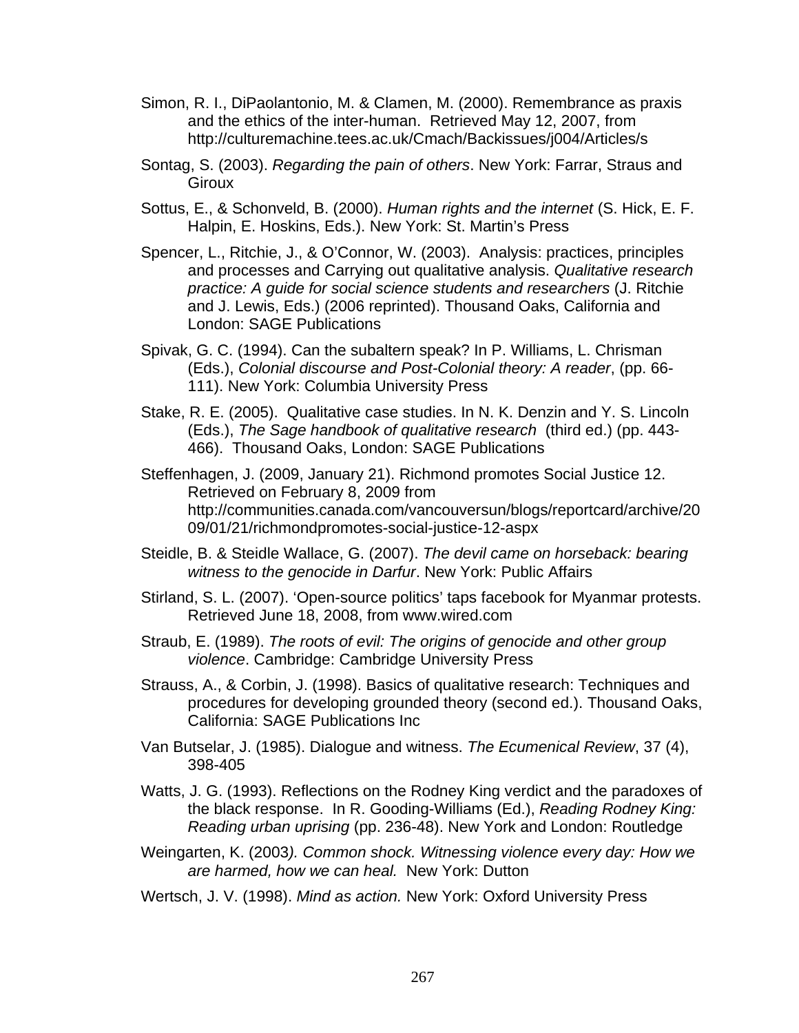Simon, R. I., DiPaolantonio, M. & Clamen, M. (2000). Remembrance as praxis and the ethics of the inter-human. Retrieved May 12, 2007, from http://culturemachine.tees.ac.uk/Cmach/Backissues/j004/Articles/s

Sontag, S. (2003). *Regarding the pain of others*. New York: Farrar, Straus and Giroux

Sottus, E., & Schonveld, B. (2000). *Human rights and the internet* (S. Hick, E. F. Halpin, E. Hoskins, Eds.). New York: St. Martin's Press

Spencer, L., Ritchie, J., & O'Connor, W. (2003). Analysis: practices, principles and processes and Carrying out qualitative analysis. *Qualitative research practice: A guide for social science students and researchers* (J. Ritchie and J. Lewis, Eds.) (2006 reprinted). Thousand Oaks, California and London: SAGE Publications

Spivak, G. C. (1994). Can the subaltern speak? In P. Williams, L. Chrisman (Eds.), *Colonial discourse and Post-Colonial theory: A reader*, (pp. 66-111). New York: Columbia University Press

Stake, R. E. (2005). Qualitative case studies. In N. K. Denzin and Y. S. Lincoln (Eds.), *The Sage handbook of qualitative research* (third ed.) (pp. 443-466). Thousand Oaks, London: SAGE Publications

Steffenhagen, J. (2009, January 21). Richmond promotes Social Justice 12. Retrieved on February 8, 2009 from http://communities.canada.com/vancouversun/blogs/reportcard/archive/2009/01/21/richmondpromotes-social-justice-12-aspx

Steidle, B. & Steidle Wallace, G. (2007). *The devil came on horseback: bearing witness to the genocide in Darfur*. New York: Public Affairs

Stirland, S. L. (2007). 'Open-source politics' taps facebook for Myanmar protests. Retrieved June 18, 2008, from www.wired.com

Straub, E. (1989). *The roots of evil: The origins of genocide and other group violence*. Cambridge: Cambridge University Press

Strauss, A., & Corbin, J. (1998). Basics of qualitative research: Techniques and procedures for developing grounded theory (second ed.). Thousand Oaks, California: SAGE Publications Inc

Van Butselar, J. (1985). Dialogue and witness. *The Ecumenical Review*, 37 (4), 398-405

Watts, J. G. (1993). Reflections on the Rodney King verdict and the paradoxes of the black response. In R. Gooding-Williams (Ed.), *Reading Rodney King: Reading urban uprising* (pp. 236-48). New York and London: Routledge

Weingarten, K. (2003*). Common shock. Witnessing violence every day: How we are harmed, how we can heal.* New York: Dutton

Wertsch, J. V. (1998). *Mind as action.* New York: Oxford University Press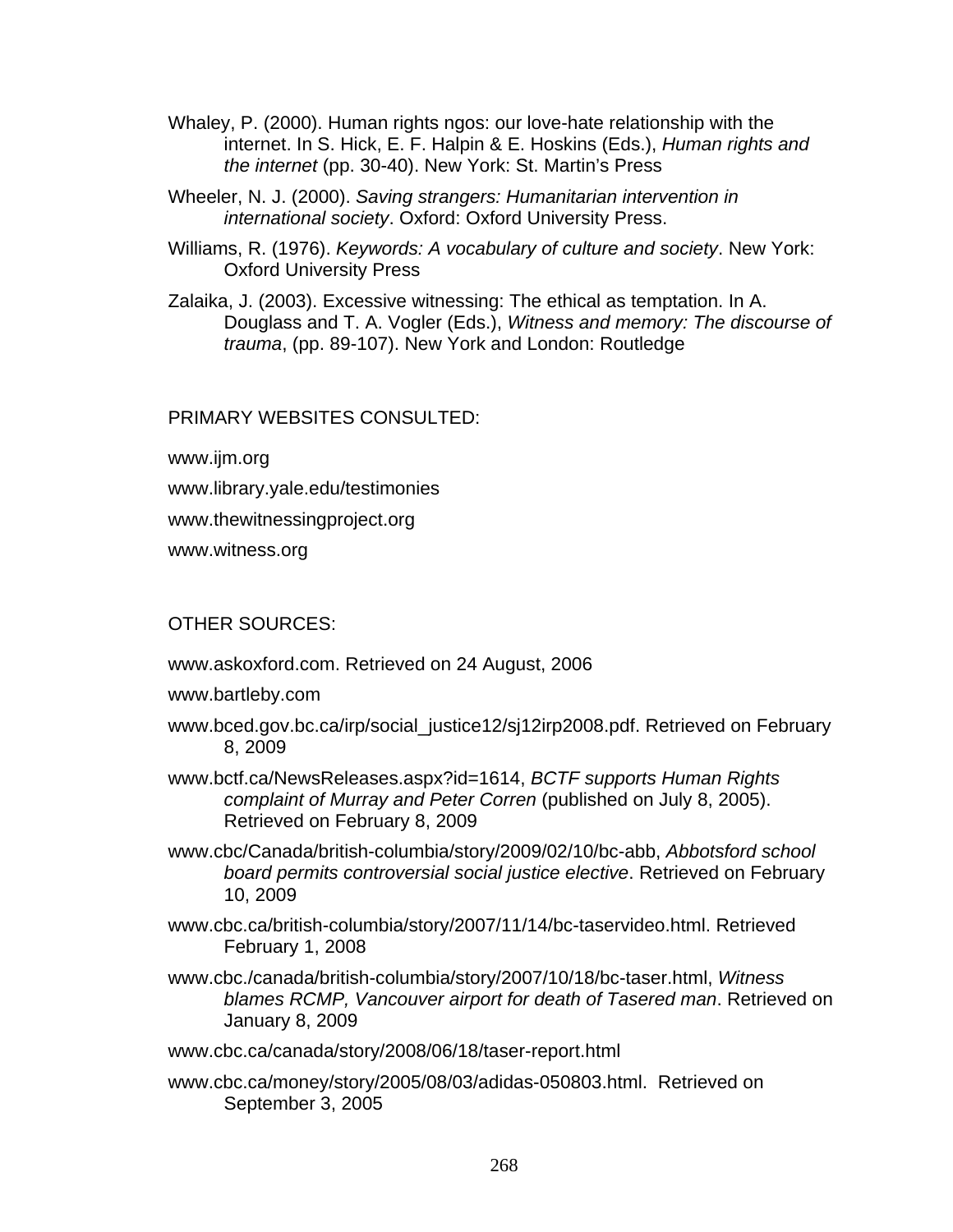Whaley, P. (2000). Human rights ngos: our love-hate relationship with the internet. In S. Hick, E. F. Halpin & E. Hoskins (Eds.), *Human rights and the internet* (pp. 30-40). New York: St. Martin's Press

Wheeler, N. J. (2000). *Saving strangers: Humanitarian intervention in international society*. Oxford: Oxford University Press.

Williams, R. (1976). *Keywords: A vocabulary of culture and society*. New York: Oxford University Press

Zalaika, J. (2003). Excessive witnessing: The ethical as temptation. In A. Douglass and T. A. Vogler (Eds.), *Witness and memory: The discourse of trauma*, (pp. 89-107). New York and London: Routledge

PRIMARY WEBSITES CONSULTED:

www.ijm.org

www.library.yale.edu/testimonies

www.thewitnessingproject.org

www.witness.org

OTHER SOURCES:

www.askoxford.com. Retrieved on 24 August, 2006

www.bartleby.com

www.bced.gov.bc.ca/irp/social_justice12/sj12irp2008.pdf. Retrieved on February 8, 2009

www.bctf.ca/NewsReleases.aspx?id=1614, *BCTF supports Human Rights complaint of Murray and Peter Corren* (published on July 8, 2005). Retrieved on February 8, 2009

www.cbc/Canada/british-columbia/story/2009/02/10/bc-abb, *Abbotsford school board permits controversial social justice elective*. Retrieved on February 10, 2009

www.cbc.ca/british-columbia/story/2007/11/14/bc-taservideo.html. Retrieved February 1, 2008

www.cbc./canada/british-columbia/story/2007/10/18/bc-taser.html, *Witness blames RCMP, Vancouver airport for death of Tasered man*. Retrieved on January 8, 2009

www.cbc.ca/canada/story/2008/06/18/taser-report.html

www.cbc.ca/money/story/2005/08/03/adidas-050803.html. Retrieved on September 3, 2005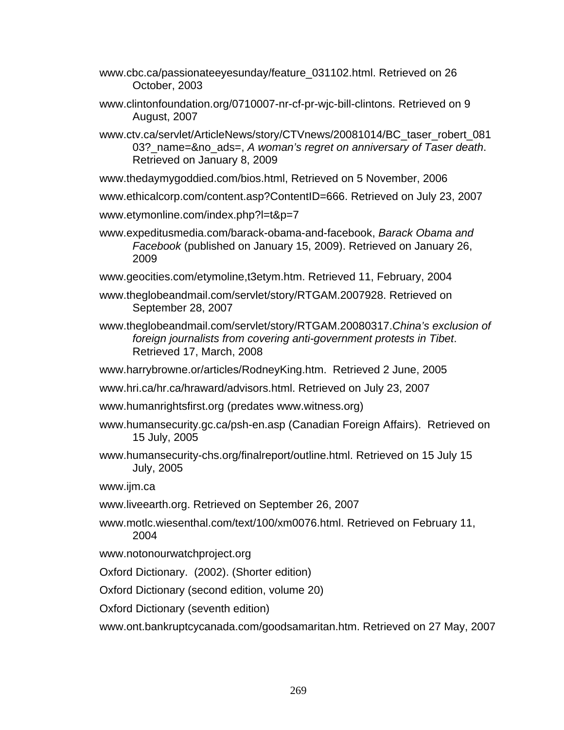www.cbc.ca/passionateeyesunday/feature_031102.html. Retrieved on 26 October, 2003

www.clintonfoundation.org/0710007-nr-cf-pr-wjc-bill-clintons. Retrieved on 9 August, 2007

www.ctv.ca/servlet/ArticleNews/story/CTVnews/20081014/BC_taser_robert_08103?_name=&no_ads=, *A woman's regret on anniversary of Taser death*. Retrieved on January 8, 2009

www.thedaymygoddied.com/bios.html, Retrieved on 5 November, 2006

www.ethicalcorp.com/content.asp?ContentID=666. Retrieved on July 23, 2007

www.etymonline.com/index.php?l=t&p=7

www.expeditusmedia.com/barack-obama-and-facebook, *Barack Obama and Facebook* (published on January 15, 2009). Retrieved on January 26, 2009

www.geocities.com/etymoline,t3etym.htm. Retrieved 11, February, 2004

www.theglobeandmail.com/servlet/story/RTGAM.2007928. Retrieved on September 28, 2007

www.theglobeandmail.com/servlet/story/RTGAM.20080317.*China's exclusion of foreign journalists from covering anti-government protests in Tibet*. Retrieved 17, March, 2008

www.harrybrowne.or/articles/RodneyKing.htm. Retrieved 2 June, 2005

www.hri.ca/hr.ca/hraward/advisors.html. Retrieved on July 23, 2007

www.humanrightsfirst.org (predates www.witness.org)

www.humansecurity.gc.ca/psh-en.asp (Canadian Foreign Affairs). Retrieved on 15 July, 2005

www.humansecurity-chs.org/finalreport/outline.html. Retrieved on 15 July 15 July, 2005

www.ijm.ca

www.liveearth.org. Retrieved on September 26, 2007

www.motlc.wiesenthal.com/text/100/xm0076.html. Retrieved on February 11, 2004

www.notonourwatchproject.org

Oxford Dictionary. (2002). (Shorter edition)

Oxford Dictionary (second edition, volume 20)

Oxford Dictionary (seventh edition)

www.ont.bankruptcycanada.com/goodsamaritan.htm. Retrieved on 27 May, 2007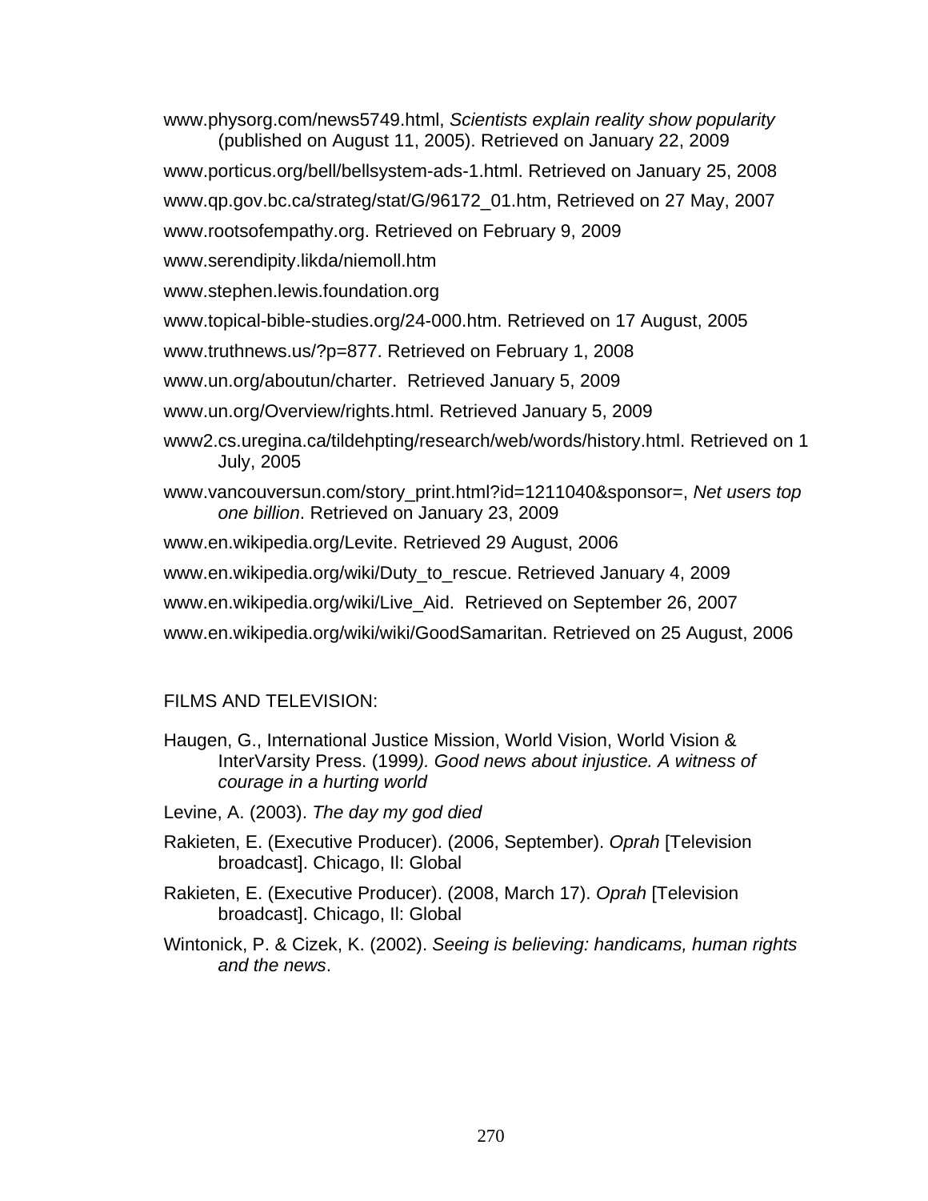www.physorg.com/news5749.html, *Scientists explain reality show popularity* (published on August 11, 2005). Retrieved on January 22, 2009

www.porticus.org/bell/bellsystem-ads-1.html. Retrieved on January 25, 2008

www.qp.gov.bc.ca/strateg/stat/G/96172_01.htm, Retrieved on 27 May, 2007

www.rootsofempathy.org. Retrieved on February 9, 2009

www.serendipity.likda/niemoll.htm

www.stephen.lewis.foundation.org

www.topical-bible-studies.org/24-000.htm. Retrieved on 17 August, 2005

www.truthnews.us/?p=877. Retrieved on February 1, 2008

www.un.org/aboutun/charter. Retrieved January 5, 2009

www.un.org/Overview/rights.html. Retrieved January 5, 2009

www2.cs.uregina.ca/tildehpting/research/web/words/history.html. Retrieved on 1 July, 2005

www.vancouversun.com/story_print.html?id=1211040&sponsor=, *Net users top one billion*. Retrieved on January 23, 2009

www.en.wikipedia.org/Levite. Retrieved 29 August, 2006

www.en.wikipedia.org/wiki/Duty_to_rescue. Retrieved January 4, 2009

www.en.wikipedia.org/wiki/Live_Aid. Retrieved on September 26, 2007

www.en.wikipedia.org/wiki/wiki/GoodSamaritan. Retrieved on 25 August, 2006

FILMS AND TELEVISION:

Haugen, G., International Justice Mission, World Vision, World Vision & InterVarsity Press. (1999*). Good news about injustice. A witness of courage in a hurting world*

Levine, A. (2003). *The day my god died*

Rakieten, E. (Executive Producer). (2006, September). *Oprah* [Television broadcast]. Chicago, Il: Global

Rakieten, E. (Executive Producer). (2008, March 17). *Oprah* [Television broadcast]. Chicago, Il: Global

Wintonick, P. & Cizek, K. (2002). *Seeing is believing: handicams, human rights and the news*.